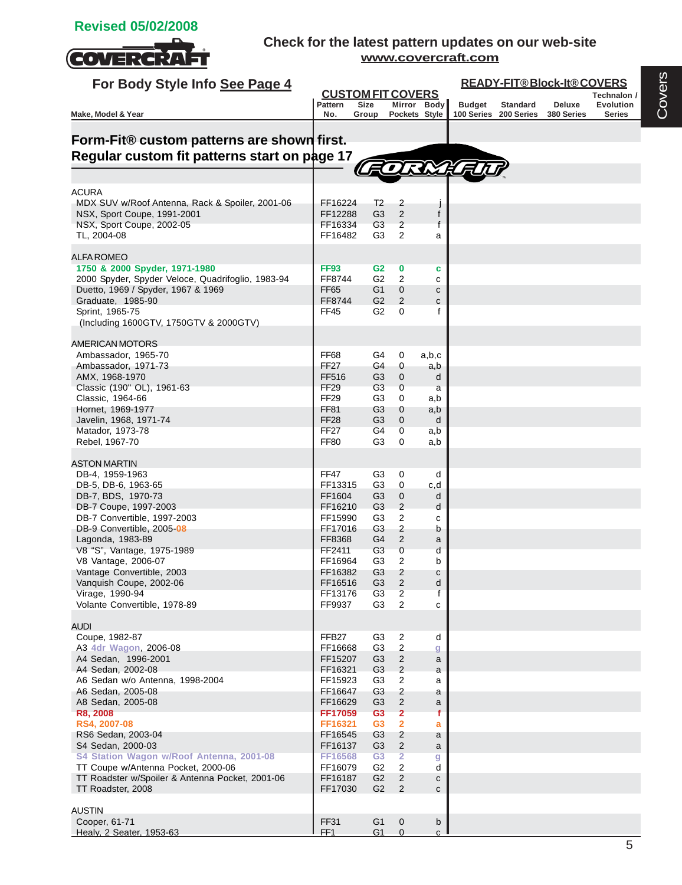Revised 05/02/2008

COVERCRAFT

Check for the latest pattern updates on our web-site
www.covercraft.com

Covers

## For Body Style Info See Page 4

| Make, Model & Year | CUSTOM FIT COVERS Pattern No. | Size Group | Mirror Pockets | Body Style | READY-FIT® Block-It® COVERS Budget 100 Series | Standard 200 Series | Deluxe 380 Series | Technalon / Evolution Series |
|---|---|---|---|---|---|---|---|---|
| **Form-Fit® custom patterns are shown first. Regular custom fit patterns start on page 17** | | | | | | | | |
| ACURA | | | | | | | | |
| MDX SUV w/Roof Antenna, Rack & Spoiler, 2001-06 | FF16224 | T2 | 2 | j | | | | |
| NSX, Sport Coupe, 1991-2001 | FF12288 | G3 | 2 | f | | | | |
| NSX, Sport Coupe, 2002-05 | FF16334 | G3 | 2 | f | | | | |
| TL, 2004-08 | FF16482 | G3 | 2 | a | | | | |
| ALFA ROMEO | | | | | | | | |
| 1750 & 2000 Spyder, 1971-1980 | FF93 | G2 | 0 | c | | | | |
| 2000 Spyder, Spyder Veloce, Quadrifoglio, 1983-94 | FF8744 | G2 | 2 | c | | | | |
| Duetto, 1969 / Spyder, 1967 & 1969 | FF65 | G1 | 0 | c | | | | |
| Graduate, 1985-90 | FF8744 | G2 | 2 | c | | | | |
| Sprint, 1965-75 (Including 1600GTV, 1750GTV & 2000GTV) | FF45 | G2 | 0 | f | | | | |
| AMERICAN MOTORS | | | | | | | | |
| Ambassador, 1965-70 | FF68 | G4 | 0 | a,b,c | | | | |
| Ambassador, 1971-73 | FF27 | G4 | 0 | a,b | | | | |
| AMX, 1968-1970 | FF516 | G3 | 0 | d | | | | |
| Classic (190" OL), 1961-63 | FF29 | G3 | 0 | a | | | | |
| Classic, 1964-66 | FF29 | G3 | 0 | a,b | | | | |
| Hornet, 1969-1977 | FF81 | G3 | 0 | a,b | | | | |
| Javelin, 1968, 1971-74 | FF28 | G3 | 0 | d | | | | |
| Matador, 1973-78 | FF27 | G4 | 0 | a,b | | | | |
| Rebel, 1967-70 | FF80 | G3 | 0 | a,b | | | | |
| ASTON MARTIN | | | | | | | | |
| DB-4, 1959-1963 | FF47 | G3 | 0 | d | | | | |
| DB-5, DB-6, 1963-65 | FF13315 | G3 | 0 | c,d | | | | |
| DB-7, BDS, 1970-73 | FF1604 | G3 | 0 | d | | | | |
| DB-7 Coupe, 1997-2003 | FF16210 | G3 | 2 | d | | | | |
| DB-7 Convertible, 1997-2003 | FF15990 | G3 | 2 | c | | | | |
| DB-9 Convertible, 2005-08 | FF17016 | G3 | 2 | b | | | | |
| Lagonda, 1983-89 | FF8368 | G4 | 2 | a | | | | |
| V8 "S", Vantage, 1975-1989 | FF2411 | G3 | 0 | d | | | | |
| V8 Vantage, 2006-07 | FF16964 | G3 | 2 | b | | | | |
| Vantage Convertible, 2003 | FF16382 | G3 | 2 | c | | | | |
| Vanquish Coupe, 2002-06 | FF16516 | G3 | 2 | d | | | | |
| Virage, 1990-94 | FF13176 | G3 | 2 | f | | | | |
| Volante Convertible, 1978-89 | FF9937 | G3 | 2 | c | | | | |
| AUDI | | | | | | | | |
| Coupe, 1982-87 | FFB27 | G3 | 2 | d | | | | |
| A3 4dr Wagon, 2006-08 | FF16668 | G3 | 2 | g | | | | |
| A4 Sedan, 1996-2001 | FF15207 | G3 | 2 | a | | | | |
| A4 Sedan, 2002-08 | FF16321 | G3 | 2 | a | | | | |
| A6 Sedan w/o Antenna, 1998-2004 | FF15923 | G3 | 2 | a | | | | |
| A6 Sedan, 2005-08 | FF16647 | G3 | 2 | a | | | | |
| A8 Sedan, 2005-08 | FF16629 | G3 | 2 | a | | | | |
| R8, 2008 | FF17059 | G3 | 2 | f | | | | |
| RS4, 2007-08 | FF16321 | G3 | 2 | a | | | | |
| RS6 Sedan, 2003-04 | FF16545 | G3 | 2 | a | | | | |
| S4 Sedan, 2000-03 | FF16137 | G3 | 2 | a | | | | |
| S4 Station Wagon w/Roof Antenna, 2001-08 | FF16568 | G3 | 2 | g | | | | |
| TT Coupe w/Antenna Pocket, 2000-06 | FF16079 | G2 | 2 | d | | | | |
| TT Roadster w/Spoiler & Antenna Pocket, 2001-06 | FF16187 | G2 | 2 | c | | | | |
| TT Roadster, 2008 | FF17030 | G2 | 2 | c | | | | |
| AUSTIN | | | | | | | | |
| Cooper, 61-71 | FF31 | G1 | 0 | b | | | | |
| Healy, 2 Seater, 1953-63 | FF1 | G1 | 0 | c | | | | |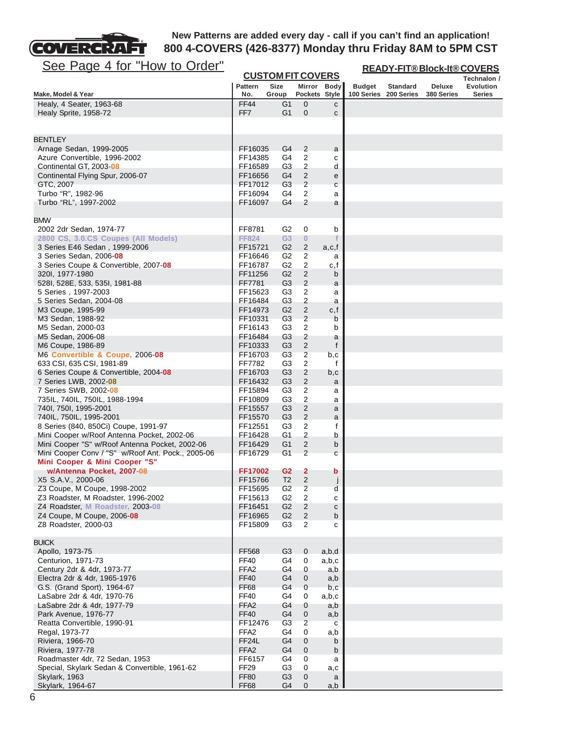New Patterns are added every day - call if you can't find an application!
**800 4-COVERS (426-8377) Monday thru Friday 8AM to 5PM CST**

See Page 4 for "How to Order"

| Make, Model & Year | CUSTOM FIT COVERS Pattern No. | Size Group | Mirror Pockets | Body Style | READY-FIT® Block-It® COVERS Budget 100 Series | Standard 200 Series | Deluxe 380 Series | Technalon / Evolution Series |
|---|---|---|---|---|---|---|---|---|
| Healy, 4 Seater, 1963-68 | FF44 | G1 | 0 | c | | | | |
| Healy Sprite, 1958-72 | FF7 | G1 | 0 | c | | | | |
| **BENTLEY** | | | | | | | | |
| Arnage Sedan, 1999-2005 | FF16035 | G4 | 2 | a | | | | |
| Azure Convertible, 1996-2002 | FF14385 | G4 | 2 | c | | | | |
| Continental GT, 2003-08 | FF16589 | G3 | 2 | d | | | | |
| Continental Flying Spur, 2006-07 | FF16656 | G4 | 2 | e | | | | |
| GTC, 2007 | FF17012 | G3 | 2 | c | | | | |
| Turbo "R", 1982-96 | FF16094 | G4 | 2 | a | | | | |
| Turbo "RL", 1997-2002 | FF16097 | G4 | 2 | a | | | | |
| **BMW** | | | | | | | | |
| 2002 2dr Sedan, 1974-77 | FF8781 | G2 | 0 | b | | | | |
| 2800 CS, 3.0.CS Coupes (All Models) | FF824 | G3 | 0 | f | | | | |
| 3 Series E46 Sedan , 1999-2006 | FF15721 | G2 | 2 | a,c,f | | | | |
| 3 Series Sedan, 2006-08 | FF16646 | G2 | 2 | a | | | | |
| 3 Series Coupe & Convertible, 2007-08 | FF16787 | G2 | 2 | c,f | | | | |
| 320I, 1977-1980 | FF11256 | G2 | 2 | b | | | | |
| 528I, 528E, 533, 535I, 1981-88 | FF7781 | G3 | 2 | a | | | | |
| 5 Series , 1997-2003 | FF15623 | G3 | 2 | a | | | | |
| 5 Series Sedan, 2004-08 | FF16484 | G3 | 2 | a | | | | |
| M3 Coupe, 1995-99 | FF14973 | G2 | 2 | c,f | | | | |
| M3 Sedan, 1988-92 | FF10331 | G3 | 2 | b | | | | |
| M5 Sedan, 2000-03 | FF16143 | G3 | 2 | b | | | | |
| M5 Sedan, 2006-08 | FF16484 | G3 | 2 | a | | | | |
| M6 Coupe, 1986-89 | FF10333 | G3 | 2 | f | | | | |
| M6 Convertible & Coupe, 2006-08 | FF16703 | G3 | 2 | b,c | | | | |
| 633 CSI, 635 CSI, 1981-89 | FF7782 | G3 | 2 | f | | | | |
| 6 Series Coupe & Convertible, 2004-08 | FF16703 | G3 | 2 | b,c | | | | |
| 7 Series LWB, 2002-08 | FF16432 | G3 | 2 | a | | | | |
| 7 Series SWB, 2002-08 | FF15894 | G3 | 2 | a | | | | |
| 735IL, 740IL, 750IL, 1988-1994 | FF10809 | G3 | 2 | a | | | | |
| 740I, 750I, 1995-2001 | FF15557 | G3 | 2 | a | | | | |
| 740IL, 750IL, 1995-2001 | FF15570 | G3 | 2 | a | | | | |
| 8 Series (840, 850Ci) Coupe, 1991-97 | FF12551 | G3 | 2 | f | | | | |
| Mini Cooper w/Roof Antenna Pocket, 2002-06 | FF16428 | G1 | 2 | b | | | | |
| Mini Cooper "S" w/Roof Antenna Pocket, 2002-06 | FF16429 | G1 | 2 | b | | | | |
| Mini Cooper Conv / "S" w/Roof Ant. Pock., 2005-06 | FF16729 | G1 | 2 | c | | | | |
| **Mini Cooper & Mini Cooper "S" w/Antenna Pocket, 2007-08** | **FF17002** | **G2** | **2** | **b** | | | | |
| X5 S.A.V., 2000-06 | FF15766 | T2 | 2 | j | | | | |
| Z3 Coupe, M Coupe, 1998-2002 | FF15695 | G2 | 2 | d | | | | |
| Z3 Roadster, M Roadster, 1996-2002 | FF15613 | G2 | 2 | c | | | | |
| Z4 Roadster, M Roadster, 2003-08 | FF16451 | G2 | 2 | c | | | | |
| Z4 Coupe, M Coupe, 2006-08 | FF16965 | G2 | 2 | b | | | | |
| Z8 Roadster, 2000-03 | FF15809 | G3 | 2 | c | | | | |
| **BUICK** | | | | | | | | |
| Apollo, 1973-75 | FF568 | G3 | 0 | a,b,d | | | | |
| Centurion, 1971-73 | FF40 | G4 | 0 | a,b,c | | | | |
| Century 2dr & 4dr, 1973-77 | FFA2 | G4 | 0 | a,b | | | | |
| Electra 2dr & 4dr, 1965-1976 | FF40 | G4 | 0 | a,b | | | | |
| G.S. (Grand Sport), 1964-67 | FF68 | G4 | 0 | b,c | | | | |
| LaSabre 2dr & 4dr, 1970-76 | FF40 | G4 | 0 | a,b,c | | | | |
| LaSabre 2dr & 4dr, 1977-79 | FFA2 | G4 | 0 | a,b | | | | |
| Park Avenue, 1976-77 | FF40 | G4 | 0 | a,b | | | | |
| Reatta Convertible, 1990-91 | FF12476 | G3 | 2 | c | | | | |
| Regal, 1973-77 | FFA2 | G4 | 0 | a,b | | | | |
| Riviera, 1966-70 | FF24L | G4 | 0 | b | | | | |
| Riviera, 1977-78 | FFA2 | G4 | 0 | b | | | | |
| Roadmaster 4dr, 72 Sedan, 1953 | FF6157 | G4 | 0 | a | | | | |
| Special, Skylark Sedan & Convertible, 1961-62 | FF29 | G3 | 0 | a,c | | | | |
| Skylark, 1963 | FF80 | G3 | 0 | a | | | | |
| Skylark, 1964-67 | FF68 | G4 | 0 | a,b | | | | |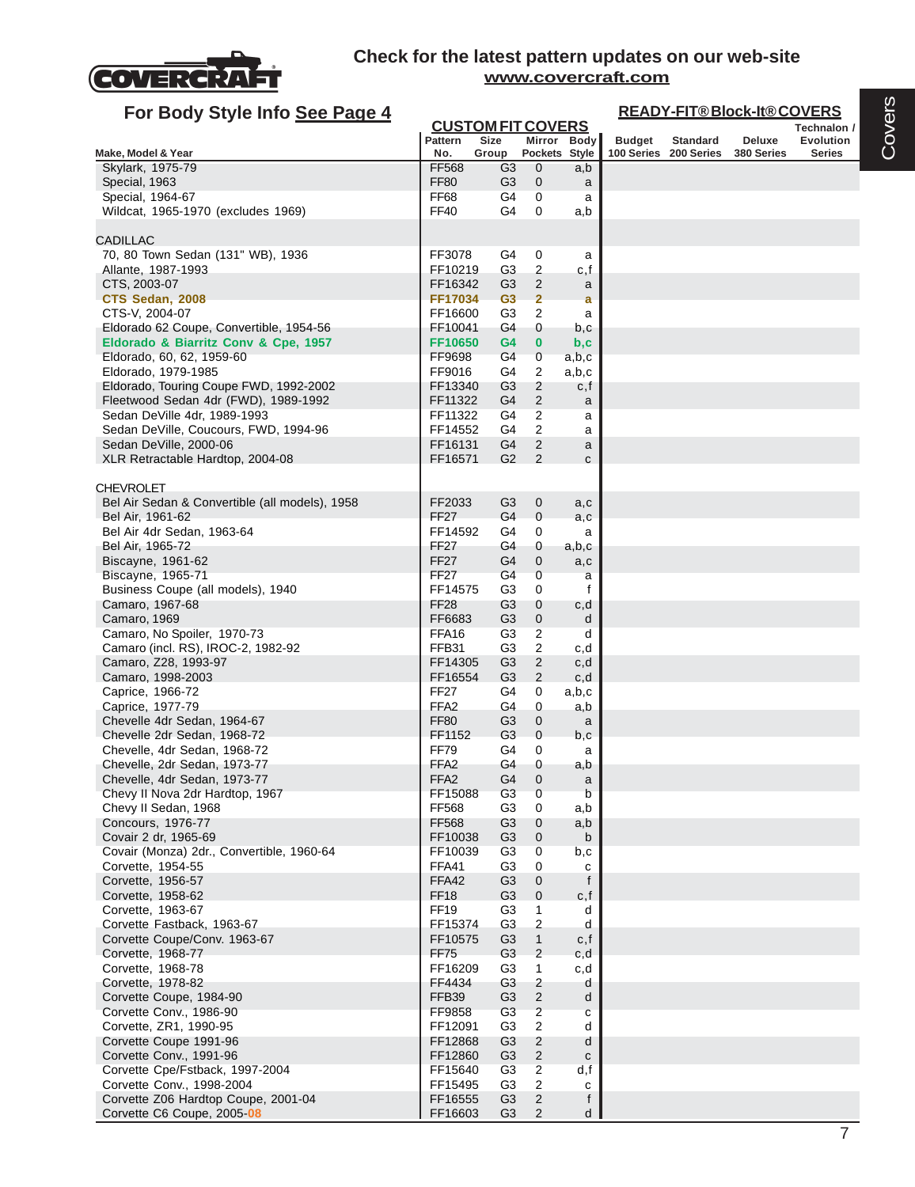Check for the latest pattern updates on our web-site
**www.covercraft.com**

## For Body Style Info See Page 4

| Make, Model & Year | Pattern No. | Size Group | Mirror Pockets | Body Style | Budget 100 Series | Standard 200 Series | Deluxe 380 Series | Technalon / Evolution Series |
|---|---|---|---|---|---|---|---|---|
| | **CUSTOM FIT COVERS** | | | | **READY-FIT® Block-It® COVERS** | | | |
| Skylark, 1975-79 | FF568 | G3 | 0 | a,b | | | | |
| Special, 1963 | FF80 | G3 | 0 | a | | | | |
| Special, 1964-67 | FF68 | G4 | 0 | a | | | | |
| Wildcat, 1965-1970 (excludes 1969) | FF40 | G4 | 0 | a,b | | | | |
| | | | | | | | | |
| CADILLAC | | | | | | | | |
| 70, 80 Town Sedan (131" WB), 1936 | FF3078 | G4 | 0 | a | | | | |
| Allante, 1987-1993 | FF10219 | G3 | 2 | c,f | | | | |
| CTS, 2003-07 | FF16342 | G3 | 2 | a | | | | |
| **CTS Sedan, 2008** | **FF17034** | **G3** | **2** | **a** | | | | |
| CTS-V, 2004-07 | FF16600 | G3 | 2 | a | | | | |
| Eldorado 62 Coupe, Convertible, 1954-56 | FF10041 | G4 | 0 | b,c | | | | |
| **Eldorado & Biarritz Conv & Cpe, 1957** | **FF10650** | **G4** | **0** | **b,c** | | | | |
| Eldorado, 60, 62, 1959-60 | FF9698 | G4 | 0 | a,b,c | | | | |
| Eldorado, 1979-1985 | FF9016 | G4 | 2 | a,b,c | | | | |
| Eldorado, Touring Coupe FWD, 1992-2002 | FF13340 | G3 | 2 | c,f | | | | |
| Fleetwood Sedan 4dr (FWD), 1989-1992 | FF11322 | G4 | 2 | a | | | | |
| Sedan DeVille 4dr, 1989-1993 | FF11322 | G4 | 2 | a | | | | |
| Sedan DeVille, Coucours, FWD, 1994-96 | FF14552 | G4 | 2 | a | | | | |
| Sedan DeVille, 2000-06 | FF16131 | G4 | 2 | a | | | | |
| XLR Retractable Hardtop, 2004-08 | FF16571 | G2 | 2 | c | | | | |
| | | | | | | | | |
| CHEVROLET | | | | | | | | |
| Bel Air Sedan & Convertible (all models), 1958 | FF2033 | G3 | 0 | a,c | | | | |
| Bel Air, 1961-62 | FF27 | G4 | 0 | a,c | | | | |
| Bel Air 4dr Sedan, 1963-64 | FF14592 | G4 | 0 | a | | | | |
| Bel Air, 1965-72 | FF27 | G4 | 0 | a,b,c | | | | |
| Biscayne, 1961-62 | FF27 | G4 | 0 | a,c | | | | |
| Biscayne, 1965-71 | FF27 | G4 | 0 | a | | | | |
| Business Coupe (all models), 1940 | FF14575 | G3 | 0 | f | | | | |
| Camaro, 1967-68 | FF28 | G3 | 0 | c,d | | | | |
| Camaro, 1969 | FF6683 | G3 | 0 | d | | | | |
| Camaro, No Spoiler, 1970-73 | FFA16 | G3 | 2 | d | | | | |
| Camaro (incl. RS), IROC-2, 1982-92 | FFB31 | G3 | 2 | c,d | | | | |
| Camaro, Z28, 1993-97 | FF14305 | G3 | 2 | c,d | | | | |
| Camaro, 1998-2003 | FF16554 | G3 | 2 | c,d | | | | |
| Caprice, 1966-72 | FF27 | G4 | 0 | a,b,c | | | | |
| Caprice, 1977-79 | FFA2 | G4 | 0 | a,b | | | | |
| Chevelle 4dr Sedan, 1964-67 | FF80 | G3 | 0 | a | | | | |
| Chevelle 2dr Sedan, 1968-72 | FF1152 | G3 | 0 | b,c | | | | |
| Chevelle, 4dr Sedan, 1968-72 | FF79 | G4 | 0 | a | | | | |
| Chevelle, 2dr Sedan, 1973-77 | FFA2 | G4 | 0 | a,b | | | | |
| Chevelle, 4dr Sedan, 1973-77 | FFA2 | G4 | 0 | a | | | | |
| Chevy II Nova 2dr Hardtop, 1967 | FF15088 | G3 | 0 | b | | | | |
| Chevy II Sedan, 1968 | FF568 | G3 | 0 | a,b | | | | |
| Concours, 1976-77 | FF568 | G3 | 0 | a,b | | | | |
| Covair 2 dr, 1965-69 | FF10038 | G3 | 0 | b | | | | |
| Covair (Monza) 2dr., Convertible, 1960-64 | FF10039 | G3 | 0 | b,c | | | | |
| Corvette, 1954-55 | FFA41 | G3 | 0 | c | | | | |
| Corvette, 1956-57 | FFA42 | G3 | 0 | f | | | | |
| Corvette, 1958-62 | FF18 | G3 | 0 | c,f | | | | |
| Corvette, 1963-67 | FF19 | G3 | 1 | d | | | | |
| Corvette Fastback, 1963-67 | FF15374 | G3 | 2 | d | | | | |
| Corvette Coupe/Conv. 1963-67 | FF10575 | G3 | 1 | c,f | | | | |
| Corvette, 1968-77 | FF75 | G3 | 2 | c,d | | | | |
| Corvette, 1968-78 | FF16209 | G3 | 1 | c,d | | | | |
| Corvette, 1978-82 | FF4434 | G3 | 2 | d | | | | |
| Corvette Coupe, 1984-90 | FFB39 | G3 | 2 | d | | | | |
| Corvette Conv., 1986-90 | FF9858 | G3 | 2 | c | | | | |
| Corvette, ZR1, 1990-95 | FF12091 | G3 | 2 | d | | | | |
| Corvette Coupe 1991-96 | FF12868 | G3 | 2 | d | | | | |
| Corvette Conv., 1991-96 | FF12860 | G3 | 2 | c | | | | |
| Corvette Cpe/Fstback, 1997-2004 | FF15640 | G3 | 2 | d,f | | | | |
| Corvette Conv., 1998-2004 | FF15495 | G3 | 2 | c | | | | |
| Corvette Z06 Hardtop Coupe, 2001-04 | FF16555 | G3 | 2 | f | | | | |
| Corvette C6 Coupe, 2005-08 | FF16603 | G3 | 2 | d | | | | |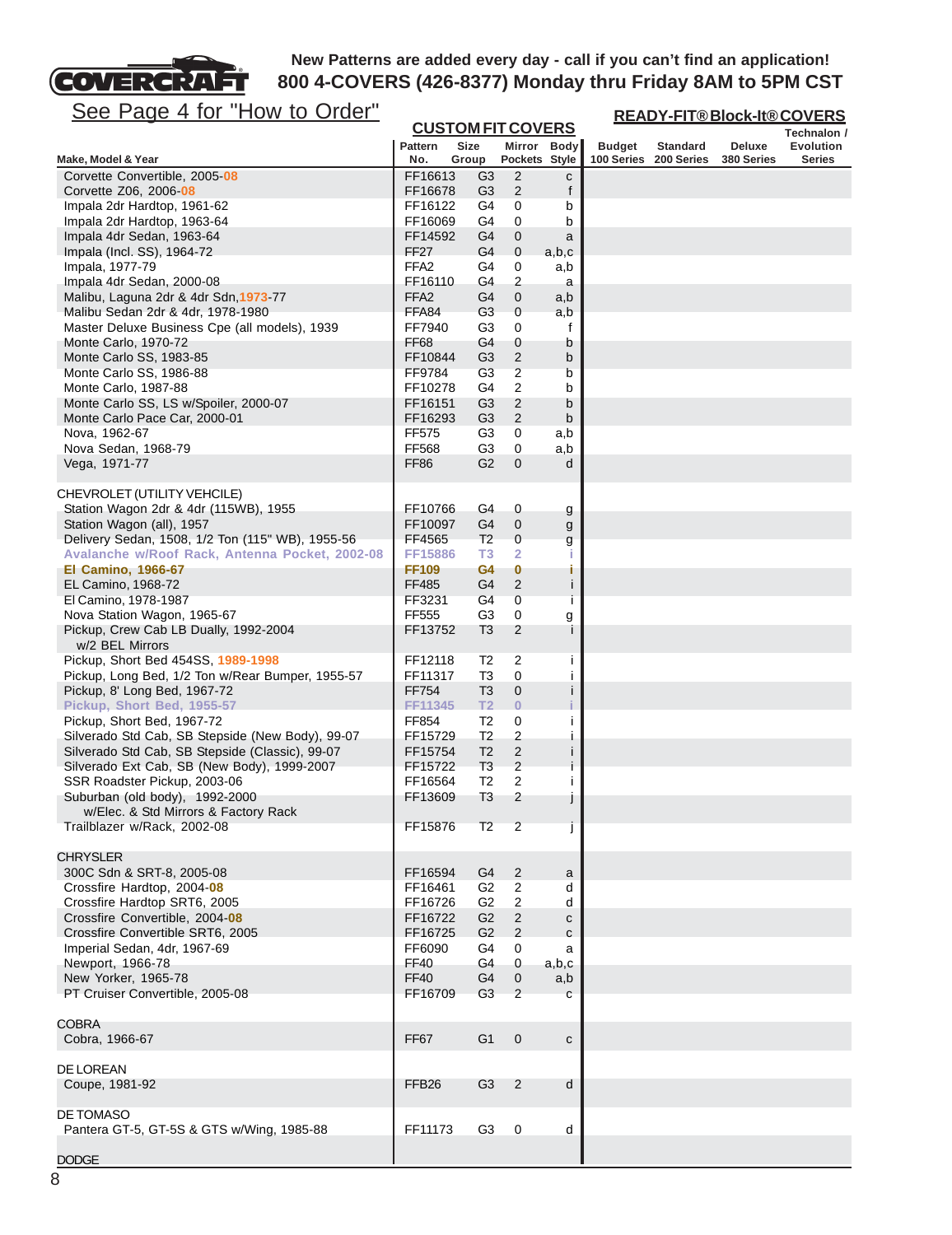**COVERCRAFT**

**New Patterns are added every day - call if you can't find an application!**
**800 4-COVERS (426-8377) Monday thru Friday 8AM to 5PM CST**

See Page 4 for "How to Order"

| Make, Model & Year | **CUSTOM FIT COVERS** Pattern No. | Size Group | Mirror Pockets | Body Style | **READY-FIT® Block-It® COVERS** Budget 100 Series | Standard 200 Series | Deluxe 380 Series | Technalon / Evolution Series |
|---|---|---|---|---|---|---|---|---|
| Corvette Convertible, 2005-08 | FF16613 | G3 | 2 | c | | | | |
| Corvette Z06, 2006-08 | FF16678 | G3 | 2 | f | | | | |
| Impala 2dr Hardtop, 1961-62 | FF16122 | G4 | 0 | b | | | | |
| Impala 2dr Hardtop, 1963-64 | FF16069 | G4 | 0 | b | | | | |
| Impala 4dr Sedan, 1963-64 | FF14592 | G4 | 0 | a | | | | |
| Impala (Incl. SS), 1964-72 | FF27 | G4 | 0 | a,b,c | | | | |
| Impala, 1977-79 | FFA2 | G4 | 0 | a,b | | | | |
| Impala 4dr Sedan, 2000-08 | FF16110 | G4 | 2 | a | | | | |
| Malibu, Laguna 2dr & 4dr Sdn, 1973-77 | FFA2 | G4 | 0 | a,b | | | | |
| Malibu Sedan 2dr & 4dr, 1978-1980 | FFA84 | G3 | 0 | a,b | | | | |
| Master Deluxe Business Cpe (all models), 1939 | FF7940 | G3 | 0 | f | | | | |
| Monte Carlo, 1970-72 | FF68 | G4 | 0 | b | | | | |
| Monte Carlo SS, 1983-85 | FF10844 | G3 | 2 | b | | | | |
| Monte Carlo SS, 1986-88 | FF9784 | G3 | 2 | b | | | | |
| Monte Carlo, 1987-88 | FF10278 | G4 | 2 | b | | | | |
| Monte Carlo SS, LS w/Spoiler, 2000-07 | FF16151 | G3 | 2 | b | | | | |
| Monte Carlo Pace Car, 2000-01 | FF16293 | G3 | 2 | b | | | | |
| Nova, 1962-67 | FF575 | G3 | 0 | a,b | | | | |
| Nova Sedan, 1968-79 | FF568 | G3 | 0 | a,b | | | | |
| Vega, 1971-77 | FF86 | G2 | 0 | d | | | | |
| **CHEVROLET (UTILITY VEHCILE)** | | | | | | | | |
| Station Wagon 2dr & 4dr (115WB), 1955 | FF10766 | G4 | 0 | g | | | | |
| Station Wagon (all), 1957 | FF10097 | G4 | 0 | g | | | | |
| Delivery Sedan, 1508, 1/2 Ton (115" WB), 1955-56 | FF4565 | T2 | 0 | g | | | | |
| Avalanche w/Roof Rack, Antenna Pocket, 2002-08 | FF15886 | T3 | 2 | i | | | | |
| El Camino, 1966-67 | FF109 | G4 | 0 | i | | | | |
| EL Camino, 1968-72 | FF485 | G4 | 2 | i | | | | |
| El Camino, 1978-1987 | FF3231 | G4 | 0 | i | | | | |
| Nova Station Wagon, 1965-67 | FF555 | G3 | 0 | g | | | | |
| Pickup, Crew Cab LB Dually, 1992-2004 w/2 BEL Mirrors | FF13752 | T3 | 2 | i | | | | |
| Pickup, Short Bed 454SS, 1989-1998 | FF12118 | T2 | 2 | i | | | | |
| Pickup, Long Bed, 1/2 Ton w/Rear Bumper, 1955-57 | FF11317 | T3 | 0 | i | | | | |
| Pickup, 8' Long Bed, 1967-72 | FF754 | T3 | 0 | i | | | | |
| Pickup, Short Bed, 1955-57 | FF11345 | T2 | 0 | i | | | | |
| Pickup, Short Bed, 1967-72 | FF854 | T2 | 0 | i | | | | |
| Silverado Std Cab, SB Stepside (New Body), 99-07 | FF15729 | T2 | 2 | i | | | | |
| Silverado Std Cab, SB Stepside (Classic), 99-07 | FF15754 | T2 | 2 | i | | | | |
| Silverado Ext Cab, SB (New Body), 1999-2007 | FF15722 | T3 | 2 | i | | | | |
| SSR Roadster Pickup, 2003-06 | FF16564 | T2 | 2 | i | | | | |
| Suburban (old body), 1992-2000 w/Elec. & Std Mirrors & Factory Rack | FF13609 | T3 | 2 | j | | | | |
| Trailblazer w/Rack, 2002-08 | FF15876 | T2 | 2 | j | | | | |
| **CHRYSLER** | | | | | | | | |
| 300C Sdn & SRT-8, 2005-08 | FF16594 | G4 | 2 | a | | | | |
| Crossfire Hardtop, 2004-08 | FF16461 | G2 | 2 | d | | | | |
| Crossfire Hardtop SRT6, 2005 | FF16726 | G2 | 2 | d | | | | |
| Crossfire Convertible, 2004-08 | FF16722 | G2 | 2 | c | | | | |
| Crossfire Convertible SRT6, 2005 | FF16725 | G2 | 2 | c | | | | |
| Imperial Sedan, 4dr, 1967-69 | FF6090 | G4 | 0 | a | | | | |
| Newport, 1966-78 | FF40 | G4 | 0 | a,b,c | | | | |
| New Yorker, 1965-78 | FF40 | G4 | 0 | a,b | | | | |
| PT Cruiser Convertible, 2005-08 | FF16709 | G3 | 2 | c | | | | |
| **COBRA** | | | | | | | | |
| Cobra, 1966-67 | FF67 | G1 | 0 | c | | | | |
| **DE LOREAN** | | | | | | | | |
| Coupe, 1981-92 | FFB26 | G3 | 2 | d | | | | |
| **DE TOMASO** | | | | | | | | |
| Pantera GT-5, GT-5S & GTS w/Wing, 1985-88 | FF11173 | G3 | 0 | d | | | | |
| **DODGE** | | | | | | | | |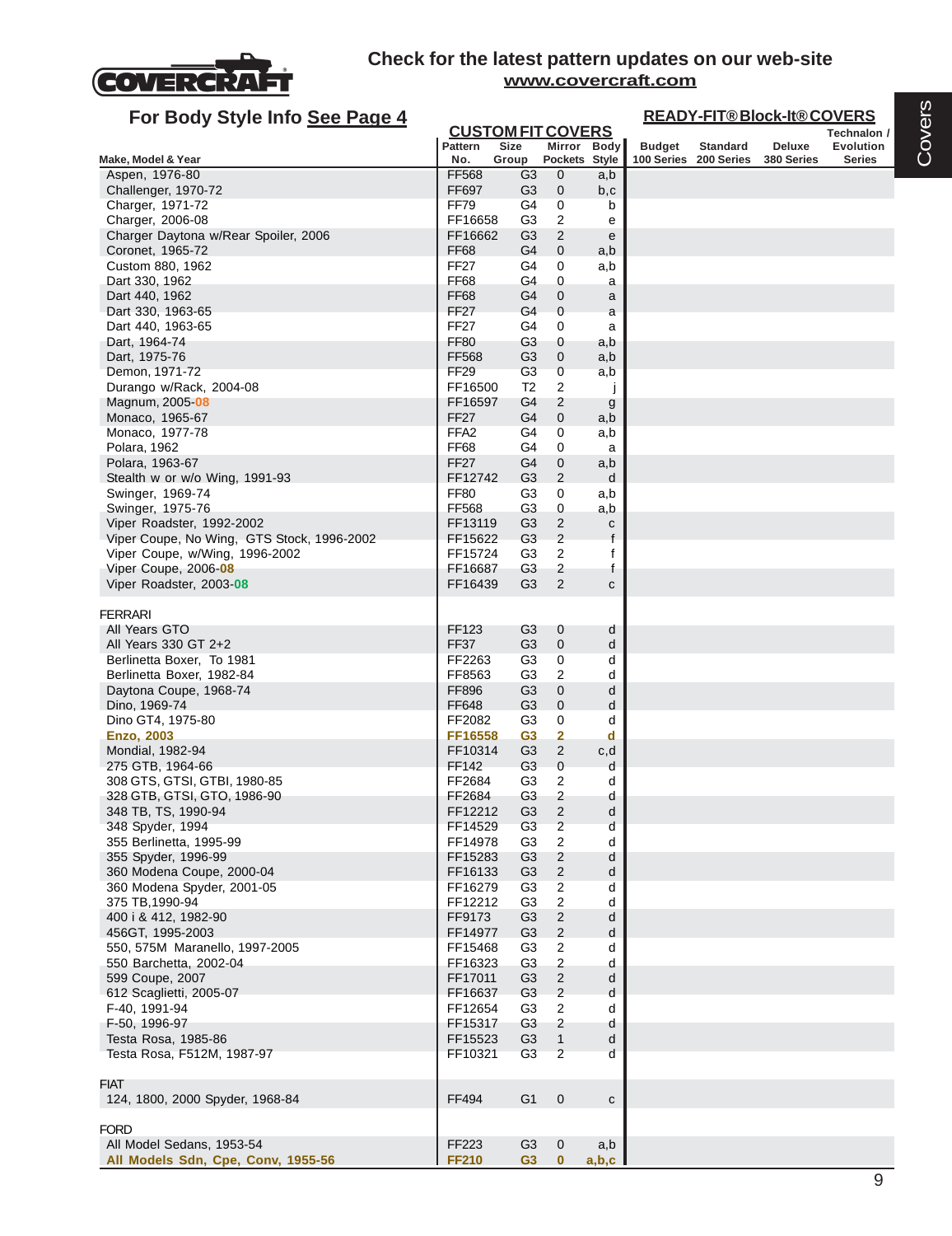COVERCRAFT

**Check for the latest pattern updates on our web-site**
**www.covercraft.com**

## For Body Style Info See Page 4

| Make, Model & Year | CUSTOM FIT COVERS Pattern No. | Size Group | Mirror Pockets | Body Style | READY-FIT® Block-It® COVERS Budget 100 Series | Standard 200 Series | Deluxe 380 Series | Technalon / Evolution Series |
|---|---|---|---|---|---|---|---|---|
| Aspen, 1976-80 | FF568 | G3 | 0 | a,b | | | | |
| Challenger, 1970-72 | FF697 | G3 | 0 | b,c | | | | |
| Charger, 1971-72 | FF79 | G4 | 0 | b | | | | |
| Charger, 2006-08 | FF16658 | G3 | 2 | e | | | | |
| Charger Daytona w/Rear Spoiler, 2006 | FF16662 | G3 | 2 | e | | | | |
| Coronet, 1965-72 | FF68 | G4 | 0 | a,b | | | | |
| Custom 880, 1962 | FF27 | G4 | 0 | a,b | | | | |
| Dart 330, 1962 | FF68 | G4 | 0 | a | | | | |
| Dart 440, 1962 | FF68 | G4 | 0 | a | | | | |
| Dart 330, 1963-65 | FF27 | G4 | 0 | a | | | | |
| Dart 440, 1963-65 | FF27 | G4 | 0 | a | | | | |
| Dart, 1964-74 | FF80 | G3 | 0 | a,b | | | | |
| Dart, 1975-76 | FF568 | G3 | 0 | a,b | | | | |
| Demon, 1971-72 | FF29 | G3 | 0 | a,b | | | | |
| Durango w/Rack, 2004-08 | FF16500 | T2 | 2 | j | | | | |
| Magnum, 2005-08 | FF16597 | G4 | 2 | g | | | | |
| Monaco, 1965-67 | FF27 | G4 | 0 | a,b | | | | |
| Monaco, 1977-78 | FFA2 | G4 | 0 | a,b | | | | |
| Polara, 1962 | FF68 | G4 | 0 | a | | | | |
| Polara, 1963-67 | FF27 | G4 | 0 | a,b | | | | |
| Stealth w or w/o Wing, 1991-93 | FF12742 | G3 | 2 | d | | | | |
| Swinger, 1969-74 | FF80 | G3 | 0 | a,b | | | | |
| Swinger, 1975-76 | FF568 | G3 | 0 | a,b | | | | |
| Viper Roadster, 1992-2002 | FF13119 | G3 | 2 | c | | | | |
| Viper Coupe, No Wing, GTS Stock, 1996-2002 | FF15622 | G3 | 2 | f | | | | |
| Viper Coupe, w/Wing, 1996-2002 | FF15724 | G3 | 2 | f | | | | |
| Viper Coupe, 2006-08 | FF16687 | G3 | 2 | f | | | | |
| Viper Roadster, 2003-08 | FF16439 | G3 | 2 | c | | | | |
| **FERRARI** | | | | | | | | |
| All Years GTO | FF123 | G3 | 0 | d | | | | |
| All Years 330 GT 2+2 | FF37 | G3 | 0 | d | | | | |
| Berlinetta Boxer, To 1981 | FF2263 | G3 | 0 | d | | | | |
| Berlinetta Boxer, 1982-84 | FF8563 | G3 | 2 | d | | | | |
| Daytona Coupe, 1968-74 | FF896 | G3 | 0 | d | | | | |
| Dino, 1969-74 | FF648 | G3 | 0 | d | | | | |
| Dino GT4, 1975-80 | FF2082 | G3 | 0 | d | | | | |
| **Enzo, 2003** | **FF16558** | **G3** | **2** | **d** | | | | |
| Mondial, 1982-94 | FF10314 | G3 | 2 | c,d | | | | |
| 275 GTB, 1964-66 | FF142 | G3 | 0 | d | | | | |
| 308 GTS, GTSI, GTBI, 1980-85 | FF2684 | G3 | 2 | d | | | | |
| 328 GTB, GTSI, GTO, 1986-90 | FF2684 | G3 | 2 | d | | | | |
| 348 TB, TS, 1990-94 | FF12212 | G3 | 2 | d | | | | |
| 348 Spyder, 1994 | FF14529 | G3 | 2 | d | | | | |
| 355 Berlinetta, 1995-99 | FF14978 | G3 | 2 | d | | | | |
| 355 Spyder, 1996-99 | FF15283 | G3 | 2 | d | | | | |
| 360 Modena Coupe, 2000-04 | FF16133 | G3 | 2 | d | | | | |
| 360 Modena Spyder, 2001-05 | FF16279 | G3 | 2 | d | | | | |
| 375 TB,1990-94 | FF12212 | G3 | 2 | d | | | | |
| 400 i & 412, 1982-90 | FF9173 | G3 | 2 | d | | | | |
| 456GT, 1995-2003 | FF14977 | G3 | 2 | d | | | | |
| 550, 575M Maranello, 1997-2005 | FF15468 | G3 | 2 | d | | | | |
| 550 Barchetta, 2002-04 | FF16323 | G3 | 2 | d | | | | |
| 599 Coupe, 2007 | FF17011 | G3 | 2 | d | | | | |
| 612 Scaglietti, 2005-07 | FF16637 | G3 | 2 | d | | | | |
| F-40, 1991-94 | FF12654 | G3 | 2 | d | | | | |
| F-50, 1996-97 | FF15317 | G3 | 2 | d | | | | |
| Testa Rosa, 1985-86 | FF15523 | G3 | 1 | d | | | | |
| Testa Rosa, F512M, 1987-97 | FF10321 | G3 | 2 | d | | | | |
| **FIAT** | | | | | | | | |
| 124, 1800, 2000 Spyder, 1968-84 | FF494 | G1 | 0 | c | | | | |
| **FORD** | | | | | | | | |
| All Model Sedans, 1953-54 | FF223 | G3 | 0 | a,b | | | | |
| **All Models Sdn, Cpe, Conv, 1955-56** | **FF210** | **G3** | **0** | **a,b,c** | | | | |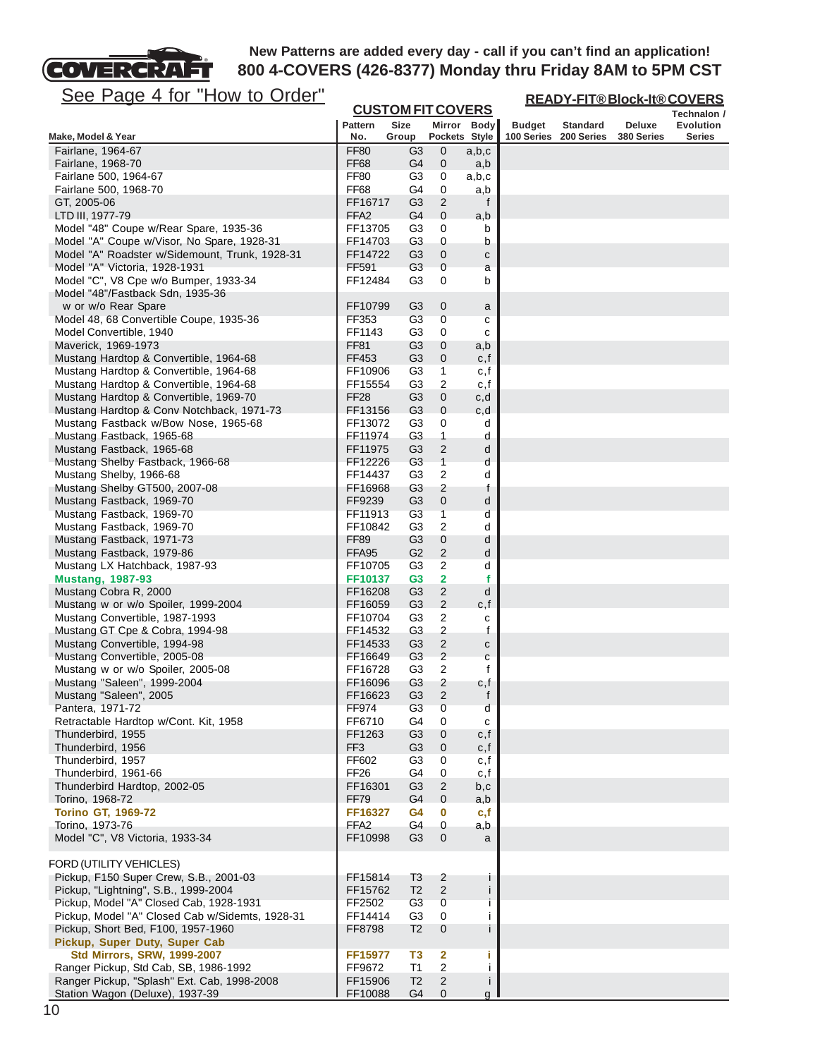New Patterns are added every day - call if you can't find an application!
800 4-COVERS (426-8377) Monday thru Friday 8AM to 5PM CST

See Page 4 for "How to Order"

| Make, Model & Year | CUSTOM FIT COVERS Pattern No. | Size Group | Mirror Pockets | Body Style | READY-FIT® Block-It® COVERS Budget 100 Series | Standard 200 Series | Deluxe 380 Series | Technalon / Evolution Series |
|---|---|---|---|---|---|---|---|---|
| Fairlane, 1964-67 | FF80 | G3 | 0 | a,b,c | | | | |
| Fairlane, 1968-70 | FF68 | G4 | 0 | a,b | | | | |
| Fairlane 500, 1964-67 | FF80 | G3 | 0 | a,b,c | | | | |
| Fairlane 500, 1968-70 | FF68 | G4 | 0 | a,b | | | | |
| GT, 2005-06 | FF16717 | G3 | 2 | f | | | | |
| LTD III, 1977-79 | FFA2 | G4 | 0 | a,b | | | | |
| Model "48" Coupe w/Rear Spare, 1935-36 | FF13705 | G3 | 0 | b | | | | |
| Model "A" Coupe w/Visor, No Spare, 1928-31 | FF14703 | G3 | 0 | b | | | | |
| Model "A" Roadster w/Sidemount, Trunk, 1928-31 | FF14722 | G3 | 0 | c | | | | |
| Model "A" Victoria, 1928-1931 | FF591 | G3 | 0 | a | | | | |
| Model "C", V8 Cpe w/o Bumper, 1933-34 | FF12484 | G3 | 0 | b | | | | |
| Model "48"/Fastback Sdn, 1935-36 w or w/o Rear Spare | FF10799 | G3 | 0 | a | | | | |
| Model 48, 68 Convertible Coupe, 1935-36 | FF353 | G3 | 0 | c | | | | |
| Model Convertible, 1940 | FF1143 | G3 | 0 | c | | | | |
| Maverick, 1969-1973 | FF81 | G3 | 0 | a,b | | | | |
| Mustang Hardtop & Convertible, 1964-68 | FF453 | G3 | 0 | c,f | | | | |
| Mustang Hardtop & Convertible, 1964-68 | FF10906 | G3 | 1 | c,f | | | | |
| Mustang Hardtop & Convertible, 1964-68 | FF15554 | G3 | 2 | c,f | | | | |
| Mustang Hardtop & Convertible, 1969-70 | FF28 | G3 | 0 | c,d | | | | |
| Mustang Hardtop & Conv Notchback, 1971-73 | FF13156 | G3 | 0 | c,d | | | | |
| Mustang Fastback w/Bow Nose, 1965-68 | FF13072 | G3 | 0 | d | | | | |
| Mustang Fastback, 1965-68 | FF11974 | G3 | 1 | d | | | | |
| Mustang Fastback, 1965-68 | FF11975 | G3 | 2 | d | | | | |
| Mustang Shelby Fastback, 1966-68 | FF12226 | G3 | 1 | d | | | | |
| Mustang Shelby, 1966-68 | FF14437 | G3 | 2 | d | | | | |
| Mustang Shelby GT500, 2007-08 | FF16968 | G3 | 2 | f | | | | |
| Mustang Fastback, 1969-70 | FF9239 | G3 | 0 | d | | | | |
| Mustang Fastback, 1969-70 | FF11913 | G3 | 1 | d | | | | |
| Mustang Fastback, 1969-70 | FF10842 | G3 | 2 | d | | | | |
| Mustang Fastback, 1971-73 | FF89 | G3 | 0 | d | | | | |
| Mustang Fastback, 1979-86 | FFA95 | G2 | 2 | d | | | | |
| Mustang LX Hatchback, 1987-93 | FF10705 | G3 | 2 | d | | | | |
| **Mustang, 1987-93** | **FF10137** | **G3** | **2** | **f** | | | | |
| Mustang Cobra R, 2000 | FF16208 | G3 | 2 | d | | | | |
| Mustang w or w/o Spoiler, 1999-2004 | FF16059 | G3 | 2 | c,f | | | | |
| Mustang Convertible, 1987-1993 | FF10704 | G3 | 2 | c | | | | |
| Mustang GT Cpe & Cobra, 1994-98 | FF14532 | G3 | 2 | f | | | | |
| Mustang Convertible, 1994-98 | FF14533 | G3 | 2 | c | | | | |
| Mustang Convertible, 2005-08 | FF16649 | G3 | 2 | c | | | | |
| Mustang w or w/o Spoiler, 2005-08 | FF16728 | G3 | 2 | f | | | | |
| Mustang "Saleen", 1999-2004 | FF16096 | G3 | 2 | c,f | | | | |
| Mustang "Saleen", 2005 | FF16623 | G3 | 2 | f | | | | |
| Pantera, 1971-72 | FF974 | G3 | 0 | d | | | | |
| Retractable Hardtop w/Cont. Kit, 1958 | FF6710 | G4 | 0 | c | | | | |
| Thunderbird, 1955 | FF1263 | G3 | 0 | c,f | | | | |
| Thunderbird, 1956 | FF3 | G3 | 0 | c,f | | | | |
| Thunderbird, 1957 | FF602 | G3 | 0 | c,f | | | | |
| Thunderbird, 1961-66 | FF26 | G4 | 0 | c,f | | | | |
| Thunderbird Hardtop, 2002-05 | FF16301 | G3 | 2 | b,c | | | | |
| Torino, 1968-72 | FF79 | G4 | 0 | a,b | | | | |
| **Torino GT, 1969-72** | **FF16327** | **G4** | **0** | **c,f** | | | | |
| Torino, 1973-76 | FFA2 | G4 | 0 | a,b | | | | |
| Model "C", V8 Victoria, 1933-34 | FF10998 | G3 | 0 | a | | | | |
| FORD (UTILITY VEHICLES) | | | | | | | | |
| Pickup, F150 Super Crew, S.B., 2001-03 | FF15814 | T3 | 2 | i | | | | |
| Pickup, "Lightning", S.B., 1999-2004 | FF15762 | T2 | 2 | i | | | | |
| Pickup, Model "A" Closed Cab, 1928-1931 | FF2502 | G3 | 0 | i | | | | |
| Pickup, Model "A" Closed Cab w/Sidemts, 1928-31 | FF14414 | G3 | 0 | i | | | | |
| Pickup, Short Bed, F100, 1957-1960 | FF8798 | T2 | 0 | i | | | | |
| **Pickup, Super Duty, Super Cab Std Mirrors, SRW, 1999-2007** | **FF15977** | **T3** | **2** | **i** | | | | |
| Ranger Pickup, Std Cab, SB, 1986-1992 | FF9672 | T1 | 2 | i | | | | |
| Ranger Pickup, "Splash" Ext. Cab, 1998-2008 | FF15906 | T2 | 2 | i | | | | |
| Station Wagon (Deluxe), 1937-39 | FF10088 | G4 | 0 | g | | | | |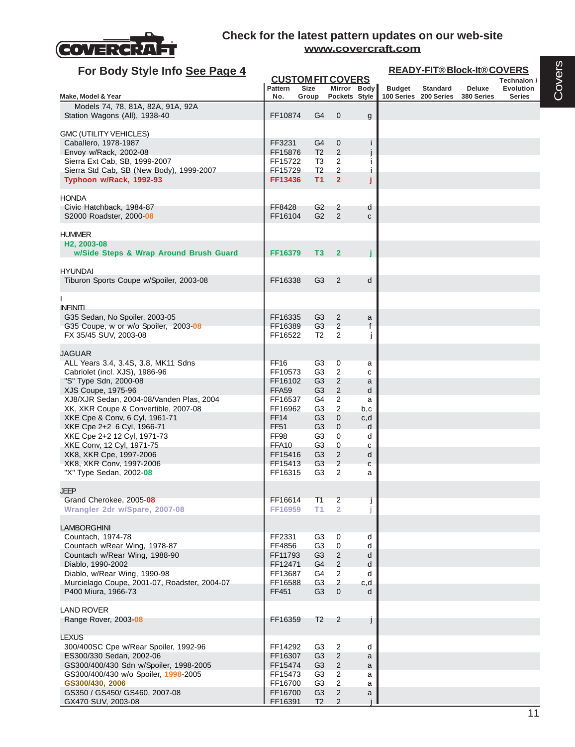Check for the latest pattern updates on our web-site
www.covercraft.com

## For Body Style Info See Page 4

| Make, Model & Year | CUSTOM FIT COVERS Pattern No. | Size Group | Mirror Pockets | Body Style | READY-FIT® Block-It® COVERS Budget 100 Series | Standard 200 Series | Deluxe 380 Series | Technalon / Evolution Series |
|---|---|---|---|---|---|---|---|---|
| Models 74, 78, 81A, 82A, 91A, 92A | | | | | | | | |
| Station Wagons (All), 1938-40 | FF10874 | G4 | 0 | g | | | | |
| GMC (UTILITY VEHICLES) | | | | | | | | |
| Caballero, 1978-1987 | FF3231 | G4 | 0 | i | | | | |
| Envoy w/Rack, 2002-08 | FF15876 | T2 | 2 | j | | | | |
| Sierra Ext Cab, SB, 1999-2007 | FF15722 | T3 | 2 | i | | | | |
| Sierra Std Cab, SB (New Body), 1999-2007 | FF15729 | T2 | 2 | i | | | | |
| **Typhoon w/Rack, 1992-93** | **FF13436** | **T1** | **2** | **j** | | | | |
| HONDA | | | | | | | | |
| Civic Hatchback, 1984-87 | FF8428 | G2 | 2 | d | | | | |
| S2000 Roadster, 2000-08 | FF16104 | G2 | 2 | c | | | | |
| HUMMER | | | | | | | | |
| **H2, 2003-08** | | | | | | | | |
| **w/Side Steps & Wrap Around Brush Guard** | **FF16379** | **T3** | **2** | **j** | | | | |
| HYUNDAI | | | | | | | | |
| Tiburon Sports Coupe w/Spoiler, 2003-08 | FF16338 | G3 | 2 | d | | | | |
| INFINITI | | | | | | | | |
| G35 Sedan, No Spoiler, 2003-05 | FF16335 | G3 | 2 | a | | | | |
| G35 Coupe, w or w/o Spoiler, 2003-08 | FF16389 | G3 | 2 | f | | | | |
| FX 35/45 SUV, 2003-08 | FF16522 | T2 | 2 | j | | | | |
| JAGUAR | | | | | | | | |
| ALL Years 3.4, 3.4S, 3.8, MK11 Sdns | FF16 | G3 | 0 | a | | | | |
| Cabriolet (incl. XJS), 1986-96 | FF10573 | G3 | 2 | c | | | | |
| "S" Type Sdn, 2000-08 | FF16102 | G3 | 2 | a | | | | |
| XJS Coupe, 1975-96 | FFA59 | G3 | 2 | d | | | | |
| XJ8/XJR Sedan, 2004-08/Vanden Plas, 2004 | FF16537 | G4 | 2 | a | | | | |
| XK, XKR Coupe & Convertible, 2007-08 | FF16962 | G3 | 2 | b,c | | | | |
| XKE Cpe & Conv, 6 Cyl, 1961-71 | FF14 | G3 | 0 | c,d | | | | |
| XKE Cpe 2+2 6 Cyl, 1966-71 | FF51 | G3 | 0 | d | | | | |
| XKE Cpe 2+2 12 Cyl, 1971-73 | FF98 | G3 | 0 | d | | | | |
| XKE Conv, 12 Cyl, 1971-75 | FFA10 | G3 | 0 | c | | | | |
| XK8, XKR Cpe, 1997-2006 | FF15416 | G3 | 2 | d | | | | |
| XK8, XKR Conv, 1997-2006 | FF15413 | G3 | 2 | c | | | | |
| "X" Type Sedan, 2002-08 | FF16315 | G3 | 2 | a | | | | |
| JEEP | | | | | | | | |
| Grand Cherokee, 2005-08 | FF16614 | T1 | 2 | j | | | | |
| **Wrangler 2dr w/Spare, 2007-08** | **FF16959** | **T1** | **2** | **j** | | | | |
| LAMBORGHINI | | | | | | | | |
| Countach, 1974-78 | FF2331 | G3 | 0 | d | | | | |
| Countach wRear Wing, 1978-87 | FF4856 | G3 | 0 | d | | | | |
| Countach w/Rear Wing, 1988-90 | FF11793 | G3 | 2 | d | | | | |
| Diablo, 1990-2002 | FF12471 | G4 | 2 | d | | | | |
| Diablo, w/Rear Wing, 1990-98 | FF13687 | G4 | 2 | d | | | | |
| Murcielago Coupe, 2001-07, Roadster, 2004-07 | FF16588 | G3 | 2 | c,d | | | | |
| P400 Miura, 1966-73 | FF451 | G3 | 0 | d | | | | |
| LAND ROVER | | | | | | | | |
| Range Rover, 2003-08 | FF16359 | T2 | 2 | j | | | | |
| LEXUS | | | | | | | | |
| 300/400SC Cpe w/Rear Spoiler, 1992-96 | FF14292 | G3 | 2 | d | | | | |
| ES300/330 Sedan, 2002-06 | FF16307 | G3 | 2 | a | | | | |
| GS300/400/430 Sdn w/Spoiler, 1998-2005 | FF15474 | G3 | 2 | a | | | | |
| GS300/400/430 w/o Spoiler, 1998-2005 | FF15473 | G3 | 2 | a | | | | |
| **GS300/430, 2006** | FF16700 | G3 | 2 | a | | | | |
| GS350 / GS450/ GS460, 2007-08 | FF16700 | G3 | 2 | a | | | | |
| GX470 SUV, 2003-08 | FF16391 | T2 | 2 | j | | | | |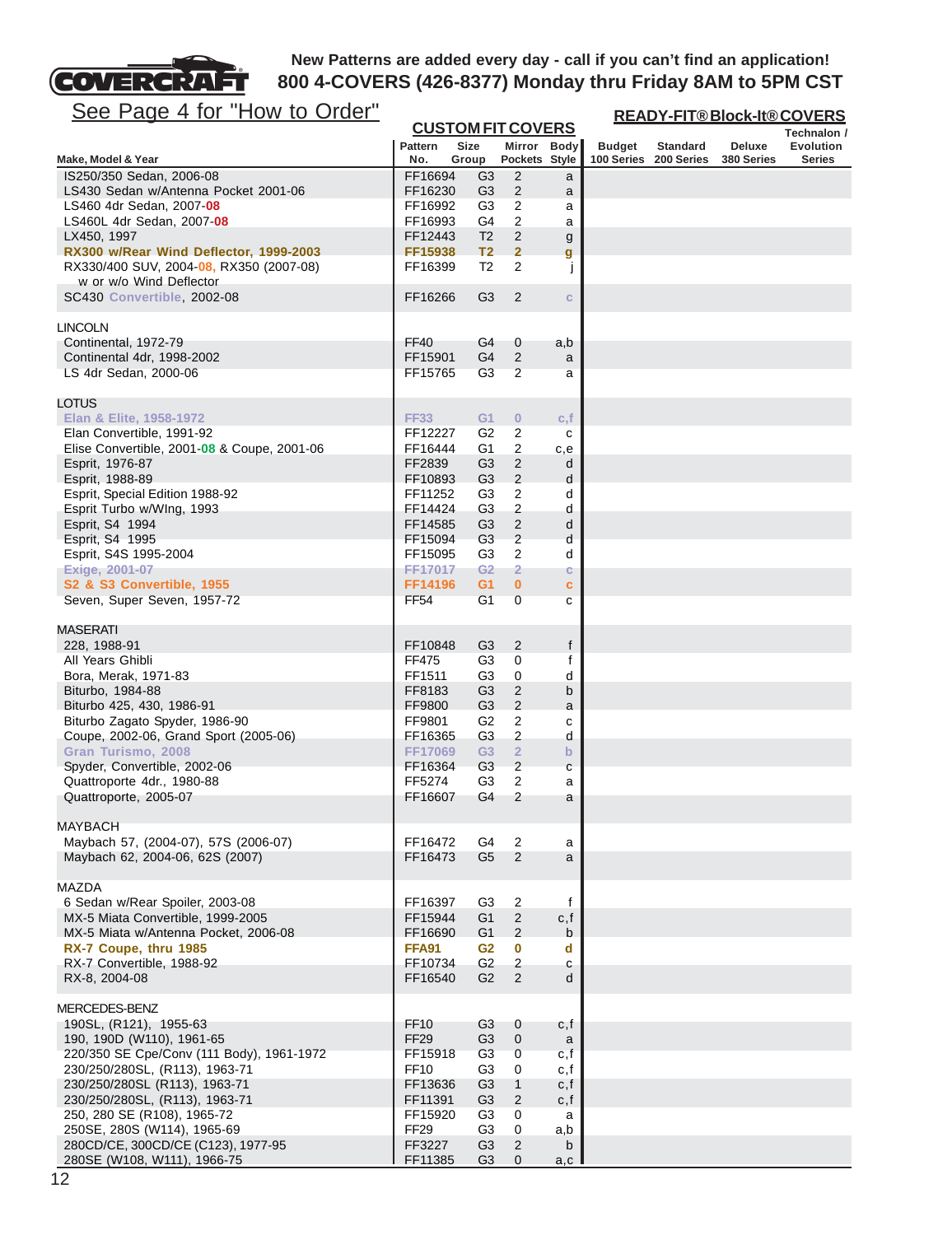**New Patterns are added every day - call if you can't find an application!**
**800 4-COVERS (426-8377) Monday thru Friday 8AM to 5PM CST**

See Page 4 for "How to Order"

| Make, Model & Year | CUSTOM FIT COVERS Pattern No. | Size Group | Mirror Pockets | Body Style | READY-FIT® Block-It® COVERS Budget 100 Series | Standard 200 Series | Deluxe 380 Series | Technalon / Evolution Series |
|---|---|---|---|---|---|---|---|---|
| IS250/350 Sedan, 2006-08 | FF16694 | G3 | 2 | a | | | | |
| LS430 Sedan w/Antenna Pocket 2001-06 | FF16230 | G3 | 2 | a | | | | |
| LS460 4dr Sedan, 2007-08 | FF16992 | G3 | 2 | a | | | | |
| LS460L 4dr Sedan, 2007-08 | FF16993 | G4 | 2 | a | | | | |
| LX450, 1997 | FF12443 | T2 | 2 | g | | | | |
| **RX300 w/Rear Wind Deflector, 1999-2003** | **FF15938** | **T2** | **2** | **g** | | | | |
| RX330/400 SUV, 2004-08, RX350 (2007-08) w or w/o Wind Deflector | FF16399 | T2 | 2 | j | | | | |
| SC430 Convertible, 2002-08 | FF16266 | G3 | 2 | c | | | | |
| **LINCOLN** | | | | | | | | |
| Continental, 1972-79 | FF40 | G4 | 0 | a,b | | | | |
| Continental 4dr, 1998-2002 | FF15901 | G4 | 2 | a | | | | |
| LS 4dr Sedan, 2000-06 | FF15765 | G3 | 2 | a | | | | |
| **LOTUS** | | | | | | | | |
| **Elan & Elite, 1958-1972** | **FF33** | **G1** | **0** | **c,f** | | | | |
| Elan Convertible, 1991-92 | FF12227 | G2 | 2 | c | | | | |
| Elise Convertible, 2001-08 & Coupe, 2001-06 | FF16444 | G1 | 2 | c,e | | | | |
| Esprit, 1976-87 | FF2839 | G3 | 2 | d | | | | |
| Esprit, 1988-89 | FF10893 | G3 | 2 | d | | | | |
| Esprit, Special Edition 1988-92 | FF11252 | G3 | 2 | d | | | | |
| Esprit Turbo w/WIng, 1993 | FF14424 | G3 | 2 | d | | | | |
| Esprit, S4 1994 | FF14585 | G3 | 2 | d | | | | |
| Esprit, S4 1995 | FF15094 | G3 | 2 | d | | | | |
| Esprit, S4S 1995-2004 | FF15095 | G3 | 2 | d | | | | |
| **Exige, 2001-07** | **FF17017** | **G2** | **2** | **c** | | | | |
| **S2 & S3 Convertible, 1955** | **FF14196** | **G1** | **0** | **c** | | | | |
| Seven, Super Seven, 1957-72 | FF54 | G1 | 0 | c | | | | |
| **MASERATI** | | | | | | | | |
| 228, 1988-91 | FF10848 | G3 | 2 | f | | | | |
| All Years Ghibli | FF475 | G3 | 0 | f | | | | |
| Bora, Merak, 1971-83 | FF1511 | G3 | 0 | d | | | | |
| Biturbo, 1984-88 | FF8183 | G3 | 2 | b | | | | |
| Biturbo 425, 430, 1986-91 | FF9800 | G3 | 2 | a | | | | |
| Biturbo Zagato Spyder, 1986-90 | FF9801 | G2 | 2 | c | | | | |
| Coupe, 2002-06, Grand Sport (2005-06) | FF16365 | G3 | 2 | d | | | | |
| **Gran Turismo, 2008** | **FF17069** | **G3** | **2** | **b** | | | | |
| Spyder, Convertible, 2002-06 | FF16364 | G3 | 2 | c | | | | |
| Quattroporte 4dr., 1980-88 | FF5274 | G3 | 2 | a | | | | |
| Quattroporte, 2005-07 | FF16607 | G4 | 2 | a | | | | |
| **MAYBACH** | | | | | | | | |
| Maybach 57, (2004-07), 57S (2006-07) | FF16472 | G4 | 2 | a | | | | |
| Maybach 62, 2004-06, 62S (2007) | FF16473 | G5 | 2 | a | | | | |
| **MAZDA** | | | | | | | | |
| 6 Sedan w/Rear Spoiler, 2003-08 | FF16397 | G3 | 2 | f | | | | |
| MX-5 Miata Convertible, 1999-2005 | FF15944 | G1 | 2 | c,f | | | | |
| MX-5 Miata w/Antenna Pocket, 2006-08 | FF16690 | G1 | 2 | b | | | | |
| **RX-7 Coupe, thru 1985** | **FFA91** | **G2** | **0** | **d** | | | | |
| RX-7 Convertible, 1988-92 | FF10734 | G2 | 2 | c | | | | |
| RX-8, 2004-08 | FF16540 | G2 | 2 | d | | | | |
| **MERCEDES-BENZ** | | | | | | | | |
| 190SL, (R121), 1955-63 | FF10 | G3 | 0 | c,f | | | | |
| 190, 190D (W110), 1961-65 | FF29 | G3 | 0 | a | | | | |
| 220/350 SE Cpe/Conv (111 Body), 1961-1972 | FF15918 | G3 | 0 | c,f | | | | |
| 230/250/280SL, (R113), 1963-71 | FF10 | G3 | 0 | c,f | | | | |
| 230/250/280SL (R113), 1963-71 | FF13636 | G3 | 1 | c,f | | | | |
| 230/250/280SL, (R113), 1963-71 | FF11391 | G3 | 2 | c,f | | | | |
| 250, 280 SE (R108), 1965-72 | FF15920 | G3 | 0 | a | | | | |
| 250SE, 280S (W114), 1965-69 | FF29 | G3 | 0 | a,b | | | | |
| 280CD/CE, 300CD/CE (C123), 1977-95 | FF3227 | G3 | 2 | b | | | | |
| 280SE (W108, W111), 1966-75 | FF11385 | G3 | 0 | a,c | | | | |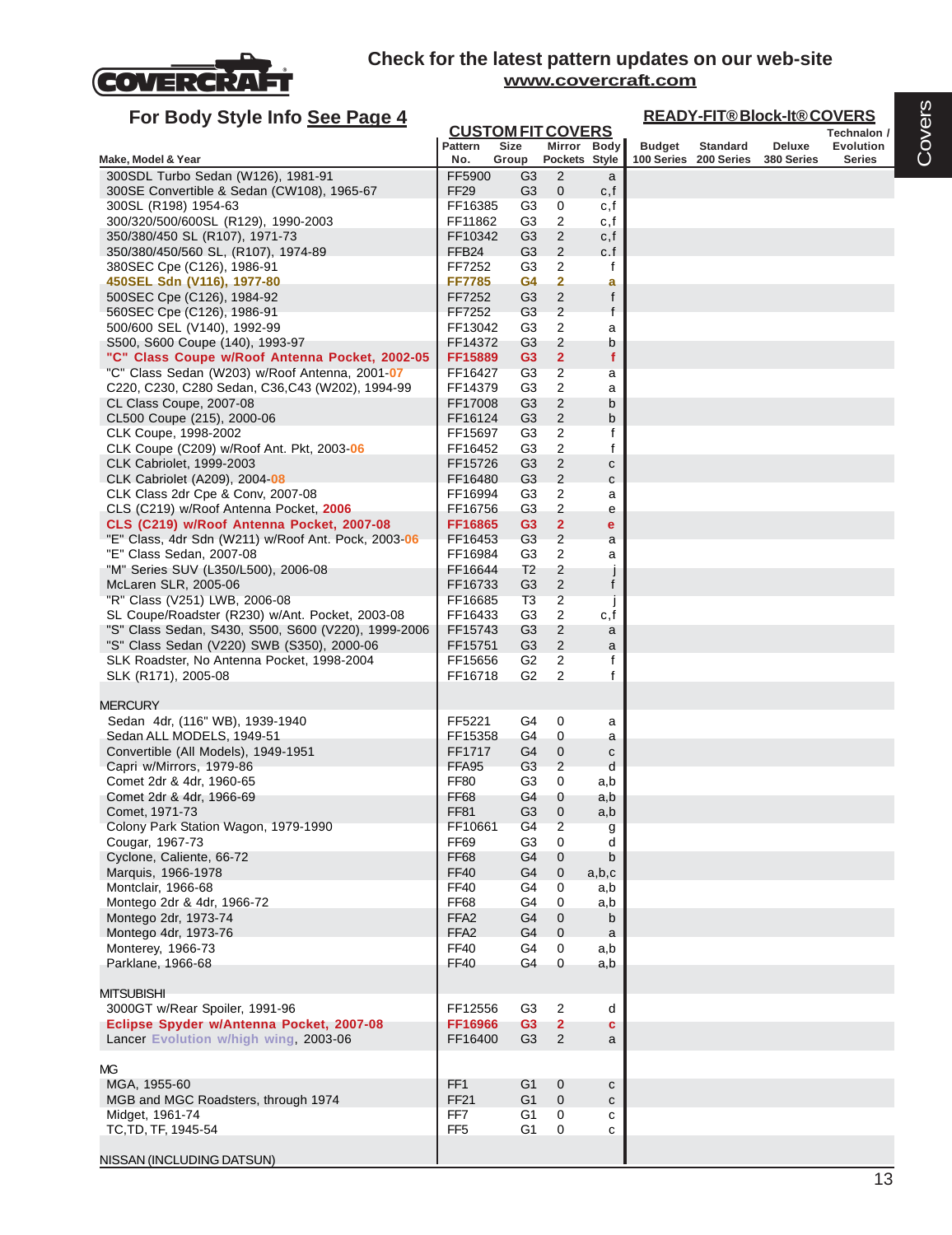COVERCRAFT

**Check for the latest pattern updates on our web-site**
**www.covercraft.com**

## For Body Style Info See Page 4

| Make, Model & Year | CUSTOM FIT COVERS Pattern No. | Size Group | Mirror Pockets | Body Style | READY-FIT® Block-It® COVERS Budget 100 Series | Standard 200 Series | Deluxe 380 Series | Technalon / Evolution Series |
|---|---|---|---|---|---|---|---|---|
| 300SDL Turbo Sedan (W126), 1981-91 | FF5900 | G3 | 2 | a | | | | |
| 300SE Convertible & Sedan (CW108), 1965-67 | FF29 | G3 | 0 | c,f | | | | |
| 300SL (R198) 1954-63 | FF16385 | G3 | 0 | c,f | | | | |
| 300/320/500/600SL (R129), 1990-2003 | FF11862 | G3 | 2 | c,f | | | | |
| 350/380/450 SL (R107), 1971-73 | FF10342 | G3 | 2 | c,f | | | | |
| 350/380/450/560 SL, (R107), 1974-89 | FFB24 | G3 | 2 | c.f | | | | |
| 380SEC Cpe (C126), 1986-91 | FF7252 | G3 | 2 | f | | | | |
| **450SEL Sdn (V116), 1977-80** | **FF7785** | **G4** | **2** | **a** | | | | |
| 500SEC Cpe (C126), 1984-92 | FF7252 | G3 | 2 | f | | | | |
| 560SEC Cpe (C126), 1986-91 | FF7252 | G3 | 2 | f | | | | |
| 500/600 SEL (V140), 1992-99 | FF13042 | G3 | 2 | a | | | | |
| S500, S600 Coupe (140), 1993-97 | FF14372 | G3 | 2 | b | | | | |
| **"C" Class Coupe w/Roof Antenna Pocket, 2002-05** | **FF15889** | **G3** | **2** | **f** | | | | |
| "C" Class Sedan (W203) w/Roof Antenna, 2001-07 | FF16427 | G3 | 2 | a | | | | |
| C220, C230, C280 Sedan, C36,C43 (W202), 1994-99 | FF14379 | G3 | 2 | a | | | | |
| CL Class Coupe, 2007-08 | FF17008 | G3 | 2 | b | | | | |
| CL500 Coupe (215), 2000-06 | FF16124 | G3 | 2 | b | | | | |
| CLK Coupe, 1998-2002 | FF15697 | G3 | 2 | f | | | | |
| CLK Coupe (C209) w/Roof Ant. Pkt, 2003-06 | FF16452 | G3 | 2 | f | | | | |
| CLK Cabriolet, 1999-2003 | FF15726 | G3 | 2 | c | | | | |
| CLK Cabriolet (A209), 2004-08 | FF16480 | G3 | 2 | c | | | | |
| CLK Class 2dr Cpe & Conv, 2007-08 | FF16994 | G3 | 2 | a | | | | |
| CLS (C219) w/Roof Antenna Pocket, 2006 | FF16756 | G3 | 2 | e | | | | |
| **CLS (C219) w/Roof Antenna Pocket, 2007-08** | **FF16865** | **G3** | **2** | **e** | | | | |
| "E" Class, 4dr Sdn (W211) w/Roof Ant. Pock, 2003-06 | FF16453 | G3 | 2 | a | | | | |
| "E" Class Sedan, 2007-08 | FF16984 | G3 | 2 | a | | | | |
| "M" Series SUV (L350/L500), 2006-08 | FF16644 | T2 | 2 | j | | | | |
| McLaren SLR, 2005-06 | FF16733 | G3 | 2 | f | | | | |
| "R" Class (V251) LWB, 2006-08 | FF16685 | T3 | 2 | j | | | | |
| SL Coupe/Roadster (R230) w/Ant. Pocket, 2003-08 | FF16433 | G3 | 2 | c,f | | | | |
| "S" Class Sedan, S430, S500, S600 (V220), 1999-2006 | FF15743 | G3 | 2 | a | | | | |
| "S" Class Sedan (V220) SWB (S350), 2000-06 | FF15751 | G3 | 2 | a | | | | |
| SLK Roadster, No Antenna Pocket, 1998-2004 | FF15656 | G2 | 2 | f | | | | |
| SLK (R171), 2005-08 | FF16718 | G2 | 2 | f | | | | |
| MERCURY | | | | | | | | |
| Sedan 4dr, (116" WB), 1939-1940 | FF5221 | G4 | 0 | a | | | | |
| Sedan ALL MODELS, 1949-51 | FF15358 | G4 | 0 | a | | | | |
| Convertible (All Models), 1949-1951 | FF1717 | G4 | 0 | c | | | | |
| Capri w/Mirrors, 1979-86 | FFA95 | G3 | 2 | d | | | | |
| Comet 2dr & 4dr, 1960-65 | FF80 | G3 | 0 | a,b | | | | |
| Comet 2dr & 4dr, 1966-69 | FF68 | G4 | 0 | a,b | | | | |
| Comet, 1971-73 | FF81 | G3 | 0 | a,b | | | | |
| Colony Park Station Wagon, 1979-1990 | FF10661 | G4 | 2 | g | | | | |
| Cougar, 1967-73 | FF69 | G3 | 0 | d | | | | |
| Cyclone, Caliente, 66-72 | FF68 | G4 | 0 | b | | | | |
| Marquis, 1966-1978 | FF40 | G4 | 0 | a,b,c | | | | |
| Montclair, 1966-68 | FF40 | G4 | 0 | a,b | | | | |
| Montego 2dr & 4dr, 1966-72 | FF68 | G4 | 0 | a,b | | | | |
| Montego 2dr, 1973-74 | FFA2 | G4 | 0 | b | | | | |
| Montego 4dr, 1973-76 | FFA2 | G4 | 0 | a | | | | |
| Monterey, 1966-73 | FF40 | G4 | 0 | a,b | | | | |
| Parklane, 1966-68 | FF40 | G4 | 0 | a,b | | | | |
| MITSUBISHI | | | | | | | | |
| 3000GT w/Rear Spoiler, 1991-96 | FF12556 | G3 | 2 | d | | | | |
| **Eclipse Spyder w/Antenna Pocket, 2007-08** | **FF16966** | **G3** | **2** | **c** | | | | |
| Lancer Evolution w/high wing, 2003-06 | FF16400 | G3 | 2 | a | | | | |
| MG | | | | | | | | |
| MGA, 1955-60 | FF1 | G1 | 0 | c | | | | |
| MGB and MGC Roadsters, through 1974 | FF21 | G1 | 0 | c | | | | |
| Midget, 1961-74 | FF7 | G1 | 0 | c | | | | |
| TC,TD, TF, 1945-54 | FF5 | G1 | 0 | c | | | | |
| NISSAN (INCLUDING DATSUN) | | | | | | | | |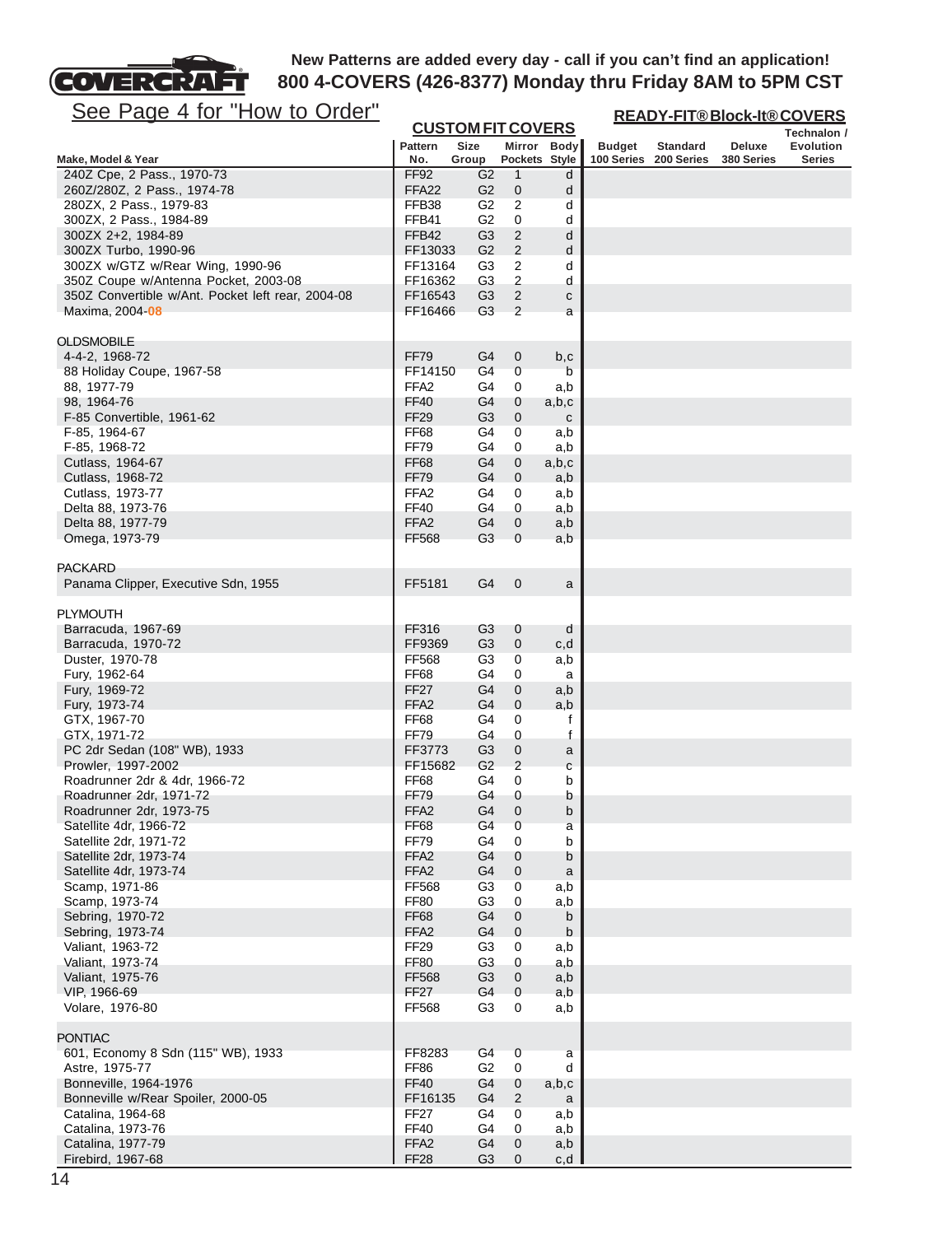New Patterns are added every day - call if you can't find an application!
**800 4-COVERS (426-8377) Monday thru Friday 8AM to 5PM CST**

See Page 4 for "How to Order"

| | CUSTOM FIT COVERS | | | | READY-FIT® Block-It® COVERS | | | |
|---|---|---|---|---|---|---|---|---|
| Make, Model & Year | Pattern No. | Size Group | Mirror Pockets | Body Style | Budget 100 Series | Standard 200 Series | Deluxe 380 Series | Technalon / Evolution Series |
| 240Z Cpe, 2 Pass., 1970-73 | FF92 | G2 | 1 | d | | | | |
| 260Z/280Z, 2 Pass., 1974-78 | FFA22 | G2 | 0 | d | | | | |
| 280ZX, 2 Pass., 1979-83 | FFB38 | G2 | 2 | d | | | | |
| 300ZX, 2 Pass., 1984-89 | FFB41 | G2 | 0 | d | | | | |
| 300ZX 2+2, 1984-89 | FFB42 | G3 | 2 | d | | | | |
| 300ZX Turbo, 1990-96 | FF13033 | G2 | 2 | d | | | | |
| 300ZX w/GTZ w/Rear Wing, 1990-96 | FF13164 | G3 | 2 | d | | | | |
| 350Z Coupe w/Antenna Pocket, 2003-08 | FF16362 | G3 | 2 | d | | | | |
| 350Z Convertible w/Ant. Pocket left rear, 2004-08 | FF16543 | G3 | 2 | c | | | | |
| Maxima, 2004-08 | FF16466 | G3 | 2 | a | | | | |
| OLDSMOBILE | | | | | | | | |
| 4-4-2, 1968-72 | FF79 | G4 | 0 | b,c | | | | |
| 88 Holiday Coupe, 1967-58 | FF14150 | G4 | 0 | b | | | | |
| 88, 1977-79 | FFA2 | G4 | 0 | a,b | | | | |
| 98, 1964-76 | FF40 | G4 | 0 | a,b,c | | | | |
| F-85 Convertible, 1961-62 | FF29 | G3 | 0 | c | | | | |
| F-85, 1964-67 | FF68 | G4 | 0 | a,b | | | | |
| F-85, 1968-72 | FF79 | G4 | 0 | a,b | | | | |
| Cutlass, 1964-67 | FF68 | G4 | 0 | a,b,c | | | | |
| Cutlass, 1968-72 | FF79 | G4 | 0 | a,b | | | | |
| Cutlass, 1973-77 | FFA2 | G4 | 0 | a,b | | | | |
| Delta 88, 1973-76 | FF40 | G4 | 0 | a,b | | | | |
| Delta 88, 1977-79 | FFA2 | G4 | 0 | a,b | | | | |
| Omega, 1973-79 | FF568 | G3 | 0 | a,b | | | | |
| PACKARD | | | | | | | | |
| Panama Clipper, Executive Sdn, 1955 | FF5181 | G4 | 0 | a | | | | |
| PLYMOUTH | | | | | | | | |
| Barracuda, 1967-69 | FF316 | G3 | 0 | d | | | | |
| Barracuda, 1970-72 | FF9369 | G3 | 0 | c,d | | | | |
| Duster, 1970-78 | FF568 | G3 | 0 | a,b | | | | |
| Fury, 1962-64 | FF68 | G4 | 0 | a | | | | |
| Fury, 1969-72 | FF27 | G4 | 0 | a,b | | | | |
| Fury, 1973-74 | FFA2 | G4 | 0 | a,b | | | | |
| GTX, 1967-70 | FF68 | G4 | 0 | f | | | | |
| GTX, 1971-72 | FF79 | G4 | 0 | f | | | | |
| PC 2dr Sedan (108" WB), 1933 | FF3773 | G3 | 0 | a | | | | |
| Prowler, 1997-2002 | FF15682 | G2 | 2 | c | | | | |
| Roadrunner 2dr & 4dr, 1966-72 | FF68 | G4 | 0 | b | | | | |
| Roadrunner 2dr, 1971-72 | FF79 | G4 | 0 | b | | | | |
| Roadrunner 2dr, 1973-75 | FFA2 | G4 | 0 | b | | | | |
| Satellite 4dr, 1966-72 | FF68 | G4 | 0 | a | | | | |
| Satellite 2dr, 1971-72 | FF79 | G4 | 0 | b | | | | |
| Satellite 2dr, 1973-74 | FFA2 | G4 | 0 | b | | | | |
| Satellite 4dr, 1973-74 | FFA2 | G4 | 0 | a | | | | |
| Scamp, 1971-86 | FF568 | G3 | 0 | a,b | | | | |
| Scamp, 1973-74 | FF80 | G3 | 0 | a,b | | | | |
| Sebring, 1970-72 | FF68 | G4 | 0 | b | | | | |
| Sebring, 1973-74 | FFA2 | G4 | 0 | b | | | | |
| Valiant, 1963-72 | FF29 | G3 | 0 | a,b | | | | |
| Valiant, 1973-74 | FF80 | G3 | 0 | a,b | | | | |
| Valiant, 1975-76 | FF568 | G3 | 0 | a,b | | | | |
| VIP, 1966-69 | FF27 | G4 | 0 | a,b | | | | |
| Volare, 1976-80 | FF568 | G3 | 0 | a,b | | | | |
| PONTIAC | | | | | | | | |
| 601, Economy 8 Sdn (115" WB), 1933 | FF8283 | G4 | 0 | a | | | | |
| Astre, 1975-77 | FF86 | G2 | 0 | d | | | | |
| Bonneville, 1964-1976 | FF40 | G4 | 0 | a,b,c | | | | |
| Bonneville w/Rear Spoiler, 2000-05 | FF16135 | G4 | 2 | a | | | | |
| Catalina, 1964-68 | FF27 | G4 | 0 | a,b | | | | |
| Catalina, 1973-76 | FF40 | G4 | 0 | a,b | | | | |
| Catalina, 1977-79 | FFA2 | G4 | 0 | a,b | | | | |
| Firebird, 1967-68 | FF28 | G3 | 0 | c,d | | | | |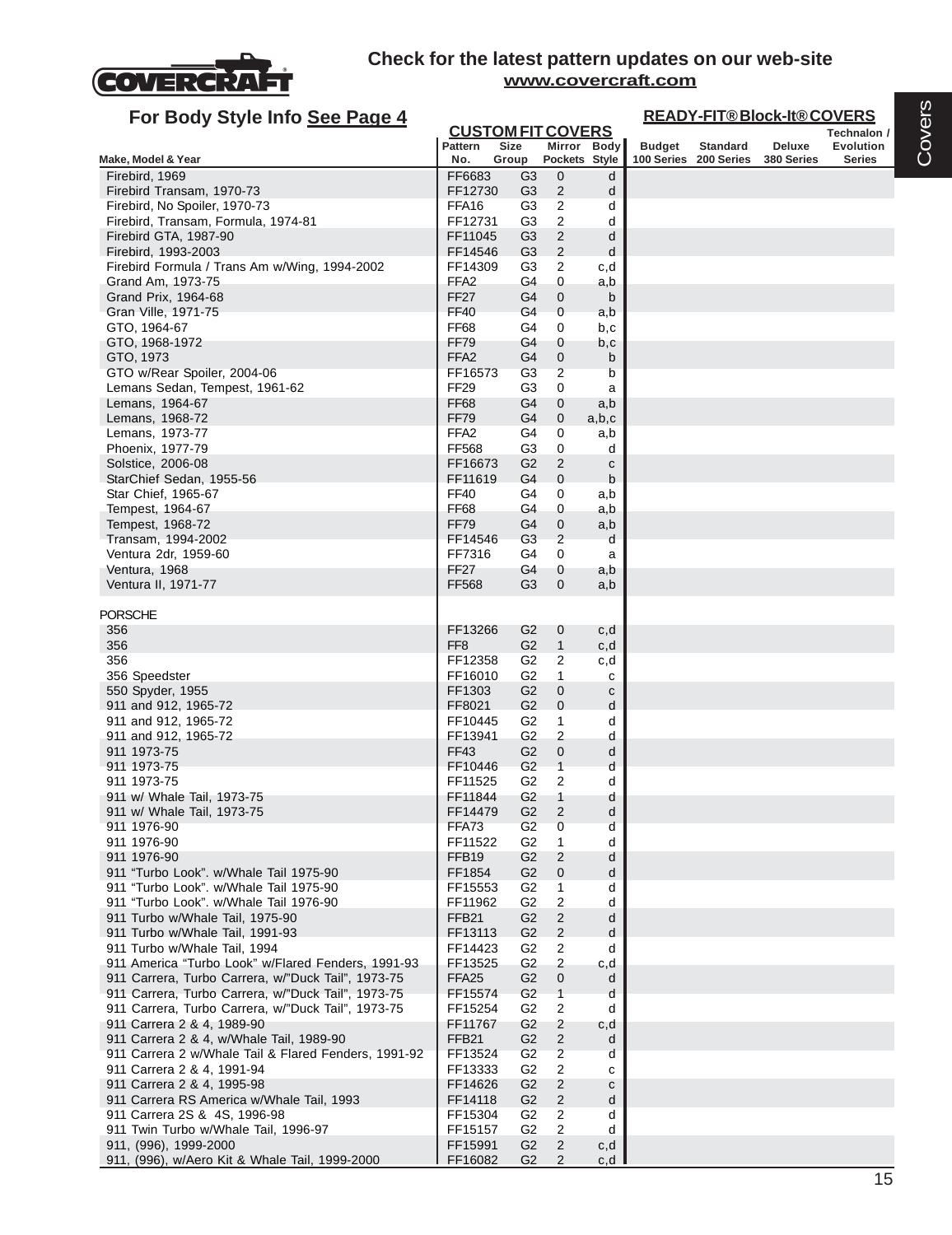**Check for the latest pattern updates on our web-site**
**www.covercraft.com**

## For Body Style Info See Page 4

| Make, Model & Year | CUSTOM FIT COVERS Pattern No. | Size Group | Mirror Pockets | Body Style | READY-FIT® Block-It® COVERS Budget 100 Series | Standard 200 Series | Deluxe 380 Series | Technalon / Evolution Series |
|---|---|---|---|---|---|---|---|---|
| Firebird, 1969 | FF6683 | G3 | 0 | d | | | | |
| Firebird Transam, 1970-73 | FF12730 | G3 | 2 | d | | | | |
| Firebird, No Spoiler, 1970-73 | FFA16 | G3 | 2 | d | | | | |
| Firebird, Transam, Formula, 1974-81 | FF12731 | G3 | 2 | d | | | | |
| Firebird GTA, 1987-90 | FF11045 | G3 | 2 | d | | | | |
| Firebird, 1993-2003 | FF14546 | G3 | 2 | d | | | | |
| Firebird Formula / Trans Am w/Wing, 1994-2002 | FF14309 | G3 | 2 | c,d | | | | |
| Grand Am, 1973-75 | FFA2 | G4 | 0 | a,b | | | | |
| Grand Prix, 1964-68 | FF27 | G4 | 0 | b | | | | |
| Gran Ville, 1971-75 | FF40 | G4 | 0 | a,b | | | | |
| GTO, 1964-67 | FF68 | G4 | 0 | b,c | | | | |
| GTO, 1968-1972 | FF79 | G4 | 0 | b,c | | | | |
| GTO, 1973 | FFA2 | G4 | 0 | b | | | | |
| GTO w/Rear Spoiler, 2004-06 | FF16573 | G3 | 2 | b | | | | |
| Lemans Sedan, Tempest, 1961-62 | FF29 | G3 | 0 | a | | | | |
| Lemans, 1964-67 | FF68 | G4 | 0 | a,b | | | | |
| Lemans, 1968-72 | FF79 | G4 | 0 | a,b,c | | | | |
| Lemans, 1973-77 | FFA2 | G4 | 0 | a,b | | | | |
| Phoenix, 1977-79 | FF568 | G3 | 0 | d | | | | |
| Solstice, 2006-08 | FF16673 | G2 | 2 | c | | | | |
| StarChief Sedan, 1955-56 | FF11619 | G4 | 0 | b | | | | |
| Star Chief, 1965-67 | FF40 | G4 | 0 | a,b | | | | |
| Tempest, 1964-67 | FF68 | G4 | 0 | a,b | | | | |
| Tempest, 1968-72 | FF79 | G4 | 0 | a,b | | | | |
| Transam, 1994-2002 | FF14546 | G3 | 2 | d | | | | |
| Ventura 2dr, 1959-60 | FF7316 | G4 | 0 | a | | | | |
| Ventura, 1968 | FF27 | G4 | 0 | a,b | | | | |
| Ventura II, 1971-77 | FF568 | G3 | 0 | a,b | | | | |
| **PORSCHE** | | | | | | | | |
| 356 | FF13266 | G2 | 0 | c,d | | | | |
| 356 | FF8 | G2 | 1 | c,d | | | | |
| 356 | FF12358 | G2 | 2 | c,d | | | | |
| 356 Speedster | FF16010 | G2 | 1 | c | | | | |
| 550 Spyder, 1955 | FF1303 | G2 | 0 | c | | | | |
| 911 and 912, 1965-72 | FF8021 | G2 | 0 | d | | | | |
| 911 and 912, 1965-72 | FF10445 | G2 | 1 | d | | | | |
| 911 and 912, 1965-72 | FF13941 | G2 | 2 | d | | | | |
| 911 1973-75 | FF43 | G2 | 0 | d | | | | |
| 911 1973-75 | FF10446 | G2 | 1 | d | | | | |
| 911 1973-75 | FF11525 | G2 | 2 | d | | | | |
| 911 w/ Whale Tail, 1973-75 | FF11844 | G2 | 1 | d | | | | |
| 911 w/ Whale Tail, 1973-75 | FF14479 | G2 | 2 | d | | | | |
| 911 1976-90 | FFA73 | G2 | 0 | d | | | | |
| 911 1976-90 | FF11522 | G2 | 1 | d | | | | |
| 911 1976-90 | FFB19 | G2 | 2 | d | | | | |
| 911 "Turbo Look". w/Whale Tail 1975-90 | FF1854 | G2 | 0 | d | | | | |
| 911 "Turbo Look". w/Whale Tail 1975-90 | FF15553 | G2 | 1 | d | | | | |
| 911 "Turbo Look". w/Whale Tail 1976-90 | FF11962 | G2 | 2 | d | | | | |
| 911 Turbo w/Whale Tail, 1975-90 | FFB21 | G2 | 2 | d | | | | |
| 911 Turbo w/Whale Tail, 1991-93 | FF13113 | G2 | 2 | d | | | | |
| 911 Turbo w/Whale Tail, 1994 | FF14423 | G2 | 2 | d | | | | |
| 911 America "Turbo Look" w/Flared Fenders, 1991-93 | FF13525 | G2 | 2 | c,d | | | | |
| 911 Carrera, Turbo Carrera, w/"Duck Tail", 1973-75 | FFA25 | G2 | 0 | d | | | | |
| 911 Carrera, Turbo Carrera, w/"Duck Tail", 1973-75 | FF15574 | G2 | 1 | d | | | | |
| 911 Carrera, Turbo Carrera, w/"Duck Tail", 1973-75 | FF15254 | G2 | 2 | d | | | | |
| 911 Carrera 2 & 4, 1989-90 | FF11767 | G2 | 2 | c,d | | | | |
| 911 Carrera 2 & 4, w/Whale Tail, 1989-90 | FFB21 | G2 | 2 | d | | | | |
| 911 Carrera 2 w/Whale Tail & Flared Fenders, 1991-92 | FF13524 | G2 | 2 | d | | | | |
| 911 Carrera 2 & 4, 1991-94 | FF13333 | G2 | 2 | c | | | | |
| 911 Carrera 2 & 4, 1995-98 | FF14626 | G2 | 2 | c | | | | |
| 911 Carrera RS America w/Whale Tail, 1993 | FF14118 | G2 | 2 | d | | | | |
| 911 Carrera 2S & 4S, 1996-98 | FF15304 | G2 | 2 | d | | | | |
| 911 Twin Turbo w/Whale Tail, 1996-97 | FF15157 | G2 | 2 | d | | | | |
| 911, (996), 1999-2000 | FF15991 | G2 | 2 | c,d | | | | |
| 911, (996), w/Aero Kit & Whale Tail, 1999-2000 | FF16082 | G2 | 2 | c,d | | | | |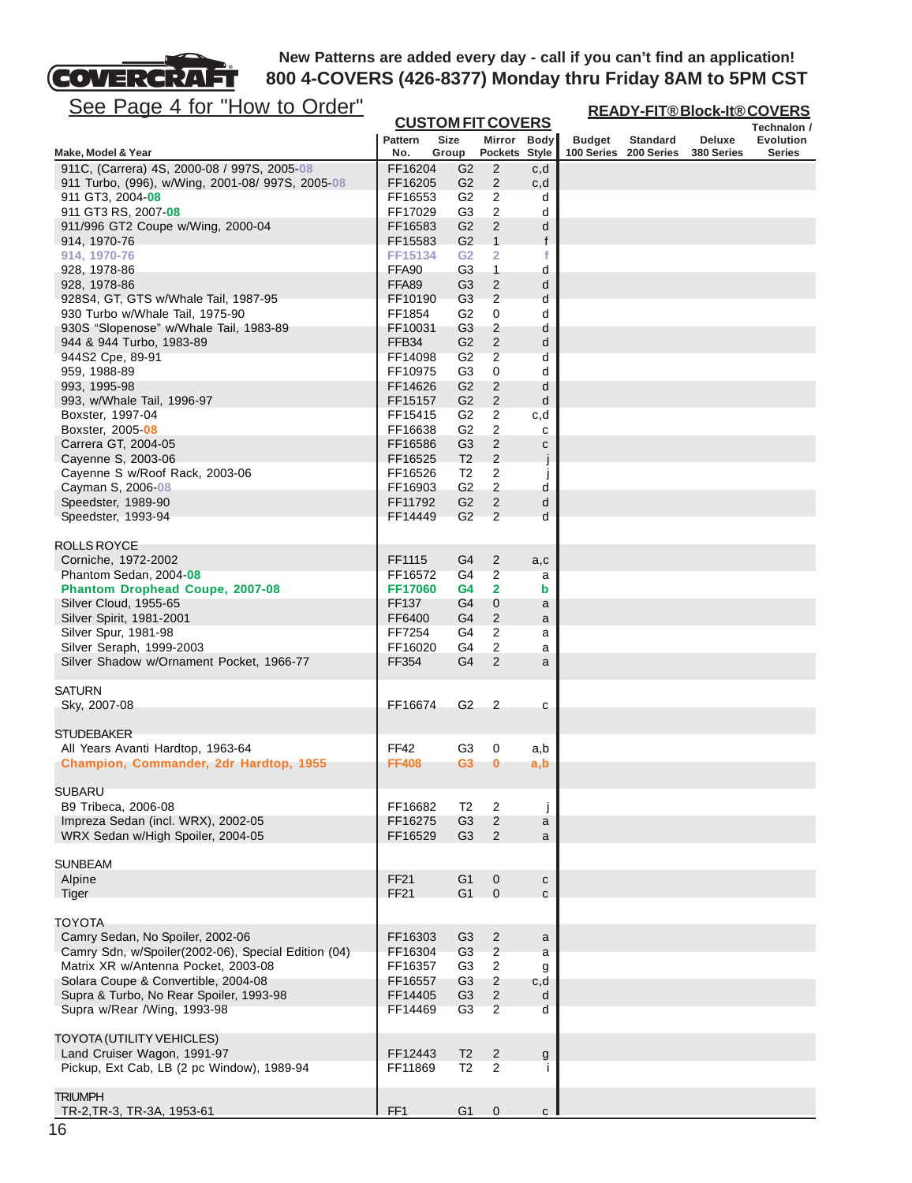**COVERCRAFT**

**New Patterns are added every day - call if you can't find an application!**
**800 4-COVERS (426-8377) Monday thru Friday 8AM to 5PM CST**

See Page 4 for "How to Order"

| | CUSTOM FIT COVERS | | | | READY-FIT® Block-It® COVERS | | | |
|---|---|---|---|---|---|---|---|---|
| Make, Model & Year | Pattern No. | Size Group | Mirror Pockets | Body Style | Budget 100 Series | Standard 200 Series | Deluxe 380 Series | Technalon / Evolution Series |
| 911C, (Carrera) 4S, 2000-08 / 997S, 2005-08 | FF16204 | G2 | 2 | c,d | | | | |
| 911 Turbo, (996), w/Wing, 2001-08/ 997S, 2005-08 | FF16205 | G2 | 2 | c,d | | | | |
| 911 GT3, 2004-08 | FF16553 | G2 | 2 | d | | | | |
| 911 GT3 RS, 2007-08 | FF17029 | G3 | 2 | d | | | | |
| 911/996 GT2 Coupe w/Wing, 2000-04 | FF16583 | G2 | 2 | d | | | | |
| 914, 1970-76 | FF15583 | G2 | 1 | f | | | | |
| 914, 1970-76 | FF15134 | G2 | 2 | f | | | | |
| 928, 1978-86 | FFA90 | G3 | 1 | d | | | | |
| 928, 1978-86 | FFA89 | G3 | 2 | d | | | | |
| 928S4, GT, GTS w/Whale Tail, 1987-95 | FF10190 | G3 | 2 | d | | | | |
| 930 Turbo w/Whale Tail, 1975-90 | FF1854 | G2 | 0 | d | | | | |
| 930S "Slopenose" w/Whale Tail, 1983-89 | FF10031 | G3 | 2 | d | | | | |
| 944 & 944 Turbo, 1983-89 | FFB34 | G2 | 2 | d | | | | |
| 944S2 Cpe, 89-91 | FF14098 | G2 | 2 | d | | | | |
| 959, 1988-89 | FF10975 | G3 | 0 | d | | | | |
| 993, 1995-98 | FF14626 | G2 | 2 | d | | | | |
| 993, w/Whale Tail, 1996-97 | FF15157 | G2 | 2 | d | | | | |
| Boxster, 1997-04 | FF15415 | G2 | 2 | c,d | | | | |
| Boxster, 2005-08 | FF16638 | G2 | 2 | c | | | | |
| Carrera GT, 2004-05 | FF16586 | G3 | 2 | c | | | | |
| Cayenne S, 2003-06 | FF16525 | T2 | 2 | j | | | | |
| Cayenne S w/Roof Rack, 2003-06 | FF16526 | T2 | 2 | j | | | | |
| Cayman S, 2006-08 | FF16903 | G2 | 2 | d | | | | |
| Speedster, 1989-90 | FF11792 | G2 | 2 | d | | | | |
| Speedster, 1993-94 | FF14449 | G2 | 2 | d | | | | |
| **ROLLS ROYCE** | | | | | | | | |
| Corniche, 1972-2002 | FF1115 | G4 | 2 | a,c | | | | |
| Phantom Sedan, 2004-08 | FF16572 | G4 | 2 | a | | | | |
| **Phantom Drophead Coupe, 2007-08** | **FF17060** | **G4** | **2** | **b** | | | | |
| Silver Cloud, 1955-65 | FF137 | G4 | 0 | a | | | | |
| Silver Spirit, 1981-2001 | FF6400 | G4 | 2 | a | | | | |
| Silver Spur, 1981-98 | FF7254 | G4 | 2 | a | | | | |
| Silver Seraph, 1999-2003 | FF16020 | G4 | 2 | a | | | | |
| Silver Shadow w/Ornament Pocket, 1966-77 | FF354 | G4 | 2 | a | | | | |
| **SATURN** | | | | | | | | |
| Sky, 2007-08 | FF16674 | G2 | 2 | c | | | | |
| **STUDEBAKER** | | | | | | | | |
| All Years Avanti Hardtop, 1963-64 | FF42 | G3 | 0 | a,b | | | | |
| **Champion, Commander, 2dr Hardtop, 1955** | **FF408** | **G3** | **0** | **a,b** | | | | |
| **SUBARU** | | | | | | | | |
| B9 Tribeca, 2006-08 | FF16682 | T2 | 2 | j | | | | |
| Impreza Sedan (incl. WRX), 2002-05 | FF16275 | G3 | 2 | a | | | | |
| WRX Sedan w/High Spoiler, 2004-05 | FF16529 | G3 | 2 | a | | | | |
| **SUNBEAM** | | | | | | | | |
| Alpine | FF21 | G1 | 0 | c | | | | |
| Tiger | FF21 | G1 | 0 | c | | | | |
| **TOYOTA** | | | | | | | | |
| Camry Sedan, No Spoiler, 2002-06 | FF16303 | G3 | 2 | a | | | | |
| Camry Sdn, w/Spoiler(2002-06), Special Edition (04) | FF16304 | G3 | 2 | a | | | | |
| Matrix XR w/Antenna Pocket, 2003-08 | FF16357 | G3 | 2 | g | | | | |
| Solara Coupe & Convertible, 2004-08 | FF16557 | G3 | 2 | c,d | | | | |
| Supra & Turbo, No Rear Spoiler, 1993-98 | FF14405 | G3 | 2 | d | | | | |
| Supra w/Rear /Wing, 1993-98 | FF14469 | G3 | 2 | d | | | | |
| **TOYOTA (UTILITY VEHICLES)** | | | | | | | | |
| Land Cruiser Wagon, 1991-97 | FF12443 | T2 | 2 | g | | | | |
| Pickup, Ext Cab, LB (2 pc Window), 1989-94 | FF11869 | T2 | 2 | i | | | | |
| **TRIUMPH** | | | | | | | | |
| TR-2,TR-3, TR-3A, 1953-61 | FF1 | G1 | 0 | c | | | | |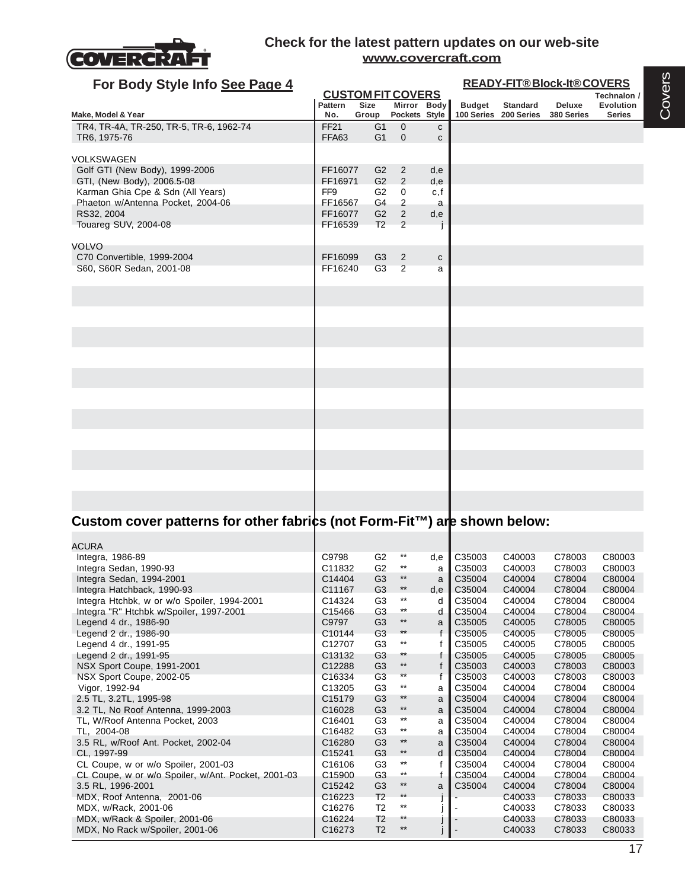Check for the latest pattern updates on our web-site
www.covercraft.com

For Body Style Info See Page 4

| Make, Model & Year | CUSTOM FIT COVERS Pattern No. | Size Group | Mirror Pockets | Body Style | READY-FIT® Block-It® COVERS Budget 100 Series | Standard 200 Series | Deluxe 380 Series | Technalon / Evolution Series |
|---|---|---|---|---|---|---|---|---|
| TR4, TR-4A, TR-250, TR-5, TR-6, 1962-74 | FF21 | G1 | 0 | c | | | | |
| TR6, 1975-76 | FFA63 | G1 | 0 | c | | | | |
| | | | | | | | | |
| VOLKSWAGEN | | | | | | | | |
| Golf GTI (New Body), 1999-2006 | FF16077 | G2 | 2 | d,e | | | | |
| GTI, (New Body), 2006.5-08 | FF16971 | G2 | 2 | d,e | | | | |
| Karman Ghia Cpe & Sdn (All Years) | FF9 | G2 | 0 | c,f | | | | |
| Phaeton w/Antenna Pocket, 2004-06 | FF16567 | G4 | 2 | a | | | | |
| RS32, 2004 | FF16077 | G2 | 2 | d,e | | | | |
| Touareg SUV, 2004-08 | FF16539 | T2 | 2 | j | | | | |
| | | | | | | | | |
| VOLVO | | | | | | | | |
| C70 Convertible, 1999-2004 | FF16099 | G3 | 2 | c | | | | |
| S60, S60R Sedan, 2001-08 | FF16240 | G3 | 2 | a | | | | |

## Custom cover patterns for other fabrics (not Form-Fit™) are shown below:

| Make, Model & Year | Pattern No. | Size Group | Mirror Pockets | Body Style | Budget 100 Series | Standard 200 Series | Deluxe 380 Series | Technalon / Evolution Series |
|---|---|---|---|---|---|---|---|---|
| ACURA | | | | | | | | |
| Integra, 1986-89 | C9798 | G2 | ** | d,e | C35003 | C40003 | C78003 | C80003 |
| Integra Sedan, 1990-93 | C11832 | G2 | ** | a | C35003 | C40003 | C78003 | C80003 |
| Integra Sedan, 1994-2001 | C14404 | G3 | ** | a | C35004 | C40004 | C78004 | C80004 |
| Integra Hatchback, 1990-93 | C11167 | G3 | ** | d,e | C35004 | C40004 | C78004 | C80004 |
| Integra Htchbk, w or w/o Spoiler, 1994-2001 | C14324 | G3 | ** | d | C35004 | C40004 | C78004 | C80004 |
| Integra "R" Htchbk w/Spoiler, 1997-2001 | C15466 | G3 | ** | d | C35004 | C40004 | C78004 | C80004 |
| Legend 4 dr., 1986-90 | C9797 | G3 | ** | a | C35005 | C40005 | C78005 | C80005 |
| Legend 2 dr., 1986-90 | C10144 | G3 | ** | f | C35005 | C40005 | C78005 | C80005 |
| Legend 4 dr., 1991-95 | C12707 | G3 | ** | f | C35005 | C40005 | C78005 | C80005 |
| Legend 2 dr., 1991-95 | C13132 | G3 | ** | f | C35005 | C40005 | C78005 | C80005 |
| NSX Sport Coupe, 1991-2001 | C12288 | G3 | ** | f | C35003 | C40003 | C78003 | C80003 |
| NSX Sport Coupe, 2002-05 | C16334 | G3 | ** | f | C35003 | C40003 | C78003 | C80003 |
| Vigor, 1992-94 | C13205 | G3 | ** | a | C35004 | C40004 | C78004 | C80004 |
| 2.5 TL, 3.2TL, 1995-98 | C15179 | G3 | ** | a | C35004 | C40004 | C78004 | C80004 |
| 3.2 TL, No Roof Antenna, 1999-2003 | C16028 | G3 | ** | a | C35004 | C40004 | C78004 | C80004 |
| TL, W/Roof Antenna Pocket, 2003 | C16401 | G3 | ** | a | C35004 | C40004 | C78004 | C80004 |
| TL, 2004-08 | C16482 | G3 | ** | a | C35004 | C40004 | C78004 | C80004 |
| 3.5 RL, w/Roof Ant. Pocket, 2002-04 | C16280 | G3 | ** | a | C35004 | C40004 | C78004 | C80004 |
| CL, 1997-99 | C15241 | G3 | ** | d | C35004 | C40004 | C78004 | C80004 |
| CL Coupe, w or w/o Spoiler, 2001-03 | C16106 | G3 | ** | f | C35004 | C40004 | C78004 | C80004 |
| CL Coupe, w or w/o Spoiler, w/Ant. Pocket, 2001-03 | C15900 | G3 | ** | f | C35004 | C40004 | C78004 | C80004 |
| 3.5 RL, 1996-2001 | C15242 | G3 | ** | a | C35004 | C40004 | C78004 | C80004 |
| MDX, Roof Antenna, 2001-06 | C16223 | T2 | ** | j | - | C40033 | C78033 | C80033 |
| MDX, w/Rack, 2001-06 | C16276 | T2 | ** | j | - | C40033 | C78033 | C80033 |
| MDX, w/Rack & Spoiler, 2001-06 | C16224 | T2 | ** | j | - | C40033 | C78033 | C80033 |
| MDX, No Rack w/Spoiler, 2001-06 | C16273 | T2 | ** | j | - | C40033 | C78033 | C80033 |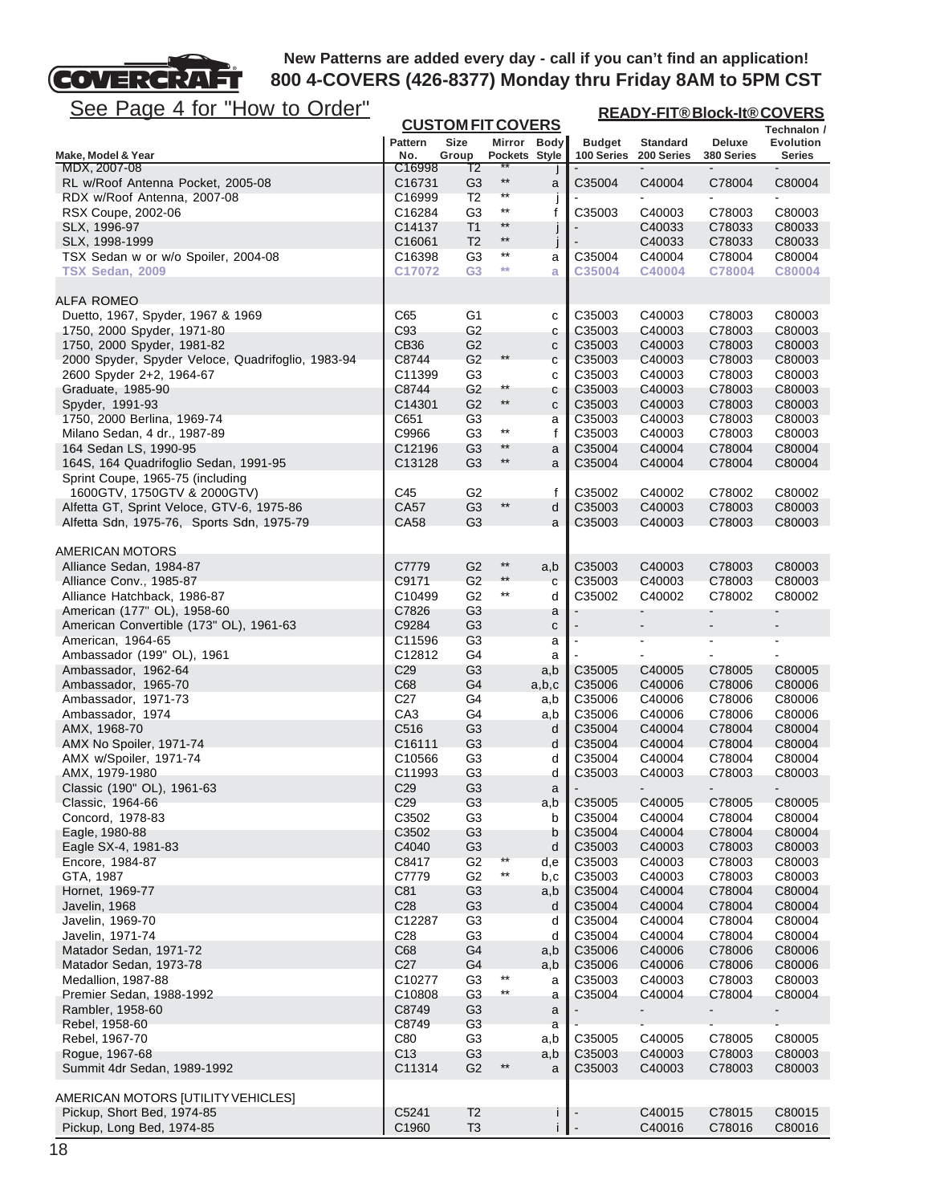New Patterns are added every day - call if you can't find an application!
800 4-COVERS (426-8377) Monday thru Friday 8AM to 5PM CST

See Page 4 for "How to Order"

| Make, Model & Year | CUSTOM FIT COVERS Pattern No. | Size Group | Mirror Pockets | Body Style | READY-FIT® Block-It® COVERS Budget 100 Series | Standard 200 Series | Deluxe 380 Series | Technalon / Evolution Series |
|---|---|---|---|---|---|---|---|---|
| MDX, 2007-08 | C16998 | T2 | ** | j | - | - | - | - |
| RL w/Roof Antenna Pocket, 2005-08 | C16731 | G3 | ** | a | C35004 | C40004 | C78004 | C80004 |
| RDX w/Roof Antenna, 2007-08 | C16999 | T2 | ** | j | - | - | - | - |
| RSX Coupe, 2002-06 | C16284 | G3 | ** | f | C35003 | C40003 | C78003 | C80003 |
| SLX, 1996-97 | C14137 | T1 | ** | j | - | C40033 | C78033 | C80033 |
| SLX, 1998-1999 | C16061 | T2 | ** | j | - | C40033 | C78033 | C80033 |
| TSX Sedan w or w/o Spoiler, 2004-08 | C16398 | G3 | ** | a | C35004 | C40004 | C78004 | C80004 |
| TSX Sedan, 2009 | C17072 | G3 | ** | a | C35004 | C40004 | C78004 | C80004 |
| ALFA ROMEO | | | | | | | | |
| Duetto, 1967, Spyder, 1967 & 1969 | C65 | G1 | | c | C35003 | C40003 | C78003 | C80003 |
| 1750, 2000 Spyder, 1971-80 | C93 | G2 | | c | C35003 | C40003 | C78003 | C80003 |
| 1750, 2000 Spyder, 1981-82 | CB36 | G2 | | c | C35003 | C40003 | C78003 | C80003 |
| 2000 Spyder, Spyder Veloce, Quadrifoglio, 1983-94 | C8744 | G2 | ** | c | C35003 | C40003 | C78003 | C80003 |
| 2600 Spyder 2+2, 1964-67 | C11399 | G3 | | c | C35003 | C40003 | C78003 | C80003 |
| Graduate, 1985-90 | C8744 | G2 | ** | c | C35003 | C40003 | C78003 | C80003 |
| Spyder, 1991-93 | C14301 | G2 | ** | c | C35003 | C40003 | C78003 | C80003 |
| 1750, 2000 Berlina, 1969-74 | C651 | G3 | | a | C35003 | C40003 | C78003 | C80003 |
| Milano Sedan, 4 dr., 1987-89 | C9966 | G3 | ** | f | C35003 | C40003 | C78003 | C80003 |
| 164 Sedan LS, 1990-95 | C12196 | G3 | ** | a | C35004 | C40004 | C78004 | C80004 |
| 164S, 164 Quadrifoglio Sedan, 1991-95 | C13128 | G3 | ** | a | C35004 | C40004 | C78004 | C80004 |
| Sprint Coupe, 1965-75 (including 1600GTV, 1750GTV & 2000GTV) | C45 | G2 | | f | C35002 | C40002 | C78002 | C80002 |
| Alfetta GT, Sprint Veloce, GTV-6, 1975-86 | CA57 | G3 | ** | d | C35003 | C40003 | C78003 | C80003 |
| Alfetta Sdn, 1975-76, Sports Sdn, 1975-79 | CA58 | G3 | | a | C35003 | C40003 | C78003 | C80003 |
| AMERICAN MOTORS | | | | | | | | |
| Alliance Sedan, 1984-87 | C7779 | G2 | ** | a,b | C35003 | C40003 | C78003 | C80003 |
| Alliance Conv., 1985-87 | C9171 | G2 | ** | c | C35003 | C40003 | C78003 | C80003 |
| Alliance Hatchback, 1986-87 | C10499 | G2 | ** | d | C35002 | C40002 | C78002 | C80002 |
| American (177" OL), 1958-60 | C7826 | G3 | | a | - | - | - | - |
| American Convertible (173" OL), 1961-63 | C9284 | G3 | | c | - | - | - | - |
| American, 1964-65 | C11596 | G3 | | a | - | - | - | - |
| Ambassador (199" OL), 1961 | C12812 | G4 | | a | - | - | - | - |
| Ambassador, 1962-64 | C29 | G3 | | a,b | C35005 | C40005 | C78005 | C80005 |
| Ambassador, 1965-70 | C68 | G4 | | a,b,c | C35006 | C40006 | C78006 | C80006 |
| Ambassador, 1971-73 | C27 | G4 | | a,b | C35006 | C40006 | C78006 | C80006 |
| Ambassador, 1974 | CA3 | G4 | | a,b | C35006 | C40006 | C78006 | C80006 |
| AMX, 1968-70 | C516 | G3 | | d | C35004 | C40004 | C78004 | C80004 |
| AMX No Spoiler, 1971-74 | C16111 | G3 | | d | C35004 | C40004 | C78004 | C80004 |
| AMX w/Spoiler, 1971-74 | C10566 | G3 | | d | C35004 | C40004 | C78004 | C80004 |
| AMX, 1979-1980 | C11993 | G3 | | d | C35003 | C40003 | C78003 | C80003 |
| Classic (190" OL), 1961-63 | C29 | G3 | | a | - | - | - | - |
| Classic, 1964-66 | C29 | G3 | | a,b | C35005 | C40005 | C78005 | C80005 |
| Concord, 1978-83 | C3502 | G3 | | b | C35004 | C40004 | C78004 | C80004 |
| Eagle, 1980-88 | C3502 | G3 | | b | C35004 | C40004 | C78004 | C80004 |
| Eagle SX-4, 1981-83 | C4040 | G3 | | d | C35003 | C40003 | C78003 | C80003 |
| Encore, 1984-87 | C8417 | G2 | ** | d,e | C35003 | C40003 | C78003 | C80003 |
| GTA, 1987 | C7779 | G2 | ** | b,c | C35003 | C40003 | C78003 | C80003 |
| Hornet, 1969-77 | C81 | G3 | | a,b | C35004 | C40004 | C78004 | C80004 |
| Javelin, 1968 | C28 | G3 | | d | C35004 | C40004 | C78004 | C80004 |
| Javelin, 1969-70 | C12287 | G3 | | d | C35004 | C40004 | C78004 | C80004 |
| Javelin, 1971-74 | C28 | G3 | | d | C35004 | C40004 | C78004 | C80004 |
| Matador Sedan, 1971-72 | C68 | G4 | | a,b | C35006 | C40006 | C78006 | C80006 |
| Matador Sedan, 1973-78 | C27 | G4 | | a,b | C35006 | C40006 | C78006 | C80006 |
| Medallion, 1987-88 | C10277 | G3 | ** | a | C35003 | C40003 | C78003 | C80003 |
| Premier Sedan, 1988-1992 | C10808 | G3 | ** | a | C35004 | C40004 | C78004 | C80004 |
| Rambler, 1958-60 | C8749 | G3 | | a | - | - | - | - |
| Rebel, 1958-60 | C8749 | G3 | | a | - | - | - | - |
| Rebel, 1967-70 | C80 | G3 | | a,b | C35005 | C40005 | C78005 | C80005 |
| Rogue, 1967-68 | C13 | G3 | | a,b | C35003 | C40003 | C78003 | C80003 |
| Summit 4dr Sedan, 1989-1992 | C11314 | G2 | ** | a | C35003 | C40003 | C78003 | C80003 |
| AMERICAN MOTORS [UTILITY VEHICLES] | | | | | | | | |
| Pickup, Short Bed, 1974-85 | C5241 | T2 | | i | - | C40015 | C78015 | C80015 |
| Pickup, Long Bed, 1974-85 | C1960 | T3 | | i | - | C40016 | C78016 | C80016 |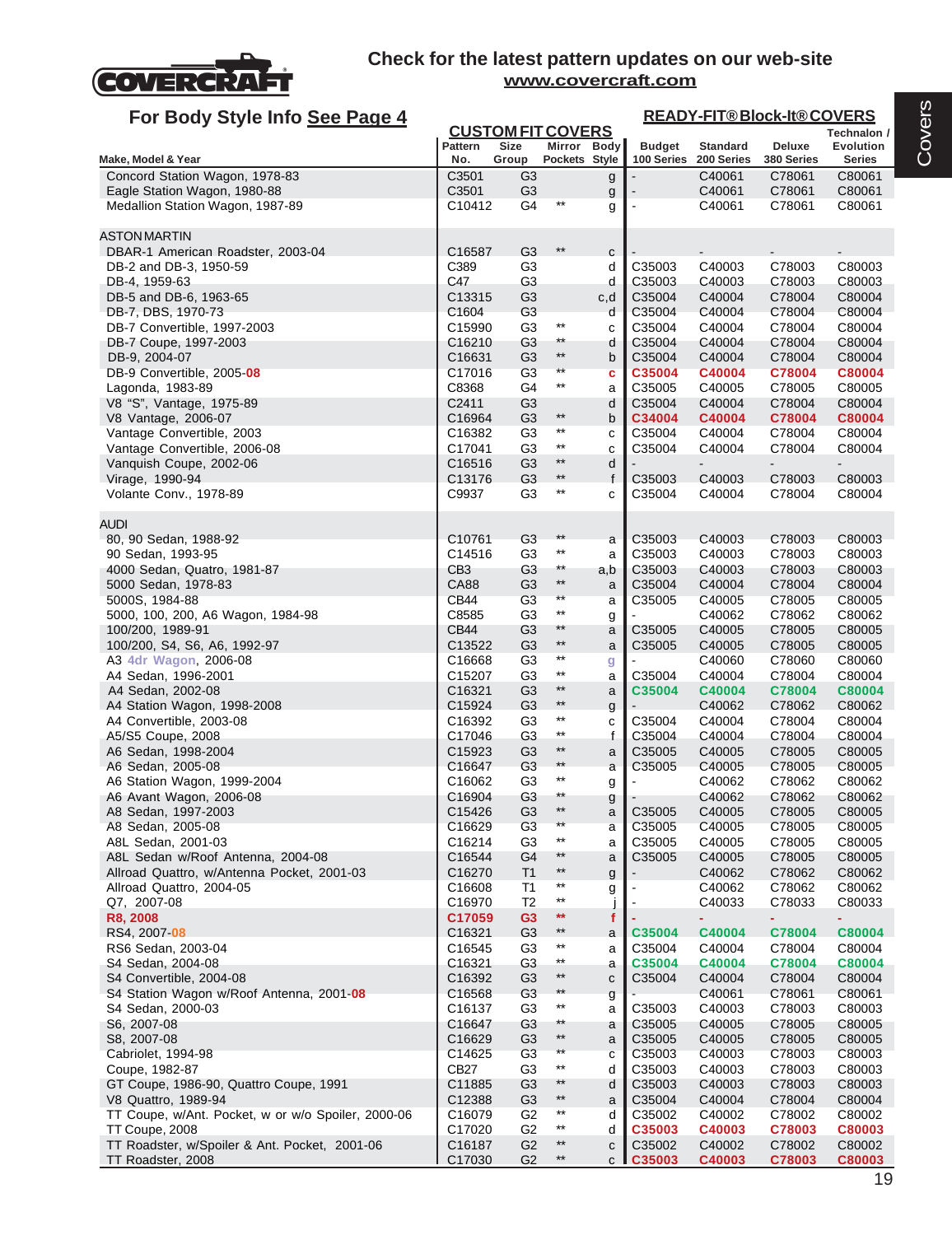Check for the latest pattern updates on our web-site
www.covercraft.com

## For Body Style Info See Page 4

| Make, Model & Year | CUSTOM FIT COVERS Pattern No. | Size Group | Mirror Pockets | Body Style | READY-FIT® Block-It® COVERS Budget 100 Series | Standard 200 Series | Deluxe 380 Series | Technalon / Evolution Series |
|---|---|---|---|---|---|---|---|---|
| Concord Station Wagon, 1978-83 | C3501 | G3 | | g | - | C40061 | C78061 | C80061 |
| Eagle Station Wagon, 1980-88 | C3501 | G3 | | g | - | C40061 | C78061 | C80061 |
| Medallion Station Wagon, 1987-89 | C10412 | G4 | ** | g | - | C40061 | C78061 | C80061 |
| **ASTON MARTIN** | | | | | | | | |
| DBAR-1 American Roadster, 2003-04 | C16587 | G3 | ** | c | - | - | - | - |
| DB-2 and DB-3, 1950-59 | C389 | G3 | | d | C35003 | C40003 | C78003 | C80003 |
| DB-4, 1959-63 | C47 | G3 | | d | C35003 | C40003 | C78003 | C80003 |
| DB-5 and DB-6, 1963-65 | C13315 | G3 | | c,d | C35004 | C40004 | C78004 | C80004 |
| DB-7, DBS, 1970-73 | C1604 | G3 | | d | C35004 | C40004 | C78004 | C80004 |
| DB-7 Convertible, 1997-2003 | C15990 | G3 | ** | c | C35004 | C40004 | C78004 | C80004 |
| DB-7 Coupe, 1997-2003 | C16210 | G3 | ** | d | C35004 | C40004 | C78004 | C80004 |
| DB-9, 2004-07 | C16631 | G3 | ** | b | C35004 | C40004 | C78004 | C80004 |
| DB-9 Convertible, 2005-08 | C17016 | G3 | ** | c | C35004 | C40004 | C78004 | C80004 |
| Lagonda, 1983-89 | C8368 | G4 | ** | a | C35005 | C40005 | C78005 | C80005 |
| V8 "S", Vantage, 1975-89 | C2411 | G3 | | d | C35004 | C40004 | C78004 | C80004 |
| V8 Vantage, 2006-07 | C16964 | G3 | ** | b | C34004 | C40004 | C78004 | C80004 |
| Vantage Convertible, 2003 | C16382 | G3 | ** | c | C35004 | C40004 | C78004 | C80004 |
| Vantage Convertible, 2006-08 | C17041 | G3 | ** | c | C35004 | C40004 | C78004 | C80004 |
| Vanquish Coupe, 2002-06 | C16516 | G3 | ** | d | - | - | - | - |
| Virage, 1990-94 | C13176 | G3 | ** | f | C35003 | C40003 | C78003 | C80003 |
| Volante Conv., 1978-89 | C9937 | G3 | ** | c | C35004 | C40004 | C78004 | C80004 |
| **AUDI** | | | | | | | | |
| 80, 90 Sedan, 1988-92 | C10761 | G3 | ** | a | C35003 | C40003 | C78003 | C80003 |
| 90 Sedan, 1993-95 | C14516 | G3 | ** | a | C35003 | C40003 | C78003 | C80003 |
| 4000 Sedan, Quatro, 1981-87 | CB3 | G3 | ** | a,b | C35003 | C40003 | C78003 | C80003 |
| 5000 Sedan, 1978-83 | CA88 | G3 | ** | a | C35004 | C40004 | C78004 | C80004 |
| 5000S, 1984-88 | CB44 | G3 | ** | a | C35005 | C40005 | C78005 | C80005 |
| 5000, 100, 200, A6 Wagon, 1984-98 | C8585 | G3 | ** | g | - | C40062 | C78062 | C80062 |
| 100/200, 1989-91 | CB44 | G3 | ** | a | C35005 | C40005 | C78005 | C80005 |
| 100/200, S4, S6, A6, 1992-97 | C13522 | G3 | ** | a | C35005 | C40005 | C78005 | C80005 |
| A3 4dr Wagon, 2006-08 | C16668 | G3 | ** | g | - | C40060 | C78060 | C80060 |
| A4 Sedan, 1996-2001 | C15207 | G3 | ** | a | C35004 | C40004 | C78004 | C80004 |
| A4 Sedan, 2002-08 | C16321 | G3 | ** | a | C35004 | C40004 | C78004 | C80004 |
| A4 Station Wagon, 1998-2008 | C15924 | G3 | ** | g | - | C40062 | C78062 | C80062 |
| A4 Convertible, 2003-08 | C16392 | G3 | ** | c | C35004 | C40004 | C78004 | C80004 |
| A5/S5 Coupe, 2008 | C17046 | G3 | ** | f | C35004 | C40004 | C78004 | C80004 |
| A6 Sedan, 1998-2004 | C15923 | G3 | ** | a | C35005 | C40005 | C78005 | C80005 |
| A6 Sedan, 2005-08 | C16647 | G3 | ** | a | C35005 | C40005 | C78005 | C80005 |
| A6 Station Wagon, 1999-2004 | C16062 | G3 | ** | g | - | C40062 | C78062 | C80062 |
| A6 Avant Wagon, 2006-08 | C16904 | G3 | ** | g | - | C40062 | C78062 | C80062 |
| A8 Sedan, 1997-2003 | C15426 | G3 | ** | a | C35005 | C40005 | C78005 | C80005 |
| A8 Sedan, 2005-08 | C16629 | G3 | ** | a | C35005 | C40005 | C78005 | C80005 |
| A8L Sedan, 2001-03 | C16214 | G3 | ** | a | C35005 | C40005 | C78005 | C80005 |
| A8L Sedan w/Roof Antenna, 2004-08 | C16544 | G4 | ** | a | C35005 | C40005 | C78005 | C80005 |
| Allroad Quattro, w/Antenna Pocket, 2001-03 | C16270 | T1 | ** | g | - | C40062 | C78062 | C80062 |
| Allroad Quattro, 2004-05 | C16608 | T1 | ** | g | - | C40062 | C78062 | C80062 |
| Q7, 2007-08 | C16970 | T2 | ** | j | - | C40033 | C78033 | C80033 |
| **R8, 2008** | **C17059** | **G3** | ** | **f** | - | - | - | - |
| RS4, 2007-08 | C16321 | G3 | ** | a | C35004 | C40004 | C78004 | C80004 |
| RS6 Sedan, 2003-04 | C16545 | G3 | ** | a | C35004 | C40004 | C78004 | C80004 |
| S4 Sedan, 2004-08 | C16321 | G3 | ** | a | C35004 | C40004 | C78004 | C80004 |
| S4 Convertible, 2004-08 | C16392 | G3 | ** | c | C35004 | C40004 | C78004 | C80004 |
| S4 Station Wagon w/Roof Antenna, 2001-08 | C16568 | G3 | ** | g | - | C40061 | C78061 | C80061 |
| S4 Sedan, 2000-03 | C16137 | G3 | ** | a | C35003 | C40003 | C78003 | C80003 |
| S6, 2007-08 | C16647 | G3 | ** | a | C35005 | C40005 | C78005 | C80005 |
| S8, 2007-08 | C16629 | G3 | ** | a | C35005 | C40005 | C78005 | C80005 |
| Cabriolet, 1994-98 | C14625 | G3 | ** | c | C35003 | C40003 | C78003 | C80003 |
| Coupe, 1982-87 | CB27 | G3 | ** | d | C35003 | C40003 | C78003 | C80003 |
| GT Coupe, 1986-90, Quattro Coupe, 1991 | C11885 | G3 | ** | d | C35003 | C40003 | C78003 | C80003 |
| V8 Quattro, 1989-94 | C12388 | G3 | ** | a | C35004 | C40004 | C78004 | C80004 |
| TT Coupe, w/Ant. Pocket, w or w/o Spoiler, 2000-06 | C16079 | G2 | ** | d | C35002 | C40002 | C78002 | C80002 |
| TT Coupe, 2008 | C17020 | G2 | ** | d | C35003 | C40003 | C78003 | C80003 |
| TT Roadster, w/Spoiler & Ant. Pocket, 2001-06 | C16187 | G2 | ** | c | C35002 | C40002 | C78002 | C80002 |
| TT Roadster, 2008 | C17030 | G2 | ** | c | C35003 | C40003 | C78003 | C80003 |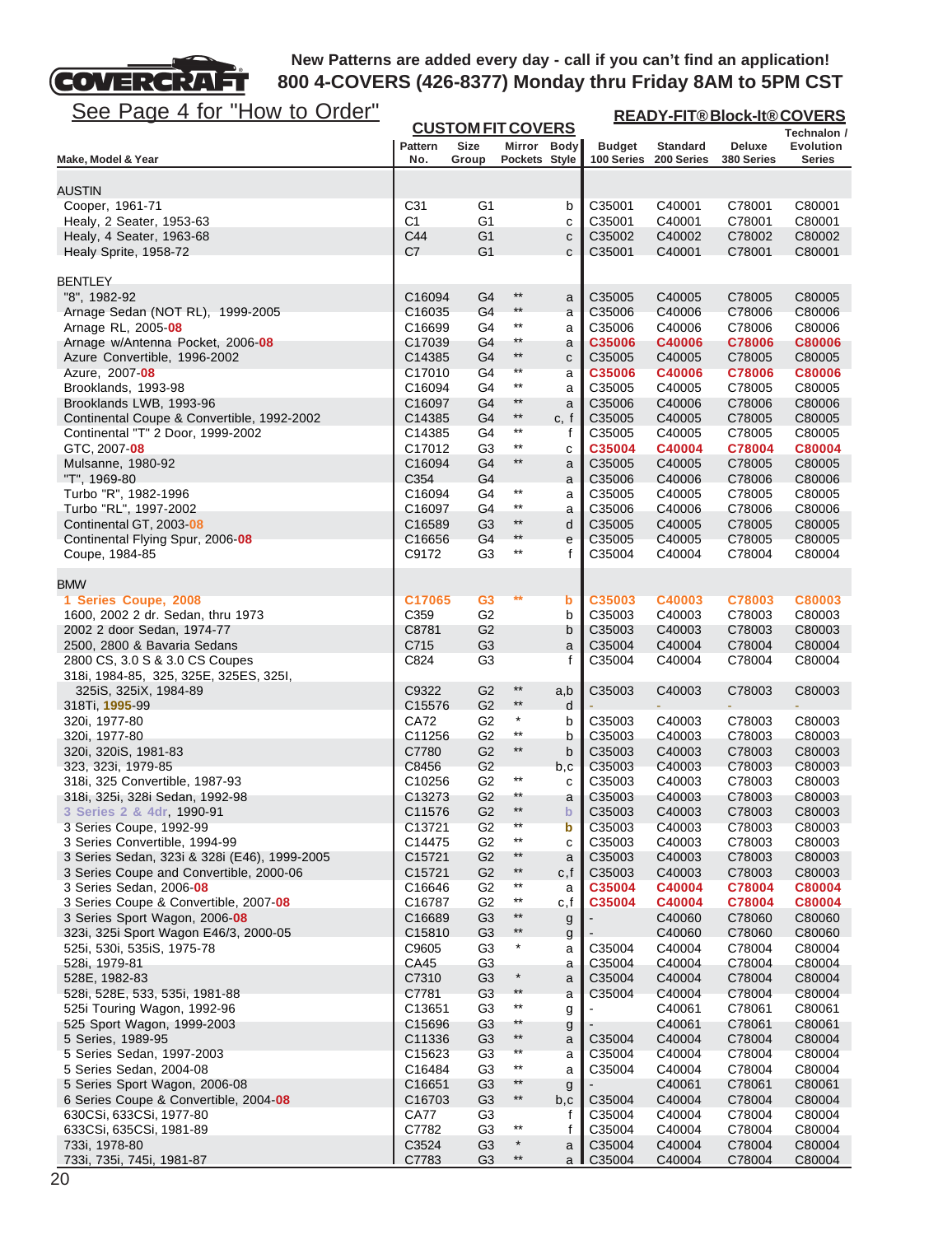**COVERCRAFT**

**New Patterns are added every day - call if you can't find an application!**
**800 4-COVERS (426-8377) Monday thru Friday 8AM to 5PM CST**

See Page 4 for "How to Order"

| Make, Model & Year | Pattern No. | Size Group | Mirror Pockets | Body Style | Budget 100 Series | Standard 200 Series | Deluxe 380 Series | Technalon / Evolution Series |
|---|---|---|---|---|---|---|---|---|
| | **CUSTOM FIT COVERS** | | | | **READY-FIT® Block-It® COVERS** | | | |
| **AUSTIN** | | | | | | | | |
| Cooper, 1961-71 | C31 | G1 | | b | C35001 | C40001 | C78001 | C80001 |
| Healy, 2 Seater, 1953-63 | C1 | G1 | | c | C35001 | C40001 | C78001 | C80001 |
| Healy, 4 Seater, 1963-68 | C44 | G1 | | c | C35002 | C40002 | C78002 | C80002 |
| Healy Sprite, 1958-72 | C7 | G1 | | c | C35001 | C40001 | C78001 | C80001 |
| **BENTLEY** | | | | | | | | |
| "8", 1982-92 | C16094 | G4 | ** | a | C35005 | C40005 | C78005 | C80005 |
| Arnage Sedan (NOT RL), 1999-2005 | C16035 | G4 | ** | a | C35006 | C40006 | C78006 | C80006 |
| Arnage RL, 2005-08 | C16699 | G4 | ** | a | C35006 | C40006 | C78006 | C80006 |
| Arnage w/Antenna Pocket, 2006-08 | C17039 | G4 | ** | a | C35006 | C40006 | C78006 | C80006 |
| Azure Convertible, 1996-2002 | C14385 | G4 | ** | c | C35005 | C40005 | C78005 | C80005 |
| Azure, 2007-08 | C17010 | G4 | ** | a | C35006 | C40006 | C78006 | C80006 |
| Brooklands, 1993-98 | C16094 | G4 | ** | a | C35005 | C40005 | C78005 | C80005 |
| Brooklands LWB, 1993-96 | C16097 | G4 | ** | a | C35006 | C40006 | C78006 | C80006 |
| Continental Coupe & Convertible, 1992-2002 | C14385 | G4 | ** | c, f | C35005 | C40005 | C78005 | C80005 |
| Continental "T" 2 Door, 1999-2002 | C14385 | G4 | ** | f | C35005 | C40005 | C78005 | C80005 |
| GTC, 2007-08 | C17012 | G3 | ** | c | C35004 | C40004 | C78004 | C80004 |
| Mulsanne, 1980-92 | C16094 | G4 | ** | a | C35005 | C40005 | C78005 | C80005 |
| "T", 1969-80 | C354 | G4 | | a | C35006 | C40006 | C78006 | C80006 |
| Turbo "R", 1982-1996 | C16094 | G4 | ** | a | C35005 | C40005 | C78005 | C80005 |
| Turbo "RL", 1997-2002 | C16097 | G4 | ** | a | C35006 | C40006 | C78006 | C80006 |
| Continental GT, 2003-08 | C16589 | G3 | ** | d | C35005 | C40005 | C78005 | C80005 |
| Continental Flying Spur, 2006-08 | C16656 | G4 | ** | e | C35005 | C40005 | C78005 | C80005 |
| Coupe, 1984-85 | C9172 | G3 | ** | f | C35004 | C40004 | C78004 | C80004 |
| **BMW** | | | | | | | | |
| 1 Series Coupe, 2008 | C17065 | G3 | ** | b | C35003 | C40003 | C78003 | C80003 |
| 1600, 2002 2 dr. Sedan, thru 1973 | C359 | G2 | | b | C35003 | C40003 | C78003 | C80003 |
| 2002 2 door Sedan, 1974-77 | C8781 | G2 | | b | C35003 | C40003 | C78003 | C80003 |
| 2500, 2800 & Bavaria Sedans | C715 | G3 | | a | C35004 | C40004 | C78004 | C80004 |
| 2800 CS, 3.0 S & 3.0 CS Coupes | C824 | G3 | | f | C35004 | C40004 | C78004 | C80004 |
| 318i, 1984-85, 325, 325E, 325ES, 325I, 325iS, 325iX, 1984-89 | C9322 | G2 | ** | a,b | C35003 | C40003 | C78003 | C80003 |
| 318Ti, 1995-99 | C15576 | G2 | ** | d | - | - | - | - |
| 320i, 1977-80 | CA72 | G2 | * | b | C35003 | C40003 | C78003 | C80003 |
| 320i, 1977-80 | C11256 | G2 | ** | b | C35003 | C40003 | C78003 | C80003 |
| 320i, 320iS, 1981-83 | C7780 | G2 | ** | b | C35003 | C40003 | C78003 | C80003 |
| 323, 323i, 1979-85 | C8456 | G2 | | b,c | C35003 | C40003 | C78003 | C80003 |
| 318i, 325 Convertible, 1987-93 | C10256 | G2 | ** | c | C35003 | C40003 | C78003 | C80003 |
| 318i, 325i, 328i Sedan, 1992-98 | C13273 | G2 | ** | a | C35003 | C40003 | C78003 | C80003 |
| 3 Series 2 & 4dr, 1990-91 | C11576 | G2 | ** | b | C35003 | C40003 | C78003 | C80003 |
| 3 Series Coupe, 1992-99 | C13721 | G2 | ** | b | C35003 | C40003 | C78003 | C80003 |
| 3 Series Convertible, 1994-99 | C14475 | G2 | ** | c | C35003 | C40003 | C78003 | C80003 |
| 3 Series Sedan, 323i & 328i (E46), 1999-2005 | C15721 | G2 | ** | a | C35003 | C40003 | C78003 | C80003 |
| 3 Series Coupe and Convertible, 2000-06 | C15721 | G2 | ** | c,f | C35003 | C40003 | C78003 | C80003 |
| 3 Series Sedan, 2006-08 | C16646 | G2 | ** | a | C35004 | C40004 | C78004 | C80004 |
| 3 Series Coupe & Convertible, 2007-08 | C16787 | G2 | ** | c,f | C35004 | C40004 | C78004 | C80004 |
| 3 Series Sport Wagon, 2006-08 | C16689 | G3 | ** | g | - | C40060 | C78060 | C80060 |
| 323i, 325i Sport Wagon E46/3, 2000-05 | C15810 | G3 | ** | g | - | C40060 | C78060 | C80060 |
| 525i, 530i, 535iS, 1975-78 | C9605 | G3 | * | a | C35004 | C40004 | C78004 | C80004 |
| 528i, 1979-81 | CA45 | G3 | | a | C35004 | C40004 | C78004 | C80004 |
| 528E, 1982-83 | C7310 | G3 | * | a | C35004 | C40004 | C78004 | C80004 |
| 528i, 528E, 533, 535i, 1981-88 | C7781 | G3 | ** | a | C35004 | C40004 | C78004 | C80004 |
| 525i Touring Wagon, 1992-96 | C13651 | G3 | ** | g | - | C40061 | C78061 | C80061 |
| 525 Sport Wagon, 1999-2003 | C15696 | G3 | ** | g | - | C40061 | C78061 | C80061 |
| 5 Series, 1989-95 | C11336 | G3 | ** | a | C35004 | C40004 | C78004 | C80004 |
| 5 Series Sedan, 1997-2003 | C15623 | G3 | ** | a | C35004 | C40004 | C78004 | C80004 |
| 5 Series Sedan, 2004-08 | C16484 | G3 | ** | a | C35004 | C40004 | C78004 | C80004 |
| 5 Series Sport Wagon, 2006-08 | C16651 | G3 | ** | g | - | C40061 | C78061 | C80061 |
| 6 Series Coupe & Convertible, 2004-08 | C16703 | G3 | ** | b,c | C35004 | C40004 | C78004 | C80004 |
| 630CSi, 633CSi, 1977-80 | CA77 | G3 | | f | C35004 | C40004 | C78004 | C80004 |
| 633CSi, 635CSi, 1981-89 | C7782 | G3 | ** | f | C35004 | C40004 | C78004 | C80004 |
| 733i, 1978-80 | C3524 | G3 | * | a | C35004 | C40004 | C78004 | C80004 |
| 733i, 735i, 745i, 1981-87 | C7783 | G3 | ** | a | C35004 | C40004 | C78004 | C80004 |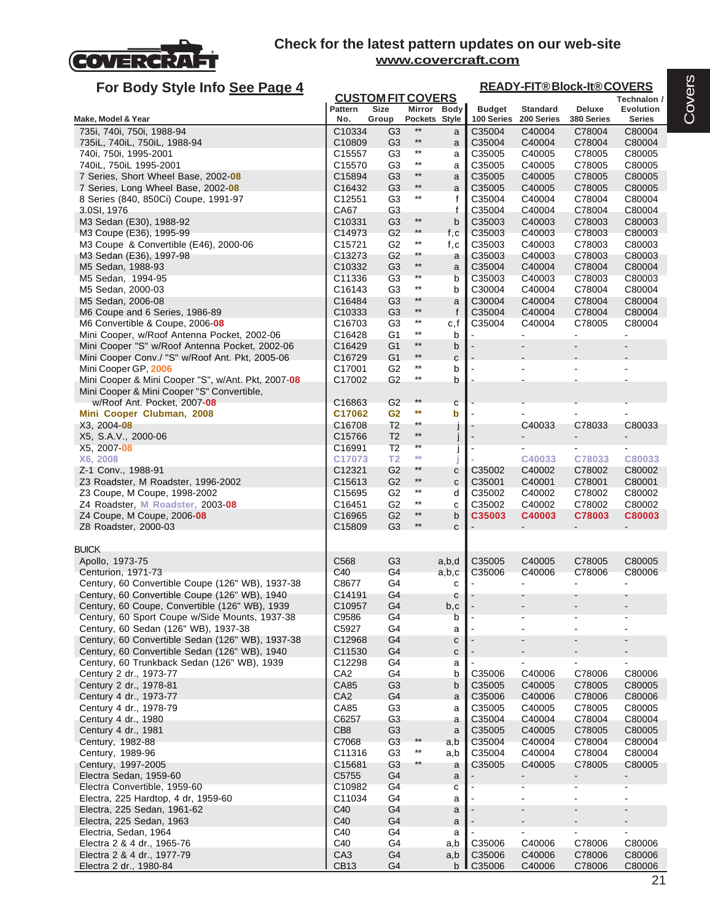# Check for the latest pattern updates on our web-site

**www.covercraft.com**

## For Body Style Info See Page 4

| Make, Model & Year | CUSTOM FIT COVERS Pattern No. | Size Group | Mirror Pockets | Body Style | READY-FIT® Block-It® COVERS Budget 100 Series | Standard 200 Series | Deluxe 380 Series | Technalon / Evolution Series |
|---|---|---|---|---|---|---|---|---|
| 735i, 740i, 750i, 1988-94 | C10334 | G3 | ** | a | C35004 | C40004 | C78004 | C80004 |
| 735iL, 740iL, 750iL, 1988-94 | C10809 | G3 | ** | a | C35004 | C40004 | C78004 | C80004 |
| 740i, 750i, 1995-2001 | C15557 | G3 | ** | a | C35005 | C40005 | C78005 | C80005 |
| 740iL, 750iL 1995-2001 | C15570 | G3 | ** | a | C35005 | C40005 | C78005 | C80005 |
| 7 Series, Short Wheel Base, 2002-08 | C15894 | G3 | ** | a | C35005 | C40005 | C78005 | C80005 |
| 7 Series, Long Wheel Base, 2002-08 | C16432 | G3 | ** | a | C35005 | C40005 | C78005 | C80005 |
| 8 Series (840, 850Ci) Coupe, 1991-97 | C12551 | G3 | ** | f | C35004 | C40004 | C78004 | C80004 |
| 3.0SI, 1976 | CA67 | G3 | | f | C35004 | C40004 | C78004 | C80004 |
| M3 Sedan (E30), 1988-92 | C10331 | G3 | ** | b | C35003 | C40003 | C78003 | C80003 |
| M3 Coupe (E36), 1995-99 | C14973 | G2 | ** | f,c | C35003 | C40003 | C78003 | C80003 |
| M3 Coupe & Convertible (E46), 2000-06 | C15721 | G2 | ** | f,c | C35003 | C40003 | C78003 | C80003 |
| M3 Sedan (E36), 1997-98 | C13273 | G2 | ** | a | C35003 | C40003 | C78003 | C80003 |
| M5 Sedan, 1988-93 | C10332 | G3 | ** | a | C35004 | C40004 | C78004 | C80004 |
| M5 Sedan, 1994-95 | C11336 | G3 | ** | b | C35003 | C40003 | C78003 | C80003 |
| M5 Sedan, 2000-03 | C16143 | G3 | ** | b | C30004 | C40004 | C78004 | C80004 |
| M5 Sedan, 2006-08 | C16484 | G3 | ** | a | C30004 | C40004 | C78004 | C80004 |
| M6 Coupe and 6 Series, 1986-89 | C10333 | G3 | ** | f | C35004 | C40004 | C78004 | C80004 |
| M6 Convertible & Coupe, 2006-08 | C16703 | G3 | ** | c,f | C35004 | C40004 | C78005 | C80004 |
| Mini Cooper, w/Roof Antenna Pocket, 2002-06 | C16428 | G1 | ** | b | - | - | - | - |
| Mini Cooper "S" w/Roof Antenna Pocket, 2002-06 | C16429 | G1 | ** | b | - | - | - | - |
| Mini Cooper Conv./ "S" w/Roof Ant. Pkt, 2005-06 | C16729 | G1 | ** | c | - | - | - | - |
| Mini Cooper GP, 2006 | C17001 | G2 | ** | b | - | - | - | - |
| Mini Cooper & Mini Cooper "S", w/Ant. Pkt, 2007-08 | C17002 | G2 | ** | b | - | - | - | - |
| Mini Cooper & Mini Cooper "S" Convertible, w/Roof Ant. Pocket, 2007-08 | C16863 | G2 | ** | c | - | - | - | - |
| **Mini Cooper Clubman, 2008** | **C17062** | **G2** | ** | **b** | - | - | - | - |
| X3, 2004-08 | C16708 | T2 | ** | j | - | C40033 | C78033 | C80033 |
| X5, S.A.V., 2000-06 | C15766 | T2 | ** | j | - | - | - | - |
| X5, 2007-08 | C16991 | T2 | ** | j | - | - | - | - |
| X6, 2008 | C17073 | T2 | ** | j | - | C40033 | C78033 | C80033 |
| Z-1 Conv., 1988-91 | C12321 | G2 | ** | c | C35002 | C40002 | C78002 | C80002 |
| Z3 Roadster, M Roadster, 1996-2002 | C15613 | G2 | ** | c | C35001 | C40001 | C78001 | C80001 |
| Z3 Coupe, M Coupe, 1998-2002 | C15695 | G2 | ** | d | C35002 | C40002 | C78002 | C80002 |
| Z4 Roadster, M Roadster, 2003-08 | C16451 | G2 | ** | c | C35002 | C40002 | C78002 | C80002 |
| Z4 Coupe, M Coupe, 2006-08 | C16965 | G2 | ** | b | **C35003** | **C40003** | **C78003** | **C80003** |
| Z8 Roadster, 2000-03 | C15809 | G3 | ** | c | - | - | - | - |
| **BUICK** | | | | | | | | |
| Apollo, 1973-75 | C568 | G3 | | a,b,d | C35005 | C40005 | C78005 | C80005 |
| Centurion, 1971-73 | C40 | G4 | | a,b,c | C35006 | C40006 | C78006 | C80006 |
| Century, 60 Convertible Coupe (126" WB), 1937-38 | C8677 | G4 | | c | - | - | - | - |
| Century, 60 Convertible Coupe (126" WB), 1940 | C14191 | G4 | | c | - | - | - | - |
| Century, 60 Coupe, Convertible (126" WB), 1939 | C10957 | G4 | | b,c | - | - | - | - |
| Century, 60 Sport Coupe w/Side Mounts, 1937-38 | C9586 | G4 | | b | - | - | - | - |
| Century, 60 Sedan (126" WB), 1937-38 | C5927 | G4 | | a | - | - | - | - |
| Century, 60 Convertible Sedan (126" WB), 1937-38 | C12968 | G4 | | c | - | - | - | - |
| Century, 60 Convertible Sedan (126" WB), 1940 | C11530 | G4 | | c | - | - | - | - |
| Century, 60 Trunkback Sedan (126" WB), 1939 | C12298 | G4 | | a | - | - | - | - |
| Century 2 dr., 1973-77 | CA2 | G4 | | b | C35006 | C40006 | C78006 | C80006 |
| Century 2 dr., 1978-81 | CA85 | G3 | | b | C35005 | C40005 | C78005 | C80005 |
| Century 4 dr., 1973-77 | CA2 | G4 | | a | C35006 | C40006 | C78006 | C80006 |
| Century 4 dr., 1978-79 | CA85 | G3 | | a | C35005 | C40005 | C78005 | C80005 |
| Century 4 dr., 1980 | C6257 | G3 | | a | C35004 | C40004 | C78004 | C80004 |
| Century 4 dr., 1981 | CB8 | G3 | | a | C35005 | C40005 | C78005 | C80005 |
| Century, 1982-88 | C7068 | G3 | ** | a,b | C35004 | C40004 | C78004 | C80004 |
| Century, 1989-96 | C11316 | G3 | ** | a,b | C35004 | C40004 | C78004 | C80004 |
| Century, 1997-2005 | C15681 | G3 | ** | a | C35005 | C40005 | C78005 | C80005 |
| Electra Sedan, 1959-60 | C5755 | G4 | | a | - | - | - | - |
| Electra Convertible, 1959-60 | C10982 | G4 | | c | - | - | - | - |
| Electra, 225 Hardtop, 4 dr, 1959-60 | C11034 | G4 | | a | - | - | - | - |
| Electra, 225 Sedan, 1961-62 | C40 | G4 | | a | - | - | - | - |
| Electra, 225 Sedan, 1963 | C40 | G4 | | a | - | - | - | - |
| Electria, Sedan, 1964 | C40 | G4 | | a | - | - | - | - |
| Electra 2 & 4 dr., 1965-76 | C40 | G4 | | a,b | C35006 | C40006 | C78006 | C80006 |
| Electra 2 & 4 dr., 1977-79 | CA3 | G4 | | a,b | C35006 | C40006 | C78006 | C80006 |
| Electra 2 dr., 1980-84 | CB13 | G4 | | b | C35006 | C40006 | C78006 | C80006 |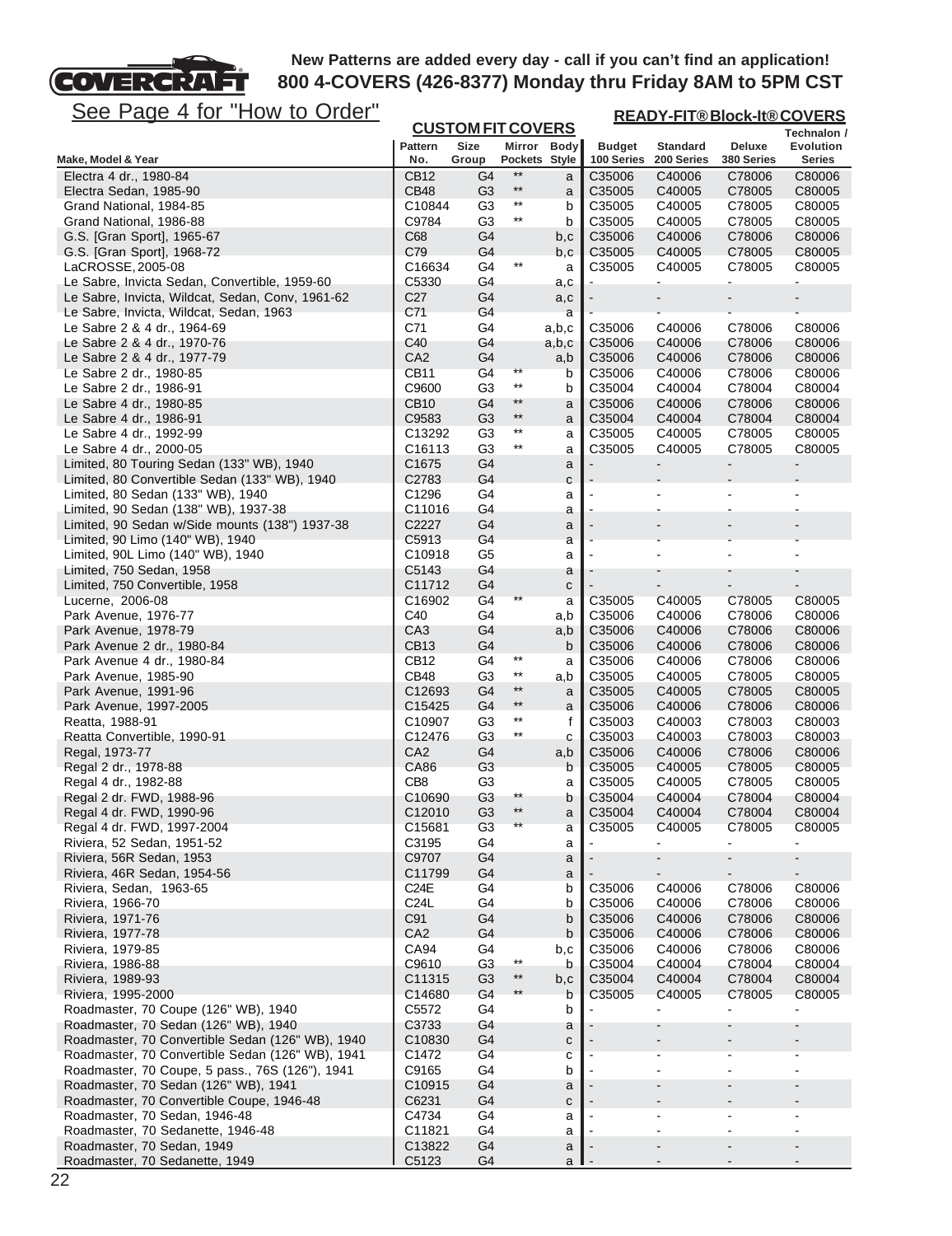**New Patterns are added every day - call if you can't find an application!**
**800 4-COVERS (426-8377) Monday thru Friday 8AM to 5PM CST**

See Page 4 for "How to Order"

| Make, Model & Year | CUSTOM FIT COVERS Pattern No. | Size Group | Mirror Pockets | Body Style | READY-FIT® Block-It® COVERS Budget 100 Series | Standard 200 Series | Deluxe 380 Series | Technalon / Evolution Series |
|---|---|---|---|---|---|---|---|---|
| Electra 4 dr., 1980-84 | CB12 | G4 | ** | a | C35006 | C40006 | C78006 | C80006 |
| Electra Sedan, 1985-90 | CB48 | G3 | ** | a | C35005 | C40005 | C78005 | C80005 |
| Grand National, 1984-85 | C10844 | G3 | ** | b | C35005 | C40005 | C78005 | C80005 |
| Grand National, 1986-88 | C9784 | G3 | ** | b | C35005 | C40005 | C78005 | C80005 |
| G.S. [Gran Sport], 1965-67 | C68 | G4 | | b,c | C35006 | C40006 | C78006 | C80006 |
| G.S. [Gran Sport], 1968-72 | C79 | G4 | | b,c | C35005 | C40005 | C78005 | C80005 |
| LaCROSSE, 2005-08 | C16634 | G4 | ** | a | C35005 | C40005 | C78005 | C80005 |
| Le Sabre, Invicta Sedan, Convertible, 1959-60 | C5330 | G4 | | a,c | - | - | - | - |
| Le Sabre, Invicta, Wildcat, Sedan, Conv, 1961-62 | C27 | G4 | | a,c | - | - | - | - |
| Le Sabre, Invicta, Wildcat, Sedan, 1963 | C71 | G4 | | a | - | - | - | - |
| Le Sabre 2 & 4 dr., 1964-69 | C71 | G4 | | a,b,c | C35006 | C40006 | C78006 | C80006 |
| Le Sabre 2 & 4 dr., 1970-76 | C40 | G4 | | a,b,c | C35006 | C40006 | C78006 | C80006 |
| Le Sabre 2 & 4 dr., 1977-79 | CA2 | G4 | | a,b | C35006 | C40006 | C78006 | C80006 |
| Le Sabre 2 dr., 1980-85 | CB11 | G4 | ** | b | C35006 | C40006 | C78006 | C80006 |
| Le Sabre 2 dr., 1986-91 | C9600 | G3 | ** | b | C35004 | C40004 | C78004 | C80004 |
| Le Sabre 4 dr., 1980-85 | CB10 | G4 | ** | a | C35006 | C40006 | C78006 | C80006 |
| Le Sabre 4 dr., 1986-91 | C9583 | G3 | ** | a | C35004 | C40004 | C78004 | C80004 |
| Le Sabre 4 dr., 1992-99 | C13292 | G3 | ** | a | C35005 | C40005 | C78005 | C80005 |
| Le Sabre 4 dr., 2000-05 | C16113 | G3 | ** | a | C35005 | C40005 | C78005 | C80005 |
| Limited, 80 Touring Sedan (133" WB), 1940 | C1675 | G4 | | a | - | - | - | - |
| Limited, 80 Convertible Sedan (133" WB), 1940 | C2783 | G4 | | c | - | - | - | - |
| Limited, 80 Sedan (133" WB), 1940 | C1296 | G4 | | a | - | - | - | - |
| Limited, 90 Sedan (138" WB), 1937-38 | C11016 | G4 | | a | - | - | - | - |
| Limited, 90 Sedan w/Side mounts (138") 1937-38 | C2227 | G4 | | a | - | - | - | - |
| Limited, 90 Limo (140" WB), 1940 | C5913 | G4 | | a | - | - | - | - |
| Limited, 90L Limo (140" WB), 1940 | C10918 | G5 | | a | - | - | - | - |
| Limited, 750 Sedan, 1958 | C5143 | G4 | | a | - | - | - | - |
| Limited, 750 Convertible, 1958 | C11712 | G4 | | c | - | - | - | - |
| Lucerne, 2006-08 | C16902 | G4 | ** | a | C35005 | C40005 | C78005 | C80005 |
| Park Avenue, 1976-77 | C40 | G4 | | a,b | C35006 | C40006 | C78006 | C80006 |
| Park Avenue, 1978-79 | CA3 | G4 | | a,b | C35006 | C40006 | C78006 | C80006 |
| Park Avenue 2 dr., 1980-84 | CB13 | G4 | | b | C35006 | C40006 | C78006 | C80006 |
| Park Avenue 4 dr., 1980-84 | CB12 | G4 | ** | a | C35006 | C40006 | C78006 | C80006 |
| Park Avenue, 1985-90 | CB48 | G3 | ** | a,b | C35005 | C40005 | C78005 | C80005 |
| Park Avenue, 1991-96 | C12693 | G4 | ** | a | C35005 | C40005 | C78005 | C80005 |
| Park Avenue, 1997-2005 | C15425 | G4 | ** | a | C35006 | C40006 | C78006 | C80006 |
| Reatta, 1988-91 | C10907 | G3 | ** | f | C35003 | C40003 | C78003 | C80003 |
| Reatta Convertible, 1990-91 | C12476 | G3 | ** | c | C35003 | C40003 | C78003 | C80003 |
| Regal, 1973-77 | CA2 | G4 | | a,b | C35006 | C40006 | C78006 | C80006 |
| Regal 2 dr., 1978-88 | CA86 | G3 | | b | C35005 | C40005 | C78005 | C80005 |
| Regal 4 dr., 1982-88 | CB8 | G3 | | a | C35005 | C40005 | C78005 | C80005 |
| Regal 2 dr. FWD, 1988-96 | C10690 | G3 | ** | b | C35004 | C40004 | C78004 | C80004 |
| Regal 4 dr. FWD, 1990-96 | C12010 | G3 | ** | a | C35004 | C40004 | C78004 | C80004 |
| Regal 4 dr. FWD, 1997-2004 | C15681 | G3 | ** | a | C35005 | C40005 | C78005 | C80005 |
| Riviera, 52 Sedan, 1951-52 | C3195 | G4 | | a | - | - | - | - |
| Riviera, 56R Sedan, 1953 | C9707 | G4 | | a | - | - | - | - |
| Riviera, 46R Sedan, 1954-56 | C11799 | G4 | | a | - | - | - | - |
| Riviera, Sedan, 1963-65 | C24E | G4 | | b | C35006 | C40006 | C78006 | C80006 |
| Riviera, 1966-70 | C24L | G4 | | b | C35006 | C40006 | C78006 | C80006 |
| Riviera, 1971-76 | C91 | G4 | | b | C35006 | C40006 | C78006 | C80006 |
| Riviera, 1977-78 | CA2 | G4 | | b | C35006 | C40006 | C78006 | C80006 |
| Riviera, 1979-85 | CA94 | G4 | | b,c | C35006 | C40006 | C78006 | C80006 |
| Riviera, 1986-88 | C9610 | G3 | ** | b | C35004 | C40004 | C78004 | C80004 |
| Riviera, 1989-93 | C11315 | G3 | ** | b,c | C35004 | C40004 | C78004 | C80004 |
| Riviera, 1995-2000 | C14680 | G4 | ** | b | C35005 | C40005 | C78005 | C80005 |
| Roadmaster, 70 Coupe (126" WB), 1940 | C5572 | G4 | | b | - | - | - | - |
| Roadmaster, 70 Sedan (126" WB), 1940 | C3733 | G4 | | a | - | - | - | - |
| Roadmaster, 70 Convertible Sedan (126" WB), 1940 | C10830 | G4 | | c | - | - | - | - |
| Roadmaster, 70 Convertible Sedan (126" WB), 1941 | C1472 | G4 | | c | - | - | - | - |
| Roadmaster, 70 Coupe, 5 pass., 76S (126"), 1941 | C9165 | G4 | | b | - | - | - | - |
| Roadmaster, 70 Sedan (126" WB), 1941 | C10915 | G4 | | a | - | - | - | - |
| Roadmaster, 70 Convertible Coupe, 1946-48 | C6231 | G4 | | c | - | - | - | - |
| Roadmaster, 70 Sedan, 1946-48 | C4734 | G4 | | a | - | - | - | - |
| Roadmaster, 70 Sedanette, 1946-48 | C11821 | G4 | | a | - | - | - | - |
| Roadmaster, 70 Sedan, 1949 | C13822 | G4 | | a | - | - | - | - |
| Roadmaster, 70 Sedanette, 1949 | C5123 | G4 | | a | - | - | - | - |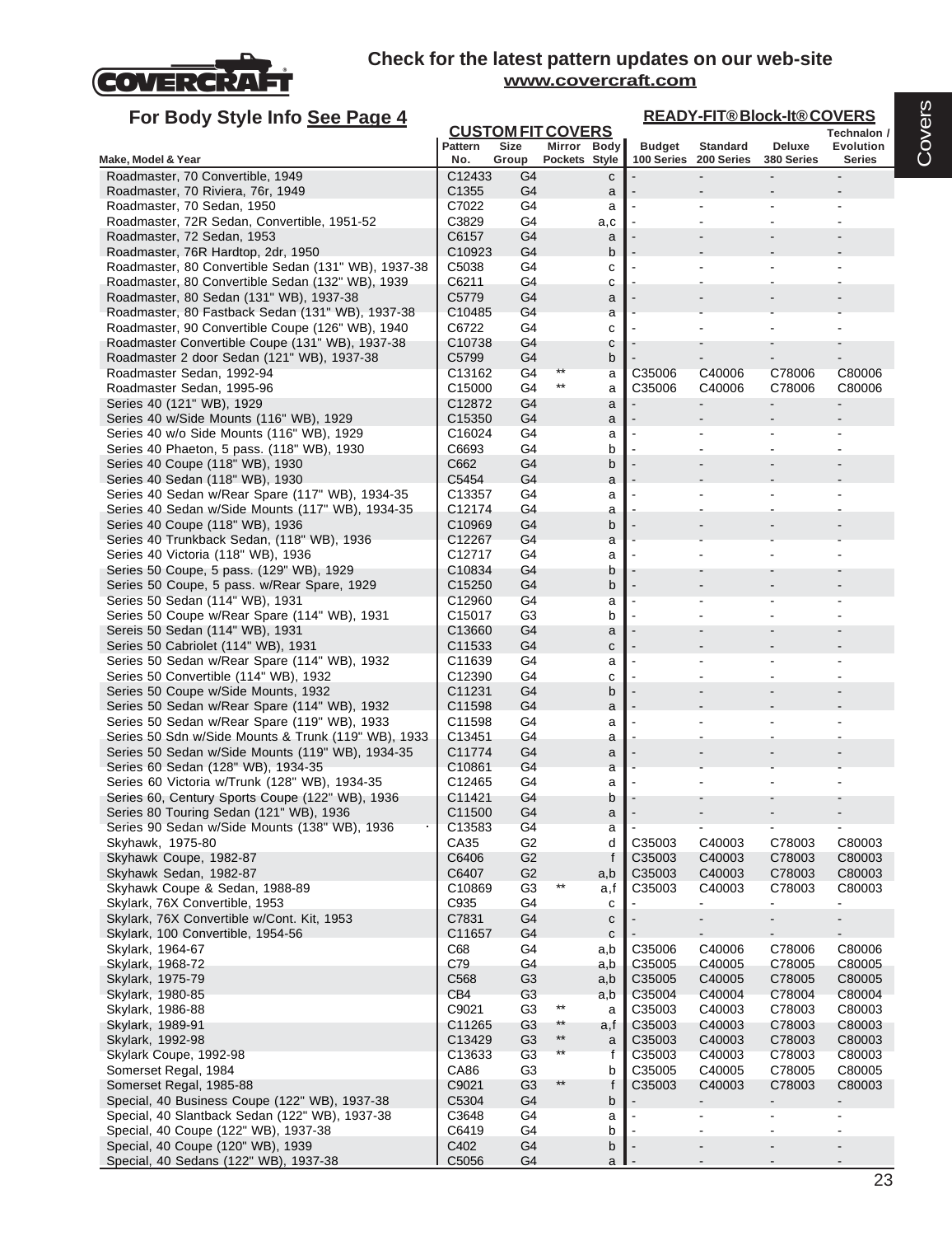**Check for the latest pattern updates on our web-site**
**www.covercraft.com**

## For Body Style Info See Page 4

| Make, Model & Year | CUSTOM FIT COVERS Pattern No. | Size Group | Mirror Pockets | Body Style | READY-FIT® Block-It® COVERS Budget 100 Series | Standard 200 Series | Deluxe 380 Series | Technalon / Evolution Series |
|---|---|---|---|---|---|---|---|---|
| Roadmaster, 70 Convertible, 1949 | C12433 | G4 | | c | - | - | - | - |
| Roadmaster, 70 Riviera, 76r, 1949 | C1355 | G4 | | a | - | - | - | - |
| Roadmaster, 70 Sedan, 1950 | C7022 | G4 | | a | - | - | - | - |
| Roadmaster, 72R Sedan, Convertible, 1951-52 | C3829 | G4 | | a,c | - | - | - | - |
| Roadmaster, 72 Sedan, 1953 | C6157 | G4 | | a | - | - | - | - |
| Roadmaster, 76R Hardtop, 2dr, 1950 | C10923 | G4 | | b | - | - | - | - |
| Roadmaster, 80 Convertible Sedan (131" WB), 1937-38 | C5038 | G4 | | c | - | - | - | - |
| Roadmaster, 80 Convertible Sedan (132" WB), 1939 | C6211 | G4 | | c | - | - | - | - |
| Roadmaster, 80 Sedan (131" WB), 1937-38 | C5779 | G4 | | a | - | - | - | - |
| Roadmaster, 80 Fastback Sedan (131" WB), 1937-38 | C10485 | G4 | | a | - | - | - | - |
| Roadmaster, 90 Convertible Coupe (126" WB), 1940 | C6722 | G4 | | c | - | - | - | - |
| Roadmaster Convertible Coupe (131" WB), 1937-38 | C10738 | G4 | | c | - | - | - | - |
| Roadmaster 2 door Sedan (121" WB), 1937-38 | C5799 | G4 | | b | - | - | - | - |
| Roadmaster Sedan, 1992-94 | C13162 | G4 | ** | a | C35006 | C40006 | C78006 | C80006 |
| Roadmaster Sedan, 1995-96 | C15000 | G4 | ** | a | C35006 | C40006 | C78006 | C80006 |
| Series 40 (121" WB), 1929 | C12872 | G4 | | a | - | - | - | - |
| Series 40 w/Side Mounts (116" WB), 1929 | C15350 | G4 | | a | - | - | - | - |
| Series 40 w/o Side Mounts (116" WB), 1929 | C16024 | G4 | | a | - | - | - | - |
| Series 40 Phaeton, 5 pass. (118" WB), 1930 | C6693 | G4 | | b | - | - | - | - |
| Series 40 Coupe (118" WB), 1930 | C662 | G4 | | b | - | - | - | - |
| Series 40 Sedan (118" WB), 1930 | C5454 | G4 | | a | - | - | - | - |
| Series 40 Sedan w/Rear Spare (117" WB), 1934-35 | C13357 | G4 | | a | - | - | - | - |
| Series 40 Sedan w/Side Mounts (117" WB), 1934-35 | C12174 | G4 | | a | - | - | - | - |
| Series 40 Coupe (118" WB), 1936 | C10969 | G4 | | b | - | - | - | - |
| Series 40 Trunkback Sedan, (118" WB), 1936 | C12267 | G4 | | a | - | - | - | - |
| Series 40 Victoria (118" WB), 1936 | C12717 | G4 | | a | - | - | - | - |
| Series 50 Coupe, 5 pass. (129" WB), 1929 | C10834 | G4 | | b | - | - | - | - |
| Series 50 Coupe, 5 pass. w/Rear Spare, 1929 | C15250 | G4 | | b | - | - | - | - |
| Series 50 Sedan (114" WB), 1931 | C12960 | G4 | | a | - | - | - | - |
| Series 50 Coupe w/Rear Spare (114" WB), 1931 | C15017 | G3 | | b | - | - | - | - |
| Sereis 50 Sedan (114" WB), 1931 | C13660 | G4 | | a | - | - | - | - |
| Series 50 Cabriolet (114" WB), 1931 | C11533 | G4 | | c | - | - | - | - |
| Series 50 Sedan w/Rear Spare (114" WB), 1932 | C11639 | G4 | | a | - | - | - | - |
| Series 50 Convertible (114" WB), 1932 | C12390 | G4 | | c | - | - | - | - |
| Series 50 Coupe w/Side Mounts, 1932 | C11231 | G4 | | b | - | - | - | - |
| Series 50 Sedan w/Rear Spare (114" WB), 1932 | C11598 | G4 | | a | - | - | - | - |
| Series 50 Sedan w/Rear Spare (119" WB), 1933 | C11598 | G4 | | a | - | - | - | - |
| Series 50 Sdn w/Side Mounts & Trunk (119" WB), 1933 | C13451 | G4 | | a | - | - | - | - |
| Series 50 Sedan w/Side Mounts (119" WB), 1934-35 | C11774 | G4 | | a | - | - | - | - |
| Series 60 Sedan (128" WB), 1934-35 | C10861 | G4 | | a | - | - | - | - |
| Series 60 Victoria w/Trunk (128" WB), 1934-35 | C12465 | G4 | | a | - | - | - | - |
| Series 60, Century Sports Coupe (122" WB), 1936 | C11421 | G4 | | b | - | - | - | - |
| Series 80 Touring Sedan (121" WB), 1936 | C11500 | G4 | | a | - | - | - | - |
| Series 90 Sedan w/Side Mounts (138" WB), 1936 | C13583 | G4 | | a | - | - | - | - |
| Skyhawk, 1975-80 | CA35 | G2 | | d | C35003 | C40003 | C78003 | C80003 |
| Skyhawk Coupe, 1982-87 | C6406 | G2 | | f | C35003 | C40003 | C78003 | C80003 |
| Skyhawk Sedan, 1982-87 | C6407 | G2 | | a,b | C35003 | C40003 | C78003 | C80003 |
| Skyhawk Coupe & Sedan, 1988-89 | C10869 | G3 | ** | a,f | C35003 | C40003 | C78003 | C80003 |
| Skylark, 76X Convertible, 1953 | C935 | G4 | | c | - | - | - | - |
| Skylark, 76X Convertible w/Cont. Kit, 1953 | C7831 | G4 | | c | - | - | - | - |
| Skylark, 100 Convertible, 1954-56 | C11657 | G4 | | c | - | - | - | - |
| Skylark, 1964-67 | C68 | G4 | | a,b | C35006 | C40006 | C78006 | C80006 |
| Skylark, 1968-72 | C79 | G4 | | a,b | C35005 | C40005 | C78005 | C80005 |
| Skylark, 1975-79 | C568 | G3 | | a,b | C35005 | C40005 | C78005 | C80005 |
| Skylark, 1980-85 | CB4 | G3 | | a,b | C35004 | C40004 | C78004 | C80004 |
| Skylark, 1986-88 | C9021 | G3 | ** | a | C35003 | C40003 | C78003 | C80003 |
| Skylark, 1989-91 | C11265 | G3 | ** | a,f | C35003 | C40003 | C78003 | C80003 |
| Skylark, 1992-98 | C13429 | G3 | ** | a | C35003 | C40003 | C78003 | C80003 |
| Skylark Coupe, 1992-98 | C13633 | G3 | ** | f | C35003 | C40003 | C78003 | C80003 |
| Somerset Regal, 1984 | CA86 | G3 | | b | C35005 | C40005 | C78005 | C80005 |
| Somerset Regal, 1985-88 | C9021 | G3 | ** | f | C35003 | C40003 | C78003 | C80003 |
| Special, 40 Business Coupe (122" WB), 1937-38 | C5304 | G4 | | b | - | - | - | - |
| Special, 40 Slantback Sedan (122" WB), 1937-38 | C3648 | G4 | | a | - | - | - | - |
| Special, 40 Coupe (122" WB), 1937-38 | C6419 | G4 | | b | - | - | - | - |
| Special, 40 Coupe (120" WB), 1939 | C402 | G4 | | b | - | - | - | - |
| Special, 40 Sedans (122" WB), 1937-38 | C5056 | G4 | | a | - | - | - | - |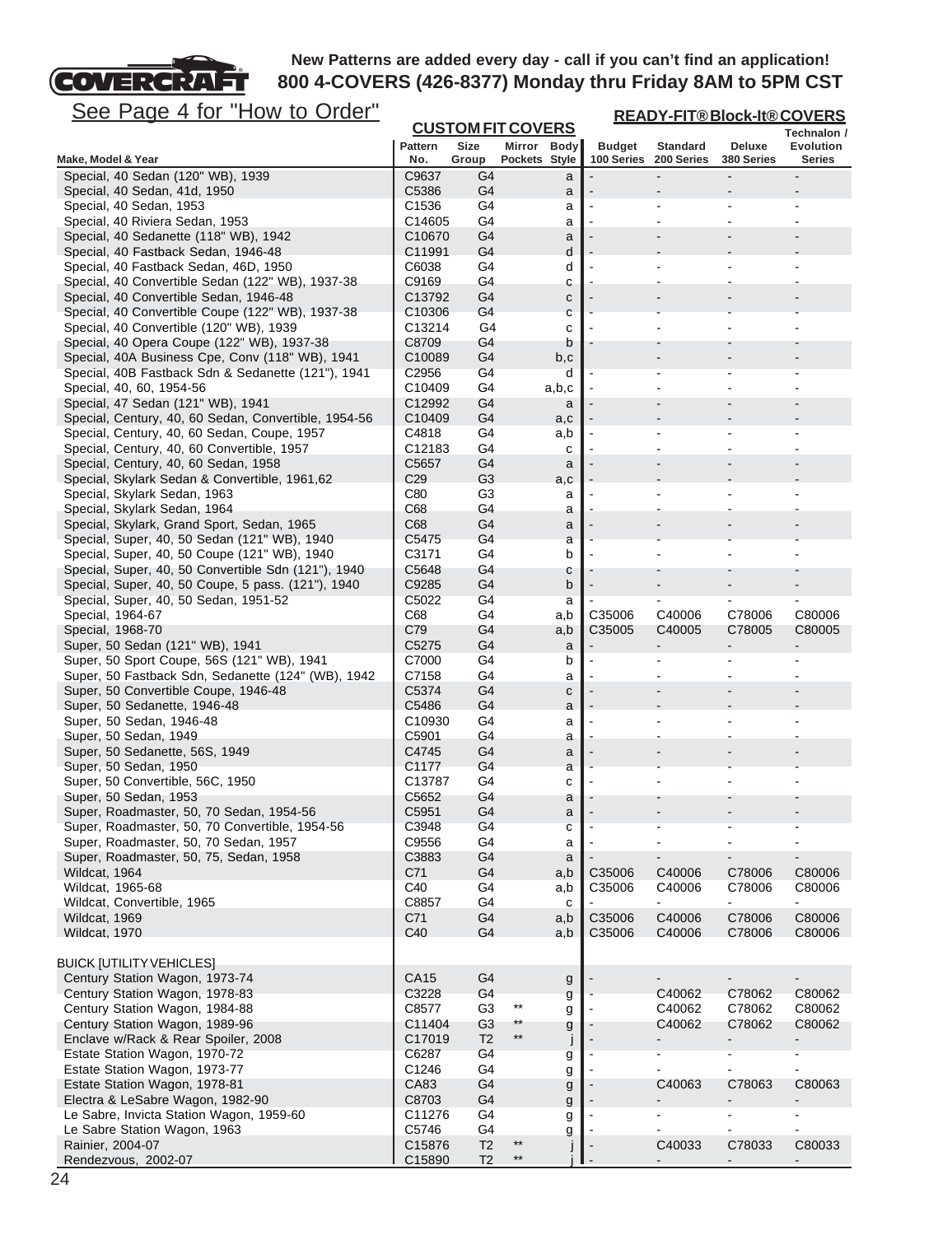**New Patterns are added every day - call if you can't find an application!**
**800 4-COVERS (426-8377) Monday thru Friday 8AM to 5PM CST**

See Page 4 for "How to Order"

| Make, Model & Year | CUSTOM FIT COVERS Pattern No. | Size Group | Mirror Pockets | Body Style | READY-FIT® Block-It® COVERS Budget 100 Series | Standard 200 Series | Deluxe 380 Series | Technalon / Evolution Series |
|---|---|---|---|---|---|---|---|---|
| Special, 40 Sedan (120" WB), 1939 | C9637 | G4 | | a | - | - | - | - |
| Special, 40 Sedan, 41d, 1950 | C5386 | G4 | | a | - | - | - | - |
| Special, 40 Sedan, 1953 | C1536 | G4 | | a | - | - | - | - |
| Special, 40 Riviera Sedan, 1953 | C14605 | G4 | | a | - | - | - | - |
| Special, 40 Sedanette (118" WB), 1942 | C10670 | G4 | | a | - | - | - | - |
| Special, 40 Fastback Sedan, 1946-48 | C11991 | G4 | | d | - | - | - | - |
| Special, 40 Fastback Sedan, 46D, 1950 | C6038 | G4 | | d | - | - | - | - |
| Special, 40 Convertible Sedan (122" WB), 1937-38 | C9169 | G4 | | c | - | - | - | - |
| Special, 40 Convertible Sedan, 1946-48 | C13792 | G4 | | c | - | - | - | - |
| Special, 40 Convertible Coupe (122" WB), 1937-38 | C10306 | G4 | | c | - | - | - | - |
| Special, 40 Convertible (120" WB), 1939 | C13214 | G4 | | c | - | - | - | - |
| Special, 40 Opera Coupe (122" WB), 1937-38 | C8709 | G4 | | b | - | - | - | - |
| Special, 40A Business Cpe, Conv (118" WB), 1941 | C10089 | G4 | | b,c | | - | - | - |
| Special, 40B Fastback Sdn & Sedanette (121"), 1941 | C2956 | G4 | | d | - | - | - | - |
| Special, 40, 60, 1954-56 | C10409 | G4 | | a,b,c | - | - | - | - |
| Special, 47 Sedan (121" WB), 1941 | C12992 | G4 | | a | - | - | - | - |
| Special, Century, 40, 60 Sedan, Convertible, 1954-56 | C10409 | G4 | | a,c | - | - | - | - |
| Special, Century, 40, 60 Sedan, Coupe, 1957 | C4818 | G4 | | a,b | - | - | - | - |
| Special, Century, 40, 60 Convertible, 1957 | C12183 | G4 | | c | - | - | - | - |
| Special, Century, 40, 60 Sedan, 1958 | C5657 | G4 | | a | - | - | - | - |
| Special, Skylark Sedan & Convertible, 1961,62 | C29 | G3 | | a,c | - | - | - | - |
| Special, Skylark Sedan, 1963 | C80 | G3 | | a | - | - | - | - |
| Special, Skylark Sedan, 1964 | C68 | G4 | | a | - | - | - | - |
| Special, Skylark, Grand Sport, Sedan, 1965 | C68 | G4 | | a | - | - | - | - |
| Special, Super, 40, 50 Sedan (121" WB), 1940 | C5475 | G4 | | a | - | - | - | - |
| Special, Super, 40, 50 Coupe (121" WB), 1940 | C3171 | G4 | | b | - | - | - | - |
| Special, Super, 40, 50 Convertible Sdn (121"), 1940 | C5648 | G4 | | c | - | - | - | - |
| Special, Super, 40, 50 Coupe, 5 pass. (121"), 1940 | C9285 | G4 | | b | - | - | - | - |
| Special, Super, 40, 50 Sedan, 1951-52 | C5022 | G4 | | a | - | - | - | - |
| Special, 1964-67 | C68 | G4 | | a,b | C35006 | C40006 | C78006 | C80006 |
| Special, 1968-70 | C79 | G4 | | a,b | C35005 | C40005 | C78005 | C80005 |
| Super, 50 Sedan (121" WB), 1941 | C5275 | G4 | | a | - | - | - | - |
| Super, 50 Sport Coupe, 56S (121" WB), 1941 | C7000 | G4 | | b | - | - | - | - |
| Super, 50 Fastback Sdn, Sedanette (124" (WB), 1942 | C7158 | G4 | | a | - | - | - | - |
| Super, 50 Convertible Coupe, 1946-48 | C5374 | G4 | | c | - | - | - | - |
| Super, 50 Sedanette, 1946-48 | C5486 | G4 | | a | - | - | - | - |
| Super, 50 Sedan, 1946-48 | C10930 | G4 | | a | - | - | - | - |
| Super, 50 Sedan, 1949 | C5901 | G4 | | a | - | - | - | - |
| Super, 50 Sedanette, 56S, 1949 | C4745 | G4 | | a | - | - | - | - |
| Super, 50 Sedan, 1950 | C1177 | G4 | | a | - | - | - | - |
| Super, 50 Convertible, 56C, 1950 | C13787 | G4 | | c | - | - | - | - |
| Super, 50 Sedan, 1953 | C5652 | G4 | | a | - | - | - | - |
| Super, Roadmaster, 50, 70 Sedan, 1954-56 | C5951 | G4 | | a | - | - | - | - |
| Super, Roadmaster, 50, 70 Convertible, 1954-56 | C3948 | G4 | | c | - | - | - | - |
| Super, Roadmaster, 50, 70 Sedan, 1957 | C9556 | G4 | | a | - | - | - | - |
| Super, Roadmaster, 50, 75, Sedan, 1958 | C3883 | G4 | | a | - | - | - | - |
| Wildcat, 1964 | C71 | G4 | | a,b | C35006 | C40006 | C78006 | C80006 |
| Wildcat, 1965-68 | C40 | G4 | | a,b | C35006 | C40006 | C78006 | C80006 |
| Wildcat, Convertible, 1965 | C8857 | G4 | | c | - | - | - | - |
| Wildcat, 1969 | C71 | G4 | | a,b | C35006 | C40006 | C78006 | C80006 |
| Wildcat, 1970 | C40 | G4 | | a,b | C35006 | C40006 | C78006 | C80006 |
| | | | | | | | | |
| BUICK [UTILITY VEHICLES] | | | | | | | | |
| Century Station Wagon, 1973-74 | CA15 | G4 | | g | - | - | - | - |
| Century Station Wagon, 1978-83 | C3228 | G4 | | g | - | C40062 | C78062 | C80062 |
| Century Station Wagon, 1984-88 | C8577 | G3 | ** | g | - | C40062 | C78062 | C80062 |
| Century Station Wagon, 1989-96 | C11404 | G3 | ** | g | - | C40062 | C78062 | C80062 |
| Enclave w/Rack & Rear Spoiler, 2008 | C17019 | T2 | ** | j | - | - | - | - |
| Estate Station Wagon, 1970-72 | C6287 | G4 | | g | - | - | - | - |
| Estate Station Wagon, 1973-77 | C1246 | G4 | | g | - | - | - | - |
| Estate Station Wagon, 1978-81 | CA83 | G4 | | g | - | C40063 | C78063 | C80063 |
| Electra & LeSabre Wagon, 1982-90 | C8703 | G4 | | g | - | - | - | - |
| Le Sabre, Invicta Station Wagon, 1959-60 | C11276 | G4 | | g | - | - | - | - |
| Le Sabre Station Wagon, 1963 | C5746 | G4 | | g | - | - | - | - |
| Rainier, 2004-07 | C15876 | T2 | ** | j | - | C40033 | C78033 | C80033 |
| Rendezvous, 2002-07 | C15890 | T2 | ** | j | - | - | - | - |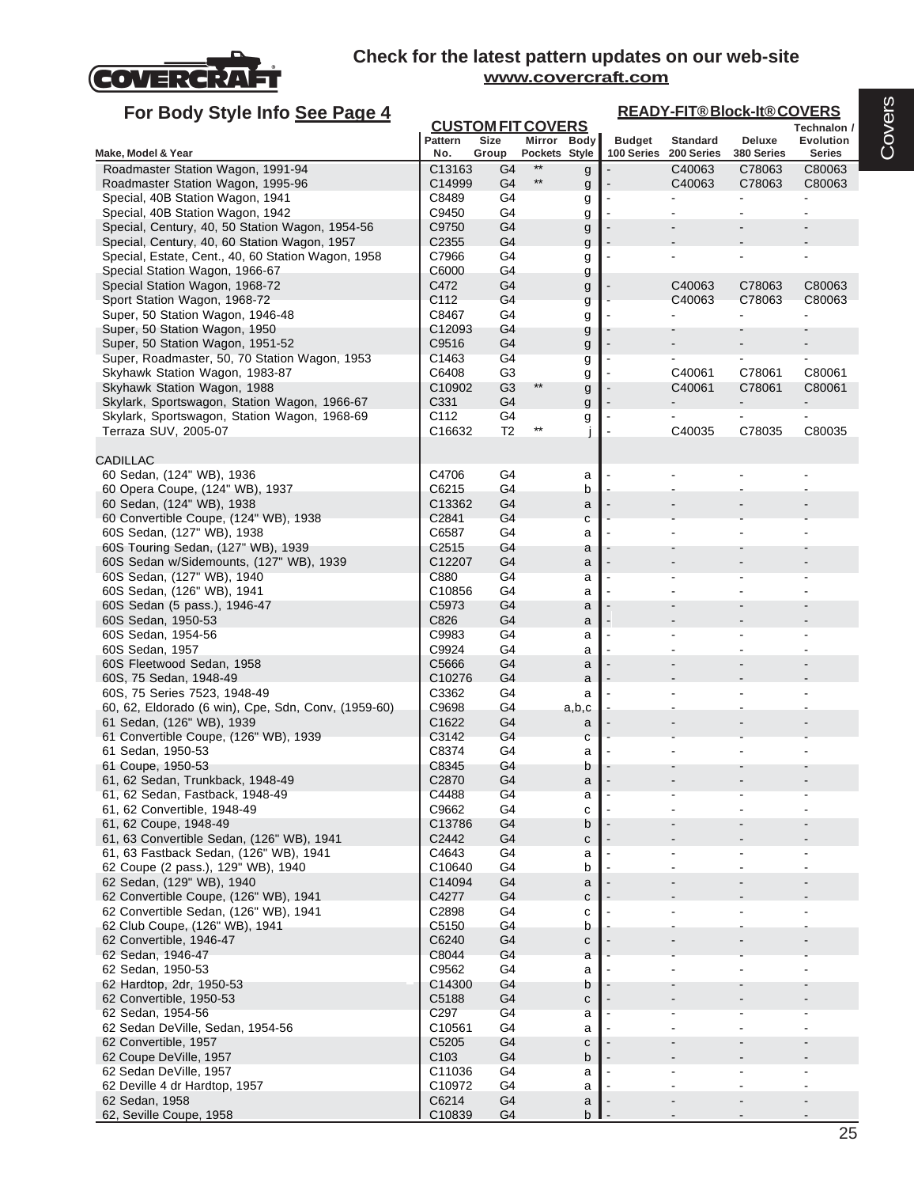# Check for the latest pattern updates on our web-site
www.covercraft.com

## For Body Style Info See Page 4

| Make, Model & Year | CUSTOM FIT COVERS Pattern No. | Size Group | Mirror Pockets | Body Style | READY-FIT® Block-It® COVERS Budget 100 Series | Standard 200 Series | Deluxe 380 Series | Technalon / Evolution Series |
|---|---|---|---|---|---|---|---|---|
| Roadmaster Station Wagon, 1991-94 | C13163 | G4 | ** | g | - | C40063 | C78063 | C80063 |
| Roadmaster Station Wagon, 1995-96 | C14999 | G4 | ** | g | - | C40063 | C78063 | C80063 |
| Special, 40B Station Wagon, 1941 | C8489 | G4 | | g | - | - | - | - |
| Special, 40B Station Wagon, 1942 | C9450 | G4 | | g | - | - | - | - |
| Special, Century, 40, 50 Station Wagon, 1954-56 | C9750 | G4 | | g | - | - | - | - |
| Special, Century, 40, 60 Station Wagon, 1957 | C2355 | G4 | | g | - | - | - | - |
| Special, Estate, Cent., 40, 60 Station Wagon, 1958 | C7966 | G4 | | g | - | - | - | - |
| Special Station Wagon, 1966-67 | C6000 | G4 | | g | | | | |
| Special Station Wagon, 1968-72 | C472 | G4 | | g | - | C40063 | C78063 | C80063 |
| Sport Station Wagon, 1968-72 | C112 | G4 | | g | - | C40063 | C78063 | C80063 |
| Super, 50 Station Wagon, 1946-48 | C8467 | G4 | | g | - | - | - | - |
| Super, 50 Station Wagon, 1950 | C12093 | G4 | | g | - | - | - | - |
| Super, 50 Station Wagon, 1951-52 | C9516 | G4 | | g | - | - | - | - |
| Super, Roadmaster, 50, 70 Station Wagon, 1953 | C1463 | G4 | | g | - | - | - | - |
| Skyhawk Station Wagon, 1983-87 | C6408 | G3 | | g | - | C40061 | C78061 | C80061 |
| Skyhawk Station Wagon, 1988 | C10902 | G3 | ** | g | - | C40061 | C78061 | C80061 |
| Skylark, Sportswagon, Station Wagon, 1966-67 | C331 | G4 | | g | - | - | - | - |
| Skylark, Sportswagon, Station Wagon, 1968-69 | C112 | G4 | | g | - | - | - | - |
| Terraza SUV, 2005-07 | C16632 | T2 | ** | j | - | C40035 | C78035 | C80035 |
| | | | | | | | | |
| CADILLAC | | | | | | | | |
| 60 Sedan, (124" WB), 1936 | C4706 | G4 | | a | - | - | - | - |
| 60 Opera Coupe, (124" WB), 1937 | C6215 | G4 | | b | - | - | - | - |
| 60 Sedan, (124" WB), 1938 | C13362 | G4 | | a | - | - | - | - |
| 60 Convertible Coupe, (124" WB), 1938 | C2841 | G4 | | c | - | - | - | - |
| 60S Sedan, (127" WB), 1938 | C6587 | G4 | | a | - | - | - | - |
| 60S Touring Sedan, (127" WB), 1939 | C2515 | G4 | | a | - | - | - | - |
| 60S Sedan w/Sidemounts, (127" WB), 1939 | C12207 | G4 | | a | - | - | - | - |
| 60S Sedan, (127" WB), 1940 | C880 | G4 | | a | - | - | - | - |
| 60S Sedan, (126" WB), 1941 | C10856 | G4 | | a | - | - | - | - |
| 60S Sedan (5 pass.), 1946-47 | C5973 | G4 | | a | - | - | - | - |
| 60S Sedan, 1950-53 | C826 | G4 | | a | - | - | - | - |
| 60S Sedan, 1954-56 | C9983 | G4 | | a | - | - | - | - |
| 60S Sedan, 1957 | C9924 | G4 | | a | - | - | - | - |
| 60S Fleetwood Sedan, 1958 | C5666 | G4 | | a | - | - | - | - |
| 60S, 75 Sedan, 1948-49 | C10276 | G4 | | a | - | - | - | - |
| 60S, 75 Series 7523, 1948-49 | C3362 | G4 | | a | - | - | - | - |
| 60, 62, Eldorado (6 win), Cpe, Sdn, Conv, (1959-60) | C9698 | G4 | | a,b,c | - | - | - | - |
| 61 Sedan, (126" WB), 1939 | C1622 | G4 | | a | - | - | - | - |
| 61 Convertible Coupe, (126" WB), 1939 | C3142 | G4 | | c | - | - | - | - |
| 61 Sedan, 1950-53 | C8374 | G4 | | a | - | - | - | - |
| 61 Coupe, 1950-53 | C8345 | G4 | | b | - | - | - | - |
| 61, 62 Sedan, Trunkback, 1948-49 | C2870 | G4 | | a | - | - | - | - |
| 61, 62 Sedan, Fastback, 1948-49 | C4488 | G4 | | a | - | - | - | - |
| 61, 62 Convertible, 1948-49 | C9662 | G4 | | c | - | - | - | - |
| 61, 62 Coupe, 1948-49 | C13786 | G4 | | b | - | - | - | - |
| 61, 63 Convertible Sedan, (126" WB), 1941 | C2442 | G4 | | c | - | - | - | - |
| 61, 63 Fastback Sedan, (126" WB), 1941 | C4643 | G4 | | a | - | - | - | - |
| 62 Coupe (2 pass.), 129" WB), 1940 | C10640 | G4 | | b | - | - | - | - |
| 62 Sedan, (129" WB), 1940 | C14094 | G4 | | a | - | - | - | - |
| 62 Convertible Coupe, (126" WB), 1941 | C4277 | G4 | | c | - | - | - | - |
| 62 Convertible Sedan, (126" WB), 1941 | C2898 | G4 | | c | - | - | - | - |
| 62 Club Coupe, (126" WB), 1941 | C5150 | G4 | | b | - | - | - | - |
| 62 Convertible, 1946-47 | C6240 | G4 | | c | - | - | - | - |
| 62 Sedan, 1946-47 | C8044 | G4 | | a | - | - | - | - |
| 62 Sedan, 1950-53 | C9562 | G4 | | a | - | - | - | - |
| 62 Hardtop, 2dr, 1950-53 | C14300 | G4 | | b | - | - | - | - |
| 62 Convertible, 1950-53 | C5188 | G4 | | c | - | - | - | - |
| 62 Sedan, 1954-56 | C297 | G4 | | a | - | - | - | - |
| 62 Sedan DeVille, Sedan, 1954-56 | C10561 | G4 | | a | - | - | - | - |
| 62 Convertible, 1957 | C5205 | G4 | | c | - | - | - | - |
| 62 Coupe DeVille, 1957 | C103 | G4 | | b | - | - | - | - |
| 62 Sedan DeVille, 1957 | C11036 | G4 | | a | - | - | - | - |
| 62 Deville 4 dr Hardtop, 1957 | C10972 | G4 | | a | - | - | - | - |
| 62 Sedan, 1958 | C6214 | G4 | | a | - | - | - | - |
| 62, Seville Coupe, 1958 | C10839 | G4 | | b | - | - | - | - |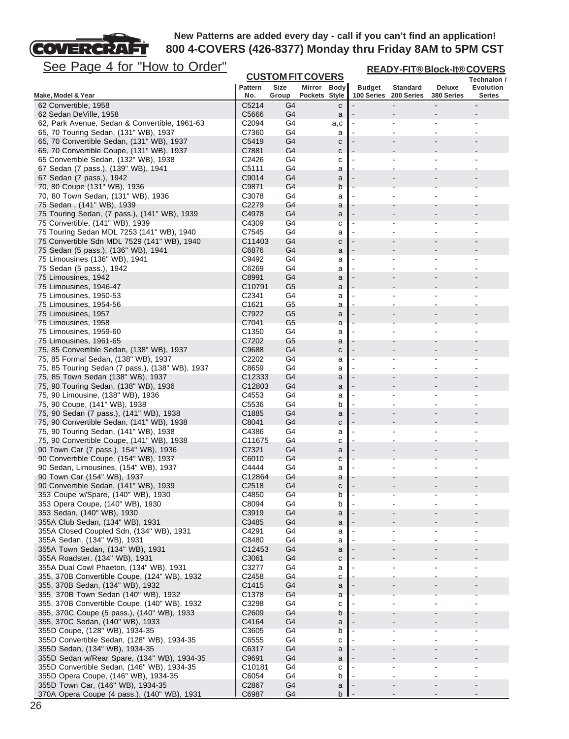**New Patterns are added every day - call if you can't find an application!**
**800 4-COVERS (426-8377) Monday thru Friday 8AM to 5PM CST**

See Page 4 for "How to Order"

| Make, Model & Year | CUSTOM FIT COVERS Pattern No. | Size Group | Mirror Pockets | Body Style | READY-FIT® Block-It® COVERS Budget 100 Series | Standard 200 Series | Deluxe 380 Series | Technalon / Evolution Series |
|---|---|---|---|---|---|---|---|---|
| 62 Convertible, 1958 | C5214 | G4 | | c | - | - | - | - |
| 62 Sedan DeVille, 1958 | C5666 | G4 | | a | - | - | - | - |
| 62, Park Avenue, Sedan & Convertible, 1961-63 | C2094 | G4 | | a,c | - | - | - | - |
| 65, 70 Touring Sedan, (131" WB), 1937 | C7360 | G4 | | a | - | - | - | - |
| 65, 70 Convertible Sedan, (131" WB), 1937 | C5419 | G4 | | c | - | - | - | - |
| 65, 70 Convertible Coupe, (131" WB), 1937 | C7881 | G4 | | c | - | - | - | - |
| 65 Convertible Sedan, (132" WB), 1938 | C2426 | G4 | | c | - | - | - | - |
| 67 Sedan (7 pass.), (139" WB), 1941 | C5111 | G4 | | a | - | - | - | - |
| 67 Sedan (7 pass.), 1942 | C9014 | G4 | | a | - | - | - | - |
| 70, 80 Coupe (131" WB), 1936 | C9871 | G4 | | b | - | - | - | - |
| 70, 80 Town Sedan, (131" WB), 1936 | C3078 | G4 | | a | - | - | - | - |
| 75 Sedan , (141" WB), 1939 | C2279 | G4 | | a | - | - | - | - |
| 75 Touring Sedan, (7 pass.), (141" WB), 1939 | C4978 | G4 | | a | - | - | - | - |
| 75 Convertible, (141" WB), 1939 | C4309 | G4 | | c | - | - | - | - |
| 75 Touring Sedan MDL 7253 (141" WB), 1940 | C7545 | G4 | | a | - | - | - | - |
| 75 Convertible Sdn MDL 7529 (141" WB), 1940 | C11403 | G4 | | c | - | - | - | - |
| 75 Sedan (5 pass.), (136" WB), 1941 | C6876 | G4 | | a | - | - | - | - |
| 75 Limousines (136" WB), 1941 | C9492 | G4 | | a | - | - | - | - |
| 75 Sedan (5 pass.), 1942 | C6269 | G4 | | a | - | - | - | - |
| 75 Limousines, 1942 | C8991 | G4 | | a | - | - | - | - |
| 75 Limousines, 1946-47 | C10791 | G5 | | a | - | - | - | - |
| 75 Limousines, 1950-53 | C2341 | G4 | | a | - | - | - | - |
| 75 Limousines, 1954-56 | C1621 | G5 | | a | - | - | - | - |
| 75 Limousines, 1957 | C7922 | G5 | | a | - | - | - | - |
| 75 Limousines, 1958 | C7041 | G5 | | a | - | - | - | - |
| 75 Limousines, 1959-60 | C1350 | G4 | | a | - | - | - | - |
| 75 Limousines, 1961-65 | C7202 | G5 | | a | - | - | - | - |
| 75, 85 Convertible Sedan, (138" WB), 1937 | C9688 | G4 | | c | - | - | - | - |
| 75, 85 Formal Sedan, (138" WB), 1937 | C2202 | G4 | | a | - | - | - | - |
| 75, 85 Touring Sedan (7 pass.), (138" WB), 1937 | C8659 | G4 | | a | - | - | - | - |
| 75, 85 Town Sedan (138" WB), 1937 | C12333 | G4 | | a | - | - | - | - |
| 75, 90 Touring Sedan, (138" WB), 1936 | C12803 | G4 | | a | - | - | - | - |
| 75, 90 Limousine, (138" WB), 1936 | C4553 | G4 | | a | - | - | - | - |
| 75, 90 Coupe, (141" WB), 1938 | C5536 | G4 | | b | - | - | - | - |
| 75, 90 Sedan (7 pass.), (141" WB), 1938 | C1885 | G4 | | a | - | - | - | - |
| 75, 90 Convertible Sedan, (141" WB), 1938 | C8041 | G4 | | c | - | - | - | - |
| 75, 90 Touring Sedan, (141" WB), 1938 | C4386 | G4 | | a | - | - | - | - |
| 75, 90 Convertible Coupe, (141" WB), 1938 | C11675 | G4 | | c | - | - | - | - |
| 90 Town Car (7 pass.), 154" WB), 1936 | C7321 | G4 | | a | - | - | - | - |
| 90 Convertible Coupe, (154" WB), 1937 | C6010 | G4 | | c | - | - | - | - |
| 90 Sedan, Limousines, (154" WB), 1937 | C4444 | G4 | | a | - | - | - | - |
| 90 Town Car (154" WB), 1937 | C12864 | G4 | | a | - | - | - | - |
| 90 Convertible Sedan, (141" WB), 1939 | C2518 | G4 | | c | - | - | - | - |
| 353 Coupe w/Spare, (140" WB), 1930 | C4850 | G4 | | b | - | - | - | - |
| 353 Opera Coupe, (140" WB), 1930 | C8094 | G4 | | b | - | - | - | - |
| 353 Sedan, (140" WB), 1930 | C3919 | G4 | | a | - | - | - | - |
| 355A Club Sedan, (134" WB), 1931 | C3485 | G4 | | a | - | - | - | - |
| 355A Closed Coupled Sdn, (134" WB), 1931 | C4291 | G4 | | a | - | - | - | - |
| 355A Sedan, (134" WB), 1931 | C8480 | G4 | | a | - | - | - | - |
| 355A Town Sedan, (134" WB), 1931 | C12453 | G4 | | a | - | - | - | - |
| 355A Roadster, (134" WB), 1931 | C3061 | G4 | | c | - | - | - | - |
| 355A Dual Cowl Phaeton, (134" WB), 1931 | C3277 | G4 | | a | - | - | - | - |
| 355, 370B Convertible Coupe, (124" WB), 1932 | C2458 | G4 | | c | - | - | - | - |
| 355, 370B Sedan, (134" WB), 1932 | C1415 | G4 | | a | - | - | - | - |
| 355, 370B Town Sedan (140" WB), 1932 | C1378 | G4 | | a | - | - | - | - |
| 355, 370B Convertible Coupe, (140" WB), 1932 | C3298 | G4 | | c | - | - | - | - |
| 355, 370C Coupe (5 pass.), (140" WB), 1933 | C2609 | G4 | | b | - | - | - | - |
| 355, 370C Sedan, (140" WB), 1933 | C4164 | G4 | | a | - | - | - | - |
| 355D Coupe, (128" WB), 1934-35 | C3605 | G4 | | b | - | - | - | - |
| 355D Convertible Sedan, (128" WB), 1934-35 | C6555 | G4 | | c | - | - | - | - |
| 355D Sedan, (134" WB), 1934-35 | C6317 | G4 | | a | - | - | - | - |
| 355D Sedan w/Rear Spare, (134" WB), 1934-35 | C9691 | G4 | | a | - | - | - | - |
| 355D Convertible Sedan, (146" WB), 1934-35 | C10181 | G4 | | c | - | - | - | - |
| 355D Opera Coupe, (146" WB), 1934-35 | C6054 | G4 | | b | - | - | - | - |
| 355D Town Car, (146" WB), 1934-35 | C2867 | G4 | | a | - | - | - | - |
| 370A Opera Coupe (4 pass.), (140" WB), 1931 | C6987 | G4 | | b | - | - | - | - |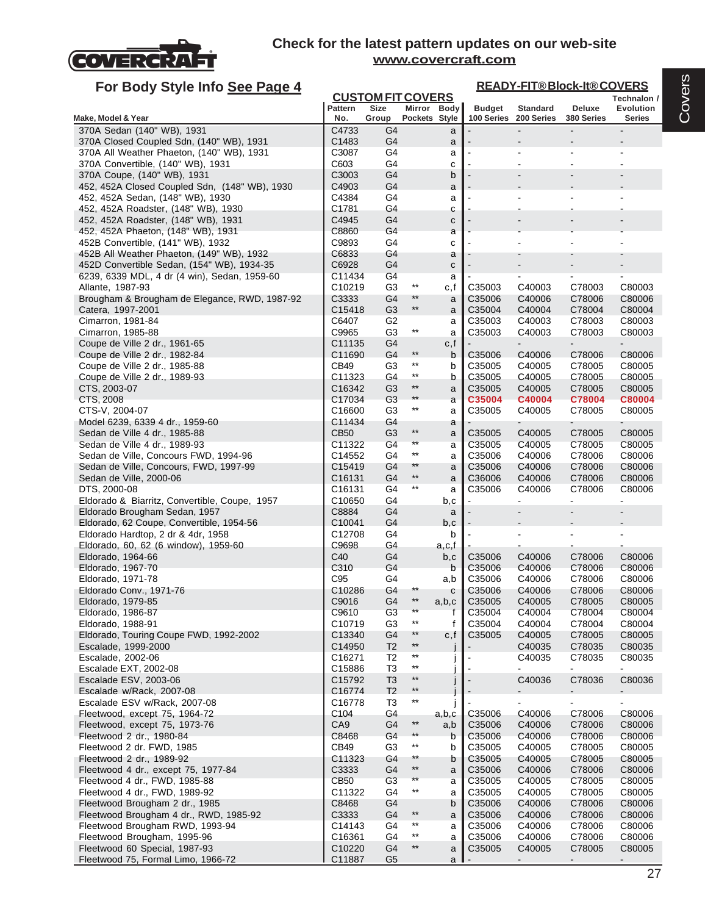## Check for the latest pattern updates on our web-site
**www.covercraft.com**

### For Body Style Info See Page 4

| Make, Model & Year | CUSTOM FIT COVERS Pattern No. | Size Group | Mirror Pockets | Body Style | READY-FIT® Block-It® COVERS Budget 100 Series | Standard 200 Series | Deluxe 380 Series | Technalon / Evolution Series |
|---|---|---|---|---|---|---|---|---|
| 370A Sedan (140" WB), 1931 | C4733 | G4 | | a | - | - | - | - |
| 370A Closed Coupled Sdn, (140" WB), 1931 | C1483 | G4 | | a | - | - | - | - |
| 370A All Weather Phaeton, (140" WB), 1931 | C3087 | G4 | | a | - | - | - | - |
| 370A Convertible, (140" WB), 1931 | C603 | G4 | | c | - | - | - | - |
| 370A Coupe, (140" WB), 1931 | C3003 | G4 | | b | - | - | - | - |
| 452, 452A Closed Coupled Sdn, (148" WB), 1930 | C4903 | G4 | | a | - | - | - | - |
| 452, 452A Sedan, (148" WB), 1930 | C4384 | G4 | | a | - | - | - | - |
| 452, 452A Roadster, (148" WB), 1930 | C1781 | G4 | | c | - | - | - | - |
| 452, 452A Roadster, (148" WB), 1931 | C4945 | G4 | | c | - | - | - | - |
| 452, 452A Phaeton, (148" WB), 1931 | C8860 | G4 | | a | - | - | - | - |
| 452B Convertible, (141" WB), 1932 | C9893 | G4 | | c | - | - | - | - |
| 452B All Weather Phaeton, (149" WB), 1932 | C6833 | G4 | | a | - | - | - | - |
| 452D Convertible Sedan, (154" WB), 1934-35 | C6928 | G4 | | c | - | - | - | - |
| 6239, 6339 MDL, 4 dr (4 win), Sedan, 1959-60 | C11434 | G4 | | a | - | - | - | - |
| Allante, 1987-93 | C10219 | G3 | ** | c,f | C35003 | C40003 | C78003 | C80003 |
| Brougham & Brougham de Elegance, RWD, 1987-92 | C3333 | G4 | ** | a | C35006 | C40006 | C78006 | C80006 |
| Catera, 1997-2001 | C15418 | G3 | ** | a | C35004 | C40004 | C78004 | C80004 |
| Cimarron, 1981-84 | C6407 | G2 | | a | C35003 | C40003 | C78003 | C80003 |
| Cimarron, 1985-88 | C9965 | G3 | ** | a | C35003 | C40003 | C78003 | C80003 |
| Coupe de Ville 2 dr., 1961-65 | C11135 | G4 | | c,f | - | - | - | - |
| Coupe de Ville 2 dr., 1982-84 | C11690 | G4 | ** | b | C35006 | C40006 | C78006 | C80006 |
| Coupe de Ville 2 dr., 1985-88 | CB49 | G3 | ** | b | C35005 | C40005 | C78005 | C80005 |
| Coupe de Ville 2 dr., 1989-93 | C11323 | G4 | ** | b | C35005 | C40005 | C78005 | C80005 |
| CTS, 2003-07 | C16342 | G3 | ** | a | C35005 | C40005 | C78005 | C80005 |
| CTS, 2008 | C17034 | G3 | ** | a | **C35004** | **C40004** | **C78004** | **C80004** |
| CTS-V, 2004-07 | C16600 | G3 | ** | a | C35005 | C40005 | C78005 | C80005 |
| Model 6239, 6339 4 dr., 1959-60 | C11434 | G4 | | a | - | - | - | - |
| Sedan de Ville 4 dr., 1985-88 | CB50 | G3 | ** | a | C35005 | C40005 | C78005 | C80005 |
| Sedan de Ville 4 dr., 1989-93 | C11322 | G4 | ** | a | C35005 | C40005 | C78005 | C80005 |
| Sedan de Ville, Concours FWD, 1994-96 | C14552 | G4 | ** | a | C35006 | C40006 | C78006 | C80006 |
| Sedan de Ville, Concours, FWD, 1997-99 | C15419 | G4 | ** | a | C35006 | C40006 | C78006 | C80006 |
| Sedan de Ville, 2000-06 | C16131 | G4 | ** | a | C36006 | C40006 | C78006 | C80006 |
| DTS, 2000-08 | C16131 | G4 | ** | a | C35006 | C40006 | C78006 | C80006 |
| Eldorado & Biarritz, Convertible, Coupe, 1957 | C10650 | G4 | | b,c | - | - | - | - |
| Eldorado Brougham Sedan, 1957 | C8884 | G4 | | a | - | - | - | - |
| Eldorado, 62 Coupe, Convertible, 1954-56 | C10041 | G4 | | b,c | - | - | - | - |
| Eldorado Hardtop, 2 dr & 4dr, 1958 | C12708 | G4 | | b | - | - | - | - |
| Eldorado, 60, 62 (6 window), 1959-60 | C9698 | G4 | | a,c,f | - | - | - | - |
| Eldorado, 1964-66 | C40 | G4 | | b,c | C35006 | C40006 | C78006 | C80006 |
| Eldorado, 1967-70 | C310 | G4 | | b | C35006 | C40006 | C78006 | C80006 |
| Eldorado, 1971-78 | C95 | G4 | | a,b | C35006 | C40006 | C78006 | C80006 |
| Eldorado Conv., 1971-76 | C10286 | G4 | ** | c | C35006 | C40006 | C78006 | C80006 |
| Eldorado, 1979-85 | C9016 | G4 | ** | a,b,c | C35005 | C40005 | C78005 | C80005 |
| Eldorado, 1986-87 | C9610 | G3 | ** | f | C35004 | C40004 | C78004 | C80004 |
| Eldorado, 1988-91 | C10719 | G3 | ** | f | C35004 | C40004 | C78004 | C80004 |
| Eldorado, Touring Coupe FWD, 1992-2002 | C13340 | G4 | ** | c,f | C35005 | C40005 | C78005 | C80005 |
| Escalade, 1999-2000 | C14950 | T2 | ** | j | - | C40035 | C78035 | C80035 |
| Escalade, 2002-06 | C16271 | T2 | ** | j | - | C40035 | C78035 | C80035 |
| Escalade EXT, 2002-08 | C15886 | T3 | ** | j | - | - | - | - |
| Escalade ESV, 2003-06 | C15792 | T3 | ** | j | - | C40036 | C78036 | C80036 |
| Escalade w/Rack, 2007-08 | C16774 | T2 | ** | j | - | - | - | - |
| Escalade ESV w/Rack, 2007-08 | C16778 | T3 | ** | j | - | - | - | - |
| Fleetwood, except 75, 1964-72 | C104 | G4 | | a,b,c | C35006 | C40006 | C78006 | C80006 |
| Fleetwood, except 75, 1973-76 | CA9 | G4 | ** | a,b | C35006 | C40006 | C78006 | C80006 |
| Fleetwood 2 dr., 1980-84 | C8468 | G4 | ** | b | C35006 | C40006 | C78006 | C80006 |
| Fleetwood 2 dr. FWD, 1985 | CB49 | G3 | ** | b | C35005 | C40005 | C78005 | C80005 |
| Fleetwood 2 dr., 1989-92 | C11323 | G4 | ** | b | C35005 | C40005 | C78005 | C80005 |
| Fleetwood 4 dr., except 75, 1977-84 | C3333 | G4 | ** | a | C35006 | C40006 | C78006 | C80006 |
| Fleetwood 4 dr., FWD, 1985-88 | CB50 | G3 | ** | a | C35005 | C40005 | C78005 | C80005 |
| Fleetwood 4 dr., FWD, 1989-92 | C11322 | G4 | ** | a | C35005 | C40005 | C78005 | C80005 |
| Fleetwood Brougham 2 dr., 1985 | C8468 | G4 | | b | C35006 | C40006 | C78006 | C80006 |
| Fleetwood Brougham 4 dr., RWD, 1985-92 | C3333 | G4 | ** | a | C35006 | C40006 | C78006 | C80006 |
| Fleetwood Brougham RWD, 1993-94 | C14143 | G4 | ** | a | C35006 | C40006 | C78006 | C80006 |
| Fleetwood Brougham, 1995-96 | C16361 | G4 | ** | a | C35006 | C40006 | C78006 | C80006 |
| Fleetwood 60 Special, 1987-93 | C10220 | G4 | ** | a | C35005 | C40005 | C78005 | C80005 |
| Fleetwood 75, Formal Limo, 1966-72 | C11887 | G5 | | a | - | - | - | - |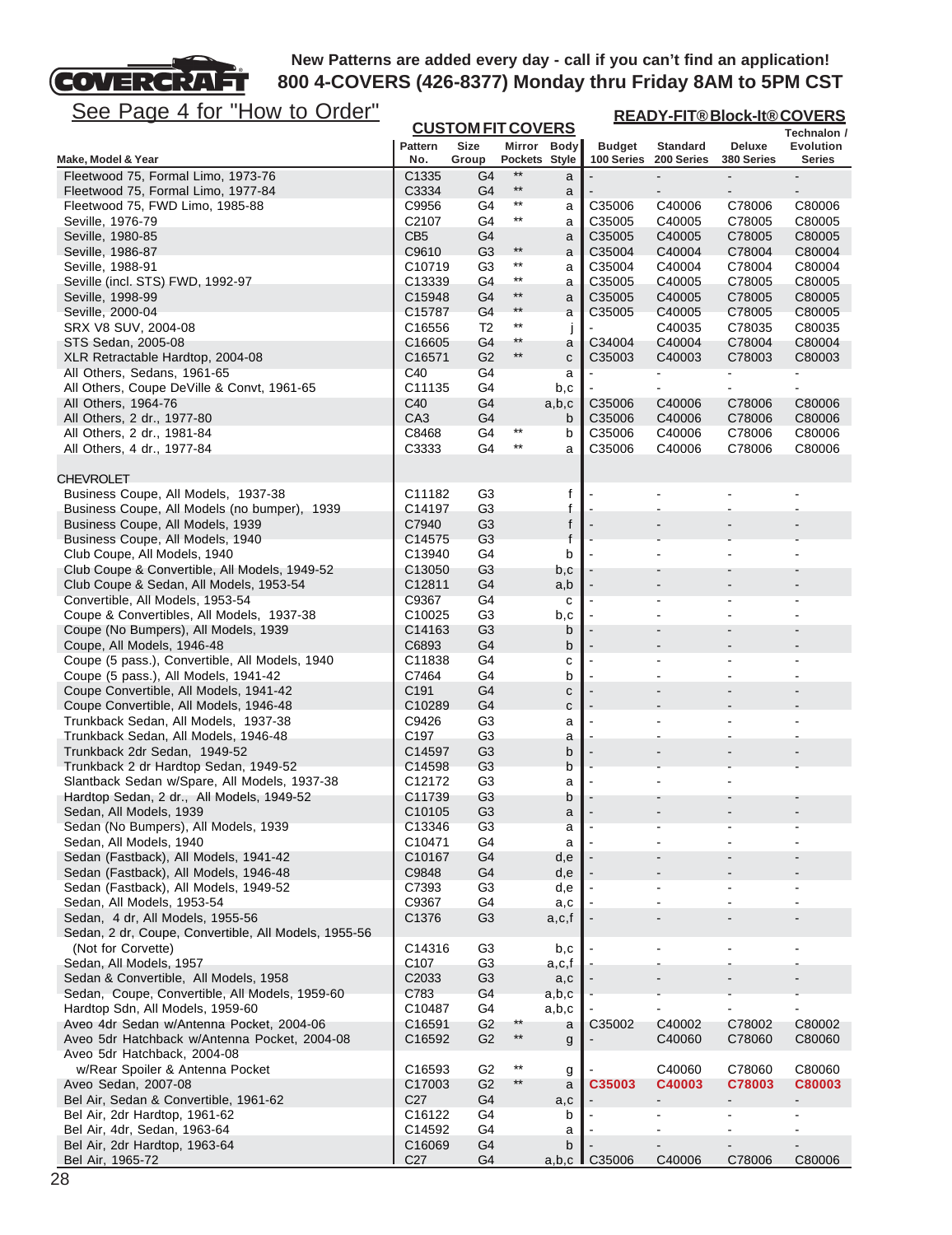**New Patterns are added every day - call if you can't find an application!**
**800 4-COVERS (426-8377) Monday thru Friday 8AM to 5PM CST**

See Page 4 for "How to Order"

| Make, Model & Year | CUSTOM FIT COVERS Pattern No. | Size Group | Mirror Pockets | Body Style | READY-FIT® Block-It® COVERS Budget 100 Series | Standard 200 Series | Deluxe 380 Series | Technalon / Evolution Series |
|---|---|---|---|---|---|---|---|---|
| Fleetwood 75, Formal Limo, 1973-76 | C1335 | G4 | ** | a | - | - | - | - |
| Fleetwood 75, Formal Limo, 1977-84 | C3334 | G4 | ** | a | - | - | - | - |
| Fleetwood 75, FWD Limo, 1985-88 | C9956 | G4 | ** | a | C35006 | C40006 | C78006 | C80006 |
| Seville, 1976-79 | C2107 | G4 | ** | a | C35005 | C40005 | C78005 | C80005 |
| Seville, 1980-85 | CB5 | G4 | | a | C35005 | C40005 | C78005 | C80005 |
| Seville, 1986-87 | C9610 | G3 | ** | a | C35004 | C40004 | C78004 | C80004 |
| Seville, 1988-91 | C10719 | G3 | ** | a | C35004 | C40004 | C78004 | C80004 |
| Seville (incl. STS) FWD, 1992-97 | C13339 | G4 | ** | a | C35005 | C40005 | C78005 | C80005 |
| Seville, 1998-99 | C15948 | G4 | ** | a | C35005 | C40005 | C78005 | C80005 |
| Seville, 2000-04 | C15787 | G4 | ** | a | C35005 | C40005 | C78005 | C80005 |
| SRX V8 SUV, 2004-08 | C16556 | T2 | ** | j | - | C40035 | C78035 | C80035 |
| STS Sedan, 2005-08 | C16605 | G4 | ** | a | C34004 | C40004 | C78004 | C80004 |
| XLR Retractable Hardtop, 2004-08 | C16571 | G2 | ** | c | C35003 | C40003 | C78003 | C80003 |
| All Others, Sedans, 1961-65 | C40 | G4 | | a | - | - | - | - |
| All Others, Coupe DeVille & Convt, 1961-65 | C11135 | G4 | | b,c | - | - | - | - |
| All Others, 1964-76 | C40 | G4 | | a,b,c | C35006 | C40006 | C78006 | C80006 |
| All Others, 2 dr., 1977-80 | CA3 | G4 | | b | C35006 | C40006 | C78006 | C80006 |
| All Others, 2 dr., 1981-84 | C8468 | G4 | ** | b | C35006 | C40006 | C78006 | C80006 |
| All Others, 4 dr., 1977-84 | C3333 | G4 | ** | a | C35006 | C40006 | C78006 | C80006 |
| | | | | | | | | |
| **CHEVROLET** | | | | | | | | |
| Business Coupe, All Models, 1937-38 | C11182 | G3 | | f | - | - | - | - |
| Business Coupe, All Models (no bumper), 1939 | C14197 | G3 | | f | - | - | - | - |
| Business Coupe, All Models, 1939 | C7940 | G3 | | f | - | - | - | - |
| Business Coupe, All Models, 1940 | C14575 | G3 | | f | - | - | - | - |
| Club Coupe, All Models, 1940 | C13940 | G4 | | b | - | - | - | - |
| Club Coupe & Convertible, All Models, 1949-52 | C13050 | G3 | | b,c | - | - | - | - |
| Club Coupe & Sedan, All Models, 1953-54 | C12811 | G4 | | a,b | - | - | - | - |
| Convertible, All Models, 1953-54 | C9367 | G4 | | c | - | - | - | - |
| Coupe & Convertibles, All Models, 1937-38 | C10025 | G3 | | b,c | - | - | - | - |
| Coupe (No Bumpers), All Models, 1939 | C14163 | G3 | | b | - | - | - | - |
| Coupe, All Models, 1946-48 | C6893 | G4 | | b | - | - | - | - |
| Coupe (5 pass.), Convertible, All Models, 1940 | C11838 | G4 | | c | - | - | - | - |
| Coupe (5 pass.), All Models, 1941-42 | C7464 | G4 | | b | - | - | - | - |
| Coupe Convertible, All Models, 1941-42 | C191 | G4 | | c | - | - | - | - |
| Coupe Convertible, All Models, 1946-48 | C10289 | G4 | | c | - | - | - | - |
| Trunkback Sedan, All Models, 1937-38 | C9426 | G3 | | a | - | - | - | - |
| Trunkback Sedan, All Models, 1946-48 | C197 | G3 | | a | - | - | - | - |
| Trunkback 2dr Sedan, 1949-52 | C14597 | G3 | | b | - | - | - | - |
| Trunkback 2 dr Hardtop Sedan, 1949-52 | C14598 | G3 | | b | - | - | - | - |
| Slantback Sedan w/Spare, All Models, 1937-38 | C12172 | G3 | | a | - | - | - | |
| Hardtop Sedan, 2 dr., All Models, 1949-52 | C11739 | G3 | | b | - | - | - | - |
| Sedan, All Models, 1939 | C10105 | G3 | | a | - | - | - | - |
| Sedan (No Bumpers), All Models, 1939 | C13346 | G3 | | a | - | - | - | - |
| Sedan, All Models, 1940 | C10471 | G4 | | a | - | - | - | - |
| Sedan (Fastback), All Models, 1941-42 | C10167 | G4 | | d,e | - | - | - | - |
| Sedan (Fastback), All Models, 1946-48 | C9848 | G4 | | d,e | - | - | - | - |
| Sedan (Fastback), All Models, 1949-52 | C7393 | G3 | | d,e | - | - | - | - |
| Sedan, All Models, 1953-54 | C9367 | G4 | | a,c | - | - | - | - |
| Sedan, 4 dr, All Models, 1955-56 | C1376 | G3 | | a,c,f | - | - | - | - |
| Sedan, 2 dr, Coupe, Convertible, All Models, 1955-56 (Not for Corvette) | C14316 | G3 | | b,c | - | - | - | - |
| Sedan, All Models, 1957 | C107 | G3 | | a,c,f | - | - | - | - |
| Sedan & Convertible, All Models, 1958 | C2033 | G3 | | a,c | - | - | - | - |
| Sedan, Coupe, Convertible, All Models, 1959-60 | C783 | G4 | | a,b,c | - | - | - | - |
| Hardtop Sdn, All Models, 1959-60 | C10487 | G4 | | a,b,c | - | - | - | - |
| Aveo 4dr Sedan w/Antenna Pocket, 2004-06 | C16591 | G2 | ** | a | C35002 | C40002 | C78002 | C80002 |
| Aveo 5dr Hatchback w/Antenna Pocket, 2004-08 | C16592 | G2 | ** | g | - | C40060 | C78060 | C80060 |
| Aveo 5dr Hatchback, 2004-08 w/Rear Spoiler & Antenna Pocket | C16593 | G2 | ** | g | - | C40060 | C78060 | C80060 |
| Aveo Sedan, 2007-08 | C17003 | G2 | ** | a | **C35003** | **C40003** | **C78003** | **C80003** |
| Bel Air, Sedan & Convertible, 1961-62 | C27 | G4 | | a,c | - | - | - | - |
| Bel Air, 2dr Hardtop, 1961-62 | C16122 | G4 | | b | - | - | - | - |
| Bel Air, 4dr, Sedan, 1963-64 | C14592 | G4 | | a | - | - | - | - |
| Bel Air, 2dr Hardtop, 1963-64 | C16069 | G4 | | b | - | - | - | - |
| Bel Air, 1965-72 | C27 | G4 | | a,b,c | C35006 | C40006 | C78006 | C80006 |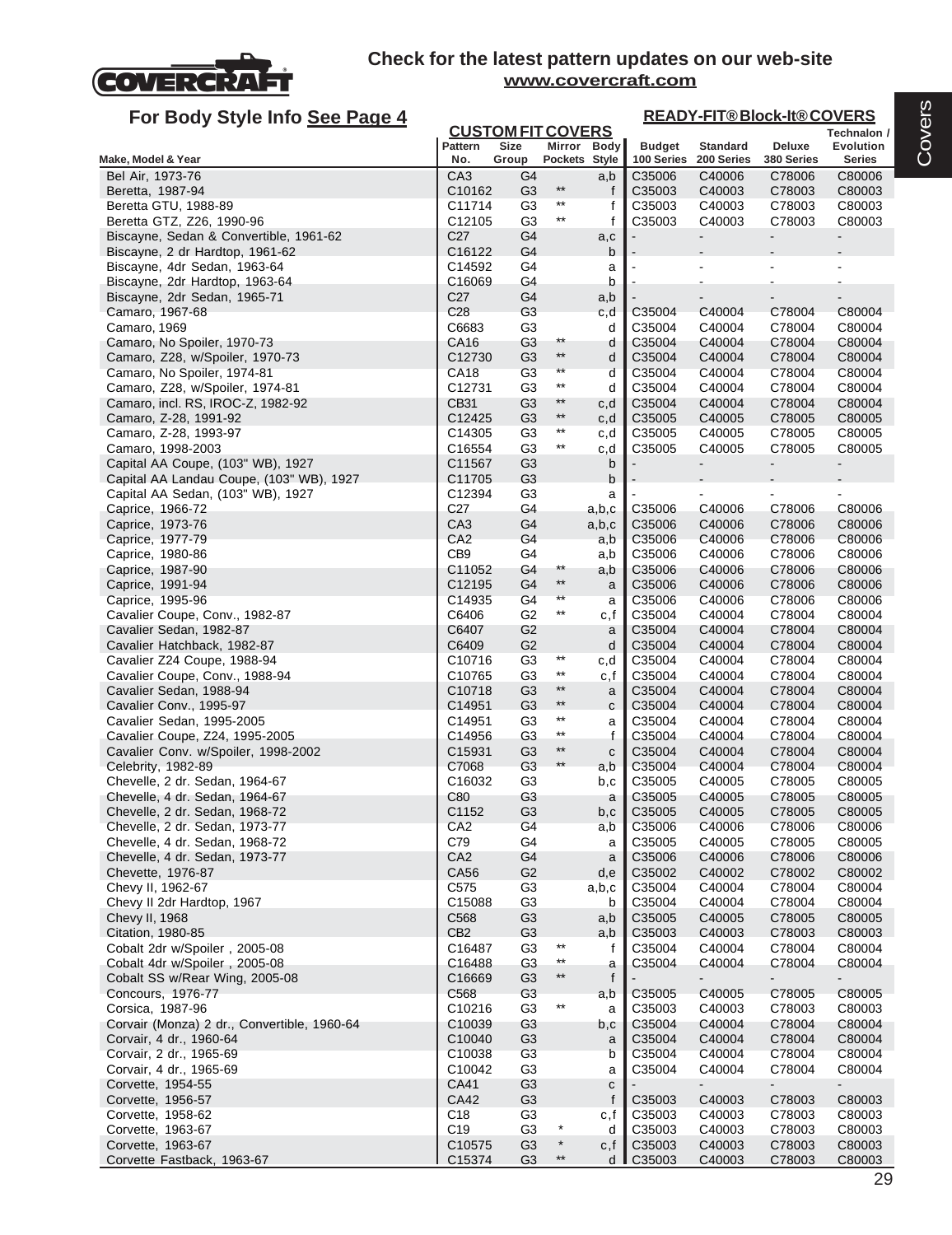Check for the latest pattern updates on our web-site
www.covercraft.com

For Body Style Info See Page 4

| Make, Model & Year | CUSTOM FIT COVERS Pattern No. | Size Group | Mirror Pockets | Body Style | READY-FIT® Block-It® COVERS Budget 100 Series | Standard 200 Series | Deluxe 380 Series | Technalon / Evolution Series |
|---|---|---|---|---|---|---|---|---|
| Bel Air, 1973-76 | CA3 | G4 | | a,b | C35006 | C40006 | C78006 | C80006 |
| Beretta, 1987-94 | C10162 | G3 | ** | f | C35003 | C40003 | C78003 | C80003 |
| Beretta GTU, 1988-89 | C11714 | G3 | ** | f | C35003 | C40003 | C78003 | C80003 |
| Beretta GTZ, Z26, 1990-96 | C12105 | G3 | ** | f | C35003 | C40003 | C78003 | C80003 |
| Biscayne, Sedan & Convertible, 1961-62 | C27 | G4 | | a,c | - | - | - | - |
| Biscayne, 2 dr Hardtop, 1961-62 | C16122 | G4 | | b | - | - | - | - |
| Biscayne, 4dr Sedan, 1963-64 | C14592 | G4 | | a | - | - | - | - |
| Biscayne, 2dr Hardtop, 1963-64 | C16069 | G4 | | b | - | - | - | - |
| Biscayne, 2dr Sedan, 1965-71 | C27 | G4 | | a,b | - | - | - | - |
| Camaro, 1967-68 | C28 | G3 | | c,d | C35004 | C40004 | C78004 | C80004 |
| Camaro, 1969 | C6683 | G3 | | d | C35004 | C40004 | C78004 | C80004 |
| Camaro, No Spoiler, 1970-73 | CA16 | G3 | ** | d | C35004 | C40004 | C78004 | C80004 |
| Camaro, Z28, w/Spoiler, 1970-73 | C12730 | G3 | ** | d | C35004 | C40004 | C78004 | C80004 |
| Camaro, No Spoiler, 1974-81 | CA18 | G3 | ** | d | C35004 | C40004 | C78004 | C80004 |
| Camaro, Z28, w/Spoiler, 1974-81 | C12731 | G3 | ** | d | C35004 | C40004 | C78004 | C80004 |
| Camaro, incl. RS, IROC-Z, 1982-92 | CB31 | G3 | ** | c,d | C35004 | C40004 | C78004 | C80004 |
| Camaro, Z-28, 1991-92 | C12425 | G3 | ** | c,d | C35005 | C40005 | C78005 | C80005 |
| Camaro, Z-28, 1993-97 | C14305 | G3 | ** | c,d | C35005 | C40005 | C78005 | C80005 |
| Camaro, 1998-2003 | C16554 | G3 | ** | c,d | C35005 | C40005 | C78005 | C80005 |
| Capital AA Coupe, (103" WB), 1927 | C11567 | G3 | | b | - | - | - | - |
| Capital AA Landau Coupe, (103" WB), 1927 | C11705 | G3 | | b | - | - | - | - |
| Capital AA Sedan, (103" WB), 1927 | C12394 | G3 | | a | - | - | - | - |
| Caprice, 1966-72 | C27 | G4 | | a,b,c | C35006 | C40006 | C78006 | C80006 |
| Caprice, 1973-76 | CA3 | G4 | | a,b,c | C35006 | C40006 | C78006 | C80006 |
| Caprice, 1977-79 | CA2 | G4 | | a,b | C35006 | C40006 | C78006 | C80006 |
| Caprice, 1980-86 | CB9 | G4 | | a,b | C35006 | C40006 | C78006 | C80006 |
| Caprice, 1987-90 | C11052 | G4 | ** | a,b | C35006 | C40006 | C78006 | C80006 |
| Caprice, 1991-94 | C12195 | G4 | ** | a | C35006 | C40006 | C78006 | C80006 |
| Caprice, 1995-96 | C14935 | G4 | ** | a | C35006 | C40006 | C78006 | C80006 |
| Cavalier Coupe, Conv., 1982-87 | C6406 | G2 | ** | c,f | C35004 | C40004 | C78004 | C80004 |
| Cavalier Sedan, 1982-87 | C6407 | G2 | | a | C35004 | C40004 | C78004 | C80004 |
| Cavalier Hatchback, 1982-87 | C6409 | G2 | | d | C35004 | C40004 | C78004 | C80004 |
| Cavalier Z24 Coupe, 1988-94 | C10716 | G3 | ** | c,d | C35004 | C40004 | C78004 | C80004 |
| Cavalier Coupe, Conv., 1988-94 | C10765 | G3 | ** | c,f | C35004 | C40004 | C78004 | C80004 |
| Cavalier Sedan, 1988-94 | C10718 | G3 | ** | a | C35004 | C40004 | C78004 | C80004 |
| Cavalier Conv., 1995-97 | C14951 | G3 | ** | c | C35004 | C40004 | C78004 | C80004 |
| Cavalier Sedan, 1995-2005 | C14951 | G3 | ** | a | C35004 | C40004 | C78004 | C80004 |
| Cavalier Coupe, Z24, 1995-2005 | C14956 | G3 | ** | f | C35004 | C40004 | C78004 | C80004 |
| Cavalier Conv. w/Spoiler, 1998-2002 | C15931 | G3 | ** | c | C35004 | C40004 | C78004 | C80004 |
| Celebrity, 1982-89 | C7068 | G3 | ** | a,b | C35004 | C40004 | C78004 | C80004 |
| Chevelle, 2 dr. Sedan, 1964-67 | C16032 | G3 | | b,c | C35005 | C40005 | C78005 | C80005 |
| Chevelle, 4 dr. Sedan, 1964-67 | C80 | G3 | | a | C35005 | C40005 | C78005 | C80005 |
| Chevelle, 2 dr. Sedan, 1968-72 | C1152 | G3 | | b,c | C35005 | C40005 | C78005 | C80005 |
| Chevelle, 2 dr. Sedan, 1973-77 | CA2 | G4 | | a,b | C35006 | C40006 | C78006 | C80006 |
| Chevelle, 4 dr. Sedan, 1968-72 | C79 | G4 | | a | C35005 | C40005 | C78005 | C80005 |
| Chevelle, 4 dr. Sedan, 1973-77 | CA2 | G4 | | a | C35006 | C40006 | C78006 | C80006 |
| Chevette, 1976-87 | CA56 | G2 | | d,e | C35002 | C40002 | C78002 | C80002 |
| Chevy II, 1962-67 | C575 | G3 | | a,b,c | C35004 | C40004 | C78004 | C80004 |
| Chevy II 2dr Hardtop, 1967 | C15088 | G3 | | b | C35004 | C40004 | C78004 | C80004 |
| Chevy II, 1968 | C568 | G3 | | a,b | C35005 | C40005 | C78005 | C80005 |
| Citation, 1980-85 | CB2 | G3 | | a,b | C35003 | C40003 | C78003 | C80003 |
| Cobalt 2dr w/Spoiler , 2005-08 | C16487 | G3 | ** | f | C35004 | C40004 | C78004 | C80004 |
| Cobalt 4dr w/Spoiler , 2005-08 | C16488 | G3 | ** | a | C35004 | C40004 | C78004 | C80004 |
| Cobalt SS w/Rear Wing, 2005-08 | C16669 | G3 | ** | f | - | - | - | - |
| Concours, 1976-77 | C568 | G3 | | a,b | C35005 | C40005 | C78005 | C80005 |
| Corsica, 1987-96 | C10216 | G3 | ** | a | C35003 | C40003 | C78003 | C80003 |
| Corvair (Monza) 2 dr., Convertible, 1960-64 | C10039 | G3 | | b,c | C35004 | C40004 | C78004 | C80004 |
| Corvair, 4 dr., 1960-64 | C10040 | G3 | | a | C35004 | C40004 | C78004 | C80004 |
| Corvair, 2 dr., 1965-69 | C10038 | G3 | | b | C35004 | C40004 | C78004 | C80004 |
| Corvair, 4 dr., 1965-69 | C10042 | G3 | | a | C35004 | C40004 | C78004 | C80004 |
| Corvette, 1954-55 | CA41 | G3 | | c | - | - | - | - |
| Corvette, 1956-57 | CA42 | G3 | | f | C35003 | C40003 | C78003 | C80003 |
| Corvette, 1958-62 | C18 | G3 | | c,f | C35003 | C40003 | C78003 | C80003 |
| Corvette, 1963-67 | C19 | G3 | * | d | C35003 | C40003 | C78003 | C80003 |
| Corvette, 1963-67 | C10575 | G3 | * | c,f | C35003 | C40003 | C78003 | C80003 |
| Corvette Fastback, 1963-67 | C15374 | G3 | ** | d | C35003 | C40003 | C78003 | C80003 |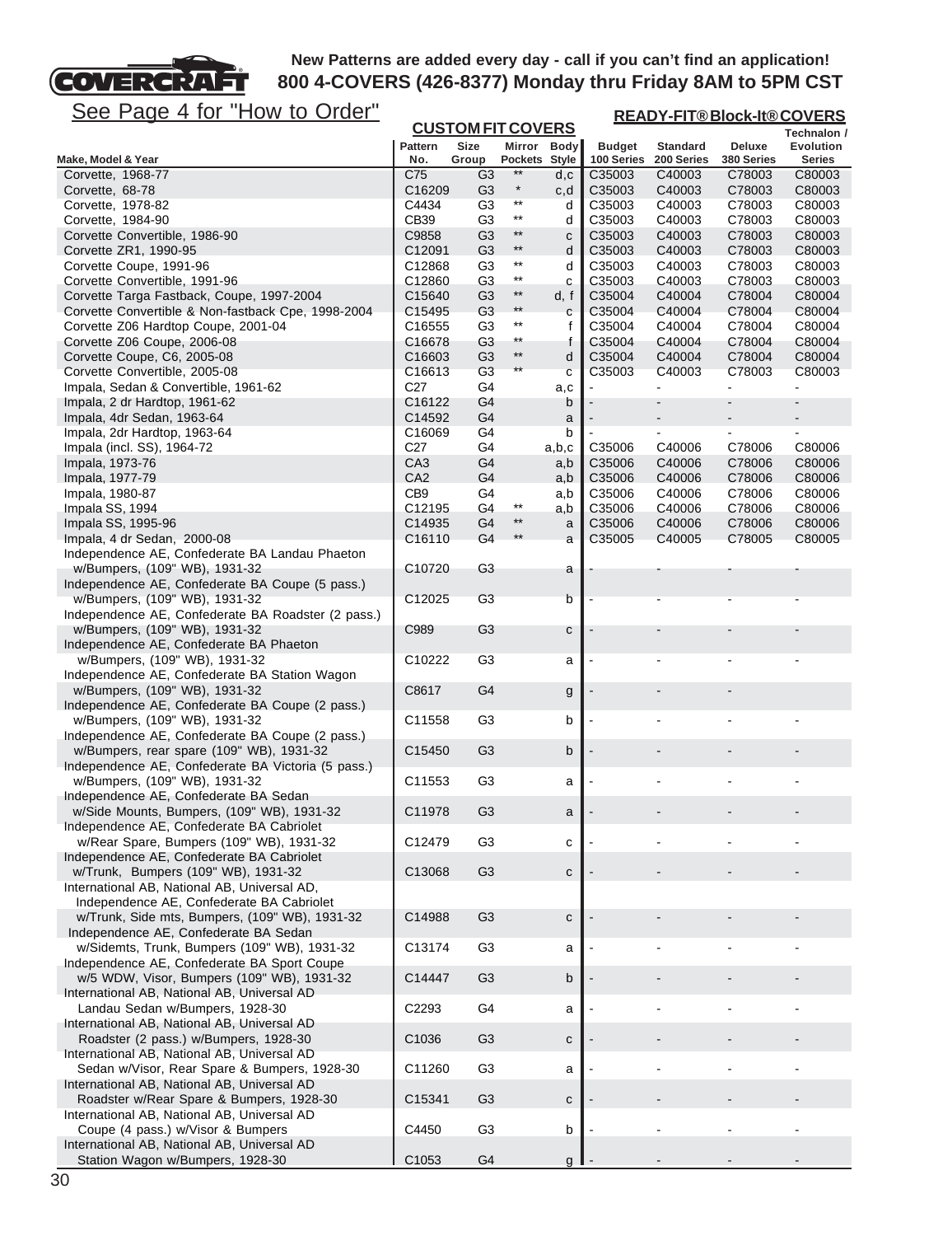COVERCRAFT

**New Patterns are added every day - call if you can't find an application!**
**800 4-COVERS (426-8377) Monday thru Friday 8AM to 5PM CST**

See Page 4 for "How to Order"

| Make, Model & Year | CUSTOM FIT COVERS Pattern No. | Size Group | Mirror Pockets | Body Style | READY-FIT® Block-It® COVERS Budget 100 Series | Standard 200 Series | Deluxe 380 Series | Technalon / Evolution Series |
|---|---|---|---|---|---|---|---|---|
| Corvette, 1968-77 | C75 | G3 | ** | d,c | C35003 | C40003 | C78003 | C80003 |
| Corvette, 68-78 | C16209 | G3 | * | c,d | C35003 | C40003 | C78003 | C80003 |
| Corvette, 1978-82 | C4434 | G3 | ** | d | C35003 | C40003 | C78003 | C80003 |
| Corvette, 1984-90 | CB39 | G3 | ** | d | C35003 | C40003 | C78003 | C80003 |
| Corvette Convertible, 1986-90 | C9858 | G3 | ** | c | C35003 | C40003 | C78003 | C80003 |
| Corvette ZR1, 1990-95 | C12091 | G3 | ** | d | C35003 | C40003 | C78003 | C80003 |
| Corvette Coupe, 1991-96 | C12868 | G3 | ** | d | C35003 | C40003 | C78003 | C80003 |
| Corvette Convertible, 1991-96 | C12860 | G3 | ** | c | C35003 | C40003 | C78003 | C80003 |
| Corvette Targa Fastback, Coupe, 1997-2004 | C15640 | G3 | ** | d, f | C35004 | C40004 | C78004 | C80004 |
| Corvette Convertible & Non-fastback Cpe, 1998-2004 | C15495 | G3 | ** | c | C35004 | C40004 | C78004 | C80004 |
| Corvette Z06 Hardtop Coupe, 2001-04 | C16555 | G3 | ** | f | C35004 | C40004 | C78004 | C80004 |
| Corvette Z06 Coupe, 2006-08 | C16678 | G3 | ** | f | C35004 | C40004 | C78004 | C80004 |
| Corvette Coupe, C6, 2005-08 | C16603 | G3 | ** | d | C35004 | C40004 | C78004 | C80004 |
| Corvette Convertible, 2005-08 | C16613 | G3 | ** | c | C35003 | C40003 | C78003 | C80003 |
| Impala, Sedan & Convertible, 1961-62 | C27 | G4 | | a,c | - | - | - | - |
| Impala, 2 dr Hardtop, 1961-62 | C16122 | G4 | | b | - | - | - | - |
| Impala, 4dr Sedan, 1963-64 | C14592 | G4 | | a | - | - | - | - |
| Impala, 2dr Hardtop, 1963-64 | C16069 | G4 | | b | - | - | - | - |
| Impala (incl. SS), 1964-72 | C27 | G4 | | a,b,c | C35006 | C40006 | C78006 | C80006 |
| Impala, 1973-76 | CA3 | G4 | | a,b | C35006 | C40006 | C78006 | C80006 |
| Impala, 1977-79 | CA2 | G4 | | a,b | C35006 | C40006 | C78006 | C80006 |
| Impala, 1980-87 | CB9 | G4 | | a,b | C35006 | C40006 | C78006 | C80006 |
| Impala SS, 1994 | C12195 | G4 | ** | a,b | C35006 | C40006 | C78006 | C80006 |
| Impala SS, 1995-96 | C14935 | G4 | ** | a | C35006 | C40006 | C78006 | C80006 |
| Impala, 4 dr Sedan, 2000-08 | C16110 | G4 | ** | a | C35005 | C40005 | C78005 | C80005 |
| Independence AE, Confederate BA Landau Phaeton w/Bumpers, (109" WB), 1931-32 | C10720 | G3 | | a | - | - | - | - |
| Independence AE, Confederate BA Coupe (5 pass.) w/Bumpers, (109" WB), 1931-32 | C12025 | G3 | | b | - | - | - | - |
| Independence AE, Confederate BA Roadster (2 pass.) w/Bumpers, (109" WB), 1931-32 | C989 | G3 | | c | - | - | - | - |
| Independence AE, Confederate BA Phaeton w/Bumpers, (109" WB), 1931-32 | C10222 | G3 | | a | - | - | - | - |
| Independence AE, Confederate BA Station Wagon w/Bumpers, (109" WB), 1931-32 | C8617 | G4 | | g | - | - | - | |
| Independence AE, Confederate BA Coupe (2 pass.) w/Bumpers, (109" WB), 1931-32 | C11558 | G3 | | b | - | - | - | - |
| Independence AE, Confederate BA Coupe (2 pass.) w/Bumpers, rear spare (109" WB), 1931-32 | C15450 | G3 | | b | - | - | - | - |
| Independence AE, Confederate BA Victoria (5 pass.) w/Bumpers, (109" WB), 1931-32 | C11553 | G3 | | a | - | - | - | - |
| Independence AE, Confederate BA Sedan w/Side Mounts, Bumpers, (109" WB), 1931-32 | C11978 | G3 | | a | - | - | - | - |
| Independence AE, Confederate BA Cabriolet w/Rear Spare, Bumpers (109" WB), 1931-32 | C12479 | G3 | | c | - | - | - | - |
| Independence AE, Confederate BA Cabriolet w/Trunk, Bumpers (109" WB), 1931-32 | C13068 | G3 | | c | - | - | - | - |
| International AB, National AB, Universal AD, Independence AE, Confederate BA Cabriolet w/Trunk, Side mts, Bumpers, (109" WB), 1931-32 | C14988 | G3 | | c | - | - | - | - |
| Independence AE, Confederate BA Sedan w/Sidemts, Trunk, Bumpers (109" WB), 1931-32 | C13174 | G3 | | a | - | - | - | - |
| Independence AE, Confederate BA Sport Coupe w/5 WDW, Visor, Bumpers (109" WB), 1931-32 | C14447 | G3 | | b | - | - | - | - |
| International AB, National AB, Universal AD Landau Sedan w/Bumpers, 1928-30 | C2293 | G4 | | a | - | - | - | - |
| International AB, National AB, Universal AD Roadster (2 pass.) w/Bumpers, 1928-30 | C1036 | G3 | | c | - | - | - | - |
| International AB, National AB, Universal AD Sedan w/Visor, Rear Spare & Bumpers, 1928-30 | C11260 | G3 | | a | - | - | - | - |
| International AB, National AB, Universal AD Roadster w/Rear Spare & Bumpers, 1928-30 | C15341 | G3 | | c | - | - | - | - |
| International AB, National AB, Universal AD Coupe (4 pass.) w/Visor & Bumpers | C4450 | G3 | | b | - | - | - | - |
| International AB, National AB, Universal AD Station Wagon w/Bumpers, 1928-30 | C1053 | G4 | | g | - | - | - | - |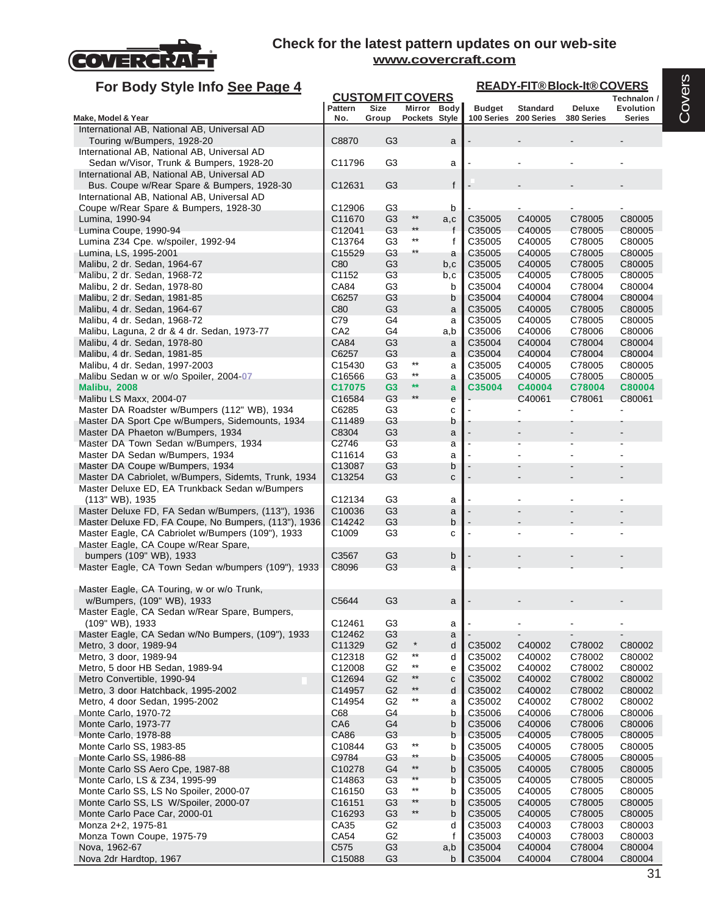# COVERCRAFT

**Check for the latest pattern updates on our web-site**
**www.covercraft.com**

## For Body Style Info See Page 4

| Make, Model & Year | CUSTOM FIT COVERS Pattern No. | Size Group | Mirror Pockets | Body Style | READY-FIT® Block-It® COVERS Budget 100 Series | Standard 200 Series | Deluxe 380 Series | Technalon / Evolution Series |
|---|---|---|---|---|---|---|---|---|
| International AB, National AB, Universal AD Touring w/Bumpers, 1928-20 | C8870 | G3 | | a | - | - | - | - |
| International AB, National AB, Universal AD Sedan w/Visor, Trunk & Bumpers, 1928-20 | C11796 | G3 | | a | - | - | - | - |
| International AB, National AB, Universal AD Bus. Coupe w/Rear Spare & Bumpers, 1928-30 | C12631 | G3 | | f | - | - | - | - |
| International AB, National AB, Universal AD Coupe w/Rear Spare & Bumpers, 1928-30 | C12906 | G3 | | b | - | - | - | - |
| Lumina, 1990-94 | C11670 | G3 | ** | a,c | C35005 | C40005 | C78005 | C80005 |
| Lumina Coupe, 1990-94 | C12041 | G3 | ** | f | C35005 | C40005 | C78005 | C80005 |
| Lumina Z34 Cpe. w/spoiler, 1992-94 | C13764 | G3 | ** | f | C35005 | C40005 | C78005 | C80005 |
| Lumina, LS, 1995-2001 | C15529 | G3 | ** | a | C35005 | C40005 | C78005 | C80005 |
| Malibu, 2 dr. Sedan, 1964-67 | C80 | G3 | | b,c | C35005 | C40005 | C78005 | C80005 |
| Malibu, 2 dr. Sedan, 1968-72 | C1152 | G3 | | b,c | C35005 | C40005 | C78005 | C80005 |
| Malibu, 2 dr. Sedan, 1978-80 | CA84 | G3 | | b | C35004 | C40004 | C78004 | C80004 |
| Malibu, 2 dr. Sedan, 1981-85 | C6257 | G3 | | b | C35004 | C40004 | C78004 | C80004 |
| Malibu, 4 dr. Sedan, 1964-67 | C80 | G3 | | a | C35005 | C40005 | C78005 | C80005 |
| Malibu, 4 dr. Sedan, 1968-72 | C79 | G4 | | a | C35005 | C40005 | C78005 | C80005 |
| Malibu, Laguna, 2 dr & 4 dr. Sedan, 1973-77 | CA2 | G4 | | a,b | C35006 | C40006 | C78006 | C80006 |
| Malibu, 4 dr. Sedan, 1978-80 | CA84 | G3 | | a | C35004 | C40004 | C78004 | C80004 |
| Malibu, 4 dr. Sedan, 1981-85 | C6257 | G3 | | a | C35004 | C40004 | C78004 | C80004 |
| Malibu, 4 dr. Sedan, 1997-2003 | C15430 | G3 | ** | a | C35005 | C40005 | C78005 | C80005 |
| Malibu Sedan w or w/o Spoiler, 2004-07 | C16566 | G3 | ** | a | C35005 | C40005 | C78005 | C80005 |
| **Malibu, 2008** | **C17075** | **G3** | ** | **a** | **C35004** | **C40004** | **C78004** | **C80004** |
| Malibu LS Maxx, 2004-07 | C16584 | G3 | ** | e | - | C40061 | C78061 | C80061 |
| Master DA Roadster w/Bumpers (112" WB), 1934 | C6285 | G3 | | c | - | - | - | - |
| Master DA Sport Cpe w/Bumpers, Sidemounts, 1934 | C11489 | G3 | | b | - | - | - | - |
| Master DA Phaeton w/Bumpers, 1934 | C8304 | G3 | | a | - | - | - | - |
| Master DA Town Sedan w/Bumpers, 1934 | C2746 | G3 | | a | - | - | - | - |
| Master DA Sedan w/Bumpers, 1934 | C11614 | G3 | | a | - | - | - | - |
| Master DA Coupe w/Bumpers, 1934 | C13087 | G3 | | b | - | - | - | - |
| Master DA Cabriolet, w/Bumpers, Sidemts, Trunk, 1934 | C13254 | G3 | | c | - | - | - | - |
| Master Deluxe ED, EA Trunkback Sedan w/Bumpers (113" WB), 1935 | C12134 | G3 | | a | - | - | - | - |
| Master Deluxe FD, FA Sedan w/Bumpers, (113"), 1936 | C10036 | G3 | | a | - | - | - | - |
| Master Deluxe FD, FA Coupe, No Bumpers, (113"), 1936 | C14242 | G3 | | b | - | - | - | - |
| Master Eagle, CA Cabriolet w/Bumpers (109"), 1933 | C1009 | G3 | | c | - | - | - | - |
| Master Eagle, CA Coupe w/Rear Spare, bumpers (109" WB), 1933 | C3567 | G3 | | b | - | - | - | - |
| Master Eagle, CA Town Sedan w/bumpers (109"), 1933 | C8096 | G3 | | a | - | - | - | - |
| Master Eagle, CA Touring, w or w/o Trunk, w/Bumpers, (109" WB), 1933 | C5644 | G3 | | a | - | - | - | - |
| Master Eagle, CA Sedan w/Rear Spare, Bumpers, (109" WB), 1933 | C12461 | G3 | | a | - | - | - | - |
| Master Eagle, CA Sedan w/No Bumpers, (109"), 1933 | C12462 | G3 | | a | - | - | - | - |
| Metro, 3 door, 1989-94 | C11329 | G2 | * | d | C35002 | C40002 | C78002 | C80002 |
| Metro, 3 door, 1989-94 | C12318 | G2 | ** | d | C35002 | C40002 | C78002 | C80002 |
| Metro, 5 door HB Sedan, 1989-94 | C12008 | G2 | ** | e | C35002 | C40002 | C78002 | C80002 |
| Metro Convertible, 1990-94 | C12694 | G2 | ** | c | C35002 | C40002 | C78002 | C80002 |
| Metro, 3 door Hatchback, 1995-2002 | C14957 | G2 | ** | d | C35002 | C40002 | C78002 | C80002 |
| Metro, 4 door Sedan, 1995-2002 | C14954 | G2 | ** | a | C35002 | C40002 | C78002 | C80002 |
| Monte Carlo, 1970-72 | C68 | G4 | | b | C35006 | C40006 | C78006 | C80006 |
| Monte Carlo, 1973-77 | CA6 | G4 | | b | C35006 | C40006 | C78006 | C80006 |
| Monte Carlo, 1978-88 | CA86 | G3 | | b | C35005 | C40005 | C78005 | C80005 |
| Monte Carlo SS, 1983-85 | C10844 | G3 | ** | b | C35005 | C40005 | C78005 | C80005 |
| Monte Carlo SS, 1986-88 | C9784 | G3 | ** | b | C35005 | C40005 | C78005 | C80005 |
| Monte Carlo SS Aero Cpe, 1987-88 | C10278 | G4 | ** | b | C35005 | C40005 | C78005 | C80005 |
| Monte Carlo, LS & Z34, 1995-99 | C14863 | G3 | ** | b | C35005 | C40005 | C78005 | C80005 |
| Monte Carlo SS, LS No Spoiler, 2000-07 | C16150 | G3 | ** | b | C35005 | C40005 | C78005 | C80005 |
| Monte Carlo SS, LS W/Spoiler, 2000-07 | C16151 | G3 | ** | b | C35005 | C40005 | C78005 | C80005 |
| Monte Carlo Pace Car, 2000-01 | C16293 | G3 | ** | b | C35005 | C40005 | C78005 | C80005 |
| Monza 2+2, 1975-81 | CA35 | G2 | | d | C35003 | C40003 | C78003 | C80003 |
| Monza Town Coupe, 1975-79 | CA54 | G2 | | f | C35003 | C40003 | C78003 | C80003 |
| Nova, 1962-67 | C575 | G3 | | a,b | C35004 | C40004 | C78004 | C80004 |
| Nova 2dr Hardtop, 1967 | C15088 | G3 | | b | C35004 | C40004 | C78004 | C80004 |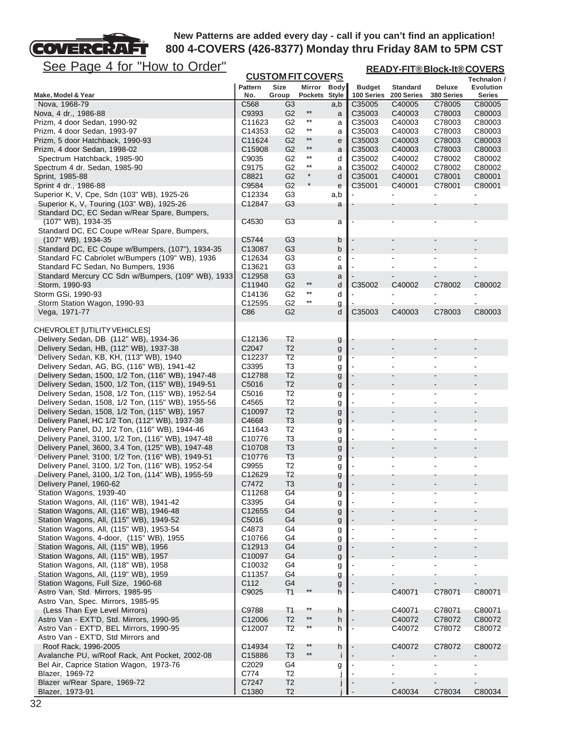**COVERCRAFT**

**New Patterns are added every day - call if you can't find an application!**
**800 4-COVERS (426-8377) Monday thru Friday 8AM to 5PM CST**

See Page 4 for "How to Order"

| Make, Model & Year | CUSTOM FIT COVERS Pattern No. | Size Group | Mirror Pockets | Body Style | READY-FIT® Block-It® COVERS Budget 100 Series | Standard 200 Series | Deluxe 380 Series | Technalon / Evolution Series |
|---|---|---|---|---|---|---|---|---|
| Nova, 1968-79 | C568 | G3 | | a,b | C35005 | C40005 | C78005 | C80005 |
| Nova, 4 dr., 1986-88 | C9393 | G2 | ** | a | C35003 | C40003 | C78003 | C80003 |
| Prizm, 4 door Sedan, 1990-92 | C11623 | G2 | ** | a | C35003 | C40003 | C78003 | C80003 |
| Prizm, 4 door Sedan, 1993-97 | C14353 | G2 | ** | a | C35003 | C40003 | C78003 | C80003 |
| Prizm, 5 door Hatchback, 1990-93 | C11624 | G2 | ** | e | C35003 | C40003 | C78003 | C80003 |
| Prizm, 4 door Sedan, 1998-02 | C15908 | G2 | ** | a | C35003 | C40003 | C78003 | C80003 |
| Spectrum Hatchback, 1985-90 | C9035 | G2 | ** | d | C35002 | C40002 | C78002 | C80002 |
| Spectrum 4 dr. Sedan, 1985-90 | C9175 | G2 | ** | a | C35002 | C40002 | C78002 | C80002 |
| Sprint, 1985-88 | C8821 | G2 | * | d | C35001 | C40001 | C78001 | C80001 |
| Sprint 4 dr., 1986-88 | C9584 | G2 | * | e | C35001 | C40001 | C78001 | C80001 |
| Superior K, V, Cpe, Sdn (103" WB), 1925-26 | C12334 | G3 | | a,b | - | - | - | - |
| Superior K, V, Touring (103" WB), 1925-26 | C12847 | G3 | | a | - | - | - | - |
| Standard DC, EC Sedan w/Rear Spare, Bumpers, (107" WB), 1934-35 | C4530 | G3 | | a | - | - | - | - |
| Standard DC, EC Coupe w/Rear Spare, Bumpers, (107" WB), 1934-35 | C5744 | G3 | | b | - | - | - | - |
| Standard DC, EC Coupe w/Bumpers, (107"), 1934-35 | C13087 | G3 | | b | - | - | - | - |
| Standard FC Cabriolet w/Bumpers (109" WB), 1936 | C12634 | G3 | | c | - | - | - | - |
| Standard FC Sedan, No Bumpers, 1936 | C13621 | G3 | | a | - | - | - | - |
| Standard Mercury CC Sdn w/Bumpers, (109" WB), 1933 | C12958 | G3 | | a | - | - | - | - |
| Storm, 1990-93 | C11940 | G2 | ** | d | C35002 | C40002 | C78002 | C80002 |
| Storm GSi, 1990-93 | C14136 | G2 | ** | d | - | - | - | - |
| Storm Station Wagon, 1990-93 | C12595 | G2 | ** | g | - | - | - | - |
| Vega, 1971-77 | C86 | G2 | | d | C35003 | C40003 | C78003 | C80003 |
| | | | | | | | | |
| CHEVROLET [UTILITY VEHICLES] | | | | | | | | |
| Delivery Sedan, DB (112" WB), 1934-36 | C12136 | T2 | | g | - | - | - | - |
| Delivery Sedan, HB, (112" WB), 1937-38 | C2047 | T2 | | g | - | - | - | - |
| Delivery Sedan, KB, KH, (113" WB), 1940 | C12237 | T2 | | g | - | - | - | - |
| Delivery Sedan, AG, BG, (116" WB), 1941-42 | C3395 | T3 | | g | - | - | - | - |
| Delivery Sedan, 1500, 1/2 Ton, (116" WB), 1947-48 | C12788 | T2 | | g | - | - | - | - |
| Delivery Sedan, 1500, 1/2 Ton, (115" WB), 1949-51 | C5016 | T2 | | g | - | - | - | - |
| Delivery Sedan, 1508, 1/2 Ton, (115" WB), 1952-54 | C5016 | T2 | | g | - | - | - | - |
| Delivery Sedan, 1508, 1/2 Ton, (115" WB), 1955-56 | C4565 | T2 | | g | - | - | - | - |
| Delivery Sedan, 1508, 1/2 Ton, (115" WB), 1957 | C10097 | T2 | | g | - | - | - | - |
| Delivery Panel, HC 1/2 Ton, (112" WB), 1937-38 | C4668 | T3 | | g | - | - | - | - |
| Delivery Panel, DJ, 1/2 Ton, (116" WB), 1944-46 | C11643 | T2 | | g | - | - | - | - |
| Delivery Panel, 3100, 1/2 Ton, (116" WB), 1947-48 | C10776 | T3 | | g | - | - | - | - |
| Delivery Panel, 3600, 3.4 Ton, (125" WB), 1947-48 | C10708 | T3 | | g | - | - | - | - |
| Delivery Panel, 3100, 1/2 Ton, (116" WB), 1949-51 | C10776 | T3 | | g | - | - | - | - |
| Delivery Panel, 3100, 1/2 Ton, (116" WB), 1952-54 | C9955 | T2 | | g | - | - | - | - |
| Delivery Panel, 3100, 1/2 Ton, (114" WB), 1955-59 | C12629 | T2 | | g | - | - | - | - |
| Delivery Panel, 1960-62 | C7472 | T3 | | g | - | - | - | - |
| Station Wagons, 1939-40 | C11268 | G4 | | g | - | - | - | - |
| Station Wagons, All, (116" WB), 1941-42 | C3395 | G4 | | g | - | - | - | - |
| Station Wagons, All, (116" WB), 1946-48 | C12655 | G4 | | g | - | - | - | - |
| Station Wagons, All, (115" WB), 1949-52 | C5016 | G4 | | g | - | - | - | - |
| Station Wagons, All, (115" WB), 1953-54 | C4873 | G4 | | g | - | - | - | - |
| Station Wagons, 4-door, (115" WB), 1955 | C10766 | G4 | | g | - | - | - | - |
| Station Wagons, All, (115" WB), 1956 | C12913 | G4 | | g | - | - | - | - |
| Station Wagons, All, (115" WB), 1957 | C10097 | G4 | | g | - | - | - | - |
| Station Wagons, All, (118" WB), 1958 | C10032 | G4 | | g | - | - | - | - |
| Station Wagons, All, (119" WB), 1959 | C11357 | G4 | | g | - | - | - | - |
| Station Wagons, Full Size, 1960-68 | C112 | G4 | | g | - | - | - | - |
| Astro Van, Std. Mirrors, 1985-95 | C9025 | T1 | ** | h | - | C40071 | C78071 | C80071 |
| Astro Van, Spec. Mirrors, 1985-95 (Less Than Eye Level Mirrors) | C9788 | T1 | ** | h | - | C40071 | C78071 | C80071 |
| Astro Van - EXT'D, Std. Mirrors, 1990-95 | C12006 | T2 | ** | h | - | C40072 | C78072 | C80072 |
| Astro Van - EXT'D, BEL Mirrors, 1990-95 | C12007 | T2 | ** | h | - | C40072 | C78072 | C80072 |
| Astro Van - EXT'D, Std Mirrors and Roof Rack, 1996-2005 | C14934 | T2 | ** | h | - | C40072 | C78072 | C80072 |
| Avalanche PU, w/Roof Rack, Ant Pocket, 2002-08 | C15886 | T3 | ** | i | - | - | - | - |
| Bel Air, Caprice Station Wagon, 1973-76 | C2029 | G4 | | g | - | - | - | - |
| Blazer, 1969-72 | C774 | T2 | | j | - | - | - | - |
| Blazer w/Rear Spare, 1969-72 | C7247 | T2 | | j | - | - | - | - |
| Blazer, 1973-91 | C1380 | T2 | | j | - | C40034 | C78034 | C80034 |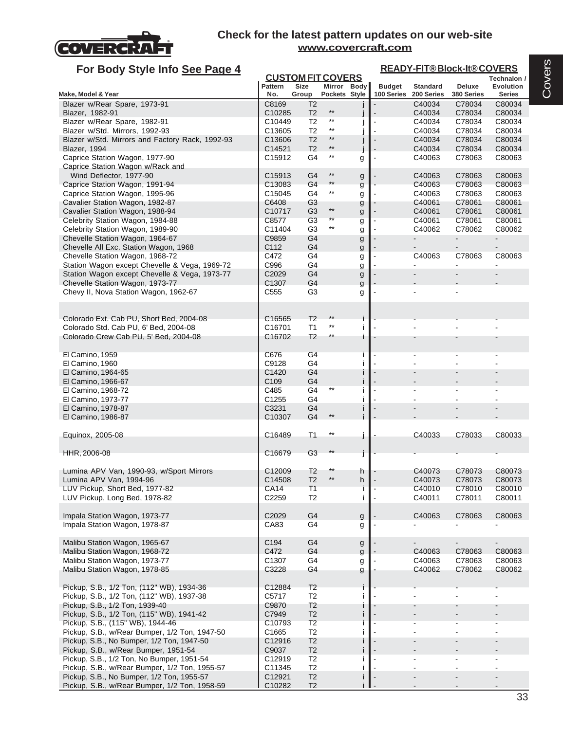## Check for the latest pattern updates on our web-site
**www.covercraft.com**

## For Body Style Info See Page 4

| Make, Model & Year | CUSTOM FIT COVERS Pattern No. | Size Group | Mirror Pockets | Body Style | READY-FIT® Block-It® COVERS Budget 100 Series | Standard 200 Series | Deluxe 380 Series | Technalon / Evolution Series |
|---|---|---|---|---|---|---|---|---|
| Blazer w/Rear Spare, 1973-91 | C8169 | T2 | | j | - | C40034 | C78034 | C80034 |
| Blazer, 1982-91 | C10285 | T2 | ** | j | - | C40034 | C78034 | C80034 |
| Blazer w/Rear Spare, 1982-91 | C10449 | T2 | ** | j | - | C40034 | C78034 | C80034 |
| Blazer w/Std. Mirrors, 1992-93 | C13605 | T2 | ** | j | - | C40034 | C78034 | C80034 |
| Blazer w/Std. Mirrors and Factory Rack, 1992-93 | C13606 | T2 | ** | j | - | C40034 | C78034 | C80034 |
| Blazer, 1994 | C14521 | T2 | ** | j | - | C40034 | C78034 | C80034 |
| Caprice Station Wagon, 1977-90 | C15912 | G4 | ** | g | - | C40063 | C78063 | C80063 |
| Caprice Station Wagon w/Rack and Wind Deflector, 1977-90 | C15913 | G4 | ** | g | - | C40063 | C78063 | C80063 |
| Caprice Station Wagon, 1991-94 | C13083 | G4 | ** | g | - | C40063 | C78063 | C80063 |
| Caprice Station Wagon, 1995-96 | C15045 | G4 | ** | g | - | C40063 | C78063 | C80063 |
| Cavalier Station Wagon, 1982-87 | C6408 | G3 | | g | - | C40061 | C78061 | C80061 |
| Cavalier Station Wagon, 1988-94 | C10717 | G3 | ** | g | - | C40061 | C78061 | C80061 |
| Celebrity Station Wagon, 1984-88 | C8577 | G3 | ** | g | - | C40061 | C78061 | C80061 |
| Celebrity Station Wagon, 1989-90 | C11404 | G3 | ** | g | - | C40062 | C78062 | C80062 |
| Chevelle Station Wagon, 1964-67 | C9859 | G4 | | g | - | - | - | - |
| Chevelle All Exc. Station Wagon, 1968 | C112 | G4 | | g | - | - | - | - |
| Chevelle Station Wagon, 1968-72 | C472 | G4 | | g | - | C40063 | C78063 | C80063 |
| Station Wagon except Chevelle & Vega, 1969-72 | C996 | G4 | | g | - | - | - | - |
| Station Wagon except Chevelle & Vega, 1973-77 | C2029 | G4 | | g | - | - | - | - |
| Chevelle Station Wagon, 1973-77 | C1307 | G4 | | g | - | - | - | - |
| Chevy II, Nova Station Wagon, 1962-67 | C555 | G3 | | g | - | - | - | |
| Colorado Ext. Cab PU, Short Bed, 2004-08 | C16565 | T2 | ** | i | - | - | - | - |
| Colorado Std. Cab PU, 6' Bed, 2004-08 | C16701 | T1 | ** | i | - | - | - | - |
| Colorado Crew Cab PU, 5' Bed, 2004-08 | C16702 | T2 | ** | i | - | - | - | - |
| El Camino, 1959 | C676 | G4 | | i | - | - | - | - |
| El Camino, 1960 | C9128 | G4 | | i | - | - | - | - |
| El Camino, 1964-65 | C1420 | G4 | | i | - | - | - | - |
| El Camino, 1966-67 | C109 | G4 | | i | - | - | - | - |
| El Camino, 1968-72 | C485 | G4 | ** | i | - | - | - | - |
| El Camino, 1973-77 | C1255 | G4 | | i | - | - | - | - |
| El Camino, 1978-87 | C3231 | G4 | | i | - | - | - | - |
| El Camino, 1986-87 | C10307 | G4 | ** | i | - | - | - | - |
| Equinox, 2005-08 | C16489 | T1 | ** | j | - | C40033 | C78033 | C80033 |
| HHR, 2006-08 | C16679 | G3 | ** | j | - | - | - | - |
| Lumina APV Van, 1990-93, w/Sport Mirrors | C12009 | T2 | ** | h | - | C40073 | C78073 | C80073 |
| Lumina APV Van, 1994-96 | C14508 | T2 | ** | h | - | C40073 | C78073 | C80073 |
| LUV Pickup, Short Bed, 1977-82 | CA14 | T1 | | i | - | C40010 | C78010 | C80010 |
| LUV Pickup, Long Bed, 1978-82 | C2259 | T2 | | i | - | C40011 | C78011 | C80011 |
| Impala Station Wagon, 1973-77 | C2029 | G4 | | g | - | C40063 | C78063 | C80063 |
| Impala Station Wagon, 1978-87 | CA83 | G4 | | g | - | - | - | - |
| Malibu Station Wagon, 1965-67 | C194 | G4 | | g | - | - | - | - |
| Malibu Station Wagon, 1968-72 | C472 | G4 | | g | - | C40063 | C78063 | C80063 |
| Malibu Station Wagon, 1973-77 | C1307 | G4 | | g | - | C40063 | C78063 | C80063 |
| Malibu Station Wagon, 1978-85 | C3228 | G4 | | g | - | C40062 | C78062 | C80062 |
| Pickup, S.B., 1/2 Ton, (112" WB), 1934-36 | C12884 | T2 | | i | - | - | - | - |
| Pickup, S.B., 1/2 Ton, (112" WB), 1937-38 | C5717 | T2 | | i | - | - | - | - |
| Pickup, S.B., 1/2 Ton, 1939-40 | C9870 | T2 | | i | - | - | - | - |
| Pickup, S.B., 1/2 Ton, (115" WB), 1941-42 | C7949 | T2 | | i | - | - | - | - |
| Pickup, S.B., (115" WB), 1944-46 | C10793 | T2 | | i | - | - | - | - |
| Pickup, S.B., w/Rear Bumper, 1/2 Ton, 1947-50 | C1665 | T2 | | i | - | - | - | - |
| Pickup, S.B., No Bumper, 1/2 Ton, 1947-50 | C12916 | T2 | | i | - | - | - | - |
| Pickup, S.B., w/Rear Bumper, 1951-54 | C9037 | T2 | | i | - | - | - | - |
| Pickup, S.B., 1/2 Ton, No Bumper, 1951-54 | C12919 | T2 | | i | - | - | - | - |
| Pickup, S.B., w/Rear Bumper, 1/2 Ton, 1955-57 | C11345 | T2 | | i | - | - | - | - |
| Pickup, S.B., No Bumper, 1/2 Ton, 1955-57 | C12921 | T2 | | i | - | - | - | - |
| Pickup, S.B., w/Rear Bumper, 1/2 Ton, 1958-59 | C10282 | T2 | | i | - | - | - | - |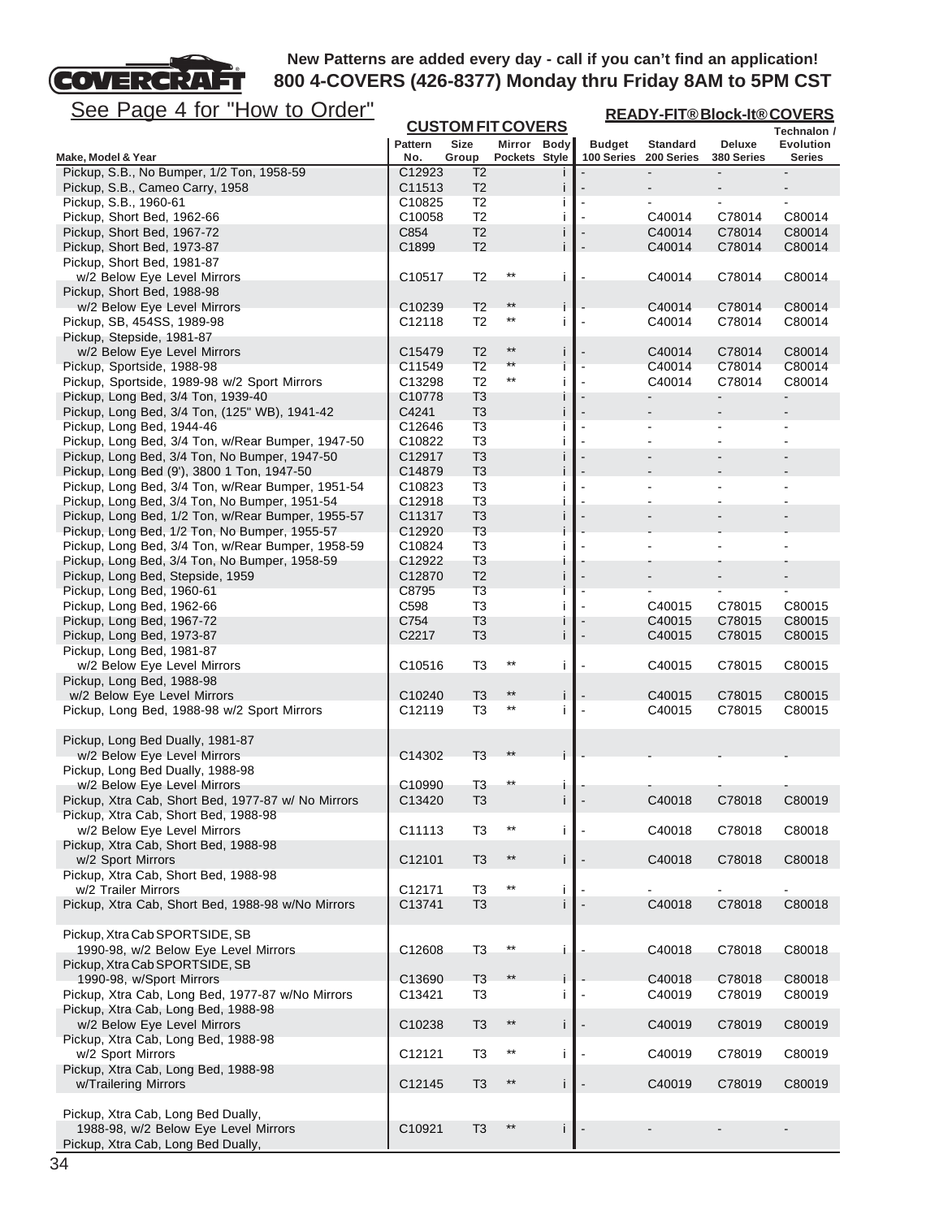New Patterns are added every day - call if you can't find an application!
800 4-COVERS (426-8377) Monday thru Friday 8AM to 5PM CST

See Page 4 for "How to Order"

| Make, Model & Year | CUSTOM FIT COVERS Pattern No. | Size Group | Mirror Pockets | Body Style | READY-FIT® Block-It® COVERS Budget 100 Series | Standard 200 Series | Deluxe 380 Series | Technalon / Evolution Series |
|---|---|---|---|---|---|---|---|---|
| Pickup, S.B., No Bumper, 1/2 Ton, 1958-59 | C12923 | T2 | | i | - | - | - | - |
| Pickup, S.B., Cameo Carry, 1958 | C11513 | T2 | | i | - | - | - | - |
| Pickup, S.B., 1960-61 | C10825 | T2 | | i | - | - | - | - |
| Pickup, Short Bed, 1962-66 | C10058 | T2 | | i | - | C40014 | C78014 | C80014 |
| Pickup, Short Bed, 1967-72 | C854 | T2 | | i | - | C40014 | C78014 | C80014 |
| Pickup, Short Bed, 1973-87 | C1899 | T2 | | i | - | C40014 | C78014 | C80014 |
| Pickup, Short Bed, 1981-87 w/2 Below Eye Level Mirrors | C10517 | T2 | ** | i | - | C40014 | C78014 | C80014 |
| Pickup, Short Bed, 1988-98 w/2 Below Eye Level Mirrors | C10239 | T2 | ** | i | - | C40014 | C78014 | C80014 |
| Pickup, SB, 454SS, 1989-98 | C12118 | T2 | ** | i | - | C40014 | C78014 | C80014 |
| Pickup, Stepside, 1981-87 w/2 Below Eye Level Mirrors | C15479 | T2 | ** | i | - | C40014 | C78014 | C80014 |
| Pickup, Sportside, 1988-98 | C11549 | T2 | ** | i | - | C40014 | C78014 | C80014 |
| Pickup, Sportside, 1989-98 w/2 Sport Mirrors | C13298 | T2 | ** | i | - | C40014 | C78014 | C80014 |
| Pickup, Long Bed, 3/4 Ton, 1939-40 | C10778 | T3 | | i | - | - | - | - |
| Pickup, Long Bed, 3/4 Ton, (125" WB), 1941-42 | C4241 | T3 | | i | - | - | - | - |
| Pickup, Long Bed, 1944-46 | C12646 | T3 | | i | - | - | - | - |
| Pickup, Long Bed, 3/4 Ton, w/Rear Bumper, 1947-50 | C10822 | T3 | | i | - | - | - | - |
| Pickup, Long Bed, 3/4 Ton, No Bumper, 1947-50 | C12917 | T3 | | i | - | - | - | - |
| Pickup, Long Bed (9'), 3800 1 Ton, 1947-50 | C14879 | T3 | | i | - | - | - | - |
| Pickup, Long Bed, 3/4 Ton, w/Rear Bumper, 1951-54 | C10823 | T3 | | i | - | - | - | - |
| Pickup, Long Bed, 3/4 Ton, No Bumper, 1951-54 | C12918 | T3 | | i | - | - | - | - |
| Pickup, Long Bed, 1/2 Ton, w/Rear Bumper, 1955-57 | C11317 | T3 | | i | - | - | - | - |
| Pickup, Long Bed, 1/2 Ton, No Bumper, 1955-57 | C12920 | T3 | | i | - | - | - | - |
| Pickup, Long Bed, 3/4 Ton, w/Rear Bumper, 1958-59 | C10824 | T3 | | i | - | - | - | - |
| Pickup, Long Bed, 3/4 Ton, No Bumper, 1958-59 | C12922 | T3 | | i | - | - | - | - |
| Pickup, Long Bed, Stepside, 1959 | C12870 | T2 | | i | - | - | - | - |
| Pickup, Long Bed, 1960-61 | C8795 | T3 | | i | - | - | - | - |
| Pickup, Long Bed, 1962-66 | C598 | T3 | | i | - | C40015 | C78015 | C80015 |
| Pickup, Long Bed, 1967-72 | C754 | T3 | | i | - | C40015 | C78015 | C80015 |
| Pickup, Long Bed, 1973-87 | C2217 | T3 | | i | - | C40015 | C78015 | C80015 |
| Pickup, Long Bed, 1981-87 w/2 Below Eye Level Mirrors | C10516 | T3 | ** | i | - | C40015 | C78015 | C80015 |
| Pickup, Long Bed, 1988-98 w/2 Below Eye Level Mirrors | C10240 | T3 | ** | i | - | C40015 | C78015 | C80015 |
| Pickup, Long Bed, 1988-98 w/2 Sport Mirrors | C12119 | T3 | ** | i | - | C40015 | C78015 | C80015 |
| Pickup, Long Bed Dually, 1981-87 w/2 Below Eye Level Mirrors | C14302 | T3 | ** | i | - | - | - | - |
| Pickup, Long Bed Dually, 1988-98 w/2 Below Eye Level Mirrors | C10990 | T3 | ** | i | - | - | - | - |
| Pickup, Xtra Cab, Short Bed, 1977-87 w/ No Mirrors | C13420 | T3 | | i | - | C40018 | C78018 | C80019 |
| Pickup, Xtra Cab, Short Bed, 1988-98 w/2 Below Eye Level Mirrors | C11113 | T3 | ** | i | - | C40018 | C78018 | C80018 |
| Pickup, Xtra Cab, Short Bed, 1988-98 w/2 Sport Mirrors | C12101 | T3 | ** | i | - | C40018 | C78018 | C80018 |
| Pickup, Xtra Cab, Short Bed, 1988-98 w/2 Trailer Mirrors | C12171 | T3 | ** | i | - | - | - | - |
| Pickup, Xtra Cab, Short Bed, 1988-98 w/No Mirrors | C13741 | T3 | | i | - | C40018 | C78018 | C80018 |
| Pickup, Xtra Cab SPORTSIDE, SB 1990-98, w/2 Below Eye Level Mirrors | C12608 | T3 | ** | i | - | C40018 | C78018 | C80018 |
| Pickup, Xtra Cab SPORTSIDE, SB 1990-98, w/Sport Mirrors | C13690 | T3 | ** | i | - | C40018 | C78018 | C80018 |
| Pickup, Xtra Cab, Long Bed, 1977-87 w/No Mirrors | C13421 | T3 | | i | - | C40019 | C78019 | C80019 |
| Pickup, Xtra Cab, Long Bed, 1988-98 w/2 Below Eye Level Mirrors | C10238 | T3 | ** | i | - | C40019 | C78019 | C80019 |
| Pickup, Xtra Cab, Long Bed, 1988-98 w/2 Sport Mirrors | C12121 | T3 | ** | i | - | C40019 | C78019 | C80019 |
| Pickup, Xtra Cab, Long Bed, 1988-98 w/Trailering Mirrors | C12145 | T3 | ** | i | - | C40019 | C78019 | C80019 |
| Pickup, Xtra Cab, Long Bed Dually, 1988-98, w/2 Below Eye Level Mirrors | C10921 | T3 | ** | i | - | - | - | - |
| Pickup, Xtra Cab, Long Bed Dually, | | | | | | | | |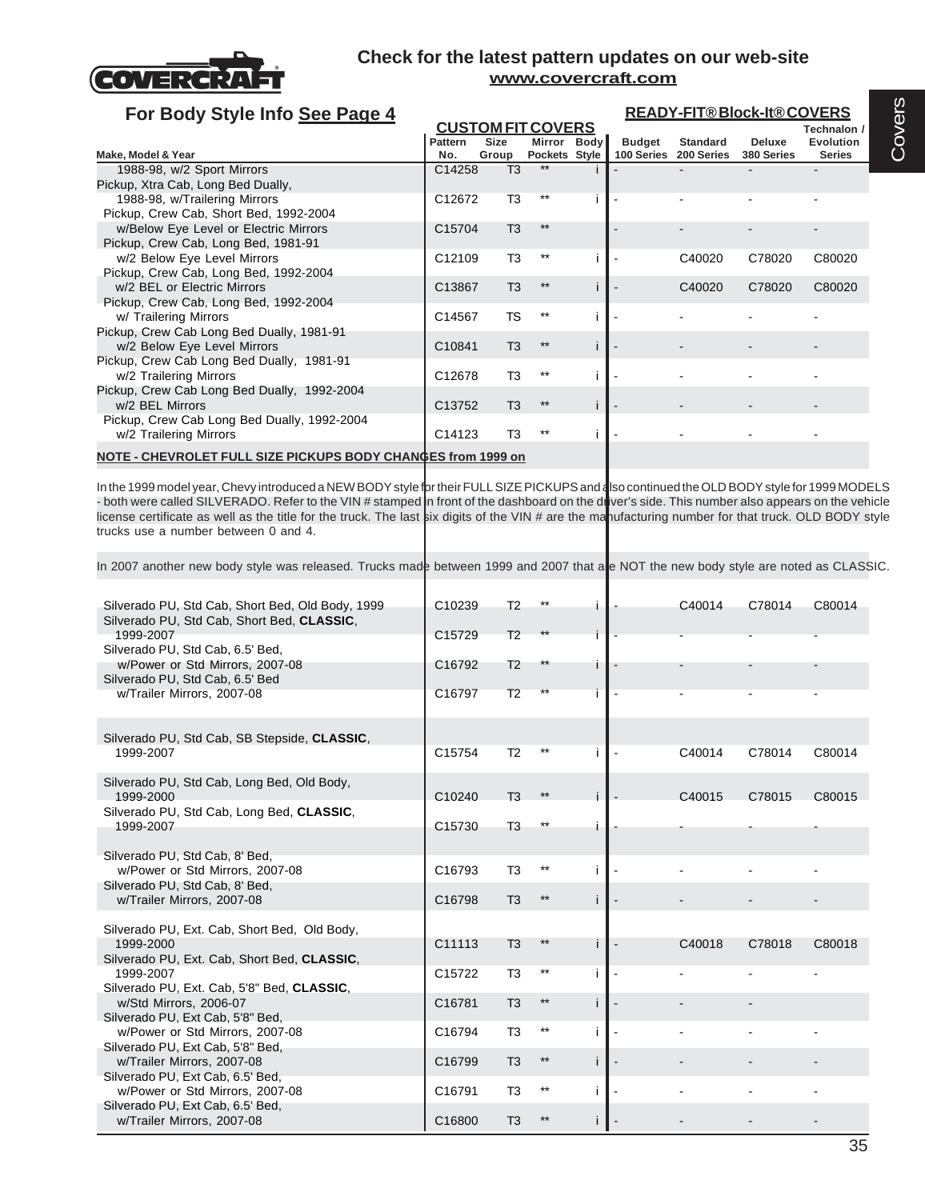Check for the latest pattern updates on our web-site
www.covercraft.com

## For Body Style Info See Page 4

| Make, Model & Year | Pattern No. | Size Group | Mirror Pockets | Body Style | Budget 100 Series | Standard 200 Series | Deluxe 380 Series | Technalon / Evolution Series |
|---|---|---|---|---|---|---|---|---|
| | CUSTOM FIT COVERS | | | | READY-FIT® Block-It® COVERS | | | |
| 1988-98, w/2 Sport Mirrors | C14258 | T3 | ** | i | - | - | - | - |
| Pickup, Xtra Cab, Long Bed Dually, 1988-98, w/Trailering Mirrors | C12672 | T3 | ** | i | - | - | - | - |
| Pickup, Crew Cab, Short Bed, 1992-2004 w/Below Eye Level or Electric Mirrors | C15704 | T3 | ** | | - | - | - | - |
| Pickup, Crew Cab, Long Bed, 1981-91 w/2 Below Eye Level Mirrors | C12109 | T3 | ** | i | - | C40020 | C78020 | C80020 |
| Pickup, Crew Cab, Long Bed, 1992-2004 w/2 BEL or Electric Mirrors | C13867 | T3 | ** | i | - | C40020 | C78020 | C80020 |
| Pickup, Crew Cab, Long Bed, 1992-2004 w/ Trailering Mirrors | C14567 | TS | ** | i | - | - | - | - |
| Pickup, Crew Cab Long Bed Dually, 1981-91 w/2 Below Eye Level Mirrors | C10841 | T3 | ** | i | - | - | - | - |
| Pickup, Crew Cab Long Bed Dually, 1981-91 w/2 Trailering Mirrors | C12678 | T3 | ** | i | - | - | - | - |
| Pickup, Crew Cab Long Bed Dually, 1992-2004 w/2 BEL Mirrors | C13752 | T3 | ** | i | - | - | - | - |
| Pickup, Crew Cab Long Bed Dually, 1992-2004 w/2 Trailering Mirrors | C14123 | T3 | ** | i | - | - | - | - |

**NOTE - CHEVROLET FULL SIZE PICKUPS BODY CHANGES from 1999 on**

In the 1999 model year, Chevy introduced a NEW BODY style for their FULL SIZE PICKUPS and also continued the OLD BODY style for 1999 MODELS - both were called SILVERADO. Refer to the VIN # stamped in front of the dashboard on the driver's side. This number also appears on the vehicle license certificate as well as the title for the truck. The last six digits of the VIN # are the manufacturing number for that truck. OLD BODY style trucks use a number between 0 and 4.

In 2007 another new body style was released. Trucks made between 1999 and 2007 that are NOT the new body style are noted as CLASSIC.

| Make, Model & Year | Pattern No. | Size Group | Mirror Pockets | Body Style | Budget 100 Series | Standard 200 Series | Deluxe 380 Series | Technalon / Evolution Series |
|---|---|---|---|---|---|---|---|---|
| Silverado PU, Std Cab, Short Bed, Old Body, 1999 | C10239 | T2 | ** | i | - | C40014 | C78014 | C80014 |
| Silverado PU, Std Cab, Short Bed, **CLASSIC**, 1999-2007 | C15729 | T2 | ** | i | - | - | - | - |
| Silverado PU, Std Cab, 6.5' Bed, w/Power or Std Mirrors, 2007-08 | C16792 | T2 | ** | i | - | - | - | - |
| Silverado PU, Std Cab, 6.5' Bed w/Trailer Mirrors, 2007-08 | C16797 | T2 | ** | i | - | - | - | - |
| Silverado PU, Std Cab, SB Stepside, **CLASSIC**, 1999-2007 | C15754 | T2 | ** | i | - | C40014 | C78014 | C80014 |
| Silverado PU, Std Cab, Long Bed, Old Body, 1999-2000 | C10240 | T3 | ** | i | - | C40015 | C78015 | C80015 |
| Silverado PU, Std Cab, Long Bed, **CLASSIC**, 1999-2007 | C15730 | T3 | ** | i | - | - | - | - |
| Silverado PU, Std Cab, 8' Bed, w/Power or Std Mirrors, 2007-08 | C16793 | T3 | ** | i | - | - | - | - |
| Silverado PU, Std Cab, 8' Bed, w/Trailer Mirrors, 2007-08 | C16798 | T3 | ** | i | - | - | - | - |
| Silverado PU, Ext. Cab, Short Bed, Old Body, 1999-2000 | C11113 | T3 | ** | i | - | C40018 | C78018 | C80018 |
| Silverado PU, Ext. Cab, Short Bed, **CLASSIC**, 1999-2007 | C15722 | T3 | ** | i | - | - | - | - |
| Silverado PU, Ext. Cab, 5'8" Bed, **CLASSIC**, w/Std Mirrors, 2006-07 | C16781 | T3 | ** | i | - | - | - | |
| Silverado PU, Ext Cab, 5'8" Bed, w/Power or Std Mirrors, 2007-08 | C16794 | T3 | ** | i | - | - | - | - |
| Silverado PU, Ext Cab, 5'8" Bed, w/Trailer Mirrors, 2007-08 | C16799 | T3 | ** | i | - | - | - | - |
| Silverado PU, Ext Cab, 6.5' Bed, w/Power or Std Mirrors, 2007-08 | C16791 | T3 | ** | i | - | - | - | - |
| Silverado PU, Ext Cab, 6.5' Bed, w/Trailer Mirrors, 2007-08 | C16800 | T3 | ** | i | - | - | - | - |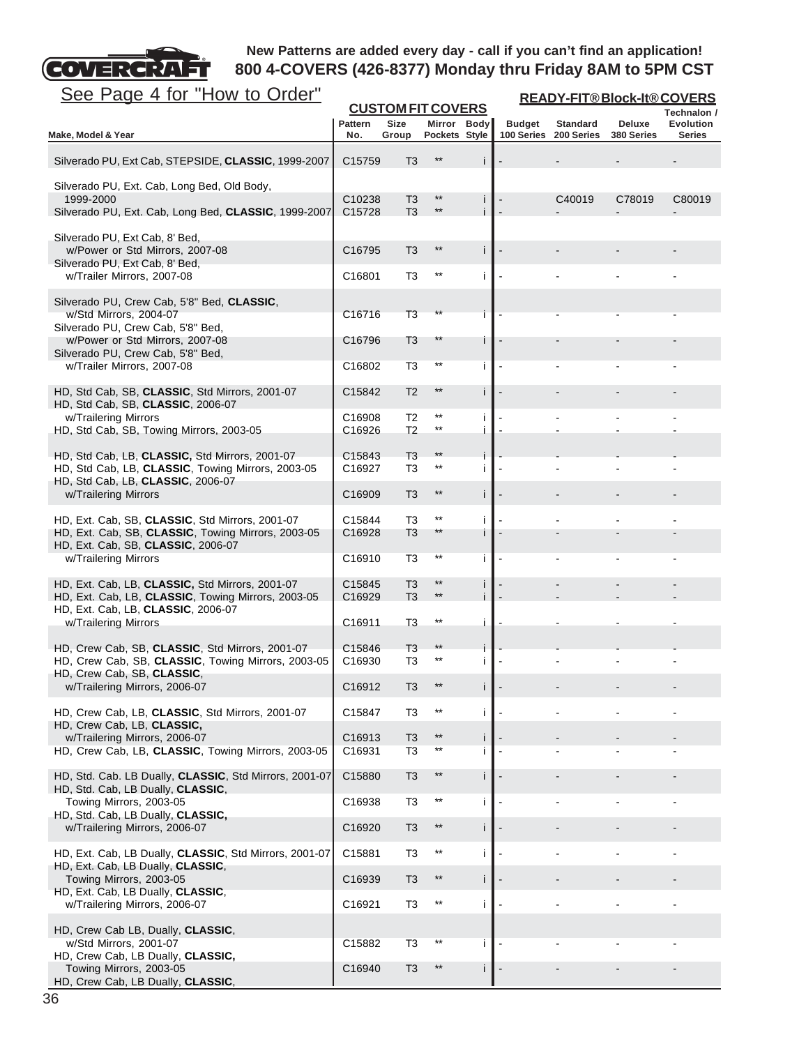**COVERCRAFT**

**New Patterns are added every day - call if you can't find an application!**
**800 4-COVERS (426-8377) Monday thru Friday 8AM to 5PM CST**

See Page 4 for "How to Order"

| Make, Model & Year | CUSTOM FIT COVERS Pattern No. | Size Group | Mirror Pockets | Body Style | READY-FIT® Block-It® COVERS Budget 100 Series | Standard 200 Series | Deluxe 380 Series | Technalon / Evolution Series |
|---|---|---|---|---|---|---|---|---|
| Silverado PU, Ext Cab, STEPSIDE, **CLASSIC**, 1999-2007 | C15759 | T3 | ** | i | - | - | - | - |
| Silverado PU, Ext. Cab, Long Bed, Old Body, 1999-2000 | C10238 | T3 | ** | i | - | C40019 | C78019 | C80019 |
| Silverado PU, Ext. Cab, Long Bed, **CLASSIC**, 1999-2007 | C15728 | T3 | ** | i | - | - | - | - |
| Silverado PU, Ext Cab, 8' Bed, w/Power or Std Mirrors, 2007-08 | C16795 | T3 | ** | i | - | - | - | - |
| Silverado PU, Ext Cab, 8' Bed, w/Trailer Mirrors, 2007-08 | C16801 | T3 | ** | i | - | - | - | - |
| Silverado PU, Crew Cab, 5'8" Bed, **CLASSIC**, w/Std Mirrors, 2004-07 | C16716 | T3 | ** | i | - | - | - | - |
| Silverado PU, Crew Cab, 5'8" Bed, w/Power or Std Mirrors, 2007-08 | C16796 | T3 | ** | i | - | - | - | - |
| Silverado PU, Crew Cab, 5'8" Bed, w/Trailer Mirrors, 2007-08 | C16802 | T3 | ** | i | - | - | - | - |
| HD, Std Cab, SB, **CLASSIC**, Std Mirrors, 2001-07 | C15842 | T2 | ** | i | - | - | - | - |
| HD, Std Cab, SB, **CLASSIC**, 2006-07 w/Trailering Mirrors | C16908 | T2 | ** | i | - | - | - | - |
| HD, Std Cab, SB, Towing Mirrors, 2003-05 | C16926 | T2 | ** | i | - | - | - | - |
| HD, Std Cab, LB, **CLASSIC,** Std Mirrors, 2001-07 | C15843 | T3 | ** | i | - | - | - | - |
| HD, Std Cab, LB, **CLASSIC**, Towing Mirrors, 2003-05 | C16927 | T3 | ** | i | - | - | - | - |
| HD, Std Cab, LB, **CLASSIC**, 2006-07 w/Trailering Mirrors | C16909 | T3 | ** | i | - | - | - | - |
| HD, Ext. Cab, SB, **CLASSIC**, Std Mirrors, 2001-07 | C15844 | T3 | ** | i | - | - | - | - |
| HD, Ext. Cab, SB, **CLASSIC**, Towing Mirrors, 2003-05 | C16928 | T3 | ** | i | - | - | - | - |
| HD, Ext. Cab, SB, **CLASSIC**, 2006-07 w/Trailering Mirrors | C16910 | T3 | ** | i | - | - | - | - |
| HD, Ext. Cab, LB, **CLASSIC,** Std Mirrors, 2001-07 | C15845 | T3 | ** | i | - | - | - | - |
| HD, Ext. Cab, LB, **CLASSIC**, Towing Mirrors, 2003-05 | C16929 | T3 | ** | i | - | - | - | - |
| HD, Ext. Cab, LB, **CLASSIC**, 2006-07 w/Trailering Mirrors | C16911 | T3 | ** | i | - | - | - | - |
| HD, Crew Cab, SB, **CLASSIC**, Std Mirrors, 2001-07 | C15846 | T3 | ** | i | - | - | - | - |
| HD, Crew Cab, SB, **CLASSIC**, Towing Mirrors, 2003-05 | C16930 | T3 | ** | i | - | - | - | - |
| HD, Crew Cab, SB, **CLASSIC**, w/Trailering Mirrors, 2006-07 | C16912 | T3 | ** | i | - | - | - | - |
| HD, Crew Cab, LB, **CLASSIC**, Std Mirrors, 2001-07 | C15847 | T3 | ** | i | - | - | - | - |
| HD, Crew Cab, LB, **CLASSIC,** w/Trailering Mirrors, 2006-07 | C16913 | T3 | ** | i | - | - | - | - |
| HD, Crew Cab, LB, **CLASSIC**, Towing Mirrors, 2003-05 | C16931 | T3 | ** | i | - | - | - | - |
| HD, Std. Cab. LB Dually, **CLASSIC**, Std Mirrors, 2001-07 | C15880 | T3 | ** | i | - | - | - | - |
| HD, Std. Cab, LB Dually, **CLASSIC**, Towing Mirrors, 2003-05 | C16938 | T3 | ** | i | - | - | - | - |
| HD, Std. Cab, LB Dually, **CLASSIC,** w/Trailering Mirrors, 2006-07 | C16920 | T3 | ** | i | - | - | - | - |
| HD, Ext. Cab, LB Dually, **CLASSIC**, Std Mirrors, 2001-07 | C15881 | T3 | ** | i | - | - | - | - |
| HD, Ext. Cab, LB Dually, **CLASSIC**, Towing Mirrors, 2003-05 | C16939 | T3 | ** | i | - | - | - | - |
| HD, Ext. Cab, LB Dually, **CLASSIC**, w/Trailering Mirrors, 2006-07 | C16921 | T3 | ** | i | - | - | - | - |
| HD, Crew Cab LB, Dually, **CLASSIC**, w/Std Mirrors, 2001-07 | C15882 | T3 | ** | i | - | - | - | - |
| HD, Crew Cab, LB Dually, **CLASSIC,** Towing Mirrors, 2003-05 | C16940 | T3 | ** | i | - | - | - | - |
| HD, Crew Cab, LB Dually, **CLASSIC**, | | | | | | | | |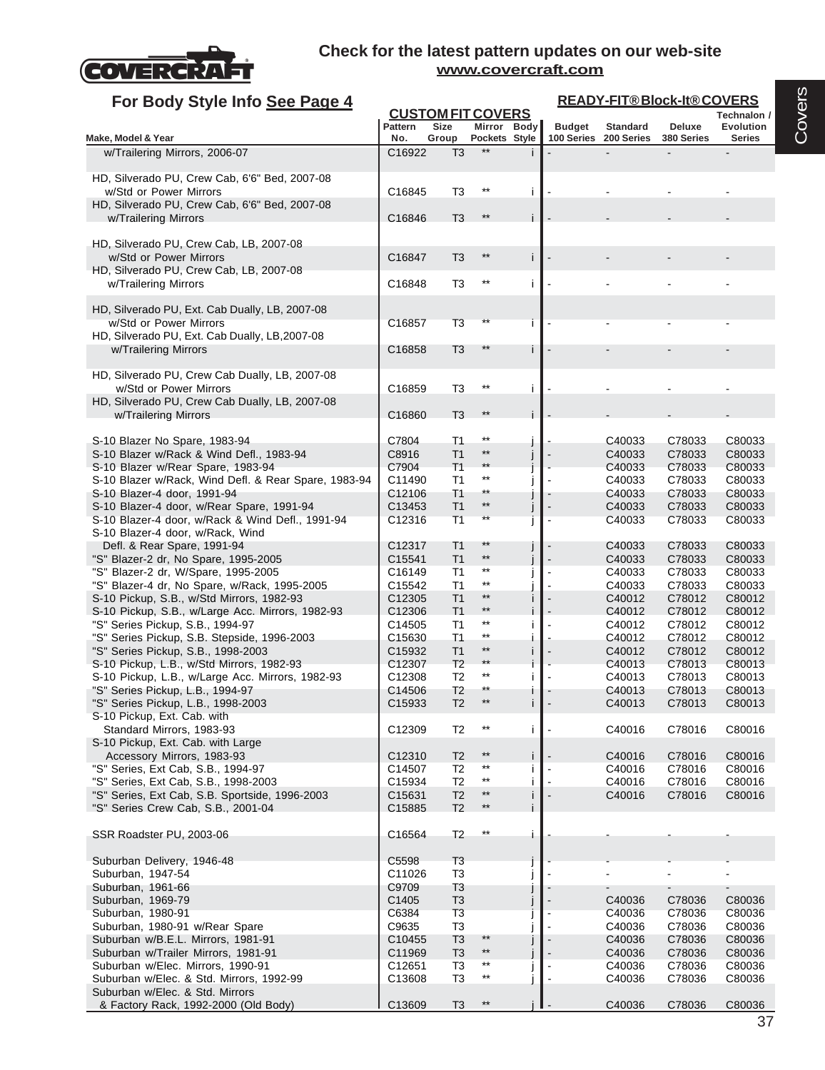# Check for the latest pattern updates on our web-site
www.covercraft.com

## For Body Style Info See Page 4

| Make, Model & Year | CUSTOM FIT COVERS Pattern No. | Size Group | Mirror Pockets | Body Style | READY-FIT® Block-It® COVERS Budget 100 Series | Standard 200 Series | Deluxe 380 Series | Technalon / Evolution Series |
|---|---|---|---|---|---|---|---|---|
| w/Trailering Mirrors, 2006-07 | C16922 | T3 | ** | i | - | - | - | - |
| HD, Silverado PU, Crew Cab, 6'6" Bed, 2007-08 w/Std or Power Mirrors | C16845 | T3 | ** | i | - | - | - | - |
| HD, Silverado PU, Crew Cab, 6'6" Bed, 2007-08 w/Trailering Mirrors | C16846 | T3 | ** | i | - | - | - | - |
| HD, Silverado PU, Crew Cab, LB, 2007-08 w/Std or Power Mirrors | C16847 | T3 | ** | i | - | - | - | - |
| HD, Silverado PU, Crew Cab, LB, 2007-08 w/Trailering Mirrors | C16848 | T3 | ** | i | - | - | - | - |
| HD, Silverado PU, Ext. Cab Dually, LB, 2007-08 w/Std or Power Mirrors | C16857 | T3 | ** | i | - | - | - | - |
| HD, Silverado PU, Ext. Cab Dually, LB,2007-08 w/Trailering Mirrors | C16858 | T3 | ** | i | - | - | - | - |
| HD, Silverado PU, Crew Cab Dually, LB, 2007-08 w/Std or Power Mirrors | C16859 | T3 | ** | i | - | - | - | - |
| HD, Silverado PU, Crew Cab Dually, LB, 2007-08 w/Trailering Mirrors | C16860 | T3 | ** | i | - | - | - | - |
| S-10 Blazer No Spare, 1983-94 | C7804 | T1 | ** | j | - | C40033 | C78033 | C80033 |
| S-10 Blazer w/Rack & Wind Defl., 1983-94 | C8916 | T1 | ** | j | - | C40033 | C78033 | C80033 |
| S-10 Blazer w/Rear Spare, 1983-94 | C7904 | T1 | ** | j | - | C40033 | C78033 | C80033 |
| S-10 Blazer w/Rack, Wind Defl. & Rear Spare, 1983-94 | C11490 | T1 | ** | j | - | C40033 | C78033 | C80033 |
| S-10 Blazer-4 door, 1991-94 | C12106 | T1 | ** | j | - | C40033 | C78033 | C80033 |
| S-10 Blazer-4 door, w/Rear Spare, 1991-94 | C13453 | T1 | ** | j | - | C40033 | C78033 | C80033 |
| S-10 Blazer-4 door, w/Rack & Wind Defl., 1991-94 | C12316 | T1 | ** | j | - | C40033 | C78033 | C80033 |
| S-10 Blazer-4 door, w/Rack, Wind Defl. & Rear Spare, 1991-94 | C12317 | T1 | ** | j | - | C40033 | C78033 | C80033 |
| "S" Blazer-2 dr, No Spare, 1995-2005 | C15541 | T1 | ** | j | - | C40033 | C78033 | C80033 |
| "S" Blazer-2 dr, W/Spare, 1995-2005 | C16149 | T1 | ** | j | - | C40033 | C78033 | C80033 |
| "S" Blazer-4 dr, No Spare, w/Rack, 1995-2005 | C15542 | T1 | ** | j | - | C40033 | C78033 | C80033 |
| S-10 Pickup, S.B., w/Std Mirrors, 1982-93 | C12305 | T1 | ** | i | - | C40012 | C78012 | C80012 |
| S-10 Pickup, S.B., w/Large Acc. Mirrors, 1982-93 | C12306 | T1 | ** | i | - | C40012 | C78012 | C80012 |
| "S" Series Pickup, S.B., 1994-97 | C14505 | T1 | ** | i | - | C40012 | C78012 | C80012 |
| "S" Series Pickup, S.B. Stepside, 1996-2003 | C15630 | T1 | ** | i | - | C40012 | C78012 | C80012 |
| "S" Series Pickup, S.B., 1998-2003 | C15932 | T1 | ** | i | - | C40012 | C78012 | C80012 |
| S-10 Pickup, L.B., w/Std Mirrors, 1982-93 | C12307 | T2 | ** | i | - | C40013 | C78013 | C80013 |
| S-10 Pickup, L.B., w/Large Acc. Mirrors, 1982-93 | C12308 | T2 | ** | i | - | C40013 | C78013 | C80013 |
| "S" Series Pickup, L.B., 1994-97 | C14506 | T2 | ** | i | - | C40013 | C78013 | C80013 |
| "S" Series Pickup, L.B., 1998-2003 | C15933 | T2 | ** | i | - | C40013 | C78013 | C80013 |
| S-10 Pickup, Ext. Cab. with Standard Mirrors, 1983-93 | C12309 | T2 | ** | i | - | C40016 | C78016 | C80016 |
| S-10 Pickup, Ext. Cab. with Large Accessory Mirrors, 1983-93 | C12310 | T2 | ** | i | - | C40016 | C78016 | C80016 |
| "S" Series, Ext Cab, S.B., 1994-97 | C14507 | T2 | ** | i | - | C40016 | C78016 | C80016 |
| "S" Series, Ext Cab, S.B., 1998-2003 | C15934 | T2 | ** | i | - | C40016 | C78016 | C80016 |
| "S" Series, Ext Cab, S.B. Sportside, 1996-2003 | C15631 | T2 | ** | i | - | C40016 | C78016 | C80016 |
| "S" Series Crew Cab, S.B., 2001-04 | C15885 | T2 | ** | i | | | | |
| SSR Roadster PU, 2003-06 | C16564 | T2 | ** | i | - | - | - | - |
| Suburban Delivery, 1946-48 | C5598 | T3 | | j | - | - | - | - |
| Suburban, 1947-54 | C11026 | T3 | | j | - | - | - | - |
| Suburban, 1961-66 | C9709 | T3 | | j | - | - | - | - |
| Suburban, 1969-79 | C1405 | T3 | | j | - | C40036 | C78036 | C80036 |
| Suburban, 1980-91 | C6384 | T3 | | j | - | C40036 | C78036 | C80036 |
| Suburban, 1980-91 w/Rear Spare | C9635 | T3 | | j | - | C40036 | C78036 | C80036 |
| Suburban w/B.E.L. Mirrors, 1981-91 | C10455 | T3 | ** | j | - | C40036 | C78036 | C80036 |
| Suburban w/Trailer Mirrors, 1981-91 | C11969 | T3 | ** | j | - | C40036 | C78036 | C80036 |
| Suburban w/Elec. Mirrors, 1990-91 | C12651 | T3 | ** | j | - | C40036 | C78036 | C80036 |
| Suburban w/Elec. & Std. Mirrors, 1992-99 | C13608 | T3 | ** | j | - | C40036 | C78036 | C80036 |
| Suburban w/Elec. & Std. Mirrors & Factory Rack, 1992-2000 (Old Body) | C13609 | T3 | ** | j | - | C40036 | C78036 | C80036 |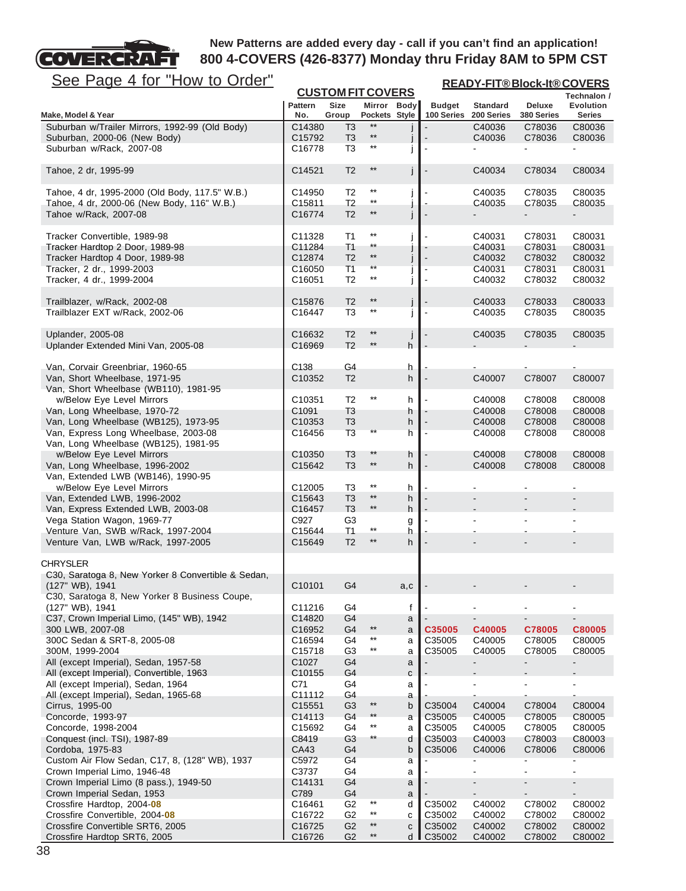New Patterns are added every day - call if you can't find an application!
**800 4-COVERS (426-8377) Monday thru Friday 8AM to 5PM CST**

See Page 4 for "How to Order"

| Make, Model & Year | CUSTOM FIT COVERS Pattern No. | Size Group | Mirror Pockets | Body Style | READY-FIT® Block-It® COVERS Budget 100 Series | Standard 200 Series | Deluxe 380 Series | Technalon / Evolution Series |
|---|---|---|---|---|---|---|---|---|
| Suburban w/Trailer Mirrors, 1992-99 (Old Body) | C14380 | T3 | ** | j | - | C40036 | C78036 | C80036 |
| Suburban, 2000-06 (New Body) | C15792 | T3 | ** | j | - | C40036 | C78036 | C80036 |
| Suburban w/Rack, 2007-08 | C16778 | T3 | ** | j | - | - | - | - |
| Tahoe, 2 dr, 1995-99 | C14521 | T2 | ** | j | - | C40034 | C78034 | C80034 |
| Tahoe, 4 dr, 1995-2000 (Old Body, 117.5" W.B.) | C14950 | T2 | ** | j | - | C40035 | C78035 | C80035 |
| Tahoe, 4 dr, 2000-06 (New Body, 116" W.B.) | C15811 | T2 | ** | j | - | C40035 | C78035 | C80035 |
| Tahoe w/Rack, 2007-08 | C16774 | T2 | ** | j | - | - | - | - |
| Tracker Convertible, 1989-98 | C11328 | T1 | ** | j | - | C40031 | C78031 | C80031 |
| Tracker Hardtop 2 Door, 1989-98 | C11284 | T1 | ** | j | - | C40031 | C78031 | C80031 |
| Tracker Hardtop 4 Door, 1989-98 | C12874 | T2 | ** | j | - | C40032 | C78032 | C80032 |
| Tracker, 2 dr., 1999-2003 | C16050 | T1 | ** | j | - | C40031 | C78031 | C80031 |
| Tracker, 4 dr., 1999-2004 | C16051 | T2 | ** | j | - | C40032 | C78032 | C80032 |
| Trailblazer, w/Rack, 2002-08 | C15876 | T2 | ** | j | - | C40033 | C78033 | C80033 |
| Trailblazer EXT w/Rack, 2002-06 | C16447 | T3 | ** | j | - | C40035 | C78035 | C80035 |
| Uplander, 2005-08 | C16632 | T2 | ** | j | - | C40035 | C78035 | C80035 |
| Uplander Extended Mini Van, 2005-08 | C16969 | T2 | ** | h | - | - | - | - |
| Van, Corvair Greenbriar, 1960-65 | C138 | G4 | | h | - | - | - | - |
| Van, Short Wheelbase, 1971-95 | C10352 | T2 | | h | - | C40007 | C78007 | C80007 |
| Van, Short Wheelbase (WB110), 1981-95 w/Below Eye Level Mirrors | C10351 | T2 | ** | h | - | C40008 | C78008 | C80008 |
| Van, Long Wheelbase, 1970-72 | C1091 | T3 | | h | - | C40008 | C78008 | C80008 |
| Van, Long Wheelbase (WB125), 1973-95 | C10353 | T3 | | h | - | C40008 | C78008 | C80008 |
| Van, Express Long Wheelbase, 2003-08 | C16456 | T3 | ** | h | - | C40008 | C78008 | C80008 |
| Van, Long Wheelbase (WB125), 1981-95 w/Below Eye Level Mirrors | C10350 | T3 | ** | h | - | C40008 | C78008 | C80008 |
| Van, Long Wheelbase, 1996-2002 | C15642 | T3 | ** | h | - | C40008 | C78008 | C80008 |
| Van, Extended LWB (WB146), 1990-95 w/Below Eye Level Mirrors | C12005 | T3 | ** | h | - | - | - | - |
| Van, Extended LWB, 1996-2002 | C15643 | T3 | ** | h | - | - | - | - |
| Van, Express Extended LWB, 2003-08 | C16457 | T3 | ** | h | - | - | - | - |
| Vega Station Wagon, 1969-77 | C927 | G3 | | g | - | - | - | - |
| Venture Van, SWB w/Rack, 1997-2004 | C15644 | T1 | ** | h | - | - | - | - |
| Venture Van, LWB w/Rack, 1997-2005 | C15649 | T2 | ** | h | - | - | - | - |
| **CHRYSLER** | | | | | | | | |
| C30, Saratoga 8, New Yorker 8 Convertible & Sedan, (127" WB), 1941 | C10101 | G4 | | a,c | - | - | - | - |
| C30, Saratoga 8, New Yorker 8 Business Coupe, (127" WB), 1941 | C11216 | G4 | | f | - | - | - | - |
| C37, Crown Imperial Limo, (145" WB), 1942 | C14820 | G4 | | a | - | - | - | - |
| 300 LWB, 2007-08 | C16952 | G4 | ** | a | **C35005** | **C40005** | **C78005** | **C80005** |
| 300C Sedan & SRT-8, 2005-08 | C16594 | G4 | ** | a | C35005 | C40005 | C78005 | C80005 |
| 300M, 1999-2004 | C15718 | G3 | ** | a | C35005 | C40005 | C78005 | C80005 |
| All (except Imperial), Sedan, 1957-58 | C1027 | G4 | | a | - | - | - | - |
| All (except Imperial), Convertible, 1963 | C10155 | G4 | | c | - | - | - | - |
| All (except Imperial), Sedan, 1964 | C71 | G4 | | a | - | - | - | - |
| All (except Imperial), Sedan, 1965-68 | C11112 | G4 | | a | - | - | - | - |
| Cirrus, 1995-00 | C15551 | G3 | ** | b | C35004 | C40004 | C78004 | C80004 |
| Concorde, 1993-97 | C14113 | G4 | ** | a | C35005 | C40005 | C78005 | C80005 |
| Concorde, 1998-2004 | C15692 | G4 | ** | a | C35005 | C40005 | C78005 | C80005 |
| Conquest (incl. TSI), 1987-89 | C8419 | G3 | ** | d | C35003 | C40003 | C78003 | C80003 |
| Cordoba, 1975-83 | CA43 | G4 | | b | C35006 | C40006 | C78006 | C80006 |
| Custom Air Flow Sedan, C17, 8, (128" WB), 1937 | C5972 | G4 | | a | - | - | - | - |
| Crown Imperial Limo, 1946-48 | C3737 | G4 | | a | - | - | - | - |
| Crown Imperial Limo (8 pass.), 1949-50 | C14131 | G4 | | a | - | - | - | - |
| Crown Imperial Sedan, 1953 | C789 | G4 | | a | - | - | - | - |
| Crossfire Hardtop, 2004-**08** | C16461 | G2 | ** | d | C35002 | C40002 | C78002 | C80002 |
| Crossfire Convertible, 2004-**08** | C16722 | G2 | ** | c | C35002 | C40002 | C78002 | C80002 |
| Crossfire Convertible SRT6, 2005 | C16725 | G2 | ** | c | C35002 | C40002 | C78002 | C80002 |
| Crossfire Hardtop SRT6, 2005 | C16726 | G2 | ** | d | C35002 | C40002 | C78002 | C80002 |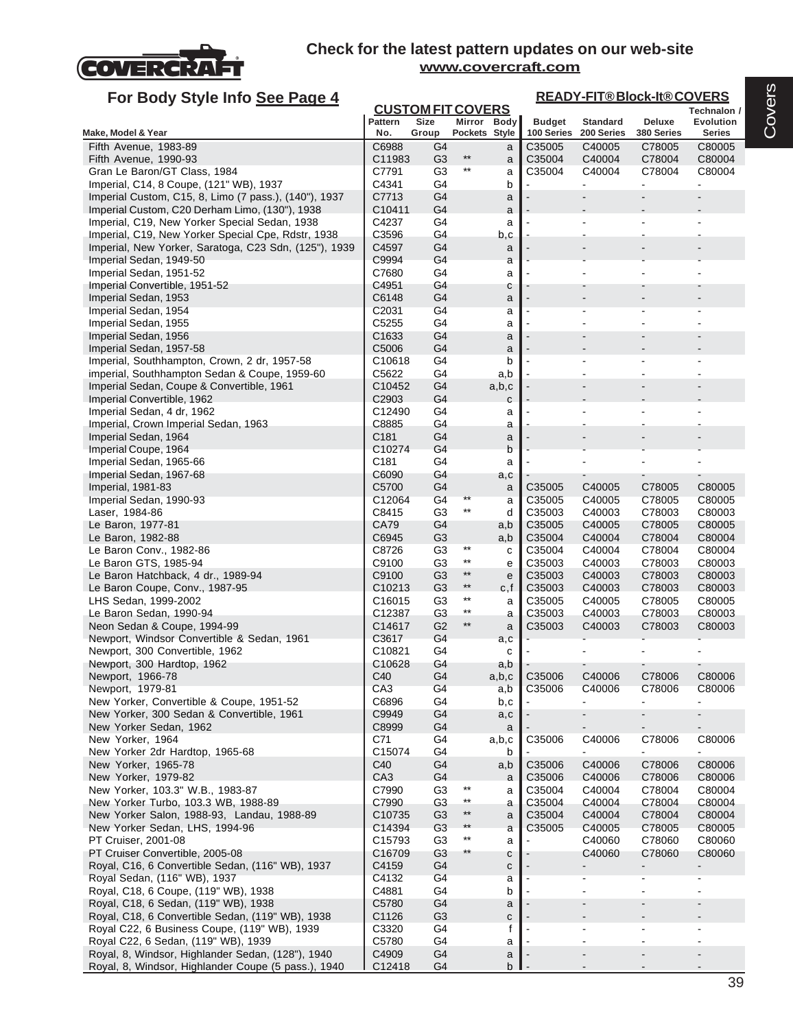Check for the latest pattern updates on our web-site
www.covercraft.com

## For Body Style Info See Page 4

| Make, Model & Year | CUSTOM FIT COVERS Pattern No. | Size Group | Mirror Pockets | Body Style | READY-FIT® Block-It® COVERS Budget 100 Series | Standard 200 Series | Deluxe 380 Series | Technalon / Evolution Series |
|---|---|---|---|---|---|---|---|---|
| Fifth Avenue, 1983-89 | C6988 | G4 | | a | C35005 | C40005 | C78005 | C80005 |
| Fifth Avenue, 1990-93 | C11983 | G3 | ** | a | C35004 | C40004 | C78004 | C80004 |
| Gran Le Baron/GT Class, 1984 | C7791 | G3 | ** | a | C35004 | C40004 | C78004 | C80004 |
| Imperial, C14, 8 Coupe, (121" WB), 1937 | C4341 | G4 | | b | - | - | - | - |
| Imperial Custom, C15, 8, Limo (7 pass.), (140"), 1937 | C7713 | G4 | | a | - | - | - | - |
| Imperial Custom, C20 Derham Limo, (130"), 1938 | C10411 | G4 | | a | - | - | - | - |
| Imperial, C19, New Yorker Special Sedan, 1938 | C4237 | G4 | | a | - | - | - | - |
| Imperial, C19, New Yorker Special Cpe, Rdstr, 1938 | C3596 | G4 | | b,c | - | - | - | - |
| Imperial, New Yorker, Saratoga, C23 Sdn, (125"), 1939 | C4597 | G4 | | a | - | - | - | - |
| Imperial Sedan, 1949-50 | C9994 | G4 | | a | - | - | - | - |
| Imperial Sedan, 1951-52 | C7680 | G4 | | a | - | - | - | - |
| Imperial Convertible, 1951-52 | C4951 | G4 | | c | - | - | - | - |
| Imperial Sedan, 1953 | C6148 | G4 | | a | - | - | - | - |
| Imperial Sedan, 1954 | C2031 | G4 | | a | - | - | - | - |
| Imperial Sedan, 1955 | C5255 | G4 | | a | - | - | - | - |
| Imperial Sedan, 1956 | C1633 | G4 | | a | - | - | - | - |
| Imperial Sedan, 1957-58 | C5006 | G4 | | a | - | - | - | - |
| Imperial, Southhampton, Crown, 2 dr, 1957-58 | C10618 | G4 | | b | - | - | - | - |
| imperial, Southhampton Sedan & Coupe, 1959-60 | C5622 | G4 | | a,b | - | - | - | - |
| Imperial Sedan, Coupe & Convertible, 1961 | C10452 | G4 | | a,b,c | - | - | - | - |
| Imperial Convertible, 1962 | C2903 | G4 | | c | - | - | - | - |
| Imperial Sedan, 4 dr, 1962 | C12490 | G4 | | a | - | - | - | - |
| Imperial, Crown Imperial Sedan, 1963 | C8885 | G4 | | a | - | - | - | - |
| Imperial Sedan, 1964 | C181 | G4 | | a | - | - | - | - |
| Imperial Coupe, 1964 | C10274 | G4 | | b | - | - | - | - |
| Imperial Sedan, 1965-66 | C181 | G4 | | a | - | - | - | - |
| Imperial Sedan, 1967-68 | C6090 | G4 | | a,c | - | - | - | - |
| Imperial, 1981-83 | C5700 | G4 | | a | C35005 | C40005 | C78005 | C80005 |
| Imperial Sedan, 1990-93 | C12064 | G4 | ** | a | C35005 | C40005 | C78005 | C80005 |
| Laser, 1984-86 | C8415 | G3 | ** | d | C35003 | C40003 | C78003 | C80003 |
| Le Baron, 1977-81 | CA79 | G4 | | a,b | C35005 | C40005 | C78005 | C80005 |
| Le Baron, 1982-88 | C6945 | G3 | | a,b | C35004 | C40004 | C78004 | C80004 |
| Le Baron Conv., 1982-86 | C8726 | G3 | ** | c | C35004 | C40004 | C78004 | C80004 |
| Le Baron GTS, 1985-94 | C9100 | G3 | ** | e | C35003 | C40003 | C78003 | C80003 |
| Le Baron Hatchback, 4 dr., 1989-94 | C9100 | G3 | ** | e | C35003 | C40003 | C78003 | C80003 |
| Le Baron Coupe, Conv., 1987-95 | C10213 | G3 | ** | c,f | C35003 | C40003 | C78003 | C80003 |
| LHS Sedan, 1999-2002 | C16015 | G3 | ** | a | C35005 | C40005 | C78005 | C80005 |
| Le Baron Sedan, 1990-94 | C12387 | G3 | ** | a | C35003 | C40003 | C78003 | C80003 |
| Neon Sedan & Coupe, 1994-99 | C14617 | G2 | ** | a | C35003 | C40003 | C78003 | C80003 |
| Newport, Windsor Convertible & Sedan, 1961 | C3617 | G4 | | a,c | - | - | - | - |
| Newport, 300 Convertible, 1962 | C10821 | G4 | | c | - | - | - | - |
| Newport, 300 Hardtop, 1962 | C10628 | G4 | | a,b | - | - | - | - |
| Newport, 1966-78 | C40 | G4 | | a,b,c | C35006 | C40006 | C78006 | C80006 |
| Newport, 1979-81 | CA3 | G4 | | a,b | C35006 | C40006 | C78006 | C80006 |
| New Yorker, Convertible & Coupe, 1951-52 | C6896 | G4 | | b,c | - | - | - | - |
| New Yorker, 300 Sedan & Convertible, 1961 | C9949 | G4 | | a,c | - | - | - | - |
| New Yorker Sedan, 1962 | C8999 | G4 | | a | - | - | - | - |
| New Yorker, 1964 | C71 | G4 | | a,b,c | C35006 | C40006 | C78006 | C80006 |
| New Yorker 2dr Hardtop, 1965-68 | C15074 | G4 | | b | - | - | - | - |
| New Yorker, 1965-78 | C40 | G4 | | a,b | C35006 | C40006 | C78006 | C80006 |
| New Yorker, 1979-82 | CA3 | G4 | | a | C35006 | C40006 | C78006 | C80006 |
| New Yorker, 103.3" W.B., 1983-87 | C7990 | G3 | ** | a | C35004 | C40004 | C78004 | C80004 |
| New Yorker Turbo, 103.3 WB, 1988-89 | C7990 | G3 | ** | a | C35004 | C40004 | C78004 | C80004 |
| New Yorker Salon, 1988-93, Landau, 1988-89 | C10735 | G3 | ** | a | C35004 | C40004 | C78004 | C80004 |
| New Yorker Sedan, LHS, 1994-96 | C14394 | G3 | ** | a | C35005 | C40005 | C78005 | C80005 |
| PT Cruiser, 2001-08 | C15793 | G3 | ** | a | - | C40060 | C78060 | C80060 |
| PT Cruiser Convertible, 2005-08 | C16709 | G3 | ** | c | - | C40060 | C78060 | C80060 |
| Royal, C16, 6 Convertible Sedan, (116" WB), 1937 | C4159 | G4 | | c | - | - | - | - |
| Royal Sedan, (116" WB), 1937 | C4132 | G4 | | a | - | - | - | - |
| Royal, C18, 6 Coupe, (119" WB), 1938 | C4881 | G4 | | b | - | - | - | - |
| Royal, C18, 6 Sedan, (119" WB), 1938 | C5780 | G4 | | a | - | - | - | - |
| Royal, C18, 6 Convertible Sedan, (119" WB), 1938 | C1126 | G3 | | c | - | - | - | - |
| Royal C22, 6 Business Coupe, (119" WB), 1939 | C3320 | G4 | | f | - | - | - | - |
| Royal C22, 6 Sedan, (119" WB), 1939 | C5780 | G4 | | a | - | - | - | - |
| Royal, 8, Windsor, Highlander Sedan, (128"), 1940 | C4909 | G4 | | a | - | - | - | - |
| Royal, 8, Windsor, Highlander Coupe (5 pass.), 1940 | C12418 | G4 | | b | - | - | - | - |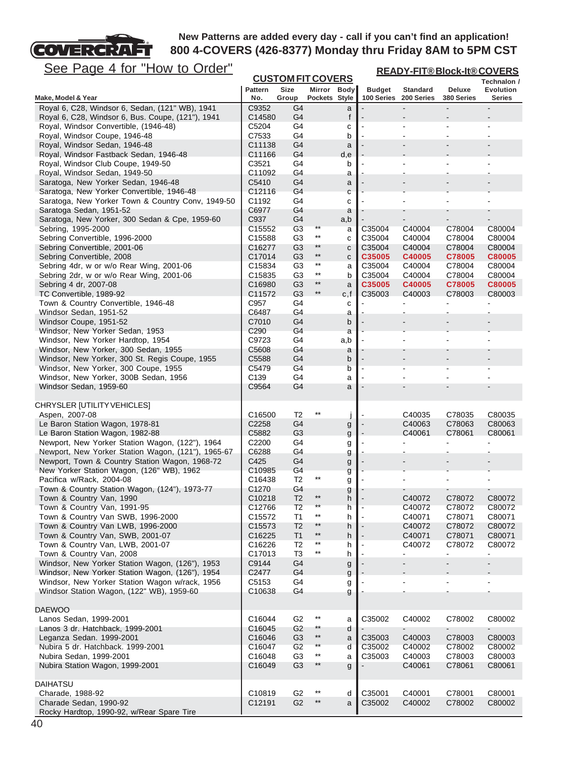New Patterns are added every day - call if you can't find an application!
800 4-COVERS (426-8377) Monday thru Friday 8AM to 5PM CST

See Page 4 for "How to Order"

| Make, Model & Year | CUSTOM FIT COVERS Pattern No. | Size Group | Mirror Pockets | Body Style | READY-FIT® Block-It® COVERS Budget 100 Series | Standard 200 Series | Deluxe 380 Series | Technalon / Evolution Series |
|---|---|---|---|---|---|---|---|---|
| Royal 6, C28, Windsor 6, Sedan, (121" WB), 1941 | C9352 | G4 | | a | - | - | - | - |
| Royal 6, C28, Windsor 6, Bus. Coupe, (121"), 1941 | C14580 | G4 | | f | - | - | - | - |
| Royal, Windsor Convertible, (1946-48) | C5204 | G4 | | c | - | - | - | - |
| Royal, Windsor Coupe, 1946-48 | C7533 | G4 | | b | - | - | - | - |
| Royal, Windsor Sedan, 1946-48 | C11138 | G4 | | a | - | - | - | - |
| Royal, Windsor Fastback Sedan, 1946-48 | C11166 | G4 | | d,e | - | - | - | - |
| Royal, Windsor Club Coupe, 1949-50 | C3521 | G4 | | b | - | - | - | - |
| Royal, Windsor Sedan, 1949-50 | C11092 | G4 | | a | - | - | - | - |
| Saratoga, New Yorker Sedan, 1946-48 | C5410 | G4 | | a | - | - | - | - |
| Saratoga, New Yorker Convertible, 1946-48 | C12116 | G4 | | c | - | - | - | - |
| Saratoga, New Yorker Town & Country Conv, 1949-50 | C1192 | G4 | | c | - | - | - | - |
| Saratoga Sedan, 1951-52 | C6977 | G4 | | a | - | - | - | - |
| Saratoga, New Yorker, 300 Sedan & Cpe, 1959-60 | C937 | G4 | | a,b | - | - | - | - |
| Sebring, 1995-2000 | C15552 | G3 | ** | a | C35004 | C40004 | C78004 | C80004 |
| Sebring Convertible, 1996-2000 | C15588 | G3 | ** | c | C35004 | C40004 | C78004 | C80004 |
| Sebring Convertible, 2001-06 | C16277 | G3 | ** | c | C35004 | C40004 | C78004 | C80004 |
| Sebring Convertible, 2008 | C17014 | G3 | ** | c | **C35005** | **C40005** | **C78005** | **C80005** |
| Sebring 4dr, w or w/o Rear Wing, 2001-06 | C15834 | G3 | ** | a | C35004 | C40004 | C78004 | C80004 |
| Sebring 2dr, w or w/o Rear Wing, 2001-06 | C15835 | G3 | ** | b | C35004 | C40004 | C78004 | C80004 |
| Sebring 4 dr, 2007-08 | C16980 | G3 | ** | a | **C35005** | **C40005** | **C78005** | **C80005** |
| TC Convertible, 1989-92 | C11572 | G3 | ** | c,f | C35003 | C40003 | C78003 | C80003 |
| Town & Country Convertible, 1946-48 | C957 | G4 | | c | - | - | - | - |
| Windsor Sedan, 1951-52 | C6487 | G4 | | a | - | - | - | - |
| Windsor Coupe, 1951-52 | C7010 | G4 | | b | - | - | - | - |
| Windsor, New Yorker Sedan, 1953 | C290 | G4 | | a | - | - | - | - |
| Windsor, New Yorker Hardtop, 1954 | C9723 | G4 | | a,b | - | - | - | - |
| Windsor, New Yorker, 300 Sedan, 1955 | C5608 | G4 | | a | - | - | - | - |
| Windsor, New Yorker, 300 St. Regis Coupe, 1955 | C5588 | G4 | | b | - | - | - | - |
| Windsor, New Yorker, 300 Coupe, 1955 | C5479 | G4 | | b | - | - | - | - |
| Windsor, New Yorker, 300B Sedan, 1956 | C139 | G4 | | a | - | - | - | - |
| Windsor Sedan, 1959-60 | C9564 | G4 | | a | - | - | - | - |
| **CHRYSLER [UTILITY VEHICLES]** | | | | | | | | |
| Aspen, 2007-08 | C16500 | T2 | ** | j | - | C40035 | C78035 | C80035 |
| Le Baron Station Wagon, 1978-81 | C2258 | G4 | | g | - | C40063 | C78063 | C80063 |
| Le Baron Station Wagon, 1982-88 | C5882 | G3 | | g | - | C40061 | C78061 | C80061 |
| Newport, New Yorker Station Wagon, (122"), 1964 | C2200 | G4 | | g | - | - | - | - |
| Newport, New Yorker Station Wagon, (121"), 1965-67 | C6288 | G4 | | g | - | - | - | - |
| Newport, Town & Country Station Wagon, 1968-72 | C425 | G4 | | g | - | - | - | - |
| New Yorker Station Wagon, (126" WB), 1962 | C10985 | G4 | | g | - | - | - | - |
| Pacifica w/Rack, 2004-08 | C16438 | T2 | ** | g | - | - | - | - |
| Town & Country Station Wagon, (124"), 1973-77 | C1270 | G4 | | g | - | - | - | - |
| Town & Country Van, 1990 | C10218 | T2 | ** | h | - | C40072 | C78072 | C80072 |
| Town & Country Van, 1991-95 | C12766 | T2 | ** | h | - | C40072 | C78072 | C80072 |
| Town & Country Van SWB, 1996-2000 | C15572 | T1 | ** | h | - | C40071 | C78071 | C80071 |
| Town & Country Van LWB, 1996-2000 | C15573 | T2 | ** | h | - | C40072 | C78072 | C80072 |
| Town & Country Van, SWB, 2001-07 | C16225 | T1 | ** | h | - | C40071 | C78071 | C80071 |
| Town & Country Van, LWB, 2001-07 | C16226 | T2 | ** | h | - | C40072 | C78072 | C80072 |
| Town & Country Van, 2008 | C17013 | T3 | ** | h | - | - | - | - |
| Windsor, New Yorker Station Wagon, (126"), 1953 | C9144 | G4 | | g | - | - | - | - |
| Windsor, New Yorker Station Wagon, (126"), 1954 | C2477 | G4 | | g | - | - | - | - |
| Windsor, New Yorker Station Wagon w/rack, 1956 | C5153 | G4 | | g | - | - | - | - |
| Windsor Station Wagon, (122" WB), 1959-60 | C10638 | G4 | | g | - | - | - | - |
| **DAEWOO** | | | | | | | | |
| Lanos Sedan, 1999-2001 | C16044 | G2 | ** | a | C35002 | C40002 | C78002 | C80002 |
| Lanos 3 dr. Hatchback, 1999-2001 | C16045 | G2 | ** | d | - | - | - | - |
| Leganza Sedan. 1999-2001 | C16046 | G3 | ** | a | C35003 | C40003 | C78003 | C80003 |
| Nubira 5 dr. Hatchback. 1999-2001 | C16047 | G2 | ** | d | C35002 | C40002 | C78002 | C80002 |
| Nubira Sedan, 1999-2001 | C16048 | G3 | ** | a | C35003 | C40003 | C78003 | C80003 |
| Nubira Station Wagon, 1999-2001 | C16049 | G3 | ** | g | - | C40061 | C78061 | C80061 |
| **DAIHATSU** | | | | | | | | |
| Charade, 1988-92 | C10819 | G2 | ** | d | C35001 | C40001 | C78001 | C80001 |
| Charade Sedan, 1990-92 | C12191 | G2 | ** | a | C35002 | C40002 | C78002 | C80002 |
| Rocky Hardtop, 1990-92, w/Rear Spare Tire | | | | | | | | |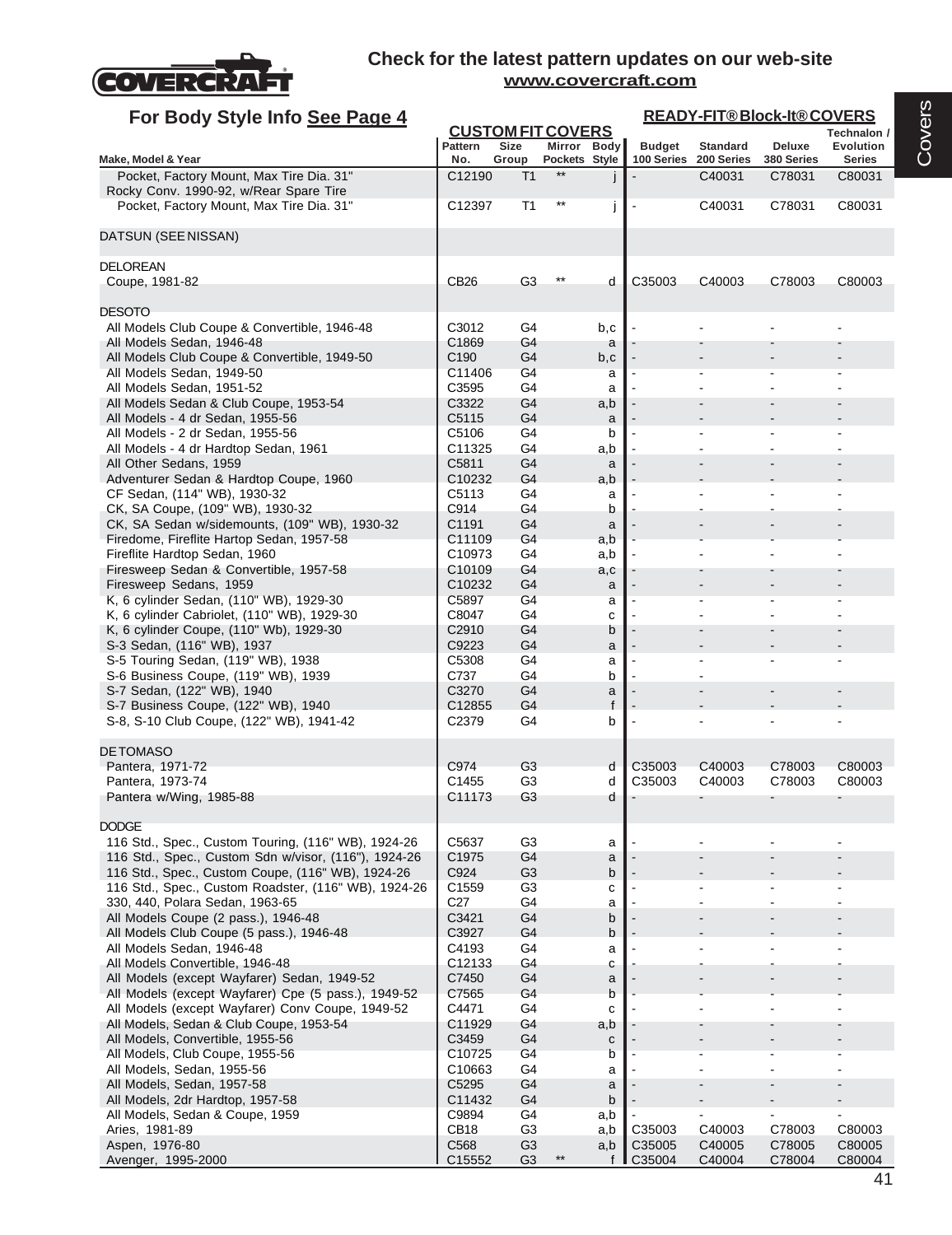Check for the latest pattern updates on our web-site
www.covercraft.com

## For Body Style Info See Page 4

| Make, Model & Year | Pattern No. | Size Group | Mirror Pockets | Body Style | Budget 100 Series | Standard 200 Series | Deluxe 380 Series | Technalon / Evolution Series |
|---|---|---|---|---|---|---|---|---|
| | CUSTOM FIT COVERS | | | | READY-FIT® Block-It® COVERS | | | |
| Pocket, Factory Mount, Max Tire Dia. 31" | C12190 | T1 | ** | j | - | C40031 | C78031 | C80031 |
| Rocky Conv. 1990-92, w/Rear Spare Tire | | | | | | | | |
| Pocket, Factory Mount, Max Tire Dia. 31" | C12397 | T1 | ** | j | - | C40031 | C78031 | C80031 |
| DATSUN (SEE NISSAN) | | | | | | | | |
| DELOREAN | | | | | | | | |
| Coupe, 1981-82 | CB26 | G3 | ** | d | C35003 | C40003 | C78003 | C80003 |
| DESOTO | | | | | | | | |
| All Models Club Coupe & Convertible, 1946-48 | C3012 | G4 | | b,c | - | - | - | - |
| All Models Sedan, 1946-48 | C1869 | G4 | | a | - | - | - | - |
| All Models Club Coupe & Convertible, 1949-50 | C190 | G4 | | b,c | - | - | - | - |
| All Models Sedan, 1949-50 | C11406 | G4 | | a | - | - | - | - |
| All Models Sedan, 1951-52 | C3595 | G4 | | a | - | - | - | - |
| All Models Sedan & Club Coupe, 1953-54 | C3322 | G4 | | a,b | - | - | - | - |
| All Models - 4 dr Sedan, 1955-56 | C5115 | G4 | | a | - | - | - | - |
| All Models - 2 dr Sedan, 1955-56 | C5106 | G4 | | b | - | - | - | - |
| All Models - 4 dr Hardtop Sedan, 1961 | C11325 | G4 | | a,b | - | - | - | - |
| All Other Sedans, 1959 | C5811 | G4 | | a | - | - | - | - |
| Adventurer Sedan & Hardtop Coupe, 1960 | C10232 | G4 | | a,b | - | - | - | - |
| CF Sedan, (114" WB), 1930-32 | C5113 | G4 | | a | - | - | - | - |
| CK, SA Coupe, (109" WB), 1930-32 | C914 | G4 | | b | - | - | - | - |
| CK, SA Sedan w/sidemounts, (109" WB), 1930-32 | C1191 | G4 | | a | - | - | - | - |
| Firedome, Fireflite Hartop Sedan, 1957-58 | C11109 | G4 | | a,b | - | - | - | - |
| Fireflite Hardtop Sedan, 1960 | C10973 | G4 | | a,b | - | - | - | - |
| Firesweep Sedan & Convertible, 1957-58 | C10109 | G4 | | a,c | - | - | - | - |
| Firesweep Sedans, 1959 | C10232 | G4 | | a | - | - | - | - |
| K, 6 cylinder Sedan, (110" WB), 1929-30 | C5897 | G4 | | a | - | - | - | - |
| K, 6 cylinder Cabriolet, (110" WB), 1929-30 | C8047 | G4 | | c | - | - | - | - |
| K, 6 cylinder Coupe, (110" Wb), 1929-30 | C2910 | G4 | | b | - | - | - | - |
| S-3 Sedan, (116" WB), 1937 | C9223 | G4 | | a | - | - | - | - |
| S-5 Touring Sedan, (119" WB), 1938 | C5308 | G4 | | a | - | - | - | - |
| S-6 Business Coupe, (119" WB), 1939 | C737 | G4 | | b | - | - | | |
| S-7 Sedan, (122" WB), 1940 | C3270 | G4 | | a | - | - | - | - |
| S-7 Business Coupe, (122" WB), 1940 | C12855 | G4 | | f | - | - | - | - |
| S-8, S-10 Club Coupe, (122" WB), 1941-42 | C2379 | G4 | | b | - | - | - | - |
| DE TOMASO | | | | | | | | |
| Pantera, 1971-72 | C974 | G3 | | d | C35003 | C40003 | C78003 | C80003 |
| Pantera, 1973-74 | C1455 | G3 | | d | C35003 | C40003 | C78003 | C80003 |
| Pantera w/Wing, 1985-88 | C11173 | G3 | | d | - | - | - | - |
| DODGE | | | | | | | | |
| 116 Std., Spec., Custom Touring, (116" WB), 1924-26 | C5637 | G3 | | a | - | - | - | - |
| 116 Std., Spec., Custom Sdn w/visor, (116"), 1924-26 | C1975 | G4 | | a | - | - | - | - |
| 116 Std., Spec., Custom Coupe, (116" WB), 1924-26 | C924 | G3 | | b | - | - | - | - |
| 116 Std., Spec., Custom Roadster, (116" WB), 1924-26 | C1559 | G3 | | c | - | - | - | - |
| 330, 440, Polara Sedan, 1963-65 | C27 | G4 | | a | - | - | - | - |
| All Models Coupe (2 pass.), 1946-48 | C3421 | G4 | | b | - | - | - | - |
| All Models Club Coupe (5 pass.), 1946-48 | C3927 | G4 | | b | - | - | - | - |
| All Models Sedan, 1946-48 | C4193 | G4 | | a | - | - | - | - |
| All Models Convertible, 1946-48 | C12133 | G4 | | c | - | - | - | - |
| All Models (except Wayfarer) Sedan, 1949-52 | C7450 | G4 | | a | - | - | - | - |
| All Models (except Wayfarer) Cpe (5 pass.), 1949-52 | C7565 | G4 | | b | - | - | - | - |
| All Models (except Wayfarer) Conv Coupe, 1949-52 | C4471 | G4 | | c | - | - | - | - |
| All Models, Sedan & Club Coupe, 1953-54 | C11929 | G4 | | a,b | - | - | - | - |
| All Models, Convertible, 1955-56 | C3459 | G4 | | c | - | - | - | - |
| All Models, Club Coupe, 1955-56 | C10725 | G4 | | b | - | - | - | - |
| All Models, Sedan, 1955-56 | C10663 | G4 | | a | - | - | - | - |
| All Models, Sedan, 1957-58 | C5295 | G4 | | a | - | - | - | - |
| All Models, 2dr Hardtop, 1957-58 | C11432 | G4 | | b | - | - | - | - |
| All Models, Sedan & Coupe, 1959 | C9894 | G4 | | a,b | - | - | - | - |
| Aries, 1981-89 | CB18 | G3 | | a,b | C35003 | C40003 | C78003 | C80003 |
| Aspen, 1976-80 | C568 | G3 | | a,b | C35005 | C40005 | C78005 | C80005 |
| Avenger, 1995-2000 | C15552 | G3 | ** | f | C35004 | C40004 | C78004 | C80004 |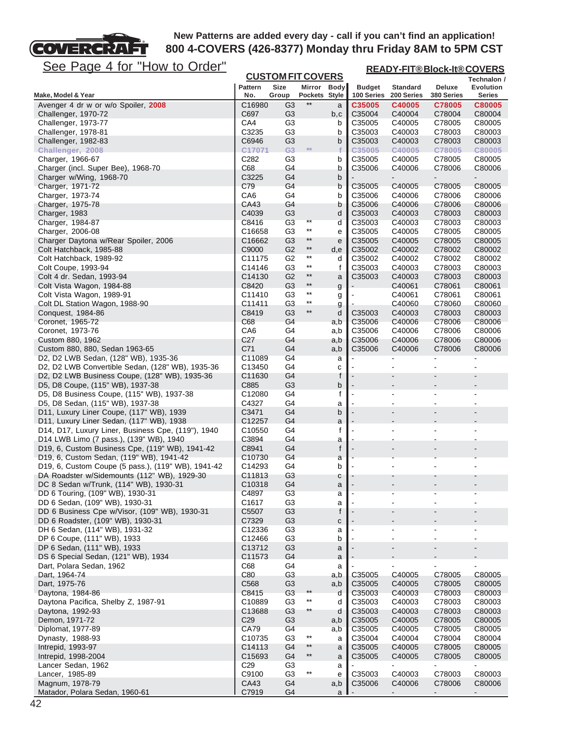New Patterns are added every day - call if you can't find an application!
800 4-COVERS (426-8377) Monday thru Friday 8AM to 5PM CST

See Page 4 for "How to Order"

| Make, Model & Year | CUSTOM FIT COVERS Pattern No. | Size Group | Mirror Pockets | Body Style | READY-FIT® Block-It® COVERS Budget 100 Series | Standard 200 Series | Deluxe 380 Series | Technalon / Evolution Series |
|---|---|---|---|---|---|---|---|---|
| Avenger 4 dr w or w/o Spoiler, **2008** | C16980 | G3 | ** | a | **C35005** | **C40005** | **C78005** | **C80005** |
| Challenger, 1970-72 | C697 | G3 | | b,c | C35004 | C40004 | C78004 | C80004 |
| Challenger, 1973-77 | CA4 | G3 | | b | C35005 | C40005 | C78005 | C80005 |
| Challenger, 1978-81 | C3235 | G3 | | b | C35003 | C40003 | C78003 | C80003 |
| Challenger, 1982-83 | C6946 | G3 | | b | C35003 | C40003 | C78003 | C80003 |
| **Challenger, 2008** | **C17071** | **G3** | ** | **f** | **C35005** | **C40005** | **C78005** | **C80005** |
| Charger, 1966-67 | C282 | G3 | | b | C35005 | C40005 | C78005 | C80005 |
| Charger (incl. Super Bee), 1968-70 | C68 | G4 | | b | C35006 | C40006 | C78006 | C80006 |
| Charger w/Wing, 1968-70 | C3225 | G4 | | b | - | - | - | - |
| Charger, 1971-72 | C79 | G4 | | b | C35005 | C40005 | C78005 | C80005 |
| Charger, 1973-74 | CA6 | G4 | | b | C35006 | C40006 | C78006 | C80006 |
| Charger, 1975-78 | CA43 | G4 | | b | C35006 | C40006 | C78006 | C80006 |
| Charger, 1983 | C4039 | G3 | | d | C35003 | C40003 | C78003 | C80003 |
| Charger, 1984-87 | C8416 | G3 | ** | d | C35003 | C40003 | C78003 | C80003 |
| Charger, 2006-08 | C16658 | G3 | ** | e | C35005 | C40005 | C78005 | C80005 |
| Charger Daytona w/Rear Spoiler, 2006 | C16662 | G3 | ** | e | C35005 | C40005 | C78005 | C80005 |
| Colt Hatchback, 1985-88 | C9000 | G2 | ** | d,e | C35002 | C40002 | C78002 | C80002 |
| Colt Hatchback, 1989-92 | C11175 | G2 | ** | d | C35002 | C40002 | C78002 | C80002 |
| Colt Coupe, 1993-94 | C14146 | G3 | ** | f | C35003 | C40003 | C78003 | C80003 |
| Colt 4 dr. Sedan, 1993-94 | C14130 | G2 | ** | a | C35003 | C40003 | C78003 | C80003 |
| Colt Vista Wagon, 1984-88 | C8420 | G3 | ** | g | - | C40061 | C78061 | C80061 |
| Colt Vista Wagon, 1989-91 | C11410 | G3 | ** | g | - | C40061 | C78061 | C80061 |
| Colt DL Station Wagon, 1988-90 | C11411 | G3 | ** | g | - | C40060 | C78060 | C80060 |
| Conquest, 1984-86 | C8419 | G3 | ** | d | C35003 | C40003 | C78003 | C80003 |
| Coronet, 1965-72 | C68 | G4 | | a,b | C35006 | C40006 | C78006 | C80006 |
| Coronet, 1973-76 | CA6 | G4 | | a,b | C35006 | C40006 | C78006 | C80006 |
| Custom 880, 1962 | C27 | G4 | | a,b | C35006 | C40006 | C78006 | C80006 |
| Custom 880, 880, Sedan 1963-65 | C71 | G4 | | a,b | C35006 | C40006 | C78006 | C80006 |
| D2, D2 LWB Sedan, (128" WB), 1935-36 | C11089 | G4 | | a | - | - | - | - |
| D2, D2 LWB Convertible Sedan, (128" WB), 1935-36 | C13450 | G4 | | c | - | - | - | - |
| D2, D2 LWB Business Coupe, (128" WB), 1935-36 | C11630 | G4 | | f | - | - | - | - |
| D5, D8 Coupe, (115" WB), 1937-38 | C885 | G3 | | b | - | - | - | - |
| D5, D8 Business Coupe, (115" WB), 1937-38 | C12080 | G4 | | f | - | - | - | - |
| D5, D8 Sedan, (115" WB), 1937-38 | C4327 | G4 | | a | - | - | - | - |
| D11, Luxury Liner Coupe, (117" WB), 1939 | C3471 | G4 | | b | - | - | - | - |
| D11, Luxury Liner Sedan, (117" WB), 1938 | C12257 | G4 | | a | - | - | - | - |
| D14, D17, Luxury Liner, Business Cpe, (119"), 1940 | C10550 | G4 | | f | - | - | - | - |
| D14 LWB Limo (7 pass.), (139" WB), 1940 | C3894 | G4 | | a | - | - | - | - |
| D19, 6, Custom Business Cpe, (119" WB), 1941-42 | C8941 | G4 | | f | - | - | - | - |
| D19, 6, Custom Sedan, (119" WB), 1941-42 | C10730 | G4 | | a | - | - | - | - |
| D19, 6, Custom Coupe (5 pass.), (119" WB), 1941-42 | C14293 | G4 | | b | - | - | - | - |
| DA Roadster w/Sidemounts (112" WB), 1929-30 | C11813 | G3 | | c | - | - | - | - |
| DC 8 Sedan w/Trunk, (114" WB), 1930-31 | C10318 | G4 | | a | - | - | - | - |
| DD 6 Touring, (109" WB), 1930-31 | C4897 | G3 | | a | - | - | - | - |
| DD 6 Sedan, (109" WB), 1930-31 | C1617 | G3 | | a | - | - | - | - |
| DD 6 Business Cpe w/Visor, (109" WB), 1930-31 | C5507 | G3 | | f | - | - | - | - |
| DD 6 Roadster, (109" WB), 1930-31 | C7329 | G3 | | c | - | - | - | - |
| DH 6 Sedan, (114" WB), 1931-32 | C12336 | G3 | | a | - | - | - | - |
| DP 6 Coupe, (111" WB), 1933 | C12466 | G3 | | b | - | - | - | - |
| DP 6 Sedan, (111" WB), 1933 | C13712 | G3 | | a | - | - | - | - |
| DS 6 Special Sedan, (121" WB), 1934 | C11573 | G4 | | a | - | - | - | - |
| Dart, Polara Sedan, 1962 | C68 | G4 | | a | - | - | - | - |
| Dart, 1964-74 | C80 | G3 | | a,b | C35005 | C40005 | C78005 | C80005 |
| Dart, 1975-76 | C568 | G3 | | a,b | C35005 | C40005 | C78005 | C80005 |
| Daytona, 1984-86 | C8415 | G3 | ** | d | C35003 | C40003 | C78003 | C80003 |
| Daytona Pacifica, Shelby Z, 1987-91 | C10889 | G3 | ** | d | C35003 | C40003 | C78003 | C80003 |
| Daytona, 1992-93 | C13688 | G3 | ** | d | C35003 | C40003 | C78003 | C80003 |
| Demon, 1971-72 | C29 | G3 | | a,b | C35005 | C40005 | C78005 | C80005 |
| Diplomat, 1977-89 | CA79 | G4 | | a,b | C35005 | C40005 | C78005 | C80005 |
| Dynasty, 1988-93 | C10735 | G3 | ** | a | C35004 | C40004 | C78004 | C80004 |
| Intrepid, 1993-97 | C14113 | G4 | ** | a | C35005 | C40005 | C78005 | C80005 |
| Intrepid, 1998-2004 | C15693 | G4 | ** | a | C35005 | C40005 | C78005 | C80005 |
| Lancer Sedan, 1962 | C29 | G3 | | a | - | - | - | - |
| Lancer, 1985-89 | C9100 | G3 | ** | e | C35003 | C40003 | C78003 | C80003 |
| Magnum, 1978-79 | CA43 | G4 | | a,b | C35006 | C40006 | C78006 | C80006 |
| Matador, Polara Sedan, 1960-61 | C7919 | G4 | | a | - | - | - | - |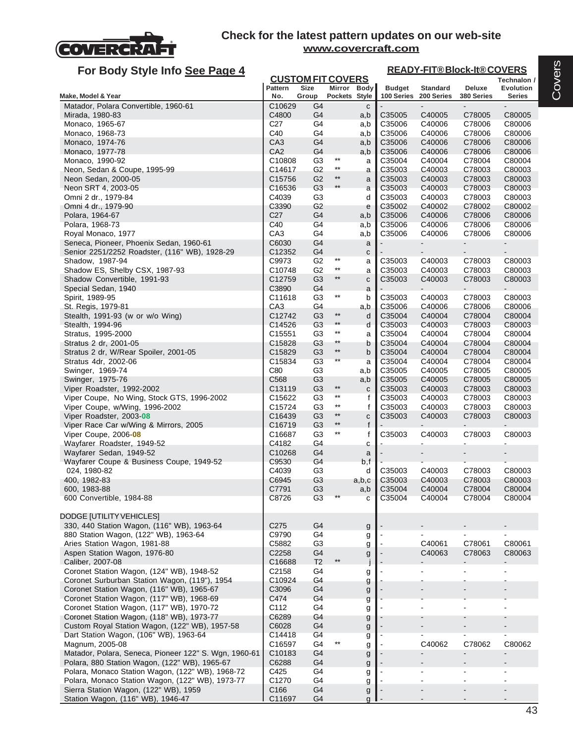## Check for the latest pattern updates on our web-site
**www.covercraft.com**

### For Body Style Info See Page 4

| Make, Model & Year | Pattern No. | Size Group | Mirror Pockets | Body Style | Budget 100 Series | Standard 200 Series | Deluxe 380 Series | Technalon / Evolution Series |
|---|---|---|---|---|---|---|---|---|
| | CUSTOM FIT COVERS | | | | READY-FIT® Block-It® COVERS | | | |
| Matador, Polara Convertible, 1960-61 | C10629 | G4 | | c | - | - | - | - |
| Mirada, 1980-83 | C4800 | G4 | | a,b | C35005 | C40005 | C78005 | C80005 |
| Monaco, 1965-67 | C27 | G4 | | a,b | C35006 | C40006 | C78006 | C80006 |
| Monaco, 1968-73 | C40 | G4 | | a,b | C35006 | C40006 | C78006 | C80006 |
| Monaco, 1974-76 | CA3 | G4 | | a,b | C35006 | C40006 | C78006 | C80006 |
| Monaco, 1977-78 | CA2 | G4 | | a,b | C35006 | C40006 | C78006 | C80006 |
| Monaco, 1990-92 | C10808 | G3 | ** | a | C35004 | C40004 | C78004 | C80004 |
| Neon, Sedan & Coupe, 1995-99 | C14617 | G2 | ** | a | C35003 | C40003 | C78003 | C80003 |
| Neon Sedan, 2000-05 | C15756 | G2 | ** | a | C35003 | C40003 | C78003 | C80003 |
| Neon SRT 4, 2003-05 | C16536 | G3 | ** | a | C35003 | C40003 | C78003 | C80003 |
| Omni 2 dr., 1979-84 | C4039 | G3 | | d | C35003 | C40003 | C78003 | C80003 |
| Omni 4 dr., 1979-90 | C3390 | G2 | | e | C35002 | C40002 | C78002 | C80002 |
| Polara, 1964-67 | C27 | G4 | | a,b | C35006 | C40006 | C78006 | C80006 |
| Polara, 1968-73 | C40 | G4 | | a,b | C35006 | C40006 | C78006 | C80006 |
| Royal Monaco, 1977 | CA3 | G4 | | a,b | C35006 | C40006 | C78006 | C80006 |
| Seneca, Pioneer, Phoenix Sedan, 1960-61 | C6030 | G4 | | a | - | - | - | - |
| Senior 2251/2252 Roadster, (116" WB), 1928-29 | C12352 | G4 | | c | - | - | - | - |
| Shadow, 1987-94 | C9973 | G2 | ** | a | C35003 | C40003 | C78003 | C80003 |
| Shadow ES, Shelby CSX, 1987-93 | C10748 | G2 | ** | a | C35003 | C40003 | C78003 | C80003 |
| Shadow Convertible, 1991-93 | C12759 | G3 | ** | c | C35003 | C40003 | C78003 | C80003 |
| Special Sedan, 1940 | C3890 | G4 | | a | - | - | - | - |
| Spirit, 1989-95 | C11618 | G3 | ** | b | C35003 | C40003 | C78003 | C80003 |
| St. Regis, 1979-81 | CA3 | G4 | | a,b | C35006 | C40006 | C78006 | C80006 |
| Stealth, 1991-93 (w or w/o Wing) | C12742 | G3 | ** | d | C35004 | C40004 | C78004 | C80004 |
| Stealth, 1994-96 | C14526 | G3 | ** | d | C35003 | C40003 | C78003 | C80003 |
| Stratus, 1995-2000 | C15551 | G3 | ** | a | C35004 | C40004 | C78004 | C80004 |
| Stratus 2 dr, 2001-05 | C15828 | G3 | ** | b | C35004 | C40004 | C78004 | C80004 |
| Stratus 2 dr, W/Rear Spoiler, 2001-05 | C15829 | G3 | ** | b | C35004 | C40004 | C78004 | C80004 |
| Stratus 4dr, 2002-06 | C15834 | G3 | ** | a | C35004 | C40004 | C78004 | C80004 |
| Swinger, 1969-74 | C80 | G3 | | a,b | C35005 | C40005 | C78005 | C80005 |
| Swinger, 1975-76 | C568 | G3 | | a,b | C35005 | C40005 | C78005 | C80005 |
| Viper Roadster, 1992-2002 | C13119 | G3 | ** | c | C35003 | C40003 | C78003 | C80003 |
| Viper Coupe, No Wing, Stock GTS, 1996-2002 | C15622 | G3 | ** | f | C35003 | C40003 | C78003 | C80003 |
| Viper Coupe, w/Wing, 1996-2002 | C15724 | G3 | ** | f | C35003 | C40003 | C78003 | C80003 |
| Viper Roadster, 2003-08 | C16439 | G3 | ** | c | C35003 | C40003 | C78003 | C80003 |
| Viper Race Car w/Wing & Mirrors, 2005 | C16719 | G3 | ** | f | - | - | - | - |
| Viper Coupe, 2006-08 | C16687 | G3 | ** | f | C35003 | C40003 | C78003 | C80003 |
| Wayfarer Roadster, 1949-52 | C4182 | G4 | | c | - | - | - | - |
| Wayfarer Sedan, 1949-52 | C10268 | G4 | | a | - | - | - | - |
| Wayfarer Coupe & Business Coupe, 1949-52 | C9530 | G4 | | b,f | - | - | - | - |
| 024, 1980-82 | C4039 | G3 | | d | C35003 | C40003 | C78003 | C80003 |
| 400, 1982-83 | C6945 | G3 | | a,b,c | C35003 | C40003 | C78003 | C80003 |
| 600, 1983-88 | C7791 | G3 | | a,b | C35004 | C40004 | C78004 | C80004 |
| 600 Convertible, 1984-88 | C8726 | G3 | ** | c | C35004 | C40004 | C78004 | C80004 |
| **DODGE [UTILITY VEHICLES]** | | | | | | | | |
| 330, 440 Station Wagon, (116" WB), 1963-64 | C275 | G4 | | g | - | - | - | - |
| 880 Station Wagon, (122" WB), 1963-64 | C9790 | G4 | | g | - | - | - | - |
| Aries Station Wagon, 1981-88 | C5882 | G3 | | g | - | C40061 | C78061 | C80061 |
| Aspen Station Wagon, 1976-80 | C2258 | G4 | | g | - | C40063 | C78063 | C80063 |
| Caliber, 2007-08 | C16688 | T2 | ** | j | - | - | - | - |
| Coronet Station Wagon, (124" WB), 1948-52 | C2158 | G4 | | g | - | - | - | - |
| Coronet Surburban Station Wagon, (119"), 1954 | C10924 | G4 | | g | - | - | - | - |
| Coronet Station Wagon, (116" WB), 1965-67 | C3096 | G4 | | g | - | - | - | - |
| Coronet Station Wagon, (117" WB), 1968-69 | C474 | G4 | | g | - | - | - | - |
| Coronet Station Wagon, (117" WB), 1970-72 | C112 | G4 | | g | - | - | - | - |
| Coronet Station Wagon, (118" WB), 1973-77 | C6289 | G4 | | g | - | - | - | - |
| Custom Royal Station Wagon, (122" WB), 1957-58 | C6028 | G4 | | g | - | - | - | - |
| Dart Station Wagon, (106" WB), 1963-64 | C14418 | G4 | | g | - | - | - | - |
| Magnum, 2005-08 | C16597 | G4 | ** | g | - | C40062 | C78062 | C80062 |
| Matador, Polara, Seneca, Pioneer 122" S. Wgn, 1960-61 | C10183 | G4 | | g | - | - | - | - |
| Polara, 880 Station Wagon, (122" WB), 1965-67 | C6288 | G4 | | g | - | - | - | - |
| Polara, Monaco Station Wagon, (122" WB), 1968-72 | C425 | G4 | | g | - | - | - | - |
| Polara, Monaco Station Wagon, (122" WB), 1973-77 | C1270 | G4 | | g | - | - | - | - |
| Sierra Station Wagon, (122" WB), 1959 | C166 | G4 | | g | - | - | - | - |
| Station Wagon, (116" WB), 1946-47 | C11697 | G4 | | g | - | - | - | - |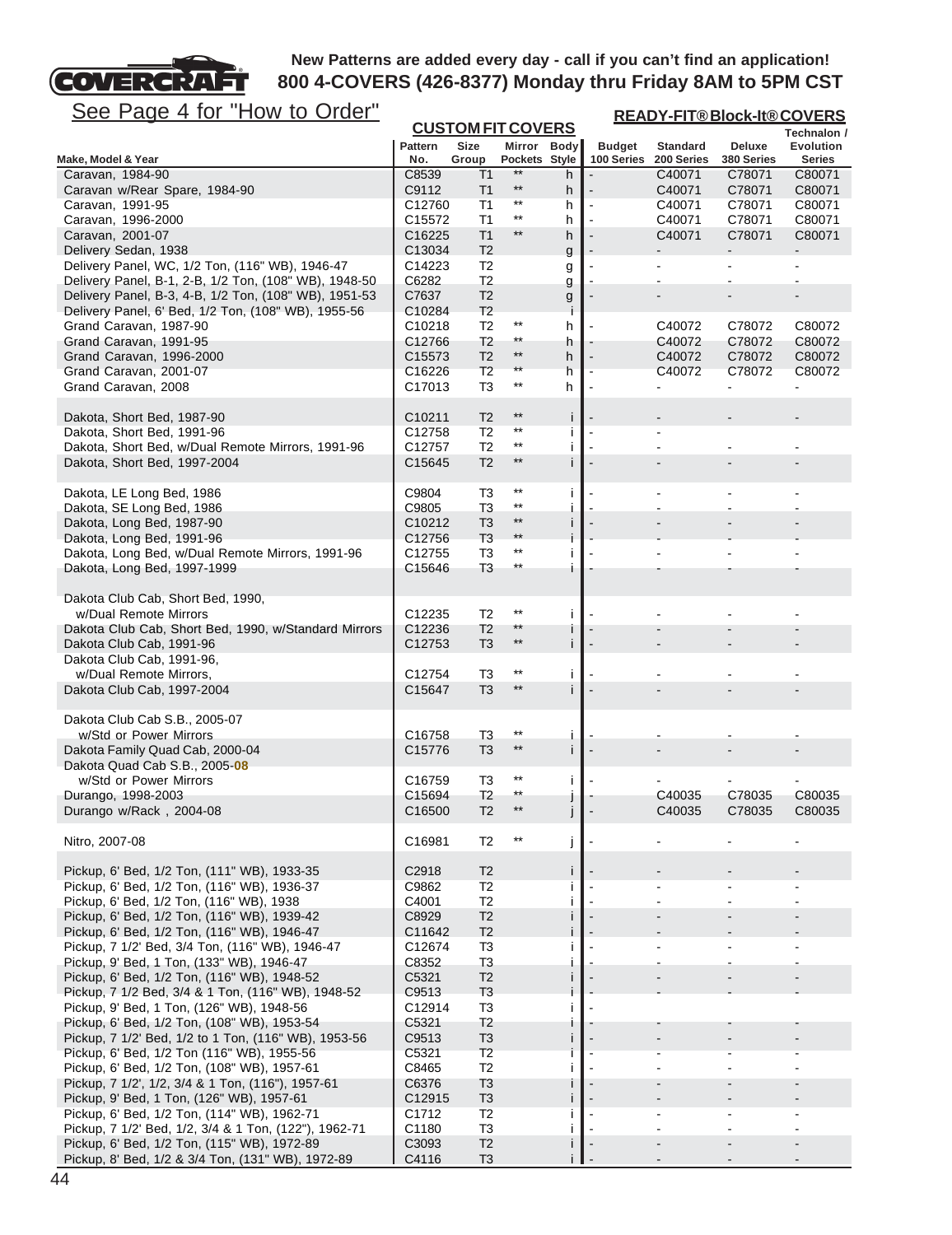New Patterns are added every day - call if you can't find an application!
800 4-COVERS (426-8377) Monday thru Friday 8AM to 5PM CST

See Page 4 for "How to Order"

| Make, Model & Year | CUSTOM FIT COVERS Pattern No. | Size Group | Mirror Pockets | Body Style | READY-FIT® Block-It® COVERS Budget 100 Series | Standard 200 Series | Deluxe 380 Series | Technalon / Evolution Series |
|---|---|---|---|---|---|---|---|---|
| Caravan, 1984-90 | C8539 | T1 | ** | h | - | C40071 | C78071 | C80071 |
| Caravan w/Rear Spare, 1984-90 | C9112 | T1 | ** | h | - | C40071 | C78071 | C80071 |
| Caravan, 1991-95 | C12760 | T1 | ** | h | - | C40071 | C78071 | C80071 |
| Caravan, 1996-2000 | C15572 | T1 | ** | h | - | C40071 | C78071 | C80071 |
| Caravan, 2001-07 | C16225 | T1 | ** | h | - | C40071 | C78071 | C80071 |
| Delivery Sedan, 1938 | C13034 | T2 | | g | - | - | - | - |
| Delivery Panel, WC, 1/2 Ton, (116" WB), 1946-47 | C14223 | T2 | | g | - | - | - | - |
| Delivery Panel, B-1, 2-B, 1/2 Ton, (108" WB), 1948-50 | C6282 | T2 | | g | - | - | - | - |
| Delivery Panel, B-3, 4-B, 1/2 Ton, (108" WB), 1951-53 | C7637 | T2 | | g | - | - | - | - |
| Delivery Panel, 6' Bed, 1/2 Ton, (108" WB), 1955-56 | C10284 | T2 | | i | | | | |
| Grand Caravan, 1987-90 | C10218 | T2 | ** | h | - | C40072 | C78072 | C80072 |
| Grand Caravan, 1991-95 | C12766 | T2 | ** | h | - | C40072 | C78072 | C80072 |
| Grand Caravan, 1996-2000 | C15573 | T2 | ** | h | - | C40072 | C78072 | C80072 |
| Grand Caravan, 2001-07 | C16226 | T2 | ** | h | - | C40072 | C78072 | C80072 |
| Grand Caravan, 2008 | C17013 | T3 | ** | h | - | - | - | - |
| | | | | | | | | |
| Dakota, Short Bed, 1987-90 | C10211 | T2 | ** | i | - | - | - | - |
| Dakota, Short Bed, 1991-96 | C12758 | T2 | ** | i | - | - | | |
| Dakota, Short Bed, w/Dual Remote Mirrors, 1991-96 | C12757 | T2 | ** | i | - | - | - | - |
| Dakota, Short Bed, 1997-2004 | C15645 | T2 | ** | i | - | - | - | - |
| | | | | | | | | |
| Dakota, LE Long Bed, 1986 | C9804 | T3 | ** | i | - | - | - | - |
| Dakota, SE Long Bed, 1986 | C9805 | T3 | ** | i | - | - | - | - |
| Dakota, Long Bed, 1987-90 | C10212 | T3 | ** | i | - | - | - | - |
| Dakota, Long Bed, 1991-96 | C12756 | T3 | ** | i | - | - | - | - |
| Dakota, Long Bed, w/Dual Remote Mirrors, 1991-96 | C12755 | T3 | ** | i | - | - | - | - |
| Dakota, Long Bed, 1997-1999 | C15646 | T3 | ** | i | - | - | - | - |
| | | | | | | | | |
| Dakota Club Cab, Short Bed, 1990, w/Dual Remote Mirrors | C12235 | T2 | ** | i | - | - | - | - |
| Dakota Club Cab, Short Bed, 1990, w/Standard Mirrors | C12236 | T2 | ** | i | - | - | - | - |
| Dakota Club Cab, 1991-96 | C12753 | T3 | ** | i | - | - | - | - |
| Dakota Club Cab, 1991-96, w/Dual Remote Mirrors, | C12754 | T3 | ** | i | - | - | - | - |
| Dakota Club Cab, 1997-2004 | C15647 | T3 | ** | i | - | - | - | - |
| | | | | | | | | |
| Dakota Club Cab S.B., 2005-07 w/Std or Power Mirrors | C16758 | T3 | ** | i | - | - | - | - |
| Dakota Family Quad Cab, 2000-04 | C15776 | T3 | ** | i | - | - | - | - |
| Dakota Quad Cab S.B., 2005-08 w/Std or Power Mirrors | C16759 | T3 | ** | i | - | - | - | - |
| Durango, 1998-2003 | C15694 | T2 | ** | j | - | C40035 | C78035 | C80035 |
| Durango w/Rack , 2004-08 | C16500 | T2 | ** | j | - | C40035 | C78035 | C80035 |
| | | | | | | | | |
| Nitro, 2007-08 | C16981 | T2 | ** | j | - | - | - | - |
| | | | | | | | | |
| Pickup, 6' Bed, 1/2 Ton, (111" WB), 1933-35 | C2918 | T2 | | i | - | - | - | - |
| Pickup, 6' Bed, 1/2 Ton, (116" WB), 1936-37 | C9862 | T2 | | i | - | - | - | - |
| Pickup, 6' Bed, 1/2 Ton, (116" WB), 1938 | C4001 | T2 | | i | - | - | - | - |
| Pickup, 6' Bed, 1/2 Ton, (116" WB), 1939-42 | C8929 | T2 | | i | - | - | - | - |
| Pickup, 6' Bed, 1/2 Ton, (116" WB), 1946-47 | C11642 | T2 | | i | - | - | - | - |
| Pickup, 7 1/2' Bed, 3/4 Ton, (116" WB), 1946-47 | C12674 | T3 | | i | - | - | - | - |
| Pickup, 9' Bed, 1 Ton, (133" WB), 1946-47 | C8352 | T3 | | i | - | - | - | - |
| Pickup, 6' Bed, 1/2 Ton, (116" WB), 1948-52 | C5321 | T2 | | i | - | - | - | - |
| Pickup, 7 1/2 Bed, 3/4 & 1 Ton, (116" WB), 1948-52 | C9513 | T3 | | i | - | - | - | - |
| Pickup, 9' Bed, 1 Ton, (126" WB), 1948-56 | C12914 | T3 | | i | - | | | |
| Pickup, 6' Bed, 1/2 Ton, (108" WB), 1953-54 | C5321 | T2 | | i | - | - | - | - |
| Pickup, 7 1/2' Bed, 1/2 to 1 Ton, (116" WB), 1953-56 | C9513 | T3 | | i | - | - | - | - |
| Pickup, 6' Bed, 1/2 Ton (116" WB), 1955-56 | C5321 | T2 | | i | - | - | - | - |
| Pickup, 6' Bed, 1/2 Ton, (108" WB), 1957-61 | C8465 | T2 | | i | - | - | - | - |
| Pickup, 7 1/2', 1/2, 3/4 & 1 Ton, (116"), 1957-61 | C6376 | T3 | | i | - | - | - | - |
| Pickup, 9' Bed, 1 Ton, (126" WB), 1957-61 | C12915 | T3 | | i | - | - | - | - |
| Pickup, 6' Bed, 1/2 Ton, (114" WB), 1962-71 | C1712 | T2 | | i | - | - | - | - |
| Pickup, 7 1/2' Bed, 1/2, 3/4 & 1 Ton, (122"), 1962-71 | C1180 | T3 | | i | - | - | - | - |
| Pickup, 6' Bed, 1/2 Ton, (115" WB), 1972-89 | C3093 | T2 | | i | - | - | - | - |
| Pickup, 8' Bed, 1/2 & 3/4 Ton, (131" WB), 1972-89 | C4116 | T3 | | i | - | - | - | - |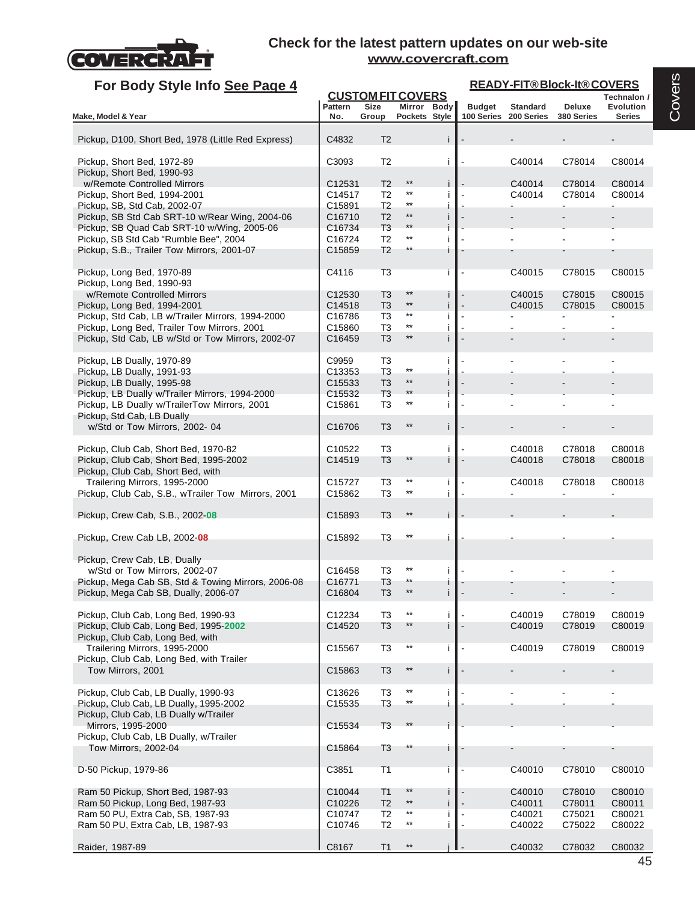## Check for the latest pattern updates on our web-site
**www.covercraft.com**

### For Body Style Info See Page 4

| Make, Model & Year | CUSTOM FIT COVERS Pattern No. | Size Group | Mirror Pockets | Body Style | READY-FIT® Block-It® COVERS Budget 100 Series | Standard 200 Series | Deluxe 380 Series | Technalon / Evolution Series |
|---|---|---|---|---|---|---|---|---|
| Pickup, D100, Short Bed, 1978 (Little Red Express) | C4832 | T2 | | i | - | - | - | - |
| Pickup, Short Bed, 1972-89 | C3093 | T2 | | i | - | C40014 | C78014 | C80014 |
| Pickup, Short Bed, 1990-93 w/Remote Controlled Mirrors | C12531 | T2 | ** | i | - | C40014 | C78014 | C80014 |
| Pickup, Short Bed, 1994-2001 | C14517 | T2 | ** | i | - | C40014 | C78014 | C80014 |
| Pickup, SB, Std Cab, 2002-07 | C15891 | T2 | ** | i | - | - | - | - |
| Pickup, SB Std Cab SRT-10 w/Rear Wing, 2004-06 | C16710 | T2 | ** | i | - | - | - | - |
| Pickup, SB Quad Cab SRT-10 w/Wing, 2005-06 | C16734 | T3 | ** | i | - | - | - | - |
| Pickup, SB Std Cab "Rumble Bee", 2004 | C16724 | T2 | ** | i | - | - | - | - |
| Pickup, S.B., Trailer Tow Mirrors, 2001-07 | C15859 | T2 | ** | i | - | - | - | - |
| Pickup, Long Bed, 1970-89 | C4116 | T3 | | i | - | C40015 | C78015 | C80015 |
| Pickup, Long Bed, 1990-93 w/Remote Controlled Mirrors | C12530 | T3 | ** | i | - | C40015 | C78015 | C80015 |
| Pickup, Long Bed, 1994-2001 | C14518 | T3 | ** | i | - | C40015 | C78015 | C80015 |
| Pickup, Std Cab, LB w/Trailer Mirrors, 1994-2000 | C16786 | T3 | ** | i | - | - | - | - |
| Pickup, Long Bed, Trailer Tow Mirrors, 2001 | C15860 | T3 | ** | i | - | - | - | - |
| Pickup, Std Cab, LB w/Std or Tow Mirrors, 2002-07 | C16459 | T3 | ** | i | - | - | - | - |
| Pickup, LB Dually, 1970-89 | C9959 | T3 | | i | - | - | - | - |
| Pickup, LB Dually, 1991-93 | C13353 | T3 | ** | i | - | - | - | - |
| Pickup, LB Dually, 1995-98 | C15533 | T3 | ** | i | - | - | - | - |
| Pickup, LB Dually w/Trailer Mirrors, 1994-2000 | C15532 | T3 | ** | i | - | - | - | - |
| Pickup, LB Dually w/TrailerTow Mirrors, 2001 | C15861 | T3 | ** | i | - | - | - | - |
| Pickup, Std Cab, LB Dually w/Std or Tow Mirrors, 2002- 04 | C16706 | T3 | ** | i | - | - | - | - |
| Pickup, Club Cab, Short Bed, 1970-82 | C10522 | T3 | | i | - | C40018 | C78018 | C80018 |
| Pickup, Club Cab, Short Bed, 1995-2002 | C14519 | T3 | ** | i | - | C40018 | C78018 | C80018 |
| Pickup, Club Cab, Short Bed, with Trailering Mirrors, 1995-2000 | C15727 | T3 | ** | i | - | C40018 | C78018 | C80018 |
| Pickup, Club Cab, S.B., wTrailer Tow Mirrors, 2001 | C15862 | T3 | ** | i | - | - | - | - |
| Pickup, Crew Cab, S.B., 2002-08 | C15893 | T3 | ** | i | - | - | - | - |
| Pickup, Crew Cab LB, 2002-08 | C15892 | T3 | ** | i | - | - | - | - |
| Pickup, Crew Cab, LB, Dually w/Std or Tow Mirrors, 2002-07 | C16458 | T3 | ** | i | - | - | - | - |
| Pickup, Mega Cab SB, Std & Towing Mirrors, 2006-08 | C16771 | T3 | ** | i | - | - | - | - |
| Pickup, Mega Cab SB, Dually, 2006-07 | C16804 | T3 | ** | i | - | - | - | - |
| Pickup, Club Cab, Long Bed, 1990-93 | C12234 | T3 | ** | i | - | C40019 | C78019 | C80019 |
| Pickup, Club Cab, Long Bed, 1995-2002 | C14520 | T3 | ** | i | - | C40019 | C78019 | C80019 |
| Pickup, Club Cab, Long Bed, with Trailering Mirrors, 1995-2000 | C15567 | T3 | ** | i | - | C40019 | C78019 | C80019 |
| Pickup, Club Cab, Long Bed, with Trailer Tow Mirrors, 2001 | C15863 | T3 | ** | i | - | - | - | - |
| Pickup, Club Cab, LB Dually, 1990-93 | C13626 | T3 | ** | i | - | - | - | - |
| Pickup, Club Cab, LB Dually, 1995-2002 | C15535 | T3 | ** | i | - | - | - | - |
| Pickup, Club Cab, LB Dually w/Trailer Mirrors, 1995-2000 | C15534 | T3 | ** | i | - | - | - | - |
| Pickup, Club Cab, LB Dually, w/Trailer Tow Mirrors, 2002-04 | C15864 | T3 | ** | i | - | - | - | - |
| D-50 Pickup, 1979-86 | C3851 | T1 | | i | - | C40010 | C78010 | C80010 |
| Ram 50 Pickup, Short Bed, 1987-93 | C10044 | T1 | ** | i | - | C40010 | C78010 | C80010 |
| Ram 50 Pickup, Long Bed, 1987-93 | C10226 | T2 | ** | i | - | C40011 | C78011 | C80011 |
| Ram 50 PU, Extra Cab, SB, 1987-93 | C10747 | T2 | ** | i | - | C40021 | C75021 | C80021 |
| Ram 50 PU, Extra Cab, LB, 1987-93 | C10746 | T2 | ** | i | - | C40022 | C75022 | C80022 |
| Raider, 1987-89 | C8167 | T1 | ** | i | - | C40032 | C78032 | C80032 |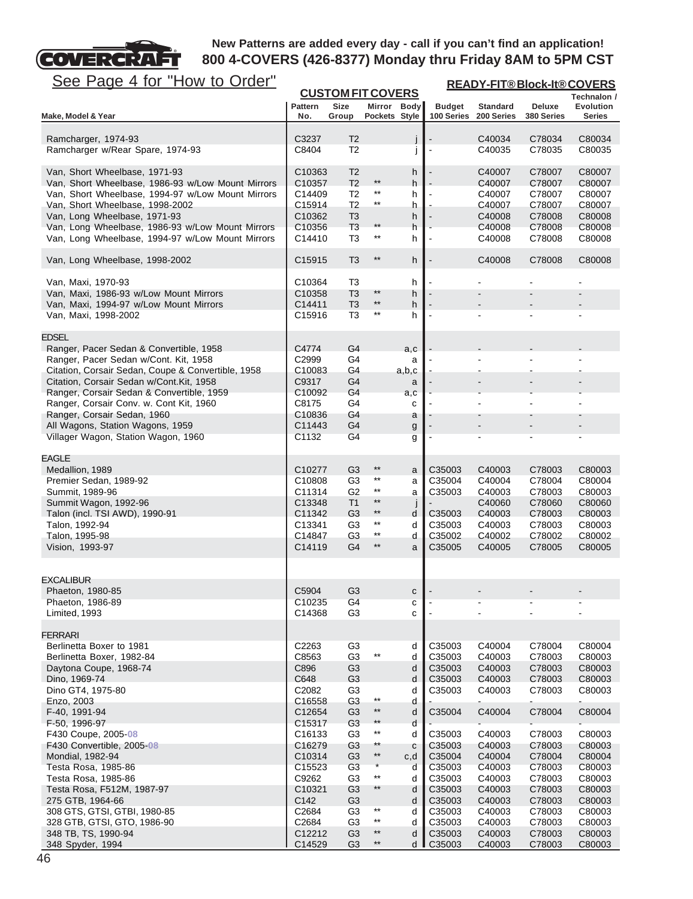New Patterns are added every day - call if you can't find an application!
800 4-COVERS (426-8377) Monday thru Friday 8AM to 5PM CST

See Page 4 for "How to Order"

| | CUSTOM FIT COVERS | | | | READY-FIT® Block-It® COVERS | | | |
|---|---|---|---|---|---|---|---|---|
| Make, Model & Year | Pattern No. | Size Group | Mirror Pockets | Body Style | Budget 100 Series | Standard 200 Series | Deluxe 380 Series | Technalon / Evolution Series |
| Ramcharger, 1974-93 | C3237 | T2 | | j | - | C40034 | C78034 | C80034 |
| Ramcharger w/Rear Spare, 1974-93 | C8404 | T2 | | j | - | C40035 | C78035 | C80035 |
| Van, Short Wheelbase, 1971-93 | C10363 | T2 | | h | - | C40007 | C78007 | C80007 |
| Van, Short Wheelbase, 1986-93 w/Low Mount Mirrors | C10357 | T2 | ** | h | - | C40007 | C78007 | C80007 |
| Van, Short Wheelbase, 1994-97 w/Low Mount Mirrors | C14409 | T2 | ** | h | - | C40007 | C78007 | C80007 |
| Van, Short Wheelbase, 1998-2002 | C15914 | T2 | ** | h | - | C40007 | C78007 | C80007 |
| Van, Long Wheelbase, 1971-93 | C10362 | T3 | | h | - | C40008 | C78008 | C80008 |
| Van, Long Wheelbase, 1986-93 w/Low Mount Mirrors | C10356 | T3 | ** | h | - | C40008 | C78008 | C80008 |
| Van, Long Wheelbase, 1994-97 w/Low Mount Mirrors | C14410 | T3 | ** | h | - | C40008 | C78008 | C80008 |
| Van, Long Wheelbase, 1998-2002 | C15915 | T3 | ** | h | - | C40008 | C78008 | C80008 |
| Van, Maxi, 1970-93 | C10364 | T3 | | h | - | - | - | - |
| Van, Maxi, 1986-93 w/Low Mount Mirrors | C10358 | T3 | ** | h | - | - | - | - |
| Van, Maxi, 1994-97 w/Low Mount Mirrors | C14411 | T3 | ** | h | - | - | - | - |
| Van, Maxi, 1998-2002 | C15916 | T3 | ** | h | - | - | - | - |
| **EDSEL** | | | | | | | | |
| Ranger, Pacer Sedan & Convertible, 1958 | C4774 | G4 | | a,c | - | - | - | - |
| Ranger, Pacer Sedan w/Cont. Kit, 1958 | C2999 | G4 | | a | - | - | - | - |
| Citation, Corsair Sedan, Coupe & Convertible, 1958 | C10083 | G4 | | a,b,c | - | - | - | - |
| Citation, Corsair Sedan w/Cont.Kit, 1958 | C9317 | G4 | | a | - | - | - | - |
| Ranger, Corsair Sedan & Convertible, 1959 | C10092 | G4 | | a,c | - | - | - | - |
| Ranger, Corsair Conv. w. Cont Kit, 1960 | C8175 | G4 | | c | - | - | - | - |
| Ranger, Corsair Sedan, 1960 | C10836 | G4 | | a | - | - | - | - |
| All Wagons, Station Wagons, 1959 | C11443 | G4 | | g | - | - | - | - |
| Villager Wagon, Station Wagon, 1960 | C1132 | G4 | | g | - | - | - | - |
| **EAGLE** | | | | | | | | |
| Medallion, 1989 | C10277 | G3 | ** | a | C35003 | C40003 | C78003 | C80003 |
| Premier Sedan, 1989-92 | C10808 | G3 | ** | a | C35004 | C40004 | C78004 | C80004 |
| Summit, 1989-96 | C11314 | G2 | ** | a | C35003 | C40003 | C78003 | C80003 |
| Summit Wagon, 1992-96 | C13348 | T1 | ** | j | - | C40060 | C78060 | C80060 |
| Talon (incl. TSI AWD), 1990-91 | C11342 | G3 | ** | d | C35003 | C40003 | C78003 | C80003 |
| Talon, 1992-94 | C13341 | G3 | ** | d | C35003 | C40003 | C78003 | C80003 |
| Talon, 1995-98 | C14847 | G3 | ** | d | C35002 | C40002 | C78002 | C80002 |
| Vision, 1993-97 | C14119 | G4 | ** | a | C35005 | C40005 | C78005 | C80005 |
| **EXCALIBUR** | | | | | | | | |
| Phaeton, 1980-85 | C5904 | G3 | | c | - | - | - | - |
| Phaeton, 1986-89 | C10235 | G4 | | c | - | - | - | - |
| Limited, 1993 | C14368 | G3 | | c | - | - | - | - |
| **FERRARI** | | | | | | | | |
| Berlinetta Boxer to 1981 | C2263 | G3 | | d | C35003 | C40004 | C78004 | C80004 |
| Berlinetta Boxer, 1982-84 | C8563 | G3 | ** | d | C35003 | C40003 | C78003 | C80003 |
| Daytona Coupe, 1968-74 | C896 | G3 | | d | C35003 | C40003 | C78003 | C80003 |
| Dino, 1969-74 | C648 | G3 | | d | C35003 | C40003 | C78003 | C80003 |
| Dino GT4, 1975-80 | C2082 | G3 | | d | C35003 | C40003 | C78003 | C80003 |
| Enzo, 2003 | C16558 | G3 | ** | d | - | - | - | - |
| F-40, 1991-94 | C12654 | G3 | ** | d | C35004 | C40004 | C78004 | C80004 |
| F-50, 1996-97 | C15317 | G3 | ** | d | - | - | - | - |
| F430 Coupe, 2005-08 | C16133 | G3 | ** | d | C35003 | C40003 | C78003 | C80003 |
| F430 Convertible, 2005-08 | C16279 | G3 | ** | c | C35003 | C40003 | C78003 | C80003 |
| Mondial, 1982-94 | C10314 | G3 | ** | c,d | C35004 | C40004 | C78004 | C80004 |
| Testa Rosa, 1985-86 | C15523 | G3 | * | d | C35003 | C40003 | C78003 | C80003 |
| Testa Rosa, 1985-86 | C9262 | G3 | ** | d | C35003 | C40003 | C78003 | C80003 |
| Testa Rosa, F512M, 1987-97 | C10321 | G3 | ** | d | C35003 | C40003 | C78003 | C80003 |
| 275 GTB, 1964-66 | C142 | G3 | | d | C35003 | C40003 | C78003 | C80003 |
| 308 GTS, GTSI, GTBI, 1980-85 | C2684 | G3 | ** | d | C35003 | C40003 | C78003 | C80003 |
| 328 GTB, GTSI, GTO, 1986-90 | C2684 | G3 | ** | d | C35003 | C40003 | C78003 | C80003 |
| 348 TB, TS, 1990-94 | C12212 | G3 | ** | d | C35003 | C40003 | C78003 | C80003 |
| 348 Spyder, 1994 | C14529 | G3 | ** | d | C35003 | C40003 | C78003 | C80003 |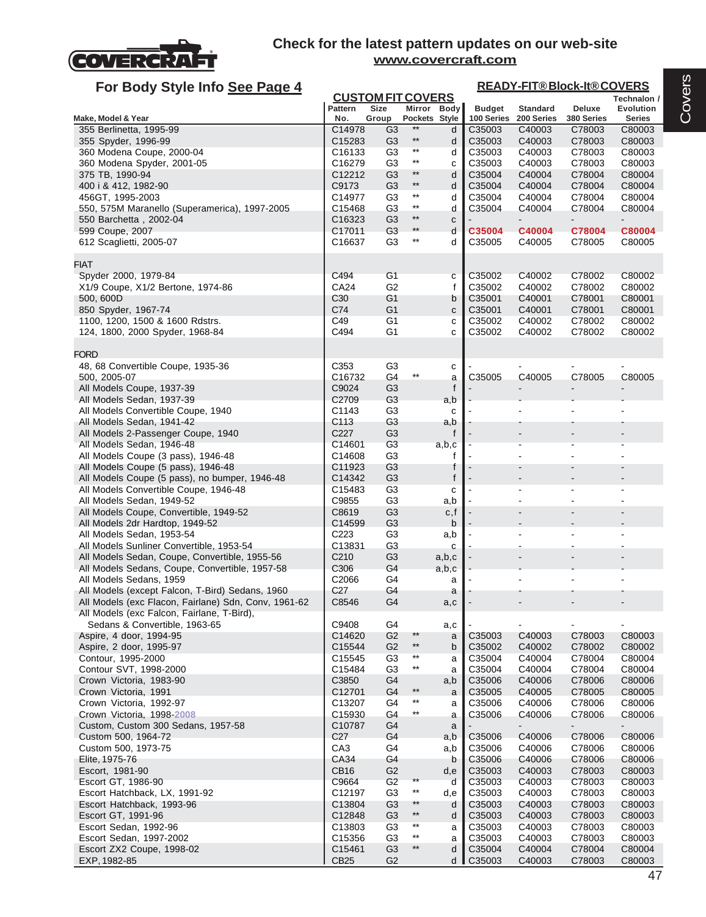# Check for the latest pattern updates on our web-site

**www.covercraft.com**

## For Body Style Info See Page 4

| Make, Model & Year | CUSTOM FIT COVERS Pattern No. | Size Group | Mirror Pockets | Body Style | READY-FIT® Block-It® COVERS Budget 100 Series | Standard 200 Series | Deluxe 380 Series | Technalon / Evolution Series |
|---|---|---|---|---|---|---|---|---|
| 355 Berlinetta, 1995-99 | C14978 | G3 | ** | d | C35003 | C40003 | C78003 | C80003 |
| 355 Spyder, 1996-99 | C15283 | G3 | ** | d | C35003 | C40003 | C78003 | C80003 |
| 360 Modena Coupe, 2000-04 | C16133 | G3 | ** | d | C35003 | C40003 | C78003 | C80003 |
| 360 Modena Spyder, 2001-05 | C16279 | G3 | ** | c | C35003 | C40003 | C78003 | C80003 |
| 375 TB, 1990-94 | C12212 | G3 | ** | d | C35004 | C40004 | C78004 | C80004 |
| 400 i & 412, 1982-90 | C9173 | G3 | ** | d | C35004 | C40004 | C78004 | C80004 |
| 456GT, 1995-2003 | C14977 | G3 | ** | d | C35004 | C40004 | C78004 | C80004 |
| 550, 575M Maranello (Superamerica), 1997-2005 | C15468 | G3 | ** | d | C35004 | C40004 | C78004 | C80004 |
| 550 Barchetta , 2002-04 | C16323 | G3 | ** | c | - | - | - | - |
| 599 Coupe, 2007 | C17011 | G3 | ** | d | C35004 | C40004 | C78004 | C80004 |
| 612 Scaglietti, 2005-07 | C16637 | G3 | ** | d | C35005 | C40005 | C78005 | C80005 |
| **FIAT** | | | | | | | | |
| Spyder 2000, 1979-84 | C494 | G1 | | c | C35002 | C40002 | C78002 | C80002 |
| X1/9 Coupe, X1/2 Bertone, 1974-86 | CA24 | G2 | | f | C35002 | C40002 | C78002 | C80002 |
| 500, 600D | C30 | G1 | | b | C35001 | C40001 | C78001 | C80001 |
| 850 Spyder, 1967-74 | C74 | G1 | | c | C35001 | C40001 | C78001 | C80001 |
| 1100, 1200, 1500 & 1600 Rdstrs. | C49 | G1 | | c | C35002 | C40002 | C78002 | C80002 |
| 124, 1800, 2000 Spyder, 1968-84 | C494 | G1 | | c | C35002 | C40002 | C78002 | C80002 |
| **FORD** | | | | | | | | |
| 48, 68 Convertible Coupe, 1935-36 | C353 | G3 | | c | - | - | - | - |
| 500, 2005-07 | C16732 | G4 | ** | a | C35005 | C40005 | C78005 | C80005 |
| All Models Coupe, 1937-39 | C9024 | G3 | | f | - | - | - | - |
| All Models Sedan, 1937-39 | C2709 | G3 | | a,b | - | - | - | - |
| All Models Convertible Coupe, 1940 | C1143 | G3 | | c | - | - | - | - |
| All Models Sedan, 1941-42 | C113 | G3 | | a,b | - | - | - | - |
| All Models 2-Passenger Coupe, 1940 | C227 | G3 | | f | - | - | - | - |
| All Models Sedan, 1946-48 | C14601 | G3 | | a,b,c | - | - | - | - |
| All Models Coupe (3 pass), 1946-48 | C14608 | G3 | | f | - | - | - | - |
| All Models Coupe (5 pass), 1946-48 | C11923 | G3 | | f | - | - | - | - |
| All Models Coupe (5 pass), no bumper, 1946-48 | C14342 | G3 | | f | - | - | - | - |
| All Models Convertible Coupe, 1946-48 | C15483 | G3 | | c | - | - | - | - |
| All Models Sedan, 1949-52 | C9855 | G3 | | a,b | - | - | - | - |
| All Models Coupe, Convertible, 1949-52 | C8619 | G3 | | c,f | - | - | - | - |
| All Models 2dr Hardtop, 1949-52 | C14599 | G3 | | b | - | - | - | - |
| All Models Sedan, 1953-54 | C223 | G3 | | a,b | - | - | - | - |
| All Models Sunliner Convertible, 1953-54 | C13831 | G3 | | c | - | - | - | - |
| All Models Sedan, Coupe, Convertible, 1955-56 | C210 | G3 | | a,b,c | - | - | - | - |
| All Models Sedans, Coupe, Convertible, 1957-58 | C306 | G4 | | a,b,c | - | - | - | - |
| All Models Sedans, 1959 | C2066 | G4 | | a | - | - | - | - |
| All Models (except Falcon, T-Bird) Sedans, 1960 | C27 | G4 | | a | - | - | - | - |
| All Models (exc Flacon, Fairlane) Sdn, Conv, 1961-62 | C8546 | G4 | | a,c | - | - | - | - |
| All Models (exc Falcon, Fairlane, T-Bird), Sedans & Convertible, 1963-65 | C9408 | G4 | | a,c | - | - | - | - |
| Aspire, 4 door, 1994-95 | C14620 | G2 | ** | a | C35003 | C40003 | C78003 | C80003 |
| Aspire, 2 door, 1995-97 | C15544 | G2 | ** | b | C35002 | C40002 | C78002 | C80002 |
| Contour, 1995-2000 | C15545 | G3 | ** | a | C35004 | C40004 | C78004 | C80004 |
| Contour SVT, 1998-2000 | C15484 | G3 | ** | a | C35004 | C40004 | C78004 | C80004 |
| Crown Victoria, 1983-90 | C3850 | G4 | | a,b | C35006 | C40006 | C78006 | C80006 |
| Crown Victoria, 1991 | C12701 | G4 | ** | a | C35005 | C40005 | C78005 | C80005 |
| Crown Victoria, 1992-97 | C13207 | G4 | ** | a | C35006 | C40006 | C78006 | C80006 |
| Crown Victoria, 1998-2008 | C15930 | G4 | ** | a | C35006 | C40006 | C78006 | C80006 |
| Custom, Custom 300 Sedans, 1957-58 | C10787 | G4 | | a | - | - | - | - |
| Custom 500, 1964-72 | C27 | G4 | | a,b | C35006 | C40006 | C78006 | C80006 |
| Custom 500, 1973-75 | CA3 | G4 | | a,b | C35006 | C40006 | C78006 | C80006 |
| Elite, 1975-76 | CA34 | G4 | | b | C35006 | C40006 | C78006 | C80006 |
| Escort, 1981-90 | CB16 | G2 | | d,e | C35003 | C40003 | C78003 | C80003 |
| Escort GT, 1986-90 | C9664 | G2 | ** | d | C35003 | C40003 | C78003 | C80003 |
| Escort Hatchback, LX, 1991-92 | C12197 | G3 | ** | d,e | C35003 | C40003 | C78003 | C80003 |
| Escort Hatchback, 1993-96 | C13804 | G3 | ** | d | C35003 | C40003 | C78003 | C80003 |
| Escort GT, 1991-96 | C12848 | G3 | ** | d | C35003 | C40003 | C78003 | C80003 |
| Escort Sedan, 1992-96 | C13803 | G3 | ** | a | C35003 | C40003 | C78003 | C80003 |
| Escort Sedan, 1997-2002 | C15356 | G3 | ** | a | C35003 | C40003 | C78003 | C80003 |
| Escort ZX2 Coupe, 1998-02 | C15461 | G3 | ** | d | C35004 | C40004 | C78004 | C80004 |
| EXP, 1982-85 | CB25 | G2 | | d | C35003 | C40003 | C78003 | C80003 |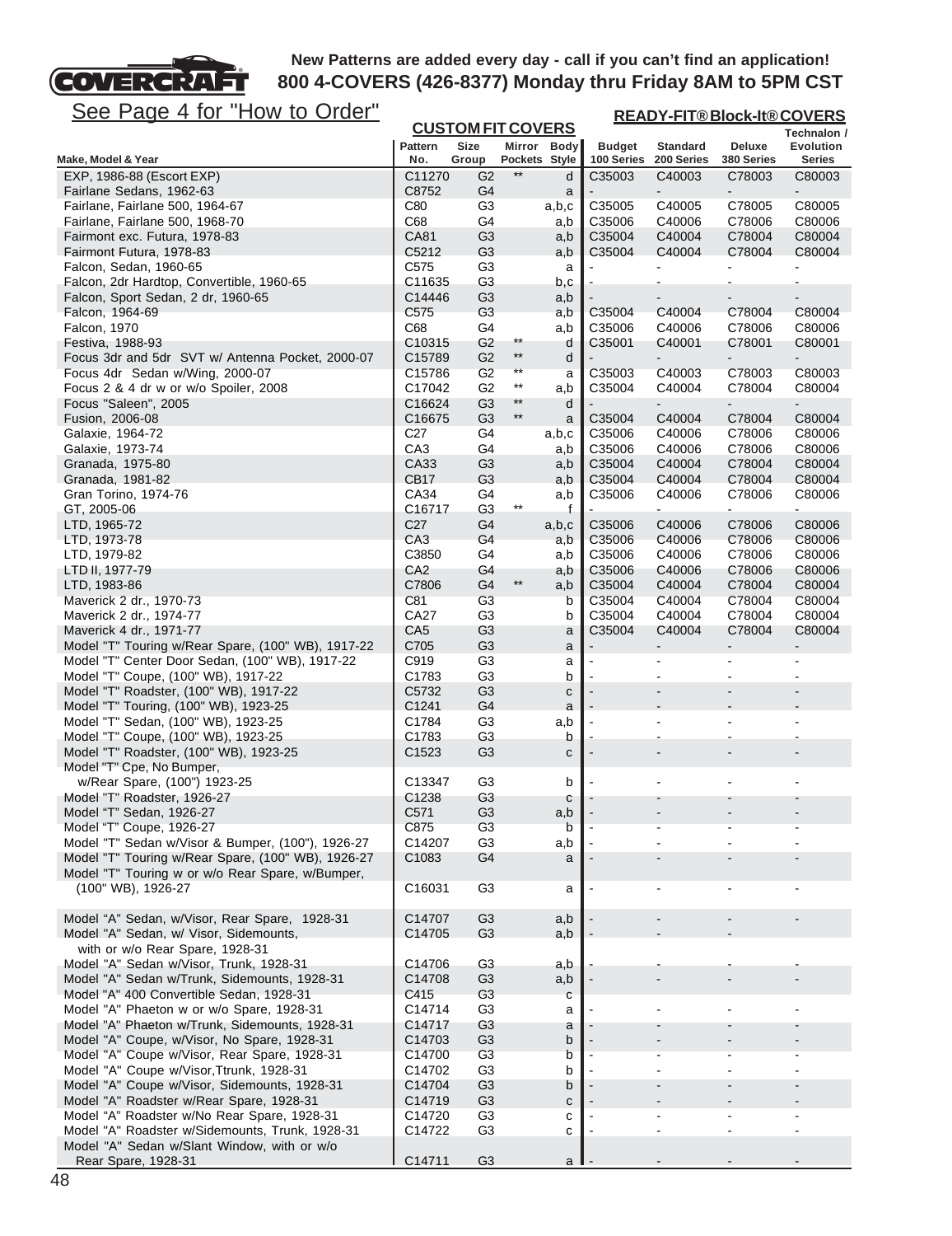**COVERCRAFT**

**New Patterns are added every day - call if you can't find an application!**
**800 4-COVERS (426-8377) Monday thru Friday 8AM to 5PM CST**

See Page 4 for "How to Order"

| Make, Model & Year | CUSTOM FIT COVERS Pattern No. | Size Group | Mirror Pockets | Body Style | READY-FIT® Block-It® COVERS Budget 100 Series | Standard 200 Series | Deluxe 380 Series | Technalon / Evolution Series |
|---|---|---|---|---|---|---|---|---|
| EXP, 1986-88 (Escort EXP) | C11270 | G2 | ** | d | C35003 | C40003 | C78003 | C80003 |
| Fairlane Sedans, 1962-63 | C8752 | G4 | | a | - | - | - | - |
| Fairlane, Fairlane 500, 1964-67 | C80 | G3 | | a,b,c | C35005 | C40005 | C78005 | C80005 |
| Fairlane, Fairlane 500, 1968-70 | C68 | G4 | | a,b | C35006 | C40006 | C78006 | C80006 |
| Fairmont exc. Futura, 1978-83 | CA81 | G3 | | a,b | C35004 | C40004 | C78004 | C80004 |
| Fairmont Futura, 1978-83 | C5212 | G3 | | a,b | C35004 | C40004 | C78004 | C80004 |
| Falcon, Sedan, 1960-65 | C575 | G3 | | a | - | - | - | - |
| Falcon, 2dr Hardtop, Convertible, 1960-65 | C11635 | G3 | | b,c | - | - | - | - |
| Falcon, Sport Sedan, 2 dr, 1960-65 | C14446 | G3 | | a,b | - | - | - | - |
| Falcon, 1964-69 | C575 | G3 | | a,b | C35004 | C40004 | C78004 | C80004 |
| Falcon, 1970 | C68 | G4 | | a,b | C35006 | C40006 | C78006 | C80006 |
| Festiva, 1988-93 | C10315 | G2 | ** | d | C35001 | C40001 | C78001 | C80001 |
| Focus 3dr and 5dr SVT w/ Antenna Pocket, 2000-07 | C15789 | G2 | ** | d | - | - | - | - |
| Focus 4dr Sedan w/Wing, 2000-07 | C15786 | G2 | ** | a | C35003 | C40003 | C78003 | C80003 |
| Focus 2 & 4 dr w or w/o Spoiler, 2008 | C17042 | G2 | ** | a,b | C35004 | C40004 | C78004 | C80004 |
| Focus "Saleen", 2005 | C16624 | G3 | ** | d | - | - | - | - |
| Fusion, 2006-08 | C16675 | G3 | ** | a | C35004 | C40004 | C78004 | C80004 |
| Galaxie, 1964-72 | C27 | G4 | | a,b,c | C35006 | C40006 | C78006 | C80006 |
| Galaxie, 1973-74 | CA3 | G4 | | a,b | C35006 | C40006 | C78006 | C80006 |
| Granada, 1975-80 | CA33 | G3 | | a,b | C35004 | C40004 | C78004 | C80004 |
| Granada, 1981-82 | CB17 | G3 | | a,b | C35004 | C40004 | C78004 | C80004 |
| Gran Torino, 1974-76 | CA34 | G4 | | a,b | C35006 | C40006 | C78006 | C80006 |
| GT, 2005-06 | C16717 | G3 | ** | f | - | - | - | - |
| LTD, 1965-72 | C27 | G4 | | a,b,c | C35006 | C40006 | C78006 | C80006 |
| LTD, 1973-78 | CA3 | G4 | | a,b | C35006 | C40006 | C78006 | C80006 |
| LTD, 1979-82 | C3850 | G4 | | a,b | C35006 | C40006 | C78006 | C80006 |
| LTD II, 1977-79 | CA2 | G4 | | a,b | C35006 | C40006 | C78006 | C80006 |
| LTD, 1983-86 | C7806 | G4 | ** | a,b | C35004 | C40004 | C78004 | C80004 |
| Maverick 2 dr., 1970-73 | C81 | G3 | | b | C35004 | C40004 | C78004 | C80004 |
| Maverick 2 dr., 1974-77 | CA27 | G3 | | b | C35004 | C40004 | C78004 | C80004 |
| Maverick 4 dr., 1971-77 | CA5 | G3 | | a | C35004 | C40004 | C78004 | C80004 |
| Model "T" Touring w/Rear Spare, (100" WB), 1917-22 | C705 | G3 | | a | - | - | - | - |
| Model "T" Center Door Sedan, (100" WB), 1917-22 | C919 | G3 | | a | - | - | - | - |
| Model "T" Coupe, (100" WB), 1917-22 | C1783 | G3 | | b | - | - | - | - |
| Model "T" Roadster, (100" WB), 1917-22 | C5732 | G3 | | c | - | - | - | - |
| Model "T" Touring, (100" WB), 1923-25 | C1241 | G4 | | a | - | - | - | - |
| Model "T" Sedan, (100" WB), 1923-25 | C1784 | G3 | | a,b | - | - | - | - |
| Model "T" Coupe, (100" WB), 1923-25 | C1783 | G3 | | b | - | - | - | - |
| Model "T" Roadster, (100" WB), 1923-25 | C1523 | G3 | | c | - | - | - | - |
| Model "T" Cpe, No Bumper, w/Rear Spare, (100") 1923-25 | C13347 | G3 | | b | - | - | - | - |
| Model "T" Roadster, 1926-27 | C1238 | G3 | | c | - | - | - | - |
| Model "T" Sedan, 1926-27 | C571 | G3 | | a,b | - | - | - | - |
| Model "T" Coupe, 1926-27 | C875 | G3 | | b | - | - | - | - |
| Model "T" Sedan w/Visor & Bumper, (100"), 1926-27 | C14207 | G3 | | a,b | - | - | - | - |
| Model "T" Touring w/Rear Spare, (100" WB), 1926-27 | C1083 | G4 | | a | - | - | - | - |
| Model "T" Touring w or w/o Rear Spare, w/Bumper, (100" WB), 1926-27 | C16031 | G3 | | a | - | - | - | - |
| Model "A" Sedan, w/Visor, Rear Spare, 1928-31 | C14707 | G3 | | a,b | - | - | - | - |
| Model "A" Sedan, w/ Visor, Sidemounts, with or w/o Rear Spare, 1928-31 | C14705 | G3 | | a,b | - | - | - | |
| Model "A" Sedan w/Visor, Trunk, 1928-31 | C14706 | G3 | | a,b | - | - | - | - |
| Model "A" Sedan w/Trunk, Sidemounts, 1928-31 | C14708 | G3 | | a,b | - | - | - | - |
| Model "A" 400 Convertible Sedan, 1928-31 | C415 | G3 | | c | | | | |
| Model "A" Phaeton w or w/o Spare, 1928-31 | C14714 | G3 | | a | - | - | - | - |
| Model "A" Phaeton w/Trunk, Sidemounts, 1928-31 | C14717 | G3 | | a | - | - | - | - |
| Model "A" Coupe, w/Visor, No Spare, 1928-31 | C14703 | G3 | | b | - | - | - | - |
| Model "A" Coupe w/Visor, Rear Spare, 1928-31 | C14700 | G3 | | b | - | - | - | - |
| Model "A" Coupe w/Visor,Ttrunk, 1928-31 | C14702 | G3 | | b | - | - | - | - |
| Model "A" Coupe w/Visor, Sidemounts, 1928-31 | C14704 | G3 | | b | - | - | - | - |
| Model "A" Roadster w/Rear Spare, 1928-31 | C14719 | G3 | | c | - | - | - | - |
| Model "A" Roadster w/No Rear Spare, 1928-31 | C14720 | G3 | | c | - | - | - | - |
| Model "A" Roadster w/Sidemounts, Trunk, 1928-31 | C14722 | G3 | | c | - | - | - | - |
| Model "A" Sedan w/Slant Window, with or w/o Rear Spare, 1928-31 | C14711 | G3 | | a | - | - | - | - |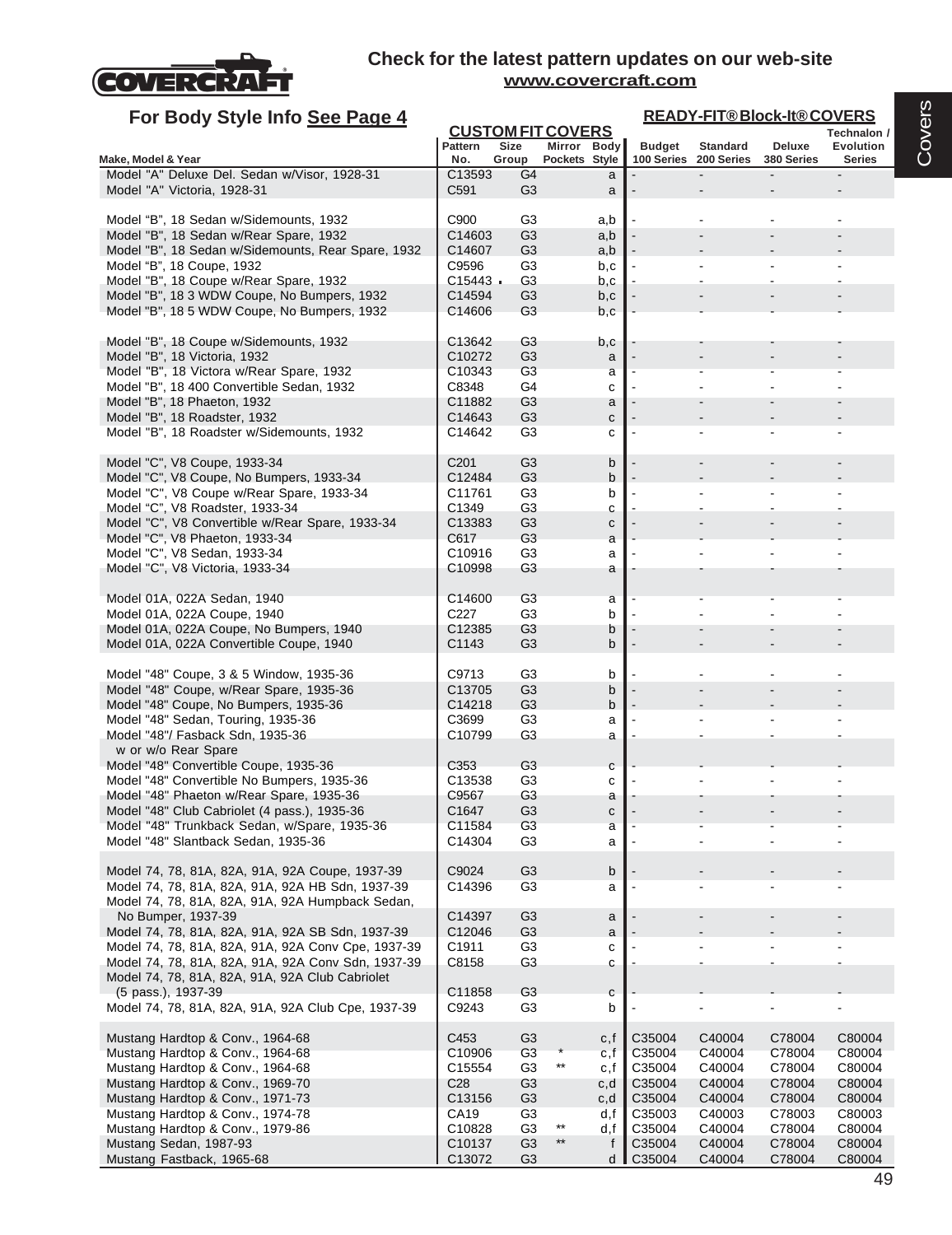**Check for the latest pattern updates on our web-site**
**www.covercraft.com**

## For Body Style Info See Page 4

| Make, Model & Year | CUSTOM FIT COVERS Pattern No. | Size Group | Mirror Pockets | Body Style | READY-FIT® Block-It® COVERS Budget 100 Series | Standard 200 Series | Deluxe 380 Series | Technalon / Evolution Series |
|---|---|---|---|---|---|---|---|---|
| Model "A" Deluxe Del. Sedan w/Visor, 1928-31 | C13593 | G4 | | a | - | - | - | - |
| Model "A" Victoria, 1928-31 | C591 | G3 | | a | - | - | - | - |
| | | | | | | | | |
| Model "B", 18 Sedan w/Sidemounts, 1932 | C900 | G3 | | a,b | - | - | - | - |
| Model "B", 18 Sedan w/Rear Spare, 1932 | C14603 | G3 | | a,b | - | - | - | - |
| Model "B", 18 Sedan w/Sidemounts, Rear Spare, 1932 | C14607 | G3 | | a,b | - | - | - | - |
| Model "B", 18 Coupe, 1932 | C9596 | G3 | | b,c | - | - | - | - |
| Model "B", 18 Coupe w/Rear Spare, 1932 | C15443 ▪ | G3 | | b,c | - | - | - | - |
| Model "B", 18 3 WDW Coupe, No Bumpers, 1932 | C14594 | G3 | | b,c | - | - | - | - |
| Model "B", 18 5 WDW Coupe, No Bumpers, 1932 | C14606 | G3 | | b,c | - | - | - | - |
| | | | | | | | | |
| Model "B", 18 Coupe w/Sidemounts, 1932 | C13642 | G3 | | b,c | - | - | - | - |
| Model "B", 18 Victoria, 1932 | C10272 | G3 | | a | - | - | - | - |
| Model "B", 18 Victora w/Rear Spare, 1932 | C10343 | G3 | | a | - | - | - | - |
| Model "B", 18 400 Convertible Sedan, 1932 | C8348 | G4 | | c | - | - | - | - |
| Model "B", 18 Phaeton, 1932 | C11882 | G3 | | a | - | - | - | - |
| Model "B", 18 Roadster, 1932 | C14643 | G3 | | c | - | - | - | - |
| Model "B", 18 Roadster w/Sidemounts, 1932 | C14642 | G3 | | c | - | - | - | - |
| | | | | | | | | |
| Model "C", V8 Coupe, 1933-34 | C201 | G3 | | b | - | - | - | - |
| Model "C", V8 Coupe, No Bumpers, 1933-34 | C12484 | G3 | | b | - | - | - | - |
| Model "C", V8 Coupe w/Rear Spare, 1933-34 | C11761 | G3 | | b | - | - | - | - |
| Model "C", V8 Roadster, 1933-34 | C1349 | G3 | | c | - | - | - | - |
| Model "C", V8 Convertible w/Rear Spare, 1933-34 | C13383 | G3 | | c | - | - | - | - |
| Model "C", V8 Phaeton, 1933-34 | C617 | G3 | | a | - | - | - | - |
| Model "C", V8 Sedan, 1933-34 | C10916 | G3 | | a | - | - | - | - |
| Model "C", V8 Victoria, 1933-34 | C10998 | G3 | | a | - | - | - | - |
| | | | | | | | | |
| Model 01A, 022A Sedan, 1940 | C14600 | G3 | | a | - | - | - | - |
| Model 01A, 022A Coupe, 1940 | C227 | G3 | | b | - | - | - | - |
| Model 01A, 022A Coupe, No Bumpers, 1940 | C12385 | G3 | | b | - | - | - | - |
| Model 01A, 022A Convertible Coupe, 1940 | C1143 | G3 | | b | - | - | - | - |
| | | | | | | | | |
| Model "48" Coupe, 3 & 5 Window, 1935-36 | C9713 | G3 | | b | - | - | - | - |
| Model "48" Coupe, w/Rear Spare, 1935-36 | C13705 | G3 | | b | - | - | - | - |
| Model "48" Coupe, No Bumpers, 1935-36 | C14218 | G3 | | b | - | - | - | - |
| Model "48" Sedan, Touring, 1935-36 | C3699 | G3 | | a | - | - | - | - |
| Model "48"/ Fasback Sdn, 1935-36 w or w/o Rear Spare | C10799 | G3 | | a | - | - | - | - |
| Model "48" Convertible Coupe, 1935-36 | C353 | G3 | | c | - | - | - | - |
| Model "48" Convertible No Bumpers, 1935-36 | C13538 | G3 | | c | - | - | - | - |
| Model "48" Phaeton w/Rear Spare, 1935-36 | C9567 | G3 | | a | - | - | - | - |
| Model "48" Club Cabriolet (4 pass.), 1935-36 | C1647 | G3 | | c | - | - | - | - |
| Model "48" Trunkback Sedan, w/Spare, 1935-36 | C11584 | G3 | | a | - | - | - | - |
| Model "48" Slantback Sedan, 1935-36 | C14304 | G3 | | a | - | - | - | - |
| | | | | | | | | |
| Model 74, 78, 81A, 82A, 91A, 92A Coupe, 1937-39 | C9024 | G3 | | b | - | - | - | - |
| Model 74, 78, 81A, 82A, 91A, 92A HB Sdn, 1937-39 | C14396 | G3 | | a | - | - | - | - |
| Model 74, 78, 81A, 82A, 91A, 92A Humpback Sedan, No Bumper, 1937-39 | C14397 | G3 | | a | - | - | - | - |
| Model 74, 78, 81A, 82A, 91A, 92A SB Sdn, 1937-39 | C12046 | G3 | | a | - | - | - | - |
| Model 74, 78, 81A, 82A, 91A, 92A Conv Cpe, 1937-39 | C1911 | G3 | | c | - | - | - | - |
| Model 74, 78, 81A, 82A, 91A, 92A Conv Sdn, 1937-39 | C8158 | G3 | | c | - | - | - | - |
| Model 74, 78, 81A, 82A, 91A, 92A Club Cabriolet (5 pass.), 1937-39 | C11858 | G3 | | c | - | - | - | - |
| Model 74, 78, 81A, 82A, 91A, 92A Club Cpe, 1937-39 | C9243 | G3 | | b | - | - | - | - |
| | | | | | | | | |
| Mustang Hardtop & Conv., 1964-68 | C453 | G3 | | c,f | C35004 | C40004 | C78004 | C80004 |
| Mustang Hardtop & Conv., 1964-68 | C10906 | G3 | * | c,f | C35004 | C40004 | C78004 | C80004 |
| Mustang Hardtop & Conv., 1964-68 | C15554 | G3 | ** | c,f | C35004 | C40004 | C78004 | C80004 |
| Mustang Hardtop & Conv., 1969-70 | C28 | G3 | | c,d | C35004 | C40004 | C78004 | C80004 |
| Mustang Hardtop & Conv., 1971-73 | C13156 | G3 | | c,d | C35004 | C40004 | C78004 | C80004 |
| Mustang Hardtop & Conv., 1974-78 | CA19 | G3 | | d,f | C35003 | C40003 | C78003 | C80003 |
| Mustang Hardtop & Conv., 1979-86 | C10828 | G3 | ** | d,f | C35004 | C40004 | C78004 | C80004 |
| Mustang Sedan, 1987-93 | C10137 | G3 | ** | f | C35004 | C40004 | C78004 | C80004 |
| Mustang Fastback, 1965-68 | C13072 | G3 | | d | C35004 | C40004 | C78004 | C80004 |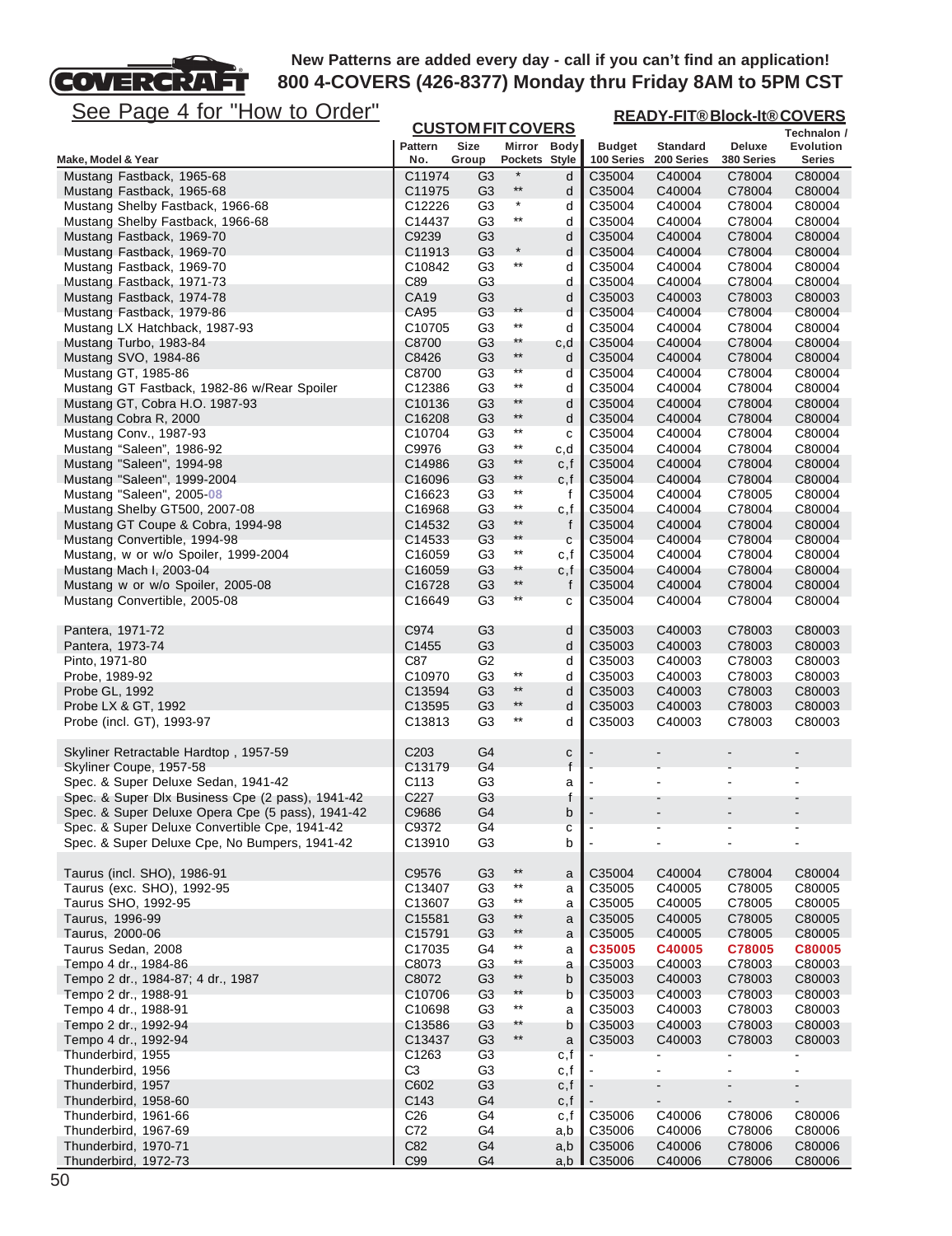**New Patterns are added every day - call if you can't find an application!**
**800 4-COVERS (426-8377) Monday thru Friday 8AM to 5PM CST**

See Page 4 for "How to Order"

| Make, Model & Year | CUSTOM FIT COVERS Pattern No. | Size Group | Mirror Pockets | Body Style | READY-FIT® Block-It® COVERS Budget 100 Series | Standard 200 Series | Deluxe 380 Series | Technalon / Evolution Series |
|---|---|---|---|---|---|---|---|---|
| Mustang Fastback, 1965-68 | C11974 | G3 | * | d | C35004 | C40004 | C78004 | C80004 |
| Mustang Fastback, 1965-68 | C11975 | G3 | ** | d | C35004 | C40004 | C78004 | C80004 |
| Mustang Shelby Fastback, 1966-68 | C12226 | G3 | * | d | C35004 | C40004 | C78004 | C80004 |
| Mustang Shelby Fastback, 1966-68 | C14437 | G3 | ** | d | C35004 | C40004 | C78004 | C80004 |
| Mustang Fastback, 1969-70 | C9239 | G3 | | d | C35004 | C40004 | C78004 | C80004 |
| Mustang Fastback, 1969-70 | C11913 | G3 | * | d | C35004 | C40004 | C78004 | C80004 |
| Mustang Fastback, 1969-70 | C10842 | G3 | ** | d | C35004 | C40004 | C78004 | C80004 |
| Mustang Fastback, 1971-73 | C89 | G3 | | d | C35004 | C40004 | C78004 | C80004 |
| Mustang Fastback, 1974-78 | CA19 | G3 | | d | C35003 | C40003 | C78003 | C80003 |
| Mustang Fastback, 1979-86 | CA95 | G3 | ** | d | C35004 | C40004 | C78004 | C80004 |
| Mustang LX Hatchback, 1987-93 | C10705 | G3 | ** | d | C35004 | C40004 | C78004 | C80004 |
| Mustang Turbo, 1983-84 | C8700 | G3 | ** | c,d | C35004 | C40004 | C78004 | C80004 |
| Mustang SVO, 1984-86 | C8426 | G3 | ** | d | C35004 | C40004 | C78004 | C80004 |
| Mustang GT, 1985-86 | C8700 | G3 | ** | d | C35004 | C40004 | C78004 | C80004 |
| Mustang GT Fastback, 1982-86 w/Rear Spoiler | C12386 | G3 | ** | d | C35004 | C40004 | C78004 | C80004 |
| Mustang GT, Cobra H.O. 1987-93 | C10136 | G3 | ** | d | C35004 | C40004 | C78004 | C80004 |
| Mustang Cobra R, 2000 | C16208 | G3 | ** | d | C35004 | C40004 | C78004 | C80004 |
| Mustang Conv., 1987-93 | C10704 | G3 | ** | c | C35004 | C40004 | C78004 | C80004 |
| Mustang "Saleen", 1986-92 | C9976 | G3 | ** | c,d | C35004 | C40004 | C78004 | C80004 |
| Mustang "Saleen", 1994-98 | C14986 | G3 | ** | c,f | C35004 | C40004 | C78004 | C80004 |
| Mustang "Saleen", 1999-2004 | C16096 | G3 | ** | c,f | C35004 | C40004 | C78004 | C80004 |
| Mustang "Saleen", 2005-08 | C16623 | G3 | ** | f | C35004 | C40004 | C78005 | C80004 |
| Mustang Shelby GT500, 2007-08 | C16968 | G3 | ** | c,f | C35004 | C40004 | C78004 | C80004 |
| Mustang GT Coupe & Cobra, 1994-98 | C14532 | G3 | ** | f | C35004 | C40004 | C78004 | C80004 |
| Mustang Convertible, 1994-98 | C14533 | G3 | ** | c | C35004 | C40004 | C78004 | C80004 |
| Mustang, w or w/o Spoiler, 1999-2004 | C16059 | G3 | ** | c,f | C35004 | C40004 | C78004 | C80004 |
| Mustang Mach I, 2003-04 | C16059 | G3 | ** | c,f | C35004 | C40004 | C78004 | C80004 |
| Mustang w or w/o Spoiler, 2005-08 | C16728 | G3 | ** | f | C35004 | C40004 | C78004 | C80004 |
| Mustang Convertible, 2005-08 | C16649 | G3 | ** | c | C35004 | C40004 | C78004 | C80004 |
| | | | | | | | | |
| Pantera, 1971-72 | C974 | G3 | | d | C35003 | C40003 | C78003 | C80003 |
| Pantera, 1973-74 | C1455 | G3 | | d | C35003 | C40003 | C78003 | C80003 |
| Pinto, 1971-80 | C87 | G2 | | d | C35003 | C40003 | C78003 | C80003 |
| Probe, 1989-92 | C10970 | G3 | ** | d | C35003 | C40003 | C78003 | C80003 |
| Probe GL, 1992 | C13594 | G3 | ** | d | C35003 | C40003 | C78003 | C80003 |
| Probe LX & GT, 1992 | C13595 | G3 | ** | d | C35003 | C40003 | C78003 | C80003 |
| Probe (incl. GT), 1993-97 | C13813 | G3 | ** | d | C35003 | C40003 | C78003 | C80003 |
| | | | | | | | | |
| Skyliner Retractable Hardtop , 1957-59 | C203 | G4 | | c | - | - | - | - |
| Skyliner Coupe, 1957-58 | C13179 | G4 | | f | - | - | - | - |
| Spec. & Super Deluxe Sedan, 1941-42 | C113 | G3 | | a | - | - | - | - |
| Spec. & Super Dlx Business Cpe (2 pass), 1941-42 | C227 | G3 | | f | - | - | - | - |
| Spec. & Super Deluxe Opera Cpe (5 pass), 1941-42 | C9686 | G4 | | b | - | - | - | - |
| Spec. & Super Deluxe Convertible Cpe, 1941-42 | C9372 | G4 | | c | - | - | - | - |
| Spec. & Super Deluxe Cpe, No Bumpers, 1941-42 | C13910 | G3 | | b | - | - | - | - |
| | | | | | | | | |
| Taurus (incl. SHO), 1986-91 | C9576 | G3 | ** | a | C35004 | C40004 | C78004 | C80004 |
| Taurus (exc. SHO), 1992-95 | C13407 | G3 | ** | a | C35005 | C40005 | C78005 | C80005 |
| Taurus SHO, 1992-95 | C13607 | G3 | ** | a | C35005 | C40005 | C78005 | C80005 |
| Taurus, 1996-99 | C15581 | G3 | ** | a | C35005 | C40005 | C78005 | C80005 |
| Taurus, 2000-06 | C15791 | G3 | ** | a | C35005 | C40005 | C78005 | C80005 |
| Taurus Sedan, 2008 | C17035 | G4 | ** | a | **C35005** | **C40005** | **C78005** | **C80005** |
| Tempo 4 dr., 1984-86 | C8073 | G3 | ** | a | C35003 | C40003 | C78003 | C80003 |
| Tempo 2 dr., 1984-87; 4 dr., 1987 | C8072 | G3 | ** | b | C35003 | C40003 | C78003 | C80003 |
| Tempo 2 dr., 1988-91 | C10706 | G3 | ** | b | C35003 | C40003 | C78003 | C80003 |
| Tempo 4 dr., 1988-91 | C10698 | G3 | ** | a | C35003 | C40003 | C78003 | C80003 |
| Tempo 2 dr., 1992-94 | C13586 | G3 | ** | b | C35003 | C40003 | C78003 | C80003 |
| Tempo 4 dr., 1992-94 | C13437 | G3 | ** | a | C35003 | C40003 | C78003 | C80003 |
| Thunderbird, 1955 | C1263 | G3 | | c,f | - | - | - | - |
| Thunderbird, 1956 | C3 | G3 | | c,f | - | - | - | - |
| Thunderbird, 1957 | C602 | G3 | | c,f | - | - | - | - |
| Thunderbird, 1958-60 | C143 | G4 | | c,f | - | - | - | - |
| Thunderbird, 1961-66 | C26 | G4 | | c,f | C35006 | C40006 | C78006 | C80006 |
| Thunderbird, 1967-69 | C72 | G4 | | a,b | C35006 | C40006 | C78006 | C80006 |
| Thunderbird, 1970-71 | C82 | G4 | | a,b | C35006 | C40006 | C78006 | C80006 |
| Thunderbird, 1972-73 | C99 | G4 | | a,b | C35006 | C40006 | C78006 | C80006 |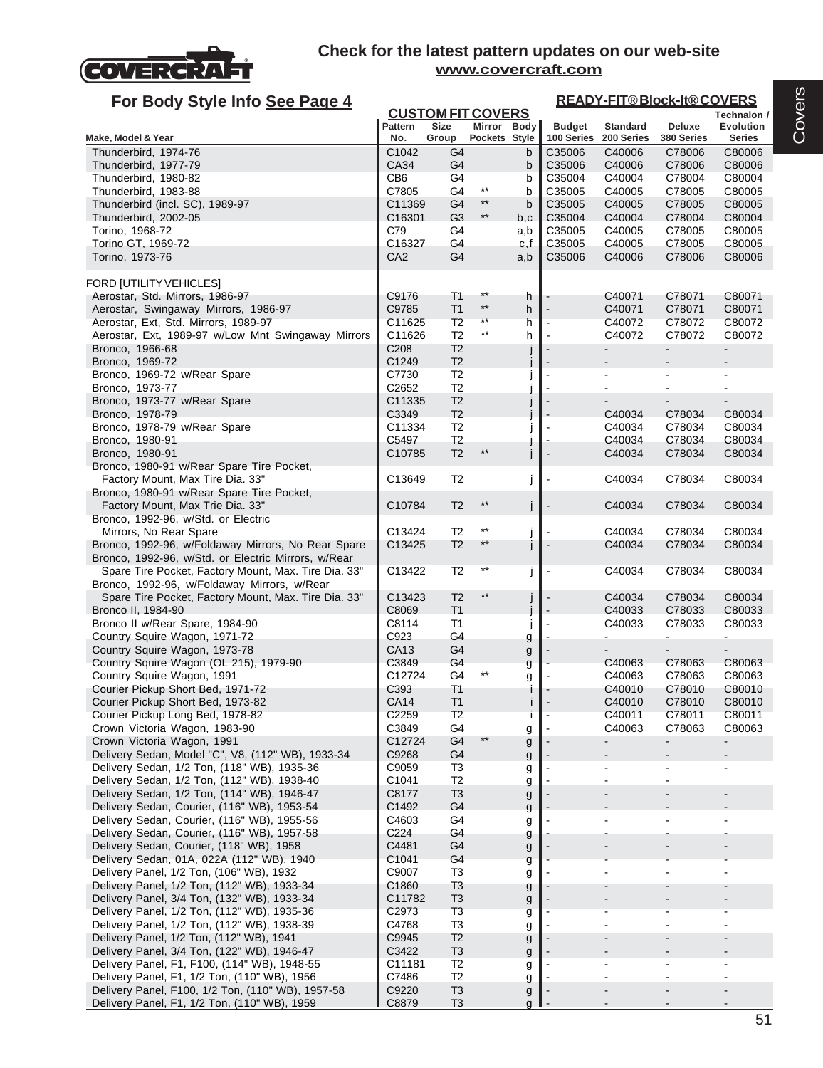**Check for the latest pattern updates on our web-site**
**www.covercraft.com**

## For Body Style Info See Page 4

| Make, Model & Year | CUSTOM FIT COVERS Pattern No. | Size Group | Mirror Pockets | Body Style | READY-FIT® Block-It® COVERS Budget 100 Series | Standard 200 Series | Deluxe 380 Series | Technalon / Evolution Series |
|---|---|---|---|---|---|---|---|---|
| Thunderbird, 1974-76 | C1042 | G4 | | b | C35006 | C40006 | C78006 | C80006 |
| Thunderbird, 1977-79 | CA34 | G4 | | b | C35006 | C40006 | C78006 | C80006 |
| Thunderbird, 1980-82 | CB6 | G4 | | b | C35004 | C40004 | C78004 | C80004 |
| Thunderbird, 1983-88 | C7805 | G4 | ** | b | C35005 | C40005 | C78005 | C80005 |
| Thunderbird (incl. SC), 1989-97 | C11369 | G4 | ** | b | C35005 | C40005 | C78005 | C80005 |
| Thunderbird, 2002-05 | C16301 | G3 | ** | b,c | C35004 | C40004 | C78004 | C80004 |
| Torino, 1968-72 | C79 | G4 | | a,b | C35005 | C40005 | C78005 | C80005 |
| Torino GT, 1969-72 | C16327 | G4 | | c,f | C35005 | C40005 | C78005 | C80005 |
| Torino, 1973-76 | CA2 | G4 | | a,b | C35006 | C40006 | C78006 | C80006 |
| | | | | | | | | |
| FORD [UTILITY VEHICLES] | | | | | | | | |
| Aerostar, Std. Mirrors, 1986-97 | C9176 | T1 | ** | h | - | C40071 | C78071 | C80071 |
| Aerostar, Swingaway Mirrors, 1986-97 | C9785 | T1 | ** | h | - | C40071 | C78071 | C80071 |
| Aerostar, Ext, Std. Mirrors, 1989-97 | C11625 | T2 | ** | h | - | C40072 | C78072 | C80072 |
| Aerostar, Ext, 1989-97 w/Low Mnt Swingaway Mirrors | C11626 | T2 | ** | h | - | C40072 | C78072 | C80072 |
| Bronco, 1966-68 | C208 | T2 | | j | - | - | - | - |
| Bronco, 1969-72 | C1249 | T2 | | j | - | - | - | - |
| Bronco, 1969-72 w/Rear Spare | C7730 | T2 | | j | - | - | - | - |
| Bronco, 1973-77 | C2652 | T2 | | j | - | - | - | - |
| Bronco, 1973-77 w/Rear Spare | C11335 | T2 | | j | - | - | - | - |
| Bronco, 1978-79 | C3349 | T2 | | j | - | C40034 | C78034 | C80034 |
| Bronco, 1978-79 w/Rear Spare | C11334 | T2 | | j | - | C40034 | C78034 | C80034 |
| Bronco, 1980-91 | C5497 | T2 | | j | - | C40034 | C78034 | C80034 |
| Bronco, 1980-91 | C10785 | T2 | ** | j | - | C40034 | C78034 | C80034 |
| Bronco, 1980-91 w/Rear Spare Tire Pocket, Factory Mount, Max Tire Dia. 33" | C13649 | T2 | | j | - | C40034 | C78034 | C80034 |
| Bronco, 1980-91 w/Rear Spare Tire Pocket, Factory Mount, Max Trie Dia. 33" | C10784 | T2 | ** | j | - | C40034 | C78034 | C80034 |
| Bronco, 1992-96, w/Std. or Electric Mirrors, No Rear Spare | C13424 | T2 | ** | j | - | C40034 | C78034 | C80034 |
| Bronco, 1992-96, w/Foldaway Mirrors, No Rear Spare | C13425 | T2 | ** | j | - | C40034 | C78034 | C80034 |
| Bronco, 1992-96, w/Std. or Electric Mirrors, w/Rear Spare Tire Pocket, Factory Mount, Max. Tire Dia. 33" | C13422 | T2 | ** | j | - | C40034 | C78034 | C80034 |
| Bronco, 1992-96, w/Foldaway Mirrors, w/Rear Spare Tire Pocket, Factory Mount, Max. Tire Dia. 33" | C13423 | T2 | ** | j | - | C40034 | C78034 | C80034 |
| Bronco II, 1984-90 | C8069 | T1 | | j | - | C40033 | C78033 | C80033 |
| Bronco II w/Rear Spare, 1984-90 | C8114 | T1 | | j | - | C40033 | C78033 | C80033 |
| Country Squire Wagon, 1971-72 | C923 | G4 | | g | - | - | - | - |
| Country Squire Wagon, 1973-78 | CA13 | G4 | | g | - | - | - | - |
| Country Squire Wagon (OL 215), 1979-90 | C3849 | G4 | | g | - | C40063 | C78063 | C80063 |
| Country Squire Wagon, 1991 | C12724 | G4 | ** | g | - | C40063 | C78063 | C80063 |
| Courier Pickup Short Bed, 1971-72 | C393 | T1 | | i | - | C40010 | C78010 | C80010 |
| Courier Pickup Short Bed, 1973-82 | CA14 | T1 | | i | - | C40010 | C78010 | C80010 |
| Courier Pickup Long Bed, 1978-82 | C2259 | T2 | | i | - | C40011 | C78011 | C80011 |
| Crown Victoria Wagon, 1983-90 | C3849 | G4 | | g | - | C40063 | C78063 | C80063 |
| Crown Victoria Wagon, 1991 | C12724 | G4 | ** | g | - | - | - | - |
| Delivery Sedan, Model "C", V8, (112" WB), 1933-34 | C9268 | G4 | | g | - | - | - | - |
| Delivery Sedan, 1/2 Ton, (118" WB), 1935-36 | C9059 | T3 | | g | - | - | - | - |
| Delivery Sedan, 1/2 Ton, (112" WB), 1938-40 | C1041 | T2 | | g | - | - | - | |
| Delivery Sedan, 1/2 Ton, (114" WB), 1946-47 | C8177 | T3 | | g | - | - | - | - |
| Delivery Sedan, Courier, (116" WB), 1953-54 | C1492 | G4 | | g | - | - | - | - |
| Delivery Sedan, Courier, (116" WB), 1955-56 | C4603 | G4 | | g | - | - | - | - |
| Delivery Sedan, Courier, (116" WB), 1957-58 | C224 | G4 | | g | - | - | - | - |
| Delivery Sedan, Courier, (118" WB), 1958 | C4481 | G4 | | g | - | - | - | - |
| Delivery Sedan, 01A, 022A (112" WB), 1940 | C1041 | G4 | | g | - | - | - | - |
| Delivery Panel, 1/2 Ton, (106" WB), 1932 | C9007 | T3 | | g | - | - | - | - |
| Delivery Panel, 1/2 Ton, (112" WB), 1933-34 | C1860 | T3 | | g | - | - | - | - |
| Delivery Panel, 3/4 Ton, (132" WB), 1933-34 | C11782 | T3 | | g | - | - | - | - |
| Delivery Panel, 1/2 Ton, (112" WB), 1935-36 | C2973 | T3 | | g | - | - | - | - |
| Delivery Panel, 1/2 Ton, (112" WB), 1938-39 | C4768 | T3 | | g | - | - | - | - |
| Delivery Panel, 1/2 Ton, (112" WB), 1941 | C9945 | T2 | | g | - | - | - | - |
| Delivery Panel, 3/4 Ton, (122" WB), 1946-47 | C3422 | T3 | | g | - | - | - | - |
| Delivery Panel, F1, F100, (114" WB), 1948-55 | C11181 | T2 | | g | - | - | - | - |
| Delivery Panel, F1, 1/2 Ton, (110" WB), 1956 | C7486 | T2 | | g | - | - | - | - |
| Delivery Panel, F100, 1/2 Ton, (110" WB), 1957-58 | C9220 | T3 | | g | - | - | - | - |
| Delivery Panel, F1, 1/2 Ton, (110" WB), 1959 | C8879 | T3 | | g | - | - | - | - |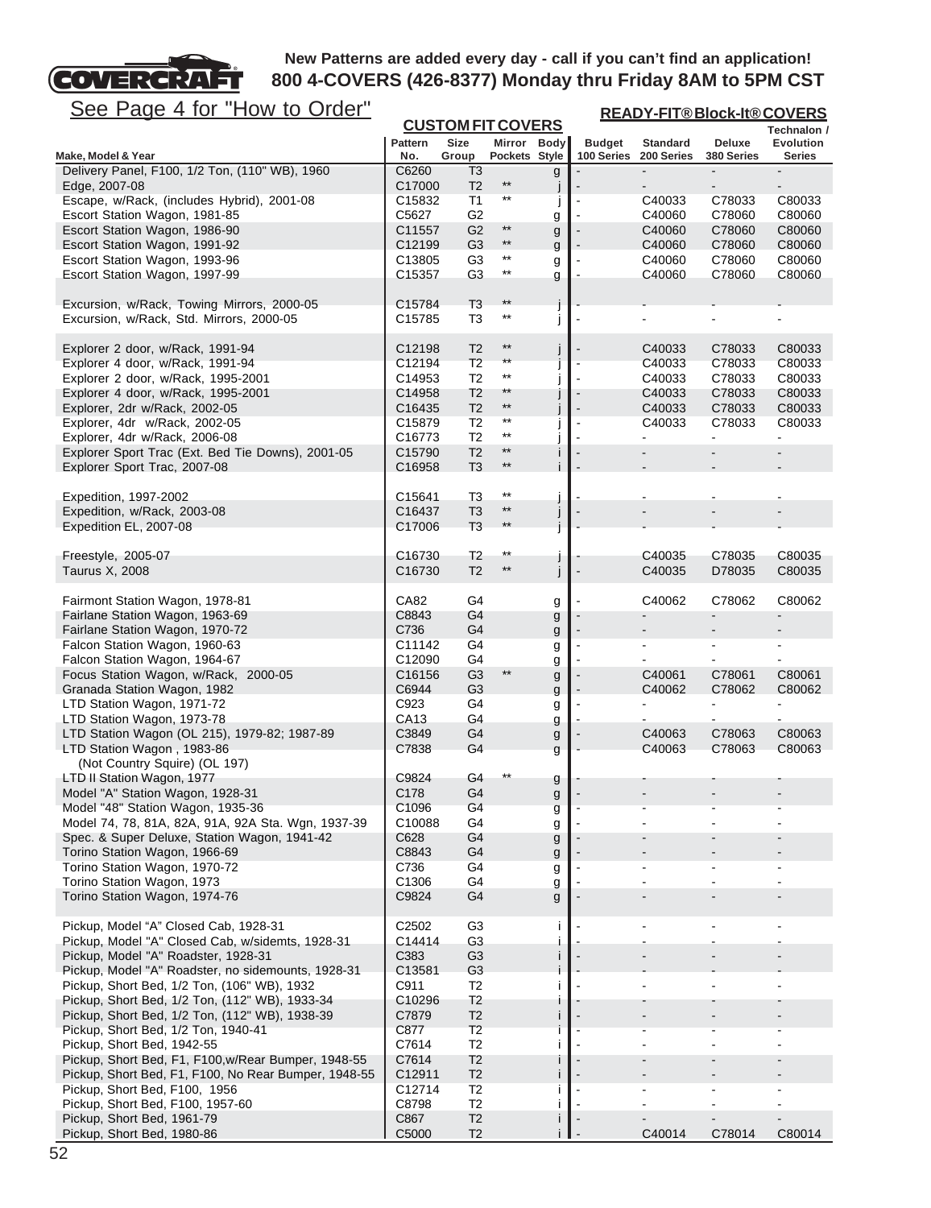New Patterns are added every day - call if you can't find an application!
800 4-COVERS (426-8377) Monday thru Friday 8AM to 5PM CST

See Page 4 for "How to Order"

| Make, Model & Year | CUSTOM FIT COVERS Pattern No. | Size Group | Mirror Pockets | Body Style | READY-FIT® Block-It® COVERS Budget 100 Series | Standard 200 Series | Deluxe 380 Series | Technalon / Evolution Series |
|---|---|---|---|---|---|---|---|---|
| Delivery Panel, F100, 1/2 Ton, (110" WB), 1960 | C6260 | T3 | | g | - | - | - | - |
| Edge, 2007-08 | C17000 | T2 | ** | j | - | - | - | - |
| Escape, w/Rack, (includes Hybrid), 2001-08 | C15832 | T1 | ** | j | - | C40033 | C78033 | C80033 |
| Escort Station Wagon, 1981-85 | C5627 | G2 | | g | - | C40060 | C78060 | C80060 |
| Escort Station Wagon, 1986-90 | C11557 | G2 | ** | g | - | C40060 | C78060 | C80060 |
| Escort Station Wagon, 1991-92 | C12199 | G3 | ** | g | - | C40060 | C78060 | C80060 |
| Escort Station Wagon, 1993-96 | C13805 | G3 | ** | g | - | C40060 | C78060 | C80060 |
| Escort Station Wagon, 1997-99 | C15357 | G3 | ** | g | - | C40060 | C78060 | C80060 |
| | | | | | | | | |
| Excursion, w/Rack, Towing Mirrors, 2000-05 | C15784 | T3 | ** | j | - | - | - | - |
| Excursion, w/Rack, Std. Mirrors, 2000-05 | C15785 | T3 | ** | j | - | - | - | - |
| | | | | | | | | |
| Explorer 2 door, w/Rack, 1991-94 | C12198 | T2 | ** | j | - | C40033 | C78033 | C80033 |
| Explorer 4 door, w/Rack, 1991-94 | C12194 | T2 | ** | j | - | C40033 | C78033 | C80033 |
| Explorer 2 door, w/Rack, 1995-2001 | C14953 | T2 | ** | j | - | C40033 | C78033 | C80033 |
| Explorer 4 door, w/Rack, 1995-2001 | C14958 | T2 | ** | j | - | C40033 | C78033 | C80033 |
| Explorer, 2dr w/Rack, 2002-05 | C16435 | T2 | ** | j | - | C40033 | C78033 | C80033 |
| Explorer, 4dr w/Rack, 2002-05 | C15879 | T2 | ** | j | - | C40033 | C78033 | C80033 |
| Explorer, 4dr w/Rack, 2006-08 | C16773 | T2 | ** | j | - | - | - | - |
| Explorer Sport Trac (Ext. Bed Tie Downs), 2001-05 | C15790 | T2 | ** | i | - | - | - | - |
| Explorer Sport Trac, 2007-08 | C16958 | T3 | ** | i | - | - | - | - |
| | | | | | | | | |
| Expedition, 1997-2002 | C15641 | T3 | ** | j | - | - | - | - |
| Expedition, w/Rack, 2003-08 | C16437 | T3 | ** | j | - | - | - | - |
| Expedition EL, 2007-08 | C17006 | T3 | ** | j | - | - | - | - |
| | | | | | | | | |
| Freestyle, 2005-07 | C16730 | T2 | ** | j | - | C40035 | C78035 | C80035 |
| Taurus X, 2008 | C16730 | T2 | ** | j | - | C40035 | D78035 | C80035 |
| | | | | | | | | |
| Fairmont Station Wagon, 1978-81 | CA82 | G4 | | g | - | C40062 | C78062 | C80062 |
| Fairlane Station Wagon, 1963-69 | C8843 | G4 | | g | - | - | - | - |
| Fairlane Station Wagon, 1970-72 | C736 | G4 | | g | - | - | - | - |
| Falcon Station Wagon, 1960-63 | C11142 | G4 | | g | - | - | - | - |
| Falcon Station Wagon, 1964-67 | C12090 | G4 | | g | - | - | - | - |
| Focus Station Wagon, w/Rack, 2000-05 | C16156 | G3 | ** | g | - | C40061 | C78061 | C80061 |
| Granada Station Wagon, 1982 | C6944 | G3 | | g | - | C40062 | C78062 | C80062 |
| LTD Station Wagon, 1971-72 | C923 | G4 | | g | - | - | - | - |
| LTD Station Wagon, 1973-78 | CA13 | G4 | | g | - | - | - | - |
| LTD Station Wagon (OL 215), 1979-82; 1987-89 | C3849 | G4 | | g | - | C40063 | C78063 | C80063 |
| LTD Station Wagon , 1983-86 (Not Country Squire) (OL 197) | C7838 | G4 | | g | - | C40063 | C78063 | C80063 |
| LTD II Station Wagon, 1977 | C9824 | G4 | ** | g | - | - | - | - |
| Model "A" Station Wagon, 1928-31 | C178 | G4 | | g | - | - | - | - |
| Model "48" Station Wagon, 1935-36 | C1096 | G4 | | g | - | - | - | - |
| Model 74, 78, 81A, 82A, 91A, 92A Sta. Wgn, 1937-39 | C10088 | G4 | | g | - | - | - | - |
| Spec. & Super Deluxe, Station Wagon, 1941-42 | C628 | G4 | | g | - | - | - | - |
| Torino Station Wagon, 1966-69 | C8843 | G4 | | g | - | - | - | - |
| Torino Station Wagon, 1970-72 | C736 | G4 | | g | - | - | - | - |
| Torino Station Wagon, 1973 | C1306 | G4 | | g | - | - | - | - |
| Torino Station Wagon, 1974-76 | C9824 | G4 | | g | - | - | - | - |
| | | | | | | | | |
| Pickup, Model "A" Closed Cab, 1928-31 | C2502 | G3 | | i | - | - | - | - |
| Pickup, Model "A" Closed Cab, w/sidemts, 1928-31 | C14414 | G3 | | i | - | - | - | - |
| Pickup, Model "A" Roadster, 1928-31 | C383 | G3 | | i | - | - | - | - |
| Pickup, Model "A" Roadster, no sidemounts, 1928-31 | C13581 | G3 | | i | - | - | - | - |
| Pickup, Short Bed, 1/2 Ton, (106" WB), 1932 | C911 | T2 | | i | - | - | - | - |
| Pickup, Short Bed, 1/2 Ton, (112" WB), 1933-34 | C10296 | T2 | | i | - | - | - | - |
| Pickup, Short Bed, 1/2 Ton, (112" WB), 1938-39 | C7879 | T2 | | i | - | - | - | - |
| Pickup, Short Bed, 1/2 Ton, 1940-41 | C877 | T2 | | i | - | - | - | - |
| Pickup, Short Bed, 1942-55 | C7614 | T2 | | i | - | - | - | - |
| Pickup, Short Bed, F1, F100,w/Rear Bumper, 1948-55 | C7614 | T2 | | i | - | - | - | - |
| Pickup, Short Bed, F1, F100, No Rear Bumper, 1948-55 | C12911 | T2 | | i | - | - | - | - |
| Pickup, Short Bed, F100, 1956 | C12714 | T2 | | i | - | - | - | - |
| Pickup, Short Bed, F100, 1957-60 | C8798 | T2 | | i | - | - | - | - |
| Pickup, Short Bed, 1961-79 | C867 | T2 | | i | - | - | - | - |
| Pickup, Short Bed, 1980-86 | C5000 | T2 | | i | - | C40014 | C78014 | C80014 |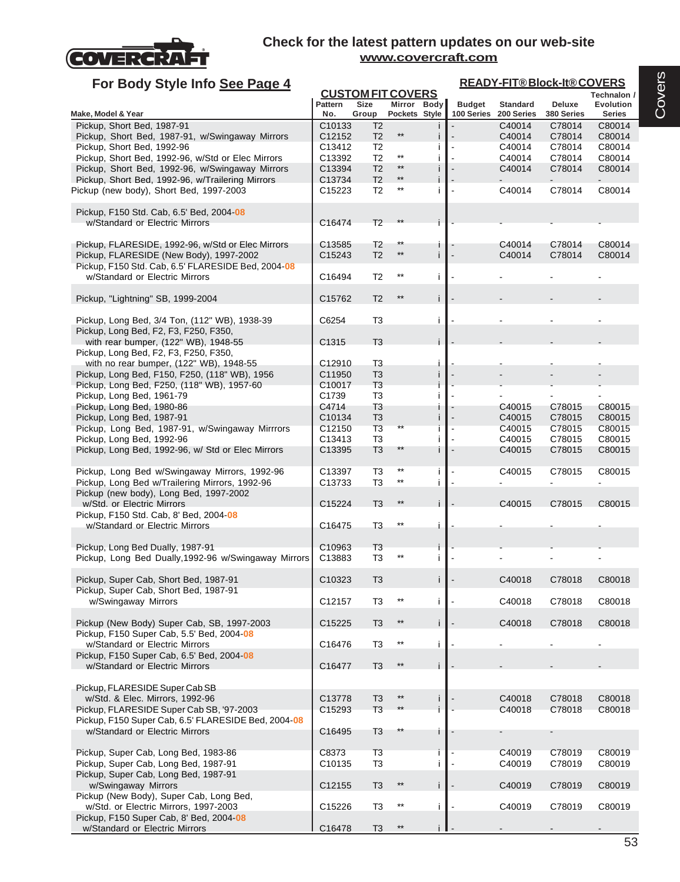# Check for the latest pattern updates on our web-site www.covercraft.com

## For Body Style Info See Page 4

| Make, Model & Year | CUSTOM FIT COVERS Pattern No. | Size Group | Mirror Pockets | Body Style | READY-FIT® Block-It® COVERS Budget 100 Series | Standard 200 Series | Deluxe 380 Series | Technalon / Evolution Series |
|---|---|---|---|---|---|---|---|---|
| Pickup, Short Bed, 1987-91 | C10133 | T2 | | i | - | C40014 | C78014 | C80014 |
| Pickup, Short Bed, 1987-91, w/Swingaway Mirrors | C12152 | T2 | ** | i | - | C40014 | C78014 | C80014 |
| Pickup, Short Bed, 1992-96 | C13412 | T2 | | i | - | C40014 | C78014 | C80014 |
| Pickup, Short Bed, 1992-96, w/Std or Elec Mirrors | C13392 | T2 | ** | i | - | C40014 | C78014 | C80014 |
| Pickup, Short Bed, 1992-96, w/Swingaway Mirrors | C13394 | T2 | ** | i | - | C40014 | C78014 | C80014 |
| Pickup, Short Bed, 1992-96, w/Trailering Mirrors | C13734 | T2 | ** | i | - | - | - | - |
| Pickup (new body), Short Bed, 1997-2003 | C15223 | T2 | ** | i | - | C40014 | C78014 | C80014 |
| Pickup, F150 Std. Cab, 6.5' Bed, 2004-08 w/Standard or Electric Mirrors | C16474 | T2 | ** | i | - | - | - | - |
| Pickup, FLARESIDE, 1992-96, w/Std or Elec Mirrors | C13585 | T2 | ** | i | - | C40014 | C78014 | C80014 |
| Pickup, FLARESIDE (New Body), 1997-2002 | C15243 | T2 | ** | i | - | C40014 | C78014 | C80014 |
| Pickup, F150 Std. Cab, 6.5' FLARESIDE Bed, 2004-08 w/Standard or Electric Mirrors | C16494 | T2 | ** | i | - | - | - | - |
| Pickup, "Lightning" SB, 1999-2004 | C15762 | T2 | ** | i | - | - | - | - |
| Pickup, Long Bed, 3/4 Ton, (112" WB), 1938-39 | C6254 | T3 | | i | - | - | - | - |
| Pickup, Long Bed, F2, F3, F250, F350, with rear bumper, (122" WB), 1948-55 | C1315 | T3 | | i | - | - | - | - |
| Pickup, Long Bed, F2, F3, F250, F350, with no rear bumper, (122" WB), 1948-55 | C12910 | T3 | | i | - | - | - | - |
| Pickup, Long Bed, F150, F250, (118" WB), 1956 | C11950 | T3 | | i | - | - | - | - |
| Pickup, Long Bed, F250, (118" WB), 1957-60 | C10017 | T3 | | i | - | - | - | - |
| Pickup, Long Bed, 1961-79 | C1739 | T3 | | i | - | - | - | - |
| Pickup, Long Bed, 1980-86 | C4714 | T3 | | i | - | C40015 | C78015 | C80015 |
| Pickup, Long Bed, 1987-91 | C10134 | T3 | | i | - | C40015 | C78015 | C80015 |
| Pickup, Long Bed, 1987-91, w/Swingaway Mirrrors | C12150 | T3 | ** | i | - | C40015 | C78015 | C80015 |
| Pickup, Long Bed, 1992-96 | C13413 | T3 | | i | - | C40015 | C78015 | C80015 |
| Pickup, Long Bed, 1992-96, w/ Std or Elec Mirrors | C13395 | T3 | ** | i | - | C40015 | C78015 | C80015 |
| Pickup, Long Bed w/Swingaway Mirrors, 1992-96 | C13397 | T3 | ** | i | - | C40015 | C78015 | C80015 |
| Pickup, Long Bed w/Trailering Mirrors, 1992-96 | C13733 | T3 | ** | i | - | - | - | - |
| Pickup (new body), Long Bed, 1997-2002 w/Std. or Electric Mirrors | C15224 | T3 | ** | i | - | C40015 | C78015 | C80015 |
| Pickup, F150 Std. Cab, 8' Bed, 2004-08 w/Standard or Electric Mirrors | C16475 | T3 | ** | i | - | - | - | - |
| Pickup, Long Bed Dually, 1987-91 | C10963 | T3 | | i | - | - | - | - |
| Pickup, Long Bed Dually,1992-96 w/Swingaway Mirrors | C13883 | T3 | ** | i | - | - | - | - |
| Pickup, Super Cab, Short Bed, 1987-91 | C10323 | T3 | | i | - | C40018 | C78018 | C80018 |
| Pickup, Super Cab, Short Bed, 1987-91 w/Swingaway Mirrors | C12157 | T3 | ** | i | - | C40018 | C78018 | C80018 |
| Pickup (New Body) Super Cab, SB, 1997-2003 | C15225 | T3 | ** | i | - | C40018 | C78018 | C80018 |
| Pickup, F150 Super Cab, 5.5' Bed, 2004-08 w/Standard or Electric Mirrors | C16476 | T3 | ** | i | - | - | - | - |
| Pickup, F150 Super Cab, 6.5' Bed, 2004-08 w/Standard or Electric Mirrors | C16477 | T3 | ** | i | - | - | - | - |
| Pickup, FLARESIDE Super Cab SB w/Std. & Elec. Mirrors, 1992-96 | C13778 | T3 | ** | i | - | C40018 | C78018 | C80018 |
| Pickup, FLARESIDE Super Cab SB, '97-2003 | C15293 | T3 | ** | i | - | C40018 | C78018 | C80018 |
| Pickup, F150 Super Cab, 6.5' FLARESIDE Bed, 2004-08 w/Standard or Electric Mirrors | C16495 | T3 | ** | i | - | - | - | |
| Pickup, Super Cab, Long Bed, 1983-86 | C8373 | T3 | | i | - | C40019 | C78019 | C80019 |
| Pickup, Super Cab, Long Bed, 1987-91 | C10135 | T3 | | i | - | C40019 | C78019 | C80019 |
| Pickup, Super Cab, Long Bed, 1987-91 w/Swingaway Mirrors | C12155 | T3 | ** | i | - | C40019 | C78019 | C80019 |
| Pickup (New Body), Super Cab, Long Bed, w/Std. or Electric Mirrors, 1997-2003 | C15226 | T3 | ** | i | - | C40019 | C78019 | C80019 |
| Pickup, F150 Super Cab, 8' Bed, 2004-08 w/Standard or Electric Mirrors | C16478 | T3 | ** | i | - | - | - | - |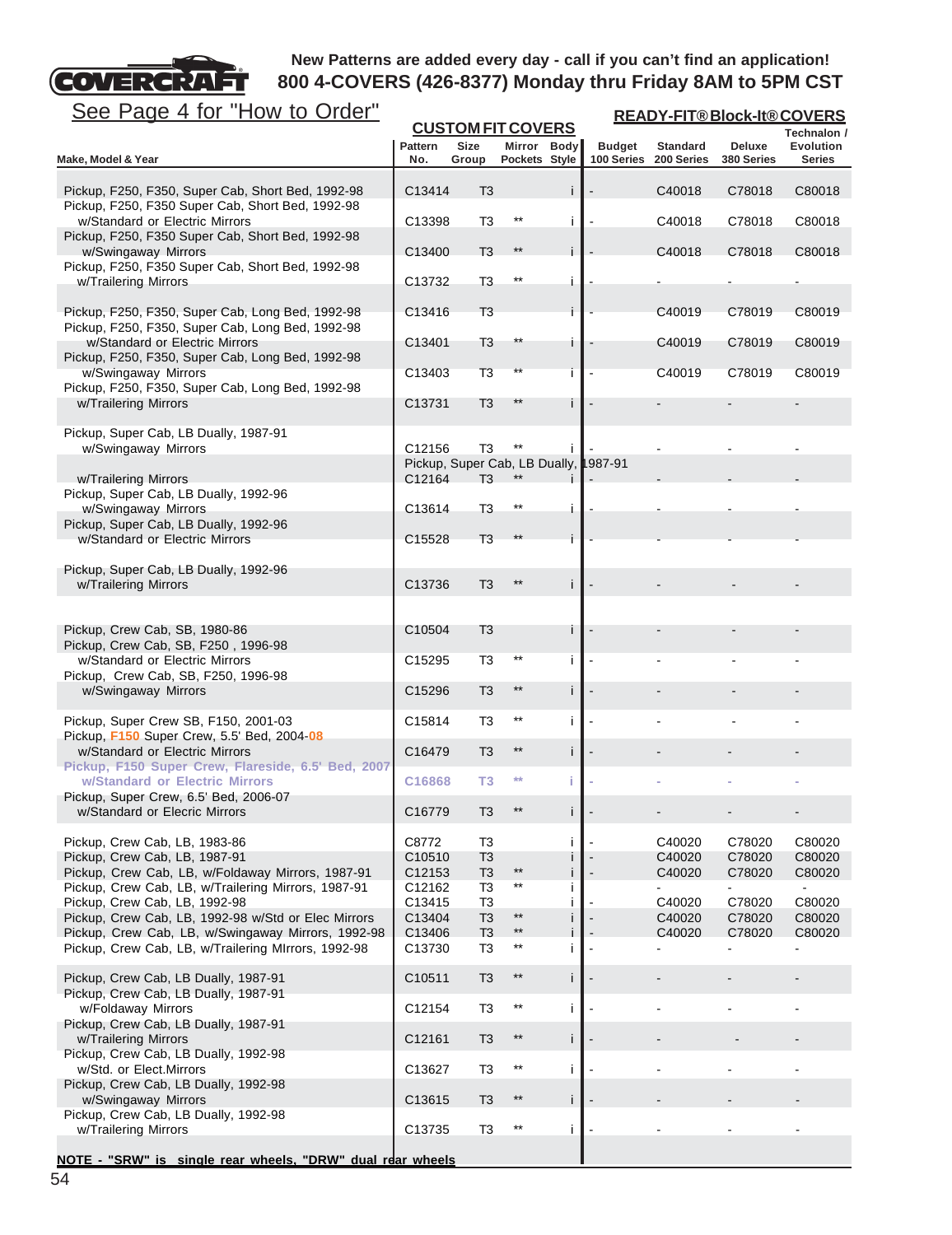**New Patterns are added every day - call if you can't find an application!**
**800 4-COVERS (426-8377) Monday thru Friday 8AM to 5PM CST**

See Page 4 for "How to Order"

| Make, Model & Year | CUSTOM FIT COVERS Pattern No. | Size Group | Mirror Pockets | Body Style | READY-FIT® Block-It® COVERS Budget 100 Series | Standard 200 Series | Deluxe 380 Series | Technalon / Evolution Series |
|---|---|---|---|---|---|---|---|---|
| Pickup, F250, F350, Super Cab, Short Bed, 1992-98 | C13414 | T3 | | i | - | C40018 | C78018 | C80018 |
| Pickup, F250, F350 Super Cab, Short Bed, 1992-98 w/Standard or Electric Mirrors | C13398 | T3 | ** | i | - | C40018 | C78018 | C80018 |
| Pickup, F250, F350 Super Cab, Short Bed, 1992-98 w/Swingaway Mirrors | C13400 | T3 | ** | i | - | C40018 | C78018 | C80018 |
| Pickup, F250, F350 Super Cab, Short Bed, 1992-98 w/Trailering Mirrors | C13732 | T3 | ** | i | - | - | - | - |
| Pickup, F250, F350, Super Cab, Long Bed, 1992-98 | C13416 | T3 | | i | - | C40019 | C78019 | C80019 |
| Pickup, F250, F350, Super Cab, Long Bed, 1992-98 w/Standard or Electric Mirrors | C13401 | T3 | ** | i | - | C40019 | C78019 | C80019 |
| Pickup, F250, F350, Super Cab, Long Bed, 1992-98 w/Swingaway Mirrors | C13403 | T3 | ** | i | - | C40019 | C78019 | C80019 |
| Pickup, F250, F350, Super Cab, Long Bed, 1992-98 w/Trailering Mirrors | C13731 | T3 | ** | i | - | - | - | - |
| Pickup, Super Cab, LB Dually, 1987-91 w/Swingaway Mirrors | C12156 | T3 | ** | i | - | - | - | - |
| Pickup, Super Cab, LB Dually, 1987-91 w/Trailering Mirrors | C12164 | T3 | ** | i | - | - | - | - |
| Pickup, Super Cab, LB Dually, 1992-96 w/Swingaway Mirrors | C13614 | T3 | ** | i | - | - | - | - |
| Pickup, Super Cab, LB Dually, 1992-96 w/Standard or Electric Mirrors | C15528 | T3 | ** | i | - | - | - | - |
| Pickup, Super Cab, LB Dually, 1992-96 w/Trailering Mirrors | C13736 | T3 | ** | i | - | - | - | - |
| Pickup, Crew Cab, SB, 1980-86 | C10504 | T3 | | i | - | - | - | - |
| Pickup, Crew Cab, SB, F250 , 1996-98 w/Standard or Electric Mirrors | C15295 | T3 | ** | i | - | - | - | - |
| Pickup, Crew Cab, SB, F250, 1996-98 w/Swingaway Mirrors | C15296 | T3 | ** | i | - | - | - | - |
| Pickup, Super Crew SB, F150, 2001-03 | C15814 | T3 | ** | i | - | - | - | - |
| Pickup, F150 Super Crew, 5.5' Bed, 2004-08 w/Standard or Electric Mirrors | C16479 | T3 | ** | i | - | - | - | - |
| Pickup, F150 Super Crew, Flareside, 6.5' Bed, 2007 w/Standard or Electric Mirrors | C16868 | T3 | ** | i | - | - | - | - |
| Pickup, Super Crew, 6.5' Bed, 2006-07 w/Standard or Elecric Mirrors | C16779 | T3 | ** | i | - | - | - | - |
| Pickup, Crew Cab, LB, 1983-86 | C8772 | T3 | | i | - | C40020 | C78020 | C80020 |
| Pickup, Crew Cab, LB, 1987-91 | C10510 | T3 | | i | - | C40020 | C78020 | C80020 |
| Pickup, Crew Cab, LB, w/Foldaway Mirrors, 1987-91 | C12153 | T3 | ** | i | - | C40020 | C78020 | C80020 |
| Pickup, Crew Cab, LB, w/Trailering Mirrors, 1987-91 | C12162 | T3 | ** | i | | - | - | - |
| Pickup, Crew Cab, LB, 1992-98 | C13415 | T3 | | i | - | C40020 | C78020 | C80020 |
| Pickup, Crew Cab, LB, 1992-98 w/Std or Elec Mirrors | C13404 | T3 | ** | i | - | C40020 | C78020 | C80020 |
| Pickup, Crew Cab, LB, w/Swingaway Mirrors, 1992-98 | C13406 | T3 | ** | i | - | C40020 | C78020 | C80020 |
| Pickup, Crew Cab, LB, w/Trailering MIrrors, 1992-98 | C13730 | T3 | ** | i | - | - | - | - |
| Pickup, Crew Cab, LB Dually, 1987-91 | C10511 | T3 | ** | i | - | - | - | - |
| Pickup, Crew Cab, LB Dually, 1987-91 w/Foldaway Mirrors | C12154 | T3 | ** | i | - | - | - | - |
| Pickup, Crew Cab, LB Dually, 1987-91 w/Trailering Mirrors | C12161 | T3 | ** | i | - | - | - | - |
| Pickup, Crew Cab, LB Dually, 1992-98 w/Std. or Elect.Mirrors | C13627 | T3 | ** | i | - | - | - | - |
| Pickup, Crew Cab, LB Dually, 1992-98 w/Swingaway Mirrors | C13615 | T3 | ** | i | - | - | - | - |
| Pickup, Crew Cab, LB Dually, 1992-98 w/Trailering Mirrors | C13735 | T3 | ** | i | - | - | - | - |

**NOTE - "SRW" is single rear wheels, "DRW" dual rear wheels**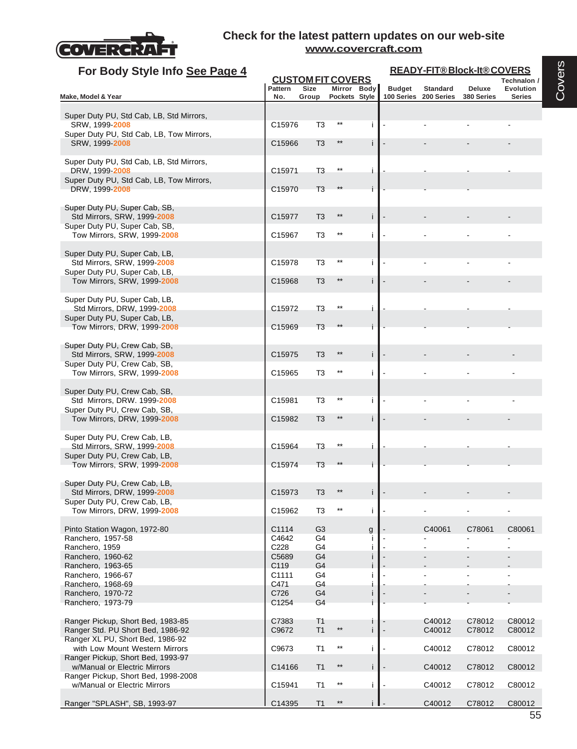COVERCRAFT

Check for the latest pattern updates on our web-site
www.covercraft.com

## For Body Style Info See Page 4

| Make, Model & Year | Pattern No. | Size Group | Mirror Pockets | Body Style | Budget 100 Series | Standard 200 Series | Deluxe 380 Series | Technalon / Evolution Series |
|---|---|---|---|---|---|---|---|---|
| | **CUSTOM FIT COVERS** | | | | **READY-FIT® Block-It® COVERS** | | | |
| Super Duty PU, Std Cab, LB, Std Mirrors, SRW, 1999-2008 | C15976 | T3 | ** | i | - | - | - | - |
| Super Duty PU, Std Cab, LB, Tow Mirrors, SRW, 1999-2008 | C15966 | T3 | ** | i | - | - | - | - |
| Super Duty PU, Std Cab, LB, Std Mirrors, DRW, 1999-2008 | C15971 | T3 | ** | i | - | - | - | - |
| Super Duty PU, Std Cab, LB, Tow Mirrors, DRW, 1999-2008 | C15970 | T3 | ** | i | - | - | - | |
| Super Duty PU, Super Cab, SB, Std Mirrors, SRW, 1999-2008 | C15977 | T3 | ** | i | - | - | - | - |
| Super Duty PU, Super Cab, SB, Tow Mirrors, SRW, 1999-2008 | C15967 | T3 | ** | i | - | - | - | - |
| Super Duty PU, Super Cab, LB, Std Mirrors, SRW, 1999-2008 | C15978 | T3 | ** | i | - | - | - | - |
| Super Duty PU, Super Cab, LB, Tow Mirrors, SRW, 1999-2008 | C15968 | T3 | ** | i | - | - | - | - |
| Super Duty PU, Super Cab, LB, Std Mirrors, DRW, 1999-2008 | C15972 | T3 | ** | i | - | - | - | - |
| Super Duty PU, Super Cab, LB, Tow Mirrors, DRW, 1999-2008 | C15969 | T3 | ** | i | - | - | - | - |
| Super Duty PU, Crew Cab, SB, Std Mirrors, SRW, 1999-2008 | C15975 | T3 | ** | i | - | - | - | - |
| Super Duty PU, Crew Cab, SB, Tow Mirrors, SRW, 1999-2008 | C15965 | T3 | ** | i | - | - | - | - |
| Super Duty PU, Crew Cab, SB, Std Mirrors, DRW. 1999-2008 | C15981 | T3 | ** | i | - | - | - | - |
| Super Duty PU, Crew Cab, SB, Tow Mirrors, DRW, 1999-2008 | C15982 | T3 | ** | i | - | - | - | - |
| Super Duty PU, Crew Cab, LB, Std Mirrors, SRW, 1999-2008 | C15964 | T3 | ** | i | - | - | - | - |
| Super Duty PU, Crew Cab, LB, Tow Mirrors, SRW, 1999-2008 | C15974 | T3 | ** | i | - | - | - | - |
| Super Duty PU, Crew Cab, LB, Std Mirrors, DRW, 1999-2008 | C15973 | T3 | ** | i | - | - | - | - |
| Super Duty PU, Crew Cab, LB, Tow Mirrors, DRW, 1999-2008 | C15962 | T3 | ** | i | - | - | - | - |
| Pinto Station Wagon, 1972-80 | C1114 | G3 | | g | - | C40061 | C78061 | C80061 |
| Ranchero, 1957-58 | C4642 | G4 | | i | - | - | - | - |
| Ranchero, 1959 | C228 | G4 | | i | - | - | - | - |
| Ranchero, 1960-62 | C5689 | G4 | | i | - | - | - | - |
| Ranchero, 1963-65 | C119 | G4 | | i | - | - | - | - |
| Ranchero, 1966-67 | C1111 | G4 | | i | - | - | - | - |
| Ranchero, 1968-69 | C471 | G4 | | i | - | - | - | - |
| Ranchero, 1970-72 | C726 | G4 | | i | - | - | - | - |
| Ranchero, 1973-79 | C1254 | G4 | | i | - | - | - | - |
| Ranger Pickup, Short Bed, 1983-85 | C7383 | T1 | | i | - | C40012 | C78012 | C80012 |
| Ranger Std. PU Short Bed, 1986-92 | C9672 | T1 | ** | i | - | C40012 | C78012 | C80012 |
| Ranger XL PU, Short Bed, 1986-92 with Low Mount Western Mirrors | C9673 | T1 | ** | i | - | C40012 | C78012 | C80012 |
| Ranger Pickup, Short Bed, 1993-97 w/Manual or Electric Mirrors | C14166 | T1 | ** | i | - | C40012 | C78012 | C80012 |
| Ranger Pickup, Short Bed, 1998-2008 w/Manual or Electric Mirrors | C15941 | T1 | ** | i | - | C40012 | C78012 | C80012 |
| Ranger "SPLASH", SB, 1993-97 | C14395 | T1 | ** | i | - | C40012 | C78012 | C80012 |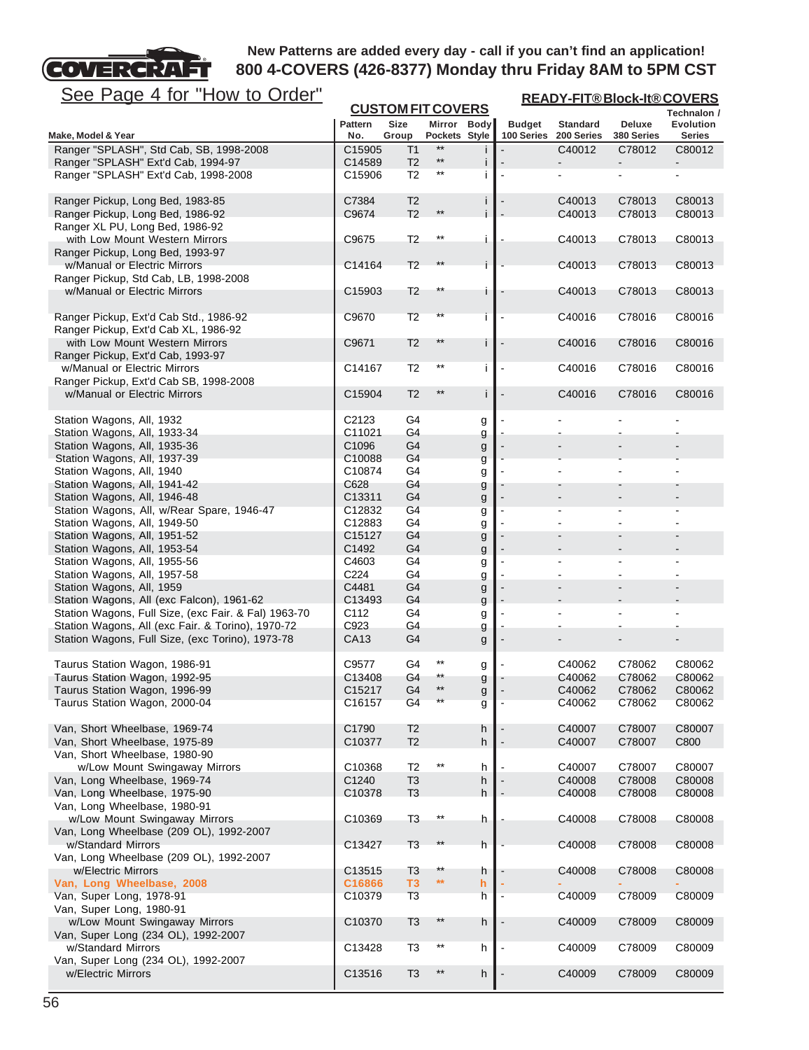New Patterns are added every day - call if you can't find an application!
800 4-COVERS (426-8377) Monday thru Friday 8AM to 5PM CST

See Page 4 for "How to Order"

| Make, Model & Year | CUSTOM FIT COVERS Pattern No. | Size Group | Mirror Pockets | Body Style | READY-FIT® Block-It® COVERS Budget 100 Series | Standard 200 Series | Deluxe 380 Series | Technalon / Evolution Series |
|---|---|---|---|---|---|---|---|---|
| Ranger "SPLASH", Std Cab, SB, 1998-2008 | C15905 | T1 | ** | i | - | C40012 | C78012 | C80012 |
| Ranger "SPLASH" Ext'd Cab, 1994-97 | C14589 | T2 | ** | i | - | - | - | - |
| Ranger "SPLASH" Ext'd Cab, 1998-2008 | C15906 | T2 | ** | i | - | - | - | - |
| Ranger Pickup, Long Bed, 1983-85 | C7384 | T2 | | i | - | C40013 | C78013 | C80013 |
| Ranger Pickup, Long Bed, 1986-92 | C9674 | T2 | ** | i | - | C40013 | C78013 | C80013 |
| Ranger XL PU, Long Bed, 1986-92 with Low Mount Western Mirrors | C9675 | T2 | ** | i | - | C40013 | C78013 | C80013 |
| Ranger Pickup, Long Bed, 1993-97 w/Manual or Electric Mirrors | C14164 | T2 | ** | i | - | C40013 | C78013 | C80013 |
| Ranger Pickup, Std Cab, LB, 1998-2008 w/Manual or Electric Mirrors | C15903 | T2 | ** | i | - | C40013 | C78013 | C80013 |
| Ranger Pickup, Ext'd Cab Std., 1986-92 | C9670 | T2 | ** | i | - | C40016 | C78016 | C80016 |
| Ranger Pickup, Ext'd Cab XL, 1986-92 with Low Mount Western Mirrors | C9671 | T2 | ** | i | - | C40016 | C78016 | C80016 |
| Ranger Pickup, Ext'd Cab, 1993-97 w/Manual or Electric Mirrors | C14167 | T2 | ** | i | - | C40016 | C78016 | C80016 |
| Ranger Pickup, Ext'd Cab SB, 1998-2008 w/Manual or Electric Mirrors | C15904 | T2 | ** | i | - | C40016 | C78016 | C80016 |
| Station Wagons, All, 1932 | C2123 | G4 | | g | - | - | - | - |
| Station Wagons, All, 1933-34 | C11021 | G4 | | g | - | - | - | - |
| Station Wagons, All, 1935-36 | C1096 | G4 | | g | - | - | - | - |
| Station Wagons, All, 1937-39 | C10088 | G4 | | g | - | - | - | - |
| Station Wagons, All, 1940 | C10874 | G4 | | g | - | - | - | - |
| Station Wagons, All, 1941-42 | C628 | G4 | | g | - | - | - | - |
| Station Wagons, All, 1946-48 | C13311 | G4 | | g | - | - | - | - |
| Station Wagons, All, w/Rear Spare, 1946-47 | C12832 | G4 | | g | - | - | - | - |
| Station Wagons, All, 1949-50 | C12883 | G4 | | g | - | - | - | - |
| Station Wagons, All, 1951-52 | C15127 | G4 | | g | - | - | - | - |
| Station Wagons, All, 1953-54 | C1492 | G4 | | g | - | - | - | - |
| Station Wagons, All, 1955-56 | C4603 | G4 | | g | - | - | - | - |
| Station Wagons, All, 1957-58 | C224 | G4 | | g | - | - | - | - |
| Station Wagons, All, 1959 | C4481 | G4 | | g | - | - | - | - |
| Station Wagons, All (exc Falcon), 1961-62 | C13493 | G4 | | g | - | - | - | - |
| Station Wagons, Full Size, (exc Fair. & Fal) 1963-70 | C112 | G4 | | g | - | - | - | - |
| Station Wagons, All (exc Fair. & Torino), 1970-72 | C923 | G4 | | g | - | - | - | - |
| Station Wagons, Full Size, (exc Torino), 1973-78 | CA13 | G4 | | g | - | - | - | - |
| Taurus Station Wagon, 1986-91 | C9577 | G4 | ** | g | - | C40062 | C78062 | C80062 |
| Taurus Station Wagon, 1992-95 | C13408 | G4 | ** | g | - | C40062 | C78062 | C80062 |
| Taurus Station Wagon, 1996-99 | C15217 | G4 | ** | g | - | C40062 | C78062 | C80062 |
| Taurus Station Wagon, 2000-04 | C16157 | G4 | ** | g | - | C40062 | C78062 | C80062 |
| Van, Short Wheelbase, 1969-74 | C1790 | T2 | | h | - | C40007 | C78007 | C80007 |
| Van, Short Wheelbase, 1975-89 | C10377 | T2 | | h | - | C40007 | C78007 | C800 |
| Van, Short Wheelbase, 1980-90 w/Low Mount Swingaway Mirrors | C10368 | T2 | ** | h | - | C40007 | C78007 | C80007 |
| Van, Long Wheelbase, 1969-74 | C1240 | T3 | | h | - | C40008 | C78008 | C80008 |
| Van, Long Wheelbase, 1975-90 | C10378 | T3 | | h | - | C40008 | C78008 | C80008 |
| Van, Long Wheelbase, 1980-91 w/Low Mount Swingaway Mirrors | C10369 | T3 | ** | h | - | C40008 | C78008 | C80008 |
| Van, Long Wheelbase (209 OL), 1992-2007 w/Standard Mirrors | C13427 | T3 | ** | h | - | C40008 | C78008 | C80008 |
| Van, Long Wheelbase (209 OL), 1992-2007 w/Electric Mirrors | C13515 | T3 | ** | h | - | C40008 | C78008 | C80008 |
| **Van, Long Wheelbase, 2008** | **C16866** | **T3** | ** | **h** | - | - | - | - |
| Van, Super Long, 1978-91 | C10379 | T3 | | h | - | C40009 | C78009 | C80009 |
| Van, Super Long, 1980-91 w/Low Mount Swingaway Mirrors | C10370 | T3 | ** | h | - | C40009 | C78009 | C80009 |
| Van, Super Long (234 OL), 1992-2007 w/Standard Mirrors | C13428 | T3 | ** | h | - | C40009 | C78009 | C80009 |
| Van, Super Long (234 OL), 1992-2007 w/Electric Mirrors | C13516 | T3 | ** | h | - | C40009 | C78009 | C80009 |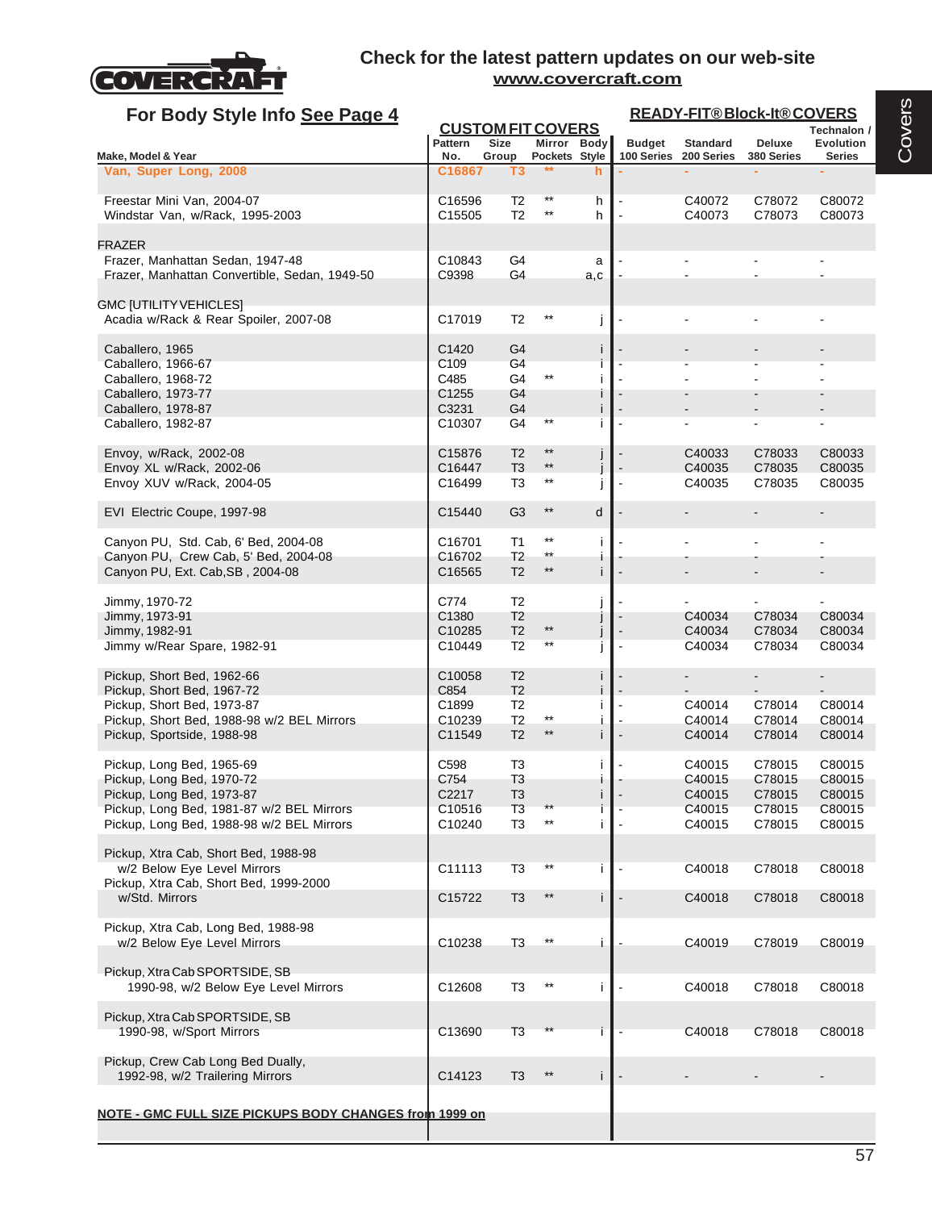# Check for the latest pattern updates on our web-site

**www.covercraft.com**

## For Body Style Info See Page 4

| Make, Model & Year | CUSTOM FIT COVERS Pattern No. | Size Group | Mirror Pockets | Body Style | READY-FIT® Block-It® COVERS Budget 100 Series | Standard 200 Series | Deluxe 380 Series | Technalon / Evolution Series |
|---|---|---|---|---|---|---|---|---|
| Van, Super Long, 2008 | C16867 | T3 | ** | h | - | - | - | - |
| Freestar Mini Van, 2004-07 | C16596 | T2 | ** | h | - | C40072 | C78072 | C80072 |
| Windstar Van, w/Rack, 1995-2003 | C15505 | T2 | ** | h | - | C40073 | C78073 | C80073 |
| **FRAZER** | | | | | | | | |
| Frazer, Manhattan Sedan, 1947-48 | C10843 | G4 | | a | - | - | - | - |
| Frazer, Manhattan Convertible, Sedan, 1949-50 | C9398 | G4 | | a,c | - | - | - | - |
| **GMC [UTILITY VEHICLES]** | | | | | | | | |
| Acadia w/Rack & Rear Spoiler, 2007-08 | C17019 | T2 | ** | j | - | - | - | - |
| Caballero, 1965 | C1420 | G4 | | i | - | - | - | - |
| Caballero, 1966-67 | C109 | G4 | | i | - | - | - | - |
| Caballero, 1968-72 | C485 | G4 | ** | i | - | - | - | - |
| Caballero, 1973-77 | C1255 | G4 | | i | - | - | - | - |
| Caballero, 1978-87 | C3231 | G4 | | i | - | - | - | - |
| Caballero, 1982-87 | C10307 | G4 | ** | i | - | - | - | - |
| Envoy, w/Rack, 2002-08 | C15876 | T2 | ** | j | - | C40033 | C78033 | C80033 |
| Envoy XL w/Rack, 2002-06 | C16447 | T3 | ** | j | - | C40035 | C78035 | C80035 |
| Envoy XUV w/Rack, 2004-05 | C16499 | T3 | ** | j | - | C40035 | C78035 | C80035 |
| EVI Electric Coupe, 1997-98 | C15440 | G3 | ** | d | - | - | - | - |
| Canyon PU, Std. Cab, 6' Bed, 2004-08 | C16701 | T1 | ** | i | - | - | - | - |
| Canyon PU, Crew Cab, 5' Bed, 2004-08 | C16702 | T2 | ** | i | - | - | - | - |
| Canyon PU, Ext. Cab,SB , 2004-08 | C16565 | T2 | ** | i | - | - | - | - |
| Jimmy, 1970-72 | C774 | T2 | | j | - | - | - | - |
| Jimmy, 1973-91 | C1380 | T2 | | j | - | C40034 | C78034 | C80034 |
| Jimmy, 1982-91 | C10285 | T2 | ** | j | - | C40034 | C78034 | C80034 |
| Jimmy w/Rear Spare, 1982-91 | C10449 | T2 | ** | j | - | C40034 | C78034 | C80034 |
| Pickup, Short Bed, 1962-66 | C10058 | T2 | | i | - | - | - | - |
| Pickup, Short Bed, 1967-72 | C854 | T2 | | i | - | - | - | - |
| Pickup, Short Bed, 1973-87 | C1899 | T2 | | i | - | C40014 | C78014 | C80014 |
| Pickup, Short Bed, 1988-98 w/2 BEL Mirrors | C10239 | T2 | ** | i | - | C40014 | C78014 | C80014 |
| Pickup, Sportside, 1988-98 | C11549 | T2 | ** | i | - | C40014 | C78014 | C80014 |
| Pickup, Long Bed, 1965-69 | C598 | T3 | | i | - | C40015 | C78015 | C80015 |
| Pickup, Long Bed, 1970-72 | C754 | T3 | | i | - | C40015 | C78015 | C80015 |
| Pickup, Long Bed, 1973-87 | C2217 | T3 | | i | - | C40015 | C78015 | C80015 |
| Pickup, Long Bed, 1981-87 w/2 BEL Mirrors | C10516 | T3 | ** | i | - | C40015 | C78015 | C80015 |
| Pickup, Long Bed, 1988-98 w/2 BEL Mirrors | C10240 | T3 | ** | i | - | C40015 | C78015 | C80015 |
| Pickup, Xtra Cab, Short Bed, 1988-98 w/2 Below Eye Level Mirrors | C11113 | T3 | ** | i | - | C40018 | C78018 | C80018 |
| Pickup, Xtra Cab, Short Bed, 1999-2000 w/Std. Mirrors | C15722 | T3 | ** | i | - | C40018 | C78018 | C80018 |
| Pickup, Xtra Cab, Long Bed, 1988-98 w/2 Below Eye Level Mirrors | C10238 | T3 | ** | i | - | C40019 | C78019 | C80019 |
| Pickup, Xtra Cab SPORTSIDE, SB 1990-98, w/2 Below Eye Level Mirrors | C12608 | T3 | ** | i | - | C40018 | C78018 | C80018 |
| Pickup, Xtra Cab SPORTSIDE, SB 1990-98, w/Sport Mirrors | C13690 | T3 | ** | i | - | C40018 | C78018 | C80018 |
| Pickup, Crew Cab Long Bed Dually, 1992-98, w/2 Trailering Mirrors | C14123 | T3 | ** | i | - | - | - | - |

**NOTE - GMC FULL SIZE PICKUPS BODY CHANGES from 1999 on**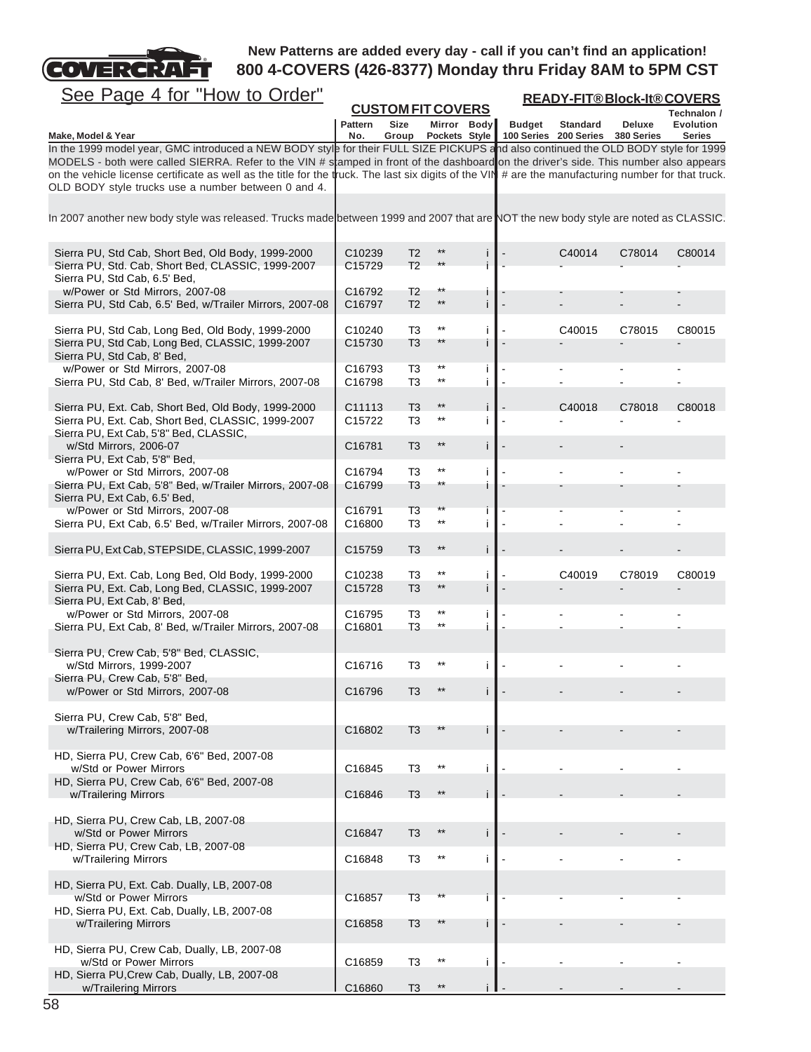**New Patterns are added every day - call if you can't find an application!**
**800 4-COVERS (426-8377) Monday thru Friday 8AM to 5PM CST**

See Page 4 for "How to Order"

| Make, Model & Year | CUSTOM FIT COVERS Pattern No. | Size Group | Mirror Pockets | Body Style | READY-FIT® Block-It® COVERS Budget 100 Series | Standard 200 Series | Deluxe 380 Series | Technalon / Evolution Series |
|---|---|---|---|---|---|---|---|---|
| In the 1999 model year, GMC introduced a NEW BODY style for their FULL SIZE PICKUPS and also continued the OLD BODY style for 1999 MODELS - both were called SIERRA. Refer to the VIN # stamped in front of the dashboard on the driver's side. This number also appears on the vehicle license certificate as well as the title for the truck. The last six digits of the VIN # are the manufacturing number for that truck. OLD BODY style trucks use a number between 0 and 4. | | | | | | | | |
| In 2007 another new body style was released. Trucks made between 1999 and 2007 that are NOT the new body style are noted as CLASSIC. | | | | | | | | |
| Sierra PU, Std Cab, Short Bed, Old Body, 1999-2000 | C10239 | T2 | ** | i | - | C40014 | C78014 | C80014 |
| Sierra PU, Std. Cab, Short Bed, CLASSIC, 1999-2007 | C15729 | T2 | ** | i | - | - | - | - |
| Sierra PU, Std Cab, 6.5' Bed, w/Power or Std Mirrors, 2007-08 | C16792 | T2 | ** | i | - | - | - | - |
| Sierra PU, Std Cab, 6.5' Bed, w/Trailer Mirrors, 2007-08 | C16797 | T2 | ** | i | - | - | - | - |
| Sierra PU, Std Cab, Long Bed, Old Body, 1999-2000 | C10240 | T3 | ** | i | - | C40015 | C78015 | C80015 |
| Sierra PU, Std Cab, Long Bed, CLASSIC, 1999-2007 | C15730 | T3 | ** | i | - | - | - | - |
| Sierra PU, Std Cab, 8' Bed, w/Power or Std Mirrors, 2007-08 | C16793 | T3 | ** | i | - | - | - | - |
| Sierra PU, Std Cab, 8' Bed, w/Trailer Mirrors, 2007-08 | C16798 | T3 | ** | i | - | - | - | - |
| Sierra PU, Ext. Cab, Short Bed, Old Body, 1999-2000 | C11113 | T3 | ** | i | - | C40018 | C78018 | C80018 |
| Sierra PU, Ext. Cab, Short Bed, CLASSIC, 1999-2007 | C15722 | T3 | ** | i | - | - | - | - |
| Sierra PU, Ext Cab, 5'8" Bed, CLASSIC, w/Std Mirrors, 2006-07 | C16781 | T3 | ** | i | - | - | - | |
| Sierra PU, Ext Cab, 5'8" Bed, w/Power or Std Mirrors, 2007-08 | C16794 | T3 | ** | i | - | - | - | - |
| Sierra PU, Ext Cab, 5'8" Bed, w/Trailer Mirrors, 2007-08 | C16799 | T3 | ** | i | - | - | - | - |
| Sierra PU, Ext Cab, 6.5' Bed, w/Power or Std Mirrors, 2007-08 | C16791 | T3 | ** | i | - | - | - | - |
| Sierra PU, Ext Cab, 6.5' Bed, w/Trailer Mirrors, 2007-08 | C16800 | T3 | ** | i | - | - | - | - |
| Sierra PU, Ext Cab, STEPSIDE, CLASSIC, 1999-2007 | C15759 | T3 | ** | i | - | - | - | - |
| Sierra PU, Ext. Cab, Long Bed, Old Body, 1999-2000 | C10238 | T3 | ** | i | - | C40019 | C78019 | C80019 |
| Sierra PU, Ext. Cab, Long Bed, CLASSIC, 1999-2007 | C15728 | T3 | ** | i | - | - | - | - |
| Sierra PU, Ext Cab, 8' Bed, w/Power or Std Mirrors, 2007-08 | C16795 | T3 | ** | i | - | - | - | - |
| Sierra PU, Ext Cab, 8' Bed, w/Trailer Mirrors, 2007-08 | C16801 | T3 | ** | i | - | - | - | - |
| Sierra PU, Crew Cab, 5'8" Bed, CLASSIC, w/Std Mirrors, 1999-2007 | C16716 | T3 | ** | i | - | - | - | - |
| Sierra PU, Crew Cab, 5'8" Bed, w/Power or Std Mirrors, 2007-08 | C16796 | T3 | ** | i | - | - | - | - |
| Sierra PU, Crew Cab, 5'8" Bed, w/Trailering Mirrors, 2007-08 | C16802 | T3 | ** | i | - | - | - | - |
| HD, Sierra PU, Crew Cab, 6'6" Bed, 2007-08 w/Std or Power Mirrors | C16845 | T3 | ** | i | - | - | - | - |
| HD, Sierra PU, Crew Cab, 6'6" Bed, 2007-08 w/Trailering Mirrors | C16846 | T3 | ** | i | - | - | - | - |
| HD, Sierra PU, Crew Cab, LB, 2007-08 w/Std or Power Mirrors | C16847 | T3 | ** | i | - | - | - | - |
| HD, Sierra PU, Crew Cab, LB, 2007-08 w/Trailering Mirrors | C16848 | T3 | ** | i | - | - | - | - |
| HD, Sierra PU, Ext. Cab. Dually, LB, 2007-08 w/Std or Power Mirrors | C16857 | T3 | ** | i | - | - | - | - |
| HD, Sierra PU, Ext. Cab, Dually, LB, 2007-08 w/Trailering Mirrors | C16858 | T3 | ** | i | - | - | - | - |
| HD, Sierra PU, Crew Cab, Dually, LB, 2007-08 w/Std or Power Mirrors | C16859 | T3 | ** | i | - | - | - | - |
| HD, Sierra PU,Crew Cab, Dually, LB, 2007-08 w/Trailering Mirrors | C16860 | T3 | ** | i | - | - | - | - |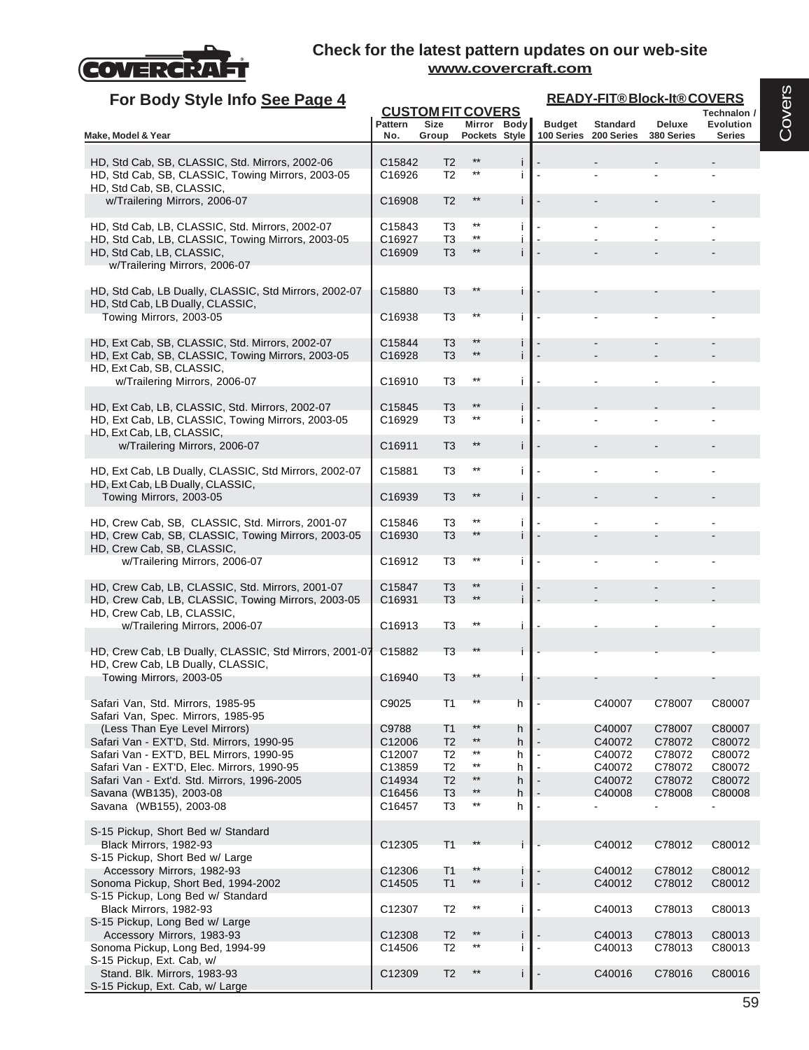**Check for the latest pattern updates on our web-site**
**www.covercraft.com**

## For Body Style Info See Page 4

| Make, Model & Year | CUSTOM FIT COVERS Pattern No. | Size Group | Mirror Pockets | Body Style | READY-FIT® Block-It® COVERS Budget 100 Series | Standard 200 Series | Deluxe 380 Series | Technalon / Evolution Series |
|---|---|---|---|---|---|---|---|---|
| HD, Std Cab, SB, CLASSIC, Std. Mirrors, 2002-06 | C15842 | T2 | ** | i | - | - | - | - |
| HD, Std Cab, SB, CLASSIC, Towing Mirrors, 2003-05 | C16926 | T2 | ** | i | - | - | - | - |
| HD, Std Cab, SB, CLASSIC, w/Trailering Mirrors, 2006-07 | C16908 | T2 | ** | i | - | - | - | - |
| HD, Std Cab, LB, CLASSIC, Std. Mirrors, 2002-07 | C15843 | T3 | ** | i | - | - | - | - |
| HD, Std Cab, LB, CLASSIC, Towing Mirrors, 2003-05 | C16927 | T3 | ** | i | - | - | - | - |
| HD, Std Cab, LB, CLASSIC, w/Trailering Mirrors, 2006-07 | C16909 | T3 | ** | i | - | - | - | - |
| HD, Std Cab, LB Dually, CLASSIC, Std Mirrors, 2002-07 | C15880 | T3 | ** | i | - | - | - | - |
| HD, Std Cab, LB Dually, CLASSIC, Towing Mirrors, 2003-05 | C16938 | T3 | ** | i | - | - | - | - |
| HD, Ext Cab, SB, CLASSIC, Std. Mirrors, 2002-07 | C15844 | T3 | ** | i | - | - | - | - |
| HD, Ext Cab, SB, CLASSIC, Towing Mirrors, 2003-05 | C16928 | T3 | ** | i | - | - | - | - |
| HD, Ext Cab, SB, CLASSIC, w/Trailering Mirrors, 2006-07 | C16910 | T3 | ** | i | - | - | - | - |
| HD, Ext Cab, LB, CLASSIC, Std. Mirrors, 2002-07 | C15845 | T3 | ** | i | - | - | - | - |
| HD, Ext Cab, LB, CLASSIC, Towing Mirrors, 2003-05 | C16929 | T3 | ** | i | - | - | - | - |
| HD, Ext Cab, LB, CLASSIC, w/Trailering Mirrors, 2006-07 | C16911 | T3 | ** | i | - | - | - | - |
| HD, Ext Cab, LB Dually, CLASSIC, Std Mirrors, 2002-07 | C15881 | T3 | ** | i | - | - | - | - |
| HD, Ext Cab, LB Dually, CLASSIC, Towing Mirrors, 2003-05 | C16939 | T3 | ** | i | - | - | - | - |
| HD, Crew Cab, SB, CLASSIC, Std. Mirrors, 2001-07 | C15846 | T3 | ** | i | - | - | - | - |
| HD, Crew Cab, SB, CLASSIC, Towing Mirrors, 2003-05 | C16930 | T3 | ** | i | - | - | - | - |
| HD, Crew Cab, SB, CLASSIC, w/Trailering Mirrors, 2006-07 | C16912 | T3 | ** | i | - | - | - | - |
| HD, Crew Cab, LB, CLASSIC, Std. Mirrors, 2001-07 | C15847 | T3 | ** | i | - | - | - | - |
| HD, Crew Cab, LB, CLASSIC, Towing Mirrors, 2003-05 | C16931 | T3 | ** | i | - | - | - | - |
| HD, Crew Cab, LB, CLASSIC, w/Trailering Mirrors, 2006-07 | C16913 | T3 | ** | i | - | - | - | - |
| HD, Crew Cab, LB Dually, CLASSIC, Std Mirrors, 2001-07 | C15882 | T3 | ** | i | - | - | - | - |
| HD, Crew Cab, LB Dually, CLASSIC, Towing Mirrors, 2003-05 | C16940 | T3 | ** | i | - | - | - | - |
| Safari Van, Std. Mirrors, 1985-95 | C9025 | T1 | ** | h | - | C40007 | C78007 | C80007 |
| Safari Van, Spec. Mirrors, 1985-95 (Less Than Eye Level Mirrors) | C9788 | T1 | ** | h | - | C40007 | C78007 | C80007 |
| Safari Van - EXT'D, Std. Mirrors, 1990-95 | C12006 | T2 | ** | h | - | C40072 | C78072 | C80072 |
| Safari Van - EXT'D, BEL Mirrors, 1990-95 | C12007 | T2 | ** | h | - | C40072 | C78072 | C80072 |
| Safari Van - EXT'D, Elec. Mirrors, 1990-95 | C13859 | T2 | ** | h | - | C40072 | C78072 | C80072 |
| Safari Van - Ext'd. Std. Mirrors, 1996-2005 | C14934 | T2 | ** | h | - | C40072 | C78072 | C80072 |
| Savana (WB135), 2003-08 | C16456 | T3 | ** | h | - | C40008 | C78008 | C80008 |
| Savana (WB155), 2003-08 | C16457 | T3 | ** | h | - | - | - | - |
| S-15 Pickup, Short Bed w/ Standard Black Mirrors, 1982-93 | C12305 | T1 | ** | i | - | C40012 | C78012 | C80012 |
| S-15 Pickup, Short Bed w/ Large Accessory Mirrors, 1982-93 | C12306 | T1 | ** | i | - | C40012 | C78012 | C80012 |
| Sonoma Pickup, Short Bed, 1994-2002 | C14505 | T1 | ** | i | - | C40012 | C78012 | C80012 |
| S-15 Pickup, Long Bed w/ Standard Black Mirrors, 1982-93 | C12307 | T2 | ** | i | - | C40013 | C78013 | C80013 |
| S-15 Pickup, Long Bed w/ Large Accessory Mirrors, 1983-93 | C12308 | T2 | ** | i | - | C40013 | C78013 | C80013 |
| Sonoma Pickup, Long Bed, 1994-99 | C14506 | T2 | ** | i | - | C40013 | C78013 | C80013 |
| S-15 Pickup, Ext. Cab, w/ Stand. Blk. Mirrors, 1983-93 | C12309 | T2 | ** | i | - | C40016 | C78016 | C80016 |
| S-15 Pickup, Ext. Cab, w/ Large | | | | | | | | |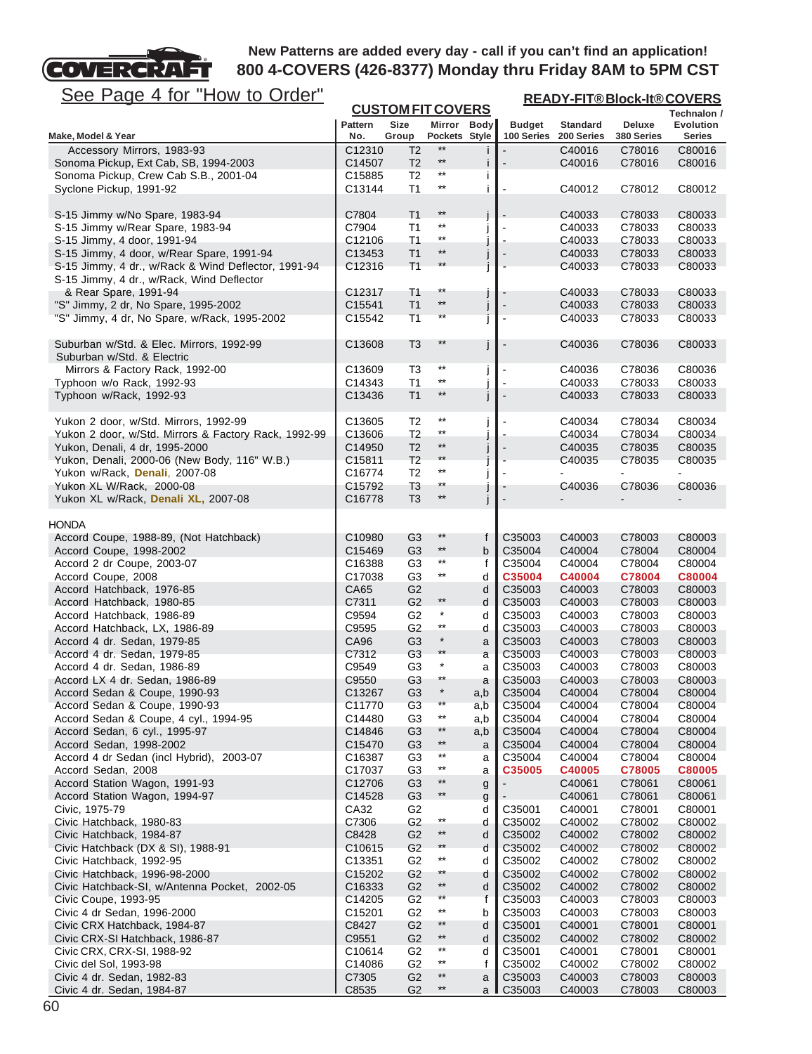**New Patterns are added every day - call if you can't find an application!**
**800 4-COVERS (426-8377) Monday thru Friday 8AM to 5PM CST**

See Page 4 for "How to Order"

| Make, Model & Year | CUSTOM FIT COVERS Pattern No. | Size Group | Mirror Pockets | Body Style | READY-FIT® Block-It® COVERS Budget 100 Series | Standard 200 Series | Deluxe 380 Series | Technalon / Evolution Series |
|---|---|---|---|---|---|---|---|---|
| Accessory Mirrors, 1983-93 | C12310 | T2 | ** | i | - | C40016 | C78016 | C80016 |
| Sonoma Pickup, Ext Cab, SB, 1994-2003 | C14507 | T2 | ** | i | - | C40016 | C78016 | C80016 |
| Sonoma Pickup, Crew Cab S.B., 2001-04 | C15885 | T2 | ** | i | | | | |
| Syclone Pickup, 1991-92 | C13144 | T1 | ** | i | - | C40012 | C78012 | C80012 |
| | | | | | | | | |
| S-15 Jimmy w/No Spare, 1983-94 | C7804 | T1 | ** | j | - | C40033 | C78033 | C80033 |
| S-15 Jimmy w/Rear Spare, 1983-94 | C7904 | T1 | ** | j | - | C40033 | C78033 | C80033 |
| S-15 Jimmy, 4 door, 1991-94 | C12106 | T1 | ** | j | - | C40033 | C78033 | C80033 |
| S-15 Jimmy, 4 door, w/Rear Spare, 1991-94 | C13453 | T1 | ** | j | - | C40033 | C78033 | C80033 |
| S-15 Jimmy, 4 dr., w/Rack & Wind Deflector, 1991-94 | C12316 | T1 | ** | j | - | C40033 | C78033 | C80033 |
| S-15 Jimmy, 4 dr., w/Rack, Wind Deflector & Rear Spare, 1991-94 | C12317 | T1 | ** | j | - | C40033 | C78033 | C80033 |
| "S" Jimmy, 2 dr, No Spare, 1995-2002 | C15541 | T1 | ** | j | - | C40033 | C78033 | C80033 |
| "S" Jimmy, 4 dr, No Spare, w/Rack, 1995-2002 | C15542 | T1 | ** | j | - | C40033 | C78033 | C80033 |
| | | | | | | | | |
| Suburban w/Std. & Elec. Mirrors, 1992-99 | C13608 | T3 | ** | j | - | C40036 | C78036 | C80033 |
| Suburban w/Std. & Electric Mirrors & Factory Rack, 1992-00 | C13609 | T3 | ** | j | - | C40036 | C78036 | C80036 |
| Typhoon w/o Rack, 1992-93 | C14343 | T1 | ** | j | - | C40033 | C78033 | C80033 |
| Typhoon w/Rack, 1992-93 | C13436 | T1 | ** | j | - | C40033 | C78033 | C80033 |
| | | | | | | | | |
| Yukon 2 door, w/Std. Mirrors, 1992-99 | C13605 | T2 | ** | j | - | C40034 | C78034 | C80034 |
| Yukon 2 door, w/Std. Mirrors & Factory Rack, 1992-99 | C13606 | T2 | ** | j | - | C40034 | C78034 | C80034 |
| Yukon, Denali, 4 dr, 1995-2000 | C14950 | T2 | ** | j | - | C40035 | C78035 | C80035 |
| Yukon, Denali, 2000-06 (New Body, 116" W.B.) | C15811 | T2 | ** | j | - | C40035 | C78035 | C80035 |
| Yukon w/Rack, **Denali**, 2007-08 | C16774 | T2 | ** | j | - | - | - | - |
| Yukon XL W/Rack, 2000-08 | C15792 | T3 | ** | j | - | C40036 | C78036 | C80036 |
| Yukon XL w/Rack, **Denali XL,** 2007-08 | C16778 | T3 | ** | j | - | - | - | - |
| | | | | | | | | |
| **HONDA** | | | | | | | | |
| Accord Coupe, 1988-89, (Not Hatchback) | C10980 | G3 | ** | f | C35003 | C40003 | C78003 | C80003 |
| Accord Coupe, 1998-2002 | C15469 | G3 | ** | b | C35004 | C40004 | C78004 | C80004 |
| Accord 2 dr Coupe, 2003-07 | C16388 | G3 | ** | f | C35004 | C40004 | C78004 | C80004 |
| Accord Coupe, 2008 | C17038 | G3 | ** | d | **C35004** | **C40004** | **C78004** | **C80004** |
| Accord Hatchback, 1976-85 | CA65 | G2 | | d | C35003 | C40003 | C78003 | C80003 |
| Accord Hatchback, 1980-85 | C7311 | G2 | ** | d | C35003 | C40003 | C78003 | C80003 |
| Accord Hatchback, 1986-89 | C9594 | G2 | * | d | C35003 | C40003 | C78003 | C80003 |
| Accord Hatchback, LX, 1986-89 | C9595 | G2 | ** | d | C35003 | C40003 | C78003 | C80003 |
| Accord 4 dr. Sedan, 1979-85 | CA96 | G3 | * | a | C35003 | C40003 | C78003 | C80003 |
| Accord 4 dr. Sedan, 1979-85 | C7312 | G3 | ** | a | C35003 | C40003 | C78003 | C80003 |
| Accord 4 dr. Sedan, 1986-89 | C9549 | G3 | * | a | C35003 | C40003 | C78003 | C80003 |
| Accord LX 4 dr. Sedan, 1986-89 | C9550 | G3 | ** | a | C35003 | C40003 | C78003 | C80003 |
| Accord Sedan & Coupe, 1990-93 | C13267 | G3 | * | a,b | C35004 | C40004 | C78004 | C80004 |
| Accord Sedan & Coupe, 1990-93 | C11770 | G3 | ** | a,b | C35004 | C40004 | C78004 | C80004 |
| Accord Sedan & Coupe, 4 cyl., 1994-95 | C14480 | G3 | ** | a,b | C35004 | C40004 | C78004 | C80004 |
| Accord Sedan, 6 cyl., 1995-97 | C14846 | G3 | ** | a,b | C35004 | C40004 | C78004 | C80004 |
| Accord Sedan, 1998-2002 | C15470 | G3 | ** | a | C35004 | C40004 | C78004 | C80004 |
| Accord 4 dr Sedan (incl Hybrid), 2003-07 | C16387 | G3 | ** | a | C35004 | C40004 | C78004 | C80004 |
| Accord Sedan, 2008 | C17037 | G3 | ** | a | **C35005** | **C40005** | **C78005** | **C80005** |
| Accord Station Wagon, 1991-93 | C12706 | G3 | ** | g | - | C40061 | C78061 | C80061 |
| Accord Station Wagon, 1994-97 | C14528 | G3 | ** | g | - | C40061 | C78061 | C80061 |
| Civic, 1975-79 | CA32 | G2 | | d | C35001 | C40001 | C78001 | C80001 |
| Civic Hatchback, 1980-83 | C7306 | G2 | ** | d | C35002 | C40002 | C78002 | C80002 |
| Civic Hatchback, 1984-87 | C8428 | G2 | ** | d | C35002 | C40002 | C78002 | C80002 |
| Civic Hatchback (DX & SI), 1988-91 | C10615 | G2 | ** | d | C35002 | C40002 | C78002 | C80002 |
| Civic Hatchback, 1992-95 | C13351 | G2 | ** | d | C35002 | C40002 | C78002 | C80002 |
| Civic Hatchback, 1996-98-2000 | C15202 | G2 | ** | d | C35002 | C40002 | C78002 | C80002 |
| Civic Hatchback-SI, w/Antenna Pocket, 2002-05 | C16333 | G2 | ** | d | C35002 | C40002 | C78002 | C80002 |
| Civic Coupe, 1993-95 | C14205 | G2 | ** | f | C35003 | C40003 | C78003 | C80003 |
| Civic 4 dr Sedan, 1996-2000 | C15201 | G2 | ** | b | C35003 | C40003 | C78003 | C80003 |
| Civic CRX Hatchback, 1984-87 | C8427 | G2 | ** | d | C35001 | C40001 | C78001 | C80001 |
| Civic CRX-SI Hatchback, 1986-87 | C9551 | G2 | ** | d | C35002 | C40002 | C78002 | C80002 |
| Civic CRX, CRX-SI, 1988-92 | C10614 | G2 | ** | d | C35001 | C40001 | C78001 | C80001 |
| Civic del Sol, 1993-98 | C14086 | G2 | ** | f | C35002 | C40002 | C78002 | C80002 |
| Civic 4 dr. Sedan, 1982-83 | C7305 | G2 | ** | a | C35003 | C40003 | C78003 | C80003 |
| Civic 4 dr. Sedan, 1984-87 | C8535 | G2 | ** | a | C35003 | C40003 | C78003 | C80003 |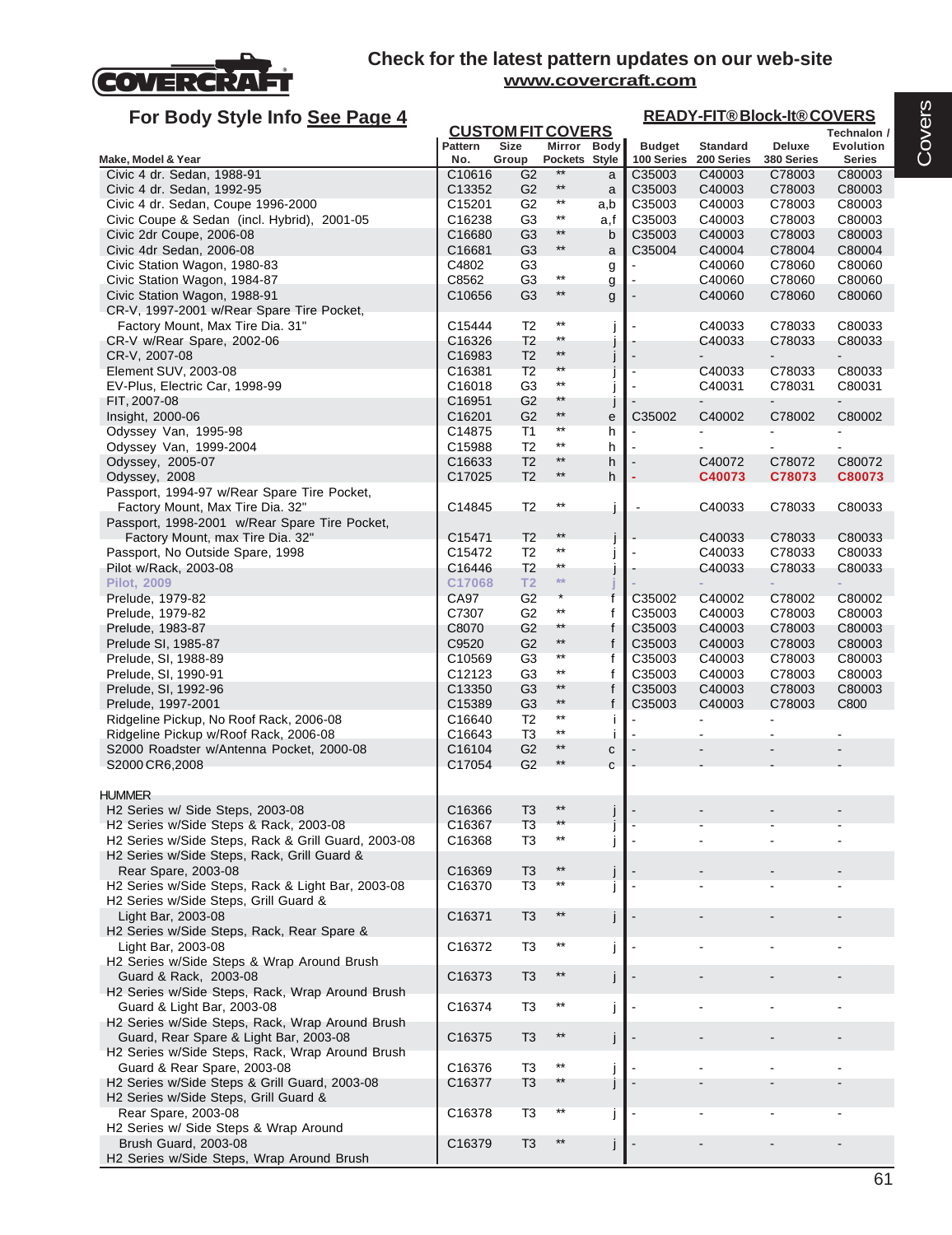# Check for the latest pattern updates on our web-site

**www.covercraft.com**

## For Body Style Info See Page 4

| Make, Model & Year | CUSTOM FIT COVERS Pattern No. | Size Group | Mirror Pockets | Body Style | READY-FIT® Block-It® COVERS Budget 100 Series | Standard 200 Series | Deluxe 380 Series | Technalon / Evolution Series |
|---|---|---|---|---|---|---|---|---|
| Civic 4 dr. Sedan, 1988-91 | C10616 | G2 | ** | a | C35003 | C40003 | C78003 | C80003 |
| Civic 4 dr. Sedan, 1992-95 | C13352 | G2 | ** | a | C35003 | C40003 | C78003 | C80003 |
| Civic 4 dr. Sedan, Coupe 1996-2000 | C15201 | G2 | ** | a,b | C35003 | C40003 | C78003 | C80003 |
| Civic Coupe & Sedan (incl. Hybrid), 2001-05 | C16238 | G3 | ** | a,f | C35003 | C40003 | C78003 | C80003 |
| Civic 2dr Coupe, 2006-08 | C16680 | G3 | ** | b | C35003 | C40003 | C78003 | C80003 |
| Civic 4dr Sedan, 2006-08 | C16681 | G3 | ** | a | C35004 | C40004 | C78004 | C80004 |
| Civic Station Wagon, 1980-83 | C4802 | G3 | | g | - | C40060 | C78060 | C80060 |
| Civic Station Wagon, 1984-87 | C8562 | G3 | ** | g | - | C40060 | C78060 | C80060 |
| Civic Station Wagon, 1988-91 | C10656 | G3 | ** | g | - | C40060 | C78060 | C80060 |
| CR-V, 1997-2001 w/Rear Spare Tire Pocket, Factory Mount, Max Tire Dia. 31" | C15444 | T2 | ** | j | - | C40033 | C78033 | C80033 |
| CR-V w/Rear Spare, 2002-06 | C16326 | T2 | ** | j | - | C40033 | C78033 | C80033 |
| CR-V, 2007-08 | C16983 | T2 | ** | j | - | - | - | - |
| Element SUV, 2003-08 | C16381 | T2 | ** | j | - | C40033 | C78033 | C80033 |
| EV-Plus, Electric Car, 1998-99 | C16018 | G3 | ** | j | - | C40031 | C78031 | C80031 |
| FIT, 2007-08 | C16951 | G2 | ** | j | - | - | - | - |
| Insight, 2000-06 | C16201 | G2 | ** | e | C35002 | C40002 | C78002 | C80002 |
| Odyssey Van, 1995-98 | C14875 | T1 | ** | h | - | - | - | - |
| Odyssey Van, 1999-2004 | C15988 | T2 | ** | h | - | - | - | - |
| Odyssey, 2005-07 | C16633 | T2 | ** | h | - | C40072 | C78072 | C80072 |
| Odyssey, 2008 | C17025 | T2 | ** | h | - | C40073 | C78073 | C80073 |
| Passport, 1994-97 w/Rear Spare Tire Pocket, Factory Mount, Max Tire Dia. 32" | C14845 | T2 | ** | j | - | C40033 | C78033 | C80033 |
| Passport, 1998-2001 w/Rear Spare Tire Pocket, Factory Mount, max Tire Dia. 32" | C15471 | T2 | ** | j | - | C40033 | C78033 | C80033 |
| Passport, No Outside Spare, 1998 | C15472 | T2 | ** | j | - | C40033 | C78033 | C80033 |
| Pilot w/Rack, 2003-08 | C16446 | T2 | ** | j | - | C40033 | C78033 | C80033 |
| Pilot, 2009 | C17068 | T2 | ** | j | - | - | - | - |
| Prelude, 1979-82 | CA97 | G2 | * | f | C35002 | C40002 | C78002 | C80002 |
| Prelude, 1979-82 | C7307 | G2 | ** | f | C35003 | C40003 | C78003 | C80003 |
| Prelude, 1983-87 | C8070 | G2 | ** | f | C35003 | C40003 | C78003 | C80003 |
| Prelude SI, 1985-87 | C9520 | G2 | ** | f | C35003 | C40003 | C78003 | C80003 |
| Prelude, SI, 1988-89 | C10569 | G3 | ** | f | C35003 | C40003 | C78003 | C80003 |
| Prelude, SI, 1990-91 | C12123 | G3 | ** | f | C35003 | C40003 | C78003 | C80003 |
| Prelude, SI, 1992-96 | C13350 | G3 | ** | f | C35003 | C40003 | C78003 | C80003 |
| Prelude, 1997-2001 | C15389 | G3 | ** | f | C35003 | C40003 | C78003 | C800 |
| Ridgeline Pickup, No Roof Rack, 2006-08 | C16640 | T2 | ** | i | - | - | - | |
| Ridgeline Pickup w/Roof Rack, 2006-08 | C16643 | T3 | ** | i | - | - | - | - |
| S2000 Roadster w/Antenna Pocket, 2000-08 | C16104 | G2 | ** | c | - | - | - | - |
| S2000 CR6,2008 | C17054 | G2 | ** | c | - | - | - | - |
| **HUMMER** | | | | | | | | |
| H2 Series w/ Side Steps, 2003-08 | C16366 | T3 | ** | j | - | - | - | - |
| H2 Series w/Side Steps & Rack, 2003-08 | C16367 | T3 | ** | j | - | - | - | - |
| H2 Series w/Side Steps, Rack & Grill Guard, 2003-08 | C16368 | T3 | ** | j | - | - | - | - |
| H2 Series w/Side Steps, Rack, Grill Guard & Rear Spare, 2003-08 | C16369 | T3 | ** | j | - | - | - | - |
| H2 Series w/Side Steps, Rack & Light Bar, 2003-08 | C16370 | T3 | ** | j | - | - | - | - |
| H2 Series w/Side Steps, Grill Guard & Light Bar, 2003-08 | C16371 | T3 | ** | j | - | - | - | - |
| H2 Series w/Side Steps, Rack, Rear Spare & Light Bar, 2003-08 | C16372 | T3 | ** | j | - | - | - | - |
| H2 Series w/Side Steps & Wrap Around Brush Guard & Rack, 2003-08 | C16373 | T3 | ** | j | - | - | - | - |
| H2 Series w/Side Steps, Rack, Wrap Around Brush Guard & Light Bar, 2003-08 | C16374 | T3 | ** | j | - | - | - | - |
| H2 Series w/Side Steps, Rack, Wrap Around Brush Guard, Rear Spare & Light Bar, 2003-08 | C16375 | T3 | ** | j | - | - | - | - |
| H2 Series w/Side Steps, Rack, Wrap Around Brush Guard & Rear Spare, 2003-08 | C16376 | T3 | ** | j | - | - | - | - |
| H2 Series w/Side Steps & Grill Guard, 2003-08 | C16377 | T3 | ** | j | - | - | - | - |
| H2 Series w/Side Steps, Grill Guard & Rear Spare, 2003-08 | C16378 | T3 | ** | j | - | - | - | - |
| H2 Series w/ Side Steps & Wrap Around Brush Guard, 2003-08 | C16379 | T3 | ** | j | - | - | - | - |
| H2 Series w/Side Steps, Wrap Around Brush | | | | | | | | |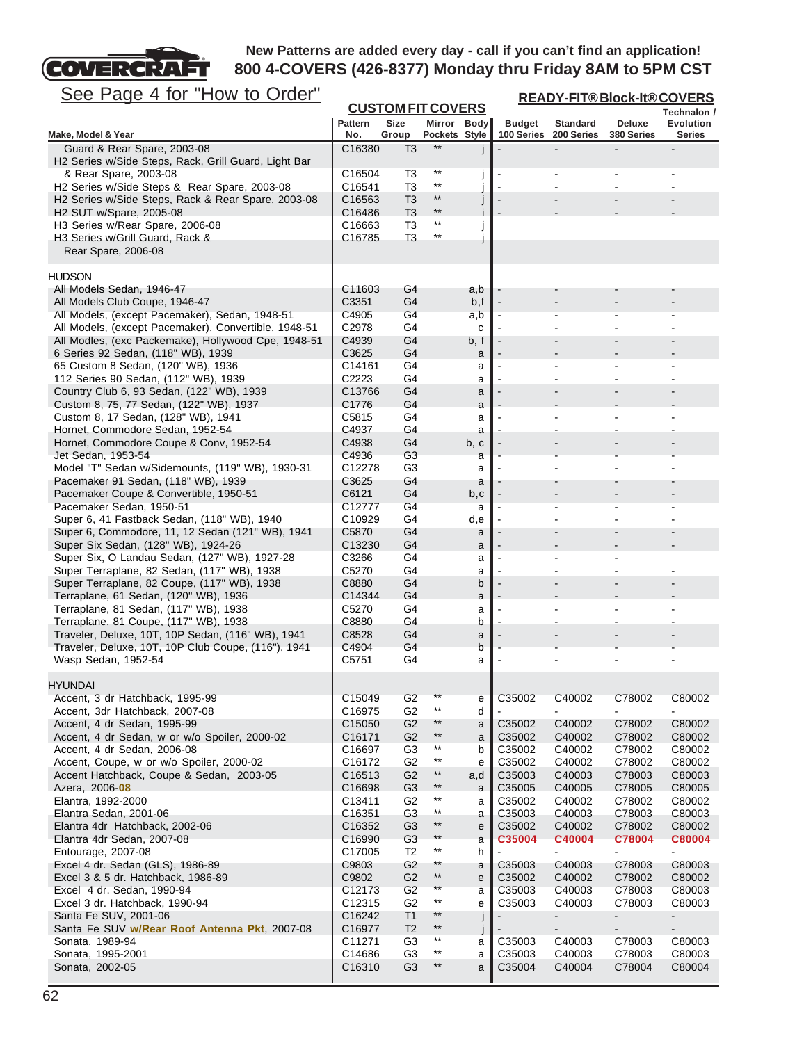New Patterns are added every day - call if you can't find an application!
800 4-COVERS (426-8377) Monday thru Friday 8AM to 5PM CST

See Page 4 for "How to Order"

| Make, Model & Year | CUSTOM FIT COVERS Pattern No. | Size Group | Mirror Pockets | Body Style | READY-FIT® Block-It® COVERS Budget 100 Series | Standard 200 Series | Deluxe 380 Series | Technalon / Evolution Series |
|---|---|---|---|---|---|---|---|---|
| Guard & Rear Spare, 2003-08 | C16380 | T3 | ** | j | - | - | - | - |
| H2 Series w/Side Steps, Rack, Grill Guard, Light Bar & Rear Spare, 2003-08 | C16504 | T3 | ** | j | - | - | - | - |
| H2 Series w/Side Steps & Rear Spare, 2003-08 | C16541 | T3 | ** | j | - | - | - | - |
| H2 Series w/Side Steps, Rack & Rear Spare, 2003-08 | C16563 | T3 | ** | j | - | - | - | - |
| H2 SUT w/Spare, 2005-08 | C16486 | T3 | ** | i | - | - | - | - |
| H3 Series w/Rear Spare, 2006-08 | C16663 | T3 | ** | j | | | | |
| H3 Series w/Grill Guard, Rack & Rear Spare, 2006-08 | C16785 | T3 | ** | j | | | | |
| **HUDSON** | | | | | | | | |
| All Models Sedan, 1946-47 | C11603 | G4 | | a,b | - | - | - | - |
| All Models Club Coupe, 1946-47 | C3351 | G4 | | b,f | - | - | - | - |
| All Models, (except Pacemaker), Sedan, 1948-51 | C4905 | G4 | | a,b | - | - | - | - |
| All Models, (except Pacemaker), Convertible, 1948-51 | C2978 | G4 | | c | - | - | - | - |
| All Modles, (exc Packemake), Hollywood Cpe, 1948-51 | C4939 | G4 | | b, f | - | - | - | - |
| 6 Series 92 Sedan, (118" WB), 1939 | C3625 | G4 | | a | - | - | - | - |
| 65 Custom 8 Sedan, (120" WB), 1936 | C14161 | G4 | | a | - | - | - | - |
| 112 Series 90 Sedan, (112" WB), 1939 | C2223 | G4 | | a | - | - | - | - |
| Country Club 6, 93 Sedan, (122" WB), 1939 | C13766 | G4 | | a | - | - | - | - |
| Custom 8, 75, 77 Sedan, (122" WB), 1937 | C1776 | G4 | | a | - | - | - | - |
| Custom 8, 17 Sedan, (128" WB), 1941 | C5815 | G4 | | a | - | - | - | - |
| Hornet, Commodore Sedan, 1952-54 | C4937 | G4 | | a | - | - | - | - |
| Hornet, Commodore Coupe & Conv, 1952-54 | C4938 | G4 | | b, c | - | - | - | - |
| Jet Sedan, 1953-54 | C4936 | G3 | | a | - | - | - | - |
| Model "T" Sedan w/Sidemounts, (119" WB), 1930-31 | C12278 | G3 | | a | - | - | - | - |
| Pacemaker 91 Sedan, (118" WB), 1939 | C3625 | G4 | | a | - | - | - | - |
| Pacemaker Coupe & Convertible, 1950-51 | C6121 | G4 | | b,c | - | - | - | - |
| Pacemaker Sedan, 1950-51 | C12777 | G4 | | a | - | - | - | - |
| Super 6, 41 Fastback Sedan, (118" WB), 1940 | C10929 | G4 | | d,e | - | - | - | - |
| Super 6, Commodore, 11, 12 Sedan (121" WB), 1941 | C5870 | G4 | | a | - | - | - | - |
| Super Six Sedan, (128" WB), 1924-26 | C13230 | G4 | | a | - | - | - | - |
| Super Six, O Landau Sedan, (127" WB), 1927-28 | C3266 | G4 | | a | - | - | - | |
| Super Terraplane, 82 Sedan, (117" WB), 1938 | C5270 | G4 | | a | - | - | - | - |
| Super Terraplane, 82 Coupe, (117" WB), 1938 | C8880 | G4 | | b | - | - | - | - |
| Terraplane, 61 Sedan, (120" WB), 1936 | C14344 | G4 | | a | - | - | - | - |
| Terraplane, 81 Sedan, (117" WB), 1938 | C5270 | G4 | | a | - | - | - | - |
| Terraplane, 81 Coupe, (117" WB), 1938 | C8880 | G4 | | b | - | - | - | - |
| Traveler, Deluxe, 10T, 10P Sedan, (116" WB), 1941 | C8528 | G4 | | a | - | - | - | - |
| Traveler, Deluxe, 10T, 10P Club Coupe, (116"), 1941 | C4904 | G4 | | b | - | - | - | - |
| Wasp Sedan, 1952-54 | C5751 | G4 | | a | - | - | - | - |
| **HYUNDAI** | | | | | | | | |
| Accent, 3 dr Hatchback, 1995-99 | C15049 | G2 | ** | e | C35002 | C40002 | C78002 | C80002 |
| Accent, 3dr Hatchback, 2007-08 | C16975 | G2 | ** | d | - | - | - | - |
| Accent, 4 dr Sedan, 1995-99 | C15050 | G2 | ** | a | C35002 | C40002 | C78002 | C80002 |
| Accent, 4 dr Sedan, w or w/o Spoiler, 2000-02 | C16171 | G2 | ** | a | C35002 | C40002 | C78002 | C80002 |
| Accent, 4 dr Sedan, 2006-08 | C16697 | G3 | ** | b | C35002 | C40002 | C78002 | C80002 |
| Accent, Coupe, w or w/o Spoiler, 2000-02 | C16172 | G2 | ** | e | C35002 | C40002 | C78002 | C80002 |
| Accent Hatchback, Coupe & Sedan, 2003-05 | C16513 | G2 | ** | a,d | C35003 | C40003 | C78003 | C80003 |
| Azera, 2006-**08** | C16698 | G3 | ** | a | C35005 | C40005 | C78005 | C80005 |
| Elantra, 1992-2000 | C13411 | G2 | ** | a | C35002 | C40002 | C78002 | C80002 |
| Elantra Sedan, 2001-06 | C16351 | G3 | ** | a | C35003 | C40003 | C78003 | C80003 |
| Elantra 4dr Hatchback, 2002-06 | C16352 | G3 | ** | e | C35002 | C40002 | C78002 | C80002 |
| Elantra 4dr Sedan, 2007-08 | C16990 | G3 | ** | a | **C35004** | **C40004** | **C78004** | **C80004** |
| Entourage, 2007-08 | C17005 | T2 | ** | h | - | - | - | - |
| Excel 4 dr. Sedan (GLS), 1986-89 | C9803 | G2 | ** | a | C35003 | C40003 | C78003 | C80003 |
| Excel 3 & 5 dr. Hatchback, 1986-89 | C9802 | G2 | ** | e | C35002 | C40002 | C78002 | C80002 |
| Excel 4 dr. Sedan, 1990-94 | C12173 | G2 | ** | a | C35003 | C40003 | C78003 | C80003 |
| Excel 3 dr. Hatchback, 1990-94 | C12315 | G2 | ** | e | C35003 | C40003 | C78003 | C80003 |
| Santa Fe SUV, 2001-06 | C16242 | T1 | ** | j | - | - | - | - |
| Santa Fe SUV **w/Rear Roof Antenna Pkt**, 2007-08 | C16977 | T2 | ** | j | - | - | - | - |
| Sonata, 1989-94 | C11271 | G3 | ** | a | C35003 | C40003 | C78003 | C80003 |
| Sonata, 1995-2001 | C14686 | G3 | ** | a | C35003 | C40003 | C78003 | C80003 |
| Sonata, 2002-05 | C16310 | G3 | ** | a | C35004 | C40004 | C78004 | C80004 |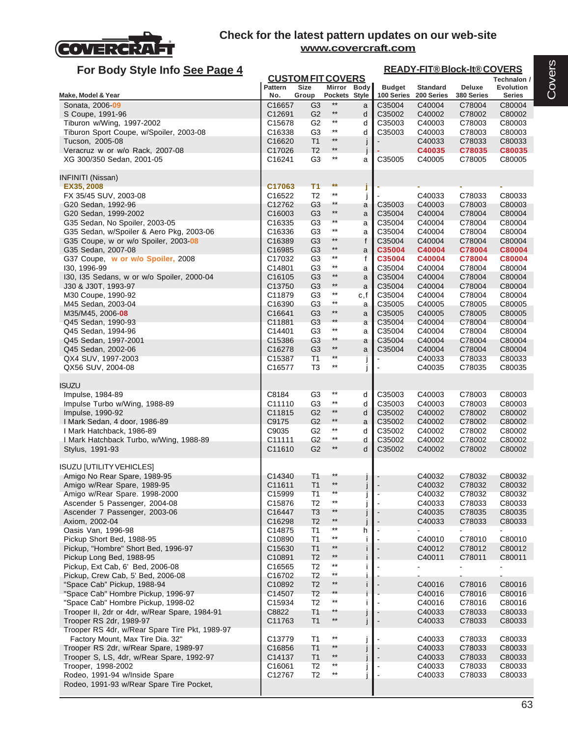COVERCRAFT

**Check for the latest pattern updates on our web-site**
**www.covercraft.com**

## For Body Style Info See Page 4

| Make, Model & Year | Pattern No. | Size Group | Mirror Pockets | Body Style | Budget 100 Series | Standard 200 Series | Deluxe 380 Series | Technalon / Evolution Series |
|---|---|---|---|---|---|---|---|---|
| | **CUSTOM FIT COVERS** | | | | **READY-FIT® Block-It® COVERS** | | | |
| Sonata, 2006-09 | C16657 | G3 | ** | a | C35004 | C40004 | C78004 | C80004 |
| S Coupe, 1991-96 | C12691 | G2 | ** | d | C35002 | C40002 | C78002 | C80002 |
| Tiburon w/Wing, 1997-2002 | C15678 | G2 | ** | d | C35003 | C40003 | C78003 | C80003 |
| Tiburon Sport Coupe, w/Spoiler, 2003-08 | C16338 | G3 | ** | d | C35003 | C40003 | C78003 | C80003 |
| Tucson, 2005-08 | C16620 | T1 | ** | j | - | C40033 | C78033 | C80033 |
| Veracruz w or w/o Rack, 2007-08 | C17026 | T2 | ** | j | - | **C40035** | **C78035** | **C80035** |
| XG 300/350 Sedan, 2001-05 | C16241 | G3 | ** | a | C35005 | C40005 | C78005 | C80005 |
| INFINITI (Nissan) | | | | | | | | |
| **EX35, 2008** | **C17063** | **T1** | ** | **j** | - | - | - | - |
| FX 35/45 SUV, 2003-08 | C16522 | T2 | ** | j | - | C40033 | C78033 | C80033 |
| G20 Sedan, 1992-96 | C12762 | G3 | ** | a | C35003 | C40003 | C78003 | C80003 |
| G20 Sedan, 1999-2002 | C16003 | G3 | ** | a | C35004 | C40004 | C78004 | C80004 |
| G35 Sedan, No Spoiler, 2003-05 | C16335 | G3 | ** | a | C35004 | C40004 | C78004 | C80004 |
| G35 Sedan, w/Spoiler & Aero Pkg, 2003-06 | C16336 | G3 | ** | a | C35004 | C40004 | C78004 | C80004 |
| G35 Coupe, w or w/o Spoiler, 2003-08 | C16389 | G3 | ** | f | C35004 | C40004 | C78004 | C80004 |
| G35 Sedan, 2007-08 | C16985 | G3 | ** | a | **C35004** | **C40004** | **C78004** | **C80004** |
| G37 Coupe, w or w/o Spoiler, 2008 | C17032 | G3 | ** | f | **C35004** | **C40004** | **C78004** | **C80004** |
| I30, 1996-99 | C14801 | G3 | ** | a | C35004 | C40004 | C78004 | C80004 |
| I30, I35 Sedans, w or w/o Spoiler, 2000-04 | C16105 | G3 | ** | a | C35004 | C40004 | C78004 | C80004 |
| J30 & J30T, 1993-97 | C13750 | G3 | ** | a | C35004 | C40004 | C78004 | C80004 |
| M30 Coupe, 1990-92 | C11879 | G3 | ** | c,f | C35004 | C40004 | C78004 | C80004 |
| M45 Sedan, 2003-04 | C16390 | G3 | ** | a | C35005 | C40005 | C78005 | C80005 |
| M35/M45, 2006-08 | C16641 | G3 | ** | a | C35005 | C40005 | C78005 | C80005 |
| Q45 Sedan, 1990-93 | C11881 | G3 | ** | a | C35004 | C40004 | C78004 | C80004 |
| Q45 Sedan, 1994-96 | C14401 | G3 | ** | a | C35004 | C40004 | C78004 | C80004 |
| Q45 Sedan, 1997-2001 | C15386 | G3 | ** | a | C35004 | C40004 | C78004 | C80004 |
| Q45 Sedan, 2002-06 | C16278 | G3 | ** | a | C35004 | C40004 | C78004 | C80004 |
| QX4 SUV, 1997-2003 | C15387 | T1 | ** | j | - | C40033 | C78033 | C80033 |
| QX56 SUV, 2004-08 | C16577 | T3 | ** | j | - | C40035 | C78035 | C80035 |
| ISUZU | | | | | | | | |
| Impulse, 1984-89 | C8184 | G3 | ** | d | C35003 | C40003 | C78003 | C80003 |
| Impulse Turbo w/Wing, 1988-89 | C11110 | G3 | ** | d | C35003 | C40003 | C78003 | C80003 |
| Impulse, 1990-92 | C11815 | G2 | ** | d | C35002 | C40002 | C78002 | C80002 |
| I Mark Sedan, 4 door, 1986-89 | C9175 | G2 | ** | a | C35002 | C40002 | C78002 | C80002 |
| I Mark Hatchback, 1986-89 | C9035 | G2 | ** | d | C35002 | C40002 | C78002 | C80002 |
| I Mark Hatchback Turbo, w/Wing, 1988-89 | C11111 | G2 | ** | d | C35002 | C40002 | C78002 | C80002 |
| Stylus, 1991-93 | C11610 | G2 | ** | d | C35002 | C40002 | C78002 | C80002 |
| ISUZU [UTILITY VEHICLES] | | | | | | | | |
| Amigo No Rear Spare, 1989-95 | C14340 | T1 | ** | j | - | C40032 | C78032 | C80032 |
| Amigo w/Rear Spare, 1989-95 | C11611 | T1 | ** | j | - | C40032 | C78032 | C80032 |
| Amigo w/Rear Spare. 1998-2000 | C15999 | T1 | ** | j | - | C40032 | C78032 | C80032 |
| Ascender 5 Passenger, 2004-08 | C15876 | T2 | ** | j | - | C40033 | C78033 | C80033 |
| Ascender 7 Passenger, 2003-06 | C16447 | T3 | ** | j | - | C40035 | C78035 | C80035 |
| Axiom, 2002-04 | C16298 | T2 | ** | j | - | C40033 | C78033 | C80033 |
| Oasis Van, 1996-98 | C14875 | T1 | ** | h | - | - | - | - |
| Pickup Short Bed, 1988-95 | C10890 | T1 | ** | i | - | C40010 | C78010 | C80010 |
| Pickup, "Hombre" Short Bed, 1996-97 | C15630 | T1 | ** | i | - | C40012 | C78012 | C80012 |
| Pickup Long Bed, 1988-95 | C10891 | T2 | ** | i | - | C40011 | C78011 | C80011 |
| Pickup, Ext Cab, 6' Bed, 2006-08 | C16565 | T2 | ** | i | - | - | - | - |
| Pickup, Crew Cab, 5' Bed, 2006-08 | C16702 | T2 | ** | i | - | - | - | - |
| "Space Cab" Pickup, 1988-94 | C10892 | T2 | ** | i | - | C40016 | C78016 | C80016 |
| "Space Cab" Hombre Pickup, 1996-97 | C14507 | T2 | ** | i | - | C40016 | C78016 | C80016 |
| "Space Cab" Hombre Pickup, 1998-02 | C15934 | T2 | ** | i | - | C40016 | C78016 | C80016 |
| Trooper II, 2dr or 4dr, w/Rear Spare, 1984-91 | C8822 | T1 | ** | j | - | C40033 | C78033 | C80033 |
| Trooper RS 2dr, 1989-97 | C11763 | T1 | ** | j | - | C40033 | C78033 | C80033 |
| Trooper RS 4dr, w/Rear Spare Tire Pkt, 1989-97 Factory Mount, Max Tire Dia. 32" | C13779 | T1 | ** | j | - | C40033 | C78033 | C80033 |
| Trooper RS 2dr, w/Rear Spare, 1989-97 | C16856 | T1 | ** | j | - | C40033 | C78033 | C80033 |
| Trooper S, LS, 4dr, w/Rear Spare, 1992-97 | C14137 | T1 | ** | j | - | C40033 | C78033 | C80033 |
| Trooper, 1998-2002 | C16061 | T2 | ** | j | - | C40033 | C78033 | C80033 |
| Rodeo, 1991-94 w/Inside Spare | C12767 | T2 | ** | j | - | C40033 | C78033 | C80033 |
| Rodeo, 1991-93 w/Rear Spare Tire Pocket, | | | | | | | | |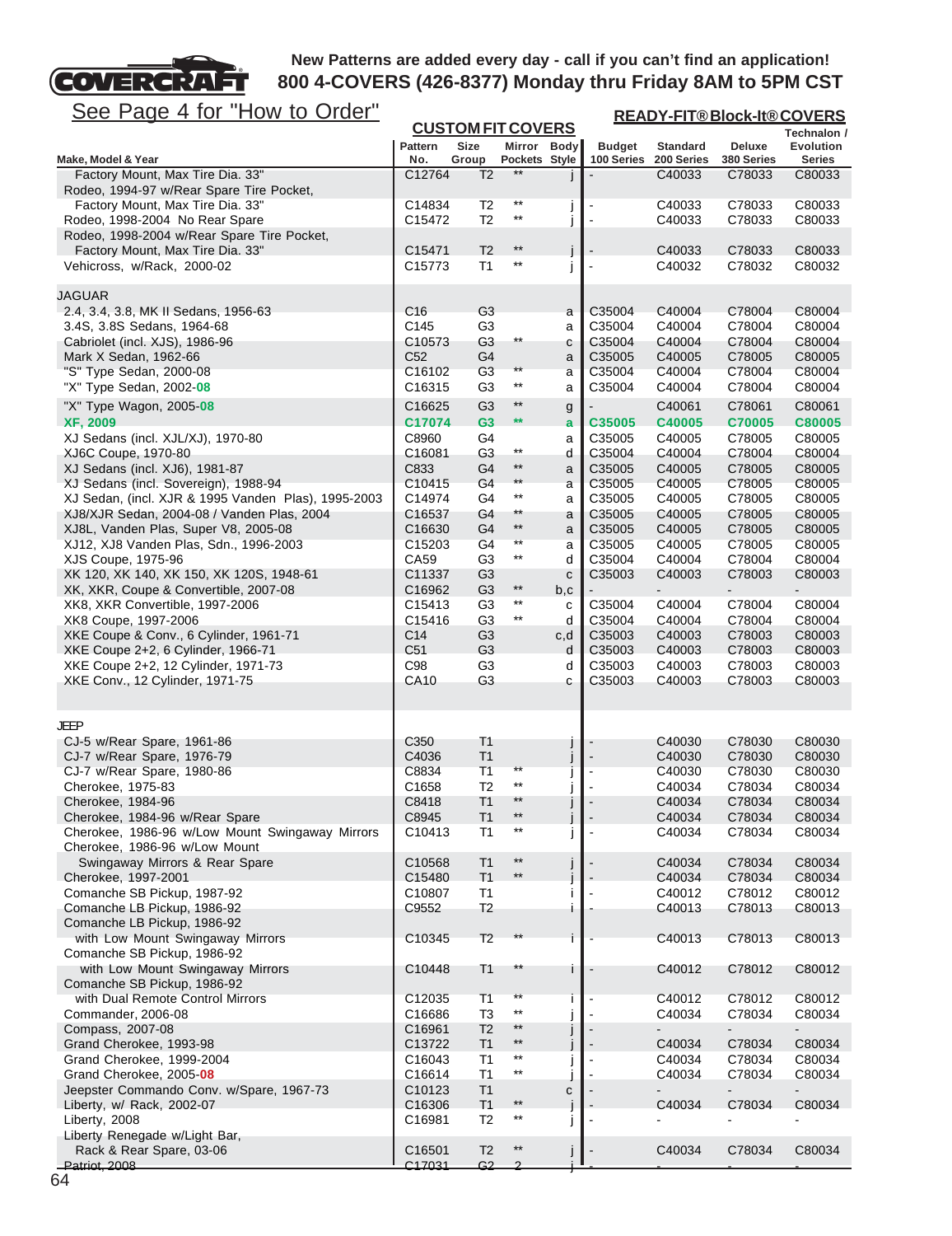New Patterns are added every day - call if you can't find an application!
800 4-COVERS (426-8377) Monday thru Friday 8AM to 5PM CST

See Page 4 for "How to Order"

| Make, Model & Year | CUSTOM FIT COVERS Pattern No. | Size Group | Mirror Pockets | Body Style | READY-FIT® Block-It® COVERS Budget 100 Series | Standard 200 Series | Deluxe 380 Series | Technalon / Evolution Series |
|---|---|---|---|---|---|---|---|---|
| Factory Mount, Max Tire Dia. 33" | C12764 | T2 | ** | j | - | C40033 | C78033 | C80033 |
| Rodeo, 1994-97 w/Rear Spare Tire Pocket, | | | | | | | | |
| Factory Mount, Max Tire Dia. 33" | C14834 | T2 | ** | j | - | C40033 | C78033 | C80033 |
| Rodeo, 1998-2004 No Rear Spare | C15472 | T2 | ** | j | - | C40033 | C78033 | C80033 |
| Rodeo, 1998-2004 w/Rear Spare Tire Pocket, | | | | | | | | |
| Factory Mount, Max Tire Dia. 33" | C15471 | T2 | ** | j | - | C40033 | C78033 | C80033 |
| Vehicross, w/Rack, 2000-02 | C15773 | T1 | ** | j | - | C40032 | C78032 | C80032 |
| JAGUAR | | | | | | | | |
| 2.4, 3.4, 3.8, MK II Sedans, 1956-63 | C16 | G3 | | a | C35004 | C40004 | C78004 | C80004 |
| 3.4S, 3.8S Sedans, 1964-68 | C145 | G3 | | a | C35004 | C40004 | C78004 | C80004 |
| Cabriolet (incl. XJS), 1986-96 | C10573 | G3 | ** | c | C35004 | C40004 | C78004 | C80004 |
| Mark X Sedan, 1962-66 | C52 | G4 | | a | C35005 | C40005 | C78005 | C80005 |
| "S" Type Sedan, 2000-08 | C16102 | G3 | ** | a | C35004 | C40004 | C78004 | C80004 |
| "X" Type Sedan, 2002-08 | C16315 | G3 | ** | a | C35004 | C40004 | C78004 | C80004 |
| "X" Type Wagon, 2005-08 | C16625 | G3 | ** | g | - | C40061 | C78061 | C80061 |
| **XF, 2009** | **C17074** | **G3** | **\*\*** | **a** | **C35005** | **C40005** | **C70005** | **C80005** |
| XJ Sedans (incl. XJL/XJ), 1970-80 | C8960 | G4 | | a | C35005 | C40005 | C78005 | C80005 |
| XJ6C Coupe, 1970-80 | C16081 | G3 | ** | d | C35004 | C40004 | C78004 | C80004 |
| XJ Sedans (incl. XJ6), 1981-87 | C833 | G4 | ** | a | C35005 | C40005 | C78005 | C80005 |
| XJ Sedans (incl. Sovereign), 1988-94 | C10415 | G4 | ** | a | C35005 | C40005 | C78005 | C80005 |
| XJ Sedan, (incl. XJR & 1995 Vanden Plas), 1995-2003 | C14974 | G4 | ** | a | C35005 | C40005 | C78005 | C80005 |
| XJ8/XJR Sedan, 2004-08 / Vanden Plas, 2004 | C16537 | G4 | ** | a | C35005 | C40005 | C78005 | C80005 |
| XJ8L, Vanden Plas, Super V8, 2005-08 | C16630 | G4 | ** | a | C35005 | C40005 | C78005 | C80005 |
| XJ12, XJ8 Vanden Plas, Sdn., 1996-2003 | C15203 | G4 | ** | a | C35005 | C40005 | C78005 | C80005 |
| XJS Coupe, 1975-96 | CA59 | G3 | ** | d | C35004 | C40004 | C78004 | C80004 |
| XK 120, XK 140, XK 150, XK 120S, 1948-61 | C11337 | G3 | | c | C35003 | C40003 | C78003 | C80003 |
| XK, XKR, Coupe & Convertible, 2007-08 | C16962 | G3 | ** | b,c | - | - | - | - |
| XK8, XKR Convertible, 1997-2006 | C15413 | G3 | ** | c | C35004 | C40004 | C78004 | C80004 |
| XK8 Coupe, 1997-2006 | C15416 | G3 | ** | d | C35004 | C40004 | C78004 | C80004 |
| XKE Coupe & Conv., 6 Cylinder, 1961-71 | C14 | G3 | | c,d | C35003 | C40003 | C78003 | C80003 |
| XKE Coupe 2+2, 6 Cylinder, 1966-71 | C51 | G3 | | d | C35003 | C40003 | C78003 | C80003 |
| XKE Coupe 2+2, 12 Cylinder, 1971-73 | C98 | G3 | | d | C35003 | C40003 | C78003 | C80003 |
| XKE Conv., 12 Cylinder, 1971-75 | CA10 | G3 | | c | C35003 | C40003 | C78003 | C80003 |
| JEEP | | | | | | | | |
| CJ-5 w/Rear Spare, 1961-86 | C350 | T1 | | j | - | C40030 | C78030 | C80030 |
| CJ-7 w/Rear Spare, 1976-79 | C4036 | T1 | | j | - | C40030 | C78030 | C80030 |
| CJ-7 w/Rear Spare, 1980-86 | C8834 | T1 | ** | j | - | C40030 | C78030 | C80030 |
| Cherokee, 1975-83 | C1658 | T2 | ** | j | - | C40034 | C78034 | C80034 |
| Cherokee, 1984-96 | C8418 | T1 | ** | j | - | C40034 | C78034 | C80034 |
| Cherokee, 1984-96 w/Rear Spare | C8945 | T1 | ** | j | - | C40034 | C78034 | C80034 |
| Cherokee, 1986-96 w/Low Mount Swingaway Mirrors | C10413 | T1 | ** | j | - | C40034 | C78034 | C80034 |
| Cherokee, 1986-96 w/Low Mount | | | | | | | | |
| Swingaway Mirrors & Rear Spare | C10568 | T1 | ** | j | - | C40034 | C78034 | C80034 |
| Cherokee, 1997-2001 | C15480 | T1 | ** | j | - | C40034 | C78034 | C80034 |
| Comanche SB Pickup, 1987-92 | C10807 | T1 | | i | - | C40012 | C78012 | C80012 |
| Comanche LB Pickup, 1986-92 | C9552 | T2 | | i | - | C40013 | C78013 | C80013 |
| Comanche LB Pickup, 1986-92 | | | | | | | | |
| with Low Mount Swingaway Mirrors | C10345 | T2 | ** | i | - | C40013 | C78013 | C80013 |
| Comanche SB Pickup, 1986-92 | | | | | | | | |
| with Low Mount Swingaway Mirrors | C10448 | T1 | ** | i | - | C40012 | C78012 | C80012 |
| Comanche SB Pickup, 1986-92 | | | | | | | | |
| with Dual Remote Control Mirrors | C12035 | T1 | ** | i | - | C40012 | C78012 | C80012 |
| Commander, 2006-08 | C16686 | T3 | ** | j | - | C40034 | C78034 | C80034 |
| Compass, 2007-08 | C16961 | T2 | ** | j | - | - | - | - |
| Grand Cherokee, 1993-98 | C13722 | T1 | ** | j | - | C40034 | C78034 | C80034 |
| Grand Cherokee, 1999-2004 | C16043 | T1 | ** | j | - | C40034 | C78034 | C80034 |
| Grand Cherokee, 2005-08 | C16614 | T1 | ** | j | - | C40034 | C78034 | C80034 |
| Jeepster Commando Conv. w/Spare, 1967-73 | C10123 | T1 | | c | - | - | - | - |
| Liberty, w/ Rack, 2002-07 | C16306 | T1 | ** | j | - | C40034 | C78034 | C80034 |
| Liberty, 2008 | C16981 | T2 | ** | j | - | - | - | - |
| Liberty Renegade w/Light Bar, | | | | | | | | |
| Rack & Rear Spare, 03-06 | C16501 | T2 | ** | j | - | C40034 | C78034 | C80034 |
| Patriot, 2008 | C17031 | G2 | 2 | j | - | - | - | - |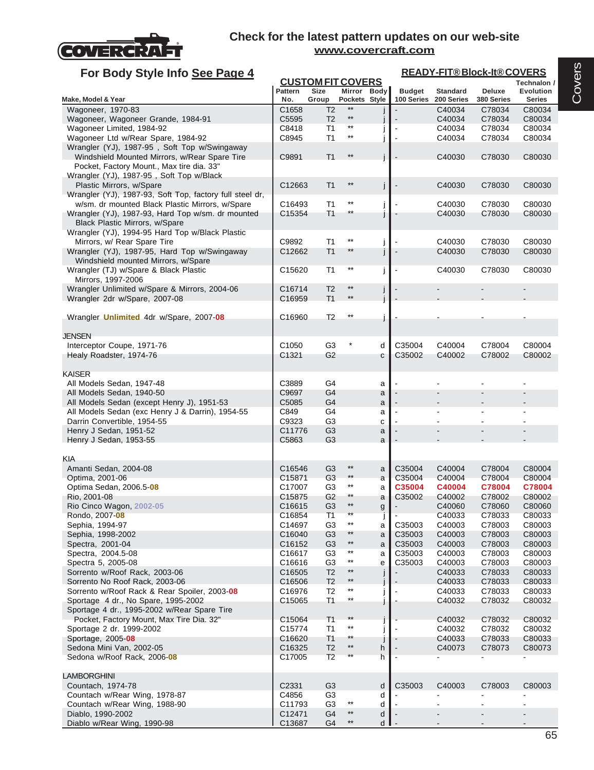Check for the latest pattern updates on our web-site
www.covercraft.com

For Body Style Info See Page 4

| Make, Model & Year | Pattern No. | Size Group | Mirror Pockets | Body Style | Budget 100 Series | Standard 200 Series | Deluxe 380 Series | Technalon / Evolution Series |
|---|---|---|---|---|---|---|---|---|
| | **CUSTOM FIT COVERS** | | | | **READY-FIT® Block-It® COVERS** | | | |
| Wagoneer, 1970-83 | C1658 | T2 | ** | j | - | C40034 | C78034 | C80034 |
| Wagoneer, Wagoneer Grande, 1984-91 | C5595 | T2 | ** | j | - | C40034 | C78034 | C80034 |
| Wagoneer Limited, 1984-92 | C8418 | T1 | ** | j | - | C40034 | C78034 | C80034 |
| Wagoneer Ltd w/Rear Spare, 1984-92 | C8945 | T1 | ** | j | - | C40034 | C78034 | C80034 |
| Wrangler (YJ), 1987-95 , Soft Top w/Swingaway Windshield Mounted Mirrors, w/Rear Spare Tire Pocket, Factory Mount., Max tire dia. 33" | C9891 | T1 | ** | j | - | C40030 | C78030 | C80030 |
| Wrangler (YJ), 1987-95 , Soft Top w/Black Plastic Mirrors, w/Spare | C12663 | T1 | ** | j | - | C40030 | C78030 | C80030 |
| Wrangler (YJ), 1987-93, Soft Top, factory full steel dr, w/sm. dr mounted Black Plastic Mirrors, w/Spare | C16493 | T1 | ** | j | - | C40030 | C78030 | C80030 |
| Wrangler (YJ), 1987-93, Hard Top w/sm. dr mounted Black Plastic Mirrors, w/Spare | C15354 | T1 | ** | j | - | C40030 | C78030 | C80030 |
| Wrangler (YJ), 1994-95 Hard Top w/Black Plastic Mirrors, w/ Rear Spare Tire | C9892 | T1 | ** | j | - | C40030 | C78030 | C80030 |
| Wrangler (YJ), 1987-95, Hard Top w/Swingaway Windshield mounted Mirrors, w/Spare | C12662 | T1 | ** | j | - | C40030 | C78030 | C80030 |
| Wrangler (TJ) w/Spare & Black Plastic Mirrors, 1997-2006 | C15620 | T1 | ** | j | - | C40030 | C78030 | C80030 |
| Wrangler Unlimited w/Spare & Mirrors, 2004-06 | C16714 | T2 | ** | j | - | - | - | - |
| Wrangler 2dr w/Spare, 2007-08 | C16959 | T1 | ** | j | - | - | - | - |
| Wrangler **Unlimited** 4dr w/Spare, 2007-**08** | C16960 | T2 | ** | j | - | - | - | - |
| **JENSEN** | | | | | | | | |
| Interceptor Coupe, 1971-76 | C1050 | G3 | * | d | C35004 | C40004 | C78004 | C80004 |
| Healy Roadster, 1974-76 | C1321 | G2 | | c | C35002 | C40002 | C78002 | C80002 |
| **KAISER** | | | | | | | | |
| All Models Sedan, 1947-48 | C3889 | G4 | | a | - | - | - | - |
| All Models Sedan, 1940-50 | C9697 | G4 | | a | - | - | - | - |
| All Models Sedan (except Henry J), 1951-53 | C5085 | G4 | | a | - | - | - | - |
| All Models Sedan (exc Henry J & Darrin), 1954-55 | C849 | G4 | | a | - | - | - | - |
| Darrin Convertible, 1954-55 | C9323 | G3 | | c | - | - | - | - |
| Henry J Sedan, 1951-52 | C11776 | G3 | | a | - | - | - | - |
| Henry J Sedan, 1953-55 | C5863 | G3 | | a | - | - | - | - |
| **KIA** | | | | | | | | |
| Amanti Sedan, 2004-08 | C16546 | G3 | ** | a | C35004 | C40004 | C78004 | C80004 |
| Optima, 2001-06 | C15871 | G3 | ** | a | C35004 | C40004 | C78004 | C80004 |
| Optima Sedan, 2006.5-**08** | C17007 | G3 | ** | a | **C35004** | **C40004** | **C78004** | **C78004** |
| Rio, 2001-08 | C15875 | G2 | ** | a | C35002 | C40002 | C78002 | C80002 |
| Rio Cinco Wagon, **2002-05** | C16615 | G3 | ** | g | - | C40060 | C78060 | C80060 |
| Rondo, 2007-**08** | C16854 | T1 | ** | j | - | C40033 | C78033 | C80033 |
| Sephia, 1994-97 | C14697 | G3 | ** | a | C35003 | C40003 | C78003 | C80003 |
| Sephia, 1998-2002 | C16040 | G3 | ** | a | C35003 | C40003 | C78003 | C80003 |
| Spectra, 2001-04 | C16152 | G3 | ** | a | C35003 | C40003 | C78003 | C80003 |
| Spectra, 2004.5-08 | C16617 | G3 | ** | a | C35003 | C40003 | C78003 | C80003 |
| Spectra 5, 2005-08 | C16616 | G3 | ** | e | C35003 | C40003 | C78003 | C80003 |
| Sorrento w/Roof Rack, 2003-06 | C16505 | T2 | ** | j | - | C40033 | C78033 | C80033 |
| Sorrento No Roof Rack, 2003-06 | C16506 | T2 | ** | j | - | C40033 | C78033 | C80033 |
| Sorrento w/Roof Rack & Rear Spoiler, 2003-**08** | C16976 | T2 | ** | j | - | C40033 | C78033 | C80033 |
| Sportage 4 dr., No Spare, 1995-2002 | C15065 | T1 | ** | j | - | C40032 | C78032 | C80032 |
| Sportage 4 dr., 1995-2002 w/Rear Spare Tire Pocket, Factory Mount, Max Tire Dia. 32" | C15064 | T1 | ** | j | - | C40032 | C78032 | C80032 |
| Sportage 2 dr. 1999-2002 | C15774 | T1 | ** | j | - | C40032 | C78032 | C80032 |
| Sportage, 2005-**08** | C16620 | T1 | ** | j | - | C40033 | C78033 | C80033 |
| Sedona Mini Van, 2002-05 | C16325 | T2 | ** | h | - | C40073 | C78073 | C80073 |
| Sedona w/Roof Rack, 2006-**08** | C17005 | T2 | ** | h | - | - | - | - |
| **LAMBORGHINI** | | | | | | | | |
| Countach, 1974-78 | C2331 | G3 | | d | C35003 | C40003 | C78003 | C80003 |
| Countach w/Rear Wing, 1978-87 | C4856 | G3 | | d | - | - | - | - |
| Countach w/Rear Wing, 1988-90 | C11793 | G3 | ** | d | - | - | - | - |
| Diablo, 1990-2002 | C12471 | G4 | ** | d | - | - | - | - |
| Diablo w/Rear Wing, 1990-98 | C13687 | G4 | ** | d | - | - | - | - |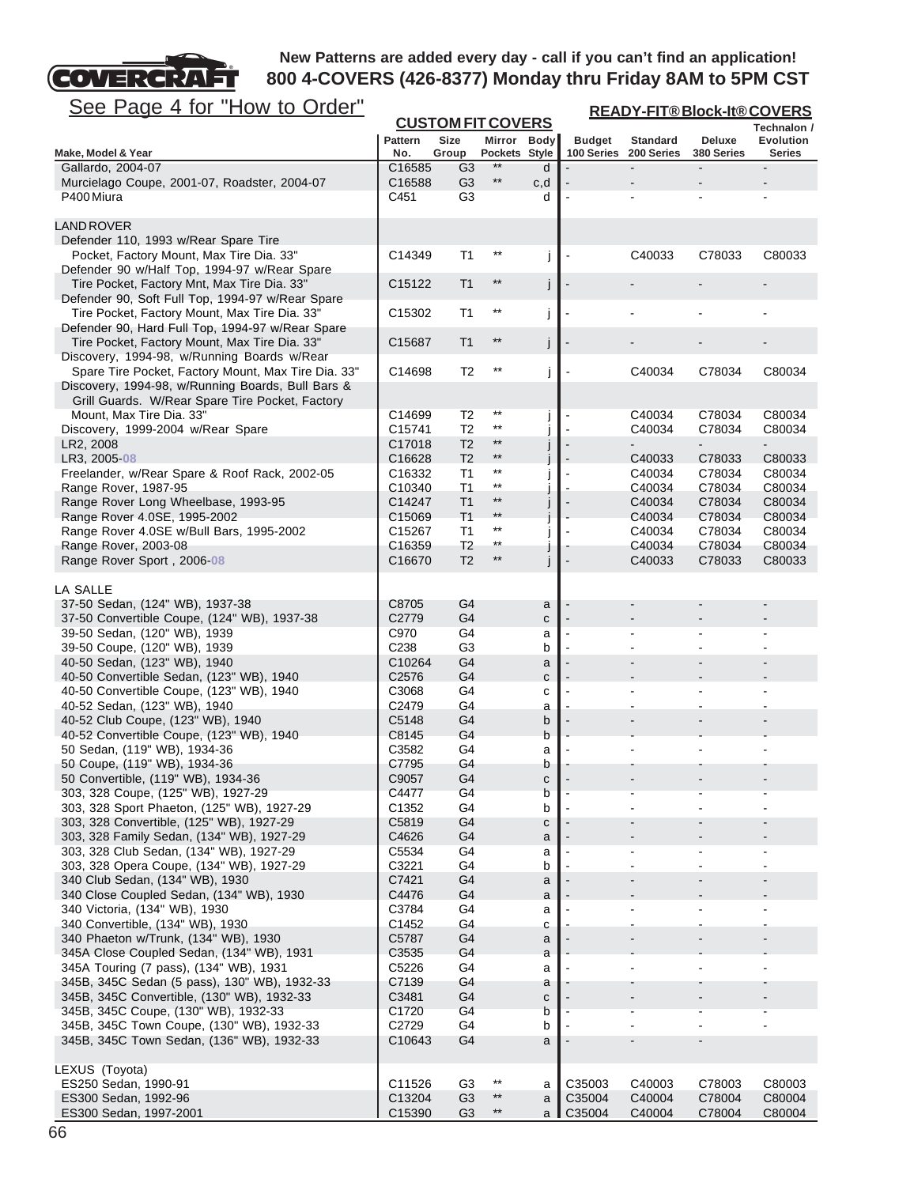New Patterns are added every day - call if you can't find an application!
800 4-COVERS (426-8377) Monday thru Friday 8AM to 5PM CST

See Page 4 for "How to Order"

| Make, Model & Year | CUSTOM FIT COVERS Pattern No. | Size Group | Mirror Pockets | Body Style | READY-FIT® Block-It® COVERS Budget 100 Series | Standard 200 Series | Deluxe 380 Series | Technalon / Evolution Series |
|---|---|---|---|---|---|---|---|---|
| Gallardo, 2004-07 | C16585 | G3 | ** | d | - | - | - | - |
| Murcielago Coupe, 2001-07, Roadster, 2004-07 | C16588 | G3 | ** | c,d | - | - | - | - |
| P400 Miura | C451 | G3 | | d | - | - | - | - |
| **LAND ROVER** | | | | | | | | |
| Defender 110, 1993 w/Rear Spare Tire Pocket, Factory Mount, Max Tire Dia. 33" | C14349 | T1 | ** | j | - | C40033 | C78033 | C80033 |
| Defender 90 w/Half Top, 1994-97 w/Rear Spare Tire Pocket, Factory Mnt, Max Tire Dia. 33" | C15122 | T1 | ** | j | - | - | - | - |
| Defender 90, Soft Full Top, 1994-97 w/Rear Spare Tire Pocket, Factory Mount, Max Tire Dia. 33" | C15302 | T1 | ** | j | - | - | - | - |
| Defender 90, Hard Full Top, 1994-97 w/Rear Spare Tire Pocket, Factory Mount, Max Tire Dia. 33" | C15687 | T1 | ** | j | - | - | - | - |
| Discovery, 1994-98, w/Running Boards w/Rear Spare Tire Pocket, Factory Mount, Max Tire Dia. 33" | C14698 | T2 | ** | j | - | C40034 | C78034 | C80034 |
| Discovery, 1994-98, w/Running Boards, Bull Bars & Grill Guards. W/Rear Spare Tire Pocket, Factory Mount, Max Tire Dia. 33" | C14699 | T2 | ** | j | - | C40034 | C78034 | C80034 |
| Discovery, 1999-2004 w/Rear Spare | C15741 | T2 | ** | j | - | C40034 | C78034 | C80034 |
| LR2, 2008 | C17018 | T2 | ** | j | - | - | - | - |
| LR3, 2005-08 | C16628 | T2 | ** | j | - | C40033 | C78033 | C80033 |
| Freelander, w/Rear Spare & Roof Rack, 2002-05 | C16332 | T1 | ** | j | - | C40034 | C78034 | C80034 |
| Range Rover, 1987-95 | C10340 | T1 | ** | j | - | C40034 | C78034 | C80034 |
| Range Rover Long Wheelbase, 1993-95 | C14247 | T1 | ** | j | - | C40034 | C78034 | C80034 |
| Range Rover 4.0SE, 1995-2002 | C15069 | T1 | ** | j | - | C40034 | C78034 | C80034 |
| Range Rover 4.0SE w/Bull Bars, 1995-2002 | C15267 | T1 | ** | j | - | C40034 | C78034 | C80034 |
| Range Rover, 2003-08 | C16359 | T2 | ** | j | - | C40034 | C78034 | C80034 |
| Range Rover Sport , 2006-08 | C16670 | T2 | ** | j | - | C40033 | C78033 | C80033 |
| **LA SALLE** | | | | | | | | |
| 37-50 Sedan, (124" WB), 1937-38 | C8705 | G4 | | a | - | - | - | - |
| 37-50 Convertible Coupe, (124" WB), 1937-38 | C2779 | G4 | | c | - | - | - | - |
| 39-50 Sedan, (120" WB), 1939 | C970 | G4 | | a | - | - | - | - |
| 39-50 Coupe, (120" WB), 1939 | C238 | G3 | | b | - | - | - | - |
| 40-50 Sedan, (123" WB), 1940 | C10264 | G4 | | a | - | - | - | - |
| 40-50 Convertible Sedan, (123" WB), 1940 | C2576 | G4 | | c | - | - | - | - |
| 40-50 Convertible Coupe, (123" WB), 1940 | C3068 | G4 | | c | - | - | - | - |
| 40-52 Sedan, (123" WB), 1940 | C2479 | G4 | | a | - | - | - | - |
| 40-52 Club Coupe, (123" WB), 1940 | C5148 | G4 | | b | - | - | - | - |
| 40-52 Convertible Coupe, (123" WB), 1940 | C8145 | G4 | | b | - | - | - | - |
| 50 Sedan, (119" WB), 1934-36 | C3582 | G4 | | a | - | - | - | - |
| 50 Coupe, (119" WB), 1934-36 | C7795 | G4 | | b | - | - | - | - |
| 50 Convertible, (119" WB), 1934-36 | C9057 | G4 | | c | - | - | - | - |
| 303, 328 Coupe, (125" WB), 1927-29 | C4477 | G4 | | b | - | - | - | - |
| 303, 328 Sport Phaeton, (125" WB), 1927-29 | C1352 | G4 | | b | - | - | - | - |
| 303, 328 Convertible, (125" WB), 1927-29 | C5819 | G4 | | c | - | - | - | - |
| 303, 328 Family Sedan, (134" WB), 1927-29 | C4626 | G4 | | a | - | - | - | - |
| 303, 328 Club Sedan, (134" WB), 1927-29 | C5534 | G4 | | a | - | - | - | - |
| 303, 328 Opera Coupe, (134" WB), 1927-29 | C3221 | G4 | | b | - | - | - | - |
| 340 Club Sedan, (134" WB), 1930 | C7421 | G4 | | a | - | - | - | - |
| 340 Close Coupled Sedan, (134" WB), 1930 | C4476 | G4 | | a | - | - | - | - |
| 340 Victoria, (134" WB), 1930 | C3784 | G4 | | a | - | - | - | - |
| 340 Convertible, (134" WB), 1930 | C1452 | G4 | | c | - | - | - | - |
| 340 Phaeton w/Trunk, (134" WB), 1930 | C5787 | G4 | | a | - | - | - | - |
| 345A Close Coupled Sedan, (134" WB), 1931 | C3535 | G4 | | a | - | - | - | - |
| 345A Touring (7 pass), (134" WB), 1931 | C5226 | G4 | | a | - | - | - | - |
| 345B, 345C Sedan (5 pass), 130" WB), 1932-33 | C7139 | G4 | | a | - | - | - | - |
| 345B, 345C Convertible, (130" WB), 1932-33 | C3481 | G4 | | c | - | - | - | - |
| 345B, 345C Coupe, (130" WB), 1932-33 | C1720 | G4 | | b | - | - | - | - |
| 345B, 345C Town Coupe, (130" WB), 1932-33 | C2729 | G4 | | b | - | - | - | - |
| 345B, 345C Town Sedan, (136" WB), 1932-33 | C10643 | G4 | | a | - | - | - | |
| **LEXUS (Toyota)** | | | | | | | | |
| ES250 Sedan, 1990-91 | C11526 | G3 | ** | a | C35003 | C40003 | C78003 | C80003 |
| ES300 Sedan, 1992-96 | C13204 | G3 | ** | a | C35004 | C40004 | C78004 | C80004 |
| ES300 Sedan, 1997-2001 | C15390 | G3 | ** | a | C35004 | C40004 | C78004 | C80004 |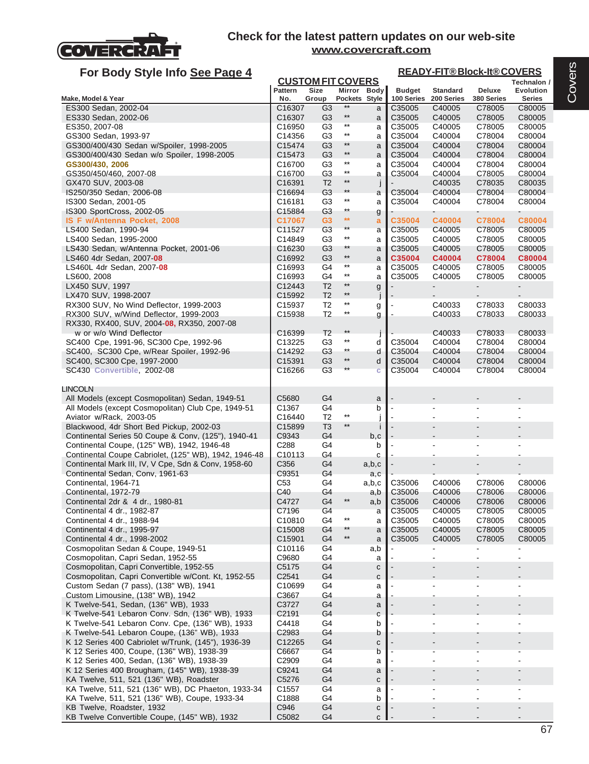# Check for the latest pattern updates on our web-site

**www.covercraft.com**

## For Body Style Info See Page 4

| Make, Model & Year | CUSTOM FIT COVERS Pattern No. | Size Group | Mirror Pockets | Body Style | READY-FIT® Block-It® COVERS Budget 100 Series | Standard 200 Series | Deluxe 380 Series | Technalon / Evolution Series |
|---|---|---|---|---|---|---|---|---|
| ES300 Sedan, 2002-04 | C16307 | G3 | ** | a | C35005 | C40005 | C78005 | C80005 |
| ES330 Sedan, 2002-06 | C16307 | G3 | ** | a | C35005 | C40005 | C78005 | C80005 |
| ES350, 2007-08 | C16950 | G3 | ** | a | C35005 | C40005 | C78005 | C80005 |
| GS300 Sedan, 1993-97 | C14356 | G3 | ** | a | C35004 | C40004 | C78004 | C80004 |
| GS300/400/430 Sedan w/Spoiler, 1998-2005 | C15474 | G3 | ** | a | C35004 | C40004 | C78004 | C80004 |
| GS300/400/430 Sedan w/o Spoiler, 1998-2005 | C15473 | G3 | ** | a | C35004 | C40004 | C78004 | C80004 |
| GS300/430, 2006 | C16700 | G3 | ** | a | C35004 | C40004 | C78004 | C80004 |
| GS350/450/460, 2007-08 | C16700 | G3 | ** | a | C35004 | C40004 | C78005 | C80004 |
| GX470 SUV, 2003-08 | C16391 | T2 | ** | j | - | C40035 | C78035 | C80035 |
| IS250/350 Sedan, 2006-08 | C16694 | G3 | ** | a | C35004 | C40004 | C78004 | C80004 |
| IS300 Sedan, 2001-05 | C16181 | G3 | ** | a | C35004 | C40004 | C78004 | C80004 |
| IS300 SportCross, 2002-05 | C15884 | G3 | ** | g | - | - | - | - |
| IS F w/Antenna Pocket, 2008 | C17067 | G3 | ** | a | C35004 | C40004 | C78004 | C80004 |
| LS400 Sedan, 1990-94 | C11527 | G3 | ** | a | C35005 | C40005 | C78005 | C80005 |
| LS400 Sedan, 1995-2000 | C14849 | G3 | ** | a | C35005 | C40005 | C78005 | C80005 |
| LS430 Sedan, w/Antenna Pocket, 2001-06 | C16230 | G3 | ** | a | C35005 | C40005 | C78005 | C80005 |
| LS460 4dr Sedan, 2007-08 | C16992 | G3 | ** | a | C35004 | C40004 | C78004 | C80004 |
| LS460L 4dr Sedan, 2007-08 | C16993 | G4 | ** | a | C35005 | C40005 | C78005 | C80005 |
| LS600, 2008 | C16993 | G4 | ** | a | C35005 | C40005 | C78005 | C80005 |
| LX450 SUV, 1997 | C12443 | T2 | ** | g | - | - | - | - |
| LX470 SUV, 1998-2007 | C15992 | T2 | ** | j | - | - | - | - |
| RX300 SUV, No Wind Deflector, 1999-2003 | C15937 | T2 | ** | g | - | C40033 | C78033 | C80033 |
| RX300 SUV, w/Wind Deflector, 1999-2003 | C15938 | T2 | ** | g | - | C40033 | C78033 | C80033 |
| RX330, RX400, SUV, 2004-08, RX350, 2007-08 w or w/o Wind Deflector | C16399 | T2 | ** | j | - | C40033 | C78033 | C80033 |
| SC400 Cpe, 1991-96, SC300 Cpe, 1992-96 | C13225 | G3 | ** | d | C35004 | C40004 | C78004 | C80004 |
| SC400, SC300 Cpe, w/Rear Spoiler, 1992-96 | C14292 | G3 | ** | d | C35004 | C40004 | C78004 | C80004 |
| SC400, SC300 Cpe, 1997-2000 | C15391 | G3 | ** | d | C35004 | C40004 | C78004 | C80004 |
| SC430 Convertible, 2002-08 | C16266 | G3 | ** | c | C35004 | C40004 | C78004 | C80004 |
| **LINCOLN** | | | | | | | | |
| All Models (except Cosmopolitan) Sedan, 1949-51 | C5680 | G4 | | a | - | - | - | - |
| All Models (except Cosmopolitan) Club Cpe, 1949-51 | C1367 | G4 | | b | - | - | - | - |
| Aviator w/Rack, 2003-05 | C16440 | T2 | ** | j | - | - | - | - |
| Blackwood, 4dr Short Bed Pickup, 2002-03 | C15899 | T3 | ** | i | - | - | - | - |
| Continental Series 50 Coupe & Conv, (125"), 1940-41 | C9343 | G4 | | b,c | - | - | - | - |
| Continental Coupe, (125" WB), 1942, 1946-48 | C288 | G4 | | b | - | - | - | - |
| Continental Coupe Cabriolet, (125" WB), 1942, 1946-48 | C10113 | G4 | | c | - | - | - | - |
| Continental Mark III, IV, V Cpe, Sdn & Conv, 1958-60 | C356 | G4 | | a,b,c | - | - | - | - |
| Continental Sedan, Conv, 1961-63 | C9351 | G4 | | a,c | - | - | - | - |
| Continental, 1964-71 | C53 | G4 | | a,b,c | C35006 | C40006 | C78006 | C80006 |
| Continental, 1972-79 | C40 | G4 | | a,b | C35006 | C40006 | C78006 | C80006 |
| Continental 2dr & 4 dr., 1980-81 | C4727 | G4 | ** | a,b | C35006 | C40006 | C78006 | C80006 |
| Continental 4 dr., 1982-87 | C7196 | G4 | | a | C35005 | C40005 | C78005 | C80005 |
| Continental 4 dr., 1988-94 | C10810 | G4 | ** | a | C35005 | C40005 | C78005 | C80005 |
| Continental 4 dr., 1995-97 | C15008 | G4 | ** | a | C35005 | C40005 | C78005 | C80005 |
| Continental 4 dr., 1998-2002 | C15901 | G4 | ** | a | C35005 | C40005 | C78005 | C80005 |
| Cosmopolitan Sedan & Coupe, 1949-51 | C10116 | G4 | | a,b | - | - | - | - |
| Cosmopolitan, Capri Sedan, 1952-55 | C9680 | G4 | | a | - | - | - | - |
| Cosmopolitan, Capri Convertible, 1952-55 | C5175 | G4 | | c | - | - | - | - |
| Cosmopolitan, Capri Convertible w/Cont. Kt, 1952-55 | C2541 | G4 | | c | - | - | - | - |
| Custom Sedan (7 pass), (138" WB), 1941 | C10699 | G4 | | a | - | - | - | - |
| Custom Limousine, (138" WB), 1942 | C3667 | G4 | | a | - | - | - | - |
| K Twelve-541, Sedan, (136" WB), 1933 | C3727 | G4 | | a | - | - | - | - |
| K Twelve-541 Lebaron Conv. Sdn, (136" WB), 1933 | C2191 | G4 | | c | - | - | - | - |
| K Twelve-541 Lebaron Conv. Cpe, (136" WB), 1933 | C4418 | G4 | | b | - | - | - | - |
| K Twelve-541 Lebaron Coupe, (136" WB), 1933 | C2983 | G4 | | b | - | - | - | - |
| K 12 Series 400 Cabriolet w/Trunk, (145"), 1936-39 | C12265 | G4 | | c | - | - | - | - |
| K 12 Series 400, Coupe, (136" WB), 1938-39 | C6667 | G4 | | b | - | - | - | - |
| K 12 Series 400, Sedan, (136" WB), 1938-39 | C2909 | G4 | | a | - | - | - | - |
| K 12 Series 400 Brougham, (145" WB), 1938-39 | C9241 | G4 | | a | - | - | - | - |
| KA Twelve, 511, 521 (136" WB), Roadster | C5276 | G4 | | c | - | - | - | - |
| KA Twelve, 511, 521 (136" WB), DC Phaeton, 1933-34 | C1557 | G4 | | a | - | - | - | - |
| KA Twelve, 511, 521 (136" WB), Coupe, 1933-34 | C1888 | G4 | | b | - | - | - | - |
| KB Twelve, Roadster, 1932 | C946 | G4 | | c | - | - | - | - |
| KB Twelve Convertible Coupe, (145" WB), 1932 | C5082 | G4 | | c | - | - | - | - |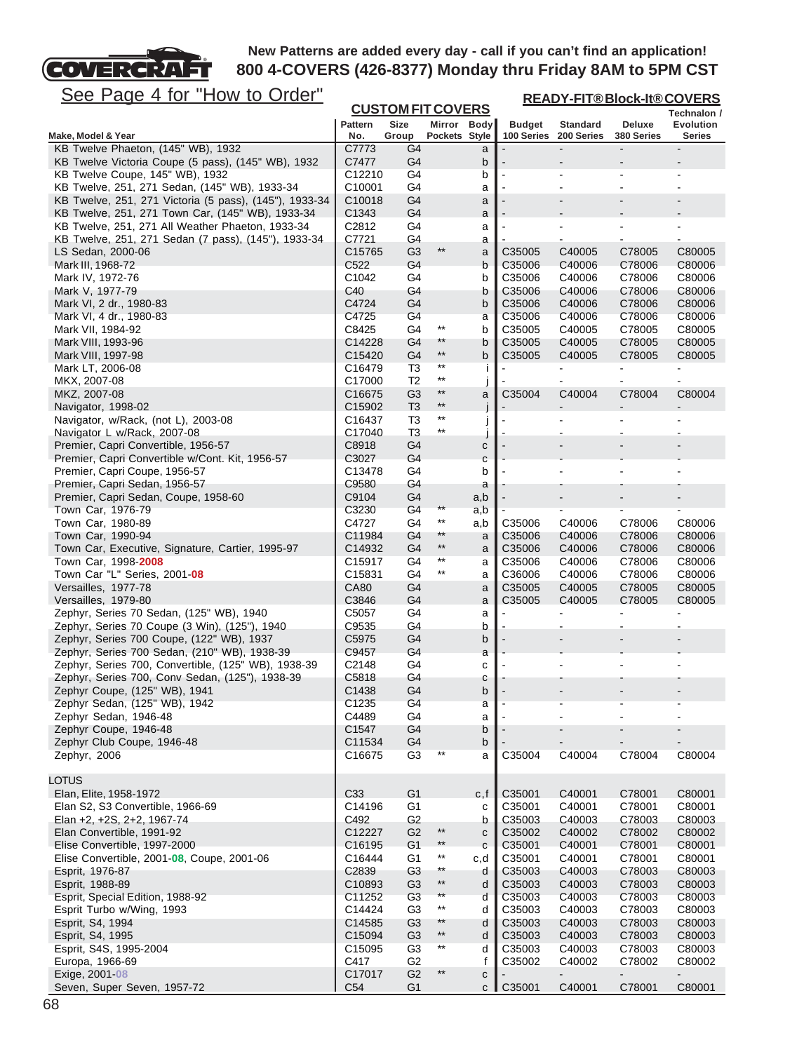New Patterns are added every day - call if you can't find an application!
800 4-COVERS (426-8377) Monday thru Friday 8AM to 5PM CST

See Page 4 for "How to Order"

| Make, Model & Year | CUSTOM FIT COVERS Pattern No. | Size Group | Mirror Pockets | Body Style | READY-FIT® Block-It® COVERS Budget 100 Series | Standard 200 Series | Deluxe 380 Series | Technalon / Evolution Series |
|---|---|---|---|---|---|---|---|---|
| KB Twelve Phaeton, (145" WB), 1932 | C7773 | G4 | | a | - | - | - | - |
| KB Twelve Victoria Coupe (5 pass), (145" WB), 1932 | C7477 | G4 | | b | - | - | - | - |
| KB Twelve Coupe, 145" WB), 1932 | C12210 | G4 | | b | - | - | - | - |
| KB Twelve, 251, 271 Sedan, (145" WB), 1933-34 | C10001 | G4 | | a | - | - | - | - |
| KB Twelve, 251, 271 Victoria (5 pass), (145"), 1933-34 | C10018 | G4 | | a | - | - | - | - |
| KB Twelve, 251, 271 Town Car, (145" WB), 1933-34 | C1343 | G4 | | a | - | - | - | - |
| KB Twelve, 251, 271 All Weather Phaeton, 1933-34 | C2812 | G4 | | a | - | - | - | - |
| KB Twelve, 251, 271 Sedan (7 pass), (145"), 1933-34 | C7721 | G4 | | a | - | - | - | - |
| LS Sedan, 2000-06 | C15765 | G3 | ** | a | C35005 | C40005 | C78005 | C80005 |
| Mark III, 1968-72 | C522 | G4 | | b | C35006 | C40006 | C78006 | C80006 |
| Mark IV, 1972-76 | C1042 | G4 | | b | C35006 | C40006 | C78006 | C80006 |
| Mark V, 1977-79 | C40 | G4 | | b | C35006 | C40006 | C78006 | C80006 |
| Mark VI, 2 dr., 1980-83 | C4724 | G4 | | b | C35006 | C40006 | C78006 | C80006 |
| Mark VI, 4 dr., 1980-83 | C4725 | G4 | | a | C35006 | C40006 | C78006 | C80006 |
| Mark VII, 1984-92 | C8425 | G4 | ** | b | C35005 | C40005 | C78005 | C80005 |
| Mark VIII, 1993-96 | C14228 | G4 | ** | b | C35005 | C40005 | C78005 | C80005 |
| Mark VIII, 1997-98 | C15420 | G4 | ** | b | C35005 | C40005 | C78005 | C80005 |
| Mark LT, 2006-08 | C16479 | T3 | ** | i | - | - | - | - |
| MKX, 2007-08 | C17000 | T2 | ** | j | - | - | - | - |
| MKZ, 2007-08 | C16675 | G3 | ** | a | C35004 | C40004 | C78004 | C80004 |
| Navigator, 1998-02 | C15902 | T3 | ** | j | - | - | - | - |
| Navigator, w/Rack, (not L), 2003-08 | C16437 | T3 | ** | j | - | - | - | - |
| Navigator L w/Rack, 2007-08 | C17040 | T3 | ** | j | - | - | - | - |
| Premier, Capri Convertible, 1956-57 | C8918 | G4 | | c | - | - | - | - |
| Premier, Capri Convertible w/Cont. Kit, 1956-57 | C3027 | G4 | | c | - | - | - | - |
| Premier, Capri Coupe, 1956-57 | C13478 | G4 | | b | - | - | - | - |
| Premier, Capri Sedan, 1956-57 | C9580 | G4 | | a | - | - | - | - |
| Premier, Capri Sedan, Coupe, 1958-60 | C9104 | G4 | | a,b | - | - | - | - |
| Town Car, 1976-79 | C3230 | G4 | ** | a,b | - | - | - | - |
| Town Car, 1980-89 | C4727 | G4 | ** | a,b | C35006 | C40006 | C78006 | C80006 |
| Town Car, 1990-94 | C11984 | G4 | ** | a | C35006 | C40006 | C78006 | C80006 |
| Town Car, Executive, Signature, Cartier, 1995-97 | C14932 | G4 | ** | a | C35006 | C40006 | C78006 | C80006 |
| Town Car, 1998-2008 | C15917 | G4 | ** | a | C35006 | C40006 | C78006 | C80006 |
| Town Car "L" Series, 2001-08 | C15831 | G4 | ** | a | C36006 | C40006 | C78006 | C80006 |
| Versailles, 1977-78 | CA80 | G4 | | a | C35005 | C40005 | C78005 | C80005 |
| Versailles, 1979-80 | C3846 | G4 | | a | C35005 | C40005 | C78005 | C80005 |
| Zephyr, Series 70 Sedan, (125" WB), 1940 | C5057 | G4 | | a | - | - | - | - |
| Zephyr, Series 70 Coupe (3 Win), (125"), 1940 | C9535 | G4 | | b | - | - | - | - |
| Zephyr, Series 700 Coupe, (122" WB), 1937 | C5975 | G4 | | b | - | - | - | - |
| Zephyr, Series 700 Sedan, (210" WB), 1938-39 | C9457 | G4 | | a | - | - | - | - |
| Zephyr, Series 700, Convertible, (125" WB), 1938-39 | C2148 | G4 | | c | - | - | - | - |
| Zephyr, Series 700, Conv Sedan, (125"), 1938-39 | C5818 | G4 | | c | - | - | - | - |
| Zephyr Coupe, (125" WB), 1941 | C1438 | G4 | | b | - | - | - | - |
| Zephyr Sedan, (125" WB), 1942 | C1235 | G4 | | a | - | - | - | - |
| Zephyr Sedan, 1946-48 | C4489 | G4 | | a | - | - | - | - |
| Zephyr Coupe, 1946-48 | C1547 | G4 | | b | - | - | - | - |
| Zephyr Club Coupe, 1946-48 | C11534 | G4 | | b | - | - | - | - |
| Zephyr, 2006 | C16675 | G3 | ** | a | C35004 | C40004 | C78004 | C80004 |
| **LOTUS** | | | | | | | | |
| Elan, Elite, 1958-1972 | C33 | G1 | | c,f | C35001 | C40001 | C78001 | C80001 |
| Elan S2, S3 Convertible, 1966-69 | C14196 | G1 | | c | C35001 | C40001 | C78001 | C80001 |
| Elan +2, +2S, 2+2, 1967-74 | C492 | G2 | | b | C35003 | C40003 | C78003 | C80003 |
| Elan Convertible, 1991-92 | C12227 | G2 | ** | c | C35002 | C40002 | C78002 | C80002 |
| Elise Convertible, 1997-2000 | C16195 | G1 | ** | c | C35001 | C40001 | C78001 | C80001 |
| Elise Convertible, 2001-08, Coupe, 2001-06 | C16444 | G1 | ** | c,d | C35001 | C40001 | C78001 | C80001 |
| Esprit, 1976-87 | C2839 | G3 | ** | d | C35003 | C40003 | C78003 | C80003 |
| Esprit, 1988-89 | C10893 | G3 | ** | d | C35003 | C40003 | C78003 | C80003 |
| Esprit, Special Edition, 1988-92 | C11252 | G3 | ** | d | C35003 | C40003 | C78003 | C80003 |
| Esprit Turbo w/Wing, 1993 | C14424 | G3 | ** | d | C35003 | C40003 | C78003 | C80003 |
| Esprit, S4, 1994 | C14585 | G3 | ** | d | C35003 | C40003 | C78003 | C80003 |
| Esprit, S4, 1995 | C15094 | G3 | ** | d | C35003 | C40003 | C78003 | C80003 |
| Esprit, S4S, 1995-2004 | C15095 | G3 | ** | d | C35003 | C40003 | C78003 | C80003 |
| Europa, 1966-69 | C417 | G2 | | f | C35002 | C40002 | C78002 | C80002 |
| Exige, 2001-08 | C17017 | G2 | ** | c | - | - | - | - |
| Seven, Super Seven, 1957-72 | C54 | G1 | | c | C35001 | C40001 | C78001 | C80001 |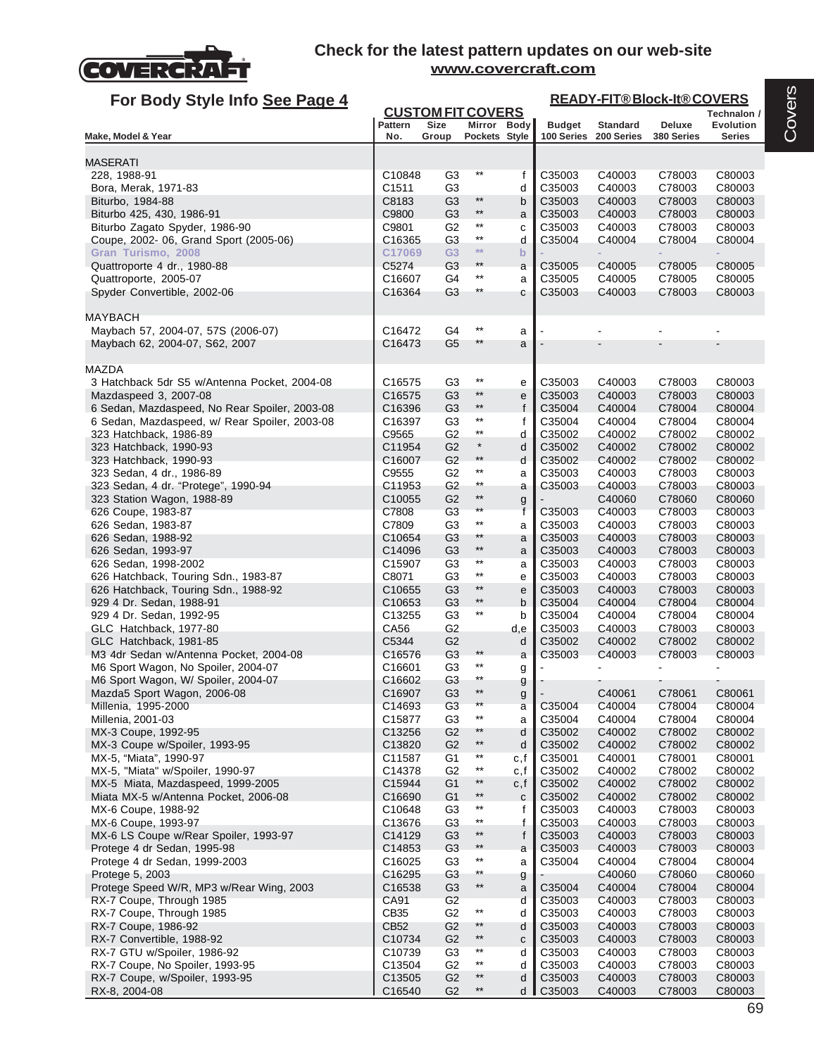**Check for the latest pattern updates on our web-site**
**www.covercraft.com**

## For Body Style Info See Page 4

| Make, Model & Year | CUSTOM FIT COVERS Pattern No. | Size Group | Mirror Pockets | Body Style | READY-FIT® Block-It® COVERS Budget 100 Series | Standard 200 Series | Deluxe 380 Series | Technalon / Evolution Series |
|---|---|---|---|---|---|---|---|---|
| **MASERATI** | | | | | | | | |
| 228, 1988-91 | C10848 | G3 | ** | f | C35003 | C40003 | C78003 | C80003 |
| Bora, Merak, 1971-83 | C1511 | G3 | | d | C35003 | C40003 | C78003 | C80003 |
| Biturbo, 1984-88 | C8183 | G3 | ** | b | C35003 | C40003 | C78003 | C80003 |
| Biturbo 425, 430, 1986-91 | C9800 | G3 | ** | a | C35003 | C40003 | C78003 | C80003 |
| Biturbo Zagato Spyder, 1986-90 | C9801 | G2 | ** | c | C35003 | C40003 | C78003 | C80003 |
| Coupe, 2002- 06, Grand Sport (2005-06) | C16365 | G3 | ** | d | C35004 | C40004 | C78004 | C80004 |
| Gran Turismo, 2008 | C17069 | G3 | ** | b | - | - | - | - |
| Quattroporte 4 dr., 1980-88 | C5274 | G3 | ** | a | C35005 | C40005 | C78005 | C80005 |
| Quattroporte, 2005-07 | C16607 | G4 | ** | a | C35005 | C40005 | C78005 | C80005 |
| Spyder Convertible, 2002-06 | C16364 | G3 | ** | c | C35003 | C40003 | C78003 | C80003 |
| **MAYBACH** | | | | | | | | |
| Maybach 57, 2004-07, 57S (2006-07) | C16472 | G4 | ** | a | - | - | - | - |
| Maybach 62, 2004-07, S62, 2007 | C16473 | G5 | ** | a | - | - | - | - |
| **MAZDA** | | | | | | | | |
| 3 Hatchback 5dr S5 w/Antenna Pocket, 2004-08 | C16575 | G3 | ** | e | C35003 | C40003 | C78003 | C80003 |
| Mazdaspeed 3, 2007-08 | C16575 | G3 | ** | e | C35003 | C40003 | C78003 | C80003 |
| 6 Sedan, Mazdaspeed, No Rear Spoiler, 2003-08 | C16396 | G3 | ** | f | C35004 | C40004 | C78004 | C80004 |
| 6 Sedan, Mazdaspeed, w/ Rear Spoiler, 2003-08 | C16397 | G3 | ** | f | C35004 | C40004 | C78004 | C80004 |
| 323 Hatchback, 1986-89 | C9565 | G2 | ** | d | C35002 | C40002 | C78002 | C80002 |
| 323 Hatchback, 1990-93 | C11954 | G2 | * | d | C35002 | C40002 | C78002 | C80002 |
| 323 Hatchback, 1990-93 | C16007 | G2 | ** | d | C35002 | C40002 | C78002 | C80002 |
| 323 Sedan, 4 dr., 1986-89 | C9555 | G2 | ** | a | C35003 | C40003 | C78003 | C80003 |
| 323 Sedan, 4 dr. "Protege", 1990-94 | C11953 | G2 | ** | a | C35003 | C40003 | C78003 | C80003 |
| 323 Station Wagon, 1988-89 | C10055 | G2 | ** | g | - | C40060 | C78060 | C80060 |
| 626 Coupe, 1983-87 | C7808 | G3 | ** | f | C35003 | C40003 | C78003 | C80003 |
| 626 Sedan, 1983-87 | C7809 | G3 | ** | a | C35003 | C40003 | C78003 | C80003 |
| 626 Sedan, 1988-92 | C10654 | G3 | ** | a | C35003 | C40003 | C78003 | C80003 |
| 626 Sedan, 1993-97 | C14096 | G3 | ** | a | C35003 | C40003 | C78003 | C80003 |
| 626 Sedan, 1998-2002 | C15907 | G3 | ** | a | C35003 | C40003 | C78003 | C80003 |
| 626 Hatchback, Touring Sdn., 1983-87 | C8071 | G3 | ** | e | C35003 | C40003 | C78003 | C80003 |
| 626 Hatchback, Touring Sdn., 1988-92 | C10655 | G3 | ** | e | C35003 | C40003 | C78003 | C80003 |
| 929 4 Dr. Sedan, 1988-91 | C10653 | G3 | ** | b | C35004 | C40004 | C78004 | C80004 |
| 929 4 Dr. Sedan, 1992-95 | C13255 | G3 | ** | b | C35004 | C40004 | C78004 | C80004 |
| GLC Hatchback, 1977-80 | CA56 | G2 | | d,e | C35003 | C40003 | C78003 | C80003 |
| GLC Hatchback, 1981-85 | C5344 | G2 | | d | C35002 | C40002 | C78002 | C80002 |
| M3 4dr Sedan w/Antenna Pocket, 2004-08 | C16576 | G3 | ** | a | C35003 | C40003 | C78003 | C80003 |
| M6 Sport Wagon, No Spoiler, 2004-07 | C16601 | G3 | ** | g | - | - | - | - |
| M6 Sport Wagon, W/ Spoiler, 2004-07 | C16602 | G3 | ** | g | - | - | - | - |
| Mazda5 Sport Wagon, 2006-08 | C16907 | G3 | ** | g | - | C40061 | C78061 | C80061 |
| Millenia, 1995-2000 | C14693 | G3 | ** | a | C35004 | C40004 | C78004 | C80004 |
| Millenia, 2001-03 | C15877 | G3 | ** | a | C35004 | C40004 | C78004 | C80004 |
| MX-3 Coupe, 1992-95 | C13256 | G2 | ** | d | C35002 | C40002 | C78002 | C80002 |
| MX-3 Coupe w/Spoiler, 1993-95 | C13820 | G2 | ** | d | C35002 | C40002 | C78002 | C80002 |
| MX-5, "Miata", 1990-97 | C11587 | G1 | ** | c,f | C35001 | C40001 | C78001 | C80001 |
| MX-5, "Miata" w/Spoiler, 1990-97 | C14378 | G2 | ** | c,f | C35002 | C40002 | C78002 | C80002 |
| MX-5 Miata, Mazdaspeed, 1999-2005 | C15944 | G1 | ** | c,f | C35002 | C40002 | C78002 | C80002 |
| Miata MX-5 w/Antenna Pocket, 2006-08 | C16690 | G1 | ** | c | C35002 | C40002 | C78002 | C80002 |
| MX-6 Coupe, 1988-92 | C10648 | G3 | ** | f | C35003 | C40003 | C78003 | C80003 |
| MX-6 Coupe, 1993-97 | C13676 | G3 | ** | f | C35003 | C40003 | C78003 | C80003 |
| MX-6 LS Coupe w/Rear Spoiler, 1993-97 | C14129 | G3 | ** | f | C35003 | C40003 | C78003 | C80003 |
| Protege 4 dr Sedan, 1995-98 | C14853 | G3 | ** | a | C35003 | C40003 | C78003 | C80003 |
| Protege 4 dr Sedan, 1999-2003 | C16025 | G3 | ** | a | C35004 | C40004 | C78004 | C80004 |
| Protege 5, 2003 | C16295 | G3 | ** | g | - | C40060 | C78060 | C80060 |
| Protege Speed W/R, MP3 w/Rear Wing, 2003 | C16538 | G3 | ** | a | C35004 | C40004 | C78004 | C80004 |
| RX-7 Coupe, Through 1985 | CA91 | G2 | | d | C35003 | C40003 | C78003 | C80003 |
| RX-7 Coupe, Through 1985 | CB35 | G2 | ** | d | C35003 | C40003 | C78003 | C80003 |
| RX-7 Coupe, 1986-92 | CB52 | G2 | ** | d | C35003 | C40003 | C78003 | C80003 |
| RX-7 Convertible, 1988-92 | C10734 | G2 | ** | c | C35003 | C40003 | C78003 | C80003 |
| RX-7 GTU w/Spoiler, 1986-92 | C10739 | G3 | ** | d | C35003 | C40003 | C78003 | C80003 |
| RX-7 Coupe, No Spoiler, 1993-95 | C13504 | G2 | ** | d | C35003 | C40003 | C78003 | C80003 |
| RX-7 Coupe, w/Spoiler, 1993-95 | C13505 | G2 | ** | d | C35003 | C40003 | C78003 | C80003 |
| RX-8, 2004-08 | C16540 | G2 | ** | d | C35003 | C40003 | C78003 | C80003 |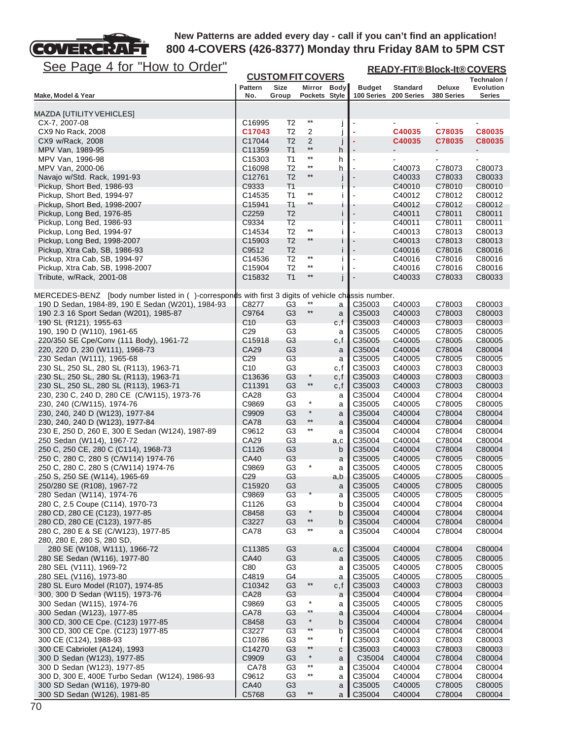**New Patterns are added every day - call if you can't find an application!**
**800 4-COVERS (426-8377) Monday thru Friday 8AM to 5PM CST**

See Page 4 for "How to Order"

| | CUSTOM FIT COVERS | | | | READY-FIT® Block-It® COVERS | | | |
|---|---|---|---|---|---|---|---|---|
| Make, Model & Year | Pattern No. | Size Group | Mirror Pockets | Body Style | Budget 100 Series | Standard 200 Series | Deluxe 380 Series | Technalon / Evolution Series |
| MAZDA [UTILITY VEHICLES] | | | | | | | | |
| CX-7, 2007-08 | C16995 | T2 | ** | j | - | - | - | - |
| CX9 No Rack, 2008 | **C17043** | T2 | 2 | j | - | **C40035** | **C78035** | **C80035** |
| CX9 w/Rack, 2008 | C17044 | T2 | 2 | j | - | **C40035** | **C78035** | **C80035** |
| MPV Van, 1989-95 | C11359 | T1 | ** | h | - | - | - | - |
| MPV Van, 1996-98 | C15303 | T1 | ** | h | - | - | - | - |
| MPV Van, 2000-06 | C16098 | T2 | ** | h | - | C40073 | C78073 | C80073 |
| Navajo w/Std. Rack, 1991-93 | C12761 | T2 | ** | j | - | C40033 | C78033 | C80033 |
| Pickup, Short Bed, 1986-93 | C9333 | T1 | | i | - | C40010 | C78010 | C80010 |
| Pickup, Short Bed, 1994-97 | C14535 | T1 | ** | i | - | C40012 | C78012 | C80012 |
| Pickup, Short Bed, 1998-2007 | C15941 | T1 | ** | i | - | C40012 | C78012 | C80012 |
| Pickup, Long Bed, 1976-85 | C2259 | T2 | | i | - | C40011 | C78011 | C80011 |
| Pickup, Long Bed, 1986-93 | C9334 | T2 | | i | - | C40011 | C78011 | C80011 |
| Pickup, Long Bed, 1994-97 | C14534 | T2 | ** | i | - | C40013 | C78013 | C80013 |
| Pickup, Long Bed, 1998-2007 | C15903 | T2 | ** | i | - | C40013 | C78013 | C80013 |
| Pickup, Xtra Cab, SB, 1986-93 | C9512 | T2 | | i | - | C40016 | C78016 | C80016 |
| Pickup, Xtra Cab, SB, 1994-97 | C14536 | T2 | ** | i | - | C40016 | C78016 | C80016 |
| Pickup, Xtra Cab, SB, 1998-2007 | C15904 | T2 | ** | i | - | C40016 | C78016 | C80016 |
| Tribute, w/Rack, 2001-08 | C15832 | T1 | ** | j | - | C40033 | C78033 | C80033 |
| MERCEDES-BENZ [body number listed in ( )-corresponds with first 3 digits of vehicle chassis number. | | | | | | | | |
| 190 D Sedan, 1984-89, 190 E Sedan (W201), 1984-93 | C8277 | G3 | ** | a | C35003 | C40003 | C78003 | C80003 |
| 190 2.3 16 Sport Sedan (W201), 1985-87 | C9764 | G3 | ** | a | C35003 | C40003 | C78003 | C80003 |
| 190 SL (R121), 1955-63 | C10 | G3 | | c,f | C35003 | C40003 | C78003 | C80003 |
| 190, 190 D (W110), 1961-65 | C29 | G3 | | a | C35005 | C40005 | C78005 | C80005 |
| 220/350 SE Cpe/Conv (111 Body), 1961-72 | C15918 | G3 | | c,f | C35005 | C40005 | C78005 | C80005 |
| 220, 220 D, 230 (W111), 1968-73 | CA29 | G3 | | a | C35004 | C40004 | C78004 | C80004 |
| 230 Sedan (W111), 1965-68 | C29 | G3 | | a | C35005 | C40005 | C78005 | C80005 |
| 230 SL, 250 SL, 280 SL (R113), 1963-71 | C10 | G3 | | c,f | C35003 | C40003 | C78003 | C80003 |
| 230 SL, 250 SL, 280 SL (R113), 1963-71 | C13636 | G3 | * | c,f | C35003 | C40003 | C78003 | C80003 |
| 230 SL, 250 SL, 280 SL (R113), 1963-71 | C11391 | G3 | ** | c,f | C35003 | C40003 | C78003 | C80003 |
| 230, 230 C, 240 D, 280 CE (C/W115), 1973-76 | CA28 | G3 | | a | C35004 | C40004 | C78004 | C80004 |
| 230, 240 (C/W115), 1974-76 | C9869 | G3 | * | a | C35005 | C40005 | C78005 | C80005 |
| 230, 240, 240 D (W123), 1977-84 | C9909 | G3 | * | a | C35004 | C40004 | C78004 | C80004 |
| 230, 240, 240 D (W123), 1977-84 | CA78 | G3 | ** | a | C35004 | C40004 | C78004 | C80004 |
| 230 E, 250 D, 260 E, 300 E Sedan (W124), 1987-89 | C9612 | G3 | ** | a | C35004 | C40004 | C78004 | C80004 |
| 250 Sedan (W114), 1967-72 | CA29 | G3 | | a,c | C35004 | C40004 | C78004 | C80004 |
| 250 C, 250 CE, 280 C (C114), 1968-73 | C1126 | G3 | | b | C35004 | C40004 | C78004 | C80004 |
| 250 C, 280 C, 280 S (C/W114) 1974-76 | CA40 | G3 | | a | C35005 | C40005 | C78005 | C80005 |
| 250 C, 280 C, 280 S (C/W114) 1974-76 | C9869 | G3 | * | a | C35005 | C40005 | C78005 | C80005 |
| 250 S, 250 SE (W114), 1965-69 | C29 | G3 | | a,b | C35005 | C40005 | C78005 | C80005 |
| 250/280 SE (R108), 1967-72 | C15920 | G3 | | a | C35005 | C40005 | C78005 | C80005 |
| 280 Sedan (W114), 1974-76 | C9869 | G3 | * | a | C35005 | C40005 | C78005 | C80005 |
| 280 C, 2.5 Coupe (C114), 1970-73 | C1126 | G3 | | b | C35004 | C40004 | C78004 | C80004 |
| 280 CD, 280 CE (C123), 1977-85 | C8458 | G3 | * | b | C35004 | C40004 | C78004 | C80004 |
| 280 CD, 280 CE (C123), 1977-85 | C3227 | G3 | ** | b | C35004 | C40004 | C78004 | C80004 |
| 280 C, 280 E & SE (C/W123), 1977-85 | CA78 | G3 | ** | a | C35004 | C40004 | C78004 | C80004 |
| 280, 280 E, 280 S, 280 SD, 280 SE (W108, W111), 1966-72 | C11385 | G3 | | a,c | C35004 | C40004 | C78004 | C80004 |
| 280 SE Sedan (W116), 1977-80 | CA40 | G3 | | a | C35005 | C40005 | C78005 | C80005 |
| 280 SEL (V111), 1969-72 | C80 | G3 | | a | C35005 | C40005 | C78005 | C80005 |
| 280 SEL (V116), 1973-80 | C4819 | G4 | | a | C35005 | C40005 | C78005 | C80005 |
| 280 SL Euro Model (R107), 1974-85 | C10342 | G3 | ** | c,f | C35003 | C40003 | C78003 | C80003 |
| 300, 300 D Sedan (W115), 1973-76 | CA28 | G3 | | a | C35004 | C40004 | C78004 | C80004 |
| 300 Sedan (W115), 1974-76 | C9869 | G3 | * | a | C35005 | C40005 | C78005 | C80005 |
| 300 Sedan (W123), 1977-85 | CA78 | G3 | ** | a | C35004 | C40004 | C78004 | C80004 |
| 300 CD, 300 CE Cpe. (C123) 1977-85 | C8458 | G3 | * | b | C35004 | C40004 | C78004 | C80004 |
| 300 CD, 300 CE Cpe. (C123) 1977-85 | C3227 | G3 | ** | b | C35004 | C40004 | C78004 | C80004 |
| 300 CE (C124), 1988-93 | C10786 | G3 | ** | f | C35003 | C40003 | C78003 | C80003 |
| 300 CE Cabriolet (A124), 1993 | C14270 | G3 | ** | c | C35003 | C40003 | C78003 | C80003 |
| 300 D Sedan (W123), 1977-85 | C9909 | G3 | * | a | C35004 | C40004 | C78004 | C80004 |
| 300 D Sedan (W123), 1977-85 | CA78 | G3 | ** | a | C35004 | C40004 | C78004 | C80004 |
| 300 D, 300 E, 400E Turbo Sedan (W124), 1986-93 | C9612 | G3 | ** | a | C35004 | C40004 | C78004 | C80004 |
| 300 SD Sedan (W116), 1979-80 | CA40 | G3 | | a | C35005 | C40005 | C78005 | C80005 |
| 300 SD Sedan (W126), 1981-85 | C5768 | G3 | ** | a | C35004 | C40004 | C78004 | C80004 |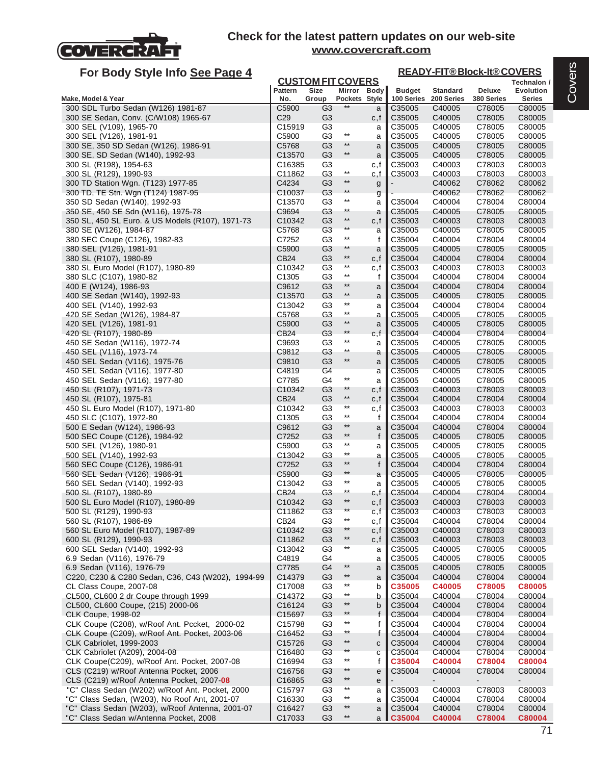Check for the latest pattern updates on our web-site
www.covercraft.com

## For Body Style Info See Page 4

| Make, Model & Year | Pattern No. | Size Group | Mirror Pockets | Body Style | Budget 100 Series | Standard 200 Series | Deluxe 380 Series | Technalon / Evolution Series |
|---|---|---|---|---|---|---|---|---|
| | CUSTOM FIT COVERS | | | | READY-FIT® Block-It® COVERS | | | |
| 300 SDL Turbo Sedan (W126) 1981-87 | C5900 | G3 | ** | a | C35005 | C40005 | C78005 | C80005 |
| 300 SE Sedan, Conv. (C/W108) 1965-67 | C29 | G3 | | c,f | C35005 | C40005 | C78005 | C80005 |
| 300 SEL (V109), 1965-70 | C15919 | G3 | | a | C35005 | C40005 | C78005 | C80005 |
| 300 SEL (V126), 1981-91 | C5900 | G3 | ** | a | C35005 | C40005 | C78005 | C80005 |
| 300 SE, 350 SD Sedan (W126), 1986-91 | C5768 | G3 | ** | a | C35005 | C40005 | C78005 | C80005 |
| 300 SE, SD Sedan (W140), 1992-93 | C13570 | G3 | ** | a | C35005 | C40005 | C78005 | C80005 |
| 300 SL (R198), 1954-63 | C16385 | G3 | | c,f | C35003 | C40003 | C78003 | C80003 |
| 300 SL (R129), 1990-93 | C11862 | G3 | ** | c,f | C35003 | C40003 | C78003 | C80003 |
| 300 TD Station Wgn. (T123) 1977-85 | C4234 | G3 | ** | g | - | C40062 | C78062 | C80062 |
| 300 TD, TE Stn. Wgn (T124) 1987-95 | C10037 | G3 | ** | g | - | C40062 | C78062 | C80062 |
| 350 SD Sedan (W140), 1992-93 | C13570 | G3 | ** | a | C35004 | C40004 | C78004 | C80004 |
| 350 SE, 450 SE Sdn (W116), 1975-78 | C9694 | G3 | ** | a | C35005 | C40005 | C78005 | C80005 |
| 350 SL, 450 SL Euro. & US Models (R107), 1971-73 | C10342 | G3 | ** | c,f | C35003 | C40003 | C78003 | C80003 |
| 380 SE (W126), 1984-87 | C5768 | G3 | ** | a | C35005 | C40005 | C78005 | C80005 |
| 380 SEC Coupe (C126), 1982-83 | C7252 | G3 | ** | f | C35004 | C40004 | C78004 | C80004 |
| 380 SEL (V126), 1981-91 | C5900 | G3 | ** | a | C35005 | C40005 | C78005 | C80005 |
| 380 SL (R107), 1980-89 | CB24 | G3 | ** | c,f | C35004 | C40004 | C78004 | C80004 |
| 380 SL Euro Model (R107), 1980-89 | C10342 | G3 | ** | c,f | C35003 | C40003 | C78003 | C80003 |
| 380 SLC (C107), 1980-82 | C1305 | G3 | ** | f | C35004 | C40004 | C78004 | C80004 |
| 400 E (W124), 1986-93 | C9612 | G3 | ** | a | C35004 | C40004 | C78004 | C80004 |
| 400 SE Sedan (W140), 1992-93 | C13570 | G3 | ** | a | C35005 | C40005 | C78005 | C80005 |
| 400 SEL (V140), 1992-93 | C13042 | G3 | ** | a | C35004 | C40004 | C78004 | C80004 |
| 420 SE Sedan (W126), 1984-87 | C5768 | G3 | ** | a | C35005 | C40005 | C78005 | C80005 |
| 420 SEL (V126), 1981-91 | C5900 | G3 | ** | a | C35005 | C40005 | C78005 | C80005 |
| 420 SL (R107), 1980-89 | CB24 | G3 | ** | c,f | C35004 | C40004 | C78004 | C80004 |
| 450 SE Sedan (W116), 1972-74 | C9693 | G3 | ** | a | C35005 | C40005 | C78005 | C80005 |
| 450 SEL (V116), 1973-74 | C9812 | G3 | ** | a | C35005 | C40005 | C78005 | C80005 |
| 450 SEL Sedan (V116), 1975-76 | C9810 | G3 | ** | a | C35005 | C40005 | C78005 | C80005 |
| 450 SEL Sedan (V116), 1977-80 | C4819 | G4 | | a | C35005 | C40005 | C78005 | C80005 |
| 450 SEL Sedan (V116), 1977-80 | C7785 | G4 | ** | a | C35005 | C40005 | C78005 | C80005 |
| 450 SL (R107), 1971-73 | C10342 | G3 | ** | c,f | C35003 | C40003 | C78003 | C80003 |
| 450 SL (R107), 1975-81 | CB24 | G3 | ** | c,f | C35004 | C40004 | C78004 | C80004 |
| 450 SL Euro Model (R107), 1971-80 | C10342 | G3 | ** | c,f | C35003 | C40003 | C78003 | C80003 |
| 450 SLC (C107), 1972-80 | C1305 | G3 | ** | f | C35004 | C40004 | C78004 | C80004 |
| 500 E Sedan (W124), 1986-93 | C9612 | G3 | ** | a | C35004 | C40004 | C78004 | C80004 |
| 500 SEC Coupe (C126), 1984-92 | C7252 | G3 | ** | f | C35005 | C40005 | C78005 | C80005 |
| 500 SEL (V126), 1980-91 | C5900 | G3 | ** | a | C35005 | C40005 | C78005 | C80005 |
| 500 SEL (V140), 1992-93 | C13042 | G3 | ** | a | C35005 | C40005 | C78005 | C80005 |
| 560 SEC Coupe (C126), 1986-91 | C7252 | G3 | ** | f | C35004 | C40004 | C78004 | C80004 |
| 560 SEL Sedan (V126), 1986-91 | C5900 | G3 | ** | a | C35005 | C40005 | C78005 | C80005 |
| 560 SEL Sedan (V140), 1992-93 | C13042 | G3 | ** | a | C35005 | C40005 | C78005 | C80005 |
| 500 SL (R107), 1980-89 | CB24 | G3 | ** | c,f | C35004 | C40004 | C78004 | C80004 |
| 500 SL Euro Model (R107), 1980-89 | C10342 | G3 | ** | c,f | C35003 | C40003 | C78003 | C80003 |
| 500 SL (R129), 1990-93 | C11862 | G3 | ** | c,f | C35003 | C40003 | C78003 | C80003 |
| 560 SL (R107), 1986-89 | CB24 | G3 | ** | c,f | C35004 | C40004 | C78004 | C80004 |
| 560 SL Euro Model (R107), 1987-89 | C10342 | G3 | ** | c,f | C35003 | C40003 | C78003 | C80003 |
| 600 SL (R129), 1990-93 | C11862 | G3 | ** | c,f | C35003 | C40003 | C78003 | C80003 |
| 600 SEL Sedan (V140), 1992-93 | C13042 | G3 | ** | a | C35005 | C40005 | C78005 | C80005 |
| 6.9 Sedan (V116), 1976-79 | C4819 | G4 | | a | C35005 | C40005 | C78005 | C80005 |
| 6.9 Sedan (V116), 1976-79 | C7785 | G4 | ** | a | C35005 | C40005 | C78005 | C80005 |
| C220, C230 & C280 Sedan, C36, C43 (W202), 1994-99 | C14379 | G3 | ** | a | C35004 | C40004 | C78004 | C80004 |
| CL Class Coupe, 2007-08 | C17008 | G3 | ** | b | **C35005** | **C40005** | **C78005** | **C80005** |
| CL500, CL600 2 dr Coupe through 1999 | C14372 | G3 | ** | b | C35004 | C40004 | C78004 | C80004 |
| CL500, CL600 Coupe, (215) 2000-06 | C16124 | G3 | ** | b | C35004 | C40004 | C78004 | C80004 |
| CLK Coupe, 1998-02 | C15697 | G3 | ** | f | C35004 | C40004 | C78004 | C80004 |
| CLK Coupe (C208), w/Roof Ant. Pcc­ket, 2000-02 | C15798 | G3 | ** | f | C35004 | C40004 | C78004 | C80004 |
| CLK Coupe (C209), w/Roof Ant. Pocket, 2003-06 | C16452 | G3 | ** | f | C35004 | C40004 | C78004 | C80004 |
| CLK Cabriolet, 1999-2003 | C15726 | G3 | ** | c | C35004 | C40004 | C78004 | C80004 |
| CLK Cabriolet (A209), 2004-08 | C16480 | G3 | ** | c | C35004 | C40004 | C78004 | C80004 |
| CLK Coupe(C209), w/Roof Ant. Pocket, 2007-08 | C16994 | G3 | ** | f | **C35004** | **C40004** | **C78004** | **C80004** |
| CLS (C219) w/Roof Antenna Pocket, 2006 | C16756 | G3 | ** | e | C35004 | C40004 | C78004 | C80004 |
| CLS (C219) w/Roof Antenna Pocket, 2007-**08** | C16865 | G3 | ** | e | - | - | - | - |
| "C" Class Sedan (W202) w/Roof Ant. Pocket, 2000 | C15797 | G3 | ** | a | C35003 | C40003 | C78003 | C80003 |
| "C" Class Sedan, (W203), No Roof Ant, 2001-07 | C16330 | G3 | ** | a | C35004 | C40004 | C78004 | C80004 |
| "C" Class Sedan (W203), w/Roof Antenna, 2001-07 | C16427 | G3 | ** | a | C35004 | C40004 | C78004 | C80004 |
| "C" Class Sedan w/Antenna Pocket, 2008 | C17033 | G3 | ** | a | **C35004** | **C40004** | **C78004** | **C80004** |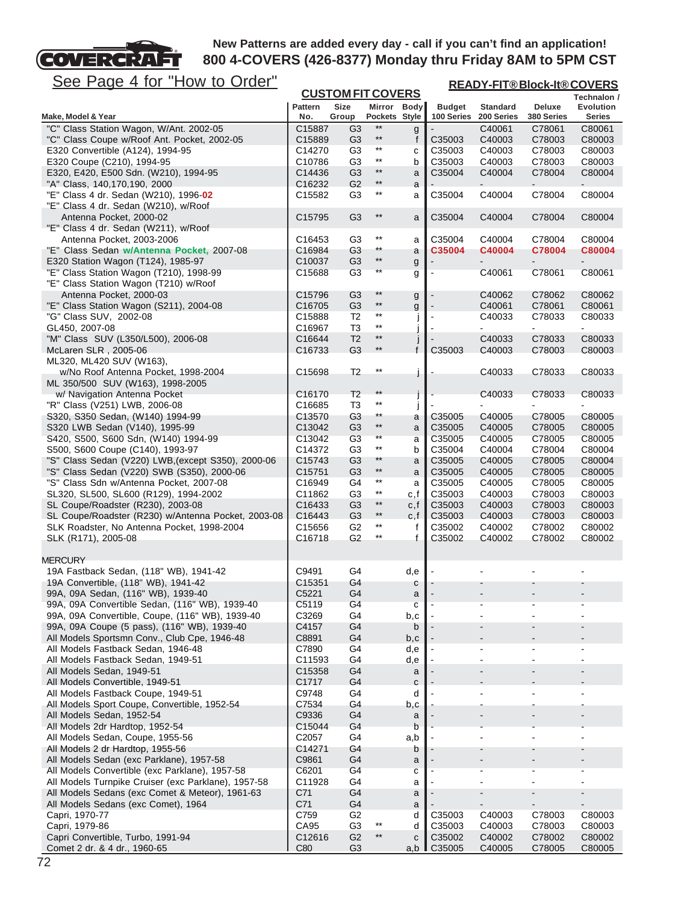New Patterns are added every day - call if you can't find an application!
**800 4-COVERS (426-8377) Monday thru Friday 8AM to 5PM CST**

See Page 4 for "How to Order"

| Make, Model & Year | CUSTOM FIT COVERS Pattern No. | Size Group | Mirror Pockets | Body Style | READY-FIT® Block-It® COVERS Budget 100 Series | Standard 200 Series | Deluxe 380 Series | Technalon / Evolution Series |
|---|---|---|---|---|---|---|---|---|
| "C" Class Station Wagon, W/Ant. 2002-05 | C15887 | G3 | ** | g | - | C40061 | C78061 | C80061 |
| "C" Class Coupe w/Roof Ant. Pocket, 2002-05 | C15889 | G3 | ** | f | C35003 | C40003 | C78003 | C80003 |
| E320 Convertible (A124), 1994-95 | C14270 | G3 | ** | c | C35003 | C40003 | C78003 | C80003 |
| E320 Coupe (C210), 1994-95 | C10786 | G3 | ** | b | C35003 | C40003 | C78003 | C80003 |
| E320, E420, E500 Sdn. (W210), 1994-95 | C14436 | G3 | ** | a | C35004 | C40004 | C78004 | C80004 |
| "A" Class, 140,170,190, 2000 | C16232 | G2 | ** | a | - | - | - | - |
| "E" Class 4 dr. Sedan (W210), 1996-**02** | C15582 | G3 | ** | a | C35004 | C40004 | C78004 | C80004 |
| "E" Class 4 dr. Sedan (W210), w/Roof Antenna Pocket, 2000-02 | C15795 | G3 | ** | a | C35004 | C40004 | C78004 | C80004 |
| "E" Class 4 dr. Sedan (W211), w/Roof Antenna Pocket, 2003-2006 | C16453 | G3 | ** | a | C35004 | C40004 | C78004 | C80004 |
| "E" Class Sedan **w/Antenna Pocket,** 2007-08 | C16984 | G3 | ** | a | **C35004** | **C40004** | **C78004** | **C80004** |
| E320 Station Wagon (T124), 1985-97 | C10037 | G3 | ** | g | - | - | - | - |
| "E" Class Station Wagon (T210), 1998-99 | C15688 | G3 | ** | g | - | C40061 | C78061 | C80061 |
| "E" Class Station Wagon (T210) w/Roof Antenna Pocket, 2000-03 | C15796 | G3 | ** | g | - | C40062 | C78062 | C80062 |
| "E" Class Station Wagon (S211), 2004-08 | C16705 | G3 | ** | g | - | C40061 | C78061 | C80061 |
| "G" Class SUV, 2002-08 | C15888 | T2 | ** | j | - | C40033 | C78033 | C80033 |
| GL450, 2007-08 | C16967 | T3 | ** | j | - | - | - | - |
| "M" Class SUV (L350/L500), 2006-08 | C16644 | T2 | ** | j | - | C40033 | C78033 | C80033 |
| McLaren SLR , 2005-06 | C16733 | G3 | ** | f | C35003 | C40003 | C78003 | C80003 |
| ML320, ML420 SUV (W163), w/No Roof Antenna Pocket, 1998-2004 | C15698 | T2 | ** | j | - | C40033 | C78033 | C80033 |
| ML 350/500 SUV (W163), 1998-2005 w/ Navigation Antenna Pocket | C16170 | T2 | ** | j | - | C40033 | C78033 | C80033 |
| "R" Class (V251) LWB, 2006-08 | C16685 | T3 | ** | j | - | - | - | - |
| S320, S350 Sedan, (W140) 1994-99 | C13570 | G3 | ** | a | C35005 | C40005 | C78005 | C80005 |
| S320 LWB Sedan (V140), 1995-99 | C13042 | G3 | ** | a | C35005 | C40005 | C78005 | C80005 |
| S420, S500, S600 Sdn, (W140) 1994-99 | C13042 | G3 | ** | a | C35005 | C40005 | C78005 | C80005 |
| S500, S600 Coupe (C140), 1993-97 | C14372 | G3 | ** | b | C35004 | C40004 | C78004 | C80004 |
| "S" Class Sedan (V220) LWB,(except S350), 2000-06 | C15743 | G3 | ** | a | C35005 | C40005 | C78005 | C80004 |
| "S" Class Sedan (V220) SWB (S350), 2000-06 | C15751 | G3 | ** | a | C35005 | C40005 | C78005 | C80005 |
| "S" Class Sdn w/Antenna Pocket, 2007-08 | C16949 | G4 | ** | a | C35005 | C40005 | C78005 | C80005 |
| SL320, SL500, SL600 (R129), 1994-2002 | C11862 | G3 | ** | c,f | C35003 | C40003 | C78003 | C80003 |
| SL Coupe/Roadster (R230), 2003-08 | C16433 | G3 | ** | c,f | C35003 | C40003 | C78003 | C80003 |
| SL Coupe/Roadster (R230) w/Antenna Pocket, 2003-08 | C16443 | G3 | ** | c,f | C35003 | C40003 | C78003 | C80003 |
| SLK Roadster, No Antenna Pocket, 1998-2004 | C15656 | G2 | ** | f | C35002 | C40002 | C78002 | C80002 |
| SLK (R171), 2005-08 | C16718 | G2 | ** | f | C35002 | C40002 | C78002 | C80002 |
| **MERCURY** | | | | | | | | |
| 19A Fastback Sedan, (118" WB), 1941-42 | C9491 | G4 | | d,e | - | - | - | - |
| 19A Convertible, (118" WB), 1941-42 | C15351 | G4 | | c | - | - | - | - |
| 99A, 09A Sedan, (116" WB), 1939-40 | C5221 | G4 | | a | - | - | - | - |
| 99A, 09A Convertible Sedan, (116" WB), 1939-40 | C5119 | G4 | | c | - | - | - | - |
| 99A, 09A Convertible, Coupe, (116" WB), 1939-40 | C3269 | G4 | | b,c | - | - | - | - |
| 99A, 09A Coupe (5 pass), (116" WB), 1939-40 | C4157 | G4 | | b | - | - | - | - |
| All Models Sportsmn Conv., Club Cpe, 1946-48 | C8891 | G4 | | b,c | - | - | - | - |
| All Models Fastback Sedan, 1946-48 | C7890 | G4 | | d,e | - | - | - | - |
| All Models Fastback Sedan, 1949-51 | C11593 | G4 | | d,e | - | - | - | - |
| All Models Sedan, 1949-51 | C15358 | G4 | | a | - | - | - | - |
| All Models Convertible, 1949-51 | C1717 | G4 | | c | - | - | - | - |
| All Models Fastback Coupe, 1949-51 | C9748 | G4 | | d | - | - | - | - |
| All Models Sport Coupe, Convertible, 1952-54 | C7534 | G4 | | b,c | - | - | - | - |
| All Models Sedan, 1952-54 | C9336 | G4 | | a | - | - | - | - |
| All Models 2dr Hardtop, 1952-54 | C15044 | G4 | | b | - | - | - | - |
| All Models Sedan, Coupe, 1955-56 | C2057 | G4 | | a,b | - | - | - | - |
| All Models 2 dr Hardtop, 1955-56 | C14271 | G4 | | b | - | - | - | - |
| All Models Sedan (exc Parklane), 1957-58 | C9861 | G4 | | a | - | - | - | - |
| All Models Convertible (exc Parklane), 1957-58 | C6201 | G4 | | c | - | - | - | - |
| All Models Turnpike Cruiser (exc Parklane), 1957-58 | C11928 | G4 | | a | - | - | - | - |
| All Models Sedans (exc Comet & Meteor), 1961-63 | C71 | G4 | | a | - | - | - | - |
| All Models Sedans (exc Comet), 1964 | C71 | G4 | | a | - | - | - | - |
| Capri, 1970-77 | C759 | G2 | | d | C35003 | C40003 | C78003 | C80003 |
| Capri, 1979-86 | CA95 | G3 | ** | d | C35003 | C40003 | C78003 | C80003 |
| Capri Convertible, Turbo, 1991-94 | C12616 | G2 | ** | c | C35002 | C40002 | C78002 | C80002 |
| Comet 2 dr. & 4 dr., 1960-65 | C80 | G3 | | a,b | C35005 | C40005 | C78005 | C80005 |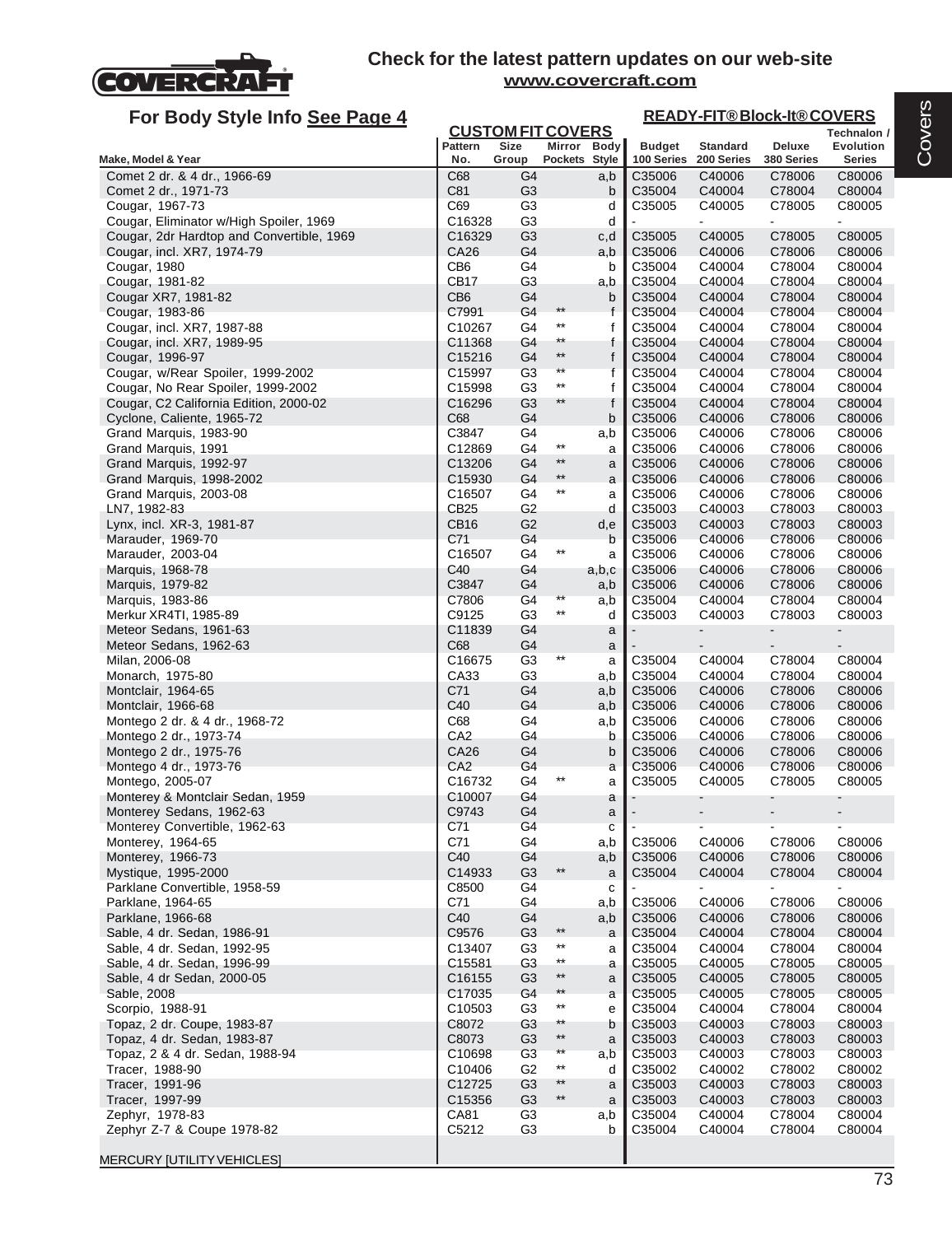Check for the latest pattern updates on our web-site
www.covercraft.com

## For Body Style Info See Page 4

| Make, Model & Year | CUSTOM FIT COVERS Pattern No. | Size Group | Mirror Pockets | Body Style | READY-FIT® Block-It® COVERS Budget 100 Series | Standard 200 Series | Deluxe 380 Series | Technalon / Evolution Series |
|---|---|---|---|---|---|---|---|---|
| Comet 2 dr. & 4 dr., 1966-69 | C68 | G4 | | a,b | C35006 | C40006 | C78006 | C80006 |
| Comet 2 dr., 1971-73 | C81 | G3 | | b | C35004 | C40004 | C78004 | C80004 |
| Cougar, 1967-73 | C69 | G3 | | d | C35005 | C40005 | C78005 | C80005 |
| Cougar, Eliminator w/High Spoiler, 1969 | C16328 | G3 | | d | - | - | - | - |
| Cougar, 2dr Hardtop and Convertible, 1969 | C16329 | G3 | | c,d | C35005 | C40005 | C78005 | C80005 |
| Cougar, incl. XR7, 1974-79 | CA26 | G4 | | a,b | C35006 | C40006 | C78006 | C80006 |
| Cougar, 1980 | CB6 | G4 | | b | C35004 | C40004 | C78004 | C80004 |
| Cougar, 1981-82 | CB17 | G3 | | a,b | C35004 | C40004 | C78004 | C80004 |
| Cougar XR7, 1981-82 | CB6 | G4 | | b | C35004 | C40004 | C78004 | C80004 |
| Cougar, 1983-86 | C7991 | G4 | ** | f | C35004 | C40004 | C78004 | C80004 |
| Cougar, incl. XR7, 1987-88 | C10267 | G4 | ** | f | C35004 | C40004 | C78004 | C80004 |
| Cougar, incl. XR7, 1989-95 | C11368 | G4 | ** | f | C35004 | C40004 | C78004 | C80004 |
| Cougar, 1996-97 | C15216 | G4 | ** | f | C35004 | C40004 | C78004 | C80004 |
| Cougar, w/Rear Spoiler, 1999-2002 | C15997 | G3 | ** | f | C35004 | C40004 | C78004 | C80004 |
| Cougar, No Rear Spoiler, 1999-2002 | C15998 | G3 | ** | f | C35004 | C40004 | C78004 | C80004 |
| Cougar, C2 California Edition, 2000-02 | C16296 | G3 | ** | f | C35004 | C40004 | C78004 | C80004 |
| Cyclone, Caliente, 1965-72 | C68 | G4 | | b | C35006 | C40006 | C78006 | C80006 |
| Grand Marquis, 1983-90 | C3847 | G4 | | a,b | C35006 | C40006 | C78006 | C80006 |
| Grand Marquis, 1991 | C12869 | G4 | ** | a | C35006 | C40006 | C78006 | C80006 |
| Grand Marquis, 1992-97 | C13206 | G4 | ** | a | C35006 | C40006 | C78006 | C80006 |
| Grand Marquis, 1998-2002 | C15930 | G4 | ** | a | C35006 | C40006 | C78006 | C80006 |
| Grand Marquis, 2003-08 | C16507 | G4 | ** | a | C35006 | C40006 | C78006 | C80006 |
| LN7, 1982-83 | CB25 | G2 | | d | C35003 | C40003 | C78003 | C80003 |
| Lynx, incl. XR-3, 1981-87 | CB16 | G2 | | d,e | C35003 | C40003 | C78003 | C80003 |
| Marauder, 1969-70 | C71 | G4 | | b | C35006 | C40006 | C78006 | C80006 |
| Marauder, 2003-04 | C16507 | G4 | ** | a | C35006 | C40006 | C78006 | C80006 |
| Marquis, 1968-78 | C40 | G4 | | a,b,c | C35006 | C40006 | C78006 | C80006 |
| Marquis, 1979-82 | C3847 | G4 | | a,b | C35006 | C40006 | C78006 | C80006 |
| Marquis, 1983-86 | C7806 | G4 | ** | a,b | C35004 | C40004 | C78004 | C80004 |
| Merkur XR4TI, 1985-89 | C9125 | G3 | ** | d | C35003 | C40003 | C78003 | C80003 |
| Meteor Sedans, 1961-63 | C11839 | G4 | | a | - | - | - | - |
| Meteor Sedans, 1962-63 | C68 | G4 | | a | - | - | - | - |
| Milan, 2006-08 | C16675 | G3 | ** | a | C35004 | C40004 | C78004 | C80004 |
| Monarch, 1975-80 | CA33 | G3 | | a,b | C35004 | C40004 | C78004 | C80004 |
| Montclair, 1964-65 | C71 | G4 | | a,b | C35006 | C40006 | C78006 | C80006 |
| Montclair, 1966-68 | C40 | G4 | | a,b | C35006 | C40006 | C78006 | C80006 |
| Montego 2 dr. & 4 dr., 1968-72 | C68 | G4 | | a,b | C35006 | C40006 | C78006 | C80006 |
| Montego 2 dr., 1973-74 | CA2 | G4 | | b | C35006 | C40006 | C78006 | C80006 |
| Montego 2 dr., 1975-76 | CA26 | G4 | | b | C35006 | C40006 | C78006 | C80006 |
| Montego 4 dr., 1973-76 | CA2 | G4 | | a | C35006 | C40006 | C78006 | C80006 |
| Montego, 2005-07 | C16732 | G4 | ** | a | C35005 | C40005 | C78005 | C80005 |
| Monterey & Montclair Sedan, 1959 | C10007 | G4 | | a | - | - | - | - |
| Monterey Sedans, 1962-63 | C9743 | G4 | | a | - | - | - | - |
| Monterey Convertible, 1962-63 | C71 | G4 | | c | - | - | - | - |
| Monterey, 1964-65 | C71 | G4 | | a,b | C35006 | C40006 | C78006 | C80006 |
| Monterey, 1966-73 | C40 | G4 | | a,b | C35006 | C40006 | C78006 | C80006 |
| Mystique, 1995-2000 | C14933 | G3 | ** | a | C35004 | C40004 | C78004 | C80004 |
| Parklane Convertible, 1958-59 | C8500 | G4 | | c | - | - | - | - |
| Parklane, 1964-65 | C71 | G4 | | a,b | C35006 | C40006 | C78006 | C80006 |
| Parklane, 1966-68 | C40 | G4 | | a,b | C35006 | C40006 | C78006 | C80006 |
| Sable, 4 dr. Sedan, 1986-91 | C9576 | G3 | ** | a | C35004 | C40004 | C78004 | C80004 |
| Sable, 4 dr. Sedan, 1992-95 | C13407 | G3 | ** | a | C35004 | C40004 | C78004 | C80004 |
| Sable, 4 dr. Sedan, 1996-99 | C15581 | G3 | ** | a | C35005 | C40005 | C78005 | C80005 |
| Sable, 4 dr Sedan, 2000-05 | C16155 | G3 | ** | a | C35005 | C40005 | C78005 | C80005 |
| Sable, 2008 | C17035 | G4 | ** | a | C35005 | C40005 | C78005 | C80005 |
| Scorpio, 1988-91 | C10503 | G3 | ** | e | C35004 | C40004 | C78004 | C80004 |
| Topaz, 2 dr. Coupe, 1983-87 | C8072 | G3 | ** | b | C35003 | C40003 | C78003 | C80003 |
| Topaz, 4 dr. Sedan, 1983-87 | C8073 | G3 | ** | a | C35003 | C40003 | C78003 | C80003 |
| Topaz, 2 & 4 dr. Sedan, 1988-94 | C10698 | G3 | ** | a,b | C35003 | C40003 | C78003 | C80003 |
| Tracer, 1988-90 | C10406 | G2 | ** | d | C35002 | C40002 | C78002 | C80002 |
| Tracer, 1991-96 | C12725 | G3 | ** | a | C35003 | C40003 | C78003 | C80003 |
| Tracer, 1997-99 | C15356 | G3 | ** | a | C35003 | C40003 | C78003 | C80003 |
| Zephyr, 1978-83 | CA81 | G3 | | a,b | C35004 | C40004 | C78004 | C80004 |
| Zephyr Z-7 & Coupe 1978-82 | C5212 | G3 | | b | C35004 | C40004 | C78004 | C80004 |

MERCURY [UTILITY VEHICLES]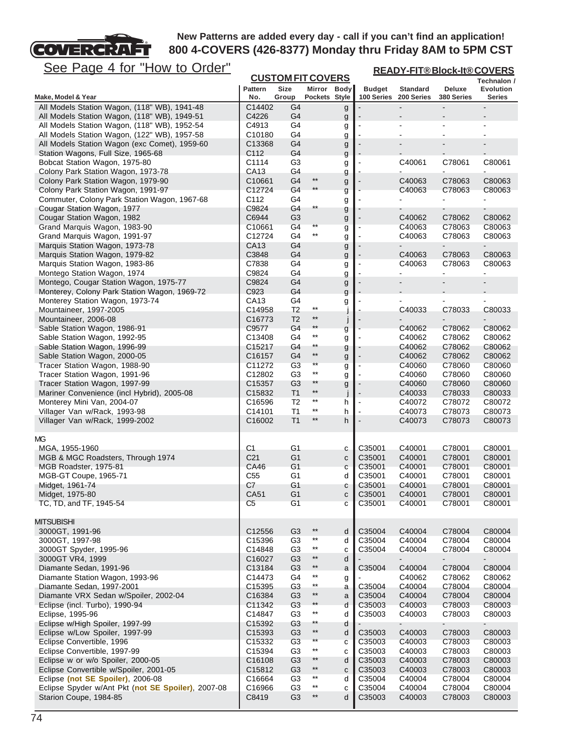New Patterns are added every day - call if you can't find an application!
800 4-COVERS (426-8377) Monday thru Friday 8AM to 5PM CST

See Page 4 for "How to Order"

| Make, Model & Year | CUSTOM FIT COVERS Pattern No. | Size Group | Mirror Pockets | Body Style | READY-FIT® Block-It® COVERS Budget 100 Series | Standard 200 Series | Deluxe 380 Series | Technalon / Evolution Series |
|---|---|---|---|---|---|---|---|---|
| All Models Station Wagon, (118" WB), 1941-48 | C14402 | G4 | | g | - | - | - | - |
| All Models Station Wagon, (118" WB), 1949-51 | C4226 | G4 | | g | - | - | - | - |
| All Models Station Wagon, (118" WB), 1952-54 | C4913 | G4 | | g | - | - | - | - |
| All Models Station Wagon, (122" WB), 1957-58 | C10180 | G4 | | g | - | - | - | - |
| All Models Station Wagon (exc Comet), 1959-60 | C13368 | G4 | | g | - | - | - | - |
| Station Wagons, Full Size, 1965-68 | C112 | G4 | | g | - | - | - | - |
| Bobcat Station Wagon, 1975-80 | C1114 | G3 | | g | - | C40061 | C78061 | C80061 |
| Colony Park Station Wagon, 1973-78 | CA13 | G4 | | g | - | - | - | - |
| Colony Park Station Wagon, 1979-90 | C10661 | G4 | ** | g | - | C40063 | C78063 | C80063 |
| Colony Park Station Wagon, 1991-97 | C12724 | G4 | ** | g | - | C40063 | C78063 | C80063 |
| Commuter, Colony Park Station Wagon, 1967-68 | C112 | G4 | | g | - | - | - | - |
| Cougar Station Wagon, 1977 | C9824 | G4 | ** | g | - | - | - | - |
| Cougar Station Wagon, 1982 | C6944 | G3 | | g | - | C40062 | C78062 | C80062 |
| Grand Marquis Wagon, 1983-90 | C10661 | G4 | ** | g | - | C40063 | C78063 | C80063 |
| Grand Marquis Wagon, 1991-97 | C12724 | G4 | ** | g | - | C40063 | C78063 | C80063 |
| Marquis Station Wagon, 1973-78 | CA13 | G4 | | g | - | - | - | - |
| Marquis Station Wagon, 1979-82 | C3848 | G4 | | g | - | C40063 | C78063 | C80063 |
| Marquis Station Wagon, 1983-86 | C7838 | G4 | | g | - | C40063 | C78063 | C80063 |
| Montego Station Wagon, 1974 | C9824 | G4 | | g | - | - | - | - |
| Montego, Cougar Station Wagon, 1975-77 | C9824 | G4 | | g | - | - | - | - |
| Monterey, Colony Park Station Wagon, 1969-72 | C923 | G4 | | g | - | - | - | - |
| Monterey Station Wagon, 1973-74 | CA13 | G4 | | g | - | - | - | - |
| Mountaineer, 1997-2005 | C14958 | T2 | ** | j | - | C40033 | C78033 | C80033 |
| Mountaineer, 2006-08 | C16773 | T2 | ** | j | - | - | - | - |
| Sable Station Wagon, 1986-91 | C9577 | G4 | ** | g | - | C40062 | C78062 | C80062 |
| Sable Station Wagon, 1992-95 | C13408 | G4 | ** | g | - | C40062 | C78062 | C80062 |
| Sable Station Wagon, 1996-99 | C15217 | G4 | ** | g | - | C40062 | C78062 | C80062 |
| Sable Station Wagon, 2000-05 | C16157 | G4 | ** | g | - | C40062 | C78062 | C80062 |
| Tracer Station Wagon, 1988-90 | C11272 | G3 | ** | g | - | C40060 | C78060 | C80060 |
| Tracer Station Wagon, 1991-96 | C12802 | G3 | ** | g | - | C40060 | C78060 | C80060 |
| Tracer Station Wagon, 1997-99 | C15357 | G3 | ** | g | - | C40060 | C78060 | C80060 |
| Mariner Convenience (incl Hybrid), 2005-08 | C15832 | T1 | ** | j | - | C40033 | C78033 | C80033 |
| Monterey Mini Van, 2004-07 | C16596 | T2 | ** | h | - | C40072 | C78072 | C80072 |
| Villager Van w/Rack, 1993-98 | C14101 | T1 | ** | h | - | C40073 | C78073 | C80073 |
| Villager Van w/Rack, 1999-2002 | C16002 | T1 | ** | h | - | C40073 | C78073 | C80073 |
| **MG** | | | | | | | | |
| MGA, 1955-1960 | C1 | G1 | | c | C35001 | C40001 | C78001 | C80001 |
| MGB & MGC Roadsters, Through 1974 | C21 | G1 | | c | C35001 | C40001 | C78001 | C80001 |
| MGB Roadster, 1975-81 | CA46 | G1 | | c | C35001 | C40001 | C78001 | C80001 |
| MGB-GT Coupe, 1965-71 | C55 | G1 | | d | C35001 | C40001 | C78001 | C80001 |
| Midget, 1961-74 | C7 | G1 | | c | C35001 | C40001 | C78001 | C80001 |
| Midget, 1975-80 | CA51 | G1 | | c | C35001 | C40001 | C78001 | C80001 |
| TC, TD, and TF, 1945-54 | C5 | G1 | | c | C35001 | C40001 | C78001 | C80001 |
| **MITSUBISHI** | | | | | | | | |
| 3000GT, 1991-96 | C12556 | G3 | ** | d | C35004 | C40004 | C78004 | C80004 |
| 3000GT, 1997-98 | C15396 | G3 | ** | d | C35004 | C40004 | C78004 | C80004 |
| 3000GT Spyder, 1995-96 | C14848 | G3 | ** | c | C35004 | C40004 | C78004 | C80004 |
| 3000GT VR4, 1999 | C16027 | G3 | ** | d | - | - | - | - |
| Diamante Sedan, 1991-96 | C13184 | G3 | ** | a | C35004 | C40004 | C78004 | C80004 |
| Diamante Station Wagon, 1993-96 | C14473 | G4 | ** | g | - | C40062 | C78062 | C80062 |
| Diamante Sedan, 1997-2001 | C15395 | G3 | ** | a | C35004 | C40004 | C78004 | C80004 |
| Diamante VRX Sedan w/Spoiler, 2002-04 | C16384 | G3 | ** | a | C35004 | C40004 | C78004 | C80004 |
| Eclipse (incl. Turbo), 1990-94 | C11342 | G3 | ** | d | C35003 | C40003 | C78003 | C80003 |
| Eclipse, 1995-96 | C14847 | G3 | ** | d | C35003 | C40003 | C78003 | C80003 |
| Eclipse w/High Spoiler, 1997-99 | C15392 | G3 | ** | d | - | - | - | - |
| Eclipse w/Low Spoiler, 1997-99 | C15393 | G3 | ** | d | C35003 | C40003 | C78003 | C80003 |
| Eclipse Convertible, 1996 | C15332 | G3 | ** | c | C35003 | C40003 | C78003 | C80003 |
| Eclipse Convertible, 1997-99 | C15394 | G3 | ** | c | C35003 | C40003 | C78003 | C80003 |
| Eclipse w or w/o Spoiler, 2000-05 | C16108 | G3 | ** | d | C35003 | C40003 | C78003 | C80003 |
| Eclipse Convertible w/Spoiler, 2001-05 | C15812 | G3 | ** | c | C35003 | C40003 | C78003 | C80003 |
| Eclipse **(not SE Spoiler)**, 2006-08 | C16664 | G3 | ** | d | C35004 | C40004 | C78004 | C80004 |
| Eclipse Spyder w/Ant Pkt **(not SE Spoiler)**, 2007-08 | C16966 | G3 | ** | c | C35004 | C40004 | C78004 | C80004 |
| Starion Coupe, 1984-85 | C8419 | G3 | ** | d | C35003 | C40003 | C78003 | C80003 |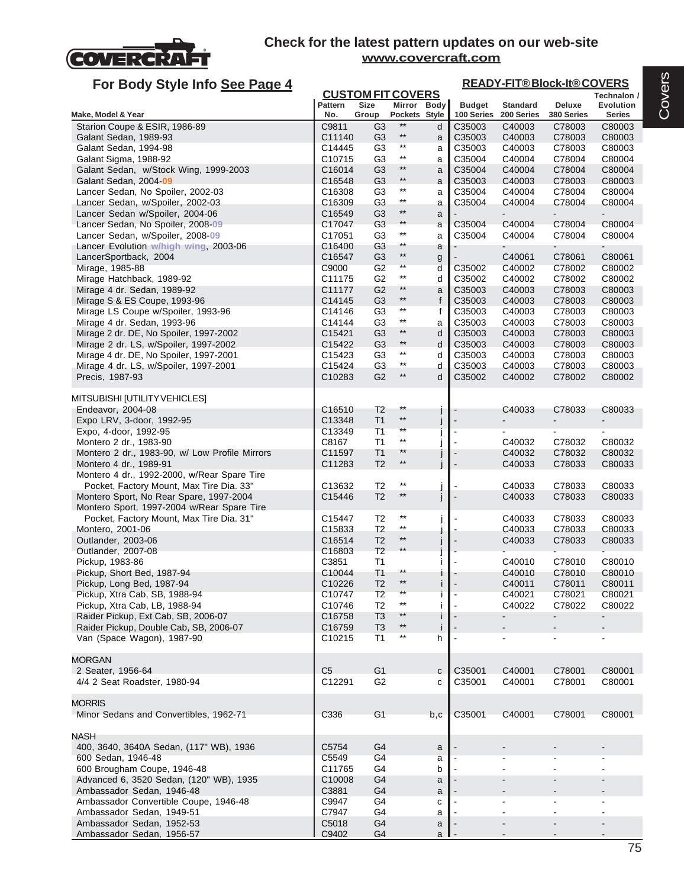# Check for the latest pattern updates on our web-site

www.covercraft.com

## For Body Style Info See Page 4

| Make, Model & Year | CUSTOM FIT COVERS Pattern No. | Size Group | Mirror Pockets | Body Style | READY-FIT® Block-It® COVERS Budget 100 Series | Standard 200 Series | Deluxe 380 Series | Technalon / Evolution Series |
|---|---|---|---|---|---|---|---|---|
| Starion Coupe & ESIR, 1986-89 | C9811 | G3 | ** | d | C35003 | C40003 | C78003 | C80003 |
| Galant Sedan, 1989-93 | C11140 | G3 | ** | a | C35003 | C40003 | C78003 | C80003 |
| Galant Sedan, 1994-98 | C14445 | G3 | ** | a | C35003 | C40003 | C78003 | C80003 |
| Galant Sigma, 1988-92 | C10715 | G3 | ** | a | C35004 | C40004 | C78004 | C80004 |
| Galant Sedan, w/Stock Wing, 1999-2003 | C16014 | G3 | ** | a | C35004 | C40004 | C78004 | C80004 |
| Galant Sedan, 2004-09 | C16548 | G3 | ** | a | C35003 | C40003 | C78003 | C80003 |
| Lancer Sedan, No Spoiler, 2002-03 | C16308 | G3 | ** | a | C35004 | C40004 | C78004 | C80004 |
| Lancer Sedan, w/Spoiler, 2002-03 | C16309 | G3 | ** | a | C35004 | C40004 | C78004 | C80004 |
| Lancer Sedan w/Spoiler, 2004-06 | C16549 | G3 | ** | a | - | - | - | - |
| Lancer Sedan, No Spoiler, 2008-09 | C17047 | G3 | ** | a | C35004 | C40004 | C78004 | C80004 |
| Lancer Sedan, w/Spoiler, 2008-09 | C17051 | G3 | ** | a | C35004 | C40004 | C78004 | C80004 |
| Lancer Evolution w/high wing, 2003-06 | C16400 | G3 | ** | a | - | - | - | - |
| LancerSportback, 2004 | C16547 | G3 | ** | g | - | C40061 | C78061 | C80061 |
| Mirage, 1985-88 | C9000 | G2 | ** | d | C35002 | C40002 | C78002 | C80002 |
| Mirage Hatchback, 1989-92 | C11175 | G2 | ** | d | C35002 | C40002 | C78002 | C80002 |
| Mirage 4 dr. Sedan, 1989-92 | C11177 | G2 | ** | a | C35003 | C40003 | C78003 | C80003 |
| Mirage S & ES Coupe, 1993-96 | C14145 | G3 | ** | f | C35003 | C40003 | C78003 | C80003 |
| Mirage LS Coupe w/Spoiler, 1993-96 | C14146 | G3 | ** | f | C35003 | C40003 | C78003 | C80003 |
| Mirage 4 dr. Sedan, 1993-96 | C14144 | G3 | ** | a | C35003 | C40003 | C78003 | C80003 |
| Mirage 2 dr. DE, No Spoiler, 1997-2002 | C15421 | G3 | ** | d | C35003 | C40003 | C78003 | C80003 |
| Mirage 2 dr. LS, w/Spoiler, 1997-2002 | C15422 | G3 | ** | d | C35003 | C40003 | C78003 | C80003 |
| Mirage 4 dr. DE, No Spoiler, 1997-2001 | C15423 | G3 | ** | d | C35003 | C40003 | C78003 | C80003 |
| Mirage 4 dr. LS, w/Spoiler, 1997-2001 | C15424 | G3 | ** | d | C35003 | C40003 | C78003 | C80003 |
| Precis, 1987-93 | C10283 | G2 | ** | d | C35002 | C40002 | C78002 | C80002 |
| MITSUBISHI [UTILITY VEHICLES] | | | | | | | | |
| Endeavor, 2004-08 | C16510 | T2 | ** | j | - | C40033 | C78033 | C80033 |
| Expo LRV, 3-door, 1992-95 | C13348 | T1 | ** | j | - | - | - | - |
| Expo, 4-door, 1992-95 | C13349 | T1 | ** | j | - | - | - | - |
| Montero 2 dr., 1983-90 | C8167 | T1 | ** | j | - | C40032 | C78032 | C80032 |
| Montero 2 dr., 1983-90, w/ Low Profile Mirrors | C11597 | T1 | ** | j | - | C40032 | C78032 | C80032 |
| Montero 4 dr., 1989-91 | C11283 | T2 | ** | j | - | C40033 | C78033 | C80033 |
| Montero 4 dr., 1992-2000, w/Rear Spare Tire Pocket, Factory Mount, Max Tire Dia. 33" | C13632 | T2 | ** | j | - | C40033 | C78033 | C80033 |
| Montero Sport, No Rear Spare, 1997-2004 | C15446 | T2 | ** | j | - | C40033 | C78033 | C80033 |
| Montero Sport, 1997-2004 w/Rear Spare Tire Pocket, Factory Mount, Max Tire Dia. 31" | C15447 | T2 | ** | j | - | C40033 | C78033 | C80033 |
| Montero, 2001-06 | C15833 | T2 | ** | j | - | C40033 | C78033 | C80033 |
| Outlander, 2003-06 | C16514 | T2 | ** | j | - | C40033 | C78033 | C80033 |
| Outlander, 2007-08 | C16803 | T2 | ** | j | - | - | - | - |
| Pickup, 1983-86 | C3851 | T1 | | i | - | C40010 | C78010 | C80010 |
| Pickup, Short Bed, 1987-94 | C10044 | T1 | ** | i | - | C40010 | C78010 | C80010 |
| Pickup, Long Bed, 1987-94 | C10226 | T2 | ** | i | - | C40011 | C78011 | C80011 |
| Pickup, Xtra Cab, SB, 1988-94 | C10747 | T2 | ** | i | - | C40021 | C78021 | C80021 |
| Pickup, Xtra Cab, LB, 1988-94 | C10746 | T2 | ** | i | - | C40022 | C78022 | C80022 |
| Raider Pickup, Ext Cab, SB, 2006-07 | C16758 | T3 | ** | i | - | - | - | - |
| Raider Pickup, Double Cab, SB, 2006-07 | C16759 | T3 | ** | i | - | - | - | - |
| Van (Space Wagon), 1987-90 | C10215 | T1 | ** | h | - | - | - | - |
| MORGAN | | | | | | | | |
| 2 Seater, 1956-64 | C5 | G1 | | c | C35001 | C40001 | C78001 | C80001 |
| 4/4 2 Seat Roadster, 1980-94 | C12291 | G2 | | c | C35001 | C40001 | C78001 | C80001 |
| MORRIS | | | | | | | | |
| Minor Sedans and Convertibles, 1962-71 | C336 | G1 | | b,c | C35001 | C40001 | C78001 | C80001 |
| NASH | | | | | | | | |
| 400, 3640, 3640A Sedan, (117" WB), 1936 | C5754 | G4 | | a | - | - | - | - |
| 600 Sedan, 1946-48 | C5549 | G4 | | a | - | - | - | - |
| 600 Brougham Coupe, 1946-48 | C11765 | G4 | | b | - | - | - | - |
| Advanced 6, 3520 Sedan, (120" WB), 1935 | C10008 | G4 | | a | - | - | - | - |
| Ambassador Sedan, 1946-48 | C3881 | G4 | | a | - | - | - | - |
| Ambassador Convertible Coupe, 1946-48 | C9947 | G4 | | c | - | - | - | - |
| Ambassador Sedan, 1949-51 | C7947 | G4 | | a | - | - | - | - |
| Ambassador Sedan, 1952-53 | C5018 | G4 | | a | - | - | - | - |
| Ambassador Sedan, 1956-57 | C9402 | G4 | | a | - | - | - | - |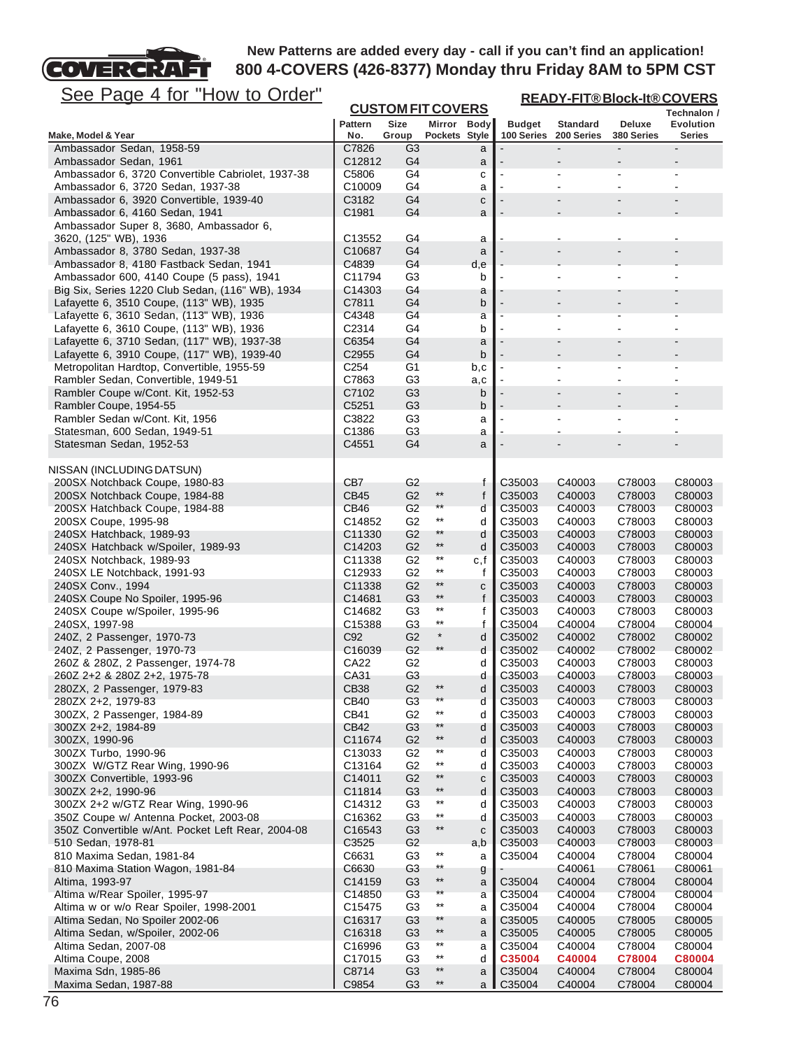**New Patterns are added every day - call if you can't find an application!**
**800 4-COVERS (426-8377) Monday thru Friday 8AM to 5PM CST**

See Page 4 for "How to Order"

| Make, Model & Year | CUSTOM FIT COVERS Pattern No. | Size Group | Mirror Pockets | Body Style | READY-FIT® Block-It® COVERS Budget 100 Series | Standard 200 Series | Deluxe 380 Series | Technalon / Evolution Series |
|---|---|---|---|---|---|---|---|---|
| Ambassador Sedan, 1958-59 | C7826 | G3 | | a | - | - | - | - |
| Ambassador Sedan, 1961 | C12812 | G4 | | a | - | - | - | - |
| Ambassador 6, 3720 Convertible Cabriolet, 1937-38 | C5806 | G4 | | c | - | - | - | - |
| Ambassador 6, 3720 Sedan, 1937-38 | C10009 | G4 | | a | - | - | - | - |
| Ambassador 6, 3920 Convertible, 1939-40 | C3182 | G4 | | c | - | - | - | - |
| Ambassador 6, 4160 Sedan, 1941 | C1981 | G4 | | a | - | - | - | - |
| Ambassador Super 8, 3680, Ambassador 6, 3620, (125" WB), 1936 | C13552 | G4 | | a | - | - | - | - |
| Ambassador 8, 3780 Sedan, 1937-38 | C10687 | G4 | | a | - | - | - | - |
| Ambassador 8, 4180 Fastback Sedan, 1941 | C4839 | G4 | | d,e | - | - | - | - |
| Ambassador 600, 4140 Coupe (5 pass), 1941 | C11794 | G3 | | b | - | - | - | - |
| Big Six, Series 1220 Club Sedan, (116" WB), 1934 | C14303 | G4 | | a | - | - | - | - |
| Lafayette 6, 3510 Coupe, (113" WB), 1935 | C7811 | G4 | | b | - | - | - | - |
| Lafayette 6, 3610 Sedan, (113" WB), 1936 | C4348 | G4 | | a | - | - | - | - |
| Lafayette 6, 3610 Coupe, (113" WB), 1936 | C2314 | G4 | | b | - | - | - | - |
| Lafayette 6, 3710 Sedan, (117" WB), 1937-38 | C6354 | G4 | | a | - | - | - | - |
| Lafayette 6, 3910 Coupe, (117" WB), 1939-40 | C2955 | G4 | | b | - | - | - | - |
| Metropolitan Hardtop, Convertible, 1955-59 | C254 | G1 | | b,c | - | - | - | - |
| Rambler Sedan, Convertible, 1949-51 | C7863 | G3 | | a,c | - | - | - | - |
| Rambler Coupe w/Cont. Kit, 1952-53 | C7102 | G3 | | b | - | - | - | - |
| Rambler Coupe, 1954-55 | C5251 | G3 | | b | - | - | - | - |
| Rambler Sedan w/Cont. Kit, 1956 | C3822 | G3 | | a | - | - | - | - |
| Statesman, 600 Sedan, 1949-51 | C1386 | G3 | | a | - | - | - | - |
| Statesman Sedan, 1952-53 | C4551 | G4 | | a | - | - | - | - |
| **NISSAN (INCLUDING DATSUN)** | | | | | | | | |
| 200SX Notchback Coupe, 1980-83 | CB7 | G2 | | f | C35003 | C40003 | C78003 | C80003 |
| 200SX Notchback Coupe, 1984-88 | CB45 | G2 | ** | f | C35003 | C40003 | C78003 | C80003 |
| 200SX Hatchback Coupe, 1984-88 | CB46 | G2 | ** | d | C35003 | C40003 | C78003 | C80003 |
| 200SX Coupe, 1995-98 | C14852 | G2 | ** | d | C35003 | C40003 | C78003 | C80003 |
| 240SX Hatchback, 1989-93 | C11330 | G2 | ** | d | C35003 | C40003 | C78003 | C80003 |
| 240SX Hatchback w/Spoiler, 1989-93 | C14203 | G2 | ** | d | C35003 | C40003 | C78003 | C80003 |
| 240SX Notchback, 1989-93 | C11338 | G2 | ** | c,f | C35003 | C40003 | C78003 | C80003 |
| 240SX LE Notchback, 1991-93 | C12933 | G2 | ** | f | C35003 | C40003 | C78003 | C80003 |
| 240SX Conv., 1994 | C11338 | G2 | ** | c | C35003 | C40003 | C78003 | C80003 |
| 240SX Coupe No Spoiler, 1995-96 | C14681 | G3 | ** | f | C35003 | C40003 | C78003 | C80003 |
| 240SX Coupe w/Spoiler, 1995-96 | C14682 | G3 | ** | f | C35003 | C40003 | C78003 | C80003 |
| 240SX, 1997-98 | C15388 | G3 | ** | f | C35004 | C40004 | C78004 | C80004 |
| 240Z, 2 Passenger, 1970-73 | C92 | G2 | * | d | C35002 | C40002 | C78002 | C80002 |
| 240Z, 2 Passenger, 1970-73 | C16039 | G2 | ** | d | C35002 | C40002 | C78002 | C80002 |
| 260Z & 280Z, 2 Passenger, 1974-78 | CA22 | G2 | | d | C35003 | C40003 | C78003 | C80003 |
| 260Z 2+2 & 280Z 2+2, 1975-78 | CA31 | G3 | | d | C35003 | C40003 | C78003 | C80003 |
| 280ZX, 2 Passenger, 1979-83 | CB38 | G2 | ** | d | C35003 | C40003 | C78003 | C80003 |
| 280ZX 2+2, 1979-83 | CB40 | G3 | ** | d | C35003 | C40003 | C78003 | C80003 |
| 300ZX, 2 Passenger, 1984-89 | CB41 | G2 | ** | d | C35003 | C40003 | C78003 | C80003 |
| 300ZX 2+2, 1984-89 | CB42 | G3 | ** | d | C35003 | C40003 | C78003 | C80003 |
| 300ZX, 1990-96 | C11674 | G2 | ** | d | C35003 | C40003 | C78003 | C80003 |
| 300ZX Turbo, 1990-96 | C13033 | G2 | ** | d | C35003 | C40003 | C78003 | C80003 |
| 300ZX W/GTZ Rear Wing, 1990-96 | C13164 | G2 | ** | d | C35003 | C40003 | C78003 | C80003 |
| 300ZX Convertible, 1993-96 | C14011 | G2 | ** | c | C35003 | C40003 | C78003 | C80003 |
| 300ZX 2+2, 1990-96 | C11814 | G3 | ** | d | C35003 | C40003 | C78003 | C80003 |
| 300ZX 2+2 w/GTZ Rear Wing, 1990-96 | C14312 | G3 | ** | d | C35003 | C40003 | C78003 | C80003 |
| 350Z Coupe w/ Antenna Pocket, 2003-08 | C16362 | G3 | ** | d | C35003 | C40003 | C78003 | C80003 |
| 350Z Convertible w/Ant. Pocket Left Rear, 2004-08 | C16543 | G3 | ** | c | C35003 | C40003 | C78003 | C80003 |
| 510 Sedan, 1978-81 | C3525 | G2 | | a,b | C35003 | C40003 | C78003 | C80003 |
| 810 Maxima Sedan, 1981-84 | C6631 | G3 | ** | a | C35004 | C40004 | C78004 | C80004 |
| 810 Maxima Station Wagon, 1981-84 | C6630 | G3 | ** | g | - | C40061 | C78061 | C80061 |
| Altima, 1993-97 | C14159 | G3 | ** | a | C35004 | C40004 | C78004 | C80004 |
| Altima w/Rear Spoiler, 1995-97 | C14850 | G3 | ** | a | C35004 | C40004 | C78004 | C80004 |
| Altima w or w/o Rear Spoiler, 1998-2001 | C15475 | G3 | ** | a | C35004 | C40004 | C78004 | C80004 |
| Altima Sedan, No Spoiler 2002-06 | C16317 | G3 | ** | a | C35005 | C40005 | C78005 | C80005 |
| Altima Sedan, w/Spoiler, 2002-06 | C16318 | G3 | ** | a | C35005 | C40005 | C78005 | C80005 |
| Altima Sedan, 2007-08 | C16996 | G3 | ** | a | C35004 | C40004 | C78004 | C80004 |
| Altima Coupe, 2008 | C17015 | G3 | ** | d | **C35004** | **C40004** | **C78004** | **C80004** |
| Maxima Sdn, 1985-86 | C8714 | G3 | ** | a | C35004 | C40004 | C78004 | C80004 |
| Maxima Sedan, 1987-88 | C9854 | G3 | ** | a | C35004 | C40004 | C78004 | C80004 |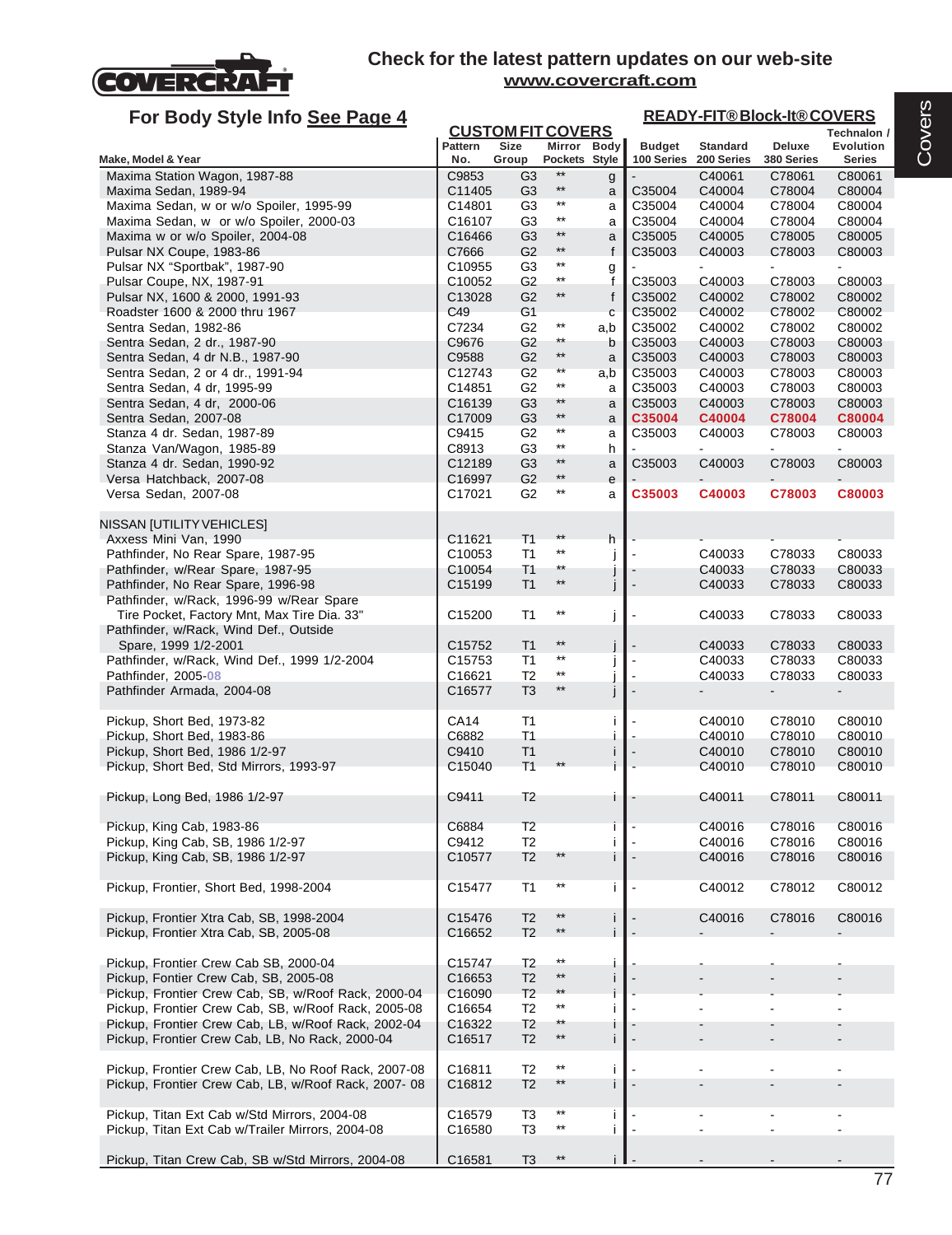# Check for the latest pattern updates on our web-site

**www.covercraft.com**

## For Body Style Info See Page 4

| Make, Model & Year | CUSTOM FIT COVERS Pattern No. | Size Group | Mirror Pockets | Body Style | READY-FIT® Block-It® COVERS Budget 100 Series | Standard 200 Series | Deluxe 380 Series | Technalon / Evolution Series |
|---|---|---|---|---|---|---|---|---|
| Maxima Station Wagon, 1987-88 | C9853 | G3 | ** | g | - | C40061 | C78061 | C80061 |
| Maxima Sedan, 1989-94 | C11405 | G3 | ** | a | C35004 | C40004 | C78004 | C80004 |
| Maxima Sedan, w or w/o Spoiler, 1995-99 | C14801 | G3 | ** | a | C35004 | C40004 | C78004 | C80004 |
| Maxima Sedan, w or w/o Spoiler, 2000-03 | C16107 | G3 | ** | a | C35004 | C40004 | C78004 | C80004 |
| Maxima w or w/o Spoiler, 2004-08 | C16466 | G3 | ** | a | C35005 | C40005 | C78005 | C80005 |
| Pulsar NX Coupe, 1983-86 | C7666 | G2 | ** | f | C35003 | C40003 | C78003 | C80003 |
| Pulsar NX "Sportbak", 1987-90 | C10955 | G3 | ** | g | - | - | - | - |
| Pulsar Coupe, NX, 1987-91 | C10052 | G2 | ** | f | C35003 | C40003 | C78003 | C80003 |
| Pulsar NX, 1600 & 2000, 1991-93 | C13028 | G2 | ** | f | C35002 | C40002 | C78002 | C80002 |
| Roadster 1600 & 2000 thru 1967 | C49 | G1 | | c | C35002 | C40002 | C78002 | C80002 |
| Sentra Sedan, 1982-86 | C7234 | G2 | ** | a,b | C35002 | C40002 | C78002 | C80002 |
| Sentra Sedan, 2 dr., 1987-90 | C9676 | G2 | ** | b | C35003 | C40003 | C78003 | C80003 |
| Sentra Sedan, 4 dr N.B., 1987-90 | C9588 | G2 | ** | a | C35003 | C40003 | C78003 | C80003 |
| Sentra Sedan, 2 or 4 dr., 1991-94 | C12743 | G2 | ** | a,b | C35003 | C40003 | C78003 | C80003 |
| Sentra Sedan, 4 dr, 1995-99 | C14851 | G2 | ** | a | C35003 | C40003 | C78003 | C80003 |
| Sentra Sedan, 4 dr, 2000-06 | C16139 | G3 | ** | a | C35003 | C40003 | C78003 | C80003 |
| Sentra Sedan, 2007-08 | C17009 | G3 | ** | a | **C35004** | **C40004** | **C78004** | **C80004** |
| Stanza 4 dr. Sedan, 1987-89 | C9415 | G2 | ** | a | C35003 | C40003 | C78003 | C80003 |
| Stanza Van/Wagon, 1985-89 | C8913 | G3 | ** | h | - | - | - | - |
| Stanza 4 dr. Sedan, 1990-92 | C12189 | G3 | ** | a | C35003 | C40003 | C78003 | C80003 |
| Versa Hatchback, 2007-08 | C16997 | G2 | ** | e | - | - | - | - |
| Versa Sedan, 2007-08 | C17021 | G2 | ** | a | **C35003** | **C40003** | **C78003** | **C80003** |
| NISSAN [UTILITY VEHICLES] | | | | | | | | |
| Axxess Mini Van, 1990 | C11621 | T1 | ** | h | - | - | - | - |
| Pathfinder, No Rear Spare, 1987-95 | C10053 | T1 | ** | j | - | C40033 | C78033 | C80033 |
| Pathfinder, w/Rear Spare, 1987-95 | C10054 | T1 | ** | j | - | C40033 | C78033 | C80033 |
| Pathfinder, No Rear Spare, 1996-98 | C15199 | T1 | ** | j | - | C40033 | C78033 | C80033 |
| Pathfinder, w/Rack, 1996-99 w/Rear Spare Tire Pocket, Factory Mnt, Max Tire Dia. 33" | C15200 | T1 | ** | j | - | C40033 | C78033 | C80033 |
| Pathfinder, w/Rack, Wind Def., Outside Spare, 1999 1/2-2001 | C15752 | T1 | ** | j | - | C40033 | C78033 | C80033 |
| Pathfinder, w/Rack, Wind Def., 1999 1/2-2004 | C15753 | T1 | ** | j | - | C40033 | C78033 | C80033 |
| Pathfinder, 2005-08 | C16621 | T2 | ** | j | - | C40033 | C78033 | C80033 |
| Pathfinder Armada, 2004-08 | C16577 | T3 | ** | j | - | - | - | - |
| Pickup, Short Bed, 1973-82 | CA14 | T1 | | i | - | C40010 | C78010 | C80010 |
| Pickup, Short Bed, 1983-86 | C6882 | T1 | | i | - | C40010 | C78010 | C80010 |
| Pickup, Short Bed, 1986 1/2-97 | C9410 | T1 | | i | - | C40010 | C78010 | C80010 |
| Pickup, Short Bed, Std Mirrors, 1993-97 | C15040 | T1 | ** | i | - | C40010 | C78010 | C80010 |
| Pickup, Long Bed, 1986 1/2-97 | C9411 | T2 | | i | - | C40011 | C78011 | C80011 |
| Pickup, King Cab, 1983-86 | C6884 | T2 | | i | - | C40016 | C78016 | C80016 |
| Pickup, King Cab, SB, 1986 1/2-97 | C9412 | T2 | | i | - | C40016 | C78016 | C80016 |
| Pickup, King Cab, SB, 1986 1/2-97 | C10577 | T2 | ** | i | - | C40016 | C78016 | C80016 |
| Pickup, Frontier, Short Bed, 1998-2004 | C15477 | T1 | ** | i | - | C40012 | C78012 | C80012 |
| Pickup, Frontier Xtra Cab, SB, 1998-2004 | C15476 | T2 | ** | i | - | C40016 | C78016 | C80016 |
| Pickup, Frontier Xtra Cab, SB, 2005-08 | C16652 | T2 | ** | i | - | - | - | - |
| Pickup, Frontier Crew Cab SB, 2000-04 | C15747 | T2 | ** | i | - | - | - | - |
| Pickup, Fontier Crew Cab, SB, 2005-08 | C16653 | T2 | ** | i | - | - | - | - |
| Pickup, Frontier Crew Cab, SB, w/Roof Rack, 2000-04 | C16090 | T2 | ** | i | - | - | - | - |
| Pickup, Frontier Crew Cab, SB, w/Roof Rack, 2005-08 | C16654 | T2 | ** | i | - | - | - | - |
| Pickup, Frontier Crew Cab, LB, w/Roof Rack, 2002-04 | C16322 | T2 | ** | i | - | - | - | - |
| Pickup, Frontier Crew Cab, LB, No Rack, 2000-04 | C16517 | T2 | ** | i | - | - | - | - |
| Pickup, Frontier Crew Cab, LB, No Roof Rack, 2007-08 | C16811 | T2 | ** | i | - | - | - | - |
| Pickup, Frontier Crew Cab, LB, w/Roof Rack, 2007- 08 | C16812 | T2 | ** | i | - | - | - | - |
| Pickup, Titan Ext Cab w/Std Mirrors, 2004-08 | C16579 | T3 | ** | i | - | - | - | - |
| Pickup, Titan Ext Cab w/Trailer Mirrors, 2004-08 | C16580 | T3 | ** | i | - | - | - | - |
| Pickup, Titan Crew Cab, SB w/Std Mirrors, 2004-08 | C16581 | T3 | ** | i | - | - | - | - |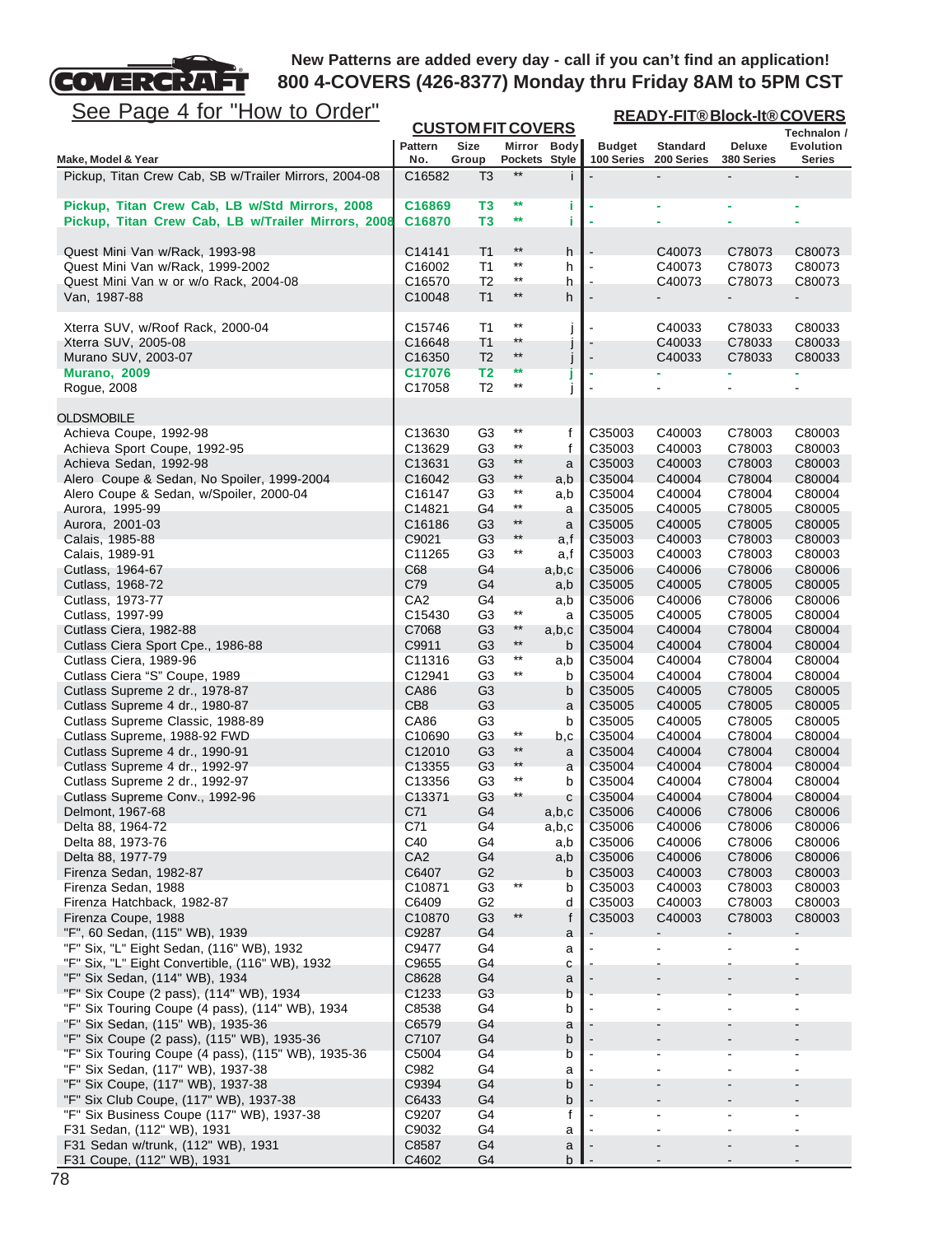**New Patterns are added every day - call if you can't find an application!**
**800 4-COVERS (426-8377) Monday thru Friday 8AM to 5PM CST**

See Page 4 for "How to Order"

| Make, Model & Year | CUSTOM FIT COVERS Pattern No. | Size Group | Mirror Pockets | Body Style | READY-FIT® Block-It® COVERS Budget 100 Series | Standard 200 Series | Deluxe 380 Series | Technalon / Evolution Series |
|---|---|---|---|---|---|---|---|---|
| Pickup, Titan Crew Cab, SB w/Trailer Mirrors, 2004-08 | C16582 | T3 | ** | i | - | - | - | - |
| **Pickup, Titan Crew Cab, LB w/Std Mirrors, 2008** | **C16869** | **T3** | ** | **i** | - | - | - | - |
| **Pickup, Titan Crew Cab, LB w/Trailer Mirrors, 2008** | **C16870** | **T3** | ** | **i** | - | - | - | - |
| Quest Mini Van w/Rack, 1993-98 | C14141 | T1 | ** | h | - | C40073 | C78073 | C80073 |
| Quest Mini Van w/Rack, 1999-2002 | C16002 | T1 | ** | h | - | C40073 | C78073 | C80073 |
| Quest Mini Van w or w/o Rack, 2004-08 | C16570 | T2 | ** | h | - | C40073 | C78073 | C80073 |
| Van, 1987-88 | C10048 | T1 | ** | h | - | - | - | - |
| Xterra SUV, w/Roof Rack, 2000-04 | C15746 | T1 | ** | j | - | C40033 | C78033 | C80033 |
| Xterra SUV, 2005-08 | C16648 | T1 | ** | j | - | C40033 | C78033 | C80033 |
| Murano SUV, 2003-07 | C16350 | T2 | ** | j | - | C40033 | C78033 | C80033 |
| **Murano, 2009** | **C17076** | **T2** | ** | **j** | - | - | - | - |
| Rogue, 2008 | C17058 | T2 | ** | j | - | - | - | - |
| OLDSMOBILE | | | | | | | | |
| Achieva Coupe, 1992-98 | C13630 | G3 | ** | f | C35003 | C40003 | C78003 | C80003 |
| Achieva Sport Coupe, 1992-95 | C13629 | G3 | ** | f | C35003 | C40003 | C78003 | C80003 |
| Achieva Sedan, 1992-98 | C13631 | G3 | ** | a | C35003 | C40003 | C78003 | C80003 |
| Alero Coupe & Sedan, No Spoiler, 1999-2004 | C16042 | G3 | ** | a,b | C35004 | C40004 | C78004 | C80004 |
| Alero Coupe & Sedan, w/Spoiler, 2000-04 | C16147 | G3 | ** | a,b | C35004 | C40004 | C78004 | C80004 |
| Aurora, 1995-99 | C14821 | G4 | ** | a | C35005 | C40005 | C78005 | C80005 |
| Aurora, 2001-03 | C16186 | G3 | ** | a | C35005 | C40005 | C78005 | C80005 |
| Calais, 1985-88 | C9021 | G3 | ** | a,f | C35003 | C40003 | C78003 | C80003 |
| Calais, 1989-91 | C11265 | G3 | ** | a,f | C35003 | C40003 | C78003 | C80003 |
| Cutlass, 1964-67 | C68 | G4 | | a,b,c | C35006 | C40006 | C78006 | C80006 |
| Cutlass, 1968-72 | C79 | G4 | | a,b | C35005 | C40005 | C78005 | C80005 |
| Cutlass, 1973-77 | CA2 | G4 | | a,b | C35006 | C40006 | C78006 | C80006 |
| Cutlass, 1997-99 | C15430 | G3 | ** | a | C35005 | C40005 | C78005 | C80004 |
| Cutlass Ciera, 1982-88 | C7068 | G3 | ** | a,b,c | C35004 | C40004 | C78004 | C80004 |
| Cutlass Ciera Sport Cpe., 1986-88 | C9911 | G3 | ** | b | C35004 | C40004 | C78004 | C80004 |
| Cutlass Ciera, 1989-96 | C11316 | G3 | ** | a,b | C35004 | C40004 | C78004 | C80004 |
| Cutlass Ciera "S" Coupe, 1989 | C12941 | G3 | ** | b | C35004 | C40004 | C78004 | C80004 |
| Cutlass Supreme 2 dr., 1978-87 | CA86 | G3 | | b | C35005 | C40005 | C78005 | C80005 |
| Cutlass Supreme 4 dr., 1980-87 | CB8 | G3 | | a | C35005 | C40005 | C78005 | C80005 |
| Cutlass Supreme Classic, 1988-89 | CA86 | G3 | | b | C35005 | C40005 | C78005 | C80005 |
| Cutlass Supreme, 1988-92 FWD | C10690 | G3 | ** | b,c | C35004 | C40004 | C78004 | C80004 |
| Cutlass Supreme 4 dr., 1990-91 | C12010 | G3 | ** | a | C35004 | C40004 | C78004 | C80004 |
| Cutlass Supreme 4 dr., 1992-97 | C13355 | G3 | ** | a | C35004 | C40004 | C78004 | C80004 |
| Cutlass Supreme 2 dr., 1992-97 | C13356 | G3 | ** | b | C35004 | C40004 | C78004 | C80004 |
| Cutlass Supreme Conv., 1992-96 | C13371 | G3 | ** | c | C35004 | C40004 | C78004 | C80004 |
| Delmont, 1967-68 | C71 | G4 | | a,b,c | C35006 | C40006 | C78006 | C80006 |
| Delta 88, 1964-72 | C71 | G4 | | a,b,c | C35006 | C40006 | C78006 | C80006 |
| Delta 88, 1973-76 | C40 | G4 | | a,b | C35006 | C40006 | C78006 | C80006 |
| Delta 88, 1977-79 | CA2 | G4 | | a,b | C35006 | C40006 | C78006 | C80006 |
| Firenza Sedan, 1982-87 | C6407 | G2 | | b | C35003 | C40003 | C78003 | C80003 |
| Firenza Sedan, 1988 | C10871 | G3 | ** | b | C35003 | C40003 | C78003 | C80003 |
| Firenza Hatchback, 1982-87 | C6409 | G2 | | d | C35003 | C40003 | C78003 | C80003 |
| Firenza Coupe, 1988 | C10870 | G3 | ** | f | C35003 | C40003 | C78003 | C80003 |
| "F", 60 Sedan, (115" WB), 1939 | C9287 | G4 | | a | - | - | - | - |
| "F" Six, "L" Eight Sedan, (116" WB), 1932 | C9477 | G4 | | a | - | - | - | - |
| "F" Six, "L" Eight Convertible, (116" WB), 1932 | C9655 | G4 | | c | - | - | - | - |
| "F" Six Sedan, (114" WB), 1934 | C8628 | G4 | | a | - | - | - | - |
| "F" Six Coupe (2 pass), (114" WB), 1934 | C1233 | G3 | | b | - | - | - | - |
| "F" Six Touring Coupe (4 pass), (114" WB), 1934 | C8538 | G4 | | b | - | - | - | - |
| "F" Six Sedan, (115" WB), 1935-36 | C6579 | G4 | | a | - | - | - | - |
| "F" Six Coupe (2 pass), (115" WB), 1935-36 | C7107 | G4 | | b | - | - | - | - |
| "F" Six Touring Coupe (4 pass), (115" WB), 1935-36 | C5004 | G4 | | b | - | - | - | - |
| "F" Six Sedan, (117" WB), 1937-38 | C982 | G4 | | a | - | - | - | - |
| "F" Six Coupe, (117" WB), 1937-38 | C9394 | G4 | | b | - | - | - | - |
| "F" Six Club Coupe, (117" WB), 1937-38 | C6433 | G4 | | b | - | - | - | - |
| "F" Six Business Coupe (117" WB), 1937-38 | C9207 | G4 | | f | - | - | - | - |
| F31 Sedan, (112" WB), 1931 | C9032 | G4 | | a | - | - | - | - |
| F31 Sedan w/trunk, (112" WB), 1931 | C8587 | G4 | | a | - | - | - | - |
| F31 Coupe, (112" WB), 1931 | C4602 | G4 | | b | - | - | - | - |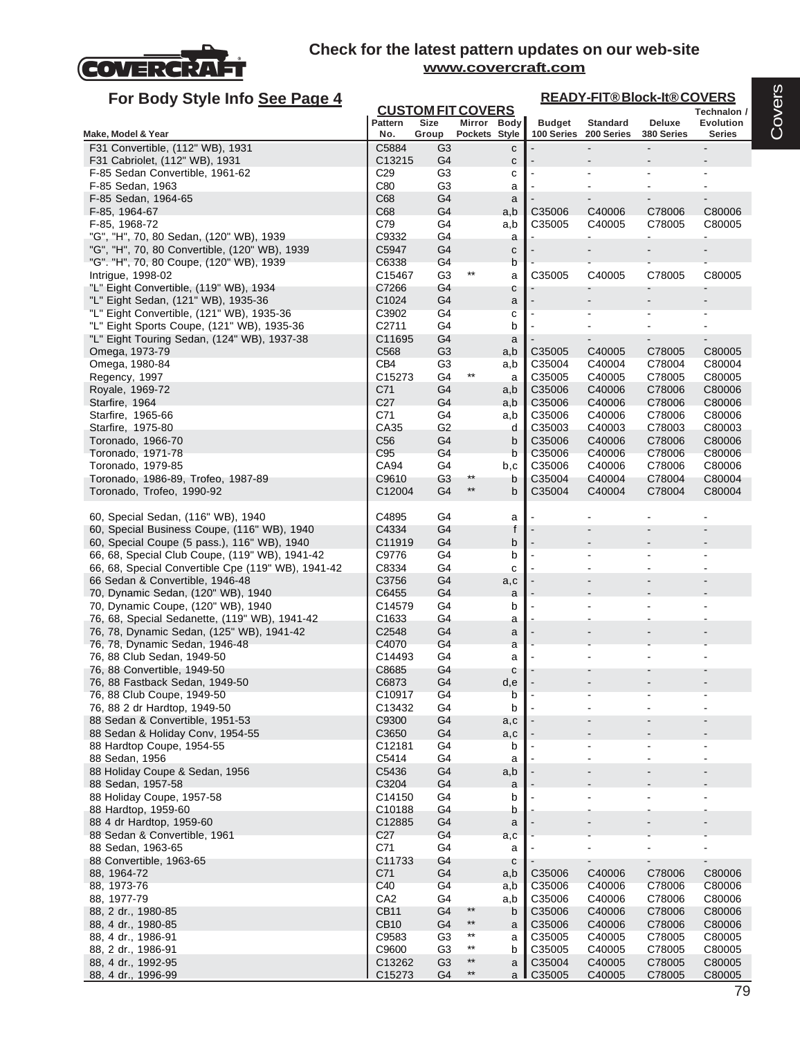Check for the latest pattern updates on our web-site
www.covercraft.com

For Body Style Info See Page 4

| Make, Model & Year | CUSTOM FIT COVERS Pattern No. | Size Group | Mirror Pockets | Body Style | READY-FIT® Block-It® COVERS Budget 100 Series | Standard 200 Series | Deluxe 380 Series | Technalon / Evolution Series |
|---|---|---|---|---|---|---|---|---|
| F31 Convertible, (112" WB), 1931 | C5884 | G3 | | c | - | - | - | - |
| F31 Cabriolet, (112" WB), 1931 | C13215 | G4 | | c | - | - | - | - |
| F-85 Sedan Convertible, 1961-62 | C29 | G3 | | c | - | - | - | - |
| F-85 Sedan, 1963 | C80 | G3 | | a | - | - | - | - |
| F-85 Sedan, 1964-65 | C68 | G4 | | a | - | - | - | - |
| F-85, 1964-67 | C68 | G4 | | a,b | C35006 | C40006 | C78006 | C80006 |
| F-85, 1968-72 | C79 | G4 | | a,b | C35005 | C40005 | C78005 | C80005 |
| "G", "H", 70, 80 Sedan, (120" WB), 1939 | C9332 | G4 | | a | - | - | - | - |
| "G", "H", 70, 80 Convertible, (120" WB), 1939 | C5947 | G4 | | c | - | - | - | - |
| "G". "H", 70, 80 Coupe, (120" WB), 1939 | C6338 | G4 | | b | - | - | - | - |
| Intrigue, 1998-02 | C15467 | G3 | ** | a | C35005 | C40005 | C78005 | C80005 |
| "L" Eight Convertible, (119" WB), 1934 | C7266 | G4 | | c | - | - | - | - |
| "L" Eight Sedan, (121" WB), 1935-36 | C1024 | G4 | | a | - | - | - | - |
| "L" Eight Convertible, (121" WB), 1935-36 | C3902 | G4 | | c | - | - | - | - |
| "L" Eight Sports Coupe, (121" WB), 1935-36 | C2711 | G4 | | b | - | - | - | - |
| "L" Eight Touring Sedan, (124" WB), 1937-38 | C11695 | G4 | | a | - | - | - | - |
| Omega, 1973-79 | C568 | G3 | | a,b | C35005 | C40005 | C78005 | C80005 |
| Omega, 1980-84 | CB4 | G3 | | a,b | C35004 | C40004 | C78004 | C80004 |
| Regency, 1997 | C15273 | G4 | ** | a | C35005 | C40005 | C78005 | C80005 |
| Royale, 1969-72 | C71 | G4 | | a,b | C35006 | C40006 | C78006 | C80006 |
| Starfire, 1964 | C27 | G4 | | a,b | C35006 | C40006 | C78006 | C80006 |
| Starfire, 1965-66 | C71 | G4 | | a,b | C35006 | C40006 | C78006 | C80006 |
| Starfire, 1975-80 | CA35 | G2 | | d | C35003 | C40003 | C78003 | C80003 |
| Toronado, 1966-70 | C56 | G4 | | b | C35006 | C40006 | C78006 | C80006 |
| Toronado, 1971-78 | C95 | G4 | | b | C35006 | C40006 | C78006 | C80006 |
| Toronado, 1979-85 | CA94 | G4 | | b,c | C35006 | C40006 | C78006 | C80006 |
| Toronado, 1986-89, Trofeo, 1987-89 | C9610 | G3 | ** | b | C35004 | C40004 | C78004 | C80004 |
| Toronado, Trofeo, 1990-92 | C12004 | G4 | ** | b | C35004 | C40004 | C78004 | C80004 |
| 60, Special Sedan, (116" WB), 1940 | C4895 | G4 | | a | - | - | - | - |
| 60, Special Business Coupe, (116" WB), 1940 | C4334 | G4 | | f | - | - | - | - |
| 60, Special Coupe (5 pass.), 116" WB), 1940 | C11919 | G4 | | b | - | - | - | - |
| 66, 68, Special Club Coupe, (119" WB), 1941-42 | C9776 | G4 | | b | - | - | - | - |
| 66, 68, Special Convertible Cpe (119" WB), 1941-42 | C8334 | G4 | | c | - | - | - | - |
| 66 Sedan & Convertible, 1946-48 | C3756 | G4 | | a,c | - | - | - | - |
| 70, Dynamic Sedan, (120" WB), 1940 | C6455 | G4 | | a | - | - | - | - |
| 70, Dynamic Coupe, (120" WB), 1940 | C14579 | G4 | | b | - | - | - | - |
| 76, 68, Special Sedanette, (119" WB), 1941-42 | C1633 | G4 | | a | - | - | - | - |
| 76, 78, Dynamic Sedan, (125" WB), 1941-42 | C2548 | G4 | | a | - | - | - | - |
| 76, 78, Dynamic Sedan, 1946-48 | C4070 | G4 | | a | - | - | - | - |
| 76, 88 Club Sedan, 1949-50 | C14493 | G4 | | a | - | - | - | - |
| 76, 88 Convertible, 1949-50 | C8685 | G4 | | c | - | - | - | - |
| 76, 88 Fastback Sedan, 1949-50 | C6873 | G4 | | d,e | - | - | - | - |
| 76, 88 Club Coupe, 1949-50 | C10917 | G4 | | b | - | - | - | - |
| 76, 88 2 dr Hardtop, 1949-50 | C13432 | G4 | | b | - | - | - | - |
| 88 Sedan & Convertible, 1951-53 | C9300 | G4 | | a,c | - | - | - | - |
| 88 Sedan & Holiday Conv, 1954-55 | C3650 | G4 | | a,c | - | - | - | - |
| 88 Hardtop Coupe, 1954-55 | C12181 | G4 | | b | - | - | - | - |
| 88 Sedan, 1956 | C5414 | G4 | | a | - | - | - | - |
| 88 Holiday Coupe & Sedan, 1956 | C5436 | G4 | | a,b | - | - | - | - |
| 88 Sedan, 1957-58 | C3204 | G4 | | a | - | - | - | - |
| 88 Holiday Coupe, 1957-58 | C14150 | G4 | | b | - | - | - | - |
| 88 Hardtop, 1959-60 | C10188 | G4 | | b | - | - | - | - |
| 88 4 dr Hardtop, 1959-60 | C12885 | G4 | | a | - | - | - | - |
| 88 Sedan & Convertible, 1961 | C27 | G4 | | a,c | - | - | - | - |
| 88 Sedan, 1963-65 | C71 | G4 | | a | - | - | - | - |
| 88 Convertible, 1963-65 | C11733 | G4 | | c | - | - | - | - |
| 88, 1964-72 | C71 | G4 | | a,b | C35006 | C40006 | C78006 | C80006 |
| 88, 1973-76 | C40 | G4 | | a,b | C35006 | C40006 | C78006 | C80006 |
| 88, 1977-79 | CA2 | G4 | | a,b | C35006 | C40006 | C78006 | C80006 |
| 88, 2 dr., 1980-85 | CB11 | G4 | ** | b | C35006 | C40006 | C78006 | C80006 |
| 88, 4 dr., 1980-85 | CB10 | G4 | ** | a | C35006 | C40006 | C78006 | C80006 |
| 88, 4 dr., 1986-91 | C9583 | G3 | ** | a | C35005 | C40005 | C78005 | C80005 |
| 88, 2 dr., 1986-91 | C9600 | G3 | ** | b | C35005 | C40005 | C78005 | C80005 |
| 88, 4 dr., 1992-95 | C13262 | G3 | ** | a | C35004 | C40005 | C78005 | C80005 |
| 88, 4 dr., 1996-99 | C15273 | G4 | ** | a | C35005 | C40005 | C78005 | C80005 |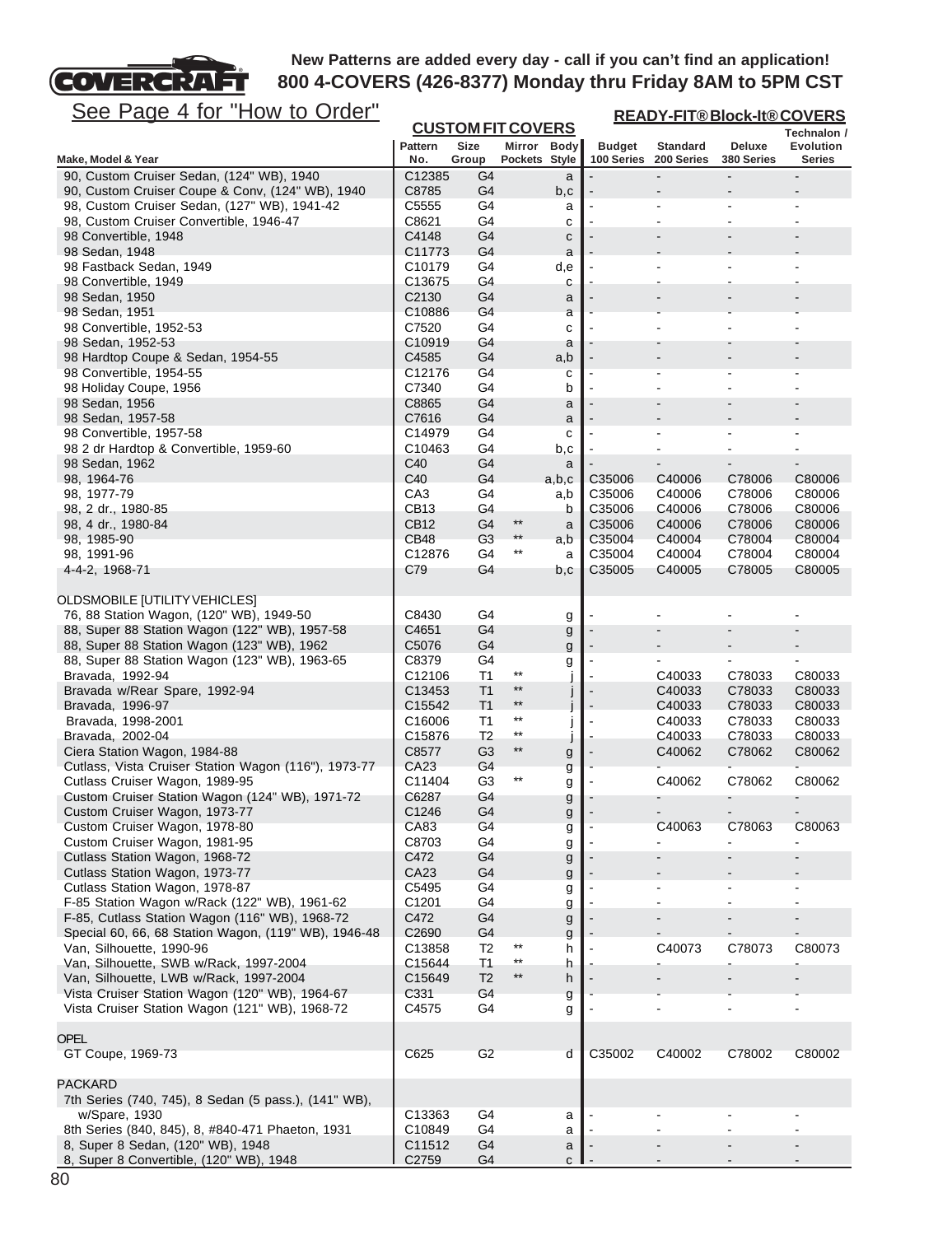New Patterns are added every day - call if you can't find an application!
**800 4-COVERS (426-8377) Monday thru Friday 8AM to 5PM CST**

See Page 4 for "How to Order"

| | CUSTOM FIT COVERS | | | | READY-FIT® Block-It® COVERS | | | |
|---|---|---|---|---|---|---|---|---|
| Make, Model & Year | Pattern No. | Size Group | Mirror Pockets | Body Style | Budget 100 Series | Standard 200 Series | Deluxe 380 Series | Technalon / Evolution Series |
| 90, Custom Cruiser Sedan, (124" WB), 1940 | C12385 | G4 | | a | - | - | - | - |
| 90, Custom Cruiser Coupe & Conv, (124" WB), 1940 | C8785 | G4 | | b,c | - | - | - | - |
| 98, Custom Cruiser Sedan, (127" WB), 1941-42 | C5555 | G4 | | a | - | - | - | - |
| 98, Custom Cruiser Convertible, 1946-47 | C8621 | G4 | | c | - | - | - | - |
| 98 Convertible, 1948 | C4148 | G4 | | c | - | - | - | - |
| 98 Sedan, 1948 | C11773 | G4 | | a | - | - | - | - |
| 98 Fastback Sedan, 1949 | C10179 | G4 | | d,e | - | - | - | - |
| 98 Convertible, 1949 | C13675 | G4 | | c | - | - | - | - |
| 98 Sedan, 1950 | C2130 | G4 | | a | - | - | - | - |
| 98 Sedan, 1951 | C10886 | G4 | | a | - | - | - | - |
| 98 Convertible, 1952-53 | C7520 | G4 | | c | - | - | - | - |
| 98 Sedan, 1952-53 | C10919 | G4 | | a | - | - | - | - |
| 98 Hardtop Coupe & Sedan, 1954-55 | C4585 | G4 | | a,b | - | - | - | - |
| 98 Convertible, 1954-55 | C12176 | G4 | | c | - | - | - | - |
| 98 Holiday Coupe, 1956 | C7340 | G4 | | b | - | - | - | - |
| 98 Sedan, 1956 | C8865 | G4 | | a | - | - | - | - |
| 98 Sedan, 1957-58 | C7616 | G4 | | a | - | - | - | - |
| 98 Convertible, 1957-58 | C14979 | G4 | | c | - | - | - | - |
| 98 2 dr Hardtop & Convertible, 1959-60 | C10463 | G4 | | b,c | - | - | - | - |
| 98 Sedan, 1962 | C40 | G4 | | a | - | - | - | - |
| 98, 1964-76 | C40 | G4 | | a,b,c | C35006 | C40006 | C78006 | C80006 |
| 98, 1977-79 | CA3 | G4 | | a,b | C35006 | C40006 | C78006 | C80006 |
| 98, 2 dr., 1980-85 | CB13 | G4 | | b | C35006 | C40006 | C78006 | C80006 |
| 98, 4 dr., 1980-84 | CB12 | G4 | ** | a | C35006 | C40006 | C78006 | C80006 |
| 98, 1985-90 | CB48 | G3 | ** | a,b | C35004 | C40004 | C78004 | C80004 |
| 98, 1991-96 | C12876 | G4 | ** | a | C35004 | C40004 | C78004 | C80004 |
| 4-4-2, 1968-71 | C79 | G4 | | b,c | C35005 | C40005 | C78005 | C80005 |
| | | | | | | | | |
| OLDSMOBILE [UTILITY VEHICLES] | | | | | | | | |
| 76, 88 Station Wagon, (120" WB), 1949-50 | C8430 | G4 | | g | - | - | - | - |
| 88, Super 88 Station Wagon (122" WB), 1957-58 | C4651 | G4 | | g | - | - | - | - |
| 88, Super 88 Station Wagon (123" WB), 1962 | C5076 | G4 | | g | - | - | - | - |
| 88, Super 88 Station Wagon (123" WB), 1963-65 | C8379 | G4 | | g | - | - | - | - |
| Bravada, 1992-94 | C12106 | T1 | ** | j | - | C40033 | C78033 | C80033 |
| Bravada w/Rear Spare, 1992-94 | C13453 | T1 | ** | j | - | C40033 | C78033 | C80033 |
| Bravada, 1996-97 | C15542 | T1 | ** | j | - | C40033 | C78033 | C80033 |
| Bravada, 1998-2001 | C16006 | T1 | ** | j | - | C40033 | C78033 | C80033 |
| Bravada, 2002-04 | C15876 | T2 | ** | j | - | C40033 | C78033 | C80033 |
| Ciera Station Wagon, 1984-88 | C8577 | G3 | ** | g | - | C40062 | C78062 | C80062 |
| Cutlass, Vista Cruiser Station Wagon (116"), 1973-77 | CA23 | G4 | | g | - | - | - | - |
| Cutlass Cruiser Wagon, 1989-95 | C11404 | G3 | ** | g | - | C40062 | C78062 | C80062 |
| Custom Cruiser Station Wagon (124" WB), 1971-72 | C6287 | G4 | | g | - | - | - | - |
| Custom Cruiser Wagon, 1973-77 | C1246 | G4 | | g | - | - | - | - |
| Custom Cruiser Wagon, 1978-80 | CA83 | G4 | | g | - | C40063 | C78063 | C80063 |
| Custom Cruiser Wagon, 1981-95 | C8703 | G4 | | g | - | - | - | - |
| Cutlass Station Wagon, 1968-72 | C472 | G4 | | g | - | - | - | - |
| Cutlass Station Wagon, 1973-77 | CA23 | G4 | | g | - | - | - | - |
| Cutlass Station Wagon, 1978-87 | C5495 | G4 | | g | - | - | - | - |
| F-85 Station Wagon w/Rack (122" WB), 1961-62 | C1201 | G4 | | g | - | - | - | - |
| F-85, Cutlass Station Wagon (116" WB), 1968-72 | C472 | G4 | | g | - | - | - | - |
| Special 60, 66, 68 Station Wagon, (119" WB), 1946-48 | C2690 | G4 | | g | - | - | - | - |
| Van, Silhouette, 1990-96 | C13858 | T2 | ** | h | - | C40073 | C78073 | C80073 |
| Van, Silhouette, SWB w/Rack, 1997-2004 | C15644 | T1 | ** | h | - | - | - | - |
| Van, Silhouette, LWB w/Rack, 1997-2004 | C15649 | T2 | ** | h | - | - | - | - |
| Vista Cruiser Station Wagon (120" WB), 1964-67 | C331 | G4 | | g | - | - | - | - |
| Vista Cruiser Station Wagon (121" WB), 1968-72 | C4575 | G4 | | g | - | - | - | - |
| | | | | | | | | |
| OPEL | | | | | | | | |
| GT Coupe, 1969-73 | C625 | G2 | | d | C35002 | C40002 | C78002 | C80002 |
| | | | | | | | | |
| PACKARD | | | | | | | | |
| 7th Series (740, 745), 8 Sedan (5 pass.), (141" WB), w/Spare, 1930 | C13363 | G4 | | a | - | - | - | - |
| 8th Series (840, 845), 8, #840-471 Phaeton, 1931 | C10849 | G4 | | a | - | - | - | - |
| 8, Super 8 Sedan, (120" WB), 1948 | C11512 | G4 | | a | - | - | - | - |
| 8, Super 8 Convertible, (120" WB), 1948 | C2759 | G4 | | c | - | - | - | - |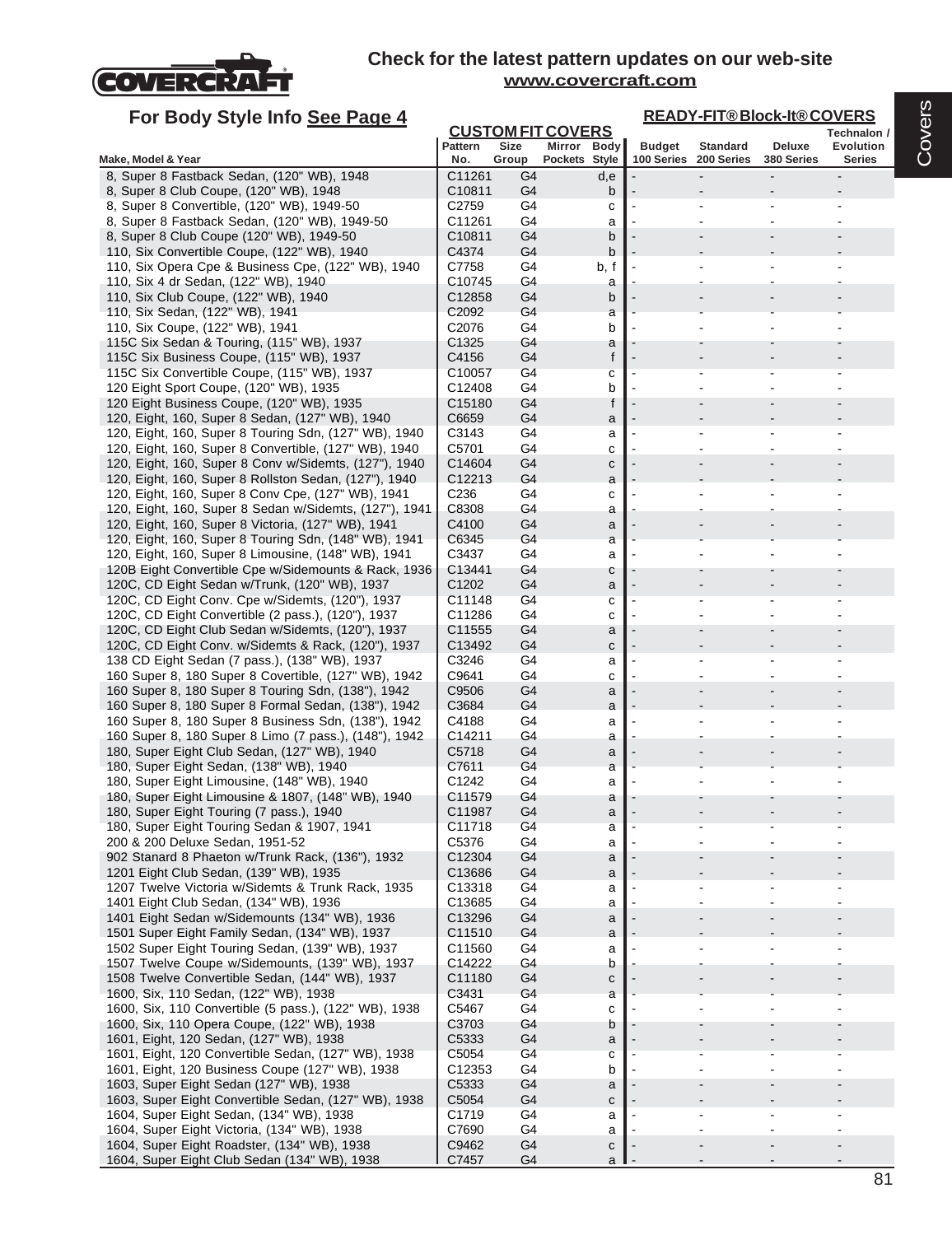Check for the latest pattern updates on our web-site
www.covercraft.com

For Body Style Info See Page 4

| Make, Model & Year | CUSTOM FIT COVERS Pattern No. | Size Group | Mirror Pockets | Body Style | READY-FIT® Block-It® COVERS Budget 100 Series | Standard 200 Series | Deluxe 380 Series | Technalon / Evolution Series |
|---|---|---|---|---|---|---|---|---|
| 8, Super 8 Fastback Sedan, (120" WB), 1948 | C11261 | G4 | | d,e | - | - | - | - |
| 8, Super 8 Club Coupe, (120" WB), 1948 | C10811 | G4 | | b | - | - | - | - |
| 8, Super 8 Convertible, (120" WB), 1949-50 | C2759 | G4 | | c | - | - | - | - |
| 8, Super 8 Fastback Sedan, (120" WB), 1949-50 | C11261 | G4 | | a | - | - | - | - |
| 8, Super 8 Club Coupe (120" WB), 1949-50 | C10811 | G4 | | b | - | - | - | - |
| 110, Six Convertible Coupe, (122" WB), 1940 | C4374 | G4 | | b | - | - | - | - |
| 110, Six Opera Cpe & Business Cpe, (122" WB), 1940 | C7758 | G4 | | b, f | - | - | - | - |
| 110, Six 4 dr Sedan, (122" WB), 1940 | C10745 | G4 | | a | - | - | - | - |
| 110, Six Club Coupe, (122" WB), 1940 | C12858 | G4 | | b | - | - | - | - |
| 110, Six Sedan, (122" WB), 1941 | C2092 | G4 | | a | - | - | - | - |
| 110, Six Coupe, (122" WB), 1941 | C2076 | G4 | | b | - | - | - | - |
| 115C Six Sedan & Touring, (115" WB), 1937 | C1325 | G4 | | a | - | - | - | - |
| 115C Six Business Coupe, (115" WB), 1937 | C4156 | G4 | | f | - | - | - | - |
| 115C Six Convertible Coupe, (115" WB), 1937 | C10057 | G4 | | c | - | - | - | - |
| 120 Eight Sport Coupe, (120" WB), 1935 | C12408 | G4 | | b | - | - | - | - |
| 120 Eight Business Coupe, (120" WB), 1935 | C15180 | G4 | | f | - | - | - | - |
| 120, Eight, 160, Super 8 Sedan, (127" WB), 1940 | C6659 | G4 | | a | - | - | - | - |
| 120, Eight, 160, Super 8 Touring Sdn, (127" WB), 1940 | C3143 | G4 | | a | - | - | - | - |
| 120, Eight, 160, Super 8 Convertible, (127" WB), 1940 | C5701 | G4 | | c | - | - | - | - |
| 120, Eight, 160, Super 8 Conv w/Sidemts, (127"), 1940 | C14604 | G4 | | c | - | - | - | - |
| 120, Eight, 160, Super 8 Rollston Sedan, (127"), 1940 | C12213 | G4 | | a | - | - | - | - |
| 120, Eight, 160, Super 8 Conv Cpe, (127" WB), 1941 | C236 | G4 | | c | - | - | - | - |
| 120, Eight, 160, Super 8 Sedan w/Sidemts, (127"), 1941 | C8308 | G4 | | a | - | - | - | - |
| 120, Eight, 160, Super 8 Victoria, (127" WB), 1941 | C4100 | G4 | | a | - | - | - | - |
| 120, Eight, 160, Super 8 Touring Sdn, (148" WB), 1941 | C6345 | G4 | | a | - | - | - | - |
| 120, Eight, 160, Super 8 Limousine, (148" WB), 1941 | C3437 | G4 | | a | - | - | - | - |
| 120B Eight Convertible Cpe w/Sidemounts & Rack, 1936 | C13441 | G4 | | c | - | - | - | - |
| 120C, CD Eight Sedan w/Trunk, (120" WB), 1937 | C1202 | G4 | | a | - | - | - | - |
| 120C, CD Eight Conv. Cpe w/Sidemts, (120"), 1937 | C11148 | G4 | | c | - | - | - | - |
| 120C, CD Eight Convertible (2 pass.), (120"), 1937 | C11286 | G4 | | c | - | - | - | - |
| 120C, CD Eight Club Sedan w/Sidemts, (120"), 1937 | C11555 | G4 | | a | - | - | - | - |
| 120C, CD Eight Conv. w/Sidemts & Rack, (120"), 1937 | C13492 | G4 | | c | - | - | - | - |
| 138 CD Eight Sedan (7 pass.), (138" WB), 1937 | C3246 | G4 | | a | - | - | - | - |
| 160 Super 8, 180 Super 8 Covertible, (127" WB), 1942 | C9641 | G4 | | c | - | - | - | - |
| 160 Super 8, 180 Super 8 Touring Sdn, (138"), 1942 | C9506 | G4 | | a | - | - | - | - |
| 160 Super 8, 180 Super 8 Formal Sedan, (138"), 1942 | C3684 | G4 | | a | - | - | - | - |
| 160 Super 8, 180 Super 8 Business Sdn, (138"), 1942 | C4188 | G4 | | a | - | - | - | - |
| 160 Super 8, 180 Super 8 Limo (7 pass.), (148"), 1942 | C14211 | G4 | | a | - | - | - | - |
| 180, Super Eight Club Sedan, (127" WB), 1940 | C5718 | G4 | | a | - | - | - | - |
| 180, Super Eight Sedan, (138" WB), 1940 | C7611 | G4 | | a | - | - | - | - |
| 180, Super Eight Limousine, (148" WB), 1940 | C1242 | G4 | | a | - | - | - | - |
| 180, Super Eight Limousine & 1807, (148" WB), 1940 | C11579 | G4 | | a | - | - | - | - |
| 180, Super Eight Touring (7 pass.), 1940 | C11987 | G4 | | a | - | - | - | - |
| 180, Super Eight Touring Sedan & 1907, 1941 | C11718 | G4 | | a | - | - | - | - |
| 200 & 200 Deluxe Sedan, 1951-52 | C5376 | G4 | | a | - | - | - | - |
| 902 Stanard 8 Phaeton w/Trunk Rack, (136"), 1932 | C12304 | G4 | | a | - | - | - | - |
| 1201 Eight Club Sedan, (139" WB), 1935 | C13686 | G4 | | a | - | - | - | - |
| 1207 Twelve Victoria w/Sidemts & Trunk Rack, 1935 | C13318 | G4 | | a | - | - | - | - |
| 1401 Eight Club Sedan, (134" WB), 1936 | C13685 | G4 | | a | - | - | - | - |
| 1401 Eight Sedan w/Sidemounts (134" WB), 1936 | C13296 | G4 | | a | - | - | - | - |
| 1501 Super Eight Family Sedan, (134" WB), 1937 | C11510 | G4 | | a | - | - | - | - |
| 1502 Super Eight Touring Sedan, (139" WB), 1937 | C11560 | G4 | | a | - | - | - | - |
| 1507 Twelve Coupe w/Sidemounts, (139" WB), 1937 | C14222 | G4 | | b | - | - | - | - |
| 1508 Twelve Convertible Sedan, (144" WB), 1937 | C11180 | G4 | | c | - | - | - | - |
| 1600, Six, 110 Sedan, (122" WB), 1938 | C3431 | G4 | | a | - | - | - | - |
| 1600, Six, 110 Convertible (5 pass.), (122" WB), 1938 | C5467 | G4 | | c | - | - | - | - |
| 1600, Six, 110 Opera Coupe, (122" WB), 1938 | C3703 | G4 | | b | - | - | - | - |
| 1601, Eight, 120 Sedan, (127" WB), 1938 | C5333 | G4 | | a | - | - | - | - |
| 1601, Eight, 120 Convertible Sedan, (127" WB), 1938 | C5054 | G4 | | c | - | - | - | - |
| 1601, Eight, 120 Business Coupe (127" WB), 1938 | C12353 | G4 | | b | - | - | - | - |
| 1603, Super Eight Sedan (127" WB), 1938 | C5333 | G4 | | a | - | - | - | - |
| 1603, Super Eight Convertible Sedan, (127" WB), 1938 | C5054 | G4 | | c | - | - | - | - |
| 1604, Super Eight Sedan, (134" WB), 1938 | C1719 | G4 | | a | - | - | - | - |
| 1604, Super Eight Victoria, (134" WB), 1938 | C7690 | G4 | | a | - | - | - | - |
| 1604, Super Eight Roadster, (134" WB), 1938 | C9462 | G4 | | c | - | - | - | - |
| 1604, Super Eight Club Sedan (134" WB), 1938 | C7457 | G4 | | a | - | - | - | - |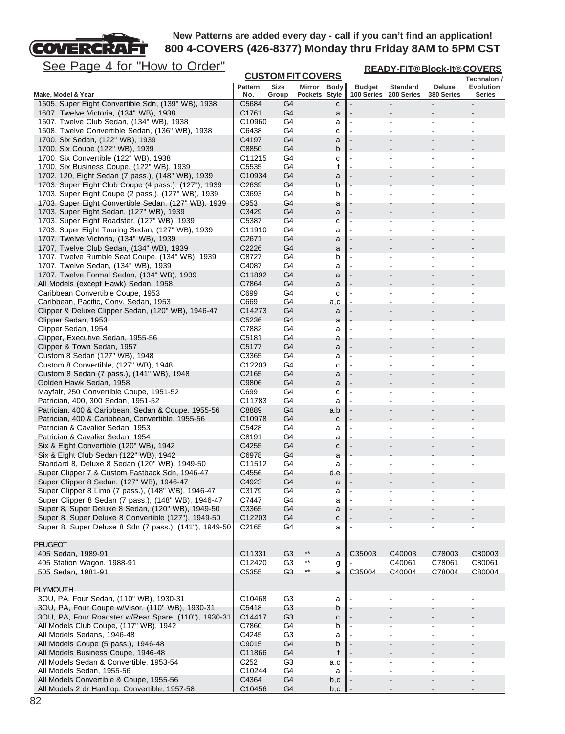**New Patterns are added every day - call if you can't find an application!**
**800 4-COVERS (426-8377) Monday thru Friday 8AM to 5PM CST**

See Page 4 for "How to Order"

| Make, Model & Year | CUSTOM FIT COVERS Pattern No. | Size Group | Mirror Pockets | Body Style | READY-FIT® Block-It® COVERS Budget 100 Series | Standard 200 Series | Deluxe 380 Series | Technalon / Evolution Series |
|---|---|---|---|---|---|---|---|---|
| 1605, Super Eight Convertible Sdn, (139" WB), 1938 | C5684 | G4 | | c | - | - | - | - |
| 1607, Twelve Victoria, (134" WB), 1938 | C1761 | G4 | | a | - | - | - | - |
| 1607, Twelve Club Sedan, (134" WB), 1938 | C10960 | G4 | | a | - | - | - | - |
| 1608, Twelve Convertible Sedan, (136" WB), 1938 | C6438 | G4 | | c | - | - | - | - |
| 1700, Six Sedan, (122" WB), 1939 | C4197 | G4 | | a | - | - | - | - |
| 1700, Six Coupe (122" WB), 1939 | C8850 | G4 | | b | - | - | - | - |
| 1700, Six Convertible (122" WB), 1938 | C11215 | G4 | | c | - | - | - | - |
| 1700, Six Business Coupe, (122" WB), 1939 | C5535 | G4 | | f | - | - | - | - |
| 1702, 120, Eight Sedan (7 pass.), (148" WB), 1939 | C10934 | G4 | | a | - | - | - | - |
| 1703, Super Eight Club Coupe (4 pass.), (127"), 1939 | C2639 | G4 | | b | - | - | - | - |
| 1703, Super Eight Coupe (2 pass.), (127" WB), 1939 | C3693 | G4 | | b | - | - | - | - |
| 1703, Super Eight Convertible Sedan, (127" WB), 1939 | C953 | G4 | | a | - | - | - | - |
| 1703, Super Eight Sedan, (127" WB), 1939 | C3429 | G4 | | a | - | - | - | - |
| 1703, Super Eight Roadster, (127" WB), 1939 | C5387 | G4 | | c | - | - | - | - |
| 1703, Super Eight Touring Sedan, (127" WB), 1939 | C11910 | G4 | | a | - | - | - | - |
| 1707, Twelve Victoria, (134" WB), 1939 | C2671 | G4 | | a | - | - | - | - |
| 1707, Twelve Club Sedan, (134" WB), 1939 | C2226 | G4 | | a | - | - | - | - |
| 1707, Twelve Rumble Seat Coupe, (134" WB), 1939 | C8727 | G4 | | b | - | - | - | - |
| 1707, Twelve Sedan, (134" WB), 1939 | C4087 | G4 | | a | - | - | - | - |
| 1707, Twelve Formal Sedan, (134" WB), 1939 | C11892 | G4 | | a | - | - | - | - |
| All Models (except Hawk) Sedan, 1958 | C7864 | G4 | | a | - | - | - | - |
| Caribbean Convertible Coupe, 1953 | C699 | G4 | | c | - | - | - | - |
| Caribbean, Pacific, Conv. Sedan, 1953 | C669 | G4 | | a,c | - | - | - | - |
| Clipper & Deluxe Clipper Sedan, (120" WB), 1946-47 | C14273 | G4 | | a | - | - | - | - |
| Clipper Sedan, 1953 | C5236 | G4 | | a | - | - | - | - |
| Clipper Sedan, 1954 | C7882 | G4 | | a | - | - | - | |
| Clipper, Executive Sedan, 1955-56 | C5181 | G4 | | a | - | - | - | - |
| Clipper & Town Sedan, 1957 | C5177 | G4 | | a | - | - | - | - |
| Custom 8 Sedan (127" WB), 1948 | C3365 | G4 | | a | - | - | - | - |
| Custom 8 Convertible, (127" WB), 1948 | C12203 | G4 | | c | - | - | - | - |
| Custom 8 Sedan (7 pass.), (141" WB), 1948 | C2165 | G4 | | a | - | - | - | - |
| Golden Hawk Sedan, 1958 | C9806 | G4 | | a | - | - | - | - |
| Mayfair, 250 Convertible Coupe, 1951-52 | C699 | G4 | | c | - | - | - | - |
| Patrician, 400, 300 Sedan, 1951-52 | C11783 | G4 | | a | - | - | - | - |
| Patrician, 400 & Caribbean, Sedan & Coupe, 1955-56 | C8889 | G4 | | a,b | - | - | - | - |
| Patrician, 400 & Caribbean, Convertible, 1955-56 | C10978 | G4 | | c | - | - | - | - |
| Patrician & Cavalier Sedan, 1953 | C5428 | G4 | | a | - | - | - | - |
| Patrician & Cavalier Sedan, 1954 | C8191 | G4 | | a | - | - | - | - |
| Six & Eight Convertible (120" WB), 1942 | C4255 | G4 | | c | - | - | - | - |
| Six & Eight Club Sedan (122" WB), 1942 | C6978 | G4 | | a | - | - | - | - |
| Standard 8, Deluxe 8 Sedan (120" WB), 1949-50 | C11512 | G4 | | a | - | - | - | - |
| Super Clipper 7 & Custom Fastback Sdn, 1946-47 | C4556 | G4 | | d,e | - | - | - | |
| Super Clipper 8 Sedan, (127" WB), 1946-47 | C4923 | G4 | | a | - | - | - | - |
| Super Clipper 8 Limo (7 pass.), (148" WB), 1946-47 | C3179 | G4 | | a | - | - | - | - |
| Super Clipper 8 Sedan (7 pass.), (148" WB), 1946-47 | C7447 | G4 | | a | - | - | - | - |
| Super 8, Super Deluxe 8 Sedan, (120" WB), 1949-50 | C3365 | G4 | | a | - | - | - | - |
| Super 8, Super Deluxe 8 Convertible (127"), 1949-50 | C12203 | G4 | | c | - | - | - | - |
| Super 8, Super Deluxe 8 Sdn (7 pass.), (141"), 1949-50 | C2165 | G4 | | a | - | - | - | - |
| | | | | | | | | |
| **PEUGEOT** | | | | | | | | |
| 405 Sedan, 1989-91 | C11331 | G3 | ** | a | C35003 | C40003 | C78003 | C80003 |
| 405 Station Wagon, 1988-91 | C12420 | G3 | ** | g | - | C40061 | C78061 | C80061 |
| 505 Sedan, 1981-91 | C5355 | G3 | ** | a | C35004 | C40004 | C78004 | C80004 |
| | | | | | | | | |
| **PLYMOUTH** | | | | | | | | |
| 3OU, PA, Four Sedan, (110" WB), 1930-31 | C10468 | G3 | | a | - | - | - | - |
| 3OU, PA, Four Coupe w/Visor, (110" WB), 1930-31 | C5418 | G3 | | b | - | - | - | - |
| 3OU, PA, Four Roadster w/Rear Spare, (110"), 1930-31 | C14417 | G3 | | c | - | - | - | - |
| All Models Club Coupe, (117" WB), 1942 | C7860 | G4 | | b | - | - | - | - |
| All Models Sedans, 1946-48 | C4245 | G3 | | a | - | - | - | - |
| All Models Coupe (5 pass.), 1946-48 | C9015 | G4 | | b | - | - | - | - |
| All Models Business Coupe, 1946-48 | C11866 | G4 | | f | - | - | - | - |
| All Models Sedan & Convertible, 1953-54 | C252 | G3 | | a,c | - | - | - | - |
| All Models Sedan, 1955-56 | C10244 | G4 | | a | - | - | - | - |
| All Models Convertible & Coupe, 1955-56 | C4364 | G4 | | b,c | - | - | - | - |
| All Models 2 dr Hardtop, Convertible, 1957-58 | C10456 | G4 | | b,c | - | - | - | - |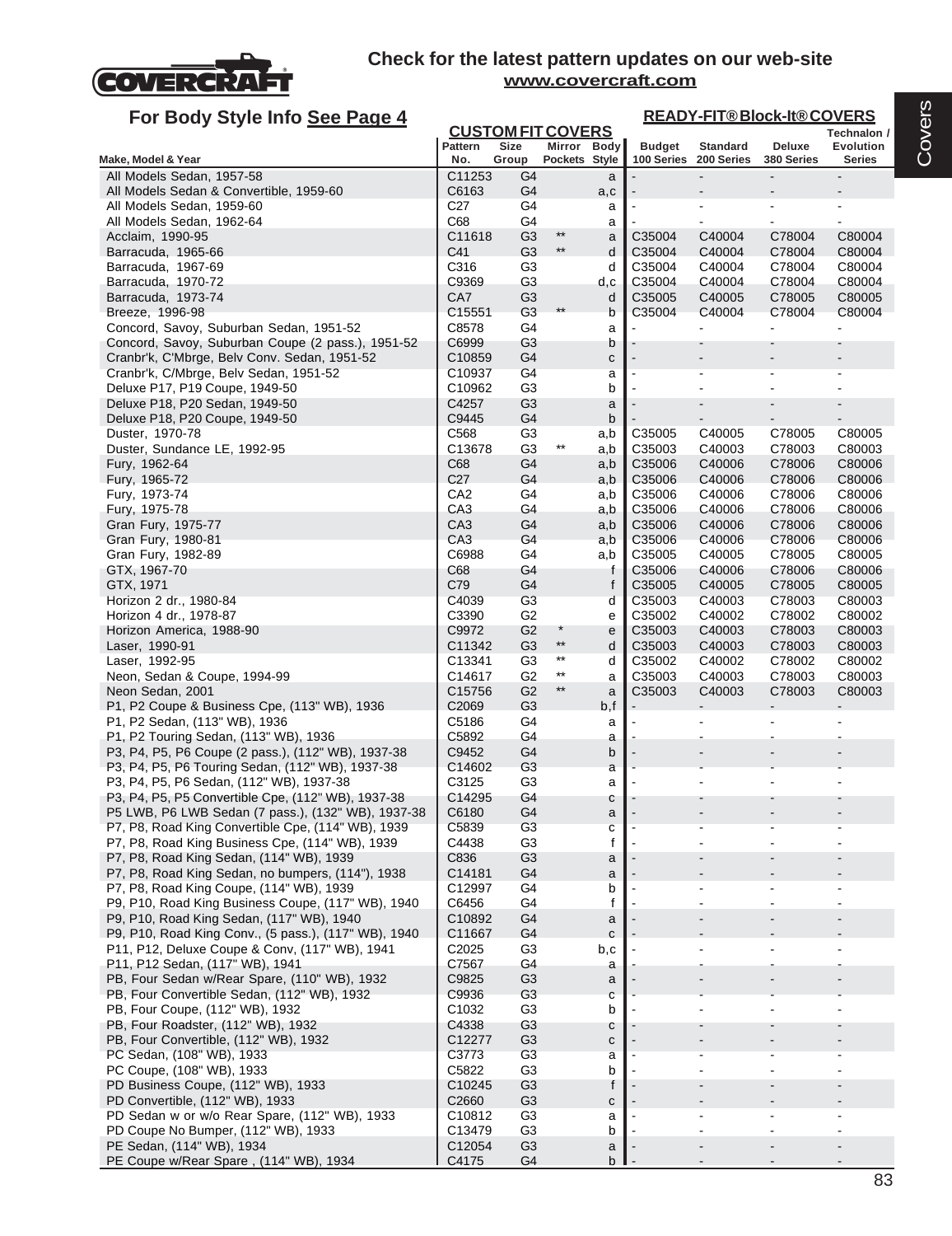**Check for the latest pattern updates on our web-site**
**www.covercraft.com**

## For Body Style Info See Page 4

| Make, Model & Year | CUSTOM FIT COVERS Pattern No. | Size Group | Mirror Pockets | Body Style | READY-FIT® Block-It® COVERS Budget 100 Series | Standard 200 Series | Deluxe 380 Series | Technalon / Evolution Series |
|---|---|---|---|---|---|---|---|---|
| All Models Sedan, 1957-58 | C11253 | G4 | | a | - | - | - | - |
| All Models Sedan & Convertible, 1959-60 | C6163 | G4 | | a,c | - | - | - | - |
| All Models Sedan, 1959-60 | C27 | G4 | | a | - | - | - | - |
| All Models Sedan, 1962-64 | C68 | G4 | | a | - | - | - | - |
| Acclaim, 1990-95 | C11618 | G3 | ** | a | C35004 | C40004 | C78004 | C80004 |
| Barracuda, 1965-66 | C41 | G3 | ** | d | C35004 | C40004 | C78004 | C80004 |
| Barracuda, 1967-69 | C316 | G3 | | d | C35004 | C40004 | C78004 | C80004 |
| Barracuda, 1970-72 | C9369 | G3 | | d,c | C35004 | C40004 | C78004 | C80004 |
| Barracuda, 1973-74 | CA7 | G3 | | d | C35005 | C40005 | C78005 | C80005 |
| Breeze, 1996-98 | C15551 | G3 | ** | b | C35004 | C40004 | C78004 | C80004 |
| Concord, Savoy, Suburban Sedan, 1951-52 | C8578 | G4 | | a | - | - | - | - |
| Concord, Savoy, Suburban Coupe (2 pass.), 1951-52 | C6999 | G3 | | b | - | - | - | - |
| Cranbr'k, C'Mbrge, Belv Conv. Sedan, 1951-52 | C10859 | G4 | | c | - | - | - | - |
| Cranbr'k, C/Mbrge, Belv Sedan, 1951-52 | C10937 | G4 | | a | - | - | - | - |
| Deluxe P17, P19 Coupe, 1949-50 | C10962 | G3 | | b | - | - | - | - |
| Deluxe P18, P20 Sedan, 1949-50 | C4257 | G3 | | a | - | - | - | - |
| Deluxe P18, P20 Coupe, 1949-50 | C9445 | G4 | | b | - | - | - | - |
| Duster, 1970-78 | C568 | G3 | | a,b | C35005 | C40005 | C78005 | C80005 |
| Duster, Sundance LE, 1992-95 | C13678 | G3 | ** | a,b | C35003 | C40003 | C78003 | C80003 |
| Fury, 1962-64 | C68 | G4 | | a,b | C35006 | C40006 | C78006 | C80006 |
| Fury, 1965-72 | C27 | G4 | | a,b | C35006 | C40006 | C78006 | C80006 |
| Fury, 1973-74 | CA2 | G4 | | a,b | C35006 | C40006 | C78006 | C80006 |
| Fury, 1975-78 | CA3 | G4 | | a,b | C35006 | C40006 | C78006 | C80006 |
| Gran Fury, 1975-77 | CA3 | G4 | | a,b | C35006 | C40006 | C78006 | C80006 |
| Gran Fury, 1980-81 | CA3 | G4 | | a,b | C35006 | C40006 | C78006 | C80006 |
| Gran Fury, 1982-89 | C6988 | G4 | | a,b | C35005 | C40005 | C78005 | C80005 |
| GTX, 1967-70 | C68 | G4 | | f | C35006 | C40006 | C78006 | C80006 |
| GTX, 1971 | C79 | G4 | | f | C35005 | C40005 | C78005 | C80005 |
| Horizon 2 dr., 1980-84 | C4039 | G3 | | d | C35003 | C40003 | C78003 | C80003 |
| Horizon 4 dr., 1978-87 | C3390 | G2 | | e | C35002 | C40002 | C78002 | C80002 |
| Horizon America, 1988-90 | C9972 | G2 | * | e | C35003 | C40003 | C78003 | C80003 |
| Laser, 1990-91 | C11342 | G3 | ** | d | C35003 | C40003 | C78003 | C80003 |
| Laser, 1992-95 | C13341 | G3 | ** | d | C35002 | C40002 | C78002 | C80002 |
| Neon, Sedan & Coupe, 1994-99 | C14617 | G2 | ** | a | C35003 | C40003 | C78003 | C80003 |
| Neon Sedan, 2001 | C15756 | G2 | ** | a | C35003 | C40003 | C78003 | C80003 |
| P1, P2 Coupe & Business Cpe, (113" WB), 1936 | C2069 | G3 | | b,f | - | - | - | - |
| P1, P2 Sedan, (113" WB), 1936 | C5186 | G4 | | a | - | - | - | - |
| P1, P2 Touring Sedan, (113" WB), 1936 | C5892 | G4 | | a | - | - | - | - |
| P3, P4, P5, P6 Coupe (2 pass.), (112" WB), 1937-38 | C9452 | G4 | | b | - | - | - | - |
| P3, P4, P5, P6 Touring Sedan, (112" WB), 1937-38 | C14602 | G3 | | a | - | - | - | - |
| P3, P4, P5, P6 Sedan, (112" WB), 1937-38 | C3125 | G3 | | a | - | - | - | - |
| P3, P4, P5, P5 Convertible Cpe, (112" WB), 1937-38 | C14295 | G4 | | c | - | - | - | - |
| P5 LWB, P6 LWB Sedan (7 pass.), (132" WB), 1937-38 | C6180 | G4 | | a | - | - | - | - |
| P7, P8, Road King Convertible Cpe, (114" WB), 1939 | C5839 | G3 | | c | - | - | - | - |
| P7, P8, Road King Business Cpe, (114" WB), 1939 | C4438 | G3 | | f | - | - | - | - |
| P7, P8, Road King Sedan, (114" WB), 1939 | C836 | G3 | | a | - | - | - | - |
| P7, P8, Road King Sedan, no bumpers, (114"), 1938 | C14181 | G4 | | a | - | - | - | - |
| P7, P8, Road King Coupe, (114" WB), 1939 | C12997 | G4 | | b | - | - | - | - |
| P9, P10, Road King Business Coupe, (117" WB), 1940 | C6456 | G4 | | f | - | - | - | - |
| P9, P10, Road King Sedan, (117" WB), 1940 | C10892 | G4 | | a | - | - | - | - |
| P9, P10, Road King Conv., (5 pass.), (117" WB), 1940 | C11667 | G4 | | c | - | - | - | - |
| P11, P12, Deluxe Coupe & Conv, (117" WB), 1941 | C2025 | G3 | | b,c | - | - | - | - |
| P11, P12 Sedan, (117" WB), 1941 | C7567 | G4 | | a | - | - | - | - |
| PB, Four Sedan w/Rear Spare, (110" WB), 1932 | C9825 | G3 | | a | - | - | - | - |
| PB, Four Convertible Sedan, (112" WB), 1932 | C9936 | G3 | | c | - | - | - | - |
| PB, Four Coupe, (112" WB), 1932 | C1032 | G3 | | b | - | - | - | - |
| PB, Four Roadster, (112" WB), 1932 | C4338 | G3 | | c | - | - | - | - |
| PB, Four Convertible, (112" WB), 1932 | C12277 | G3 | | c | - | - | - | - |
| PC Sedan, (108" WB), 1933 | C3773 | G3 | | a | - | - | - | - |
| PC Coupe, (108" WB), 1933 | C5822 | G3 | | b | - | - | - | - |
| PD Business Coupe, (112" WB), 1933 | C10245 | G3 | | f | - | - | - | - |
| PD Convertible, (112" WB), 1933 | C2660 | G3 | | c | - | - | - | - |
| PD Sedan w or w/o Rear Spare, (112" WB), 1933 | C10812 | G3 | | a | - | - | - | - |
| PD Coupe No Bumper, (112" WB), 1933 | C13479 | G3 | | b | - | - | - | - |
| PE Sedan, (114" WB), 1934 | C12054 | G3 | | a | - | - | - | - |
| PE Coupe w/Rear Spare , (114" WB), 1934 | C4175 | G4 | | b | - | - | - | - |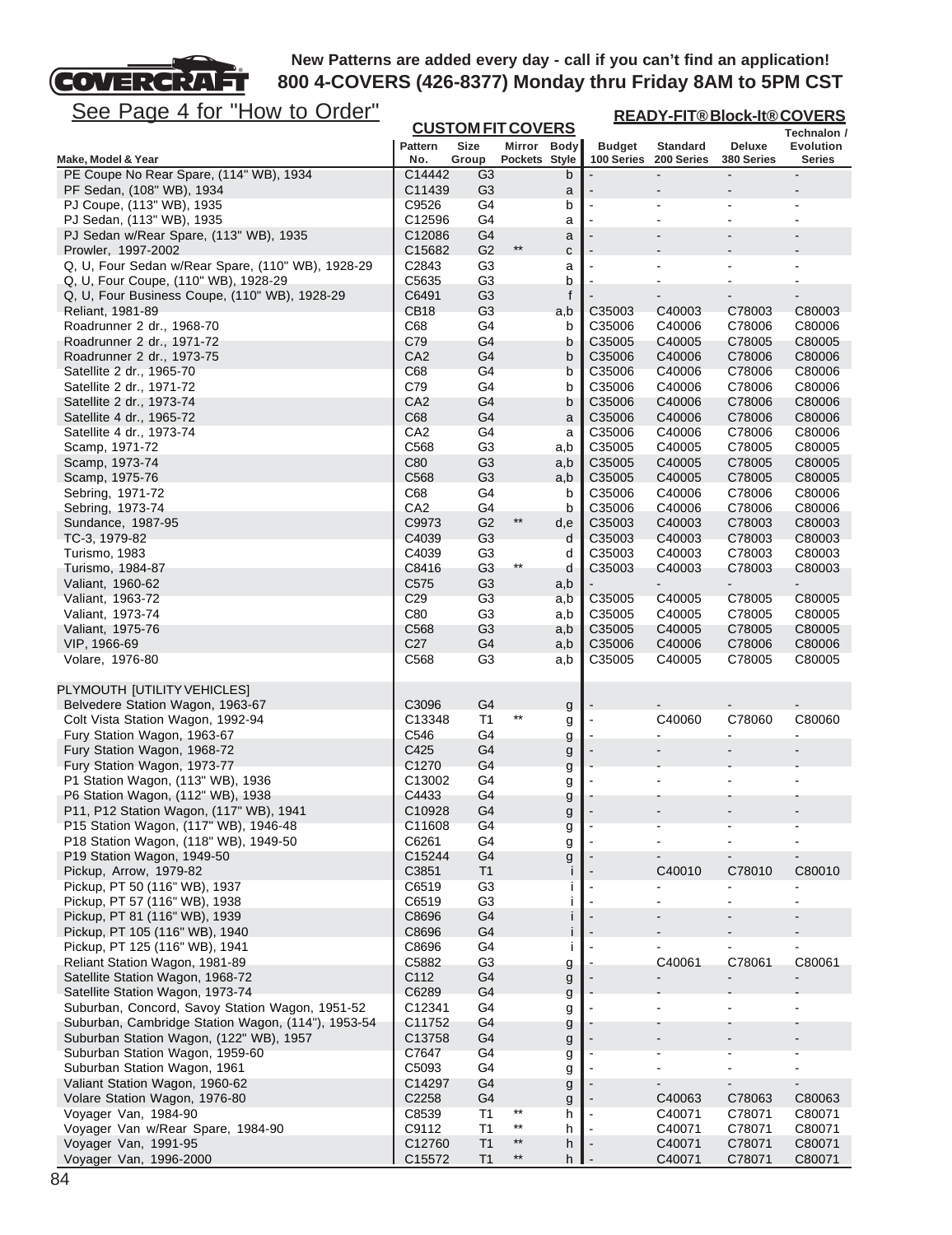**New Patterns are added every day - call if you can't find an application!**
**800 4-COVERS (426-8377) Monday thru Friday 8AM to 5PM CST**

See Page 4 for "How to Order"

| | CUSTOM FIT COVERS | | | | READY-FIT® Block-It® COVERS | | | |
|---|---|---|---|---|---|---|---|---|
| Make, Model & Year | Pattern No. | Size Group | Mirror Pockets | Body Style | Budget 100 Series | Standard 200 Series | Deluxe 380 Series | Technalon / Evolution Series |
| PE Coupe No Rear Spare, (114" WB), 1934 | C14442 | G3 | | b | - | - | - | - |
| PF Sedan, (108" WB), 1934 | C11439 | G3 | | a | - | - | - | - |
| PJ Coupe, (113" WB), 1935 | C9526 | G4 | | b | - | - | - | - |
| PJ Sedan, (113" WB), 1935 | C12596 | G4 | | a | - | - | - | - |
| PJ Sedan w/Rear Spare, (113" WB), 1935 | C12086 | G4 | | a | - | - | - | - |
| Prowler, 1997-2002 | C15682 | G2 | ** | c | - | - | - | - |
| Q, U, Four Sedan w/Rear Spare, (110" WB), 1928-29 | C2843 | G3 | | a | - | - | - | - |
| Q, U, Four Coupe, (110" WB), 1928-29 | C5635 | G3 | | b | - | - | - | - |
| Q, U, Four Business Coupe, (110" WB), 1928-29 | C6491 | G3 | | f | - | - | - | - |
| Reliant, 1981-89 | CB18 | G3 | | a,b | C35003 | C40003 | C78003 | C80003 |
| Roadrunner 2 dr., 1968-70 | C68 | G4 | | b | C35006 | C40006 | C78006 | C80006 |
| Roadrunner 2 dr., 1971-72 | C79 | G4 | | b | C35005 | C40005 | C78005 | C80005 |
| Roadrunner 2 dr., 1973-75 | CA2 | G4 | | b | C35006 | C40006 | C78006 | C80006 |
| Satellite 2 dr., 1965-70 | C68 | G4 | | b | C35006 | C40006 | C78006 | C80006 |
| Satellite 2 dr., 1971-72 | C79 | G4 | | b | C35006 | C40006 | C78006 | C80006 |
| Satellite 2 dr., 1973-74 | CA2 | G4 | | b | C35006 | C40006 | C78006 | C80006 |
| Satellite 4 dr., 1965-72 | C68 | G4 | | a | C35006 | C40006 | C78006 | C80006 |
| Satellite 4 dr., 1973-74 | CA2 | G4 | | a | C35006 | C40006 | C78006 | C80006 |
| Scamp, 1971-72 | C568 | G3 | | a,b | C35005 | C40005 | C78005 | C80005 |
| Scamp, 1973-74 | C80 | G3 | | a,b | C35005 | C40005 | C78005 | C80005 |
| Scamp, 1975-76 | C568 | G3 | | a,b | C35005 | C40005 | C78005 | C80005 |
| Sebring, 1971-72 | C68 | G4 | | b | C35006 | C40006 | C78006 | C80006 |
| Sebring, 1973-74 | CA2 | G4 | | b | C35006 | C40006 | C78006 | C80006 |
| Sundance, 1987-95 | C9973 | G2 | ** | d,e | C35003 | C40003 | C78003 | C80003 |
| TC-3, 1979-82 | C4039 | G3 | | d | C35003 | C40003 | C78003 | C80003 |
| Turismo, 1983 | C4039 | G3 | | d | C35003 | C40003 | C78003 | C80003 |
| Turismo, 1984-87 | C8416 | G3 | ** | d | C35003 | C40003 | C78003 | C80003 |
| Valiant, 1960-62 | C575 | G3 | | a,b | - | - | - | - |
| Valiant, 1963-72 | C29 | G3 | | a,b | C35005 | C40005 | C78005 | C80005 |
| Valiant, 1973-74 | C80 | G3 | | a,b | C35005 | C40005 | C78005 | C80005 |
| Valiant, 1975-76 | C568 | G3 | | a,b | C35005 | C40005 | C78005 | C80005 |
| VIP, 1966-69 | C27 | G4 | | a,b | C35006 | C40006 | C78006 | C80006 |
| Volare, 1976-80 | C568 | G3 | | a,b | C35005 | C40005 | C78005 | C80005 |
| PLYMOUTH [UTILITY VEHICLES] | | | | | | | | |
| Belvedere Station Wagon, 1963-67 | C3096 | G4 | | g | - | - | - | - |
| Colt Vista Station Wagon, 1992-94 | C13348 | T1 | ** | g | - | C40060 | C78060 | C80060 |
| Fury Station Wagon, 1963-67 | C546 | G4 | | g | - | - | - | - |
| Fury Station Wagon, 1968-72 | C425 | G4 | | g | - | - | - | - |
| Fury Station Wagon, 1973-77 | C1270 | G4 | | g | - | - | - | - |
| P1 Station Wagon, (113" WB), 1936 | C13002 | G4 | | g | - | - | - | - |
| P6 Station Wagon, (112" WB), 1938 | C4433 | G4 | | g | - | - | - | - |
| P11, P12 Station Wagon, (117" WB), 1941 | C10928 | G4 | | g | - | - | - | - |
| P15 Station Wagon, (117" WB), 1946-48 | C11608 | G4 | | g | - | - | - | - |
| P18 Station Wagon, (118" WB), 1949-50 | C6261 | G4 | | g | - | - | - | - |
| P19 Station Wagon, 1949-50 | C15244 | G4 | | g | - | - | - | - |
| Pickup, Arrow, 1979-82 | C3851 | T1 | | i | - | C40010 | C78010 | C80010 |
| Pickup, PT 50 (116" WB), 1937 | C6519 | G3 | | i | - | - | - | - |
| Pickup, PT 57 (116" WB), 1938 | C6519 | G3 | | i | - | - | - | - |
| Pickup, PT 81 (116" WB), 1939 | C8696 | G4 | | i | - | - | - | - |
| Pickup, PT 105 (116" WB), 1940 | C8696 | G4 | | i | - | - | - | - |
| Pickup, PT 125 (116" WB), 1941 | C8696 | G4 | | i | - | - | - | - |
| Reliant Station Wagon, 1981-89 | C5882 | G3 | | g | - | C40061 | C78061 | C80061 |
| Satellite Station Wagon, 1968-72 | C112 | G4 | | g | - | - | - | - |
| Satellite Station Wagon, 1973-74 | C6289 | G4 | | g | - | - | - | - |
| Suburban, Concord, Savoy Station Wagon, 1951-52 | C12341 | G4 | | g | - | - | - | - |
| Suburban, Cambridge Station Wagon, (114"), 1953-54 | C11752 | G4 | | g | - | - | - | - |
| Suburban Station Wagon, (122" WB), 1957 | C13758 | G4 | | g | - | - | - | - |
| Suburban Station Wagon, 1959-60 | C7647 | G4 | | g | - | - | - | - |
| Suburban Station Wagon, 1961 | C5093 | G4 | | g | - | - | - | - |
| Valiant Station Wagon, 1960-62 | C14297 | G4 | | g | - | - | - | - |
| Volare Station Wagon, 1976-80 | C2258 | G4 | | g | - | C40063 | C78063 | C80063 |
| Voyager Van, 1984-90 | C8539 | T1 | ** | h | - | C40071 | C78071 | C80071 |
| Voyager Van w/Rear Spare, 1984-90 | C9112 | T1 | ** | h | - | C40071 | C78071 | C80071 |
| Voyager Van, 1991-95 | C12760 | T1 | ** | h | - | C40071 | C78071 | C80071 |
| Voyager Van, 1996-2000 | C15572 | T1 | ** | h | - | C40071 | C78071 | C80071 |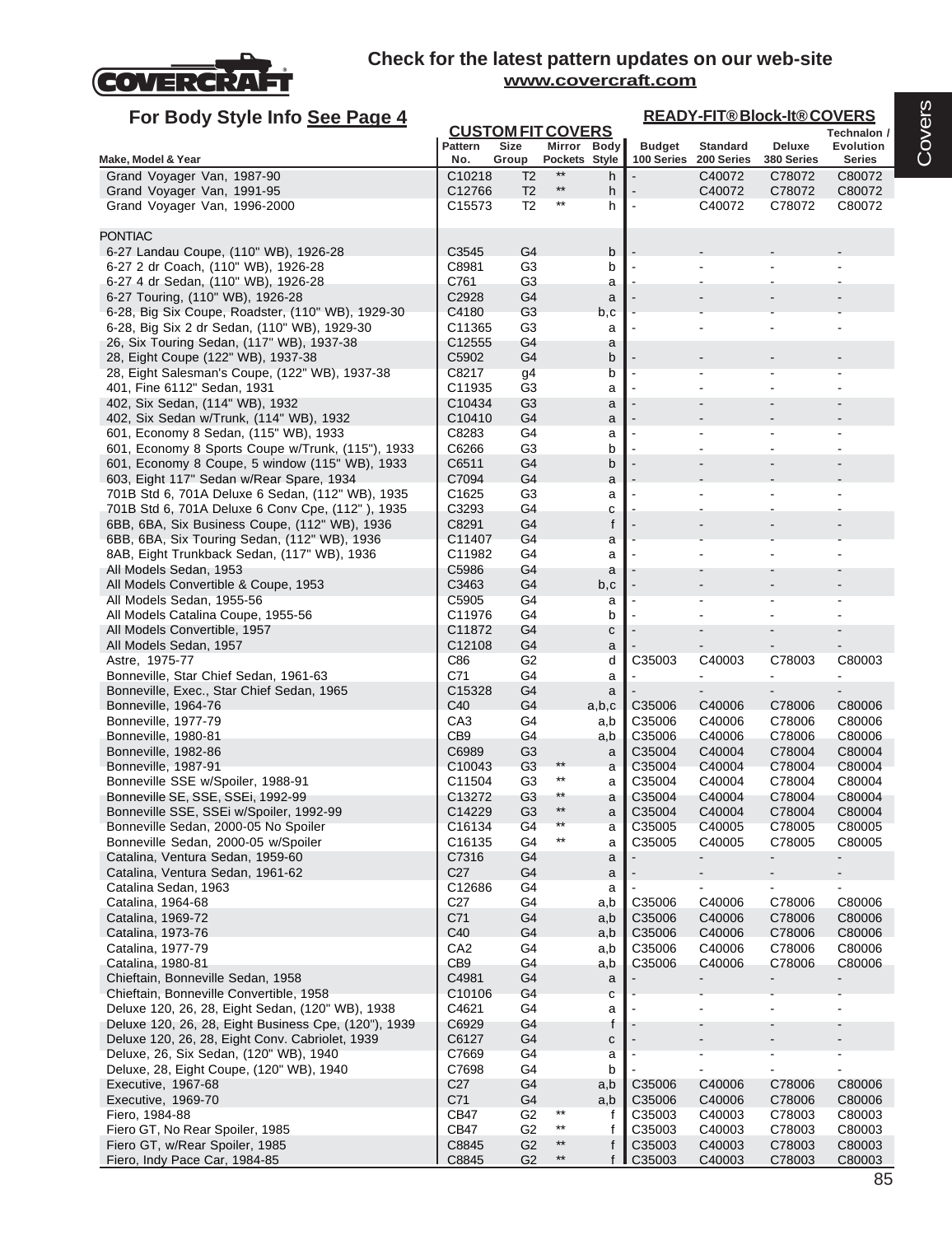Check for the latest pattern updates on our web-site
www.covercraft.com

## For Body Style Info See Page 4

| Make, Model & Year | CUSTOM FIT COVERS Pattern No. | Size Group | Mirror Pockets | Body Style | READY-FIT® Block-It® COVERS Budget 100 Series | Standard 200 Series | Deluxe 380 Series | Technalon / Evolution Series |
|---|---|---|---|---|---|---|---|---|
| Grand Voyager Van, 1987-90 | C10218 | T2 | ** | h | - | C40072 | C78072 | C80072 |
| Grand Voyager Van, 1991-95 | C12766 | T2 | ** | h | - | C40072 | C78072 | C80072 |
| Grand Voyager Van, 1996-2000 | C15573 | T2 | ** | h | - | C40072 | C78072 | C80072 |
| PONTIAC | | | | | | | | |
| 6-27 Landau Coupe, (110" WB), 1926-28 | C3545 | G4 | | b | - | - | - | - |
| 6-27 2 dr Coach, (110" WB), 1926-28 | C8981 | G3 | | b | - | - | - | - |
| 6-27 4 dr Sedan, (110" WB), 1926-28 | C761 | G3 | | a | - | - | - | - |
| 6-27 Touring, (110" WB), 1926-28 | C2928 | G4 | | a | - | - | - | - |
| 6-28, Big Six Coupe, Roadster, (110" WB), 1929-30 | C4180 | G3 | | b,c | - | - | - | - |
| 6-28, Big Six 2 dr Sedan, (110" WB), 1929-30 | C11365 | G3 | | a | - | - | - | - |
| 26, Six Touring Sedan, (117" WB), 1937-38 | C12555 | G4 | | a | | | | |
| 28, Eight Coupe (122" WB), 1937-38 | C5902 | G4 | | b | - | - | - | - |
| 28, Eight Salesman's Coupe, (122" WB), 1937-38 | C8217 | g4 | | b | - | - | - | - |
| 401, Fine 6112" Sedan, 1931 | C11935 | G3 | | a | - | - | - | - |
| 402, Six Sedan, (114" WB), 1932 | C10434 | G3 | | a | - | - | - | - |
| 402, Six Sedan w/Trunk, (114" WB), 1932 | C10410 | G4 | | a | - | - | - | - |
| 601, Economy 8 Sedan, (115" WB), 1933 | C8283 | G4 | | a | - | - | - | - |
| 601, Economy 8 Sports Coupe w/Trunk, (115"), 1933 | C6266 | G3 | | b | - | - | - | - |
| 601, Economy 8 Coupe, 5 window (115" WB), 1933 | C6511 | G4 | | b | - | - | - | - |
| 603, Eight 117" Sedan w/Rear Spare, 1934 | C7094 | G4 | | a | - | - | - | - |
| 701B Std 6, 701A Deluxe 6 Sedan, (112" WB), 1935 | C1625 | G3 | | a | - | - | - | - |
| 701B Std 6, 701A Deluxe 6 Conv Cpe, (112" ), 1935 | C3293 | G4 | | c | - | - | - | - |
| 6BB, 6BA, Six Business Coupe, (112" WB), 1936 | C8291 | G4 | | f | - | - | - | - |
| 6BB, 6BA, Six Touring Sedan, (112" WB), 1936 | C11407 | G4 | | a | - | - | - | - |
| 8AB, Eight Trunkback Sedan, (117" WB), 1936 | C11982 | G4 | | a | - | - | - | - |
| All Models Sedan, 1953 | C5986 | G4 | | a | - | - | - | - |
| All Models Convertible & Coupe, 1953 | C3463 | G4 | | b,c | - | - | - | - |
| All Models Sedan, 1955-56 | C5905 | G4 | | a | - | - | - | - |
| All Models Catalina Coupe, 1955-56 | C11976 | G4 | | b | - | - | - | - |
| All Models Convertible, 1957 | C11872 | G4 | | c | - | - | - | - |
| All Models Sedan, 1957 | C12108 | G4 | | a | - | - | - | - |
| Astre, 1975-77 | C86 | G2 | | d | C35003 | C40003 | C78003 | C80003 |
| Bonneville, Star Chief Sedan, 1961-63 | C71 | G4 | | a | - | - | - | - |
| Bonneville, Exec., Star Chief Sedan, 1965 | C15328 | G4 | | a | - | - | - | - |
| Bonneville, 1964-76 | C40 | G4 | | a,b,c | C35006 | C40006 | C78006 | C80006 |
| Bonneville, 1977-79 | CA3 | G4 | | a,b | C35006 | C40006 | C78006 | C80006 |
| Bonneville, 1980-81 | CB9 | G4 | | a,b | C35006 | C40006 | C78006 | C80006 |
| Bonneville, 1982-86 | C6989 | G3 | | a | C35004 | C40004 | C78004 | C80004 |
| Bonneville, 1987-91 | C10043 | G3 | ** | a | C35004 | C40004 | C78004 | C80004 |
| Bonneville SSE w/Spoiler, 1988-91 | C11504 | G3 | ** | a | C35004 | C40004 | C78004 | C80004 |
| Bonneville SE, SSE, SSEi, 1992-99 | C13272 | G3 | ** | a | C35004 | C40004 | C78004 | C80004 |
| Bonneville SSE, SSEi w/Spoiler, 1992-99 | C14229 | G3 | ** | a | C35004 | C40004 | C78004 | C80004 |
| Bonneville Sedan, 2000-05 No Spoiler | C16134 | G4 | ** | a | C35005 | C40005 | C78005 | C80005 |
| Bonneville Sedan, 2000-05 w/Spoiler | C16135 | G4 | ** | a | C35005 | C40005 | C78005 | C80005 |
| Catalina, Ventura Sedan, 1959-60 | C7316 | G4 | | a | - | - | - | - |
| Catalina, Ventura Sedan, 1961-62 | C27 | G4 | | a | - | - | - | - |
| Catalina Sedan, 1963 | C12686 | G4 | | a | - | - | - | - |
| Catalina, 1964-68 | C27 | G4 | | a,b | C35006 | C40006 | C78006 | C80006 |
| Catalina, 1969-72 | C71 | G4 | | a,b | C35006 | C40006 | C78006 | C80006 |
| Catalina, 1973-76 | C40 | G4 | | a,b | C35006 | C40006 | C78006 | C80006 |
| Catalina, 1977-79 | CA2 | G4 | | a,b | C35006 | C40006 | C78006 | C80006 |
| Catalina, 1980-81 | CB9 | G4 | | a,b | C35006 | C40006 | C78006 | C80006 |
| Chieftain, Bonneville Sedan, 1958 | C4981 | G4 | | a | - | - | - | - |
| Chieftain, Bonneville Convertible, 1958 | C10106 | G4 | | c | - | - | - | - |
| Deluxe 120, 26, 28, Eight Sedan, (120" WB), 1938 | C4621 | G4 | | a | - | - | - | - |
| Deluxe 120, 26, 28, Eight Business Cpe, (120"), 1939 | C6929 | G4 | | f | - | - | - | - |
| Deluxe 120, 26, 28, Eight Conv. Cabriolet, 1939 | C6127 | G4 | | c | - | - | - | - |
| Deluxe, 26, Six Sedan, (120" WB), 1940 | C7669 | G4 | | a | - | - | - | - |
| Deluxe, 28, Eight Coupe, (120" WB), 1940 | C7698 | G4 | | b | - | - | - | - |
| Executive, 1967-68 | C27 | G4 | | a,b | C35006 | C40006 | C78006 | C80006 |
| Executive, 1969-70 | C71 | G4 | | a,b | C35006 | C40006 | C78006 | C80006 |
| Fiero, 1984-88 | CB47 | G2 | ** | f | C35003 | C40003 | C78003 | C80003 |
| Fiero GT, No Rear Spoiler, 1985 | CB47 | G2 | ** | f | C35003 | C40003 | C78003 | C80003 |
| Fiero GT, w/Rear Spoiler, 1985 | C8845 | G2 | ** | f | C35003 | C40003 | C78003 | C80003 |
| Fiero, Indy Pace Car, 1984-85 | C8845 | G2 | ** | f | C35003 | C40003 | C78003 | C80003 |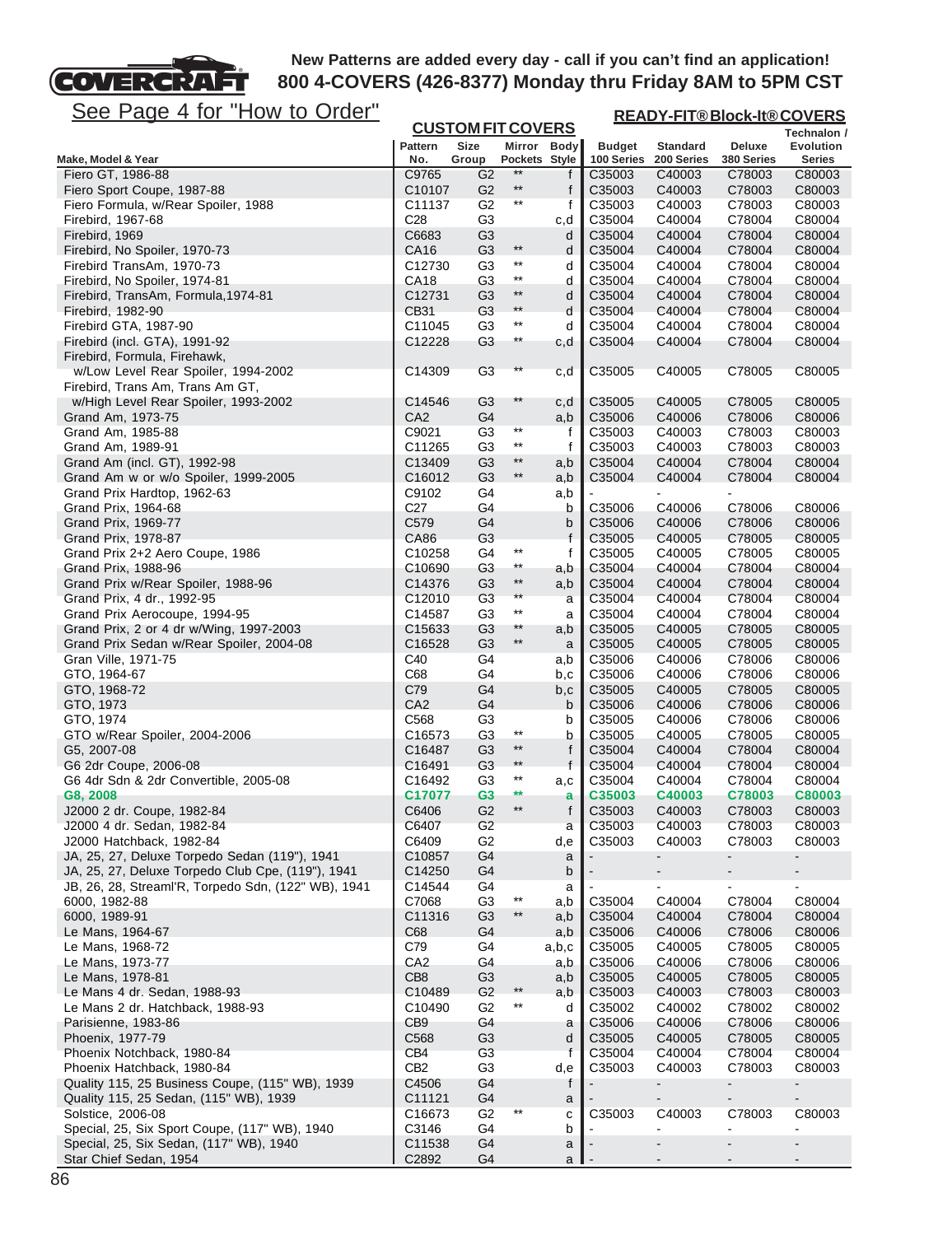**New Patterns are added every day - call if you can't find an application!**
**800 4-COVERS (426-8377) Monday thru Friday 8AM to 5PM CST**

See Page 4 for "How to Order"

| Make, Model & Year | CUSTOM FIT COVERS Pattern No. | Size Group | Mirror Pockets | Body Style | READY-FIT® Block-It® COVERS Budget 100 Series | Standard 200 Series | Deluxe 380 Series | Technalon / Evolution Series |
|---|---|---|---|---|---|---|---|---|
| Fiero GT, 1986-88 | C9765 | G2 | ** | f | C35003 | C40003 | C78003 | C80003 |
| Fiero Sport Coupe, 1987-88 | C10107 | G2 | ** | f | C35003 | C40003 | C78003 | C80003 |
| Fiero Formula, w/Rear Spoiler, 1988 | C11137 | G2 | ** | f | C35003 | C40003 | C78003 | C80003 |
| Firebird, 1967-68 | C28 | G3 | | c,d | C35004 | C40004 | C78004 | C80004 |
| Firebird, 1969 | C6683 | G3 | | d | C35004 | C40004 | C78004 | C80004 |
| Firebird, No Spoiler, 1970-73 | CA16 | G3 | ** | d | C35004 | C40004 | C78004 | C80004 |
| Firebird TransAm, 1970-73 | C12730 | G3 | ** | d | C35004 | C40004 | C78004 | C80004 |
| Firebird, No Spoiler, 1974-81 | CA18 | G3 | ** | d | C35004 | C40004 | C78004 | C80004 |
| Firebird, TransAm, Formula,1974-81 | C12731 | G3 | ** | d | C35004 | C40004 | C78004 | C80004 |
| Firebird, 1982-90 | CB31 | G3 | ** | d | C35004 | C40004 | C78004 | C80004 |
| Firebird GTA, 1987-90 | C11045 | G3 | ** | d | C35004 | C40004 | C78004 | C80004 |
| Firebird (incl. GTA), 1991-92 | C12228 | G3 | ** | c,d | C35004 | C40004 | C78004 | C80004 |
| Firebird, Formula, Firehawk, w/Low Level Rear Spoiler, 1994-2002 | C14309 | G3 | ** | c,d | C35005 | C40005 | C78005 | C80005 |
| Firebird, Trans Am, Trans Am GT, w/High Level Rear Spoiler, 1993-2002 | C14546 | G3 | ** | c,d | C35005 | C40005 | C78005 | C80005 |
| Grand Am, 1973-75 | CA2 | G4 | | a,b | C35006 | C40006 | C78006 | C80006 |
| Grand Am, 1985-88 | C9021 | G3 | ** | f | C35003 | C40003 | C78003 | C80003 |
| Grand Am, 1989-91 | C11265 | G3 | ** | f | C35003 | C40003 | C78003 | C80003 |
| Grand Am (incl. GT), 1992-98 | C13409 | G3 | ** | a,b | C35004 | C40004 | C78004 | C80004 |
| Grand Am w or w/o Spoiler, 1999-2005 | C16012 | G3 | ** | a,b | C35004 | C40004 | C78004 | C80004 |
| Grand Prix Hardtop, 1962-63 | C9102 | G4 | | a,b | - | - | - | |
| Grand Prix, 1964-68 | C27 | G4 | | b | C35006 | C40006 | C78006 | C80006 |
| Grand Prix, 1969-77 | C579 | G4 | | b | C35006 | C40006 | C78006 | C80006 |
| Grand Prix, 1978-87 | CA86 | G3 | | f | C35005 | C40005 | C78005 | C80005 |
| Grand Prix 2+2 Aero Coupe, 1986 | C10258 | G4 | ** | f | C35005 | C40005 | C78005 | C80005 |
| Grand Prix, 1988-96 | C10690 | G3 | ** | a,b | C35004 | C40004 | C78004 | C80004 |
| Grand Prix w/Rear Spoiler, 1988-96 | C14376 | G3 | ** | a,b | C35004 | C40004 | C78004 | C80004 |
| Grand Prix, 4 dr., 1992-95 | C12010 | G3 | ** | a | C35004 | C40004 | C78004 | C80004 |
| Grand Prix Aerocoupe, 1994-95 | C14587 | G3 | ** | a | C35004 | C40004 | C78004 | C80004 |
| Grand Prix, 2 or 4 dr w/Wing, 1997-2003 | C15633 | G3 | ** | a,b | C35005 | C40005 | C78005 | C80005 |
| Grand Prix Sedan w/Rear Spoiler, 2004-08 | C16528 | G3 | ** | a | C35005 | C40005 | C78005 | C80005 |
| Gran Ville, 1971-75 | C40 | G4 | | a,b | C35006 | C40006 | C78006 | C80006 |
| GTO, 1964-67 | C68 | G4 | | b,c | C35006 | C40006 | C78006 | C80006 |
| GTO, 1968-72 | C79 | G4 | | b,c | C35005 | C40005 | C78005 | C80005 |
| GTO, 1973 | CA2 | G4 | | b | C35006 | C40006 | C78006 | C80006 |
| GTO, 1974 | C568 | G3 | | b | C35005 | C40006 | C78006 | C80006 |
| GTO w/Rear Spoiler, 2004-2006 | C16573 | G3 | ** | b | C35005 | C40005 | C78005 | C80005 |
| G5, 2007-08 | C16487 | G3 | ** | f | C35004 | C40004 | C78004 | C80004 |
| G6 2dr Coupe, 2006-08 | C16491 | G3 | ** | f | C35004 | C40004 | C78004 | C80004 |
| G6 4dr Sdn & 2dr Convertible, 2005-08 | C16492 | G3 | ** | a,c | C35004 | C40004 | C78004 | C80004 |
| **G8, 2008** | **C17077** | **G3** | ** | **a** | **C35003** | **C40003** | **C78003** | **C80003** |
| J2000 2 dr. Coupe, 1982-84 | C6406 | G2 | ** | f | C35003 | C40003 | C78003 | C80003 |
| J2000 4 dr. Sedan, 1982-84 | C6407 | G2 | | a | C35003 | C40003 | C78003 | C80003 |
| J2000 Hatchback, 1982-84 | C6409 | G2 | | d,e | C35003 | C40003 | C78003 | C80003 |
| JA, 25, 27, Deluxe Torpedo Sedan (119"), 1941 | C10857 | G4 | | a | - | - | - | - |
| JA, 25, 27, Deluxe Torpedo Club Cpe, (119"), 1941 | C14250 | G4 | | b | - | - | - | - |
| JB, 26, 28, Streaml'R, Torpedo Sdn, (122" WB), 1941 | C14544 | G4 | | a | - | - | - | - |
| 6000, 1982-88 | C7068 | G3 | ** | a,b | C35004 | C40004 | C78004 | C80004 |
| 6000, 1989-91 | C11316 | G3 | ** | a,b | C35004 | C40004 | C78004 | C80004 |
| Le Mans, 1964-67 | C68 | G4 | | a,b | C35006 | C40006 | C78006 | C80006 |
| Le Mans, 1968-72 | C79 | G4 | | a,b,c | C35005 | C40005 | C78005 | C80005 |
| Le Mans, 1973-77 | CA2 | G4 | | a,b | C35006 | C40006 | C78006 | C80006 |
| Le Mans, 1978-81 | CB8 | G3 | | a,b | C35005 | C40005 | C78005 | C80005 |
| Le Mans 4 dr. Sedan, 1988-93 | C10489 | G2 | ** | a,b | C35003 | C40003 | C78003 | C80003 |
| Le Mans 2 dr. Hatchback, 1988-93 | C10490 | G2 | ** | d | C35002 | C40002 | C78002 | C80002 |
| Parisienne, 1983-86 | CB9 | G4 | | a | C35006 | C40006 | C78006 | C80006 |
| Phoenix, 1977-79 | C568 | G3 | | d | C35005 | C40005 | C78005 | C80005 |
| Phoenix Notchback, 1980-84 | CB4 | G3 | | f | C35004 | C40004 | C78004 | C80004 |
| Phoenix Hatchback, 1980-84 | CB2 | G3 | | d,e | C35003 | C40003 | C78003 | C80003 |
| Quality 115, 25 Business Coupe, (115" WB), 1939 | C4506 | G4 | | f | - | - | - | - |
| Quality 115, 25 Sedan, (115" WB), 1939 | C11121 | G4 | | a | - | - | - | - |
| Solstice, 2006-08 | C16673 | G2 | ** | c | C35003 | C40003 | C78003 | C80003 |
| Special, 25, Six Sport Coupe, (117" WB), 1940 | C3146 | G4 | | b | - | - | - | - |
| Special, 25, Six Sedan, (117" WB), 1940 | C11538 | G4 | | a | - | - | - | - |
| Star Chief Sedan, 1954 | C2892 | G4 | | a | - | - | - | - |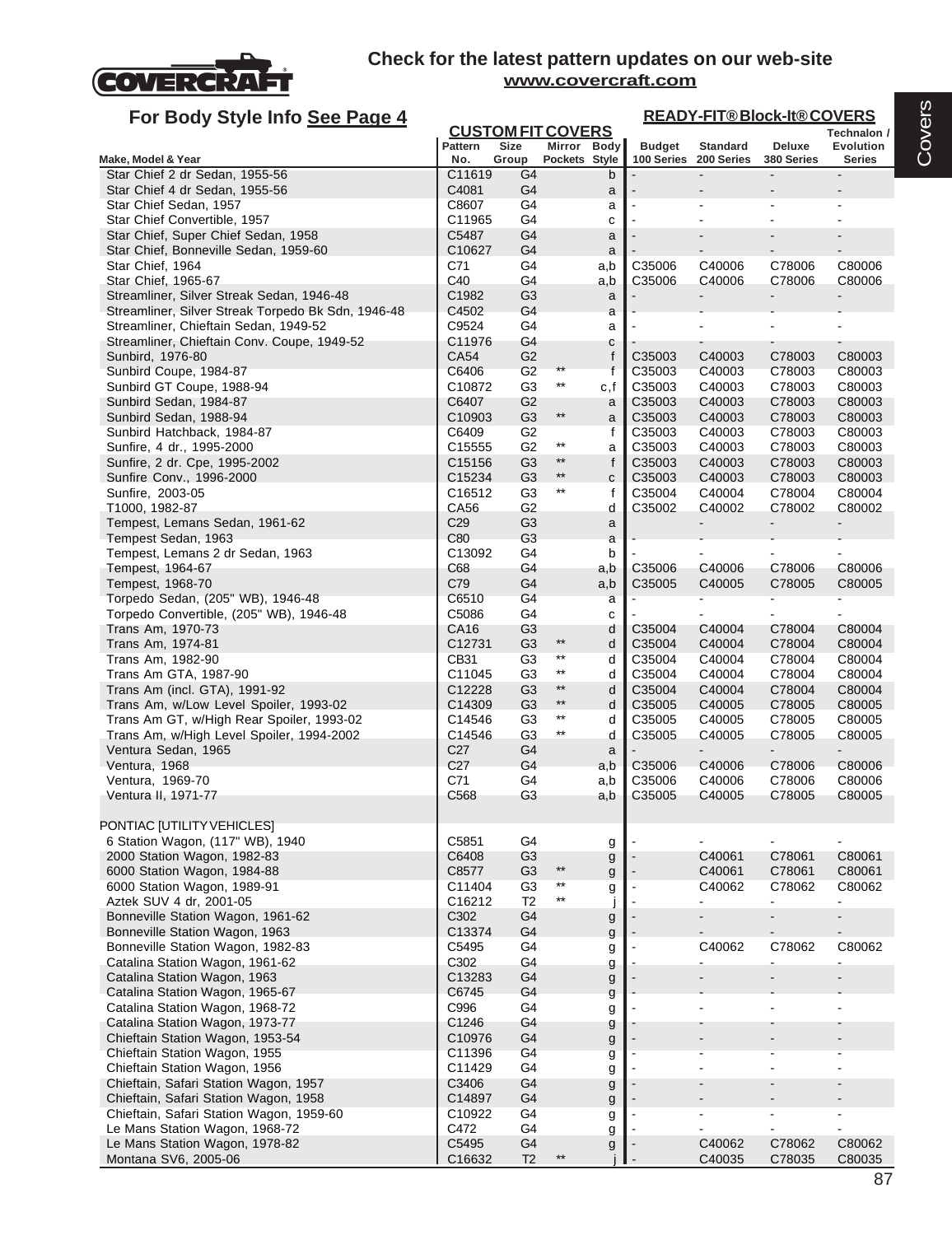Check for the latest pattern updates on our web-site
www.covercraft.com

## For Body Style Info See Page 4

| Make, Model & Year | Pattern No. | Size Group | Mirror Pockets | Body Style | Budget 100 Series | Standard 200 Series | Deluxe 380 Series | Technalon / Evolution Series |
|---|---|---|---|---|---|---|---|---|
| | CUSTOM FIT COVERS | | | | READY-FIT® Block-It® COVERS | | | |
| Star Chief 2 dr Sedan, 1955-56 | C11619 | G4 | | b | - | - | - | - |
| Star Chief 4 dr Sedan, 1955-56 | C4081 | G4 | | a | - | - | - | - |
| Star Chief Sedan, 1957 | C8607 | G4 | | a | - | - | - | - |
| Star Chief Convertible, 1957 | C11965 | G4 | | c | - | - | - | - |
| Star Chief, Super Chief Sedan, 1958 | C5487 | G4 | | a | - | - | - | - |
| Star Chief, Bonneville Sedan, 1959-60 | C10627 | G4 | | a | - | - | - | - |
| Star Chief, 1964 | C71 | G4 | | a,b | C35006 | C40006 | C78006 | C80006 |
| Star Chief, 1965-67 | C40 | G4 | | a,b | C35006 | C40006 | C78006 | C80006 |
| Streamliner, Silver Streak Sedan, 1946-48 | C1982 | G3 | | a | - | - | - | - |
| Streamliner, Silver Streak Torpedo Bk Sdn, 1946-48 | C4502 | G4 | | a | - | - | - | - |
| Streamliner, Chieftain Sedan, 1949-52 | C9524 | G4 | | a | - | - | - | - |
| Streamliner, Chieftain Conv. Coupe, 1949-52 | C11976 | G4 | | c | - | - | - | - |
| Sunbird, 1976-80 | CA54 | G2 | | f | C35003 | C40003 | C78003 | C80003 |
| Sunbird Coupe, 1984-87 | C6406 | G2 | ** | f | C35003 | C40003 | C78003 | C80003 |
| Sunbird GT Coupe, 1988-94 | C10872 | G3 | ** | c,f | C35003 | C40003 | C78003 | C80003 |
| Sunbird Sedan, 1984-87 | C6407 | G2 | | a | C35003 | C40003 | C78003 | C80003 |
| Sunbird Sedan, 1988-94 | C10903 | G3 | ** | a | C35003 | C40003 | C78003 | C80003 |
| Sunbird Hatchback, 1984-87 | C6409 | G2 | | f | C35003 | C40003 | C78003 | C80003 |
| Sunfire, 4 dr., 1995-2000 | C15555 | G2 | ** | a | C35003 | C40003 | C78003 | C80003 |
| Sunfire, 2 dr. Cpe, 1995-2002 | C15156 | G3 | ** | f | C35003 | C40003 | C78003 | C80003 |
| Sunfire Conv., 1996-2000 | C15234 | G3 | ** | c | C35003 | C40003 | C78003 | C80003 |
| Sunfire, 2003-05 | C16512 | G3 | ** | f | C35004 | C40004 | C78004 | C80004 |
| T1000, 1982-87 | CA56 | G2 | | d | C35002 | C40002 | C78002 | C80002 |
| Tempest, Lemans Sedan, 1961-62 | C29 | G3 | | a | | - | - | - |
| Tempest Sedan, 1963 | C80 | G3 | | a | - | - | - | - |
| Tempest, Lemans 2 dr Sedan, 1963 | C13092 | G4 | | b | - | - | - | - |
| Tempest, 1964-67 | C68 | G4 | | a,b | C35006 | C40006 | C78006 | C80006 |
| Tempest, 1968-70 | C79 | G4 | | a,b | C35005 | C40005 | C78005 | C80005 |
| Torpedo Sedan, (205" WB), 1946-48 | C6510 | G4 | | a | - | - | - | - |
| Torpedo Convertible, (205" WB), 1946-48 | C5086 | G4 | | c | - | - | - | - |
| Trans Am, 1970-73 | CA16 | G3 | | d | C35004 | C40004 | C78004 | C80004 |
| Trans Am, 1974-81 | C12731 | G3 | ** | d | C35004 | C40004 | C78004 | C80004 |
| Trans Am, 1982-90 | CB31 | G3 | ** | d | C35004 | C40004 | C78004 | C80004 |
| Trans Am GTA, 1987-90 | C11045 | G3 | ** | d | C35004 | C40004 | C78004 | C80004 |
| Trans Am (incl. GTA), 1991-92 | C12228 | G3 | ** | d | C35004 | C40004 | C78004 | C80004 |
| Trans Am, w/Low Level Spoiler, 1993-02 | C14309 | G3 | ** | d | C35005 | C40005 | C78005 | C80005 |
| Trans Am GT, w/High Rear Spoiler, 1993-02 | C14546 | G3 | ** | d | C35005 | C40005 | C78005 | C80005 |
| Trans Am, w/High Level Spoiler, 1994-2002 | C14546 | G3 | ** | d | C35005 | C40005 | C78005 | C80005 |
| Ventura Sedan, 1965 | C27 | G4 | | a | - | - | - | - |
| Ventura, 1968 | C27 | G4 | | a,b | C35006 | C40006 | C78006 | C80006 |
| Ventura, 1969-70 | C71 | G4 | | a,b | C35006 | C40006 | C78006 | C80006 |
| Ventura II, 1971-77 | C568 | G3 | | a,b | C35005 | C40005 | C78005 | C80005 |
| PONTIAC [UTILITY VEHICLES] | | | | | | | | |
| 6 Station Wagon, (117" WB), 1940 | C5851 | G4 | | g | - | - | - | - |
| 2000 Station Wagon, 1982-83 | C6408 | G3 | | g | - | C40061 | C78061 | C80061 |
| 6000 Station Wagon, 1984-88 | C8577 | G3 | ** | g | - | C40061 | C78061 | C80061 |
| 6000 Station Wagon, 1989-91 | C11404 | G3 | ** | g | - | C40062 | C78062 | C80062 |
| Aztek SUV 4 dr, 2001-05 | C16212 | T2 | ** | j | - | - | - | - |
| Bonneville Station Wagon, 1961-62 | C302 | G4 | | g | - | - | - | - |
| Bonneville Station Wagon, 1963 | C13374 | G4 | | g | - | - | - | - |
| Bonneville Station Wagon, 1982-83 | C5495 | G4 | | g | - | C40062 | C78062 | C80062 |
| Catalina Station Wagon, 1961-62 | C302 | G4 | | g | - | - | - | - |
| Catalina Station Wagon, 1963 | C13283 | G4 | | g | - | - | - | - |
| Catalina Station Wagon, 1965-67 | C6745 | G4 | | g | - | - | - | - |
| Catalina Station Wagon, 1968-72 | C996 | G4 | | g | - | - | - | - |
| Catalina Station Wagon, 1973-77 | C1246 | G4 | | g | - | - | - | - |
| Chieftain Station Wagon, 1953-54 | C10976 | G4 | | g | - | - | - | - |
| Chieftain Station Wagon, 1955 | C11396 | G4 | | g | - | - | - | - |
| Chieftain Station Wagon, 1956 | C11429 | G4 | | g | - | - | - | - |
| Chieftain, Safari Station Wagon, 1957 | C3406 | G4 | | g | - | - | - | - |
| Chieftain, Safari Station Wagon, 1958 | C14897 | G4 | | g | - | - | - | - |
| Chieftain, Safari Station Wagon, 1959-60 | C10922 | G4 | | g | - | - | - | - |
| Le Mans Station Wagon, 1968-72 | C472 | G4 | | g | - | - | - | - |
| Le Mans Station Wagon, 1978-82 | C5495 | G4 | | g | - | C40062 | C78062 | C80062 |
| Montana SV6, 2005-06 | C16632 | T2 | ** | j | - | C40035 | C78035 | C80035 |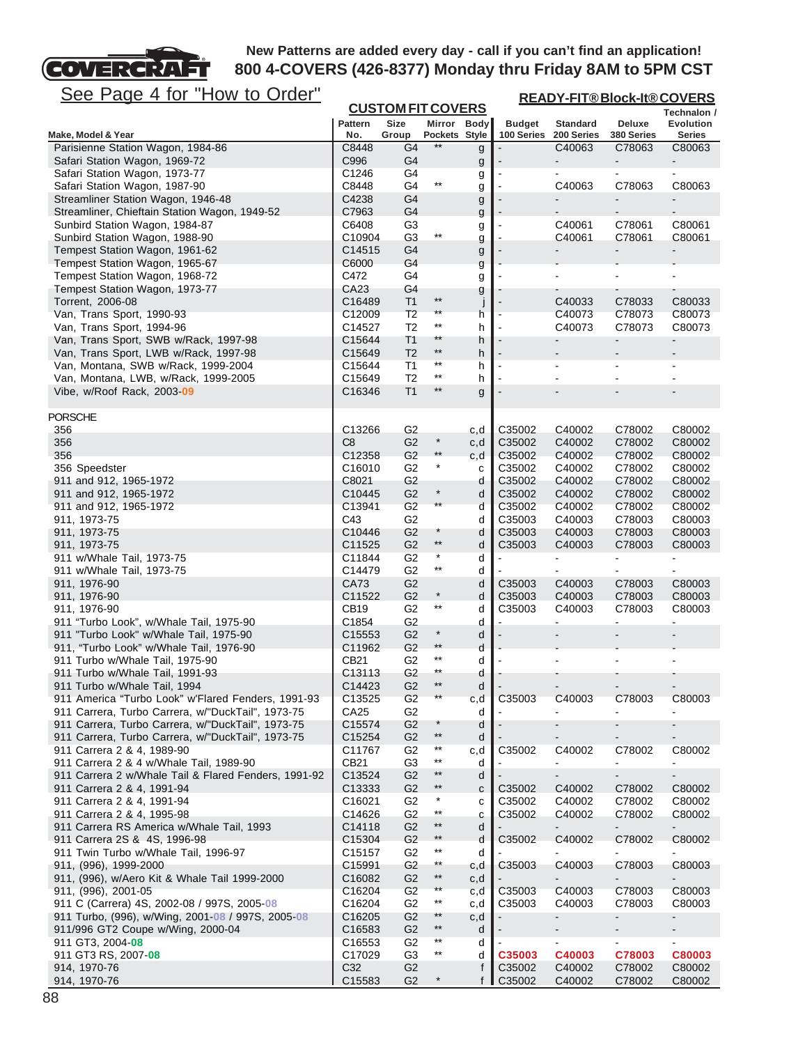**New Patterns are added every day - call if you can't find an application!**
**800 4-COVERS (426-8377) Monday thru Friday 8AM to 5PM CST**

See Page 4 for "How to Order"

| Make, Model & Year | CUSTOM FIT COVERS Pattern No. | Size Group | Mirror Pockets | Body Style | READY-FIT® Block-It® COVERS Budget 100 Series | Standard 200 Series | Deluxe 380 Series | Technalon / Evolution Series |
|---|---|---|---|---|---|---|---|---|
| Parisienne Station Wagon, 1984-86 | C8448 | G4 | ** | g | - | C40063 | C78063 | C80063 |
| Safari Station Wagon, 1969-72 | C996 | G4 | | g | - | - | - | - |
| Safari Station Wagon, 1973-77 | C1246 | G4 | | g | - | - | - | - |
| Safari Station Wagon, 1987-90 | C8448 | G4 | ** | g | - | C40063 | C78063 | C80063 |
| Streamliner Station Wagon, 1946-48 | C4238 | G4 | | g | - | - | - | - |
| Streamliner, Chieftain Station Wagon, 1949-52 | C7963 | G4 | | g | - | - | - | - |
| Sunbird Station Wagon, 1984-87 | C6408 | G3 | | g | - | C40061 | C78061 | C80061 |
| Sunbird Station Wagon, 1988-90 | C10904 | G3 | ** | g | - | C40061 | C78061 | C80061 |
| Tempest Station Wagon, 1961-62 | C14515 | G4 | | g | - | - | - | - |
| Tempest Station Wagon, 1965-67 | C6000 | G4 | | g | - | - | - | - |
| Tempest Station Wagon, 1968-72 | C472 | G4 | | g | - | - | - | - |
| Tempest Station Wagon, 1973-77 | CA23 | G4 | | g | - | - | - | - |
| Torrent, 2006-08 | C16489 | T1 | ** | j | - | C40033 | C78033 | C80033 |
| Van, Trans Sport, 1990-93 | C12009 | T2 | ** | h | - | C40073 | C78073 | C80073 |
| Van, Trans Sport, 1994-96 | C14527 | T2 | ** | h | - | C40073 | C78073 | C80073 |
| Van, Trans Sport, SWB w/Rack, 1997-98 | C15644 | T1 | ** | h | - | - | - | - |
| Van, Trans Sport, LWB w/Rack, 1997-98 | C15649 | T2 | ** | h | - | - | - | - |
| Van, Montana, SWB w/Rack, 1999-2004 | C15644 | T1 | ** | h | - | - | - | - |
| Van, Montana, LWB, w/Rack, 1999-2005 | C15649 | T2 | ** | h | - | - | - | - |
| Vibe, w/Roof Rack, 2003-09 | C16346 | T1 | ** | g | - | - | - | - |
| **PORSCHE** | | | | | | | | |
| 356 | C13266 | G2 | | c,d | C35002 | C40002 | C78002 | C80002 |
| 356 | C8 | G2 | * | c,d | C35002 | C40002 | C78002 | C80002 |
| 356 | C12358 | G2 | ** | c,d | C35002 | C40002 | C78002 | C80002 |
| 356 Speedster | C16010 | G2 | * | c | C35002 | C40002 | C78002 | C80002 |
| 911 and 912, 1965-1972 | C8021 | G2 | | d | C35002 | C40002 | C78002 | C80002 |
| 911 and 912, 1965-1972 | C10445 | G2 | * | d | C35002 | C40002 | C78002 | C80002 |
| 911 and 912, 1965-1972 | C13941 | G2 | ** | d | C35002 | C40002 | C78002 | C80002 |
| 911, 1973-75 | C43 | G2 | | d | C35003 | C40003 | C78003 | C80003 |
| 911, 1973-75 | C10446 | G2 | * | d | C35003 | C40003 | C78003 | C80003 |
| 911, 1973-75 | C11525 | G2 | ** | d | C35003 | C40003 | C78003 | C80003 |
| 911 w/Whale Tail, 1973-75 | C11844 | G2 | * | d | - | - | - | - |
| 911 w/Whale Tail, 1973-75 | C14479 | G2 | ** | d | - | - | - | - |
| 911, 1976-90 | CA73 | G2 | | d | C35003 | C40003 | C78003 | C80003 |
| 911, 1976-90 | C11522 | G2 | * | d | C35003 | C40003 | C78003 | C80003 |
| 911, 1976-90 | CB19 | G2 | ** | d | C35003 | C40003 | C78003 | C80003 |
| 911 "Turbo Look", w/Whale Tail, 1975-90 | C1854 | G2 | | d | - | - | - | - |
| 911 "Turbo Look" w/Whale Tail, 1975-90 | C15553 | G2 | * | d | - | - | - | - |
| 911, "Turbo Look" w/Whale Tail, 1976-90 | C11962 | G2 | ** | d | - | - | - | - |
| 911 Turbo w/Whale Tail, 1975-90 | CB21 | G2 | ** | d | - | - | - | - |
| 911 Turbo w/Whale Tail, 1991-93 | C13113 | G2 | ** | d | - | - | - | - |
| 911 Turbo w/Whale Tail, 1994 | C14423 | G2 | ** | d | - | - | - | - |
| 911 America "Turbo Look" w'Flared Fenders, 1991-93 | C13525 | G2 | ** | c,d | C35003 | C40003 | C78003 | C80003 |
| 911 Carrera, Turbo Carrera, w/"DuckTail", 1973-75 | CA25 | G2 | | d | - | - | - | - |
| 911 Carrera, Turbo Carrera, w/"DuckTail", 1973-75 | C15574 | G2 | * | d | - | - | - | - |
| 911 Carrera, Turbo Carrera, w/"DuckTail", 1973-75 | C15254 | G2 | ** | d | - | - | - | - |
| 911 Carrera 2 & 4, 1989-90 | C11767 | G2 | ** | c,d | C35002 | C40002 | C78002 | C80002 |
| 911 Carrera 2 & 4 w/Whale Tail, 1989-90 | CB21 | G3 | ** | d | - | - | - | - |
| 911 Carrera 2 w/Whale Tail & Flared Fenders, 1991-92 | C13524 | G2 | ** | d | - | - | - | - |
| 911 Carrera 2 & 4, 1991-94 | C13333 | G2 | ** | c | C35002 | C40002 | C78002 | C80002 |
| 911 Carrera 2 & 4, 1991-94 | C16021 | G2 | * | c | C35002 | C40002 | C78002 | C80002 |
| 911 Carrera 2 & 4, 1995-98 | C14626 | G2 | ** | c | C35002 | C40002 | C78002 | C80002 |
| 911 Carrera RS America w/Whale Tail, 1993 | C14118 | G2 | ** | d | - | - | - | - |
| 911 Carrera 2S & 4S, 1996-98 | C15304 | G2 | ** | d | C35002 | C40002 | C78002 | C80002 |
| 911 Twin Turbo w/Whale Tail, 1996-97 | C15157 | G2 | ** | d | - | - | - | - |
| 911, (996), 1999-2000 | C15991 | G2 | ** | c,d | C35003 | C40003 | C78003 | C80003 |
| 911, (996), w/Aero Kit & Whale Tail 1999-2000 | C16082 | G2 | ** | c,d | - | - | - | - |
| 911, (996), 2001-05 | C16204 | G2 | ** | c,d | C35003 | C40003 | C78003 | C80003 |
| 911 C (Carrera) 4S, 2002-08 / 997S, 2005-08 | C16204 | G2 | ** | c,d | C35003 | C40003 | C78003 | C80003 |
| 911 Turbo, (996), w/Wing, 2001-08 / 997S, 2005-08 | C16205 | G2 | ** | c,d | - | - | - | - |
| 911/996 GT2 Coupe w/Wing, 2000-04 | C16583 | G2 | ** | d | - | - | - | - |
| 911 GT3, 2004-08 | C16553 | G2 | ** | d | - | - | - | - |
| 911 GT3 RS, 2007-08 | C17029 | G3 | ** | d | C35003 | C40003 | C78003 | C80003 |
| 914, 1970-76 | C32 | G2 | | f | C35002 | C40002 | C78002 | C80002 |
| 914, 1970-76 | C15583 | G2 | * | f | C35002 | C40002 | C78002 | C80002 |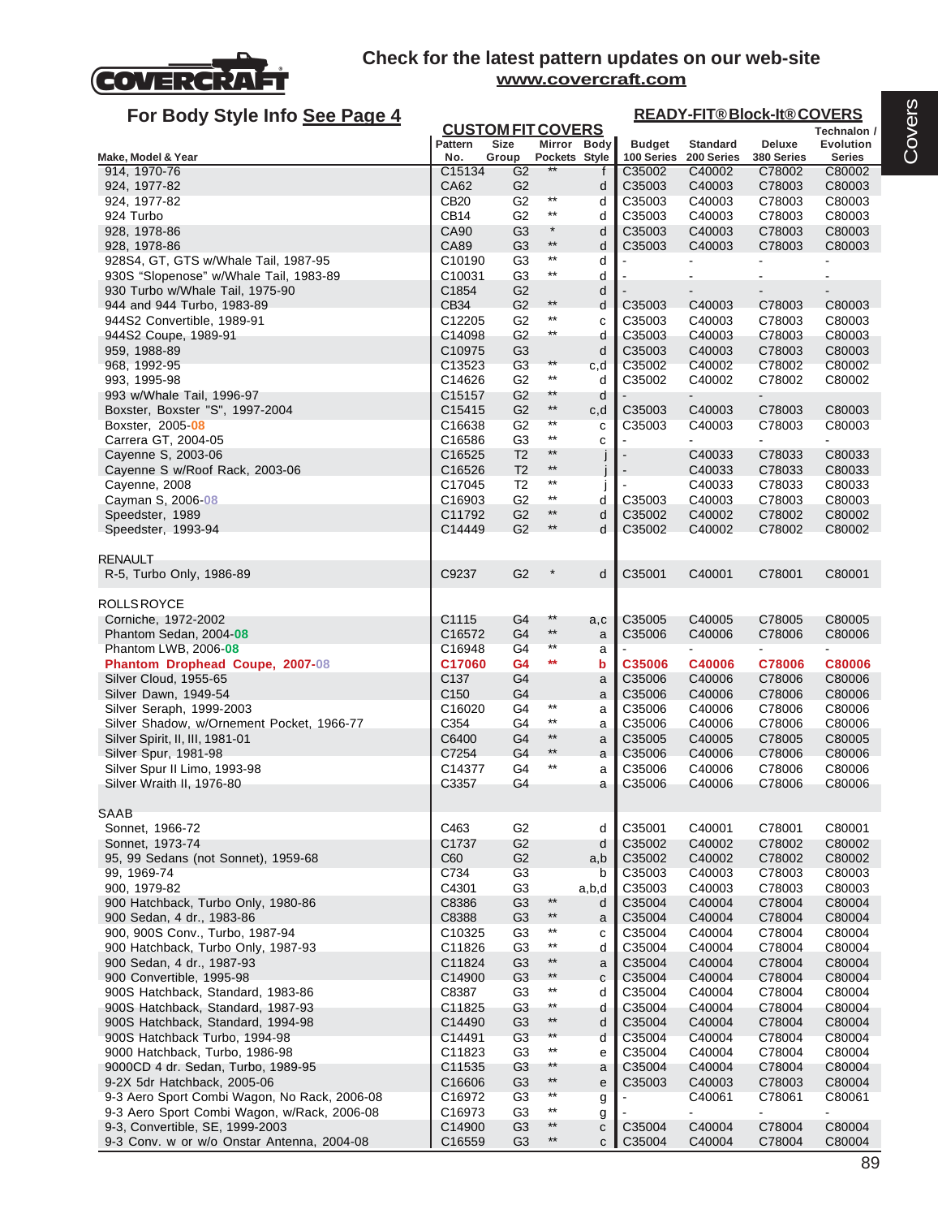# COVERCRAFT

## Check for the latest pattern updates on our web-site
**www.covercraft.com**

## For Body Style Info See Page 4

| Make, Model & Year | Pattern No. | Size Group | Mirror Pockets | Body Style | Budget 100 Series | Standard 200 Series | Deluxe 380 Series | Technalon / Evolution Series |
|---|---|---|---|---|---|---|---|---|
| | **CUSTOM FIT COVERS** | | | | **READY-FIT® Block-It® COVERS** | | | |
| 914, 1970-76 | C15134 | G2 | ** | f | C35002 | C40002 | C78002 | C80002 |
| 924, 1977-82 | CA62 | G2 | | d | C35003 | C40003 | C78003 | C80003 |
| 924, 1977-82 | CB20 | G2 | ** | d | C35003 | C40003 | C78003 | C80003 |
| 924 Turbo | CB14 | G2 | ** | d | C35003 | C40003 | C78003 | C80003 |
| 928, 1978-86 | CA90 | G3 | * | d | C35003 | C40003 | C78003 | C80003 |
| 928, 1978-86 | CA89 | G3 | ** | d | C35003 | C40003 | C78003 | C80003 |
| 928S4, GT, GTS w/Whale Tail, 1987-95 | C10190 | G3 | ** | d | - | - | - | - |
| 930S "Slopenose" w/Whale Tail, 1983-89 | C10031 | G3 | ** | d | - | - | - | - |
| 930 Turbo w/Whale Tail, 1975-90 | C1854 | G2 | | d | - | - | - | - |
| 944 and 944 Turbo, 1983-89 | CB34 | G2 | ** | d | C35003 | C40003 | C78003 | C80003 |
| 944S2 Convertible, 1989-91 | C12205 | G2 | ** | c | C35003 | C40003 | C78003 | C80003 |
| 944S2 Coupe, 1989-91 | C14098 | G2 | ** | d | C35003 | C40003 | C78003 | C80003 |
| 959, 1988-89 | C10975 | G3 | | d | C35003 | C40003 | C78003 | C80003 |
| 968, 1992-95 | C13523 | G3 | ** | c,d | C35002 | C40002 | C78002 | C80002 |
| 993, 1995-98 | C14626 | G2 | ** | d | C35002 | C40002 | C78002 | C80002 |
| 993 w/Whale Tail, 1996-97 | C15157 | G2 | ** | d | - | - | - | |
| Boxster, Boxster "S", 1997-2004 | C15415 | G2 | ** | c,d | C35003 | C40003 | C78003 | C80003 |
| Boxster, 2005-08 | C16638 | G2 | ** | c | C35003 | C40003 | C78003 | C80003 |
| Carrera GT, 2004-05 | C16586 | G3 | ** | c | - | - | - | - |
| Cayenne S, 2003-06 | C16525 | T2 | ** | j | - | C40033 | C78033 | C80033 |
| Cayenne S w/Roof Rack, 2003-06 | C16526 | T2 | ** | j | - | C40033 | C78033 | C80033 |
| Cayenne, 2008 | C17045 | T2 | ** | j | - | C40033 | C78033 | C80033 |
| Cayman S, 2006-08 | C16903 | G2 | ** | d | C35003 | C40003 | C78003 | C80003 |
| Speedster, 1989 | C11792 | G2 | ** | d | C35002 | C40002 | C78002 | C80002 |
| Speedster, 1993-94 | C14449 | G2 | ** | d | C35002 | C40002 | C78002 | C80002 |
| **RENAULT** | | | | | | | | |
| R-5, Turbo Only, 1986-89 | C9237 | G2 | * | d | C35001 | C40001 | C78001 | C80001 |
| **ROLLS ROYCE** | | | | | | | | |
| Corniche, 1972-2002 | C1115 | G4 | ** | a,c | C35005 | C40005 | C78005 | C80005 |
| Phantom Sedan, 2004-08 | C16572 | G4 | ** | a | C35006 | C40006 | C78006 | C80006 |
| Phantom LWB, 2006-08 | C16948 | G4 | ** | a | - | - | - | - |
| **Phantom Drophead Coupe, 2007-08** | **C17060** | **G4** | ** | **b** | **C35006** | **C40006** | **C78006** | **C80006** |
| Silver Cloud, 1955-65 | C137 | G4 | | a | C35006 | C40006 | C78006 | C80006 |
| Silver Dawn, 1949-54 | C150 | G4 | | a | C35006 | C40006 | C78006 | C80006 |
| Silver Seraph, 1999-2003 | C16020 | G4 | ** | a | C35006 | C40006 | C78006 | C80006 |
| Silver Shadow, w/Ornement Pocket, 1966-77 | C354 | G4 | ** | a | C35006 | C40006 | C78006 | C80006 |
| Silver Spirit, II, III, 1981-01 | C6400 | G4 | ** | a | C35005 | C40005 | C78005 | C80005 |
| Silver Spur, 1981-98 | C7254 | G4 | ** | a | C35006 | C40006 | C78006 | C80006 |
| Silver Spur II Limo, 1993-98 | C14377 | G4 | ** | a | C35006 | C40006 | C78006 | C80006 |
| Silver Wraith II, 1976-80 | C3357 | G4 | | a | C35006 | C40006 | C78006 | C80006 |
| **SAAB** | | | | | | | | |
| Sonnet, 1966-72 | C463 | G2 | | d | C35001 | C40001 | C78001 | C80001 |
| Sonnet, 1973-74 | C1737 | G2 | | d | C35002 | C40002 | C78002 | C80002 |
| 95, 99 Sedans (not Sonnet), 1959-68 | C60 | G2 | | a,b | C35002 | C40002 | C78002 | C80002 |
| 99, 1969-74 | C734 | G3 | | b | C35003 | C40003 | C78003 | C80003 |
| 900, 1979-82 | C4301 | G3 | | a,b,d | C35003 | C40003 | C78003 | C80003 |
| 900 Hatchback, Turbo Only, 1980-86 | C8386 | G3 | ** | d | C35004 | C40004 | C78004 | C80004 |
| 900 Sedan, 4 dr., 1983-86 | C8388 | G3 | ** | a | C35004 | C40004 | C78004 | C80004 |
| 900, 900S Conv., Turbo, 1987-94 | C10325 | G3 | ** | c | C35004 | C40004 | C78004 | C80004 |
| 900 Hatchback, Turbo Only, 1987-93 | C11826 | G3 | ** | d | C35004 | C40004 | C78004 | C80004 |
| 900 Sedan, 4 dr., 1987-93 | C11824 | G3 | ** | a | C35004 | C40004 | C78004 | C80004 |
| 900 Convertible, 1995-98 | C14900 | G3 | ** | c | C35004 | C40004 | C78004 | C80004 |
| 900S Hatchback, Standard, 1983-86 | C8387 | G3 | ** | d | C35004 | C40004 | C78004 | C80004 |
| 900S Hatchback, Standard, 1987-93 | C11825 | G3 | ** | d | C35004 | C40004 | C78004 | C80004 |
| 900S Hatchback, Standard, 1994-98 | C14490 | G3 | ** | d | C35004 | C40004 | C78004 | C80004 |
| 900S Hatchback Turbo, 1994-98 | C14491 | G3 | ** | d | C35004 | C40004 | C78004 | C80004 |
| 9000 Hatchback, Turbo, 1986-98 | C11823 | G3 | ** | e | C35004 | C40004 | C78004 | C80004 |
| 9000CD 4 dr. Sedan, Turbo, 1989-95 | C11535 | G3 | ** | a | C35004 | C40004 | C78004 | C80004 |
| 9-2X 5dr Hatchback, 2005-06 | C16606 | G3 | ** | e | C35003 | C40003 | C78003 | C80004 |
| 9-3 Aero Sport Combi Wagon, No Rack, 2006-08 | C16972 | G3 | ** | g | - | C40061 | C78061 | C80061 |
| 9-3 Aero Sport Combi Wagon, w/Rack, 2006-08 | C16973 | G3 | ** | g | - | - | - | - |
| 9-3, Convertible, SE, 1999-2003 | C14900 | G3 | ** | c | C35004 | C40004 | C78004 | C80004 |
| 9-3 Conv. w or w/o Onstar Antenna, 2004-08 | C16559 | G3 | ** | c | C35004 | C40004 | C78004 | C80004 |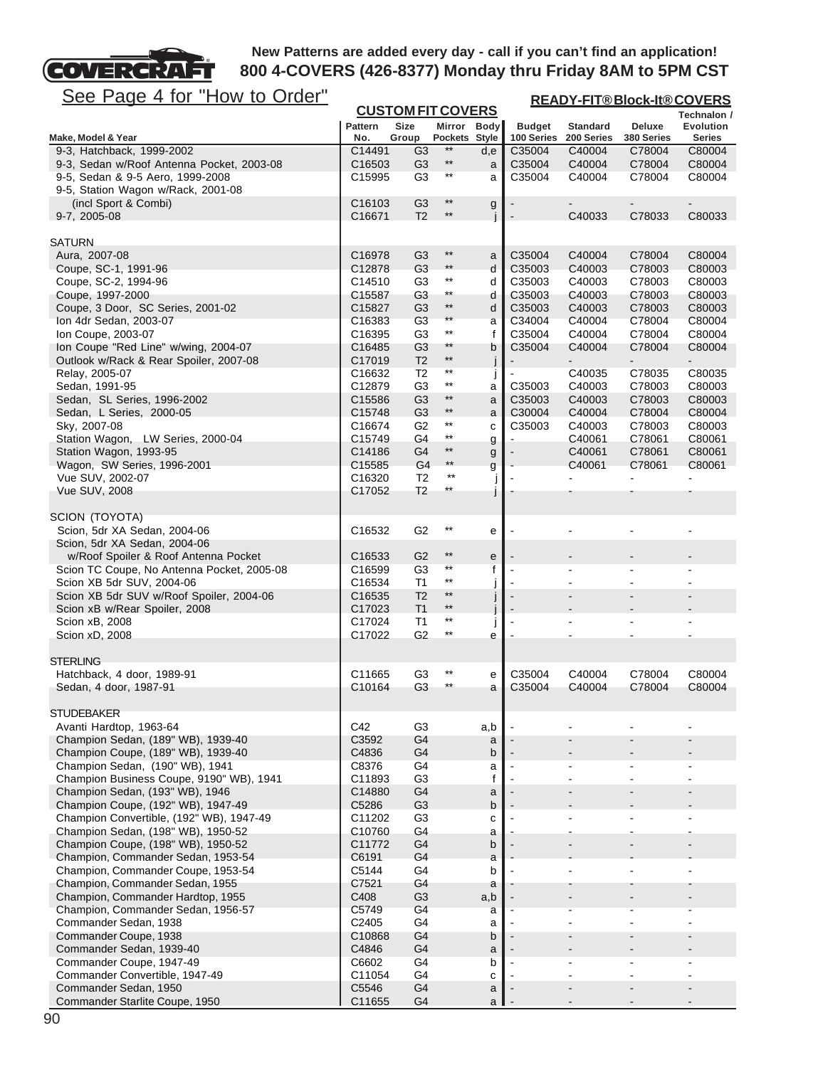**COVERCRAFT**

**New Patterns are added every day - call if you can't find an application!**
**800 4-COVERS (426-8377) Monday thru Friday 8AM to 5PM CST**

See Page 4 for "How to Order"

| Make, Model & Year | CUSTOM FIT COVERS Pattern No. | Size Group | Mirror Pockets | Body Style | READY-FIT® Block-It® COVERS Budget 100 Series | Standard 200 Series | Deluxe 380 Series | Technalon / Evolution Series |
|---|---|---|---|---|---|---|---|---|
| 9-3, Hatchback, 1999-2002 | C14491 | G3 | ** | d,e | C35004 | C40004 | C78004 | C80004 |
| 9-3, Sedan w/Roof Antenna Pocket, 2003-08 | C16503 | G3 | ** | a | C35004 | C40004 | C78004 | C80004 |
| 9-5, Sedan & 9-5 Aero, 1999-2008 | C15995 | G3 | ** | a | C35004 | C40004 | C78004 | C80004 |
| 9-5, Station Wagon w/Rack, 2001-08 (incl Sport & Combi) | C16103 | G3 | ** | g | - | - | - | - |
| 9-7, 2005-08 | C16671 | T2 | ** | j | - | C40033 | C78033 | C80033 |
| **SATURN** | | | | | | | | |
| Aura, 2007-08 | C16978 | G3 | ** | a | C35004 | C40004 | C78004 | C80004 |
| Coupe, SC-1, 1991-96 | C12878 | G3 | ** | d | C35003 | C40003 | C78003 | C80003 |
| Coupe, SC-2, 1994-96 | C14510 | G3 | ** | d | C35003 | C40003 | C78003 | C80003 |
| Coupe, 1997-2000 | C15587 | G3 | ** | d | C35003 | C40003 | C78003 | C80003 |
| Coupe, 3 Door, SC Series, 2001-02 | C15827 | G3 | ** | d | C35003 | C40003 | C78003 | C80003 |
| Ion 4dr Sedan, 2003-07 | C16383 | G3 | ** | a | C34004 | C40004 | C78004 | C80004 |
| Ion Coupe, 2003-07 | C16395 | G3 | ** | f | C35004 | C40004 | C78004 | C80004 |
| Ion Coupe "Red Line" w/wing, 2004-07 | C16485 | G3 | ** | b | C35004 | C40004 | C78004 | C80004 |
| Outlook w/Rack & Rear Spoiler, 2007-08 | C17019 | T2 | ** | j | - | - | - | - |
| Relay, 2005-07 | C16632 | T2 | ** | j | - | C40035 | C78035 | C80035 |
| Sedan, 1991-95 | C12879 | G3 | ** | a | C35003 | C40003 | C78003 | C80003 |
| Sedan, SL Series, 1996-2002 | C15586 | G3 | ** | a | C35003 | C40003 | C78003 | C80003 |
| Sedan, L Series, 2000-05 | C15748 | G3 | ** | a | C30004 | C40004 | C78004 | C80004 |
| Sky, 2007-08 | C16674 | G2 | ** | c | C35003 | C40003 | C78003 | C80003 |
| Station Wagon, LW Series, 2000-04 | C15749 | G4 | ** | g | - | C40061 | C78061 | C80061 |
| Station Wagon, 1993-95 | C14186 | G4 | ** | g | - | C40061 | C78061 | C80061 |
| Wagon, SW Series, 1996-2001 | C15585 | G4 | ** | g | - | C40061 | C78061 | C80061 |
| Vue SUV, 2002-07 | C16320 | T2 | ** | j | - | - | - | - |
| Vue SUV, 2008 | C17052 | T2 | ** | j | - | - | - | - |
| **SCION (TOYOTA)** | | | | | | | | |
| Scion, 5dr XA Sedan, 2004-06 | C16532 | G2 | ** | e | - | - | - | - |
| Scion, 5dr XA Sedan, 2004-06 w/Roof Spoiler & Roof Antenna Pocket | C16533 | G2 | ** | e | - | - | - | - |
| Scion TC Coupe, No Antenna Pocket, 2005-08 | C16599 | G3 | ** | f | - | - | - | - |
| Scion XB 5dr SUV, 2004-06 | C16534 | T1 | ** | j | - | - | - | - |
| Scion XB 5dr SUV w/Roof Spoiler, 2004-06 | C16535 | T2 | ** | j | - | - | - | - |
| Scion xB w/Rear Spoiler, 2008 | C17023 | T1 | ** | j | - | - | - | - |
| Scion xB, 2008 | C17024 | T1 | ** | j | - | - | - | - |
| Scion xD, 2008 | C17022 | G2 | ** | e | - | - | - | - |
| **STERLING** | | | | | | | | |
| Hatchback, 4 door, 1989-91 | C11665 | G3 | ** | e | C35004 | C40004 | C78004 | C80004 |
| Sedan, 4 door, 1987-91 | C10164 | G3 | ** | a | C35004 | C40004 | C78004 | C80004 |
| **STUDEBAKER** | | | | | | | | |
| Avanti Hardtop, 1963-64 | C42 | G3 | | a,b | - | - | - | - |
| Champion Sedan, (189" WB), 1939-40 | C3592 | G4 | | a | - | - | - | - |
| Champion Coupe, (189" WB), 1939-40 | C4836 | G4 | | b | - | - | - | - |
| Champion Sedan, (190" WB), 1941 | C8376 | G4 | | a | - | - | - | - |
| Champion Business Coupe, 9190" WB), 1941 | C11893 | G3 | | f | - | - | - | - |
| Champion Sedan, (193" WB), 1946 | C14880 | G4 | | a | - | - | - | - |
| Champion Coupe, (192" WB), 1947-49 | C5286 | G3 | | b | - | - | - | - |
| Champion Convertible, (192" WB), 1947-49 | C11202 | G3 | | c | - | - | - | - |
| Champion Sedan, (198" WB), 1950-52 | C10760 | G4 | | a | - | - | - | - |
| Champion Coupe, (198" WB), 1950-52 | C11772 | G4 | | b | - | - | - | - |
| Champion, Commander Sedan, 1953-54 | C6191 | G4 | | a | - | - | - | - |
| Champion, Commander Coupe, 1953-54 | C5144 | G4 | | b | - | - | - | - |
| Champion, Commander Sedan, 1955 | C7521 | G4 | | a | - | - | - | - |
| Champion, Commander Hardtop, 1955 | C408 | G3 | | a,b | - | - | - | - |
| Champion, Commander Sedan, 1956-57 | C5749 | G4 | | a | - | - | - | - |
| Commander Sedan, 1938 | C2405 | G4 | | a | - | - | - | - |
| Commander Coupe, 1938 | C10868 | G4 | | b | - | - | - | - |
| Commander Sedan, 1939-40 | C4846 | G4 | | a | - | - | - | - |
| Commander Coupe, 1947-49 | C6602 | G4 | | b | - | - | - | - |
| Commander Convertible, 1947-49 | C11054 | G4 | | c | - | - | - | - |
| Commander Sedan, 1950 | C5546 | G4 | | a | - | - | - | - |
| Commander Starlite Coupe, 1950 | C11655 | G4 | | a | - | - | - | - |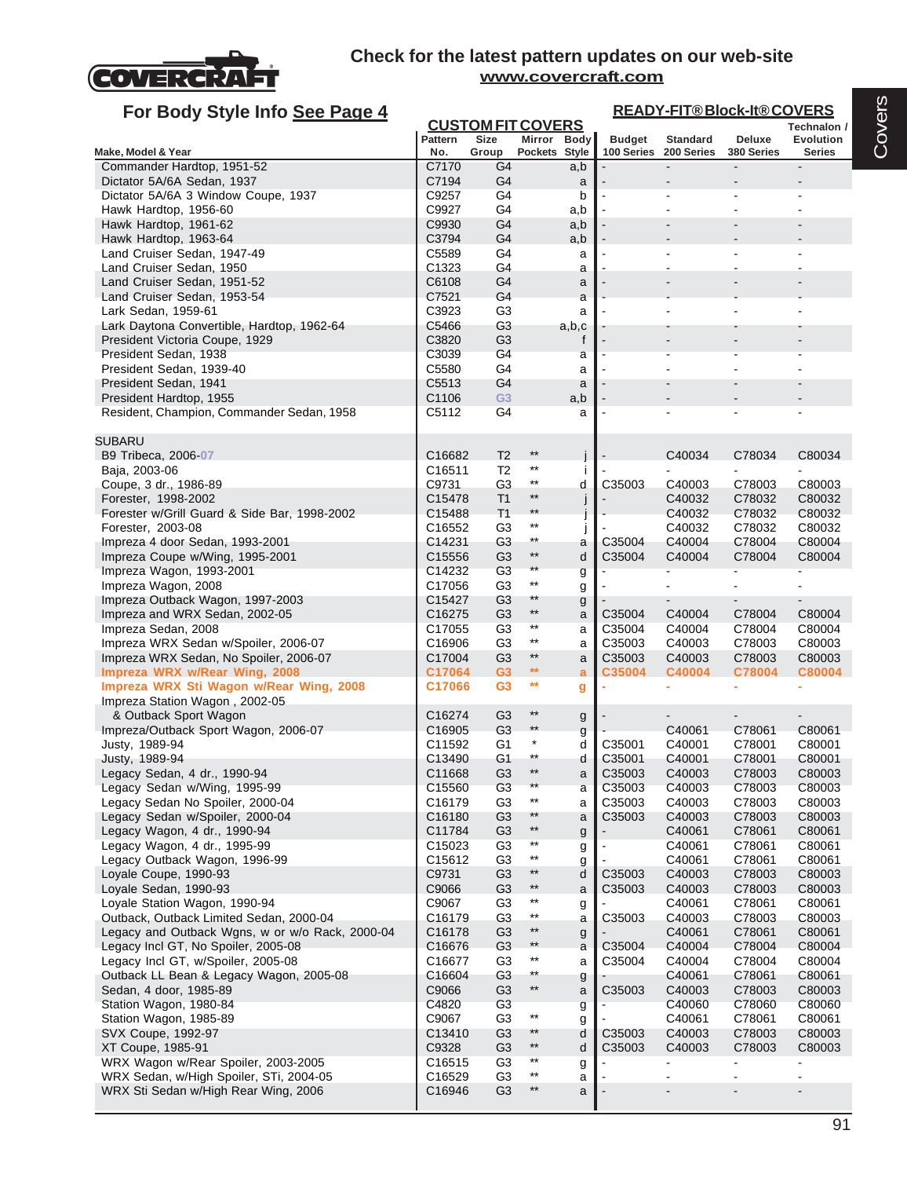Check for the latest pattern updates on our web-site
**www.covercraft.com**

## For Body Style Info See Page 4

| Make, Model & Year | Pattern No. | Size Group | Mirror Pockets | Body Style | Budget 100 Series | Standard 200 Series | Deluxe 380 Series | Technalon / Evolution Series |
|---|---|---|---|---|---|---|---|---|
| | **CUSTOM FIT COVERS** | | | | **READY-FIT® Block-It® COVERS** | | | |
| Commander Hardtop, 1951-52 | C7170 | G4 | | a,b | - | - | - | - |
| Dictator 5A/6A Sedan, 1937 | C7194 | G4 | | a | - | - | - | - |
| Dictator 5A/6A 3 Window Coupe, 1937 | C9257 | G4 | | b | - | - | - | - |
| Hawk Hardtop, 1956-60 | C9927 | G4 | | a,b | - | - | - | - |
| Hawk Hardtop, 1961-62 | C9930 | G4 | | a,b | - | - | - | - |
| Hawk Hardtop, 1963-64 | C3794 | G4 | | a,b | - | - | - | - |
| Land Cruiser Sedan, 1947-49 | C5589 | G4 | | a | - | - | - | - |
| Land Cruiser Sedan, 1950 | C1323 | G4 | | a | - | - | - | - |
| Land Cruiser Sedan, 1951-52 | C6108 | G4 | | a | - | - | - | - |
| Land Cruiser Sedan, 1953-54 | C7521 | G4 | | a | - | - | - | - |
| Lark Sedan, 1959-61 | C3923 | G3 | | a | - | - | - | - |
| Lark Daytona Convertible, Hardtop, 1962-64 | C5466 | G3 | | a,b,c | - | - | - | - |
| President Victoria Coupe, 1929 | C3820 | G3 | | f | - | - | - | - |
| President Sedan, 1938 | C3039 | G4 | | a | - | - | - | - |
| President Sedan, 1939-40 | C5580 | G4 | | a | - | - | - | - |
| President Sedan, 1941 | C5513 | G4 | | a | - | - | - | - |
| President Hardtop, 1955 | C1106 | G3 | | a,b | - | - | - | - |
| Resident, Champion, Commander Sedan, 1958 | C5112 | G4 | | a | - | - | - | - |
| **SUBARU** | | | | | | | | |
| B9 Tribeca, 2006-07 | C16682 | T2 | ** | j | - | C40034 | C78034 | C80034 |
| Baja, 2003-06 | C16511 | T2 | ** | i | - | - | - | - |
| Coupe, 3 dr., 1986-89 | C9731 | G3 | ** | d | C35003 | C40003 | C78003 | C80003 |
| Forester, 1998-2002 | C15478 | T1 | ** | j | - | C40032 | C78032 | C80032 |
| Forester w/Grill Guard & Side Bar, 1998-2002 | C15488 | T1 | ** | j | - | C40032 | C78032 | C80032 |
| Forester, 2003-08 | C16552 | G3 | ** | j | - | C40032 | C78032 | C80032 |
| Impreza 4 door Sedan, 1993-2001 | C14231 | G3 | ** | a | C35004 | C40004 | C78004 | C80004 |
| Impreza Coupe w/Wing, 1995-2001 | C15556 | G3 | ** | d | C35004 | C40004 | C78004 | C80004 |
| Impreza Wagon, 1993-2001 | C14232 | G3 | ** | g | - | - | - | - |
| Impreza Wagon, 2008 | C17056 | G3 | ** | g | - | - | - | - |
| Impreza Outback Wagon, 1997-2003 | C15427 | G3 | ** | g | - | - | - | - |
| Impreza and WRX Sedan, 2002-05 | C16275 | G3 | ** | a | C35004 | C40004 | C78004 | C80004 |
| Impreza Sedan, 2008 | C17055 | G3 | ** | a | C35004 | C40004 | C78004 | C80004 |
| Impreza WRX Sedan w/Spoiler, 2006-07 | C16906 | G3 | ** | a | C35003 | C40003 | C78003 | C80003 |
| Impreza WRX Sedan, No Spoiler, 2006-07 | C17004 | G3 | ** | a | C35003 | C40003 | C78003 | C80003 |
| **Impreza WRX w/Rear Wing, 2008** | **C17064** | **G3** | ** | **a** | **C35004** | **C40004** | **C78004** | **C80004** |
| **Impreza WRX Sti Wagon w/Rear Wing, 2008** | **C17066** | **G3** | ** | **g** | - | - | - | - |
| Impreza Station Wagon , 2002-05 & Outback Sport Wagon | C16274 | G3 | ** | g | - | - | - | - |
| Impreza/Outback Sport Wagon, 2006-07 | C16905 | G3 | ** | g | - | C40061 | C78061 | C80061 |
| Justy, 1989-94 | C11592 | G1 | * | d | C35001 | C40001 | C78001 | C80001 |
| Justy, 1989-94 | C13490 | G1 | ** | d | C35001 | C40001 | C78001 | C80001 |
| Legacy Sedan, 4 dr., 1990-94 | C11668 | G3 | ** | a | C35003 | C40003 | C78003 | C80003 |
| Legacy Sedan w/Wing, 1995-99 | C15560 | G3 | ** | a | C35003 | C40003 | C78003 | C80003 |
| Legacy Sedan No Spoiler, 2000-04 | C16179 | G3 | ** | a | C35003 | C40003 | C78003 | C80003 |
| Legacy Sedan w/Spoiler, 2000-04 | C16180 | G3 | ** | a | C35003 | C40003 | C78003 | C80003 |
| Legacy Wagon, 4 dr., 1990-94 | C11784 | G3 | ** | g | - | C40061 | C78061 | C80061 |
| Legacy Wagon, 4 dr., 1995-99 | C15023 | G3 | ** | g | - | C40061 | C78061 | C80061 |
| Legacy Outback Wagon, 1996-99 | C15612 | G3 | ** | g | - | C40061 | C78061 | C80061 |
| Loyale Coupe, 1990-93 | C9731 | G3 | ** | d | C35003 | C40003 | C78003 | C80003 |
| Loyale Sedan, 1990-93 | C9066 | G3 | ** | a | C35003 | C40003 | C78003 | C80003 |
| Loyale Station Wagon, 1990-94 | C9067 | G3 | ** | g | - | C40061 | C78061 | C80061 |
| Outback, Outback Limited Sedan, 2000-04 | C16179 | G3 | ** | a | C35003 | C40003 | C78003 | C80003 |
| Legacy and Outback Wgns, w or w/o Rack, 2000-04 | C16178 | G3 | ** | g | - | C40061 | C78061 | C80061 |
| Legacy Incl GT, No Spoiler, 2005-08 | C16676 | G3 | ** | a | C35004 | C40004 | C78004 | C80004 |
| Legacy Incl GT, w/Spoiler, 2005-08 | C16677 | G3 | ** | a | C35004 | C40004 | C78004 | C80004 |
| Outback LL Bean & Legacy Wagon, 2005-08 | C16604 | G3 | ** | g | - | C40061 | C78061 | C80061 |
| Sedan, 4 door, 1985-89 | C9066 | G3 | ** | a | C35003 | C40003 | C78003 | C80003 |
| Station Wagon, 1980-84 | C4820 | G3 | | g | - | C40060 | C78060 | C80060 |
| Station Wagon, 1985-89 | C9067 | G3 | ** | g | - | C40061 | C78061 | C80061 |
| SVX Coupe, 1992-97 | C13410 | G3 | ** | d | C35003 | C40003 | C78003 | C80003 |
| XT Coupe, 1985-91 | C9328 | G3 | ** | d | C35003 | C40003 | C78003 | C80003 |
| WRX Wagon w/Rear Spoiler, 2003-2005 | C16515 | G3 | ** | g | - | - | - | - |
| WRX Sedan, w/High Spoiler, STi, 2004-05 | C16529 | G3 | ** | a | - | - | - | - |
| WRX Sti Sedan w/High Rear Wing, 2006 | C16946 | G3 | ** | a | - | - | - | - |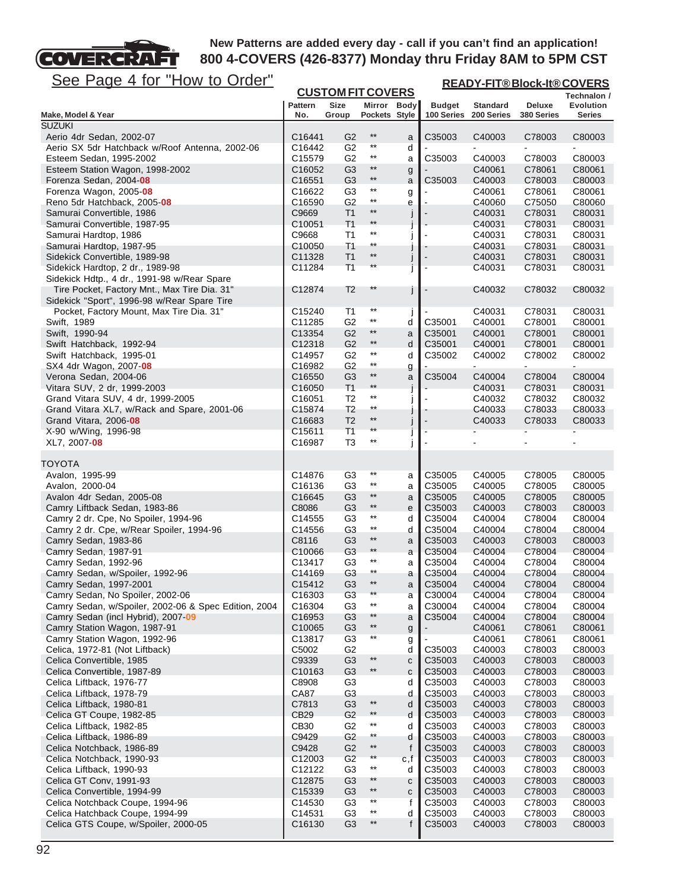**New Patterns are added every day - call if you can't find an application!**
**800 4-COVERS (426-8377) Monday thru Friday 8AM to 5PM CST**

See Page 4 for "How to Order"

| Make, Model & Year | CUSTOM FIT COVERS Pattern No. | Size Group | Mirror Pockets | Body Style | READY-FIT® Block-It® COVERS Budget 100 Series | Standard 200 Series | Deluxe 380 Series | Technalon / Evolution Series |
|---|---|---|---|---|---|---|---|---|
| **SUZUKI** | | | | | | | | |
| Aerio 4dr Sedan, 2002-07 | C16441 | G2 | ** | a | C35003 | C40003 | C78003 | C80003 |
| Aerio SX 5dr Hatchback w/Roof Antenna, 2002-06 | C16442 | G2 | ** | d | - | - | - | - |
| Esteem Sedan, 1995-2002 | C15579 | G2 | ** | a | C35003 | C40003 | C78003 | C80003 |
| Esteem Station Wagon, 1998-2002 | C16052 | G3 | ** | g | - | C40061 | C78061 | C80061 |
| Forenza Sedan, 2004-08 | C16551 | G3 | ** | a | C35003 | C40003 | C78003 | C80003 |
| Forenza Wagon, 2005-08 | C16622 | G3 | ** | g | - | C40061 | C78061 | C80061 |
| Reno 5dr Hatchback, 2005-08 | C16590 | G2 | ** | e | - | C40060 | C75050 | C80060 |
| Samurai Convertible, 1986 | C9669 | T1 | ** | j | - | C40031 | C78031 | C80031 |
| Samurai Convertible, 1987-95 | C10051 | T1 | ** | j | - | C40031 | C78031 | C80031 |
| Samurai Hardtop, 1986 | C9668 | T1 | ** | j | - | C40031 | C78031 | C80031 |
| Samurai Hardtop, 1987-95 | C10050 | T1 | ** | j | - | C40031 | C78031 | C80031 |
| Sidekick Convertible, 1989-98 | C11328 | T1 | ** | j | - | C40031 | C78031 | C80031 |
| Sidekick Hardtop, 2 dr., 1989-98 | C11284 | T1 | ** | j | - | C40031 | C78031 | C80031 |
| Sidekick Hdtp., 4 dr., 1991-98 w/Rear Spare Tire Pocket, Factory Mnt., Max Tire Dia. 31" | C12874 | T2 | ** | j | - | C40032 | C78032 | C80032 |
| Sidekick "Sport", 1996-98 w/Rear Spare Tire Pocket, Factory Mount, Max Tire Dia. 31" | C15240 | T1 | ** | j | - | C40031 | C78031 | C80031 |
| Swift, 1989 | C11285 | G2 | ** | d | C35001 | C40001 | C78001 | C80001 |
| Swift, 1990-94 | C13354 | G2 | ** | a | C35001 | C40001 | C78001 | C80001 |
| Swift Hatchback, 1992-94 | C12318 | G2 | ** | d | C35001 | C40001 | C78001 | C80001 |
| Swift Hatchback, 1995-01 | C14957 | G2 | ** | d | C35002 | C40002 | C78002 | C80002 |
| SX4 4dr Wagon, 2007-08 | C16982 | G2 | ** | g | - | - | - | - |
| Verona Sedan, 2004-06 | C16550 | G3 | ** | a | C35004 | C40004 | C78004 | C80004 |
| Vitara SUV, 2 dr, 1999-2003 | C16050 | T1 | ** | j | - | C40031 | C78031 | C80031 |
| Grand Vitara SUV, 4 dr, 1999-2005 | C16051 | T2 | ** | j | - | C40032 | C78032 | C80032 |
| Grand Vitara XL7, w/Rack and Spare, 2001-06 | C15874 | T2 | ** | j | - | C40033 | C78033 | C80033 |
| Grand Vitara, 2006-08 | C16683 | T2 | ** | j | - | C40033 | C78033 | C80033 |
| X-90 w/Wing, 1996-98 | C15611 | T1 | ** | j | - | - | - | - |
| XL7, 2007-08 | C16987 | T3 | ** | j | - | - | - | - |
| **TOYOTA** | | | | | | | | |
| Avalon, 1995-99 | C14876 | G3 | ** | a | C35005 | C40005 | C78005 | C80005 |
| Avalon, 2000-04 | C16136 | G3 | ** | a | C35005 | C40005 | C78005 | C80005 |
| Avalon 4dr Sedan, 2005-08 | C16645 | G3 | ** | a | C35005 | C40005 | C78005 | C80005 |
| Camry Liftback Sedan, 1983-86 | C8086 | G3 | ** | e | C35003 | C40003 | C78003 | C80003 |
| Camry 2 dr. Cpe, No Spoiler, 1994-96 | C14555 | G3 | ** | d | C35004 | C40004 | C78004 | C80004 |
| Camry 2 dr. Cpe, w/Rear Spoiler, 1994-96 | C14556 | G3 | ** | d | C35004 | C40004 | C78004 | C80004 |
| Camry Sedan, 1983-86 | C8116 | G3 | ** | a | C35003 | C40003 | C78003 | C80003 |
| Camry Sedan, 1987-91 | C10066 | G3 | ** | a | C35004 | C40004 | C78004 | C80004 |
| Camry Sedan, 1992-96 | C13417 | G3 | ** | a | C35004 | C40004 | C78004 | C80004 |
| Camry Sedan, w/Spoiler, 1992-96 | C14169 | G3 | ** | a | C35004 | C40004 | C78004 | C80004 |
| Camry Sedan, 1997-2001 | C15412 | G3 | ** | a | C35004 | C40004 | C78004 | C80004 |
| Camry Sedan, No Spoiler, 2002-06 | C16303 | G3 | ** | a | C30004 | C40004 | C78004 | C80004 |
| Camry Sedan, w/Spoiler, 2002-06 & Spec Edition, 2004 | C16304 | G3 | ** | a | C30004 | C40004 | C78004 | C80004 |
| Camry Sedan (incl Hybrid), 2007-09 | C16953 | G3 | ** | a | C35004 | C40004 | C78004 | C80004 |
| Camry Station Wagon, 1987-91 | C10065 | G3 | ** | g | - | C40061 | C78061 | C80061 |
| Camry Station Wagon, 1992-96 | C13817 | G3 | ** | g | - | C40061 | C78061 | C80061 |
| Celica, 1972-81 (Not Liftback) | C5002 | G2 | | d | C35003 | C40003 | C78003 | C80003 |
| Celica Convertible, 1985 | C9339 | G3 | ** | c | C35003 | C40003 | C78003 | C80003 |
| Celica Convertible, 1987-89 | C10163 | G3 | ** | c | C35003 | C40003 | C78003 | C80003 |
| Celica Liftback, 1976-77 | C8908 | G3 | | d | C35003 | C40003 | C78003 | C80003 |
| Celica Liftback, 1978-79 | CA87 | G3 | | d | C35003 | C40003 | C78003 | C80003 |
| Celica Liftback, 1980-81 | C7813 | G3 | ** | d | C35003 | C40003 | C78003 | C80003 |
| Celica GT Coupe, 1982-85 | CB29 | G2 | ** | d | C35003 | C40003 | C78003 | C80003 |
| Celica Liftback, 1982-85 | CB30 | G2 | ** | d | C35003 | C40003 | C78003 | C80003 |
| Celica Liftback, 1986-89 | C9429 | G2 | ** | d | C35003 | C40003 | C78003 | C80003 |
| Celica Notchback, 1986-89 | C9428 | G2 | ** | f | C35003 | C40003 | C78003 | C80003 |
| Celica Notchback, 1990-93 | C12003 | G2 | ** | c,f | C35003 | C40003 | C78003 | C80003 |
| Celica Liftback, 1990-93 | C12122 | G3 | ** | d | C35003 | C40003 | C78003 | C80003 |
| Celica GT Conv, 1991-93 | C12875 | G3 | ** | c | C35003 | C40003 | C78003 | C80003 |
| Celica Convertible, 1994-99 | C15339 | G3 | ** | c | C35003 | C40003 | C78003 | C80003 |
| Celica Notchback Coupe, 1994-96 | C14530 | G3 | ** | f | C35003 | C40003 | C78003 | C80003 |
| Celica Hatchback Coupe, 1994-99 | C14531 | G3 | ** | d | C35003 | C40003 | C78003 | C80003 |
| Celica GTS Coupe, w/Spoiler, 2000-05 | C16130 | G3 | ** | f | C35003 | C40003 | C78003 | C80003 |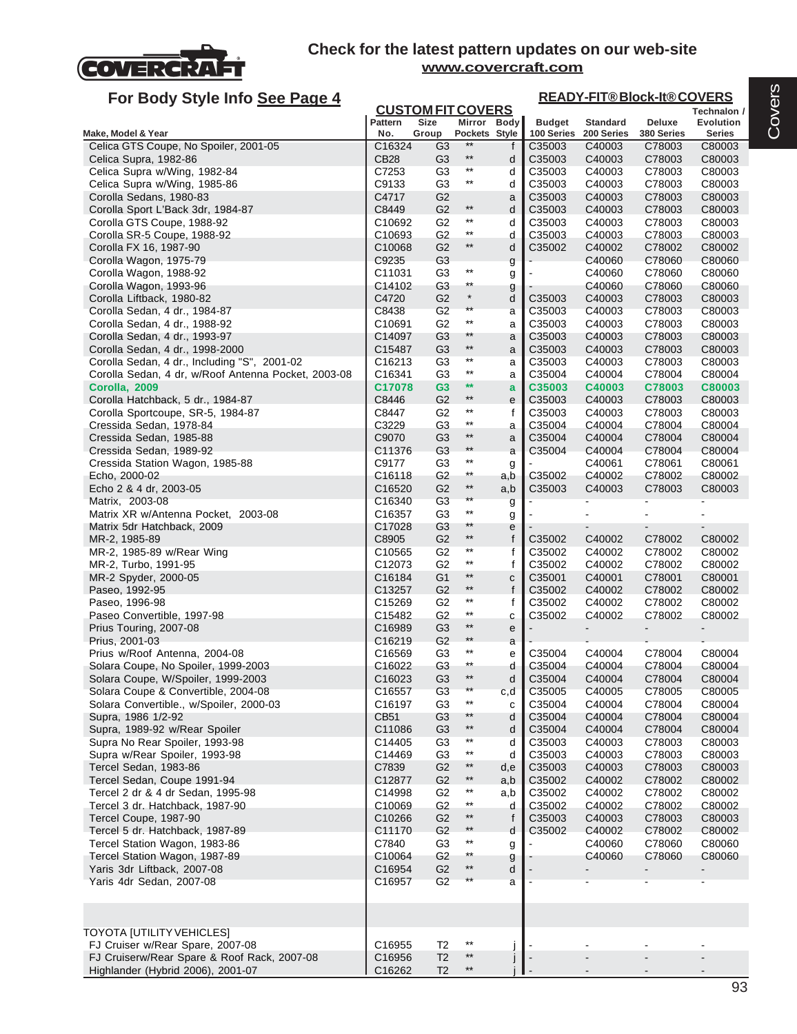# Check for the latest pattern updates on our web-site
**www.covercraft.com**

## For Body Style Info See Page 4

| Make, Model & Year | CUSTOM FIT COVERS Pattern No. | Size Group | Mirror Pockets | Body Style | READY-FIT® Block-It® COVERS Budget 100 Series | Standard 200 Series | Deluxe 380 Series | Technalon / Evolution Series |
|---|---|---|---|---|---|---|---|---|
| Celica GTS Coupe, No Spoiler, 2001-05 | C16324 | G3 | ** | f | C35003 | C40003 | C78003 | C80003 |
| Celica Supra, 1982-86 | CB28 | G3 | ** | d | C35003 | C40003 | C78003 | C80003 |
| Celica Supra w/Wing, 1982-84 | C7253 | G3 | ** | d | C35003 | C40003 | C78003 | C80003 |
| Celica Supra w/Wing, 1985-86 | C9133 | G3 | ** | d | C35003 | C40003 | C78003 | C80003 |
| Corolla Sedans, 1980-83 | C4717 | G2 | | a | C35003 | C40003 | C78003 | C80003 |
| Corolla Sport L'Back 3dr, 1984-87 | C8449 | G2 | ** | d | C35003 | C40003 | C78003 | C80003 |
| Corolla GTS Coupe, 1988-92 | C10692 | G2 | ** | d | C35003 | C40003 | C78003 | C80003 |
| Corolla SR-5 Coupe, 1988-92 | C10693 | G2 | ** | d | C35003 | C40003 | C78003 | C80003 |
| Corolla FX 16, 1987-90 | C10068 | G2 | ** | d | C35002 | C40002 | C78002 | C80002 |
| Corolla Wagon, 1975-79 | C9235 | G3 | | g | - | C40060 | C78060 | C80060 |
| Corolla Wagon, 1988-92 | C11031 | G3 | ** | g | - | C40060 | C78060 | C80060 |
| Corolla Wagon, 1993-96 | C14102 | G3 | ** | g | - | C40060 | C78060 | C80060 |
| Corolla Liftback, 1980-82 | C4720 | G2 | * | d | C35003 | C40003 | C78003 | C80003 |
| Corolla Sedan, 4 dr., 1984-87 | C8438 | G2 | ** | a | C35003 | C40003 | C78003 | C80003 |
| Corolla Sedan, 4 dr., 1988-92 | C10691 | G2 | ** | a | C35003 | C40003 | C78003 | C80003 |
| Corolla Sedan, 4 dr., 1993-97 | C14097 | G3 | ** | a | C35003 | C40003 | C78003 | C80003 |
| Corolla Sedan, 4 dr., 1998-2000 | C15487 | G3 | ** | a | C35003 | C40003 | C78003 | C80003 |
| Corolla Sedan, 4 dr., Including "S", 2001-02 | C16213 | G3 | ** | a | C35003 | C40003 | C78003 | C80003 |
| Corolla Sedan, 4 dr, w/Roof Antenna Pocket, 2003-08 | C16341 | G3 | ** | a | C35004 | C40004 | C78004 | C80004 |
| **Corolla, 2009** | **C17078** | **G3** | ** | **a** | **C35003** | **C40003** | **C78003** | **C80003** |
| Corolla Hatchback, 5 dr., 1984-87 | C8446 | G2 | ** | e | C35003 | C40003 | C78003 | C80003 |
| Corolla Sportcoupe, SR-5, 1984-87 | C8447 | G2 | ** | f | C35003 | C40003 | C78003 | C80003 |
| Cressida Sedan, 1978-84 | C3229 | G3 | ** | a | C35004 | C40004 | C78004 | C80004 |
| Cressida Sedan, 1985-88 | C9070 | G3 | ** | a | C35004 | C40004 | C78004 | C80004 |
| Cressida Sedan, 1989-92 | C11376 | G3 | ** | a | C35004 | C40004 | C78004 | C80004 |
| Cressida Station Wagon, 1985-88 | C9177 | G3 | ** | g | - | C40061 | C78061 | C80061 |
| Echo, 2000-02 | C16118 | G2 | ** | a,b | C35002 | C40002 | C78002 | C80002 |
| Echo 2 & 4 dr, 2003-05 | C16520 | G2 | ** | a,b | C35003 | C40003 | C78003 | C80003 |
| Matrix, 2003-08 | C16340 | G3 | ** | g | - | - | - | - |
| Matrix XR w/Antenna Pocket, 2003-08 | C16357 | G3 | ** | g | - | - | - | - |
| Matrix 5dr Hatchback, 2009 | C17028 | G3 | ** | e | - | - | - | - |
| MR-2, 1985-89 | C8905 | G2 | ** | f | C35002 | C40002 | C78002 | C80002 |
| MR-2, 1985-89 w/Rear Wing | C10565 | G2 | ** | f | C35002 | C40002 | C78002 | C80002 |
| MR-2, Turbo, 1991-95 | C12073 | G2 | ** | f | C35002 | C40002 | C78002 | C80002 |
| MR-2 Spyder, 2000-05 | C16184 | G1 | ** | c | C35001 | C40001 | C78001 | C80001 |
| Paseo, 1992-95 | C13257 | G2 | ** | f | C35002 | C40002 | C78002 | C80002 |
| Paseo, 1996-98 | C15269 | G2 | ** | f | C35002 | C40002 | C78002 | C80002 |
| Paseo Convertible, 1997-98 | C15482 | G2 | ** | c | C35002 | C40002 | C78002 | C80002 |
| Prius Touring, 2007-08 | C16989 | G3 | ** | e | - | - | - | - |
| Prius, 2001-03 | C16219 | G2 | ** | a | - | - | - | - |
| Prius w/Roof Antenna, 2004-08 | C16569 | G3 | ** | e | C35004 | C40004 | C78004 | C80004 |
| Solara Coupe, No Spoiler, 1999-2003 | C16022 | G3 | ** | d | C35004 | C40004 | C78004 | C80004 |
| Solara Coupe, W/Spoiler, 1999-2003 | C16023 | G3 | ** | d | C35004 | C40004 | C78004 | C80004 |
| Solara Coupe & Convertible, 2004-08 | C16557 | G3 | ** | c,d | C35005 | C40005 | C78005 | C80005 |
| Solara Convertible., w/Spoiler, 2000-03 | C16197 | G3 | ** | c | C35004 | C40004 | C78004 | C80004 |
| Supra, 1986 1/2-92 | CB51 | G3 | ** | d | C35004 | C40004 | C78004 | C80004 |
| Supra, 1989-92 w/Rear Spoiler | C11086 | G3 | ** | d | C35004 | C40004 | C78004 | C80004 |
| Supra No Rear Spoiler, 1993-98 | C14405 | G3 | ** | d | C35003 | C40003 | C78003 | C80003 |
| Supra w/Rear Spoiler, 1993-98 | C14469 | G3 | ** | d | C35003 | C40003 | C78003 | C80003 |
| Tercel Sedan, 1983-86 | C7839 | G2 | ** | d,e | C35003 | C40003 | C78003 | C80003 |
| Tercel Sedan, Coupe 1991-94 | C12877 | G2 | ** | a,b | C35002 | C40002 | C78002 | C80002 |
| Tercel 2 dr & 4 dr Sedan, 1995-98 | C14998 | G2 | ** | a,b | C35002 | C40002 | C78002 | C80002 |
| Tercel 3 dr. Hatchback, 1987-90 | C10069 | G2 | ** | d | C35002 | C40002 | C78002 | C80002 |
| Tercel Coupe, 1987-90 | C10266 | G2 | ** | f | C35003 | C40003 | C78003 | C80003 |
| Tercel 5 dr. Hatchback, 1987-89 | C11170 | G2 | ** | d | C35002 | C40002 | C78002 | C80002 |
| Tercel Station Wagon, 1983-86 | C7840 | G3 | ** | g | - | C40060 | C78060 | C80060 |
| Tercel Station Wagon, 1987-89 | C10064 | G2 | ** | g | - | C40060 | C78060 | C80060 |
| Yaris 3dr Liftback, 2007-08 | C16954 | G2 | ** | d | - | - | - | - |
| Yaris 4dr Sedan, 2007-08 | C16957 | G2 | ** | a | - | - | - | - |
| | | | | | | | | |
| TOYOTA [UTILITY VEHICLES] | | | | | | | | |
| FJ Cruiser w/Rear Spare, 2007-08 | C16955 | T2 | ** | j | - | - | - | - |
| FJ Cruiserw/Rear Spare & Roof Rack, 2007-08 | C16956 | T2 | ** | j | - | - | - | - |
| Highlander (Hybrid 2006), 2001-07 | C16262 | T2 | ** | j | - | - | - | - |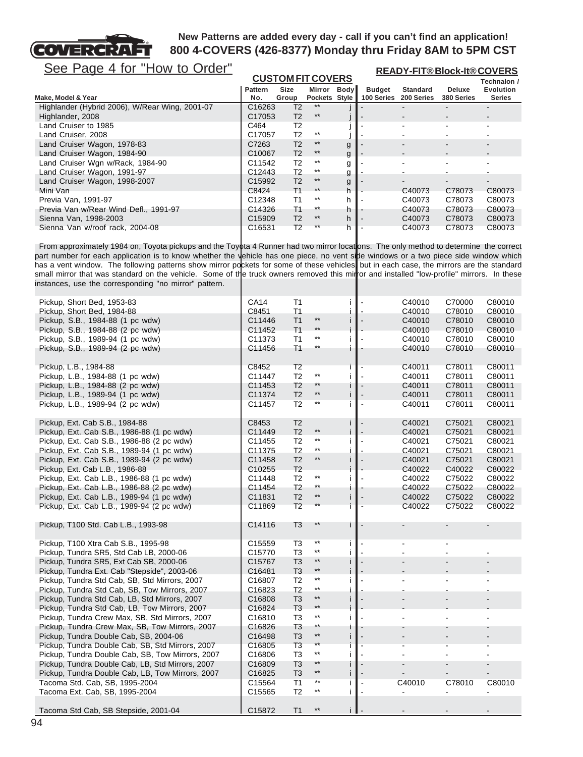New Patterns are added every day - call if you can't find an application!
**800 4-COVERS (426-8377) Monday thru Friday 8AM to 5PM CST**

See Page 4 for "How to Order"

| Make, Model & Year | CUSTOM FIT COVERS Pattern No. | Size Group | Mirror Pockets | Body Style | READY-FIT® Block-It® COVERS Budget 100 Series | Standard 200 Series | Deluxe 380 Series | Technalon / Evolution Series |
|---|---|---|---|---|---|---|---|---|
| Highlander (Hybrid 2006), W/Rear Wing, 2001-07 | C16263 | T2 | ** | j | - | - | - | - |
| Highlander, 2008 | C17053 | T2 | ** | j | - | - | - | - |
| Land Cruiser to 1985 | C464 | T2 | | j | - | - | - | - |
| Land Cruiser, 2008 | C17057 | T2 | ** | j | - | - | - | - |
| Land Cruiser Wagon, 1978-83 | C7263 | T2 | ** | g | - | - | - | - |
| Land Cruiser Wagon, 1984-90 | C10067 | T2 | ** | g | - | - | - | - |
| Land Cruiser Wgn w/Rack, 1984-90 | C11542 | T2 | ** | g | - | - | - | - |
| Land Cruiser Wagon, 1991-97 | C12443 | T2 | ** | g | - | - | - | - |
| Land Cruiser Wagon, 1998-2007 | C15992 | T2 | ** | g | - | - | - | - |
| Mini Van | C8424 | T1 | ** | h | - | C40073 | C78073 | C80073 |
| Previa Van, 1991-97 | C12348 | T1 | ** | h | - | C40073 | C78073 | C80073 |
| Previa Van w/Rear Wind Defl., 1991-97 | C14326 | T1 | ** | h | - | C40073 | C78073 | C80073 |
| Sienna Van, 1998-2003 | C15909 | T2 | ** | h | - | C40073 | C78073 | C80073 |
| Sienna Van w/roof rack, 2004-08 | C16531 | T2 | ** | h | - | C40073 | C78073 | C80073 |

From approximately 1984 on, Toyota pickups and the Toyota 4 Runner had two mirror locations. The only method to determine the correct part number for each application is to know whether the vehicle has one piece, no vent side windows or a two piece side window which has a vent window. The following patterns show mirror pockets for some of these vehicles, but in each case, the mirrors are the standard small mirror that was standard on the vehicle. Some of the truck owners removed this mirror and installed "low-profile" mirrors. In these instances, use the corresponding "no mirror" pattern.

| Make, Model & Year | Pattern No. | Size Group | Mirror Pockets | Body Style | Budget 100 Series | Standard 200 Series | Deluxe 380 Series | Technalon / Evolution Series |
|---|---|---|---|---|---|---|---|---|
| Pickup, Short Bed, 1953-83 | CA14 | T1 | | i | - | C40010 | C70000 | C80010 |
| Pickup, Short Bed, 1984-88 | C8451 | T1 | | i | - | C40010 | C78010 | C80010 |
| Pickup, S.B., 1984-88 (1 pc wdw) | C11446 | T1 | ** | i | - | C40010 | C78010 | C80010 |
| Pickup, S.B., 1984-88 (2 pc wdw) | C11452 | T1 | ** | i | - | C40010 | C78010 | C80010 |
| Pickup, S.B., 1989-94 (1 pc wdw) | C11373 | T1 | ** | i | - | C40010 | C78010 | C80010 |
| Pickup, S.B., 1989-94 (2 pc wdw) | C11456 | T1 | ** | i | - | C40010 | C78010 | C80010 |
| Pickup, L.B., 1984-88 | C8452 | T2 | | i | - | C40011 | C78011 | C80011 |
| Pickup, L.B., 1984-88 (1 pc wdw) | C11447 | T2 | ** | i | - | C40011 | C78011 | C80011 |
| Pickup, L.B., 1984-88 (2 pc wdw) | C11453 | T2 | ** | i | - | C40011 | C78011 | C80011 |
| Pickup, L.B., 1989-94 (1 pc wdw) | C11374 | T2 | ** | i | - | C40011 | C78011 | C80011 |
| Pickup, L.B., 1989-94 (2 pc wdw) | C11457 | T2 | ** | i | - | C40011 | C78011 | C80011 |
| Pickup, Ext. Cab S.B., 1984-88 | C8453 | T2 | | i | - | C40021 | C75021 | C80021 |
| Pickup, Ext. Cab S.B., 1986-88 (1 pc wdw) | C11449 | T2 | ** | i | - | C40021 | C75021 | C80021 |
| Pickup, Ext. Cab S.B., 1986-88 (2 pc wdw) | C11455 | T2 | ** | i | - | C40021 | C75021 | C80021 |
| Pickup, Ext. Cab S.B., 1989-94 (1 pc wdw) | C11375 | T2 | ** | i | - | C40021 | C75021 | C80021 |
| Pickup, Ext. Cab S.B., 1989-94 (2 pc wdw) | C11458 | T2 | ** | i | - | C40021 | C75021 | C80021 |
| Pickup, Ext. Cab L.B., 1986-88 | C10255 | T2 | | i | - | C40022 | C40022 | C80022 |
| Pickup, Ext. Cab L.B., 1986-88 (1 pc wdw) | C11448 | T2 | ** | i | - | C40022 | C75022 | C80022 |
| Pickup, Ext. Cab L.B., 1986-88 (2 pc wdw) | C11454 | T2 | ** | i | - | C40022 | C75022 | C80022 |
| Pickup, Ext. Cab L.B., 1989-94 (1 pc wdw) | C11831 | T2 | ** | i | - | C40022 | C75022 | C80022 |
| Pickup, Ext. Cab L.B., 1989-94 (2 pc wdw) | C11869 | T2 | ** | i | - | C40022 | C75022 | C80022 |
| Pickup, T100 Std. Cab L.B., 1993-98 | C14116 | T3 | ** | i | - | - | - | - |
| Pickup, T100 Xtra Cab S.B., 1995-98 | C15559 | T3 | ** | i | - | - | - | |
| Pickup, Tundra SR5, Std Cab LB, 2000-06 | C15770 | T3 | ** | i | - | - | - | - |
| Pickup, Tundra SR5, Ext Cab SB, 2000-06 | C15767 | T3 | ** | i | - | - | - | - |
| Pickup, Tundra Ext. Cab "Stepside", 2003-06 | C16481 | T3 | ** | i | - | - | - | - |
| Pickup, Tundra Std Cab, SB, Std Mirrors, 2007 | C16807 | T2 | ** | i | - | - | - | - |
| Pickup, Tundra Std Cab, SB, Tow Mirrors, 2007 | C16823 | T2 | ** | i | - | - | - | - |
| Pickup, Tundra Std Cab, LB, Std Mirrors, 2007 | C16808 | T3 | ** | i | - | - | - | - |
| Pickup, Tundra Std Cab, LB, Tow Mirrors, 2007 | C16824 | T3 | ** | i | - | - | - | - |
| Pickup, Tundra Crew Max, SB, Std Mirrors, 2007 | C16810 | T3 | ** | i | - | - | - | - |
| Pickup, Tundra Crew Max, SB, Tow Mirrors, 2007 | C16826 | T3 | ** | i | - | - | - | - |
| Pickup, Tundra Double Cab, SB, 2004-06 | C16498 | T3 | ** | i | - | - | - | - |
| Pickup, Tundra Double Cab, SB, Std Mirrors, 2007 | C16805 | T3 | ** | i | - | - | - | - |
| Pickup, Tundra Double Cab, SB, Tow Mirrors, 2007 | C16806 | T3 | ** | i | - | - | - | - |
| Pickup, Tundra Double Cab, LB, Std Mirrors, 2007 | C16809 | T3 | ** | i | - | - | - | - |
| Pickup, Tundra Double Cab, LB, Tow Mirrors, 2007 | C16825 | T3 | ** | i | - | - | - | - |
| Tacoma Std. Cab, SB, 1995-2004 | C15564 | T1 | ** | i | - | C40010 | C78010 | C80010 |
| Tacoma Ext. Cab, SB, 1995-2004 | C15565 | T2 | ** | i | - | - | - | - |
| Tacoma Std Cab, SB Stepside, 2001-04 | C15872 | T1 | ** | i | - | - | - | - |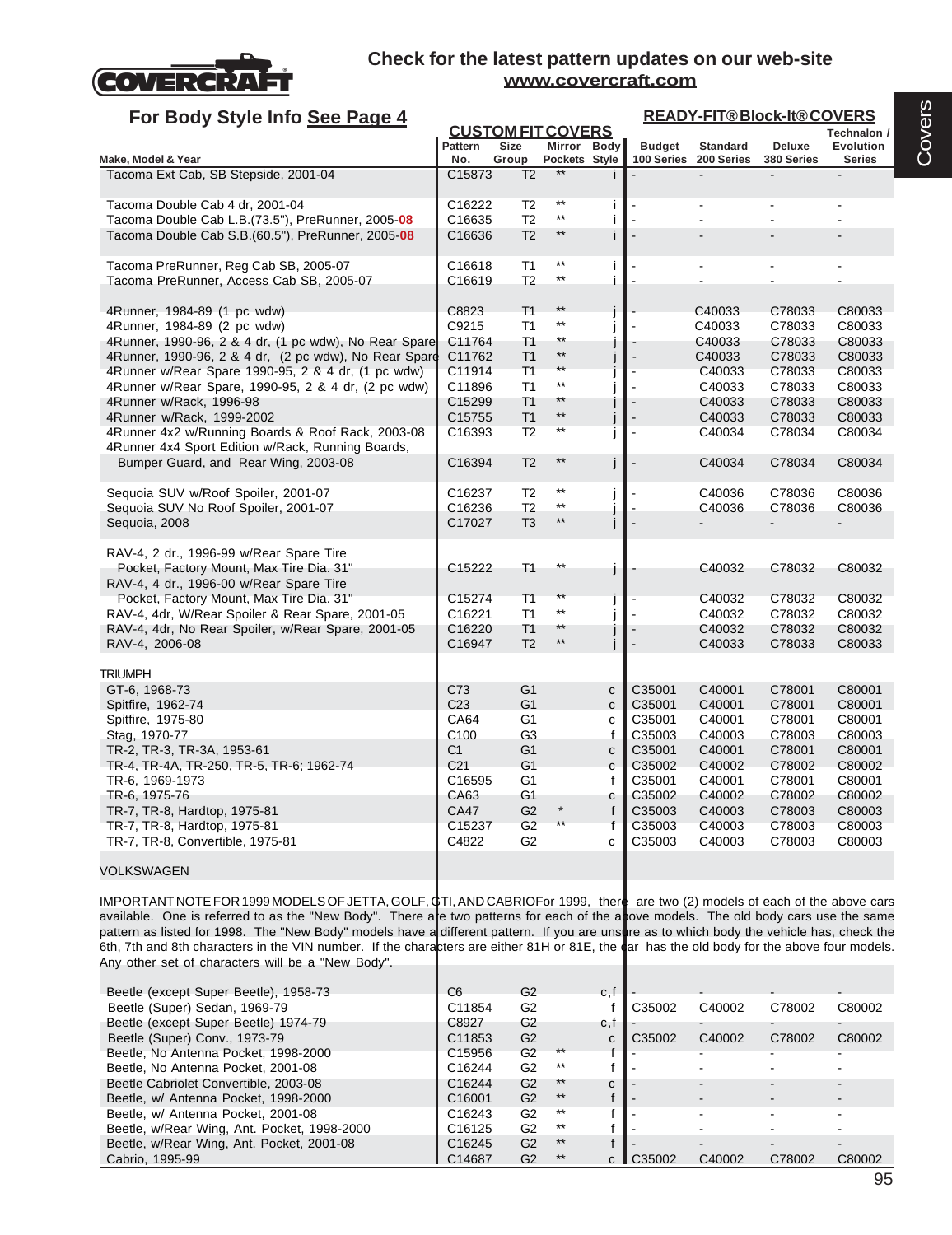Check for the latest pattern updates on our web-site
www.covercraft.com

## For Body Style Info See Page 4

| Make, Model & Year | Pattern No. | Size Group | Mirror Pockets | Body Style | Budget 100 Series | Standard 200 Series | Deluxe 380 Series | Technalon / Evolution Series |
|---|---|---|---|---|---|---|---|---|
| | CUSTOM FIT COVERS | | | | READY-FIT® Block-It® COVERS | | | |
| Tacoma Ext Cab, SB Stepside, 2001-04 | C15873 | T2 | ** | i | - | - | - | - |
| Tacoma Double Cab 4 dr, 2001-04 | C16222 | T2 | ** | i | - | - | - | - |
| Tacoma Double Cab L.B.(73.5"), PreRunner, 2005-08 | C16635 | T2 | ** | i | - | - | - | - |
| Tacoma Double Cab S.B.(60.5"), PreRunner, 2005-08 | C16636 | T2 | ** | i | - | - | - | - |
| Tacoma PreRunner, Reg Cab SB, 2005-07 | C16618 | T1 | ** | i | - | - | - | - |
| Tacoma PreRunner, Access Cab SB, 2005-07 | C16619 | T2 | ** | i | - | - | - | - |
| 4Runner, 1984-89 (1 pc wdw) | C8823 | T1 | ** | j | - | C40033 | C78033 | C80033 |
| 4Runner, 1984-89 (2 pc wdw) | C9215 | T1 | ** | j | - | C40033 | C78033 | C80033 |
| 4Runner, 1990-96, 2 & 4 dr, (1 pc wdw), No Rear Spare | C11764 | T1 | ** | j | - | C40033 | C78033 | C80033 |
| 4Runner, 1990-96, 2 & 4 dr, (2 pc wdw), No Rear Spare | C11762 | T1 | ** | j | - | C40033 | C78033 | C80033 |
| 4Runner w/Rear Spare 1990-95, 2 & 4 dr, (1 pc wdw) | C11914 | T1 | ** | j | - | C40033 | C78033 | C80033 |
| 4Runner w/Rear Spare, 1990-95, 2 & 4 dr, (2 pc wdw) | C11896 | T1 | ** | j | - | C40033 | C78033 | C80033 |
| 4Runner w/Rack, 1996-98 | C15299 | T1 | ** | j | - | C40033 | C78033 | C80033 |
| 4Runner w/Rack, 1999-2002 | C15755 | T1 | ** | j | - | C40033 | C78033 | C80033 |
| 4Runner 4x2 w/Running Boards & Roof Rack, 2003-08 | C16393 | T2 | ** | j | - | C40034 | C78034 | C80034 |
| 4Runner 4x4 Sport Edition w/Rack, Running Boards, Bumper Guard, and Rear Wing, 2003-08 | C16394 | T2 | ** | j | - | C40034 | C78034 | C80034 |
| Sequoia SUV w/Roof Spoiler, 2001-07 | C16237 | T2 | ** | j | - | C40036 | C78036 | C80036 |
| Sequoia SUV No Roof Spoiler, 2001-07 | C16236 | T2 | ** | j | - | C40036 | C78036 | C80036 |
| Sequoia, 2008 | C17027 | T3 | ** | j | - | - | - | - |
| RAV-4, 2 dr., 1996-99 w/Rear Spare Tire Pocket, Factory Mount, Max Tire Dia. 31" | C15222 | T1 | ** | j | - | C40032 | C78032 | C80032 |
| RAV-4, 4 dr., 1996-00 w/Rear Spare Tire Pocket, Factory Mount, Max Tire Dia. 31" | C15274 | T1 | ** | j | - | C40032 | C78032 | C80032 |
| RAV-4, 4dr, W/Rear Spoiler & Rear Spare, 2001-05 | C16221 | T1 | ** | j | - | C40032 | C78032 | C80032 |
| RAV-4, 4dr, No Rear Spoiler, w/Rear Spare, 2001-05 | C16220 | T1 | ** | j | - | C40032 | C78032 | C80032 |
| RAV-4, 2006-08 | C16947 | T2 | ** | j | - | C40033 | C78033 | C80033 |
| **TRIUMPH** | | | | | | | | |
| GT-6, 1968-73 | C73 | G1 | | c | C35001 | C40001 | C78001 | C80001 |
| Spitfire, 1962-74 | C23 | G1 | | c | C35001 | C40001 | C78001 | C80001 |
| Spitfire, 1975-80 | CA64 | G1 | | c | C35001 | C40001 | C78001 | C80001 |
| Stag, 1970-77 | C100 | G3 | | f | C35003 | C40003 | C78003 | C80003 |
| TR-2, TR-3, TR-3A, 1953-61 | C1 | G1 | | c | C35001 | C40001 | C78001 | C80001 |
| TR-4, TR-4A, TR-250, TR-5, TR-6; 1962-74 | C21 | G1 | | c | C35002 | C40002 | C78002 | C80002 |
| TR-6, 1969-1973 | C16595 | G1 | | f | C35001 | C40001 | C78001 | C80001 |
| TR-6, 1975-76 | CA63 | G1 | | c | C35002 | C40002 | C78002 | C80002 |
| TR-7, TR-8, Hardtop, 1975-81 | CA47 | G2 | * | f | C35003 | C40003 | C78003 | C80003 |
| TR-7, TR-8, Hardtop, 1975-81 | C15237 | G2 | ** | f | C35003 | C40003 | C78003 | C80003 |
| TR-7, TR-8, Convertible, 1975-81 | C4822 | G2 | | c | C35003 | C40003 | C78003 | C80003 |
| **VOLKSWAGEN** | | | | | | | | |

IMPORTANT NOTE FOR 1999 MODELS OF JETTA, GOLF, GTI, AND CABRIOFor 1999, there are two (2) models of each of the above cars available. One is referred to as the "New Body". There are two patterns for each of the above models. The old body cars use the same pattern as listed for 1998. The "New Body" models have a different pattern. If you are unsure as to which body the vehicle has, check the 6th, 7th and 8th characters in the VIN number. If the characters are either 81H or 81E, the car has the old body for the above four models. Any other set of characters will be a "New Body".

| Make, Model & Year | Pattern No. | Size Group | Mirror Pockets | Body Style | Budget 100 Series | Standard 200 Series | Deluxe 380 Series | Technalon / Evolution Series |
|---|---|---|---|---|---|---|---|---|
| Beetle (except Super Beetle), 1958-73 | C6 | G2 | | c,f | - | - | - | - |
| Beetle (Super) Sedan, 1969-79 | C11854 | G2 | | f | C35002 | C40002 | C78002 | C80002 |
| Beetle (except Super Beetle) 1974-79 | C8927 | G2 | | c,f | - | - | - | - |
| Beetle (Super) Conv., 1973-79 | C11853 | G2 | | c | C35002 | C40002 | C78002 | C80002 |
| Beetle, No Antenna Pocket, 1998-2000 | C15956 | G2 | ** | f | - | - | - | - |
| Beetle, No Antenna Pocket, 2001-08 | C16244 | G2 | ** | f | - | - | - | - |
| Beetle Cabriolet Convertible, 2003-08 | C16244 | G2 | ** | c | - | - | - | - |
| Beetle, w/ Antenna Pocket, 1998-2000 | C16001 | G2 | ** | f | - | - | - | - |
| Beetle, w/ Antenna Pocket, 2001-08 | C16243 | G2 | ** | f | - | - | - | - |
| Beetle, w/Rear Wing, Ant. Pocket, 1998-2000 | C16125 | G2 | ** | f | - | - | - | - |
| Beetle, w/Rear Wing, Ant. Pocket, 2001-08 | C16245 | G2 | ** | f | - | - | - | - |
| Cabrio, 1995-99 | C14687 | G2 | ** | c | C35002 | C40002 | C78002 | C80002 |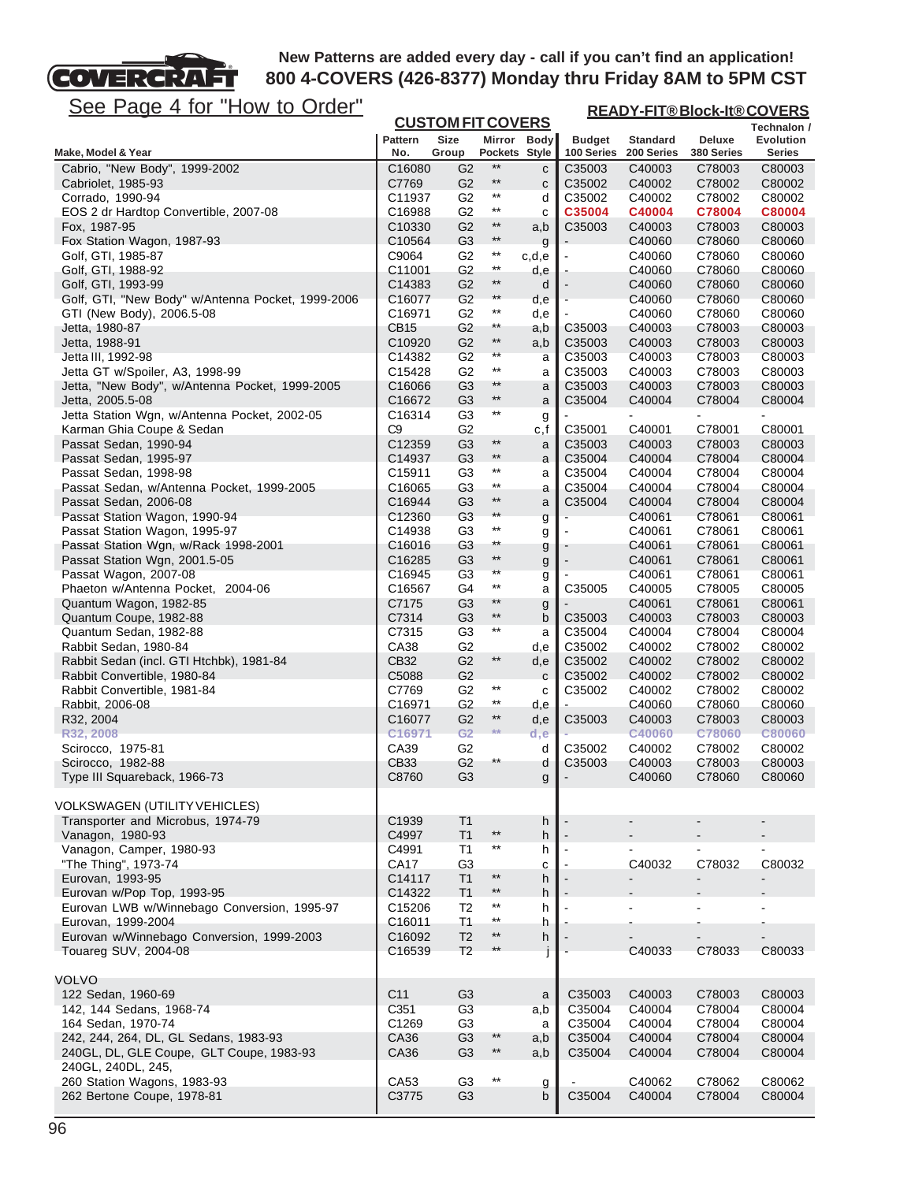**New Patterns are added every day - call if you can't find an application!**
**800 4-COVERS (426-8377) Monday thru Friday 8AM to 5PM CST**

See Page 4 for "How to Order"

| Make, Model & Year | CUSTOM FIT COVERS Pattern No. | Size Group | Mirror Pockets | Body Style | READY-FIT® Block-It® COVERS Budget 100 Series | Standard 200 Series | Deluxe 380 Series | Technalon / Evolution Series |
|---|---|---|---|---|---|---|---|---|
| Cabrio, "New Body", 1999-2002 | C16080 | G2 | ** | c | C35003 | C40003 | C78003 | C80003 |
| Cabriolet, 1985-93 | C7769 | G2 | ** | c | C35002 | C40002 | C78002 | C80002 |
| Corrado, 1990-94 | C11937 | G2 | ** | d | C35002 | C40002 | C78002 | C80002 |
| EOS 2 dr Hardtop Convertible, 2007-08 | C16988 | G2 | ** | c | C35004 | C40004 | C78004 | C80004 |
| Fox, 1987-95 | C10330 | G2 | ** | a,b | C35003 | C40003 | C78003 | C80003 |
| Fox Station Wagon, 1987-93 | C10564 | G3 | ** | g | - | C40060 | C78060 | C80060 |
| Golf, GTI, 1985-87 | C9064 | G2 | ** | c,d,e | - | C40060 | C78060 | C80060 |
| Golf, GTI, 1988-92 | C11001 | G2 | ** | d,e | - | C40060 | C78060 | C80060 |
| Golf, GTI, 1993-99 | C14383 | G2 | ** | d | - | C40060 | C78060 | C80060 |
| Golf, GTI, "New Body" w/Antenna Pocket, 1999-2006 | C16077 | G2 | ** | d,e | - | C40060 | C78060 | C80060 |
| GTI (New Body), 2006.5-08 | C16971 | G2 | ** | d,e | - | C40060 | C78060 | C80060 |
| Jetta, 1980-87 | CB15 | G2 | ** | a,b | C35003 | C40003 | C78003 | C80003 |
| Jetta, 1988-91 | C10920 | G2 | ** | a,b | C35003 | C40003 | C78003 | C80003 |
| Jetta III, 1992-98 | C14382 | G2 | ** | a | C35003 | C40003 | C78003 | C80003 |
| Jetta GT w/Spoiler, A3, 1998-99 | C15428 | G2 | ** | a | C35003 | C40003 | C78003 | C80003 |
| Jetta, "New Body", w/Antenna Pocket, 1999-2005 | C16066 | G3 | ** | a | C35003 | C40003 | C78003 | C80003 |
| Jetta, 2005.5-08 | C16672 | G3 | ** | a | C35004 | C40004 | C78004 | C80004 |
| Jetta Station Wgn, w/Antenna Pocket, 2002-05 | C16314 | G3 | ** | g | - | - | - | - |
| Karman Ghia Coupe & Sedan | C9 | G2 | | c,f | C35001 | C40001 | C78001 | C80001 |
| Passat Sedan, 1990-94 | C12359 | G3 | ** | a | C35003 | C40003 | C78003 | C80003 |
| Passat Sedan, 1995-97 | C14937 | G3 | ** | a | C35004 | C40004 | C78004 | C80004 |
| Passat Sedan, 1998-98 | C15911 | G3 | ** | a | C35004 | C40004 | C78004 | C80004 |
| Passat Sedan, w/Antenna Pocket, 1999-2005 | C16065 | G3 | ** | a | C35004 | C40004 | C78004 | C80004 |
| Passat Sedan, 2006-08 | C16944 | G3 | ** | a | C35004 | C40004 | C78004 | C80004 |
| Passat Station Wagon, 1990-94 | C12360 | G3 | ** | g | - | C40061 | C78061 | C80061 |
| Passat Station Wagon, 1995-97 | C14938 | G3 | ** | g | - | C40061 | C78061 | C80061 |
| Passat Station Wgn, w/Rack 1998-2001 | C16016 | G3 | ** | g | - | C40061 | C78061 | C80061 |
| Passat Station Wgn, 2001.5-05 | C16285 | G3 | ** | g | - | C40061 | C78061 | C80061 |
| Passat Wagon, 2007-08 | C16945 | G3 | ** | g | - | C40061 | C78061 | C80061 |
| Phaeton w/Antenna Pocket, 2004-06 | C16567 | G4 | ** | a | C35005 | C40005 | C78005 | C80005 |
| Quantum Wagon, 1982-85 | C7175 | G3 | ** | g | - | C40061 | C78061 | C80061 |
| Quantum Coupe, 1982-88 | C7314 | G3 | ** | b | C35003 | C40003 | C78003 | C80003 |
| Quantum Sedan, 1982-88 | C7315 | G3 | ** | a | C35004 | C40004 | C78004 | C80004 |
| Rabbit Sedan, 1980-84 | CA38 | G2 | | d,e | C35002 | C40002 | C78002 | C80002 |
| Rabbit Sedan (incl. GTI Htchbk), 1981-84 | CB32 | G2 | ** | d,e | C35002 | C40002 | C78002 | C80002 |
| Rabbit Convertible, 1980-84 | C5088 | G2 | | c | C35002 | C40002 | C78002 | C80002 |
| Rabbit Convertible, 1981-84 | C7769 | G2 | ** | c | C35002 | C40002 | C78002 | C80002 |
| Rabbit, 2006-08 | C16971 | G2 | ** | d,e | - | C40060 | C78060 | C80060 |
| R32, 2004 | C16077 | G2 | ** | d,e | C35003 | C40003 | C78003 | C80003 |
| R32, 2008 | C16971 | G2 | ** | d,e | - | C40060 | C78060 | C80060 |
| Scirocco, 1975-81 | CA39 | G2 | | d | C35002 | C40002 | C78002 | C80002 |
| Scirocco, 1982-88 | CB33 | G2 | ** | d | C35003 | C40003 | C78003 | C80003 |
| Type III Squareback, 1966-73 | C8760 | G3 | | g | - | C40060 | C78060 | C80060 |
| **VOLKSWAGEN (UTILITY VEHICLES)** | | | | | | | | |
| Transporter and Microbus, 1974-79 | C1939 | T1 | | h | - | - | - | - |
| Vanagon, 1980-93 | C4997 | T1 | ** | h | - | - | - | - |
| Vanagon, Camper, 1980-93 | C4991 | T1 | ** | h | - | - | - | - |
| "The Thing", 1973-74 | CA17 | G3 | | c | - | C40032 | C78032 | C80032 |
| Eurovan, 1993-95 | C14117 | T1 | ** | h | - | - | - | - |
| Eurovan w/Pop Top, 1993-95 | C14322 | T1 | ** | h | - | - | - | - |
| Eurovan LWB w/Winnebago Conversion, 1995-97 | C15206 | T2 | ** | h | - | - | - | - |
| Eurovan, 1999-2004 | C16011 | T1 | ** | h | - | - | - | - |
| Eurovan w/Winnebago Conversion, 1999-2003 | C16092 | T2 | ** | h | - | - | - | - |
| Touareg SUV, 2004-08 | C16539 | T2 | ** | j | - | C40033 | C78033 | C80033 |
| **VOLVO** | | | | | | | | |
| 122 Sedan, 1960-69 | C11 | G3 | | a | C35003 | C40003 | C78003 | C80003 |
| 142, 144 Sedans, 1968-74 | C351 | G3 | | a,b | C35004 | C40004 | C78004 | C80004 |
| 164 Sedan, 1970-74 | C1269 | G3 | | a | C35004 | C40004 | C78004 | C80004 |
| 242, 244, 264, DL, GL Sedans, 1983-93 | CA36 | G3 | ** | a,b | C35004 | C40004 | C78004 | C80004 |
| 240GL, DL, GLE Coupe, GLT Coupe, 1983-93 | CA36 | G3 | ** | a,b | C35004 | C40004 | C78004 | C80004 |
| 240GL, 240DL, 245, 260 Station Wagons, 1983-93 | CA53 | G3 | ** | g | - | C40062 | C78062 | C80062 |
| 262 Bertone Coupe, 1978-81 | C3775 | G3 | | b | C35004 | C40004 | C78004 | C80004 |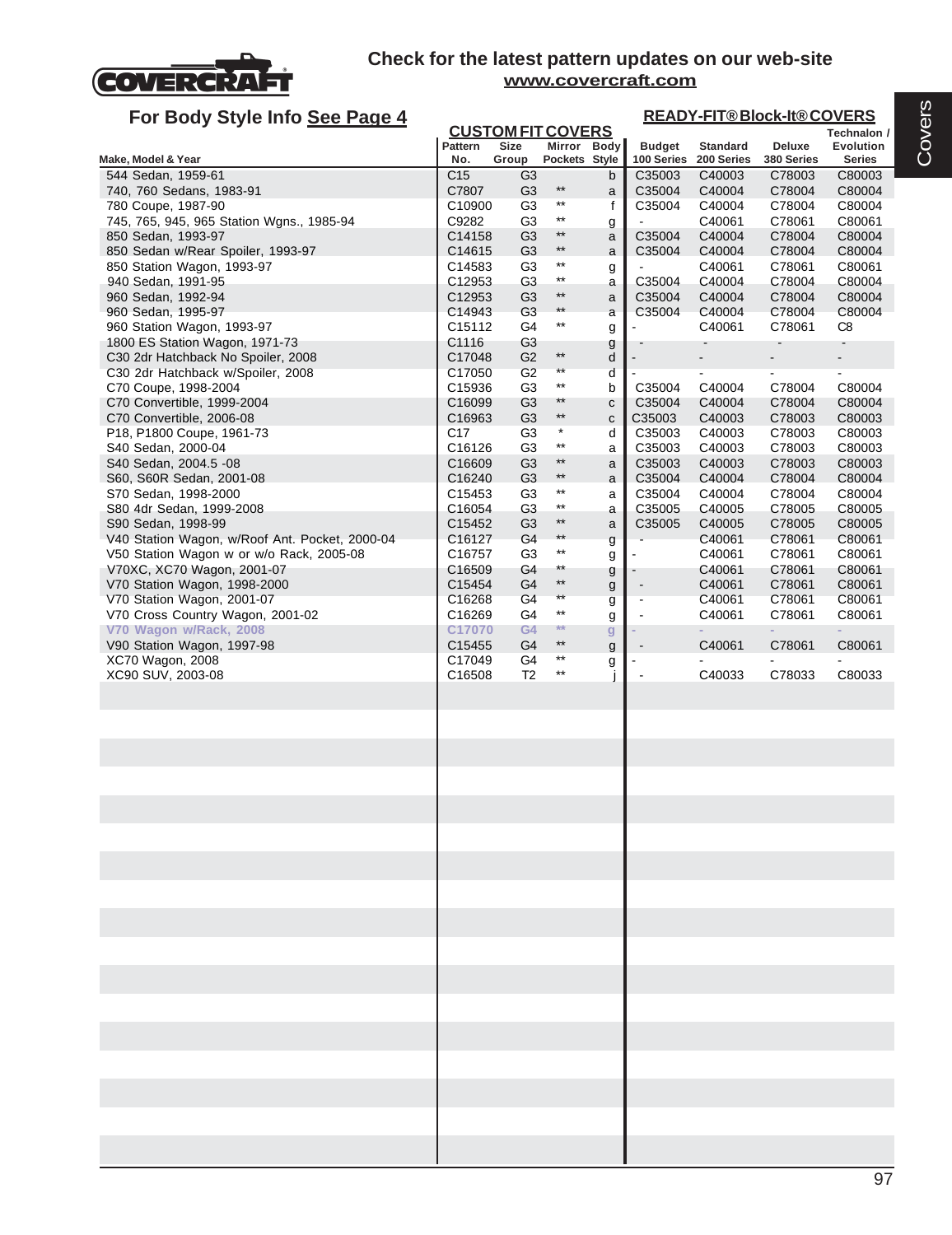# Check for the latest pattern updates on our web-site

**www.covercraft.com**

## For Body Style Info See Page 4

| Make, Model & Year | CUSTOM FIT COVERS Pattern No. | Size Group | Mirror Pockets | Body Style | READY-FIT® Block-It® COVERS Budget 100 Series | Standard 200 Series | Deluxe 380 Series | Technalon / Evolution Series |
|---|---|---|---|---|---|---|---|---|
| 544 Sedan, 1959-61 | C15 | G3 | | b | C35003 | C40003 | C78003 | C80003 |
| 740, 760 Sedans, 1983-91 | C7807 | G3 | ** | a | C35004 | C40004 | C78004 | C80004 |
| 780 Coupe, 1987-90 | C10900 | G3 | ** | f | C35004 | C40004 | C78004 | C80004 |
| 745, 765, 945, 965 Station Wgns., 1985-94 | C9282 | G3 | ** | g | - | C40061 | C78061 | C80061 |
| 850 Sedan, 1993-97 | C14158 | G3 | ** | a | C35004 | C40004 | C78004 | C80004 |
| 850 Sedan w/Rear Spoiler, 1993-97 | C14615 | G3 | ** | a | C35004 | C40004 | C78004 | C80004 |
| 850 Station Wagon, 1993-97 | C14583 | G3 | ** | g | - | C40061 | C78061 | C80061 |
| 940 Sedan, 1991-95 | C12953 | G3 | ** | a | C35004 | C40004 | C78004 | C80004 |
| 960 Sedan, 1992-94 | C12953 | G3 | ** | a | C35004 | C40004 | C78004 | C80004 |
| 960 Sedan, 1995-97 | C14943 | G3 | ** | a | C35004 | C40004 | C78004 | C80004 |
| 960 Station Wagon, 1993-97 | C15112 | G4 | ** | g | - | C40061 | C78061 | C8 |
| 1800 ES Station Wagon, 1971-73 | C1116 | G3 | | g | - | - | - | - |
| C30 2dr Hatchback No Spoiler, 2008 | C17048 | G2 | ** | d | - | - | - | - |
| C30 2dr Hatchback w/Spoiler, 2008 | C17050 | G2 | ** | d | - | - | - | - |
| C70 Coupe, 1998-2004 | C15936 | G3 | ** | b | C35004 | C40004 | C78004 | C80004 |
| C70 Convertible, 1999-2004 | C16099 | G3 | ** | c | C35004 | C40004 | C78004 | C80004 |
| C70 Convertible, 2006-08 | C16963 | G3 | ** | c | C35003 | C40003 | C78003 | C80003 |
| P18, P1800 Coupe, 1961-73 | C17 | G3 | * | d | C35003 | C40003 | C78003 | C80003 |
| S40 Sedan, 2000-04 | C16126 | G3 | ** | a | C35003 | C40003 | C78003 | C80003 |
| S40 Sedan, 2004.5 -08 | C16609 | G3 | ** | a | C35003 | C40003 | C78003 | C80003 |
| S60, S60R Sedan, 2001-08 | C16240 | G3 | ** | a | C35004 | C40004 | C78004 | C80004 |
| S70 Sedan, 1998-2000 | C15453 | G3 | ** | a | C35004 | C40004 | C78004 | C80004 |
| S80 4dr Sedan, 1999-2008 | C16054 | G3 | ** | a | C35005 | C40005 | C78005 | C80005 |
| S90 Sedan, 1998-99 | C15452 | G3 | ** | a | C35005 | C40005 | C78005 | C80005 |
| V40 Station Wagon, w/Roof Ant. Pocket, 2000-04 | C16127 | G4 | ** | g | - | C40061 | C78061 | C80061 |
| V50 Station Wagon w or w/o Rack, 2005-08 | C16757 | G3 | ** | g | - | C40061 | C78061 | C80061 |
| V70XC, XC70 Wagon, 2001-07 | C16509 | G4 | ** | g | - | C40061 | C78061 | C80061 |
| V70 Station Wagon, 1998-2000 | C15454 | G4 | ** | g | - | C40061 | C78061 | C80061 |
| V70 Station Wagon, 2001-07 | C16268 | G4 | ** | g | - | C40061 | C78061 | C80061 |
| V70 Cross Country Wagon, 2001-02 | C16269 | G4 | ** | g | - | C40061 | C78061 | C80061 |
| **V70 Wagon w/Rack, 2008** | **C17070** | **G4** | ** | **g** | - | - | - | - |
| V90 Station Wagon, 1997-98 | C15455 | G4 | ** | g | - | C40061 | C78061 | C80061 |
| XC70 Wagon, 2008 | C17049 | G4 | ** | g | - | - | - | - |
| XC90 SUV, 2003-08 | C16508 | T2 | ** | j | - | C40033 | C78033 | C80033 |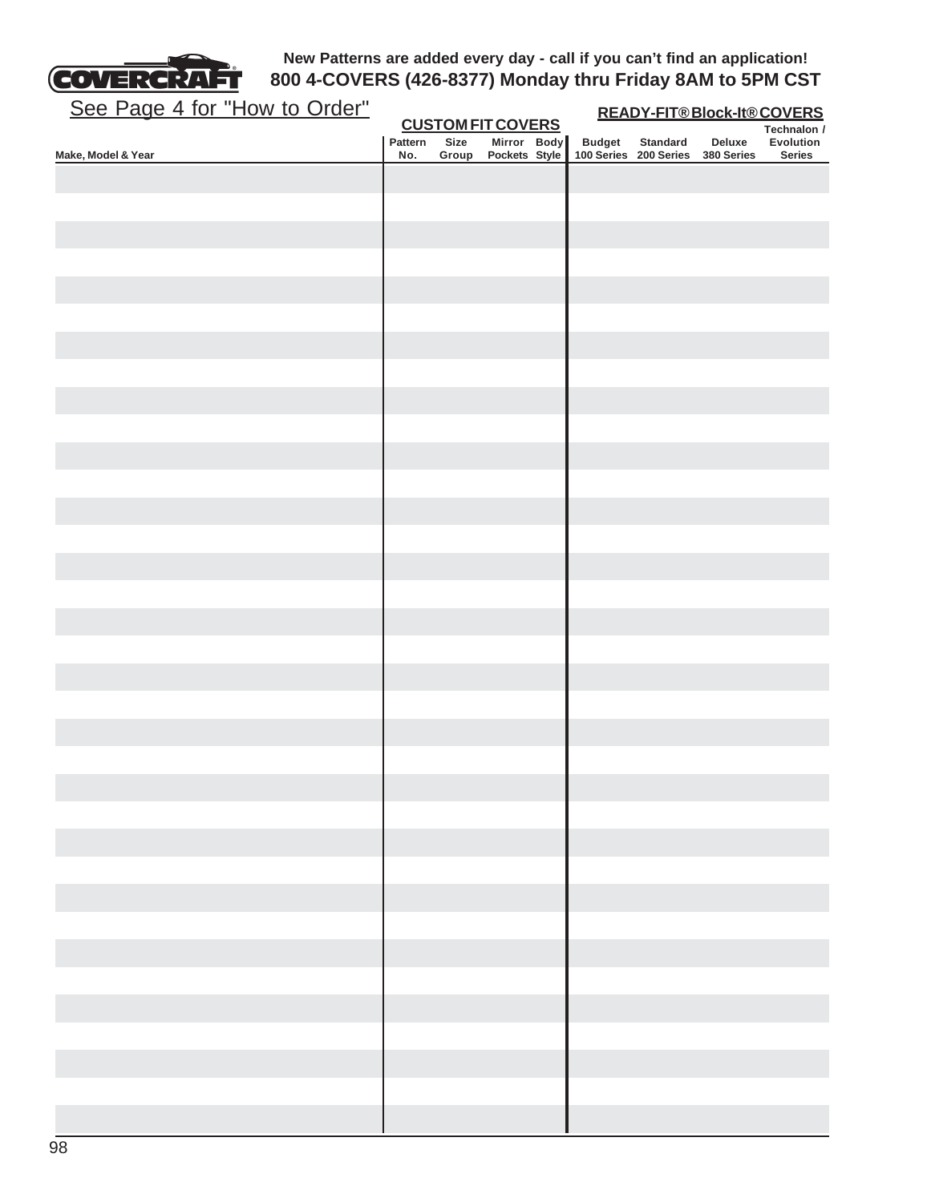New Patterns are added every day - call if you can't find an application!
800 4-COVERS (426-8377) Monday thru Friday 8AM to 5PM CST

See Page 4 for "How to Order"

| | CUSTOM FIT COVERS | | | | READY-FIT® Block-It® COVERS | | | |
|---|---|---|---|---|---|---|---|---|
| Make, Model & Year | Pattern No. | Size Group | Mirror Pockets | Body Style | Budget 100 Series | Standard 200 Series | Deluxe 380 Series | Technalon / Evolution Series |
| | | | | | | | | |